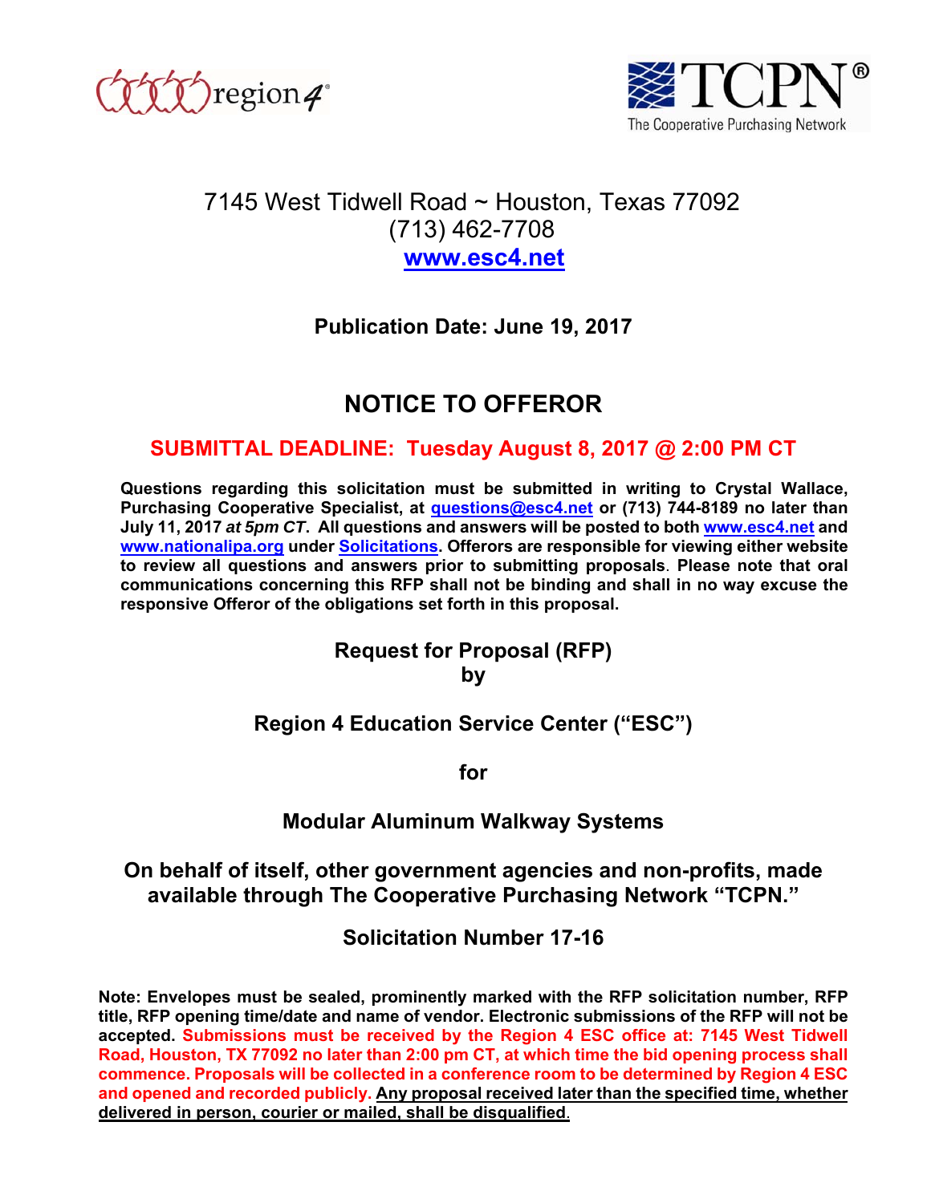region4

TCPN®
The Cooperative Purchasing Network

7145 West Tidwell Road ~ Houston, Texas 77092
(713) 462-7708
**www.esc4.net**

**Publication Date: June 19, 2017**

# NOTICE TO OFFEROR

## SUBMITTAL DEADLINE: Tuesday August 8, 2017 @ 2:00 PM CT

**Questions regarding this solicitation must be submitted in writing to Crystal Wallace, Purchasing Cooperative Specialist, at questions@esc4.net or (713) 744-8189 no later than July 11, 2017 *at 5pm CT*. All questions and answers will be posted to both www.esc4.net and www.nationalipa.org under Solicitations. Offerors are responsible for viewing either website to review all questions and answers prior to submitting proposals. Please note that oral communications concerning this RFP shall not be binding and shall in no way excuse the responsive Offeror of the obligations set forth in this proposal.**

**Request for Proposal (RFP)**
**by**

**Region 4 Education Service Center ("ESC")**

**for**

**Modular Aluminum Walkway Systems**

**On behalf of itself, other government agencies and non-profits, made available through The Cooperative Purchasing Network "TCPN."**

**Solicitation Number 17-16**

**Note: Envelopes must be sealed, prominently marked with the RFP solicitation number, RFP title, RFP opening time/date and name of vendor. Electronic submissions of the RFP will not be accepted. Submissions must be received by the Region 4 ESC office at: 7145 West Tidwell Road, Houston, TX 77092 no later than 2:00 pm CT, at which time the bid opening process shall commence. Proposals will be collected in a conference room to be determined by Region 4 ESC and opened and recorded publicly. Any proposal received later than the specified time, whether delivered in person, courier or mailed, shall be disqualified.**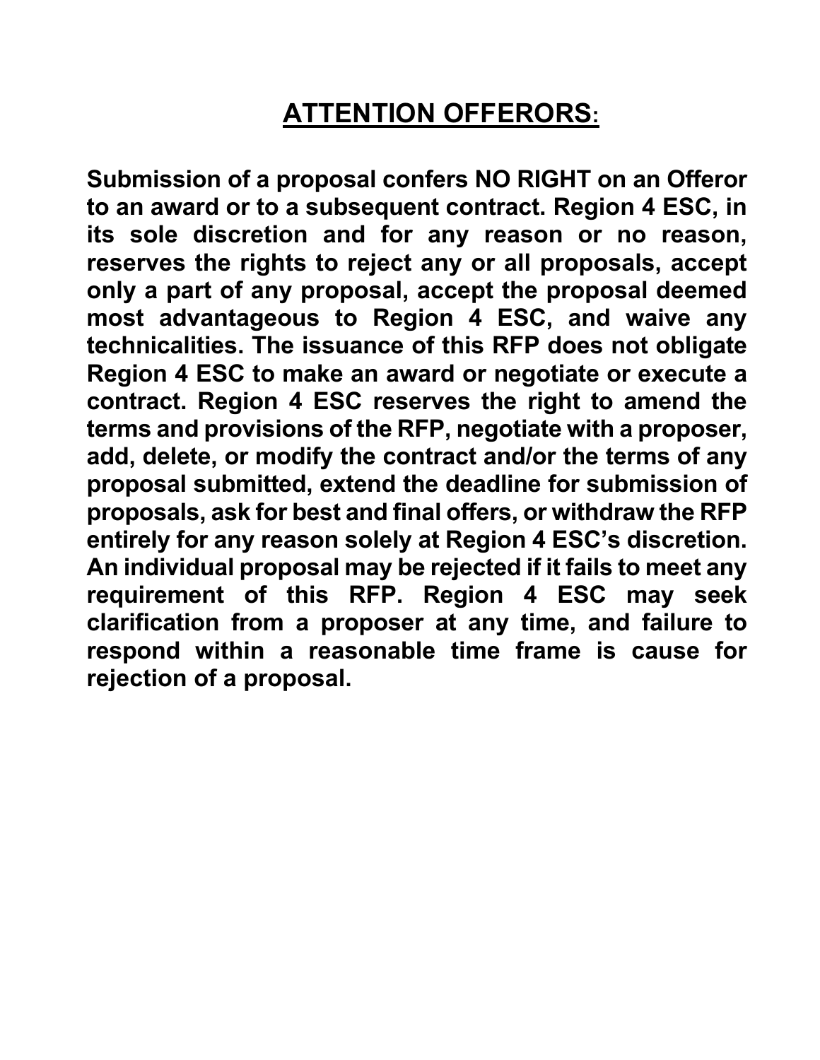# ATTENTION OFFERORS:

**Submission of a proposal confers NO RIGHT on an Offeror to an award or to a subsequent contract. Region 4 ESC, in its sole discretion and for any reason or no reason, reserves the rights to reject any or all proposals, accept only a part of any proposal, accept the proposal deemed most advantageous to Region 4 ESC, and waive any technicalities. The issuance of this RFP does not obligate Region 4 ESC to make an award or negotiate or execute a contract. Region 4 ESC reserves the right to amend the terms and provisions of the RFP, negotiate with a proposer, add, delete, or modify the contract and/or the terms of any proposal submitted, extend the deadline for submission of proposals, ask for best and final offers, or withdraw the RFP entirely for any reason solely at Region 4 ESC's discretion. An individual proposal may be rejected if it fails to meet any requirement of this RFP. Region 4 ESC may seek clarification from a proposer at any time, and failure to respond within a reasonable time frame is cause for rejection of a proposal.**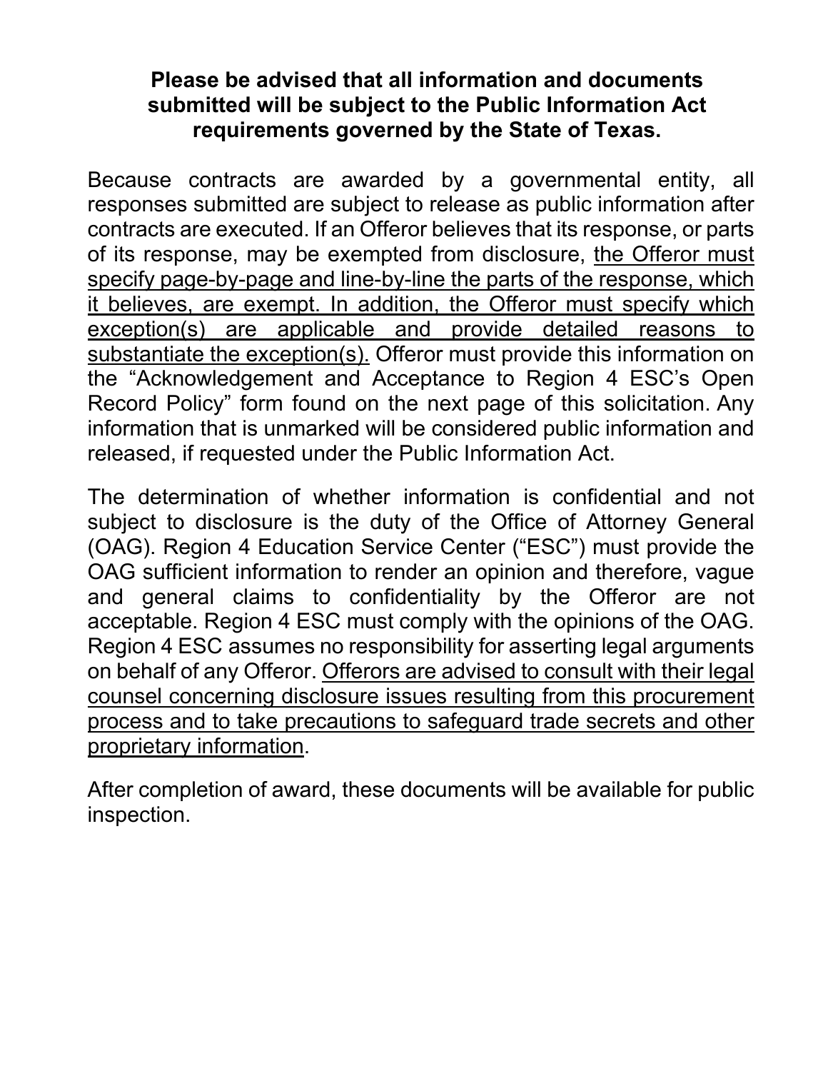**Please be advised that all information and documents submitted will be subject to the Public Information Act requirements governed by the State of Texas.**

Because contracts are awarded by a governmental entity, all responses submitted are subject to release as public information after contracts are executed. If an Offeror believes that its response, or parts of its response, may be exempted from disclosure, <u>the Offeror must specify page-by-page and line-by-line the parts of the response, which it believes, are exempt. In addition, the Offeror must specify which exception(s) are applicable and provide detailed reasons to substantiate the exception(s).</u> Offeror must provide this information on the "Acknowledgement and Acceptance to Region 4 ESC's Open Record Policy" form found on the next page of this solicitation. Any information that is unmarked will be considered public information and released, if requested under the Public Information Act.

The determination of whether information is confidential and not subject to disclosure is the duty of the Office of Attorney General (OAG). Region 4 Education Service Center ("ESC") must provide the OAG sufficient information to render an opinion and therefore, vague and general claims to confidentiality by the Offeror are not acceptable. Region 4 ESC must comply with the opinions of the OAG. Region 4 ESC assumes no responsibility for asserting legal arguments on behalf of any Offeror. <u>Offerors are advised to consult with their legal counsel concerning disclosure issues resulting from this procurement process and to take precautions to safeguard trade secrets and other proprietary information</u>.

After completion of award, these documents will be available for public inspection.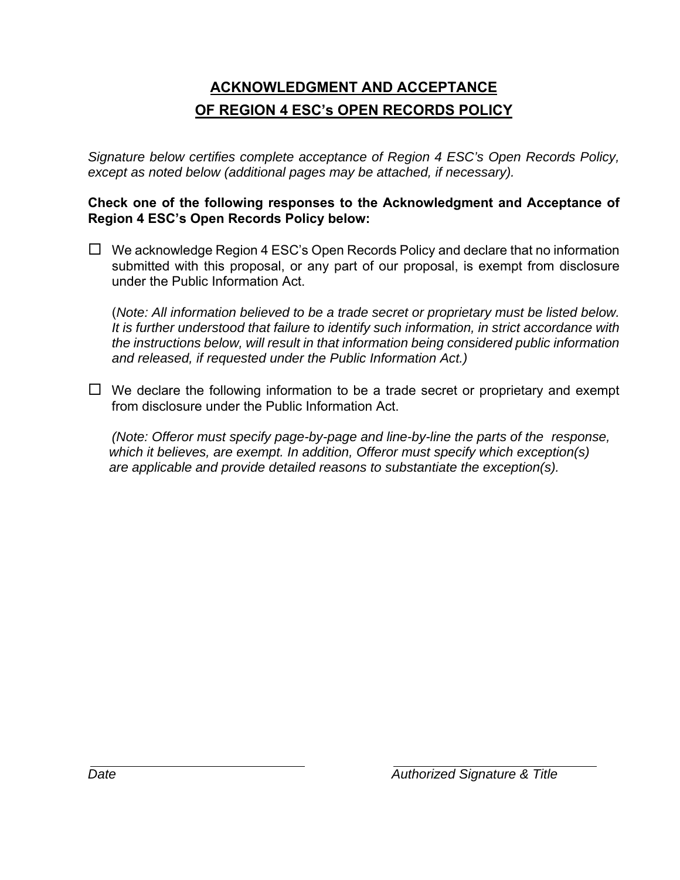## ACKNOWLEDGMENT AND ACCEPTANCE
## OF REGION 4 ESC's OPEN RECORDS POLICY

*Signature below certifies complete acceptance of Region 4 ESC's Open Records Policy, except as noted below (additional pages may be attached, if necessary).*

**Check one of the following responses to the Acknowledgment and Acceptance of Region 4 ESC's Open Records Policy below:**

☐ We acknowledge Region 4 ESC's Open Records Policy and declare that no information submitted with this proposal, or any part of our proposal, is exempt from disclosure under the Public Information Act.

(*Note: All information believed to be a trade secret or proprietary must be listed below. It is further understood that failure to identify such information, in strict accordance with the instructions below, will result in that information being considered public information and released, if requested under the Public Information Act.)*

☐ We declare the following information to be a trade secret or proprietary and exempt from disclosure under the Public Information Act.

*(Note: Offeror must specify page-by-page and line-by-line the parts of the response, which it believes, are exempt. In addition, Offeror must specify which exception(s) are applicable and provide detailed reasons to substantiate the exception(s).*

| ______________________________ | ______________________________ |
|---|---|
| *Date* | *Authorized Signature & Title* |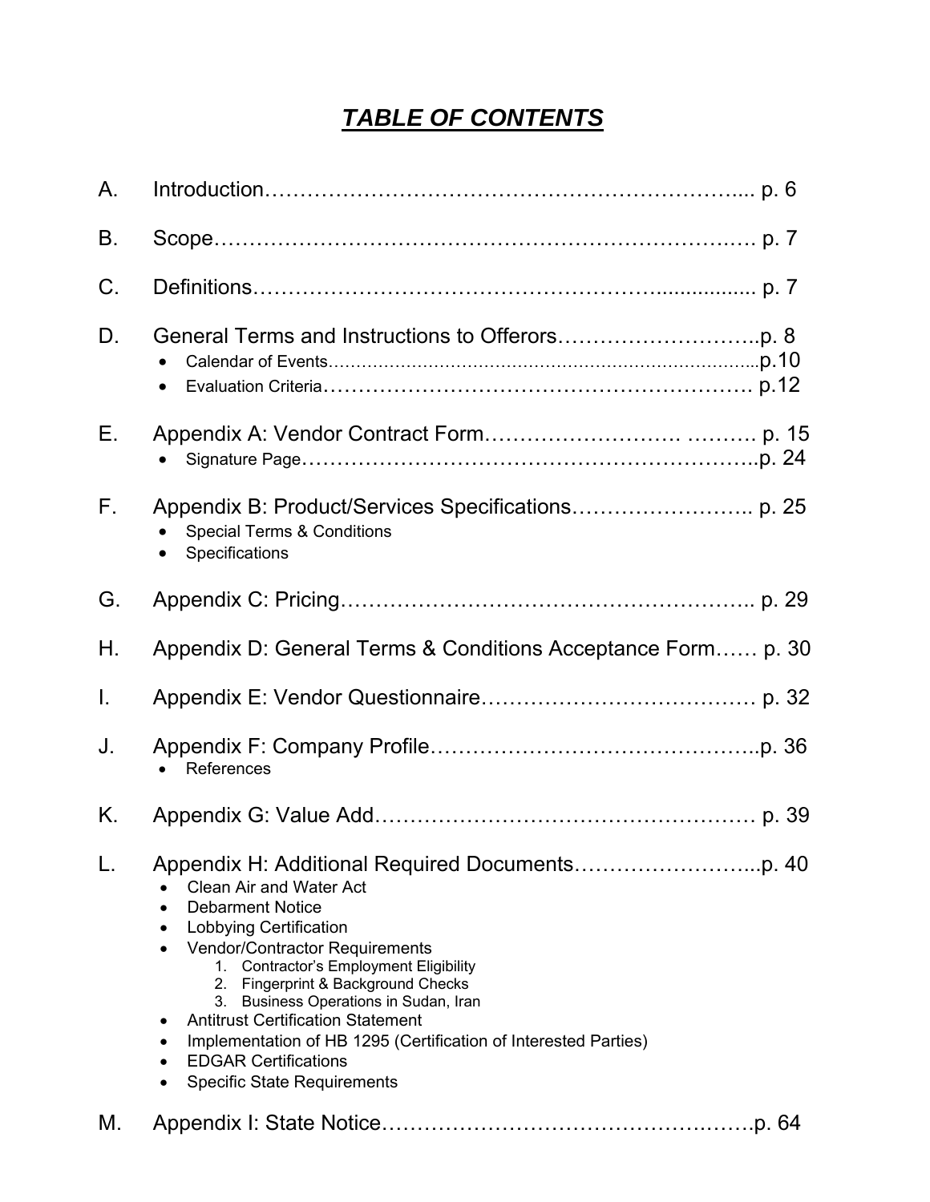# ***TABLE OF CONTENTS***

A. Introduction………………………………………………………….... p. 6

B. Scope……………………………………………………………….…. p. 7

C. Definitions……………………………………………….............. p. 7

D. General Terms and Instructions to Offerors………………………..p. 8
- Calendar of Events…………………………………………………………………..p.10
- Evaluation Criteria……………………………………………………. p.12

E. Appendix A: Vendor Contract Form……………………… ………. p. 15
- Signature Page……………………………………………………….p. 24

F. Appendix B: Product/Services Specifications…………………….. p. 25
- Special Terms & Conditions
- Specifications

G. Appendix C: Pricing………………………………………………….. p. 29

H. Appendix D: General Terms & Conditions Acceptance Form…… p. 30

I. Appendix E: Vendor Questionnaire………………………………… p. 32

J. Appendix F: Company Profile………………………………………..p. 36
- References

K. Appendix G: Value Add……………………………………………… p. 39

L. Appendix H: Additional Required Documents……………………...p. 40
- Clean Air and Water Act
- Debarment Notice
- Lobbying Certification
- Vendor/Contractor Requirements
  1. Contractor's Employment Eligibility
  2. Fingerprint & Background Checks
  3. Business Operations in Sudan, Iran
- Antitrust Certification Statement
- Implementation of HB 1295 (Certification of Interested Parties)
- EDGAR Certifications
- Specific State Requirements

M. Appendix I: State Notice…………………………………….………p. 64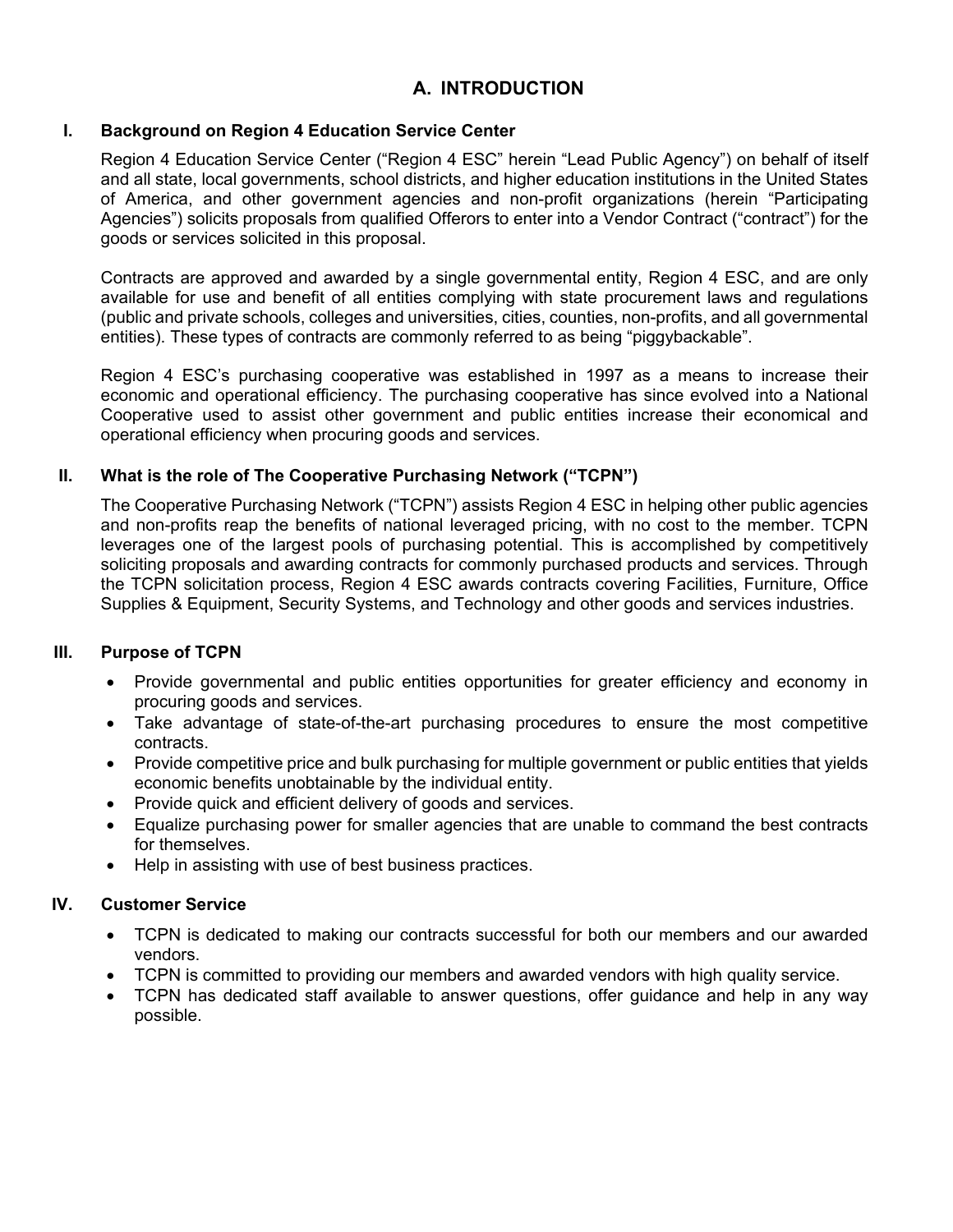# A. INTRODUCTION

## I. Background on Region 4 Education Service Center

Region 4 Education Service Center ("Region 4 ESC" herein "Lead Public Agency") on behalf of itself and all state, local governments, school districts, and higher education institutions in the United States of America, and other government agencies and non-profit organizations (herein "Participating Agencies") solicits proposals from qualified Offerors to enter into a Vendor Contract ("contract") for the goods or services solicited in this proposal.

Contracts are approved and awarded by a single governmental entity, Region 4 ESC, and are only available for use and benefit of all entities complying with state procurement laws and regulations (public and private schools, colleges and universities, cities, counties, non-profits, and all governmental entities). These types of contracts are commonly referred to as being "piggybackable".

Region 4 ESC's purchasing cooperative was established in 1997 as a means to increase their economic and operational efficiency. The purchasing cooperative has since evolved into a National Cooperative used to assist other government and public entities increase their economical and operational efficiency when procuring goods and services.

## II. What is the role of The Cooperative Purchasing Network ("TCPN")

The Cooperative Purchasing Network ("TCPN") assists Region 4 ESC in helping other public agencies and non-profits reap the benefits of national leveraged pricing, with no cost to the member. TCPN leverages one of the largest pools of purchasing potential. This is accomplished by competitively soliciting proposals and awarding contracts for commonly purchased products and services. Through the TCPN solicitation process, Region 4 ESC awards contracts covering Facilities, Furniture, Office Supplies & Equipment, Security Systems, and Technology and other goods and services industries.

## III. Purpose of TCPN

- Provide governmental and public entities opportunities for greater efficiency and economy in procuring goods and services.
- Take advantage of state-of-the-art purchasing procedures to ensure the most competitive contracts.
- Provide competitive price and bulk purchasing for multiple government or public entities that yields economic benefits unobtainable by the individual entity.
- Provide quick and efficient delivery of goods and services.
- Equalize purchasing power for smaller agencies that are unable to command the best contracts for themselves.
- Help in assisting with use of best business practices.

## IV. Customer Service

- TCPN is dedicated to making our contracts successful for both our members and our awarded vendors.
- TCPN is committed to providing our members and awarded vendors with high quality service.
- TCPN has dedicated staff available to answer questions, offer guidance and help in any way possible.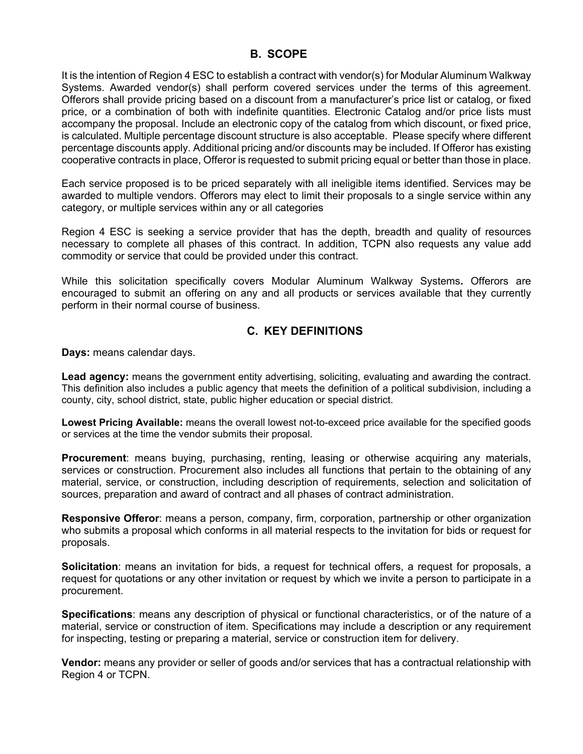## B. SCOPE

It is the intention of Region 4 ESC to establish a contract with vendor(s) for Modular Aluminum Walkway Systems. Awarded vendor(s) shall perform covered services under the terms of this agreement. Offerors shall provide pricing based on a discount from a manufacturer's price list or catalog, or fixed price, or a combination of both with indefinite quantities. Electronic Catalog and/or price lists must accompany the proposal. Include an electronic copy of the catalog from which discount, or fixed price, is calculated. Multiple percentage discount structure is also acceptable. Please specify where different percentage discounts apply. Additional pricing and/or discounts may be included. If Offeror has existing cooperative contracts in place, Offeror is requested to submit pricing equal or better than those in place.

Each service proposed is to be priced separately with all ineligible items identified. Services may be awarded to multiple vendors. Offerors may elect to limit their proposals to a single service within any category, or multiple services within any or all categories

Region 4 ESC is seeking a service provider that has the depth, breadth and quality of resources necessary to complete all phases of this contract. In addition, TCPN also requests any value add commodity or service that could be provided under this contract.

While this solicitation specifically covers Modular Aluminum Walkway Systems**.** Offerors are encouraged to submit an offering on any and all products or services available that they currently perform in their normal course of business.

## C. KEY DEFINITIONS

**Days:** means calendar days.

**Lead agency:** means the government entity advertising, soliciting, evaluating and awarding the contract. This definition also includes a public agency that meets the definition of a political subdivision, including a county, city, school district, state, public higher education or special district.

**Lowest Pricing Available:** means the overall lowest not-to-exceed price available for the specified goods or services at the time the vendor submits their proposal.

**Procurement**: means buying, purchasing, renting, leasing or otherwise acquiring any materials, services or construction. Procurement also includes all functions that pertain to the obtaining of any material, service, or construction, including description of requirements, selection and solicitation of sources, preparation and award of contract and all phases of contract administration.

**Responsive Offeror**: means a person, company, firm, corporation, partnership or other organization who submits a proposal which conforms in all material respects to the invitation for bids or request for proposals.

**Solicitation**: means an invitation for bids, a request for technical offers, a request for proposals, a request for quotations or any other invitation or request by which we invite a person to participate in a procurement.

**Specifications**: means any description of physical or functional characteristics, or of the nature of a material, service or construction of item. Specifications may include a description or any requirement for inspecting, testing or preparing a material, service or construction item for delivery.

**Vendor:** means any provider or seller of goods and/or services that has a contractual relationship with Region 4 or TCPN.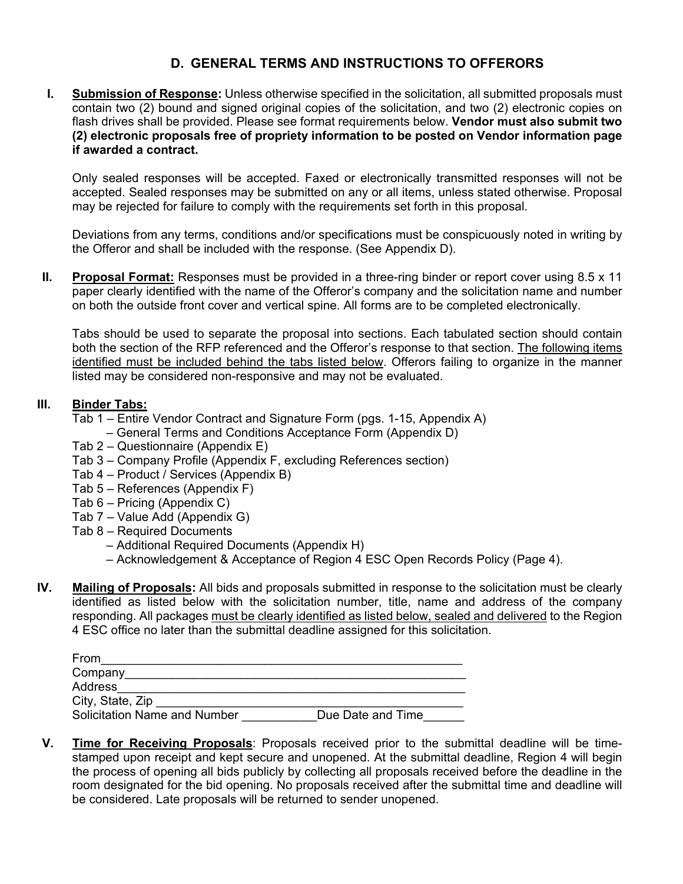## D. GENERAL TERMS AND INSTRUCTIONS TO OFFERORS

**I. Submission of Response:** Unless otherwise specified in the solicitation, all submitted proposals must contain two (2) bound and signed original copies of the solicitation, and two (2) electronic copies on flash drives shall be provided. Please see format requirements below. **Vendor must also submit two (2) electronic proposals free of propriety information to be posted on Vendor information page if awarded a contract.**

Only sealed responses will be accepted. Faxed or electronically transmitted responses will not be accepted. Sealed responses may be submitted on any or all items, unless stated otherwise. Proposal may be rejected for failure to comply with the requirements set forth in this proposal.

Deviations from any terms, conditions and/or specifications must be conspicuously noted in writing by the Offeror and shall be included with the response. (See Appendix D).

**II. Proposal Format:** Responses must be provided in a three-ring binder or report cover using 8.5 x 11 paper clearly identified with the name of the Offeror's company and the solicitation name and number on both the outside front cover and vertical spine. All forms are to be completed electronically.

Tabs should be used to separate the proposal into sections. Each tabulated section should contain both the section of the RFP referenced and the Offeror's response to that section. The following items identified must be included behind the tabs listed below. Offerors failing to organize in the manner listed may be considered non-responsive and may not be evaluated.

**III. Binder Tabs:**

- Tab 1 – Entire Vendor Contract and Signature Form (pgs. 1-15, Appendix A)
  - – General Terms and Conditions Acceptance Form (Appendix D)
- Tab 2 – Questionnaire (Appendix E)
- Tab 3 – Company Profile (Appendix F, excluding References section)
- Tab 4 – Product / Services (Appendix B)
- Tab 5 – References (Appendix F)
- Tab 6 – Pricing (Appendix C)
- Tab 7 – Value Add (Appendix G)
- Tab 8 – Required Documents
  - – Additional Required Documents (Appendix H)
  - – Acknowledgement & Acceptance of Region 4 ESC Open Records Policy (Page 4).

**IV. Mailing of Proposals:** All bids and proposals submitted in response to the solicitation must be clearly identified as listed below with the solicitation number, title, name and address of the company responding. All packages must be clearly identified as listed below, sealed and delivered to the Region 4 ESC office no later than the submittal deadline assigned for this solicitation.

From_______________________________________________________
Company____________________________________________________
Address_____________________________________________________
City, State, Zip ______________________________________________
Solicitation Name and Number ___________Due Date and Time______

**V. Time for Receiving Proposals**: Proposals received prior to the submittal deadline will be time-stamped upon receipt and kept secure and unopened. At the submittal deadline, Region 4 will begin the process of opening all bids publicly by collecting all proposals received before the deadline in the room designated for the bid opening. No proposals received after the submittal time and deadline will be considered. Late proposals will be returned to sender unopened.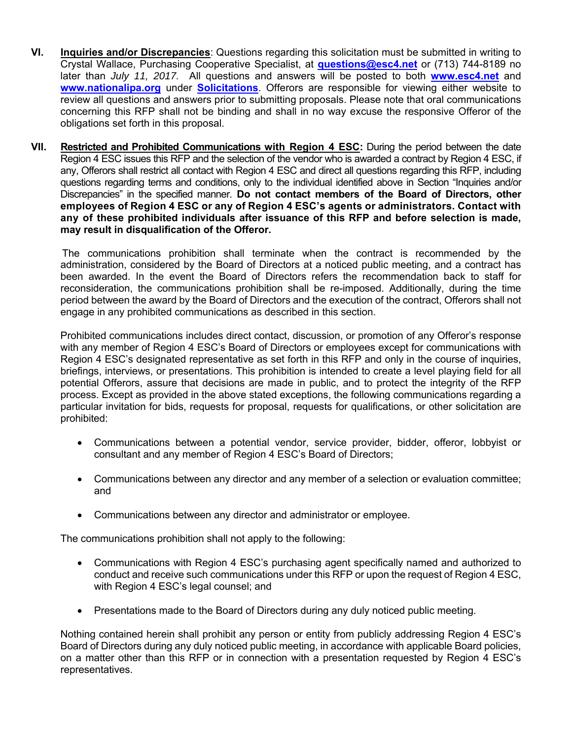**VI.** **Inquiries and/or Discrepancies**: Questions regarding this solicitation must be submitted in writing to Crystal Wallace, Purchasing Cooperative Specialist, at **questions@esc4.net** or (713) 744-8189 no later than *July 11, 2017.* All questions and answers will be posted to both **www.esc4.net** and **www.nationalipa.org** under **Solicitations**. Offerors are responsible for viewing either website to review all questions and answers prior to submitting proposals. Please note that oral communications concerning this RFP shall not be binding and shall in no way excuse the responsive Offeror of the obligations set forth in this proposal.

**VII.** **Restricted and Prohibited Communications with Region 4 ESC:** During the period between the date Region 4 ESC issues this RFP and the selection of the vendor who is awarded a contract by Region 4 ESC, if any, Offerors shall restrict all contact with Region 4 ESC and direct all questions regarding this RFP, including questions regarding terms and conditions, only to the individual identified above in Section "Inquiries and/or Discrepancies" in the specified manner. **Do not contact members of the Board of Directors, other employees of Region 4 ESC or any of Region 4 ESC's agents or administrators. Contact with any of these prohibited individuals after issuance of this RFP and before selection is made, may result in disqualification of the Offeror.**

The communications prohibition shall terminate when the contract is recommended by the administration, considered by the Board of Directors at a noticed public meeting, and a contract has been awarded. In the event the Board of Directors refers the recommendation back to staff for reconsideration, the communications prohibition shall be re-imposed. Additionally, during the time period between the award by the Board of Directors and the execution of the contract, Offerors shall not engage in any prohibited communications as described in this section.

Prohibited communications includes direct contact, discussion, or promotion of any Offeror's response with any member of Region 4 ESC's Board of Directors or employees except for communications with Region 4 ESC's designated representative as set forth in this RFP and only in the course of inquiries, briefings, interviews, or presentations. This prohibition is intended to create a level playing field for all potential Offerors, assure that decisions are made in public, and to protect the integrity of the RFP process. Except as provided in the above stated exceptions, the following communications regarding a particular invitation for bids, requests for proposal, requests for qualifications, or other solicitation are prohibited:

- Communications between a potential vendor, service provider, bidder, offeror, lobbyist or consultant and any member of Region 4 ESC's Board of Directors;
- Communications between any director and any member of a selection or evaluation committee; and
- Communications between any director and administrator or employee.

The communications prohibition shall not apply to the following:

- Communications with Region 4 ESC's purchasing agent specifically named and authorized to conduct and receive such communications under this RFP or upon the request of Region 4 ESC, with Region 4 ESC's legal counsel; and
- Presentations made to the Board of Directors during any duly noticed public meeting.

Nothing contained herein shall prohibit any person or entity from publicly addressing Region 4 ESC's Board of Directors during any duly noticed public meeting, in accordance with applicable Board policies, on a matter other than this RFP or in connection with a presentation requested by Region 4 ESC's representatives.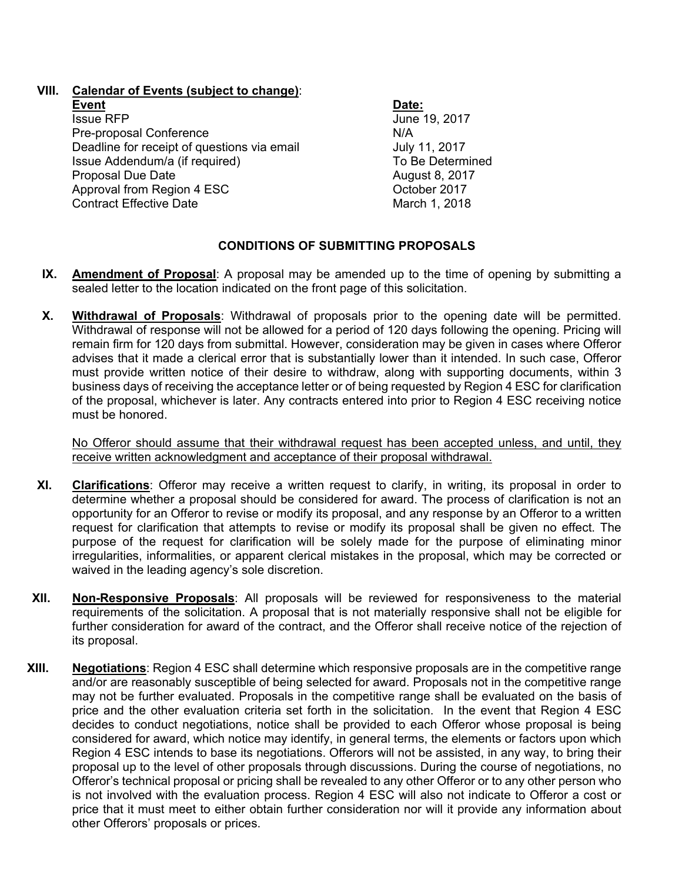**VIII. <u>Calendar of Events (subject to change)</u>:**

| Event | Date: |
|---|---|
| Issue RFP | June 19, 2017 |
| Pre-proposal Conference | N/A |
| Deadline for receipt of questions via email | July 11, 2017 |
| Issue Addendum/a (if required) | To Be Determined |
| Proposal Due Date | August 8, 2017 |
| Approval from Region 4 ESC | October 2017 |
| Contract Effective Date | March 1, 2018 |

## CONDITIONS OF SUBMITTING PROPOSALS

**IX. <u>Amendment of Proposal</u>**: A proposal may be amended up to the time of opening by submitting a sealed letter to the location indicated on the front page of this solicitation.

**X. <u>Withdrawal of Proposals</u>**: Withdrawal of proposals prior to the opening date will be permitted. Withdrawal of response will not be allowed for a period of 120 days following the opening. Pricing will remain firm for 120 days from submittal. However, consideration may be given in cases where Offeror advises that it made a clerical error that is substantially lower than it intended. In such case, Offeror must provide written notice of their desire to withdraw, along with supporting documents, within 3 business days of receiving the acceptance letter or of being requested by Region 4 ESC for clarification of the proposal, whichever is later. Any contracts entered into prior to Region 4 ESC receiving notice must be honored.

<u>No Offeror should assume that their withdrawal request has been accepted unless, and until, they receive written acknowledgment and acceptance of their proposal withdrawal.</u>

**XI. <u>Clarifications</u>**: Offeror may receive a written request to clarify, in writing, its proposal in order to determine whether a proposal should be considered for award. The process of clarification is not an opportunity for an Offeror to revise or modify its proposal, and any response by an Offeror to a written request for clarification that attempts to revise or modify its proposal shall be given no effect. The purpose of the request for clarification will be solely made for the purpose of eliminating minor irregularities, informalities, or apparent clerical mistakes in the proposal, which may be corrected or waived in the leading agency's sole discretion.

**XII. <u>Non-Responsive Proposals</u>**: All proposals will be reviewed for responsiveness to the material requirements of the solicitation. A proposal that is not materially responsive shall not be eligible for further consideration for award of the contract, and the Offeror shall receive notice of the rejection of its proposal.

**XIII. <u>Negotiations</u>**: Region 4 ESC shall determine which responsive proposals are in the competitive range and/or are reasonably susceptible of being selected for award. Proposals not in the competitive range may not be further evaluated. Proposals in the competitive range shall be evaluated on the basis of price and the other evaluation criteria set forth in the solicitation. In the event that Region 4 ESC decides to conduct negotiations, notice shall be provided to each Offeror whose proposal is being considered for award, which notice may identify, in general terms, the elements or factors upon which Region 4 ESC intends to base its negotiations. Offerors will not be assisted, in any way, to bring their proposal up to the level of other proposals through discussions. During the course of negotiations, no Offeror's technical proposal or pricing shall be revealed to any other Offeror or to any other person who is not involved with the evaluation process. Region 4 ESC will also not indicate to Offeror a cost or price that it must meet to either obtain further consideration nor will it provide any information about other Offerors' proposals or prices.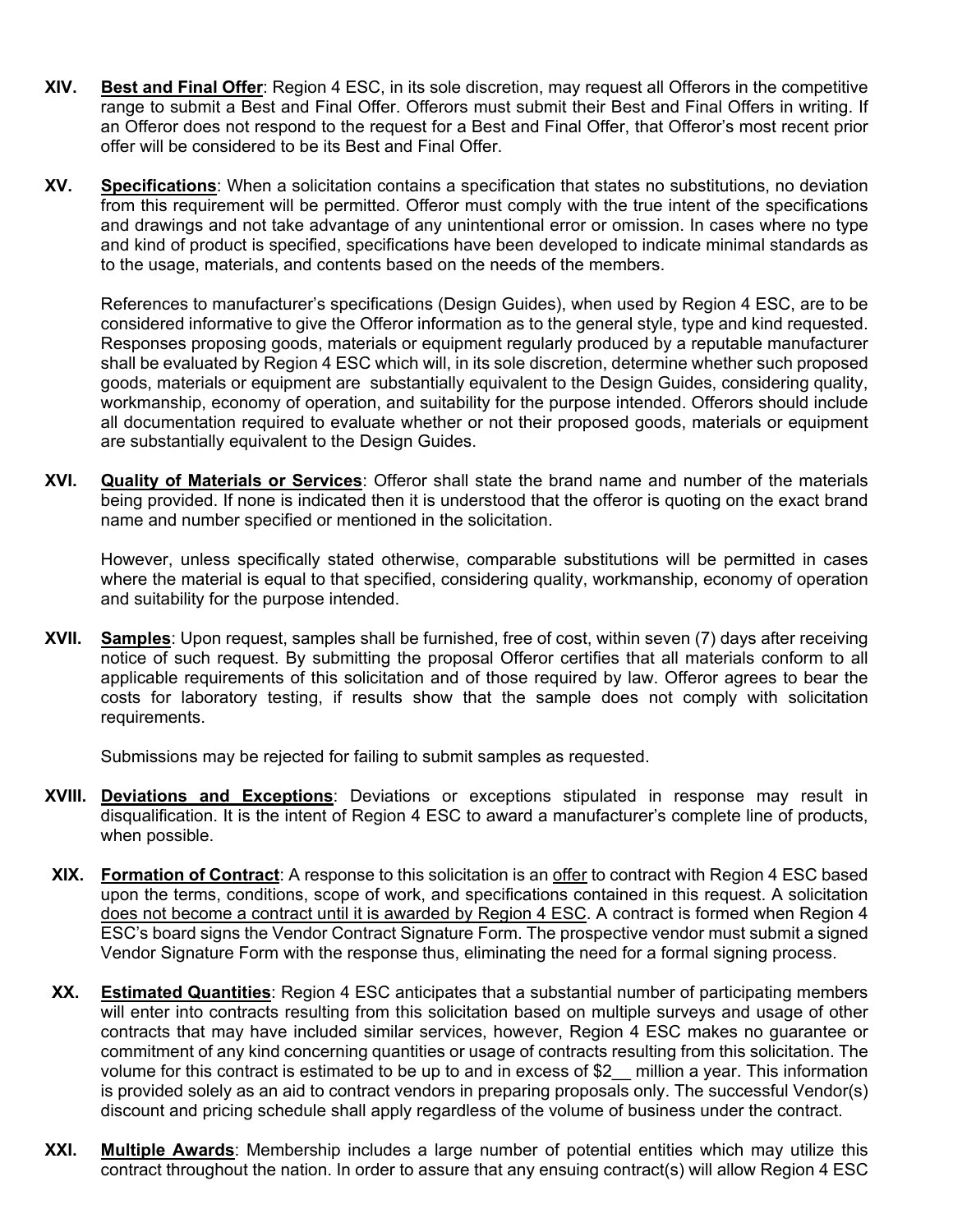**XIV. Best and Final Offer**: Region 4 ESC, in its sole discretion, may request all Offerors in the competitive range to submit a Best and Final Offer. Offerors must submit their Best and Final Offers in writing. If an Offeror does not respond to the request for a Best and Final Offer, that Offeror's most recent prior offer will be considered to be its Best and Final Offer.

**XV. Specifications**: When a solicitation contains a specification that states no substitutions, no deviation from this requirement will be permitted. Offeror must comply with the true intent of the specifications and drawings and not take advantage of any unintentional error or omission. In cases where no type and kind of product is specified, specifications have been developed to indicate minimal standards as to the usage, materials, and contents based on the needs of the members.

References to manufacturer's specifications (Design Guides), when used by Region 4 ESC, are to be considered informative to give the Offeror information as to the general style, type and kind requested. Responses proposing goods, materials or equipment regularly produced by a reputable manufacturer shall be evaluated by Region 4 ESC which will, in its sole discretion, determine whether such proposed goods, materials or equipment are substantially equivalent to the Design Guides, considering quality, workmanship, economy of operation, and suitability for the purpose intended. Offerors should include all documentation required to evaluate whether or not their proposed goods, materials or equipment are substantially equivalent to the Design Guides.

**XVI. Quality of Materials or Services**: Offeror shall state the brand name and number of the materials being provided. If none is indicated then it is understood that the offeror is quoting on the exact brand name and number specified or mentioned in the solicitation.

However, unless specifically stated otherwise, comparable substitutions will be permitted in cases where the material is equal to that specified, considering quality, workmanship, economy of operation and suitability for the purpose intended.

**XVII. Samples**: Upon request, samples shall be furnished, free of cost, within seven (7) days after receiving notice of such request. By submitting the proposal Offeror certifies that all materials conform to all applicable requirements of this solicitation and of those required by law. Offeror agrees to bear the costs for laboratory testing, if results show that the sample does not comply with solicitation requirements.

Submissions may be rejected for failing to submit samples as requested.

**XVIII. Deviations and Exceptions**: Deviations or exceptions stipulated in response may result in disqualification. It is the intent of Region 4 ESC to award a manufacturer's complete line of products, when possible.

**XIX. Formation of Contract**: A response to this solicitation is an offer to contract with Region 4 ESC based upon the terms, conditions, scope of work, and specifications contained in this request. A solicitation does not become a contract until it is awarded by Region 4 ESC. A contract is formed when Region 4 ESC's board signs the Vendor Contract Signature Form. The prospective vendor must submit a signed Vendor Signature Form with the response thus, eliminating the need for a formal signing process.

**XX. Estimated Quantities**: Region 4 ESC anticipates that a substantial number of participating members will enter into contracts resulting from this solicitation based on multiple surveys and usage of other contracts that may have included similar services, however, Region 4 ESC makes no guarantee or commitment of any kind concerning quantities or usage of contracts resulting from this solicitation. The volume for this contract is estimated to be up to and in excess of $2__ million a year. This information is provided solely as an aid to contract vendors in preparing proposals only. The successful Vendor(s) discount and pricing schedule shall apply regardless of the volume of business under the contract.

**XXI. Multiple Awards**: Membership includes a large number of potential entities which may utilize this contract throughout the nation. In order to assure that any ensuing contract(s) will allow Region 4 ESC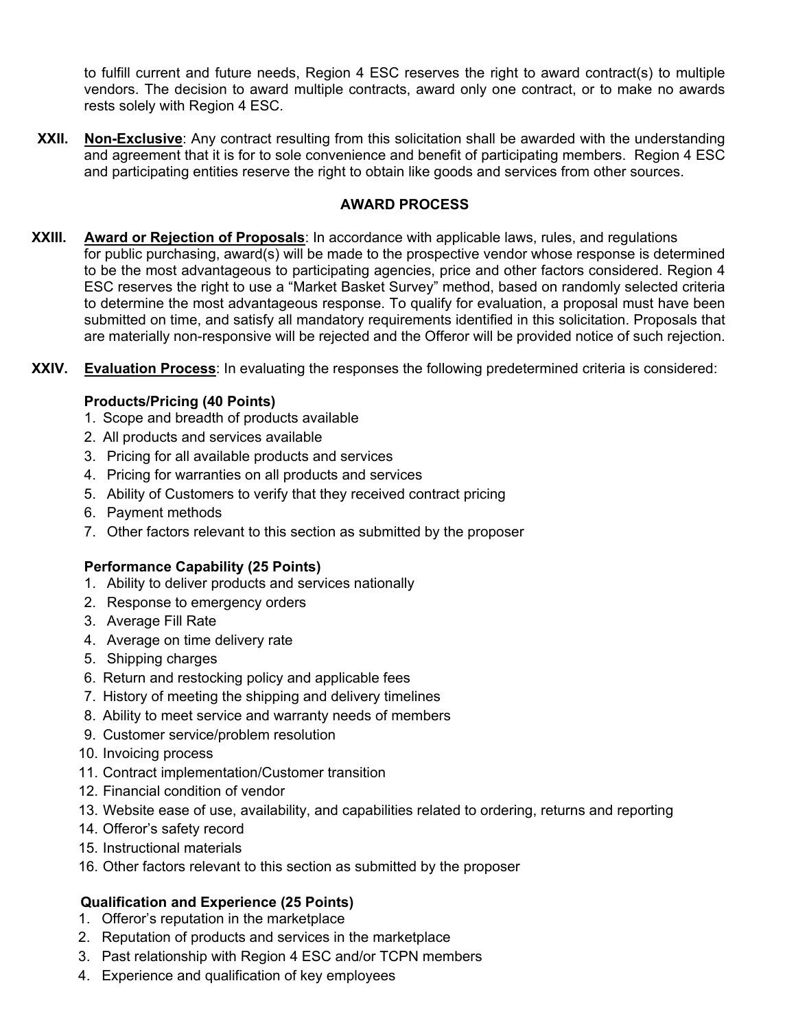to fulfill current and future needs, Region 4 ESC reserves the right to award contract(s) to multiple vendors. The decision to award multiple contracts, award only one contract, or to make no awards rests solely with Region 4 ESC.

**XXII.** **Non-Exclusive**: Any contract resulting from this solicitation shall be awarded with the understanding and agreement that it is for to sole convenience and benefit of participating members. Region 4 ESC and participating entities reserve the right to obtain like goods and services from other sources.

## AWARD PROCESS

**XXIII.** **Award or Rejection of Proposals**: In accordance with applicable laws, rules, and regulations for public purchasing, award(s) will be made to the prospective vendor whose response is determined to be the most advantageous to participating agencies, price and other factors considered. Region 4 ESC reserves the right to use a "Market Basket Survey" method, based on randomly selected criteria to determine the most advantageous response. To qualify for evaluation, a proposal must have been submitted on time, and satisfy all mandatory requirements identified in this solicitation. Proposals that are materially non-responsive will be rejected and the Offeror will be provided notice of such rejection.

**XXIV.** **Evaluation Process**: In evaluating the responses the following predetermined criteria is considered:

**Products/Pricing (40 Points)**

1. Scope and breadth of products available
2. All products and services available
3. Pricing for all available products and services
4. Pricing for warranties on all products and services
5. Ability of Customers to verify that they received contract pricing
6. Payment methods
7. Other factors relevant to this section as submitted by the proposer

**Performance Capability (25 Points)**

1. Ability to deliver products and services nationally
2. Response to emergency orders
3. Average Fill Rate
4. Average on time delivery rate
5. Shipping charges
6. Return and restocking policy and applicable fees
7. History of meeting the shipping and delivery timelines
8. Ability to meet service and warranty needs of members
9. Customer service/problem resolution
10. Invoicing process
11. Contract implementation/Customer transition
12. Financial condition of vendor
13. Website ease of use, availability, and capabilities related to ordering, returns and reporting
14. Offeror's safety record
15. Instructional materials
16. Other factors relevant to this section as submitted by the proposer

**Qualification and Experience (25 Points)**

1. Offeror's reputation in the marketplace
2. Reputation of products and services in the marketplace
3. Past relationship with Region 4 ESC and/or TCPN members
4. Experience and qualification of key employees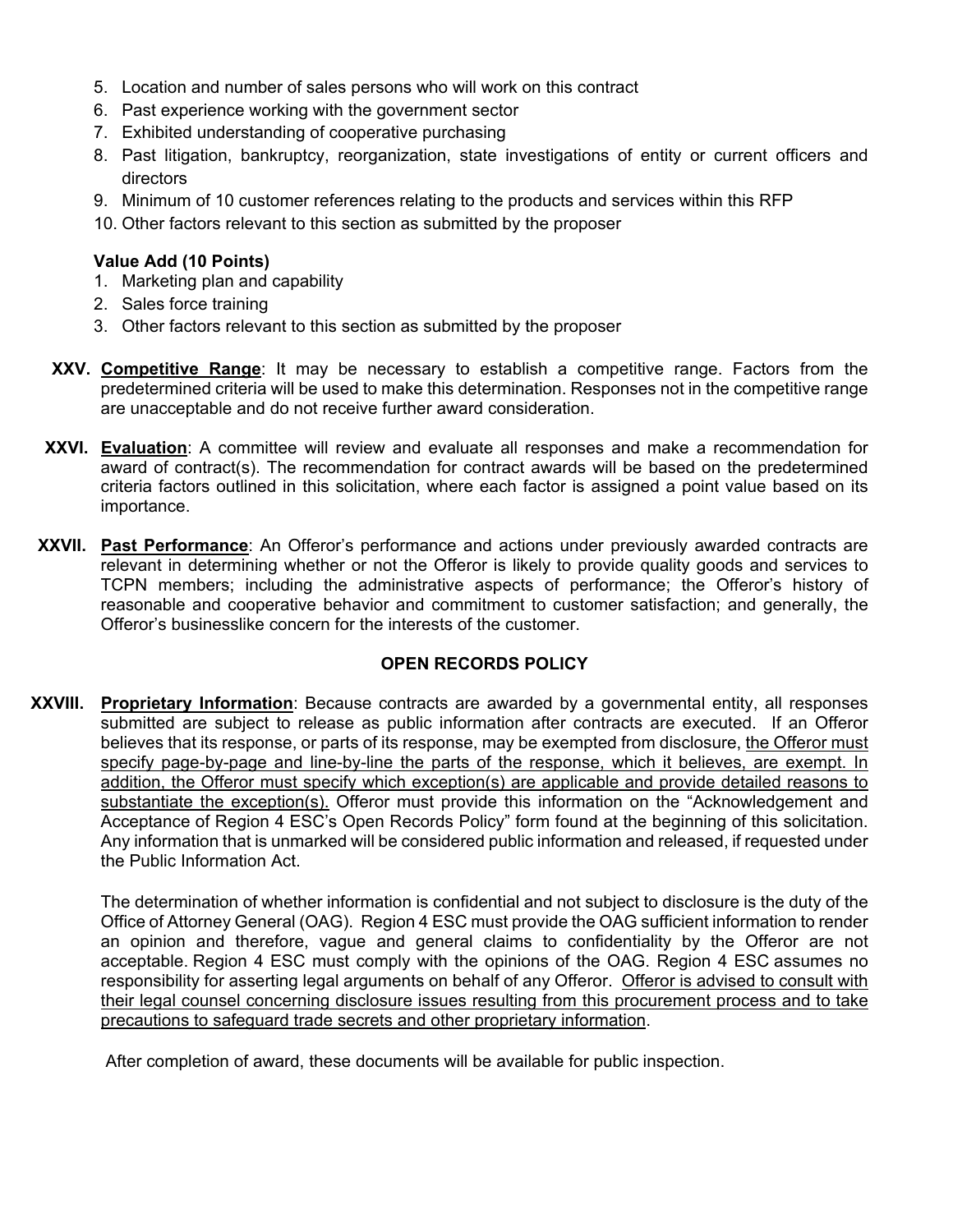5. Location and number of sales persons who will work on this contract
6. Past experience working with the government sector
7. Exhibited understanding of cooperative purchasing
8. Past litigation, bankruptcy, reorganization, state investigations of entity or current officers and directors
9. Minimum of 10 customer references relating to the products and services within this RFP
10. Other factors relevant to this section as submitted by the proposer

**Value Add (10 Points)**

1. Marketing plan and capability
2. Sales force training
3. Other factors relevant to this section as submitted by the proposer

**XXV. Competitive Range**: It may be necessary to establish a competitive range. Factors from the predetermined criteria will be used to make this determination. Responses not in the competitive range are unacceptable and do not receive further award consideration.

**XXVI. Evaluation**: A committee will review and evaluate all responses and make a recommendation for award of contract(s). The recommendation for contract awards will be based on the predetermined criteria factors outlined in this solicitation, where each factor is assigned a point value based on its importance.

**XXVII. Past Performance**: An Offeror's performance and actions under previously awarded contracts are relevant in determining whether or not the Offeror is likely to provide quality goods and services to TCPN members; including the administrative aspects of performance; the Offeror's history of reasonable and cooperative behavior and commitment to customer satisfaction; and generally, the Offeror's businesslike concern for the interests of the customer.

## OPEN RECORDS POLICY

**XXVIII. Proprietary Information**: Because contracts are awarded by a governmental entity, all responses submitted are subject to release as public information after contracts are executed. If an Offeror believes that its response, or parts of its response, may be exempted from disclosure, the Offeror must specify page-by-page and line-by-line the parts of the response, which it believes, are exempt. In addition, the Offeror must specify which exception(s) are applicable and provide detailed reasons to substantiate the exception(s). Offeror must provide this information on the "Acknowledgement and Acceptance of Region 4 ESC's Open Records Policy" form found at the beginning of this solicitation. Any information that is unmarked will be considered public information and released, if requested under the Public Information Act.

The determination of whether information is confidential and not subject to disclosure is the duty of the Office of Attorney General (OAG). Region 4 ESC must provide the OAG sufficient information to render an opinion and therefore, vague and general claims to confidentiality by the Offeror are not acceptable. Region 4 ESC must comply with the opinions of the OAG. Region 4 ESC assumes no responsibility for asserting legal arguments on behalf of any Offeror. Offeror is advised to consult with their legal counsel concerning disclosure issues resulting from this procurement process and to take precautions to safeguard trade secrets and other proprietary information.

After completion of award, these documents will be available for public inspection.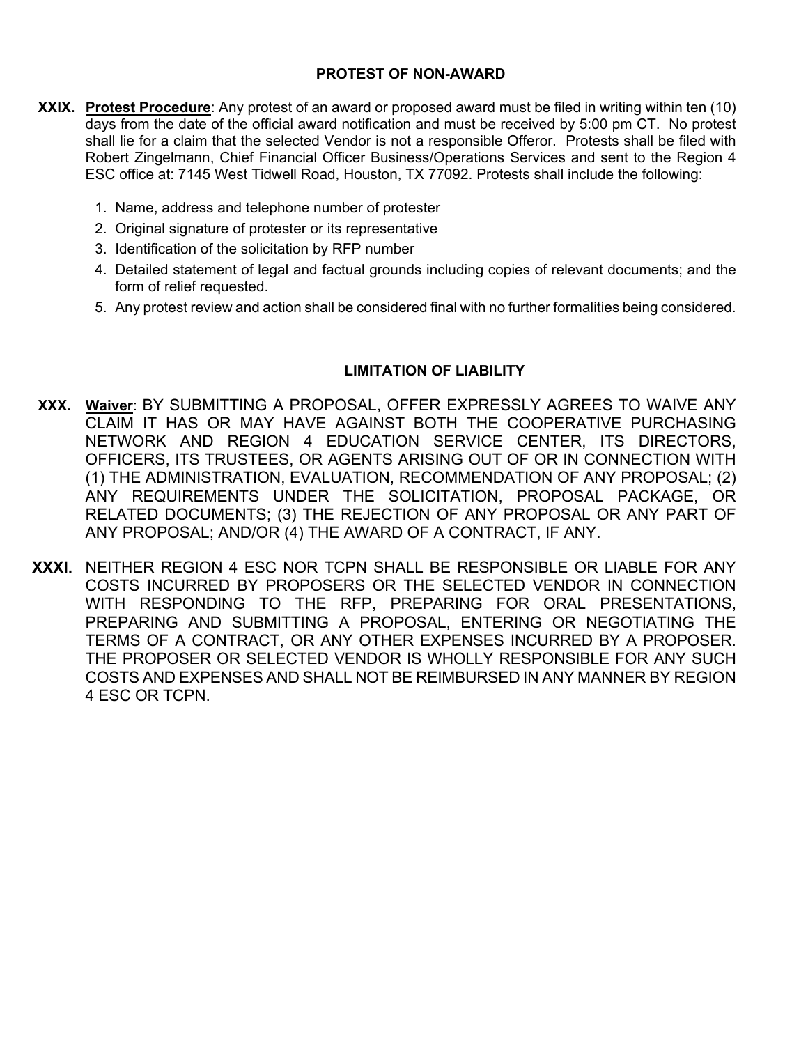## PROTEST OF NON-AWARD

**XXIX.** **Protest Procedure**: Any protest of an award or proposed award must be filed in writing within ten (10) days from the date of the official award notification and must be received by 5:00 pm CT. No protest shall lie for a claim that the selected Vendor is not a responsible Offeror. Protests shall be filed with Robert Zingelmann, Chief Financial Officer Business/Operations Services and sent to the Region 4 ESC office at: 7145 West Tidwell Road, Houston, TX 77092. Protests shall include the following:

1. Name, address and telephone number of protester
2. Original signature of protester or its representative
3. Identification of the solicitation by RFP number
4. Detailed statement of legal and factual grounds including copies of relevant documents; and the form of relief requested.
5. Any protest review and action shall be considered final with no further formalities being considered.

## LIMITATION OF LIABILITY

**XXX.** **Waiver**: BY SUBMITTING A PROPOSAL, OFFER EXPRESSLY AGREES TO WAIVE ANY CLAIM IT HAS OR MAY HAVE AGAINST BOTH THE COOPERATIVE PURCHASING NETWORK AND REGION 4 EDUCATION SERVICE CENTER, ITS DIRECTORS, OFFICERS, ITS TRUSTEES, OR AGENTS ARISING OUT OF OR IN CONNECTION WITH (1) THE ADMINISTRATION, EVALUATION, RECOMMENDATION OF ANY PROPOSAL; (2) ANY REQUIREMENTS UNDER THE SOLICITATION, PROPOSAL PACKAGE, OR RELATED DOCUMENTS; (3) THE REJECTION OF ANY PROPOSAL OR ANY PART OF ANY PROPOSAL; AND/OR (4) THE AWARD OF A CONTRACT, IF ANY.

**XXXI.** NEITHER REGION 4 ESC NOR TCPN SHALL BE RESPONSIBLE OR LIABLE FOR ANY COSTS INCURRED BY PROPOSERS OR THE SELECTED VENDOR IN CONNECTION WITH RESPONDING TO THE RFP, PREPARING FOR ORAL PRESENTATIONS, PREPARING AND SUBMITTING A PROPOSAL, ENTERING OR NEGOTIATING THE TERMS OF A CONTRACT, OR ANY OTHER EXPENSES INCURRED BY A PROPOSER. THE PROPOSER OR SELECTED VENDOR IS WHOLLY RESPONSIBLE FOR ANY SUCH COSTS AND EXPENSES AND SHALL NOT BE REIMBURSED IN ANY MANNER BY REGION 4 ESC OR TCPN.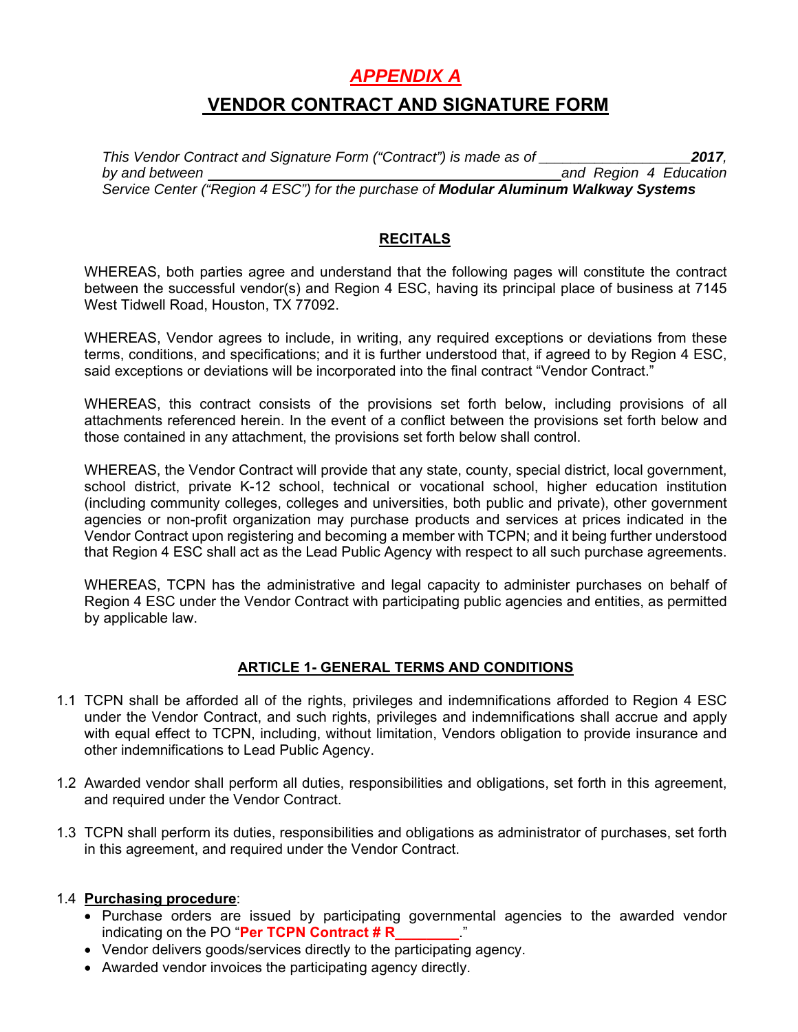# *APPENDIX A*

## VENDOR CONTRACT AND SIGNATURE FORM

*This Vendor Contract and Signature Form ("Contract") is made as of \_\_\_\_\_\_\_\_\_\_\_\_\_\_\_\_\_\_\_**2017**, by and between \_\_\_\_\_\_\_\_\_\_\_\_\_\_\_\_\_\_\_\_\_\_\_\_\_\_\_\_\_\_\_\_\_\_\_\_\_\_\_\_\_\_\_\_ and Region 4 Education Service Center ("Region 4 ESC") for the purchase of **Modular Aluminum Walkway Systems***

### RECITALS

WHEREAS, both parties agree and understand that the following pages will constitute the contract between the successful vendor(s) and Region 4 ESC, having its principal place of business at 7145 West Tidwell Road, Houston, TX 77092.

WHEREAS, Vendor agrees to include, in writing, any required exceptions or deviations from these terms, conditions, and specifications; and it is further understood that, if agreed to by Region 4 ESC, said exceptions or deviations will be incorporated into the final contract "Vendor Contract."

WHEREAS, this contract consists of the provisions set forth below, including provisions of all attachments referenced herein. In the event of a conflict between the provisions set forth below and those contained in any attachment, the provisions set forth below shall control.

WHEREAS, the Vendor Contract will provide that any state, county, special district, local government, school district, private K-12 school, technical or vocational school, higher education institution (including community colleges, colleges and universities, both public and private), other government agencies or non-profit organization may purchase products and services at prices indicated in the Vendor Contract upon registering and becoming a member with TCPN; and it being further understood that Region 4 ESC shall act as the Lead Public Agency with respect to all such purchase agreements.

WHEREAS, TCPN has the administrative and legal capacity to administer purchases on behalf of Region 4 ESC under the Vendor Contract with participating public agencies and entities, as permitted by applicable law.

### ARTICLE 1- GENERAL TERMS AND CONDITIONS

1.1 TCPN shall be afforded all of the rights, privileges and indemnifications afforded to Region 4 ESC under the Vendor Contract, and such rights, privileges and indemnifications shall accrue and apply with equal effect to TCPN, including, without limitation, Vendors obligation to provide insurance and other indemnifications to Lead Public Agency.

1.2 Awarded vendor shall perform all duties, responsibilities and obligations, set forth in this agreement, and required under the Vendor Contract.

1.3 TCPN shall perform its duties, responsibilities and obligations as administrator of purchases, set forth in this agreement, and required under the Vendor Contract.

1.4 **Purchasing procedure**:

- Purchase orders are issued by participating governmental agencies to the awarded vendor indicating on the PO "**Per TCPN Contract # R\_\_\_\_\_\_\_\_**."
- Vendor delivers goods/services directly to the participating agency.
- Awarded vendor invoices the participating agency directly.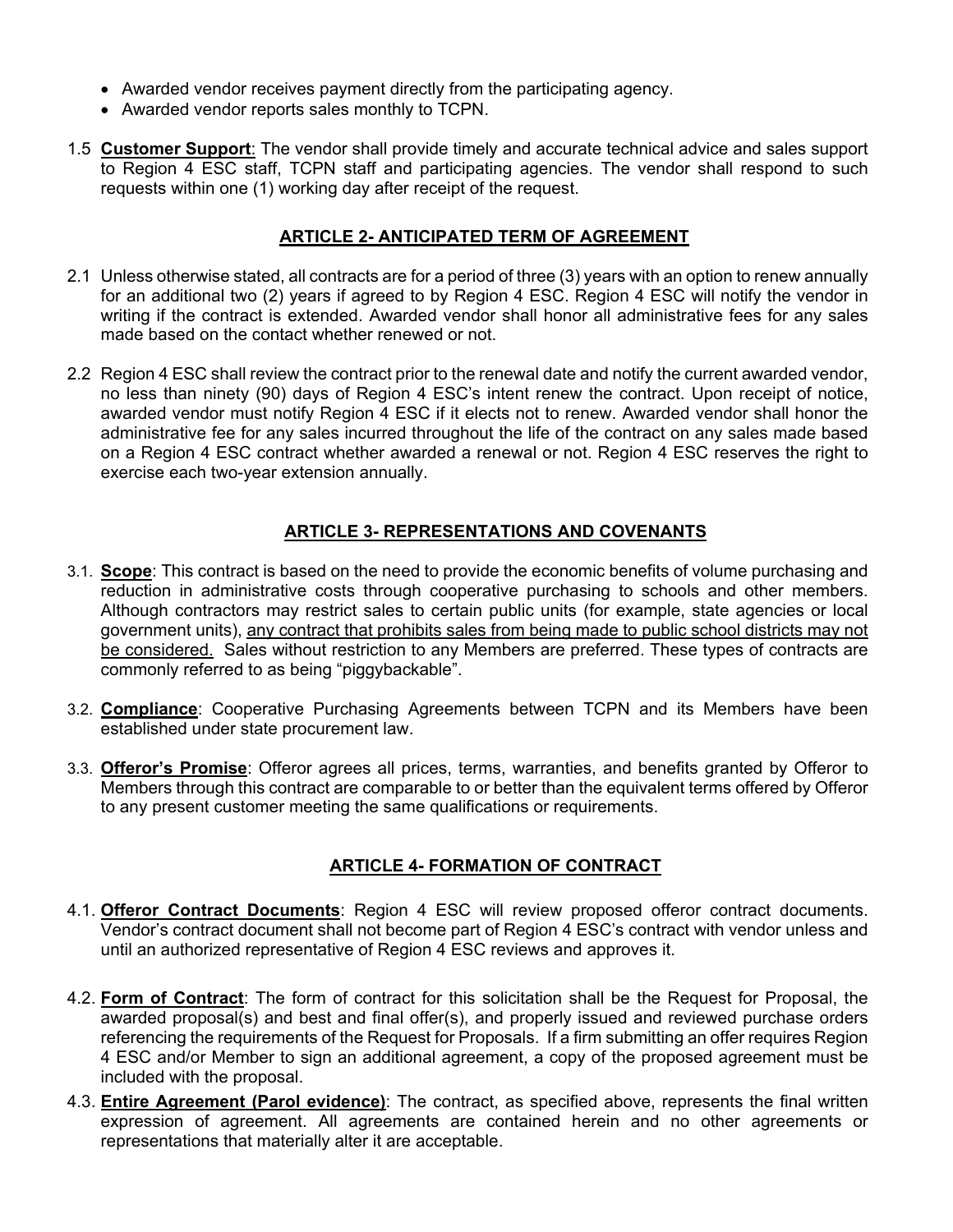- Awarded vendor receives payment directly from the participating agency.
- Awarded vendor reports sales monthly to TCPN.

1.5 **Customer Support**: The vendor shall provide timely and accurate technical advice and sales support to Region 4 ESC staff, TCPN staff and participating agencies. The vendor shall respond to such requests within one (1) working day after receipt of the request.

## ARTICLE 2- ANTICIPATED TERM OF AGREEMENT

2.1 Unless otherwise stated, all contracts are for a period of three (3) years with an option to renew annually for an additional two (2) years if agreed to by Region 4 ESC. Region 4 ESC will notify the vendor in writing if the contract is extended. Awarded vendor shall honor all administrative fees for any sales made based on the contact whether renewed or not.

2.2 Region 4 ESC shall review the contract prior to the renewal date and notify the current awarded vendor, no less than ninety (90) days of Region 4 ESC's intent renew the contract. Upon receipt of notice, awarded vendor must notify Region 4 ESC if it elects not to renew. Awarded vendor shall honor the administrative fee for any sales incurred throughout the life of the contract on any sales made based on a Region 4 ESC contract whether awarded a renewal or not. Region 4 ESC reserves the right to exercise each two-year extension annually.

## ARTICLE 3- REPRESENTATIONS AND COVENANTS

3.1. **Scope**: This contract is based on the need to provide the economic benefits of volume purchasing and reduction in administrative costs through cooperative purchasing to schools and other members. Although contractors may restrict sales to certain public units (for example, state agencies or local government units), any contract that prohibits sales from being made to public school districts may not be considered. Sales without restriction to any Members are preferred. These types of contracts are commonly referred to as being "piggybackable".

3.2. **Compliance**: Cooperative Purchasing Agreements between TCPN and its Members have been established under state procurement law.

3.3. **Offeror's Promise**: Offeror agrees all prices, terms, warranties, and benefits granted by Offeror to Members through this contract are comparable to or better than the equivalent terms offered by Offeror to any present customer meeting the same qualifications or requirements.

## ARTICLE 4- FORMATION OF CONTRACT

4.1. **Offeror Contract Documents**: Region 4 ESC will review proposed offeror contract documents. Vendor's contract document shall not become part of Region 4 ESC's contract with vendor unless and until an authorized representative of Region 4 ESC reviews and approves it.

4.2. **Form of Contract**: The form of contract for this solicitation shall be the Request for Proposal, the awarded proposal(s) and best and final offer(s), and properly issued and reviewed purchase orders referencing the requirements of the Request for Proposals. If a firm submitting an offer requires Region 4 ESC and/or Member to sign an additional agreement, a copy of the proposed agreement must be included with the proposal.

4.3. **Entire Agreement (Parol evidence)**: The contract, as specified above, represents the final written expression of agreement. All agreements are contained herein and no other agreements or representations that materially alter it are acceptable.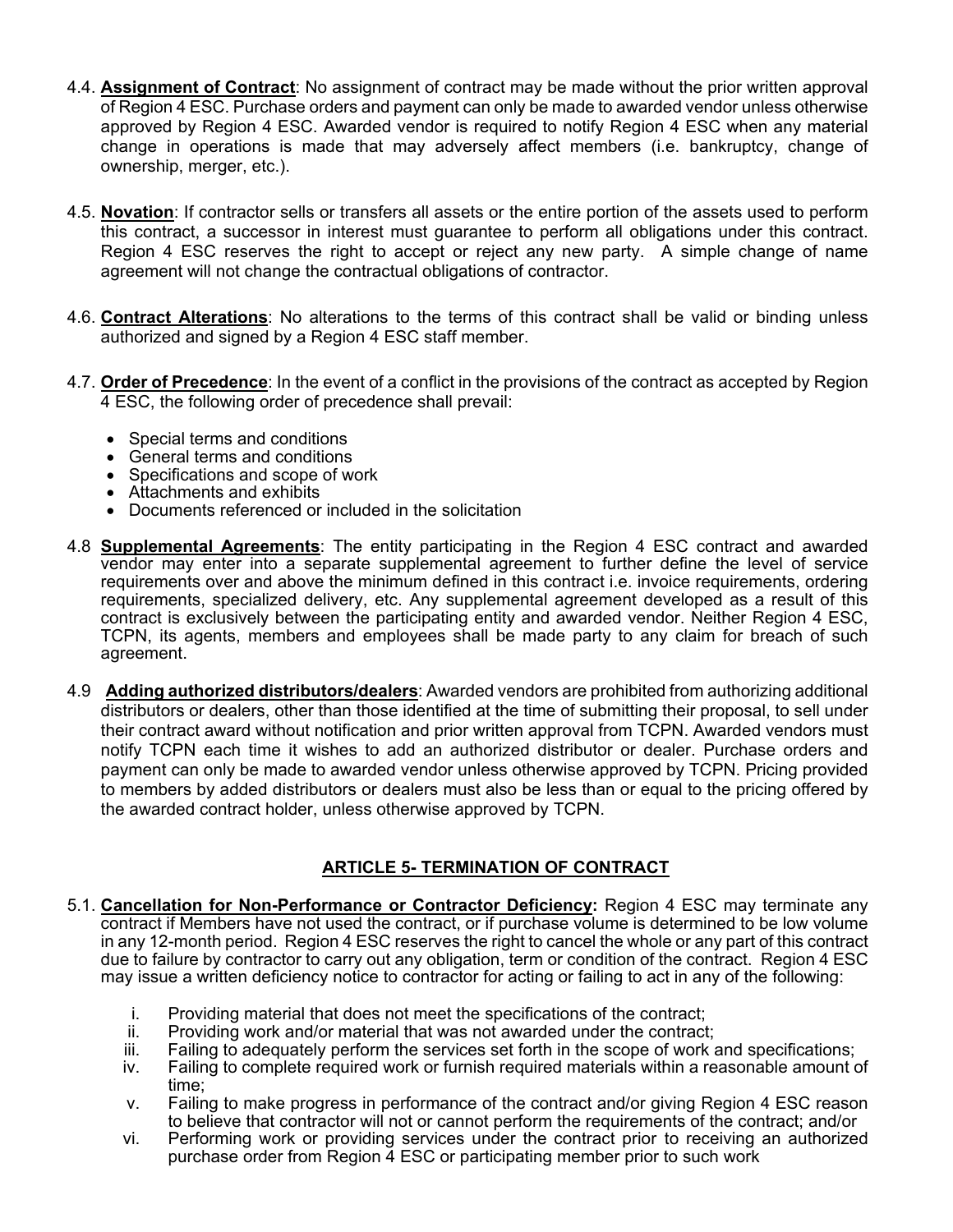4.4. **Assignment of Contract**: No assignment of contract may be made without the prior written approval of Region 4 ESC. Purchase orders and payment can only be made to awarded vendor unless otherwise approved by Region 4 ESC. Awarded vendor is required to notify Region 4 ESC when any material change in operations is made that may adversely affect members (i.e. bankruptcy, change of ownership, merger, etc.).

4.5. **Novation**: If contractor sells or transfers all assets or the entire portion of the assets used to perform this contract, a successor in interest must guarantee to perform all obligations under this contract. Region 4 ESC reserves the right to accept or reject any new party. A simple change of name agreement will not change the contractual obligations of contractor.

4.6. **Contract Alterations**: No alterations to the terms of this contract shall be valid or binding unless authorized and signed by a Region 4 ESC staff member.

4.7. **Order of Precedence**: In the event of a conflict in the provisions of the contract as accepted by Region 4 ESC, the following order of precedence shall prevail:

- Special terms and conditions
- General terms and conditions
- Specifications and scope of work
- Attachments and exhibits
- Documents referenced or included in the solicitation

4.8 **Supplemental Agreements**: The entity participating in the Region 4 ESC contract and awarded vendor may enter into a separate supplemental agreement to further define the level of service requirements over and above the minimum defined in this contract i.e. invoice requirements, ordering requirements, specialized delivery, etc. Any supplemental agreement developed as a result of this contract is exclusively between the participating entity and awarded vendor. Neither Region 4 ESC, TCPN, its agents, members and employees shall be made party to any claim for breach of such agreement.

4.9 **Adding authorized distributors/dealers**: Awarded vendors are prohibited from authorizing additional distributors or dealers, other than those identified at the time of submitting their proposal, to sell under their contract award without notification and prior written approval from TCPN. Awarded vendors must notify TCPN each time it wishes to add an authorized distributor or dealer. Purchase orders and payment can only be made to awarded vendor unless otherwise approved by TCPN. Pricing provided to members by added distributors or dealers must also be less than or equal to the pricing offered by the awarded contract holder, unless otherwise approved by TCPN.

## ARTICLE 5- TERMINATION OF CONTRACT

5.1. **Cancellation for Non-Performance or Contractor Deficiency:** Region 4 ESC may terminate any contract if Members have not used the contract, or if purchase volume is determined to be low volume in any 12-month period. Region 4 ESC reserves the right to cancel the whole or any part of this contract due to failure by contractor to carry out any obligation, term or condition of the contract. Region 4 ESC may issue a written deficiency notice to contractor for acting or failing to act in any of the following:

i. Providing material that does not meet the specifications of the contract;
ii. Providing work and/or material that was not awarded under the contract;
iii. Failing to adequately perform the services set forth in the scope of work and specifications;
iv. Failing to complete required work or furnish required materials within a reasonable amount of time;
v. Failing to make progress in performance of the contract and/or giving Region 4 ESC reason to believe that contractor will not or cannot perform the requirements of the contract; and/or
vi. Performing work or providing services under the contract prior to receiving an authorized purchase order from Region 4 ESC or participating member prior to such work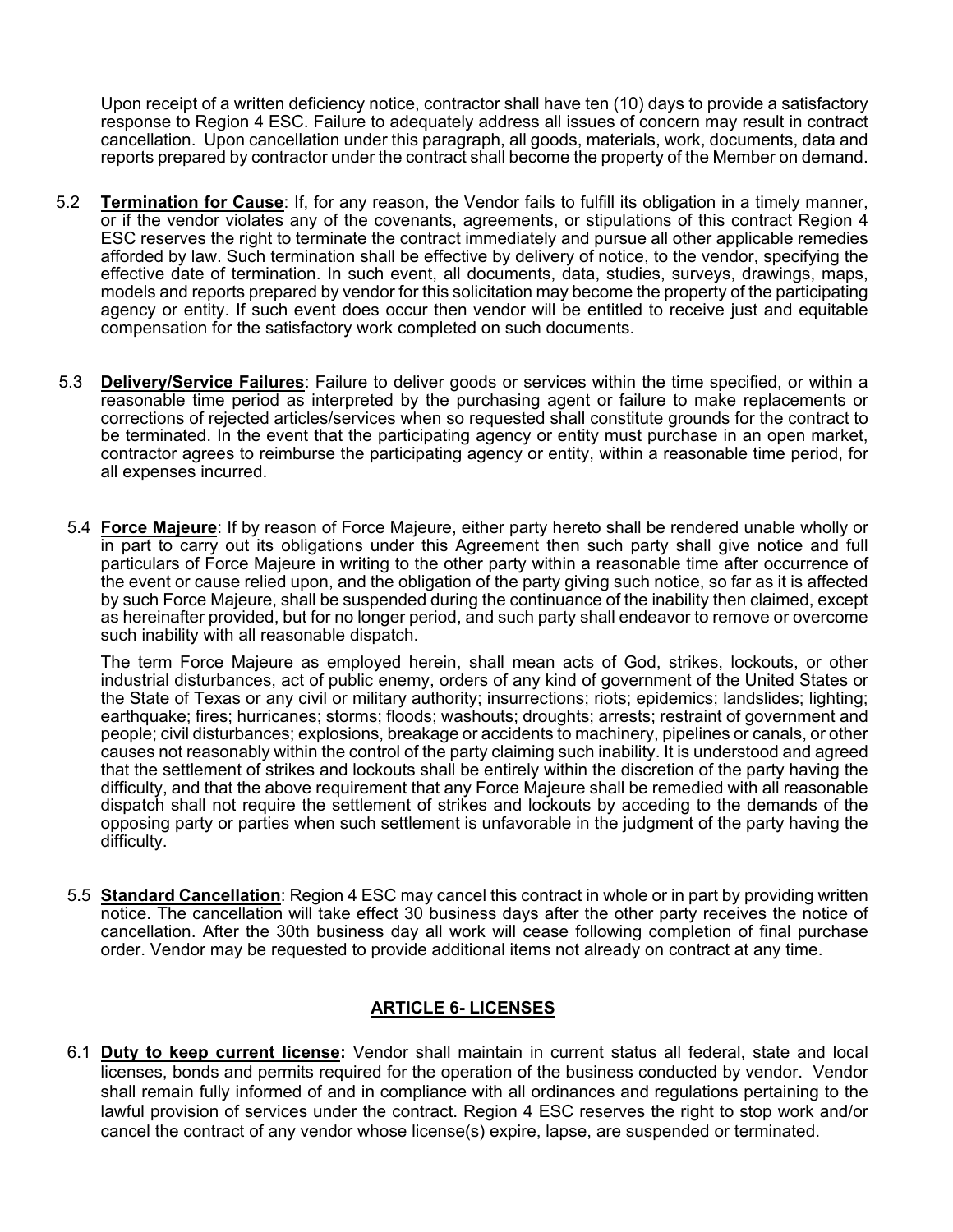Upon receipt of a written deficiency notice, contractor shall have ten (10) days to provide a satisfactory response to Region 4 ESC. Failure to adequately address all issues of concern may result in contract cancellation. Upon cancellation under this paragraph, all goods, materials, work, documents, data and reports prepared by contractor under the contract shall become the property of the Member on demand.

5.2 **Termination for Cause**: If, for any reason, the Vendor fails to fulfill its obligation in a timely manner, or if the vendor violates any of the covenants, agreements, or stipulations of this contract Region 4 ESC reserves the right to terminate the contract immediately and pursue all other applicable remedies afforded by law. Such termination shall be effective by delivery of notice, to the vendor, specifying the effective date of termination. In such event, all documents, data, studies, surveys, drawings, maps, models and reports prepared by vendor for this solicitation may become the property of the participating agency or entity. If such event does occur then vendor will be entitled to receive just and equitable compensation for the satisfactory work completed on such documents.

5.3 **Delivery/Service Failures**: Failure to deliver goods or services within the time specified, or within a reasonable time period as interpreted by the purchasing agent or failure to make replacements or corrections of rejected articles/services when so requested shall constitute grounds for the contract to be terminated. In the event that the participating agency or entity must purchase in an open market, contractor agrees to reimburse the participating agency or entity, within a reasonable time period, for all expenses incurred.

5.4 **Force Majeure**: If by reason of Force Majeure, either party hereto shall be rendered unable wholly or in part to carry out its obligations under this Agreement then such party shall give notice and full particulars of Force Majeure in writing to the other party within a reasonable time after occurrence of the event or cause relied upon, and the obligation of the party giving such notice, so far as it is affected by such Force Majeure, shall be suspended during the continuance of the inability then claimed, except as hereinafter provided, but for no longer period, and such party shall endeavor to remove or overcome such inability with all reasonable dispatch.

The term Force Majeure as employed herein, shall mean acts of God, strikes, lockouts, or other industrial disturbances, act of public enemy, orders of any kind of government of the United States or the State of Texas or any civil or military authority; insurrections; riots; epidemics; landslides; lighting; earthquake; fires; hurricanes; storms; floods; washouts; droughts; arrests; restraint of government and people; civil disturbances; explosions, breakage or accidents to machinery, pipelines or canals, or other causes not reasonably within the control of the party claiming such inability. It is understood and agreed that the settlement of strikes and lockouts shall be entirely within the discretion of the party having the difficulty, and that the above requirement that any Force Majeure shall be remedied with all reasonable dispatch shall not require the settlement of strikes and lockouts by acceding to the demands of the opposing party or parties when such settlement is unfavorable in the judgment of the party having the difficulty.

5.5 **Standard Cancellation**: Region 4 ESC may cancel this contract in whole or in part by providing written notice. The cancellation will take effect 30 business days after the other party receives the notice of cancellation. After the 30th business day all work will cease following completion of final purchase order. Vendor may be requested to provide additional items not already on contract at any time.

## ARTICLE 6- LICENSES

6.1 **Duty to keep current license:** Vendor shall maintain in current status all federal, state and local licenses, bonds and permits required for the operation of the business conducted by vendor. Vendor shall remain fully informed of and in compliance with all ordinances and regulations pertaining to the lawful provision of services under the contract. Region 4 ESC reserves the right to stop work and/or cancel the contract of any vendor whose license(s) expire, lapse, are suspended or terminated.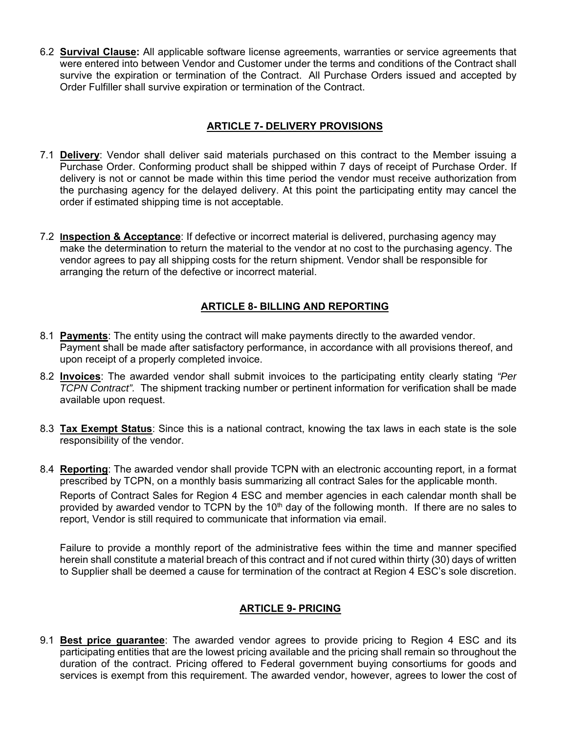6.2 **Survival Clause:** All applicable software license agreements, warranties or service agreements that were entered into between Vendor and Customer under the terms and conditions of the Contract shall survive the expiration or termination of the Contract. All Purchase Orders issued and accepted by Order Fulfiller shall survive expiration or termination of the Contract.

## ARTICLE 7- DELIVERY PROVISIONS

7.1 **Delivery**: Vendor shall deliver said materials purchased on this contract to the Member issuing a Purchase Order. Conforming product shall be shipped within 7 days of receipt of Purchase Order. If delivery is not or cannot be made within this time period the vendor must receive authorization from the purchasing agency for the delayed delivery. At this point the participating entity may cancel the order if estimated shipping time is not acceptable.

7.2 **Inspection & Acceptance**: If defective or incorrect material is delivered, purchasing agency may make the determination to return the material to the vendor at no cost to the purchasing agency. The vendor agrees to pay all shipping costs for the return shipment. Vendor shall be responsible for arranging the return of the defective or incorrect material.

## ARTICLE 8- BILLING AND REPORTING

8.1 **Payments**: The entity using the contract will make payments directly to the awarded vendor. Payment shall be made after satisfactory performance, in accordance with all provisions thereof, and upon receipt of a properly completed invoice.

8.2 **Invoices**: The awarded vendor shall submit invoices to the participating entity clearly stating *"Per TCPN Contract".* The shipment tracking number or pertinent information for verification shall be made available upon request.

8.3 **Tax Exempt Status**: Since this is a national contract, knowing the tax laws in each state is the sole responsibility of the vendor.

8.4 **Reporting**: The awarded vendor shall provide TCPN with an electronic accounting report, in a format prescribed by TCPN, on a monthly basis summarizing all contract Sales for the applicable month. Reports of Contract Sales for Region 4 ESC and member agencies in each calendar month shall be provided by awarded vendor to TCPN by the 10th day of the following month. If there are no sales to report, Vendor is still required to communicate that information via email.

Failure to provide a monthly report of the administrative fees within the time and manner specified herein shall constitute a material breach of this contract and if not cured within thirty (30) days of written to Supplier shall be deemed a cause for termination of the contract at Region 4 ESC's sole discretion.

## ARTICLE 9- PRICING

9.1 **Best price guarantee**: The awarded vendor agrees to provide pricing to Region 4 ESC and its participating entities that are the lowest pricing available and the pricing shall remain so throughout the duration of the contract. Pricing offered to Federal government buying consortiums for goods and services is exempt from this requirement. The awarded vendor, however, agrees to lower the cost of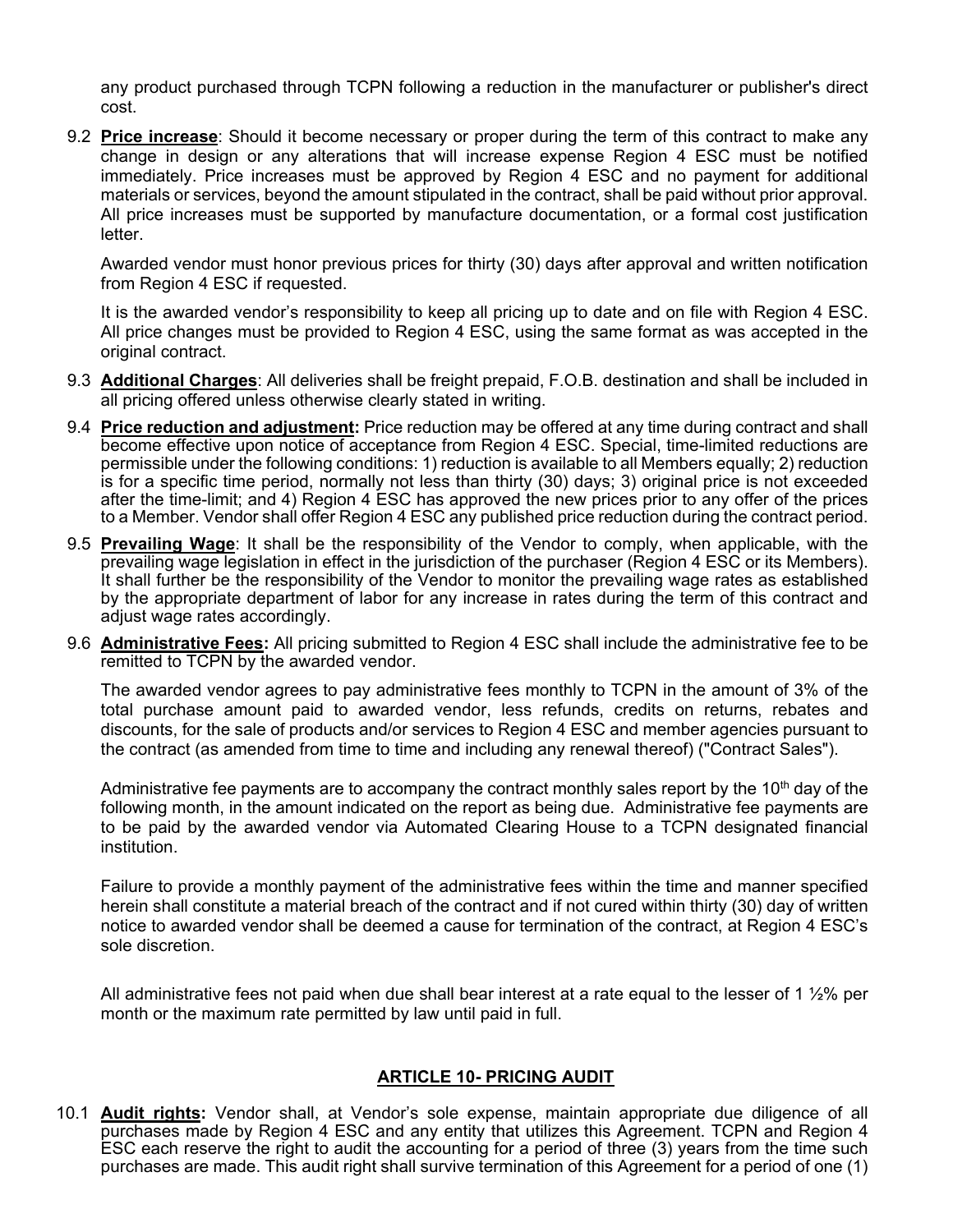any product purchased through TCPN following a reduction in the manufacturer or publisher's direct cost.

9.2 **Price increase**: Should it become necessary or proper during the term of this contract to make any change in design or any alterations that will increase expense Region 4 ESC must be notified immediately. Price increases must be approved by Region 4 ESC and no payment for additional materials or services, beyond the amount stipulated in the contract, shall be paid without prior approval. All price increases must be supported by manufacture documentation, or a formal cost justification letter.

Awarded vendor must honor previous prices for thirty (30) days after approval and written notification from Region 4 ESC if requested.

It is the awarded vendor's responsibility to keep all pricing up to date and on file with Region 4 ESC. All price changes must be provided to Region 4 ESC, using the same format as was accepted in the original contract.

9.3 **Additional Charges**: All deliveries shall be freight prepaid, F.O.B. destination and shall be included in all pricing offered unless otherwise clearly stated in writing.

9.4 **Price reduction and adjustment:** Price reduction may be offered at any time during contract and shall become effective upon notice of acceptance from Region 4 ESC. Special, time-limited reductions are permissible under the following conditions: 1) reduction is available to all Members equally; 2) reduction is for a specific time period, normally not less than thirty (30) days; 3) original price is not exceeded after the time-limit; and 4) Region 4 ESC has approved the new prices prior to any offer of the prices to a Member. Vendor shall offer Region 4 ESC any published price reduction during the contract period.

9.5 **Prevailing Wage**: It shall be the responsibility of the Vendor to comply, when applicable, with the prevailing wage legislation in effect in the jurisdiction of the purchaser (Region 4 ESC or its Members). It shall further be the responsibility of the Vendor to monitor the prevailing wage rates as established by the appropriate department of labor for any increase in rates during the term of this contract and adjust wage rates accordingly.

9.6 **Administrative Fees:** All pricing submitted to Region 4 ESC shall include the administrative fee to be remitted to TCPN by the awarded vendor.

The awarded vendor agrees to pay administrative fees monthly to TCPN in the amount of 3% of the total purchase amount paid to awarded vendor, less refunds, credits on returns, rebates and discounts, for the sale of products and/or services to Region 4 ESC and member agencies pursuant to the contract (as amended from time to time and including any renewal thereof) ("Contract Sales").

Administrative fee payments are to accompany the contract monthly sales report by the 10th day of the following month, in the amount indicated on the report as being due. Administrative fee payments are to be paid by the awarded vendor via Automated Clearing House to a TCPN designated financial institution.

Failure to provide a monthly payment of the administrative fees within the time and manner specified herein shall constitute a material breach of the contract and if not cured within thirty (30) day of written notice to awarded vendor shall be deemed a cause for termination of the contract, at Region 4 ESC's sole discretion.

All administrative fees not paid when due shall bear interest at a rate equal to the lesser of 1 ½% per month or the maximum rate permitted by law until paid in full.

## ARTICLE 10- PRICING AUDIT

10.1 **Audit rights:** Vendor shall, at Vendor's sole expense, maintain appropriate due diligence of all purchases made by Region 4 ESC and any entity that utilizes this Agreement. TCPN and Region 4 ESC each reserve the right to audit the accounting for a period of three (3) years from the time such purchases are made. This audit right shall survive termination of this Agreement for a period of one (1)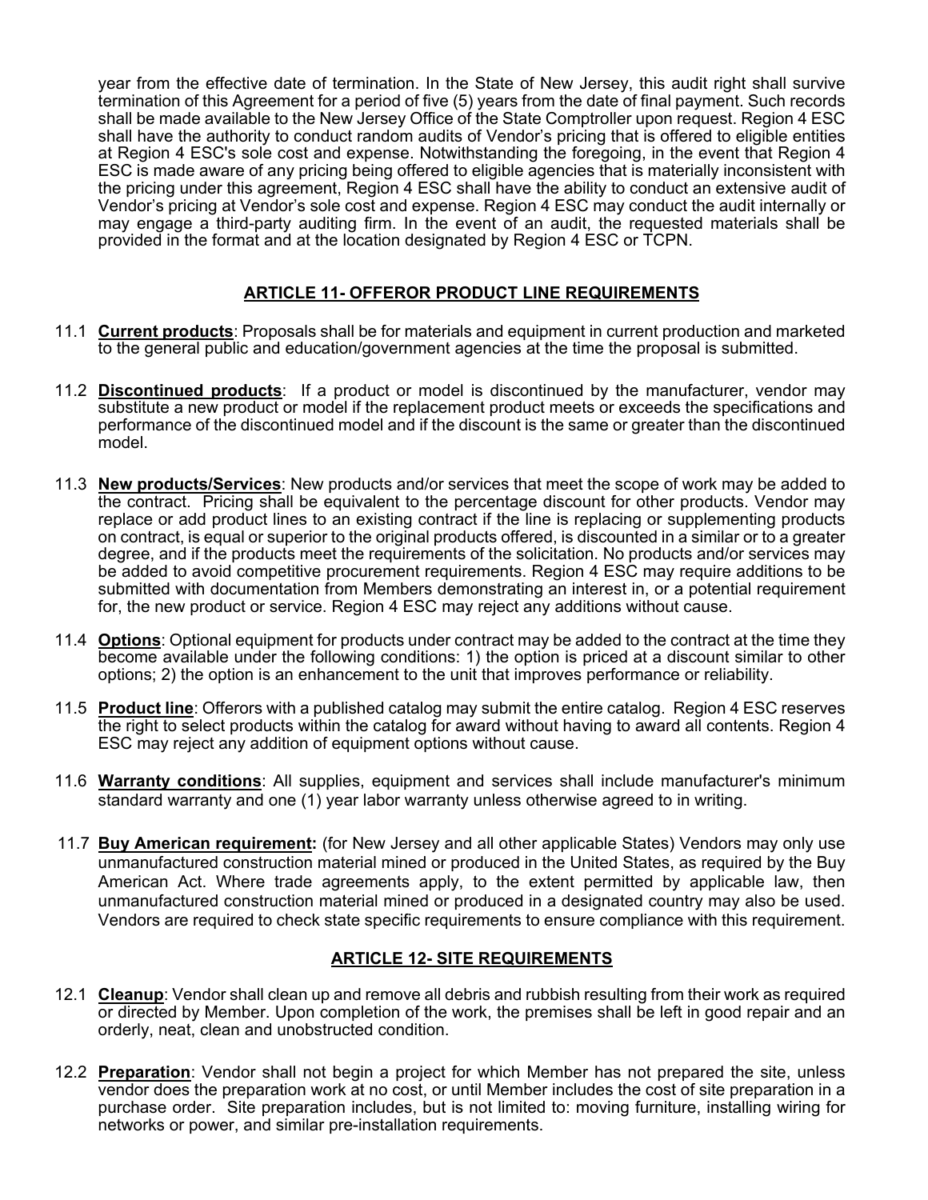year from the effective date of termination. In the State of New Jersey, this audit right shall survive termination of this Agreement for a period of five (5) years from the date of final payment. Such records shall be made available to the New Jersey Office of the State Comptroller upon request. Region 4 ESC shall have the authority to conduct random audits of Vendor's pricing that is offered to eligible entities at Region 4 ESC's sole cost and expense. Notwithstanding the foregoing, in the event that Region 4 ESC is made aware of any pricing being offered to eligible agencies that is materially inconsistent with the pricing under this agreement, Region 4 ESC shall have the ability to conduct an extensive audit of Vendor's pricing at Vendor's sole cost and expense. Region 4 ESC may conduct the audit internally or may engage a third-party auditing firm. In the event of an audit, the requested materials shall be provided in the format and at the location designated by Region 4 ESC or TCPN.

## ARTICLE 11- OFFEROR PRODUCT LINE REQUIREMENTS

11.1 **Current products**: Proposals shall be for materials and equipment in current production and marketed to the general public and education/government agencies at the time the proposal is submitted.

11.2 **Discontinued products**: If a product or model is discontinued by the manufacturer, vendor may substitute a new product or model if the replacement product meets or exceeds the specifications and performance of the discontinued model and if the discount is the same or greater than the discontinued model.

11.3 **New products/Services**: New products and/or services that meet the scope of work may be added to the contract. Pricing shall be equivalent to the percentage discount for other products. Vendor may replace or add product lines to an existing contract if the line is replacing or supplementing products on contract, is equal or superior to the original products offered, is discounted in a similar or to a greater degree, and if the products meet the requirements of the solicitation. No products and/or services may be added to avoid competitive procurement requirements. Region 4 ESC may require additions to be submitted with documentation from Members demonstrating an interest in, or a potential requirement for, the new product or service. Region 4 ESC may reject any additions without cause.

11.4 **Options**: Optional equipment for products under contract may be added to the contract at the time they become available under the following conditions: 1) the option is priced at a discount similar to other options; 2) the option is an enhancement to the unit that improves performance or reliability.

11.5 **Product line**: Offerors with a published catalog may submit the entire catalog. Region 4 ESC reserves the right to select products within the catalog for award without having to award all contents. Region 4 ESC may reject any addition of equipment options without cause.

11.6 **Warranty conditions**: All supplies, equipment and services shall include manufacturer's minimum standard warranty and one (1) year labor warranty unless otherwise agreed to in writing.

11.7 **Buy American requirement:** (for New Jersey and all other applicable States) Vendors may only use unmanufactured construction material mined or produced in the United States, as required by the Buy American Act. Where trade agreements apply, to the extent permitted by applicable law, then unmanufactured construction material mined or produced in a designated country may also be used. Vendors are required to check state specific requirements to ensure compliance with this requirement.

## ARTICLE 12- SITE REQUIREMENTS

12.1 **Cleanup**: Vendor shall clean up and remove all debris and rubbish resulting from their work as required or directed by Member. Upon completion of the work, the premises shall be left in good repair and an orderly, neat, clean and unobstructed condition.

12.2 **Preparation**: Vendor shall not begin a project for which Member has not prepared the site, unless vendor does the preparation work at no cost, or until Member includes the cost of site preparation in a purchase order. Site preparation includes, but is not limited to: moving furniture, installing wiring for networks or power, and similar pre-installation requirements.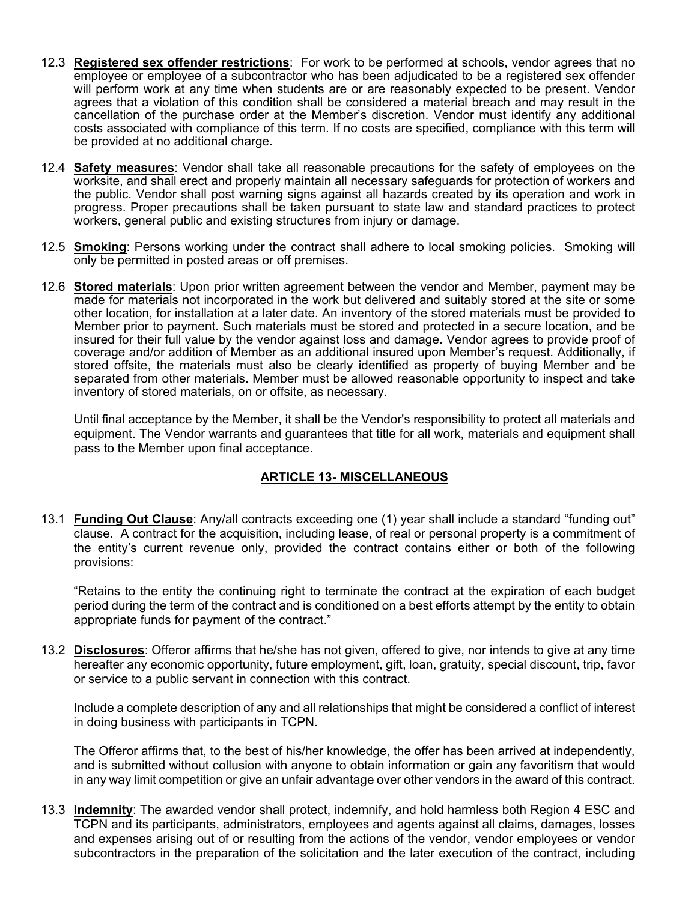12.3 **Registered sex offender restrictions**: For work to be performed at schools, vendor agrees that no employee or employee of a subcontractor who has been adjudicated to be a registered sex offender will perform work at any time when students are or are reasonably expected to be present. Vendor agrees that a violation of this condition shall be considered a material breach and may result in the cancellation of the purchase order at the Member's discretion. Vendor must identify any additional costs associated with compliance of this term. If no costs are specified, compliance with this term will be provided at no additional charge.

12.4 **Safety measures**: Vendor shall take all reasonable precautions for the safety of employees on the worksite, and shall erect and properly maintain all necessary safeguards for protection of workers and the public. Vendor shall post warning signs against all hazards created by its operation and work in progress. Proper precautions shall be taken pursuant to state law and standard practices to protect workers, general public and existing structures from injury or damage.

12.5 **Smoking**: Persons working under the contract shall adhere to local smoking policies. Smoking will only be permitted in posted areas or off premises.

12.6 **Stored materials**: Upon prior written agreement between the vendor and Member, payment may be made for materials not incorporated in the work but delivered and suitably stored at the site or some other location, for installation at a later date. An inventory of the stored materials must be provided to Member prior to payment. Such materials must be stored and protected in a secure location, and be insured for their full value by the vendor against loss and damage. Vendor agrees to provide proof of coverage and/or addition of Member as an additional insured upon Member's request. Additionally, if stored offsite, the materials must also be clearly identified as property of buying Member and be separated from other materials. Member must be allowed reasonable opportunity to inspect and take inventory of stored materials, on or offsite, as necessary.

Until final acceptance by the Member, it shall be the Vendor's responsibility to protect all materials and equipment. The Vendor warrants and guarantees that title for all work, materials and equipment shall pass to the Member upon final acceptance.

## ARTICLE 13- MISCELLANEOUS

13.1 **Funding Out Clause**: Any/all contracts exceeding one (1) year shall include a standard "funding out" clause. A contract for the acquisition, including lease, of real or personal property is a commitment of the entity's current revenue only, provided the contract contains either or both of the following provisions:

"Retains to the entity the continuing right to terminate the contract at the expiration of each budget period during the term of the contract and is conditioned on a best efforts attempt by the entity to obtain appropriate funds for payment of the contract."

13.2 **Disclosures**: Offeror affirms that he/she has not given, offered to give, nor intends to give at any time hereafter any economic opportunity, future employment, gift, loan, gratuity, special discount, trip, favor or service to a public servant in connection with this contract.

Include a complete description of any and all relationships that might be considered a conflict of interest in doing business with participants in TCPN.

The Offeror affirms that, to the best of his/her knowledge, the offer has been arrived at independently, and is submitted without collusion with anyone to obtain information or gain any favoritism that would in any way limit competition or give an unfair advantage over other vendors in the award of this contract.

13.3 **Indemnity**: The awarded vendor shall protect, indemnify, and hold harmless both Region 4 ESC and TCPN and its participants, administrators, employees and agents against all claims, damages, losses and expenses arising out of or resulting from the actions of the vendor, vendor employees or vendor subcontractors in the preparation of the solicitation and the later execution of the contract, including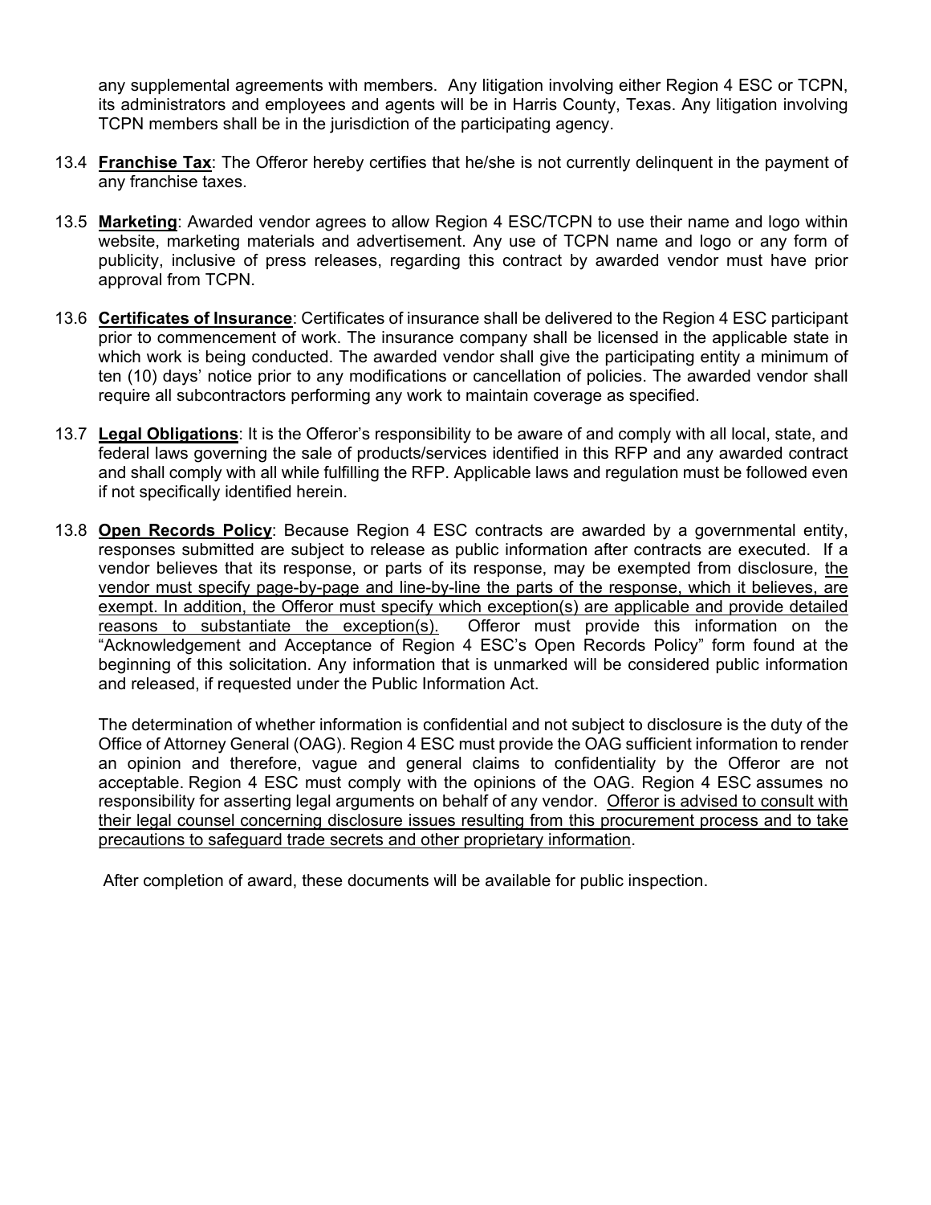any supplemental agreements with members. Any litigation involving either Region 4 ESC or TCPN, its administrators and employees and agents will be in Harris County, Texas. Any litigation involving TCPN members shall be in the jurisdiction of the participating agency.

13.4 **Franchise Tax**: The Offeror hereby certifies that he/she is not currently delinquent in the payment of any franchise taxes.

13.5 **Marketing**: Awarded vendor agrees to allow Region 4 ESC/TCPN to use their name and logo within website, marketing materials and advertisement. Any use of TCPN name and logo or any form of publicity, inclusive of press releases, regarding this contract by awarded vendor must have prior approval from TCPN.

13.6 **Certificates of Insurance**: Certificates of insurance shall be delivered to the Region 4 ESC participant prior to commencement of work. The insurance company shall be licensed in the applicable state in which work is being conducted. The awarded vendor shall give the participating entity a minimum of ten (10) days' notice prior to any modifications or cancellation of policies. The awarded vendor shall require all subcontractors performing any work to maintain coverage as specified.

13.7 **Legal Obligations**: It is the Offeror's responsibility to be aware of and comply with all local, state, and federal laws governing the sale of products/services identified in this RFP and any awarded contract and shall comply with all while fulfilling the RFP. Applicable laws and regulation must be followed even if not specifically identified herein.

13.8 **Open Records Policy**: Because Region 4 ESC contracts are awarded by a governmental entity, responses submitted are subject to release as public information after contracts are executed. If a vendor believes that its response, or parts of its response, may be exempted from disclosure, the vendor must specify page-by-page and line-by-line the parts of the response, which it believes, are exempt. In addition, the Offeror must specify which exception(s) are applicable and provide detailed reasons to substantiate the exception(s). Offeror must provide this information on the "Acknowledgement and Acceptance of Region 4 ESC's Open Records Policy" form found at the beginning of this solicitation. Any information that is unmarked will be considered public information and released, if requested under the Public Information Act.

The determination of whether information is confidential and not subject to disclosure is the duty of the Office of Attorney General (OAG). Region 4 ESC must provide the OAG sufficient information to render an opinion and therefore, vague and general claims to confidentiality by the Offeror are not acceptable. Region 4 ESC must comply with the opinions of the OAG. Region 4 ESC assumes no responsibility for asserting legal arguments on behalf of any vendor. Offeror is advised to consult with their legal counsel concerning disclosure issues resulting from this procurement process and to take precautions to safeguard trade secrets and other proprietary information.

After completion of award, these documents will be available for public inspection.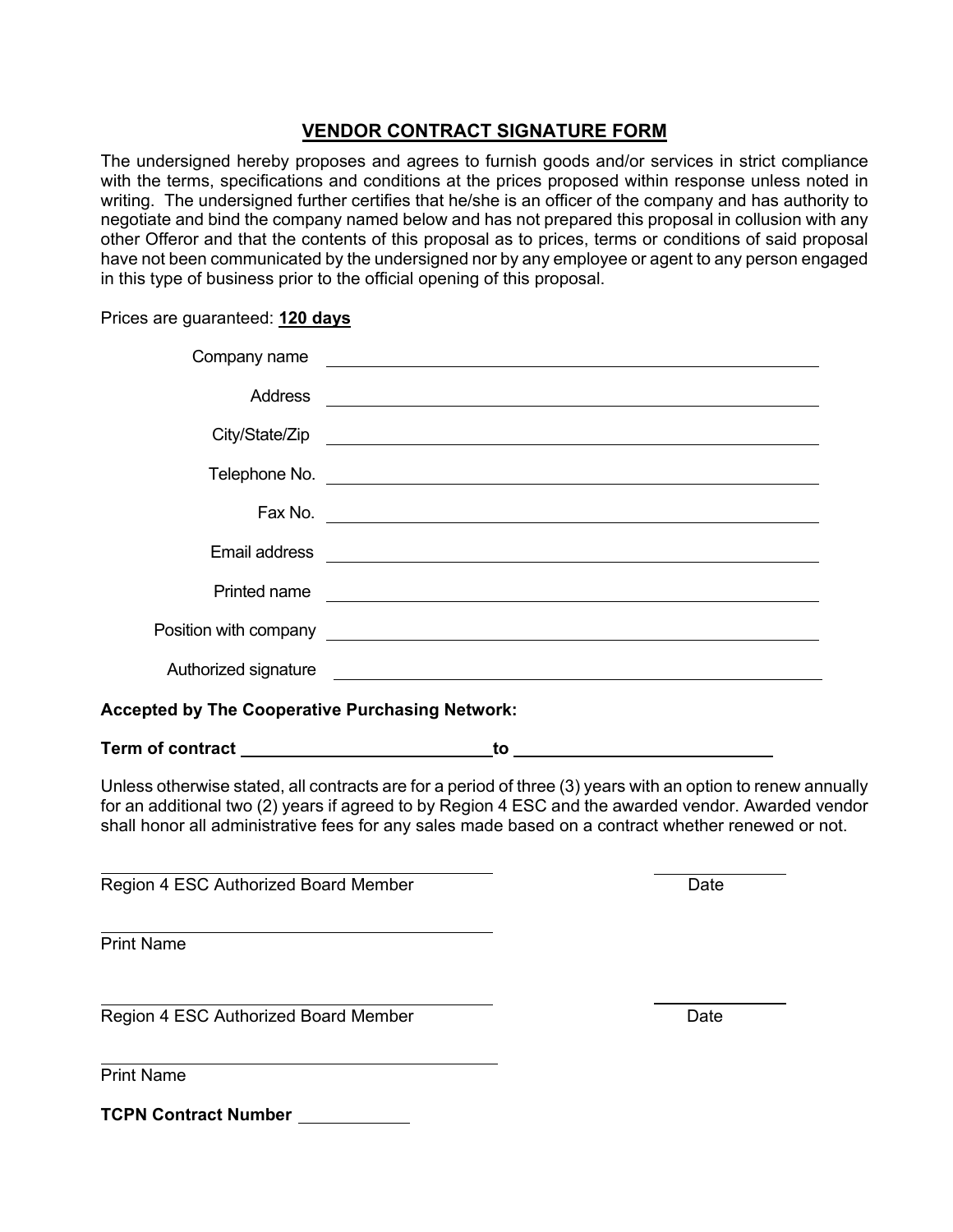## VENDOR CONTRACT SIGNATURE FORM

The undersigned hereby proposes and agrees to furnish goods and/or services in strict compliance with the terms, specifications and conditions at the prices proposed within response unless noted in writing. The undersigned further certifies that he/she is an officer of the company and has authority to negotiate and bind the company named below and has not prepared this proposal in collusion with any other Offeror and that the contents of this proposal as to prices, terms or conditions of said proposal have not been communicated by the undersigned nor by any employee or agent to any person engaged in this type of business prior to the official opening of this proposal.

Prices are guaranteed: **120 days**

Company name ______________________________

Address ______________________________

City/State/Zip ______________________________

Telephone No. ______________________________

Fax No. ______________________________

Email address ______________________________

Printed name ______________________________

Position with company ______________________________

Authorized signature ______________________________

**Accepted by The Cooperative Purchasing Network:**

**Term of contract ______________________ to ______________________**

Unless otherwise stated, all contracts are for a period of three (3) years with an option to renew annually for an additional two (2) years if agreed to by Region 4 ESC and the awarded vendor. Awarded vendor shall honor all administrative fees for any sales made based on a contract whether renewed or not.

______________________________ ______________

Region 4 ESC Authorized Board Member Date

______________________________

Print Name

______________________________ ______________

Region 4 ESC Authorized Board Member Date

______________________________

Print Name

**TCPN Contract Number** ____________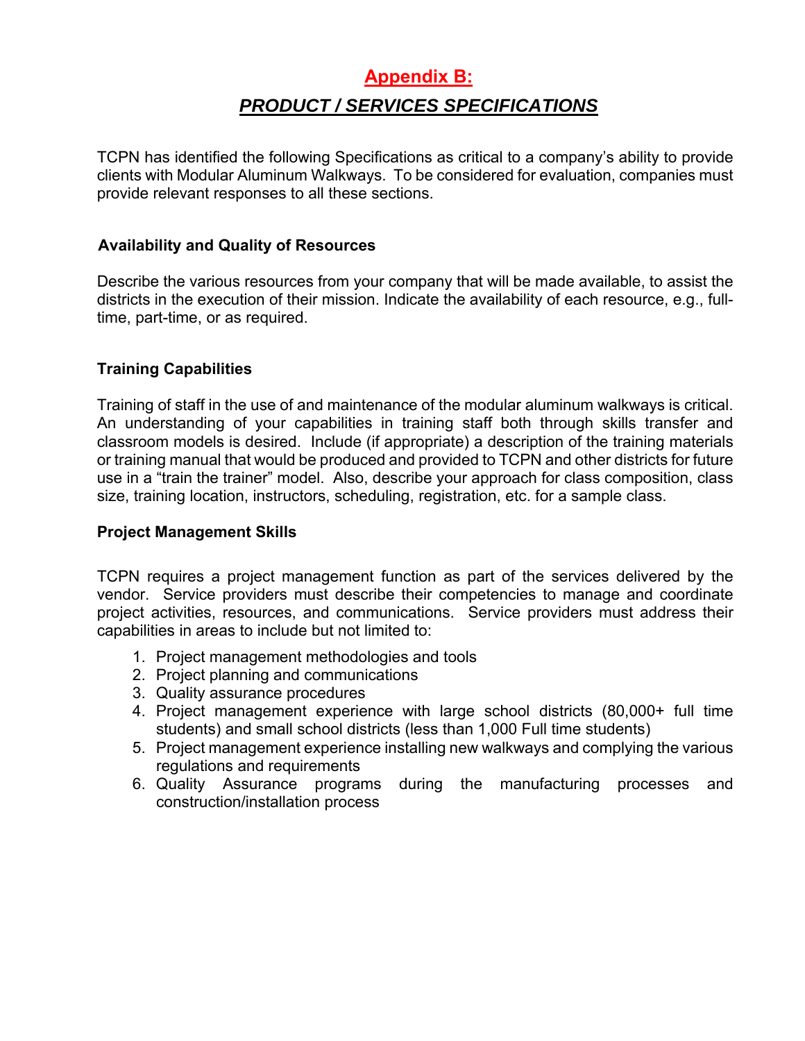# Appendix B:

## *PRODUCT / SERVICES SPECIFICATIONS*

TCPN has identified the following Specifications as critical to a company's ability to provide clients with Modular Aluminum Walkways. To be considered for evaluation, companies must provide relevant responses to all these sections.

**Availability and Quality of Resources**

Describe the various resources from your company that will be made available, to assist the districts in the execution of their mission. Indicate the availability of each resource, e.g., full-time, part-time, or as required.

**Training Capabilities**

Training of staff in the use of and maintenance of the modular aluminum walkways is critical. An understanding of your capabilities in training staff both through skills transfer and classroom models is desired. Include (if appropriate) a description of the training materials or training manual that would be produced and provided to TCPN and other districts for future use in a "train the trainer" model. Also, describe your approach for class composition, class size, training location, instructors, scheduling, registration, etc. for a sample class.

**Project Management Skills**

TCPN requires a project management function as part of the services delivered by the vendor. Service providers must describe their competencies to manage and coordinate project activities, resources, and communications. Service providers must address their capabilities in areas to include but not limited to:

1. Project management methodologies and tools
2. Project planning and communications
3. Quality assurance procedures
4. Project management experience with large school districts (80,000+ full time students) and small school districts (less than 1,000 Full time students)
5. Project management experience installing new walkways and complying the various regulations and requirements
6. Quality Assurance programs during the manufacturing processes and construction/installation process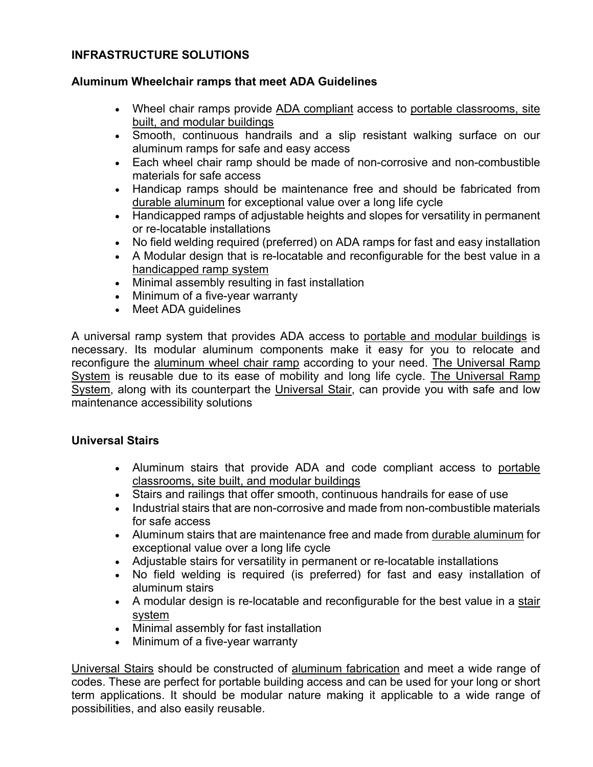**INFRASTRUCTURE SOLUTIONS**

**Aluminum Wheelchair ramps that meet ADA Guidelines**

- Wheel chair ramps provide ADA compliant access to portable classrooms, site built, and modular buildings
- Smooth, continuous handrails and a slip resistant walking surface on our aluminum ramps for safe and easy access
- Each wheel chair ramp should be made of non-corrosive and non-combustible materials for safe access
- Handicap ramps should be maintenance free and should be fabricated from durable aluminum for exceptional value over a long life cycle
- Handicapped ramps of adjustable heights and slopes for versatility in permanent or re-locatable installations
- No field welding required (preferred) on ADA ramps for fast and easy installation
- A Modular design that is re-locatable and reconfigurable for the best value in a handicapped ramp system
- Minimal assembly resulting in fast installation
- Minimum of a five-year warranty
- Meet ADA guidelines

A universal ramp system that provides ADA access to portable and modular buildings is necessary. Its modular aluminum components make it easy for you to relocate and reconfigure the aluminum wheel chair ramp according to your need. The Universal Ramp System is reusable due to its ease of mobility and long life cycle. The Universal Ramp System, along with its counterpart the Universal Stair, can provide you with safe and low maintenance accessibility solutions

**Universal Stairs**

- Aluminum stairs that provide ADA and code compliant access to portable classrooms, site built, and modular buildings
- Stairs and railings that offer smooth, continuous handrails for ease of use
- Industrial stairs that are non-corrosive and made from non-combustible materials for safe access
- Aluminum stairs that are maintenance free and made from durable aluminum for exceptional value over a long life cycle
- Adjustable stairs for versatility in permanent or re-locatable installations
- No field welding is required (is preferred) for fast and easy installation of aluminum stairs
- A modular design is re-locatable and reconfigurable for the best value in a stair system
- Minimal assembly for fast installation
- Minimum of a five-year warranty

Universal Stairs should be constructed of aluminum fabrication and meet a wide range of codes. These are perfect for portable building access and can be used for your long or short term applications. It should be modular nature making it applicable to a wide range of possibilities, and also easily reusable.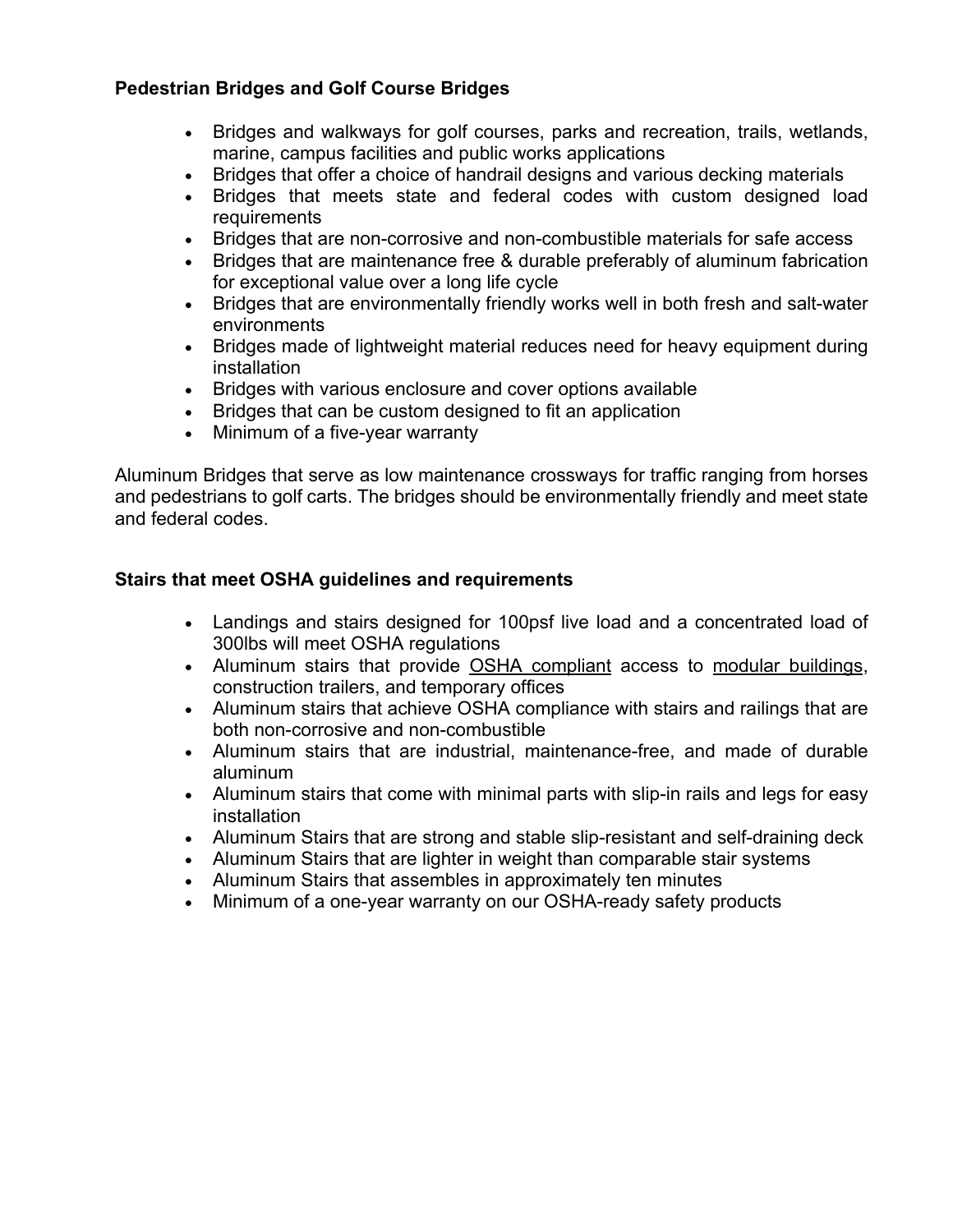**Pedestrian Bridges and Golf Course Bridges**

- Bridges and walkways for golf courses, parks and recreation, trails, wetlands, marine, campus facilities and public works applications
- Bridges that offer a choice of handrail designs and various decking materials
- Bridges that meets state and federal codes with custom designed load requirements
- Bridges that are non-corrosive and non-combustible materials for safe access
- Bridges that are maintenance free & durable preferably of aluminum fabrication for exceptional value over a long life cycle
- Bridges that are environmentally friendly works well in both fresh and salt-water environments
- Bridges made of lightweight material reduces need for heavy equipment during installation
- Bridges with various enclosure and cover options available
- Bridges that can be custom designed to fit an application
- Minimum of a five-year warranty

Aluminum Bridges that serve as low maintenance crossways for traffic ranging from horses and pedestrians to golf carts. The bridges should be environmentally friendly and meet state and federal codes.

**Stairs that meet OSHA guidelines and requirements**

- Landings and stairs designed for 100psf live load and a concentrated load of 300lbs will meet OSHA regulations
- Aluminum stairs that provide OSHA compliant access to modular buildings, construction trailers, and temporary offices
- Aluminum stairs that achieve OSHA compliance with stairs and railings that are both non-corrosive and non-combustible
- Aluminum stairs that are industrial, maintenance-free, and made of durable aluminum
- Aluminum stairs that come with minimal parts with slip-in rails and legs for easy installation
- Aluminum Stairs that are strong and stable slip-resistant and self-draining deck
- Aluminum Stairs that are lighter in weight than comparable stair systems
- Aluminum Stairs that assembles in approximately ten minutes
- Minimum of a one-year warranty on our OSHA-ready safety products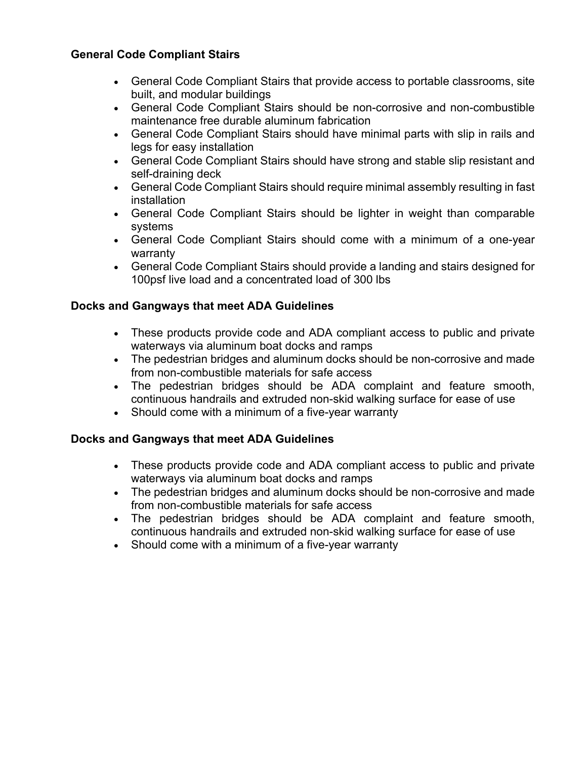**General Code Compliant Stairs**

- General Code Compliant Stairs that provide access to portable classrooms, site built, and modular buildings
- General Code Compliant Stairs should be non-corrosive and non-combustible maintenance free durable aluminum fabrication
- General Code Compliant Stairs should have minimal parts with slip in rails and legs for easy installation
- General Code Compliant Stairs should have strong and stable slip resistant and self-draining deck
- General Code Compliant Stairs should require minimal assembly resulting in fast installation
- General Code Compliant Stairs should be lighter in weight than comparable systems
- General Code Compliant Stairs should come with a minimum of a one-year warranty
- General Code Compliant Stairs should provide a landing and stairs designed for 100psf live load and a concentrated load of 300 lbs

**Docks and Gangways that meet ADA Guidelines**

- These products provide code and ADA compliant access to public and private waterways via aluminum boat docks and ramps
- The pedestrian bridges and aluminum docks should be non-corrosive and made from non-combustible materials for safe access
- The pedestrian bridges should be ADA complaint and feature smooth, continuous handrails and extruded non-skid walking surface for ease of use
- Should come with a minimum of a five-year warranty

**Docks and Gangways that meet ADA Guidelines**

- These products provide code and ADA compliant access to public and private waterways via aluminum boat docks and ramps
- The pedestrian bridges and aluminum docks should be non-corrosive and made from non-combustible materials for safe access
- The pedestrian bridges should be ADA complaint and feature smooth, continuous handrails and extruded non-skid walking surface for ease of use
- Should come with a minimum of a five-year warranty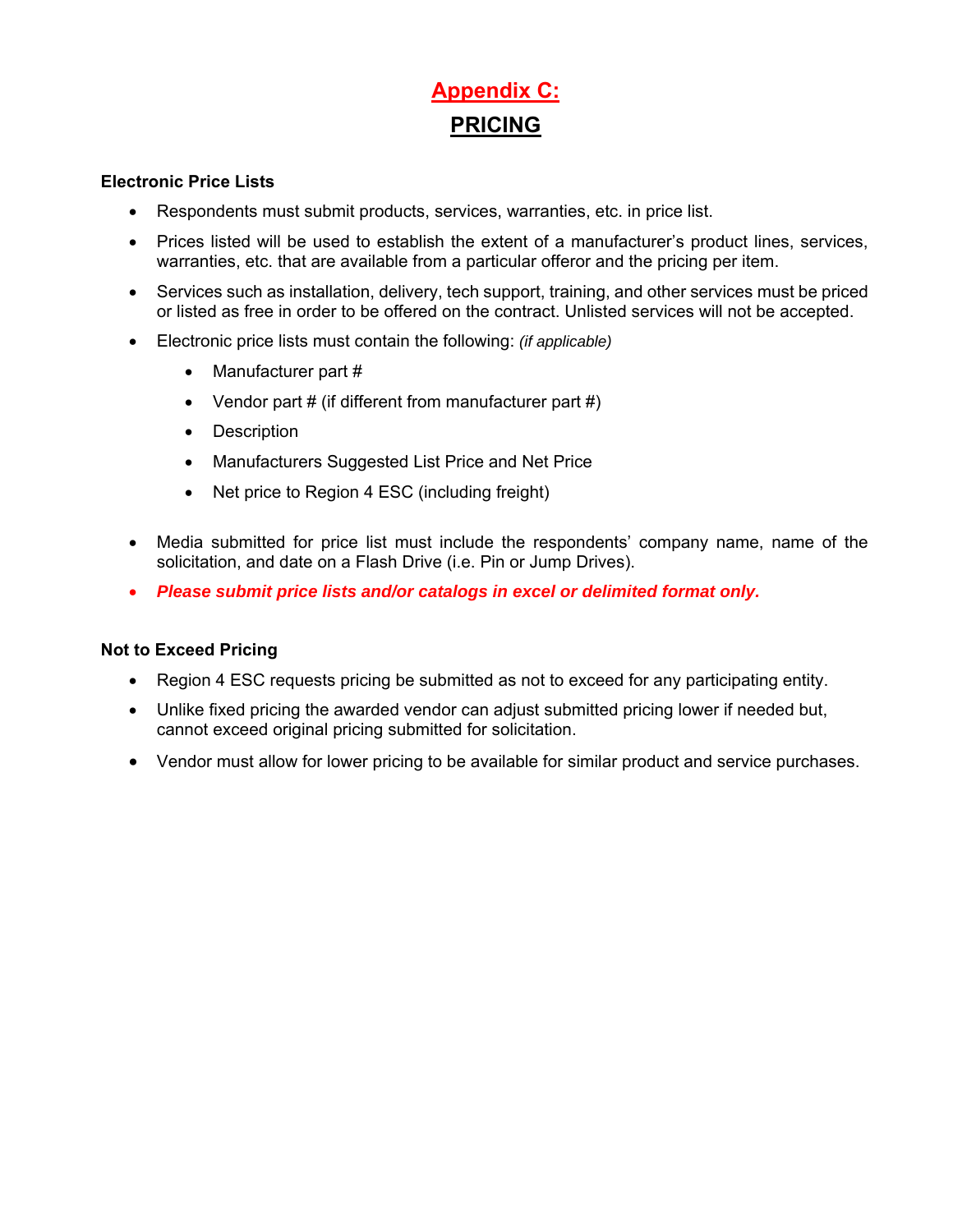# Appendix C:

## PRICING

### Electronic Price Lists

- Respondents must submit products, services, warranties, etc. in price list.
- Prices listed will be used to establish the extent of a manufacturer's product lines, services, warranties, etc. that are available from a particular offeror and the pricing per item.
- Services such as installation, delivery, tech support, training, and other services must be priced or listed as free in order to be offered on the contract. Unlisted services will not be accepted.
- Electronic price lists must contain the following: *(if applicable)*
    - Manufacturer part #
    - Vendor part # (if different from manufacturer part #)
    - Description
    - Manufacturers Suggested List Price and Net Price
    - Net price to Region 4 ESC (including freight)
- Media submitted for price list must include the respondents' company name, name of the solicitation, and date on a Flash Drive (i.e. Pin or Jump Drives).
- ***Please submit price lists and/or catalogs in excel or delimited format only.***

### Not to Exceed Pricing

- Region 4 ESC requests pricing be submitted as not to exceed for any participating entity.
- Unlike fixed pricing the awarded vendor can adjust submitted pricing lower if needed but, cannot exceed original pricing submitted for solicitation.
- Vendor must allow for lower pricing to be available for similar product and service purchases.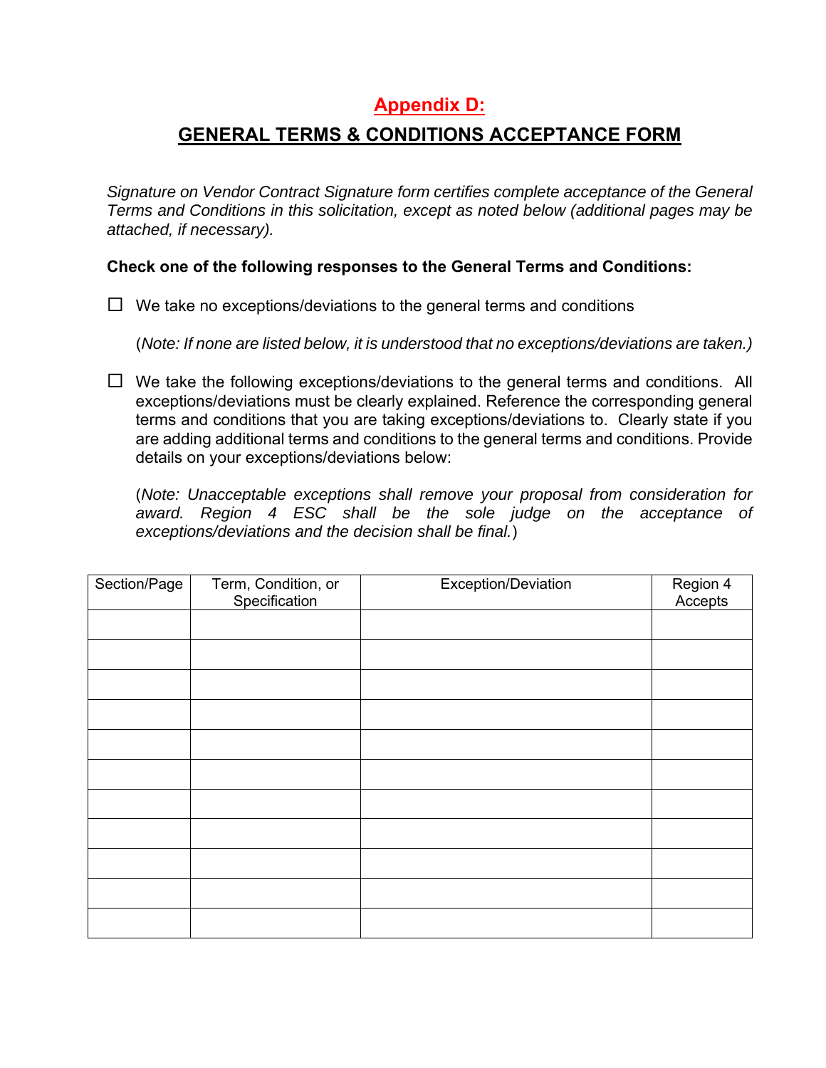# Appendix D:

## GENERAL TERMS & CONDITIONS ACCEPTANCE FORM

*Signature on Vendor Contract Signature form certifies complete acceptance of the General Terms and Conditions in this solicitation, except as noted below (additional pages may be attached, if necessary).*

**Check one of the following responses to the General Terms and Conditions:**

☐ We take no exceptions/deviations to the general terms and conditions

(*Note: If none are listed below, it is understood that no exceptions/deviations are taken.)*

☐ We take the following exceptions/deviations to the general terms and conditions. All exceptions/deviations must be clearly explained. Reference the corresponding general terms and conditions that you are taking exceptions/deviations to. Clearly state if you are adding additional terms and conditions to the general terms and conditions. Provide details on your exceptions/deviations below:

(*Note: Unacceptable exceptions shall remove your proposal from consideration for award. Region 4 ESC shall be the sole judge on the acceptance of exceptions/deviations and the decision shall be final.*)

| Section/Page | Term, Condition, or Specification | Exception/Deviation | Region 4 Accepts |
|---|---|---|---|
| | | | |
| | | | |
| | | | |
| | | | |
| | | | |
| | | | |
| | | | |
| | | | |
| | | | |
| | | | |
| | | | |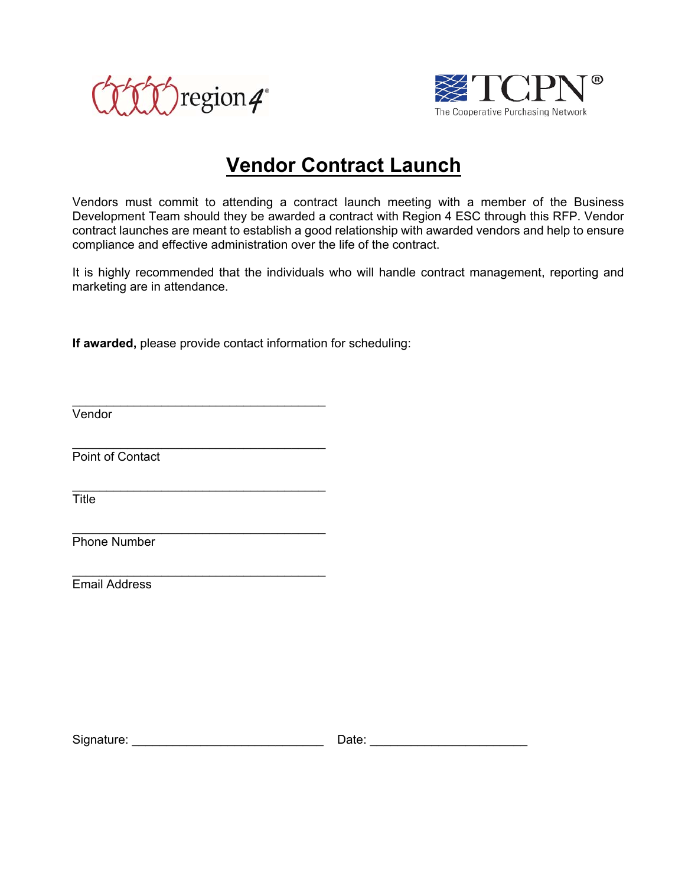region4

TCPN®
The Cooperative Purchasing Network

# Vendor Contract Launch

Vendors must commit to attending a contract launch meeting with a member of the Business Development Team should they be awarded a contract with Region 4 ESC through this RFP. Vendor contract launches are meant to establish a good relationship with awarded vendors and help to ensure compliance and effective administration over the life of the contract.

It is highly recommended that the individuals who will handle contract management, reporting and marketing are in attendance.

**If awarded,** please provide contact information for scheduling:

_______________________________________
Vendor

_______________________________________
Point of Contact

_______________________________________
Title

_______________________________________
Phone Number

_______________________________________
Email Address

Signature: ____________________________ Date: _______________________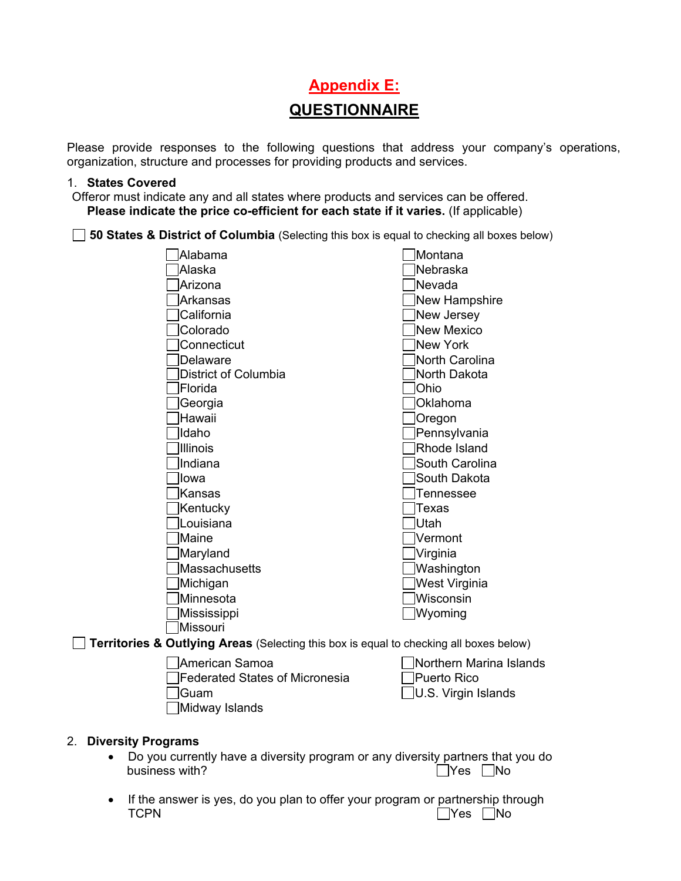# Appendix E:

## QUESTIONNAIRE

Please provide responses to the following questions that address your company's operations, organization, structure and processes for providing products and services.

1. **States Covered**

Offeror must indicate any and all states where products and services can be offered.
**Please indicate the price co-efficient for each state if it varies.** (If applicable)

☐ **50 States & District of Columbia** (Selecting this box is equal to checking all boxes below)

- ☐ Alabama
- ☐ Alaska
- ☐ Arizona
- ☐ Arkansas
- ☐ California
- ☐ Colorado
- ☐ Connecticut
- ☐ Delaware
- ☐ District of Columbia
- ☐ Florida
- ☐ Georgia
- ☐ Hawaii
- ☐ Idaho
- ☐ Illinois
- ☐ Indiana
- ☐ Iowa
- ☐ Kansas
- ☐ Kentucky
- ☐ Louisiana
- ☐ Maine
- ☐ Maryland
- ☐ Massachusetts
- ☐ Michigan
- ☐ Minnesota
- ☐ Mississippi
- ☐ Missouri
- ☐ Montana
- ☐ Nebraska
- ☐ Nevada
- ☐ New Hampshire
- ☐ New Jersey
- ☐ New Mexico
- ☐ New York
- ☐ North Carolina
- ☐ North Dakota
- ☐ Ohio
- ☐ Oklahoma
- ☐ Oregon
- ☐ Pennsylvania
- ☐ Rhode Island
- ☐ South Carolina
- ☐ South Dakota
- ☐ Tennessee
- ☐ Texas
- ☐ Utah
- ☐ Vermont
- ☐ Virginia
- ☐ Washington
- ☐ West Virginia
- ☐ Wisconsin
- ☐ Wyoming

☐ **Territories & Outlying Areas** (Selecting this box is equal to checking all boxes below)

- ☐ American Samoa
- ☐ Federated States of Micronesia
- ☐ Guam
- ☐ Midway Islands
- ☐ Northern Marina Islands
- ☐ Puerto Rico
- ☐ U.S. Virgin Islands

2. **Diversity Programs**

- Do you currently have a diversity program or any diversity partners that you do business with? ☐ Yes ☐ No

- If the answer is yes, do you plan to offer your program or partnership through TCPN ☐ Yes ☐ No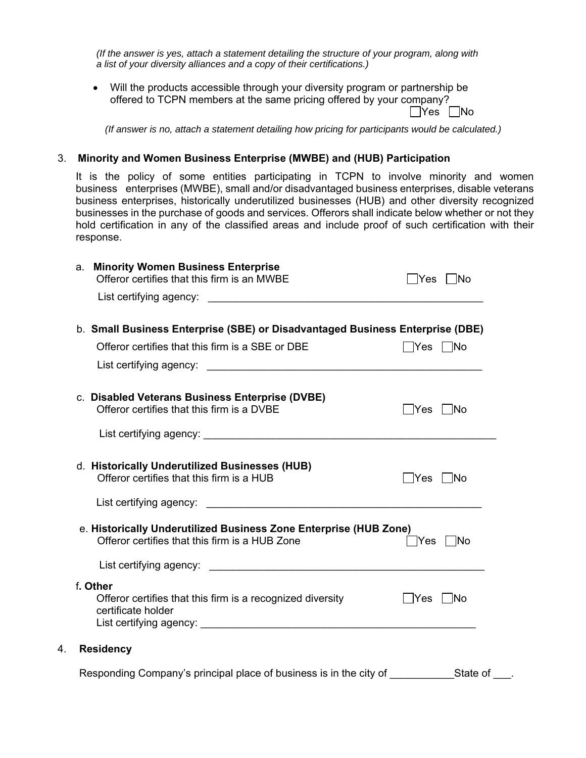*(If the answer is yes, attach a statement detailing the structure of your program, along with a list of your diversity alliances and a copy of their certifications.)*

- Will the products accessible through your diversity program or partnership be offered to TCPN members at the same pricing offered by your company?
  ☐Yes ☐No

*(If answer is no, attach a statement detailing how pricing for participants would be calculated.)*

3. **Minority and Women Business Enterprise (MWBE) and (HUB) Participation**

It is the policy of some entities participating in TCPN to involve minority and women business enterprises (MWBE), small and/or disadvantaged business enterprises, disable veterans business enterprises, historically underutilized businesses (HUB) and other diversity recognized businesses in the purchase of goods and services. Offerors shall indicate below whether or not they hold certification in any of the classified areas and include proof of such certification with their response.

a. **Minority Women Business Enterprise**
Offeror certifies that this firm is an MWBE ☐Yes ☐No
List certifying agency: ______________________________________________

b. **Small Business Enterprise (SBE) or Disadvantaged Business Enterprise (DBE)**
Offeror certifies that this firm is a SBE or DBE ☐Yes ☐No
List certifying agency: ______________________________________________

c. **Disabled Veterans Business Enterprise (DVBE)**
Offeror certifies that this firm is a DVBE ☐Yes ☐No
List certifying agency: ______________________________________________

d. **Historically Underutilized Businesses (HUB)**
Offeror certifies that this firm is a HUB ☐Yes ☐No
List certifying agency: ______________________________________________

e. **Historically Underutilized Business Zone Enterprise (HUB Zone)**
Offeror certifies that this firm is a HUB Zone ☐Yes ☐No
List certifying agency: ______________________________________________

f. **Other**
Offeror certifies that this firm is a recognized diversity certificate holder ☐Yes ☐No
List certifying agency: ______________________________________________

4. **Residency**

Responding Company's principal place of business is in the city of ___________State of ___.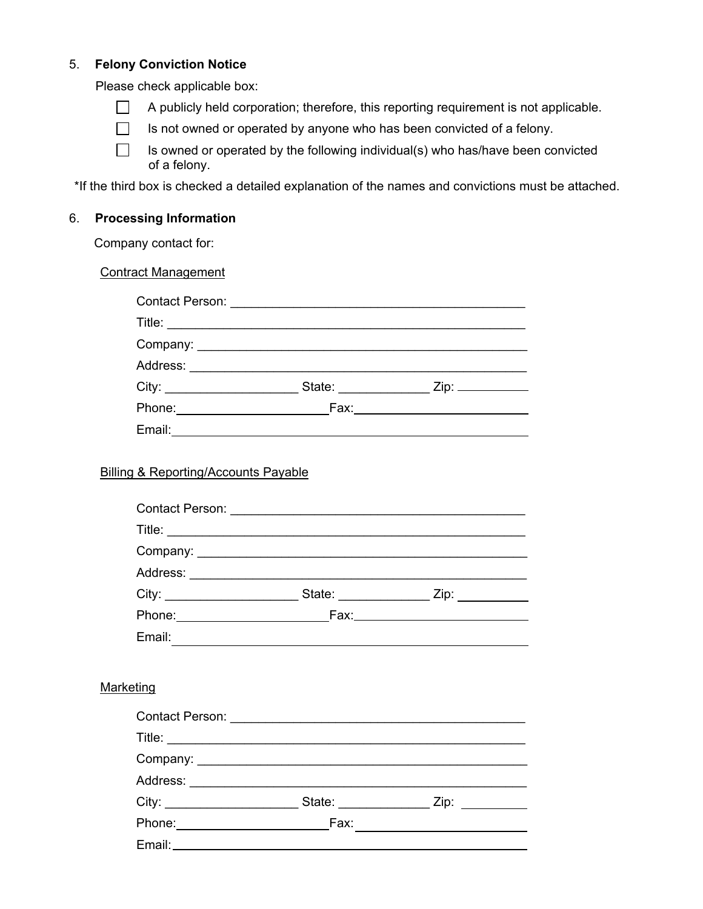5. **Felony Conviction Notice**

   Please check applicable box:

   - ☐ A publicly held corporation; therefore, this reporting requirement is not applicable.
   - ☐ Is not owned or operated by anyone who has been convicted of a felony.
   - ☐ Is owned or operated by the following individual(s) who has/have been convicted of a felony.

*If the third box is checked a detailed explanation of the names and convictions must be attached.

6. **Processing Information**

   Company contact for:

   Contract Management

   Contact Person: ___________________________________________

   Title: ___________________________________________

   Company: ___________________________________________

   Address: ___________________________________________

   City: ___________________ State: _____________ Zip: ___________

   Phone: ______________________ Fax: ______________________

   Email: ___________________________________________

   Billing & Reporting/Accounts Payable

   Contact Person: ___________________________________________

   Title: ___________________________________________

   Company: ___________________________________________

   Address: ___________________________________________

   City: ___________________ State: _____________ Zip: ___________

   Phone: ______________________ Fax: ______________________

   Email: ___________________________________________

   Marketing

   Contact Person: ___________________________________________

   Title: ___________________________________________

   Company: ___________________________________________

   Address: ___________________________________________

   City: ___________________ State: _____________ Zip: ___________

   Phone: ______________________ Fax: ______________________

   Email: ___________________________________________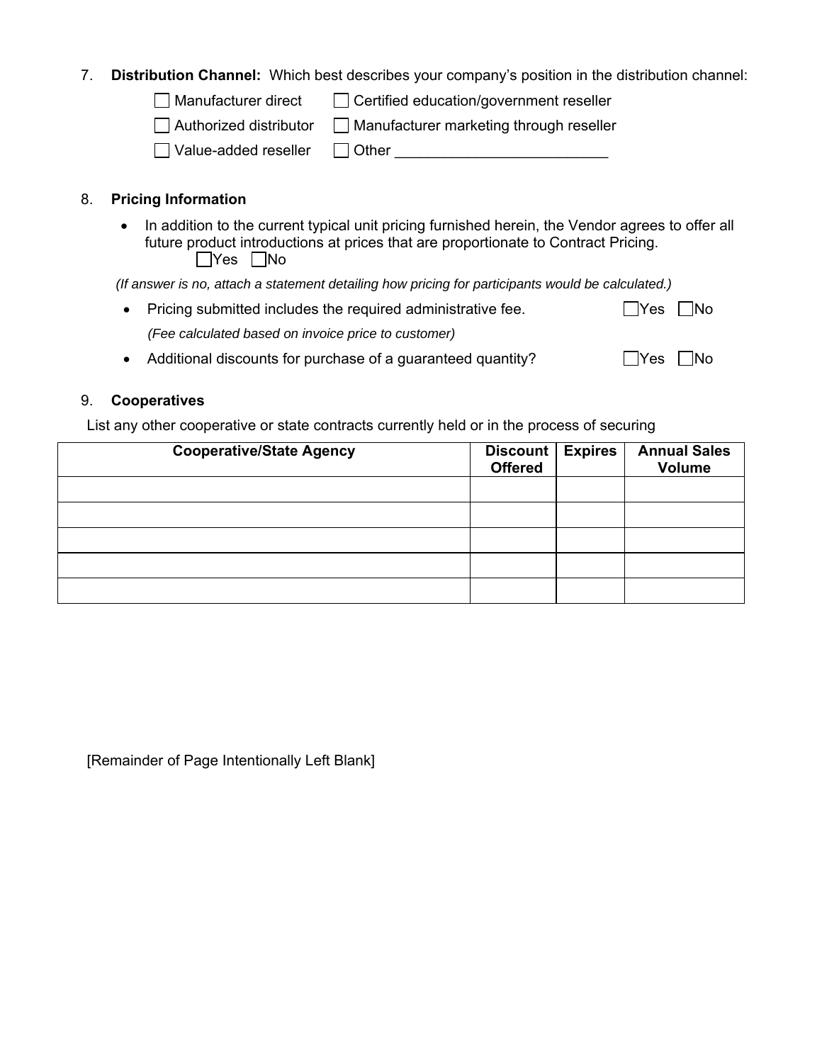7. **Distribution Channel:** Which best describes your company's position in the distribution channel:

☐ Manufacturer direct ☐ Certified education/government reseller

☐ Authorized distributor ☐ Manufacturer marketing through reseller

☐ Value-added reseller ☐ Other __________________________

8. **Pricing Information**

- In addition to the current typical unit pricing furnished herein, the Vendor agrees to offer all future product introductions at prices that are proportionate to Contract Pricing.
  ☐Yes ☐No

*(If answer is no, attach a statement detailing how pricing for participants would be calculated.)*

- Pricing submitted includes the required administrative fee. ☐Yes ☐No

  *(Fee calculated based on invoice price to customer)*

- Additional discounts for purchase of a guaranteed quantity? ☐Yes ☐No

9. **Cooperatives**

List any other cooperative or state contracts currently held or in the process of securing

| Cooperative/State Agency | Discount Offered | Expires | Annual Sales Volume |
|---|---|---|---|
| | | | |
| | | | |
| | | | |
| | | | |
| | | | |

[Remainder of Page Intentionally Left Blank]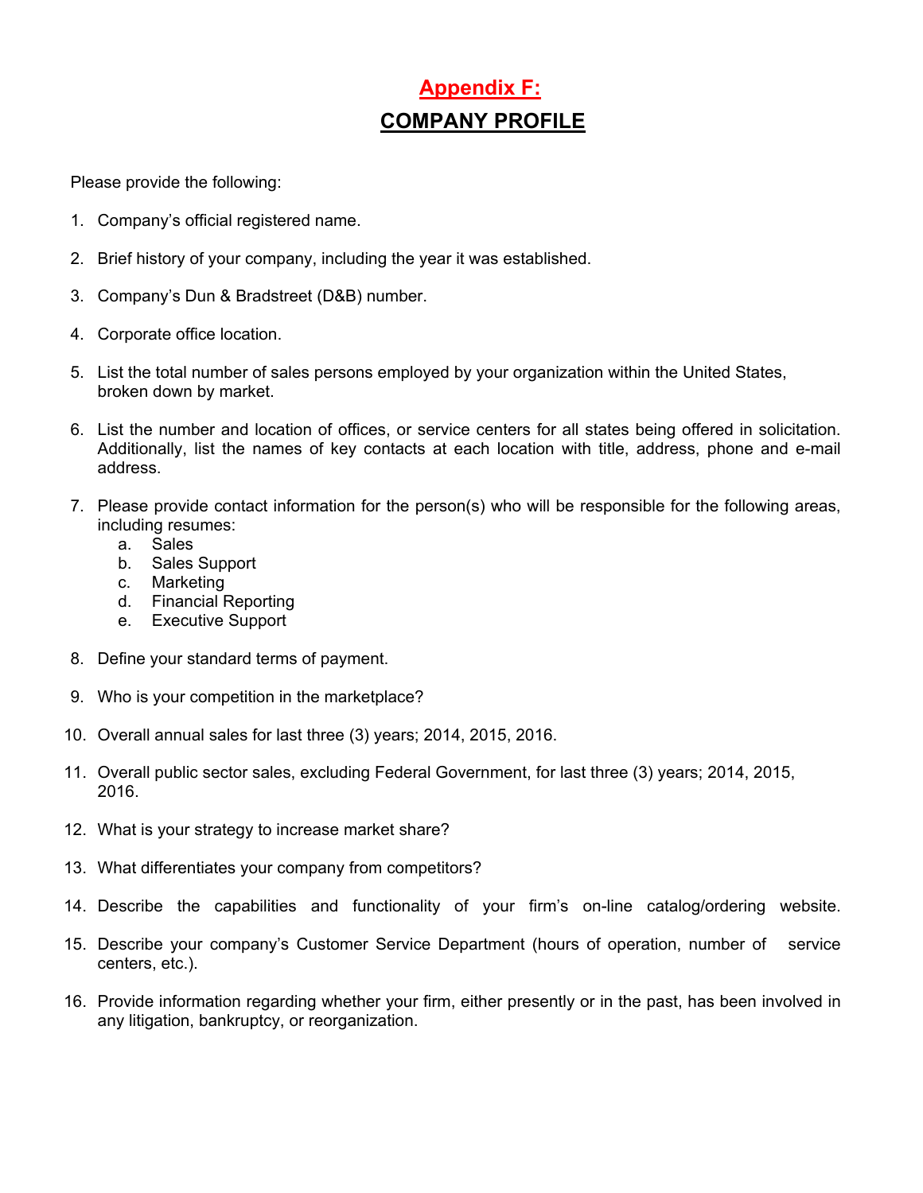# Appendix F:

## COMPANY PROFILE

Please provide the following:

1. Company's official registered name.
2. Brief history of your company, including the year it was established.
3. Company's Dun & Bradstreet (D&B) number.
4. Corporate office location.
5. List the total number of sales persons employed by your organization within the United States, broken down by market.
6. List the number and location of offices, or service centers for all states being offered in solicitation. Additionally, list the names of key contacts at each location with title, address, phone and e-mail address.
7. Please provide contact information for the person(s) who will be responsible for the following areas, including resumes:
   a. Sales
   b. Sales Support
   c. Marketing
   d. Financial Reporting
   e. Executive Support
8. Define your standard terms of payment.
9. Who is your competition in the marketplace?
10. Overall annual sales for last three (3) years; 2014, 2015, 2016.
11. Overall public sector sales, excluding Federal Government, for last three (3) years; 2014, 2015, 2016.
12. What is your strategy to increase market share?
13. What differentiates your company from competitors?
14. Describe the capabilities and functionality of your firm's on-line catalog/ordering website.
15. Describe your company's Customer Service Department (hours of operation, number of service centers, etc.).
16. Provide information regarding whether your firm, either presently or in the past, has been involved in any litigation, bankruptcy, or reorganization.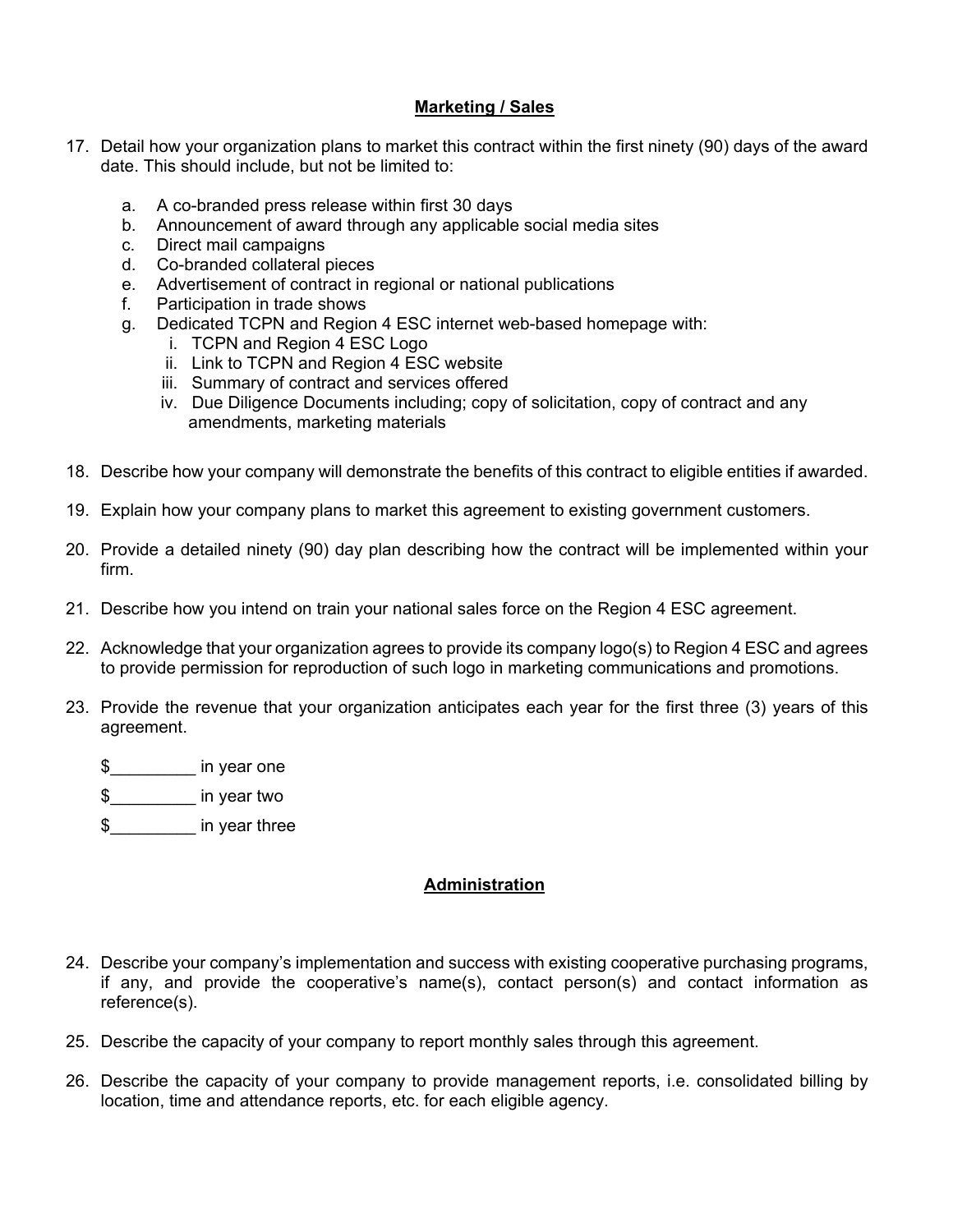## Marketing / Sales

17. Detail how your organization plans to market this contract within the first ninety (90) days of the award date. This should include, but not be limited to:

    a. A co-branded press release within first 30 days
    b. Announcement of award through any applicable social media sites
    c. Direct mail campaigns
    d. Co-branded collateral pieces
    e. Advertisement of contract in regional or national publications
    f. Participation in trade shows
    g. Dedicated TCPN and Region 4 ESC internet web-based homepage with:
       i. TCPN and Region 4 ESC Logo
       ii. Link to TCPN and Region 4 ESC website
       iii. Summary of contract and services offered
       iv. Due Diligence Documents including; copy of solicitation, copy of contract and any amendments, marketing materials

18. Describe how your company will demonstrate the benefits of this contract to eligible entities if awarded.

19. Explain how your company plans to market this agreement to existing government customers.

20. Provide a detailed ninety (90) day plan describing how the contract will be implemented within your firm.

21. Describe how you intend on train your national sales force on the Region 4 ESC agreement.

22. Acknowledge that your organization agrees to provide its company logo(s) to Region 4 ESC and agrees to provide permission for reproduction of such logo in marketing communications and promotions.

23. Provide the revenue that your organization anticipates each year for the first three (3) years of this agreement.

    $_________ in year one

    $_________ in year two

    $_________ in year three

## Administration

24. Describe your company's implementation and success with existing cooperative purchasing programs, if any, and provide the cooperative's name(s), contact person(s) and contact information as reference(s).

25. Describe the capacity of your company to report monthly sales through this agreement.

26. Describe the capacity of your company to provide management reports, i.e. consolidated billing by location, time and attendance reports, etc. for each eligible agency.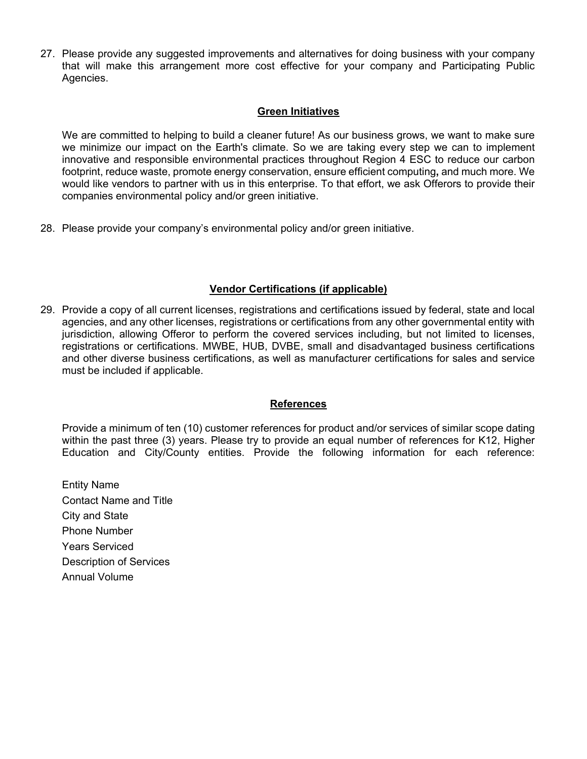27. Please provide any suggested improvements and alternatives for doing business with your company that will make this arrangement more cost effective for your company and Participating Public Agencies.

## Green Initiatives

We are committed to helping to build a cleaner future! As our business grows, we want to make sure we minimize our impact on the Earth's climate. So we are taking every step we can to implement innovative and responsible environmental practices throughout Region 4 ESC to reduce our carbon footprint, reduce waste, promote energy conservation, ensure efficient computing**,** and much more. We would like vendors to partner with us in this enterprise. To that effort, we ask Offerors to provide their companies environmental policy and/or green initiative.

28. Please provide your company's environmental policy and/or green initiative.

## Vendor Certifications (if applicable)

29. Provide a copy of all current licenses, registrations and certifications issued by federal, state and local agencies, and any other licenses, registrations or certifications from any other governmental entity with jurisdiction, allowing Offeror to perform the covered services including, but not limited to licenses, registrations or certifications. MWBE, HUB, DVBE, small and disadvantaged business certifications and other diverse business certifications, as well as manufacturer certifications for sales and service must be included if applicable.

## References

Provide a minimum of ten (10) customer references for product and/or services of similar scope dating within the past three (3) years. Please try to provide an equal number of references for K12, Higher Education and City/County entities. Provide the following information for each reference:

Entity Name
Contact Name and Title
City and State
Phone Number
Years Serviced
Description of Services
Annual Volume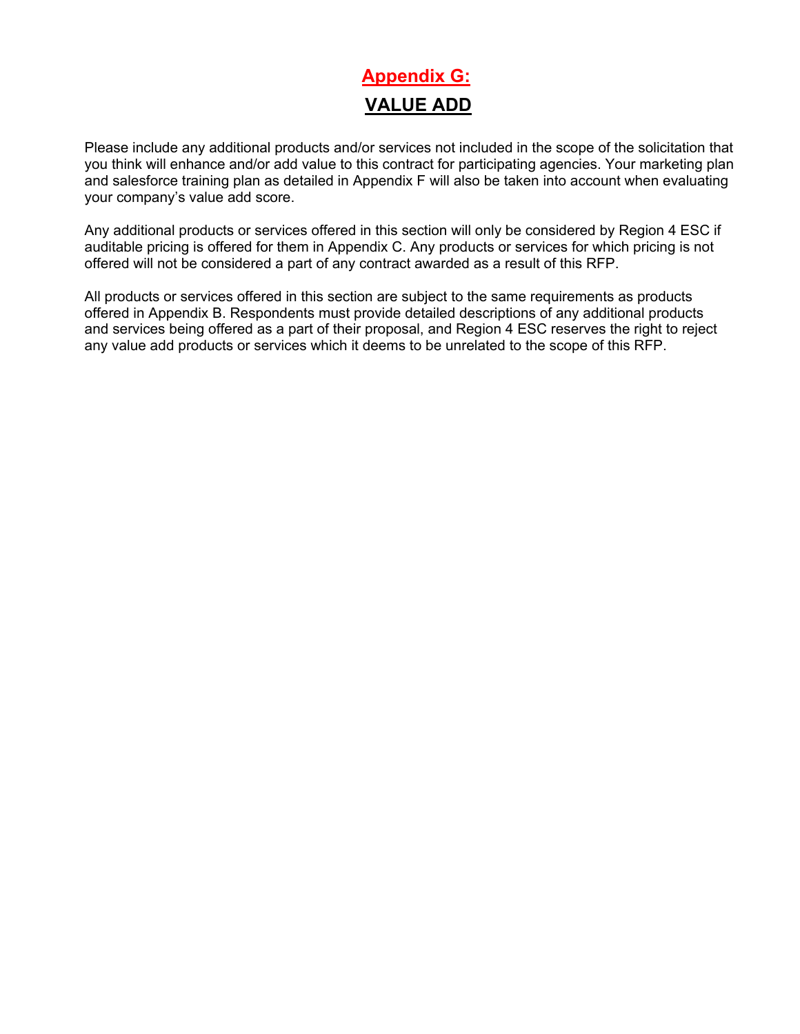# Appendix G:

## VALUE ADD

Please include any additional products and/or services not included in the scope of the solicitation that you think will enhance and/or add value to this contract for participating agencies. Your marketing plan and salesforce training plan as detailed in Appendix F will also be taken into account when evaluating your company's value add score.

Any additional products or services offered in this section will only be considered by Region 4 ESC if auditable pricing is offered for them in Appendix C. Any products or services for which pricing is not offered will not be considered a part of any contract awarded as a result of this RFP.

All products or services offered in this section are subject to the same requirements as products offered in Appendix B. Respondents must provide detailed descriptions of any additional products and services being offered as a part of their proposal, and Region 4 ESC reserves the right to reject any value add products or services which it deems to be unrelated to the scope of this RFP.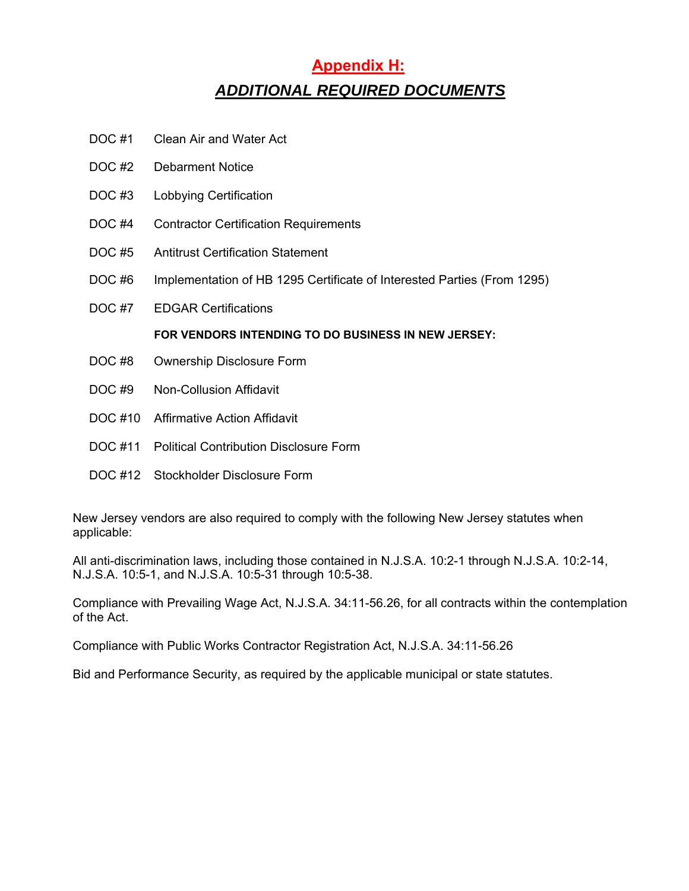# Appendix H:

## *ADDITIONAL REQUIRED DOCUMENTS*

- DOC #1 Clean Air and Water Act
- DOC #2 Debarment Notice
- DOC #3 Lobbying Certification
- DOC #4 Contractor Certification Requirements
- DOC #5 Antitrust Certification Statement
- DOC #6 Implementation of HB 1295 Certificate of Interested Parties (From 1295)
- DOC #7 EDGAR Certifications

**FOR VENDORS INTENDING TO DO BUSINESS IN NEW JERSEY:**

- DOC #8 Ownership Disclosure Form
- DOC #9 Non-Collusion Affidavit
- DOC #10 Affirmative Action Affidavit
- DOC #11 Political Contribution Disclosure Form
- DOC #12 Stockholder Disclosure Form

New Jersey vendors are also required to comply with the following New Jersey statutes when applicable:

All anti-discrimination laws, including those contained in N.J.S.A. 10:2-1 through N.J.S.A. 10:2-14, N.J.S.A. 10:5-1, and N.J.S.A. 10:5-31 through 10:5-38.

Compliance with Prevailing Wage Act, N.J.S.A. 34:11-56.26, for all contracts within the contemplation of the Act.

Compliance with Public Works Contractor Registration Act, N.J.S.A. 34:11-56.26

Bid and Performance Security, as required by the applicable municipal or state statutes.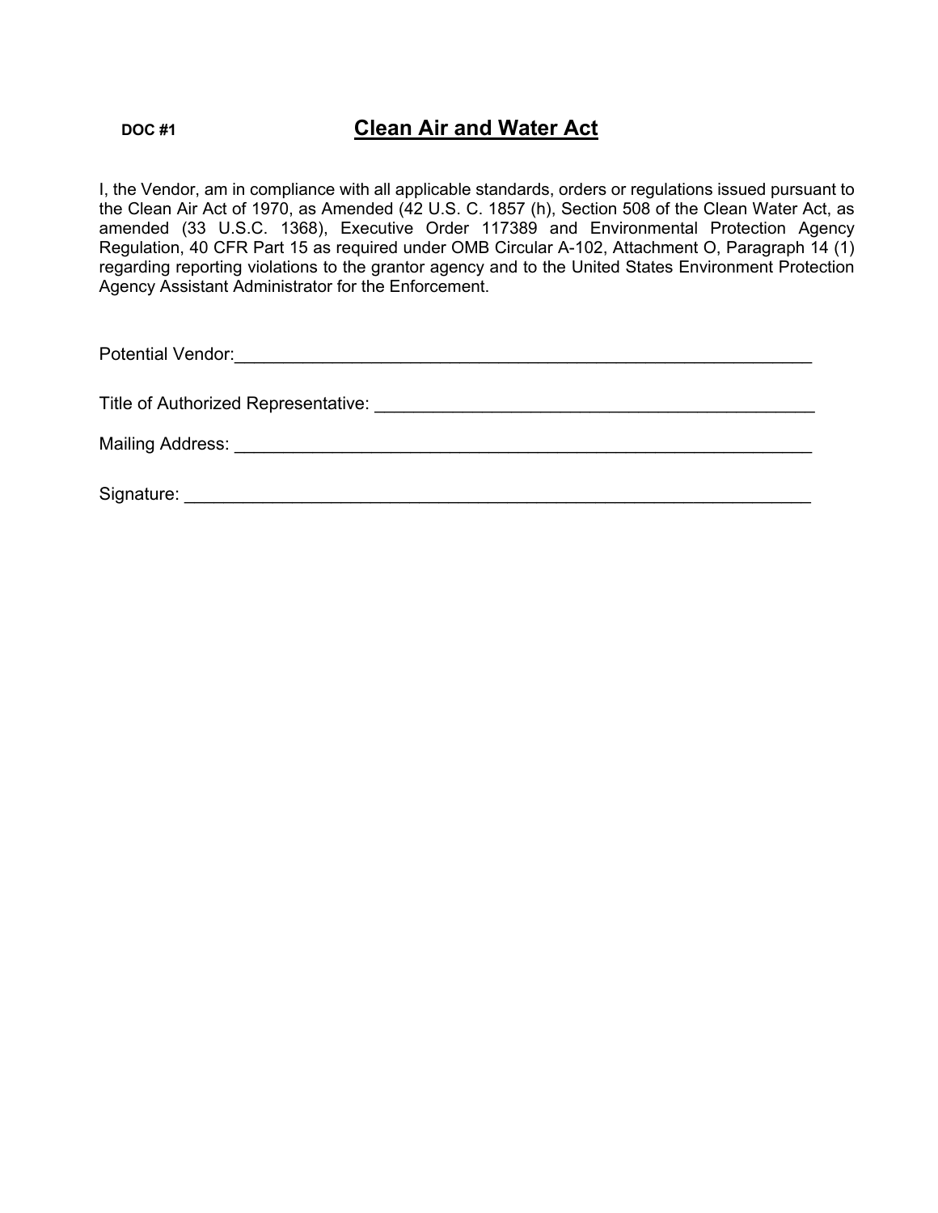**DOC #1**

# Clean Air and Water Act

I, the Vendor, am in compliance with all applicable standards, orders or regulations issued pursuant to the Clean Air Act of 1970, as Amended (42 U.S. C. 1857 (h), Section 508 of the Clean Water Act, as amended (33 U.S.C. 1368), Executive Order 117389 and Environmental Protection Agency Regulation, 40 CFR Part 15 as required under OMB Circular A-102, Attachment O, Paragraph 14 (1) regarding reporting violations to the grantor agency and to the United States Environment Protection Agency Assistant Administrator for the Enforcement.

Potential Vendor:_______________________________________________________________

Title of Authorized Representative: ___________________________________________

Mailing Address: ________________________________________________________________

Signature: ______________________________________________________________________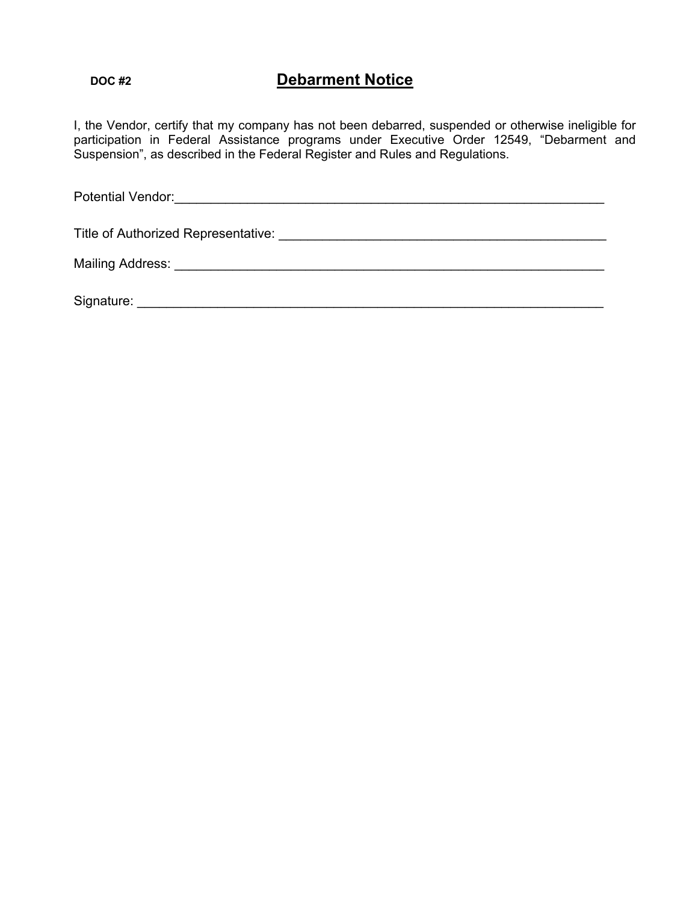**DOC #2**

# Debarment Notice

I, the Vendor, certify that my company has not been debarred, suspended or otherwise ineligible for participation in Federal Assistance programs under Executive Order 12549, "Debarment and Suspension", as described in the Federal Register and Rules and Regulations.

Potential Vendor:_______________________________________________________________

Title of Authorized Representative: ____________________________________________

Mailing Address: _______________________________________________________________

Signature: _____________________________________________________________________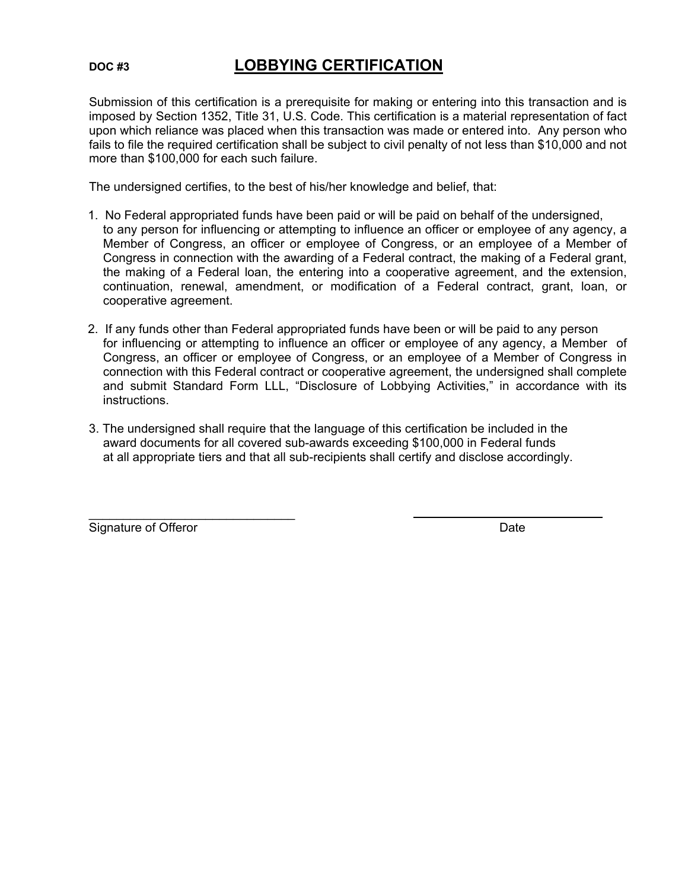**DOC #3**

# LOBBYING CERTIFICATION

Submission of this certification is a prerequisite for making or entering into this transaction and is imposed by Section 1352, Title 31, U.S. Code. This certification is a material representation of fact upon which reliance was placed when this transaction was made or entered into. Any person who fails to file the required certification shall be subject to civil penalty of not less than $10,000 and not more than $100,000 for each such failure.

The undersigned certifies, to the best of his/her knowledge and belief, that:

1. No Federal appropriated funds have been paid or will be paid on behalf of the undersigned, to any person for influencing or attempting to influence an officer or employee of any agency, a Member of Congress, an officer or employee of Congress, or an employee of a Member of Congress in connection with the awarding of a Federal contract, the making of a Federal grant, the making of a Federal loan, the entering into a cooperative agreement, and the extension, continuation, renewal, amendment, or modification of a Federal contract, grant, loan, or cooperative agreement.

2. If any funds other than Federal appropriated funds have been or will be paid to any person for influencing or attempting to influence an officer or employee of any agency, a Member of Congress, an officer or employee of Congress, or an employee of a Member of Congress in connection with this Federal contract or cooperative agreement, the undersigned shall complete and submit Standard Form LLL, "Disclosure of Lobbying Activities," in accordance with its instructions.

3. The undersigned shall require that the language of this certification be included in the award documents for all covered sub-awards exceeding $100,000 in Federal funds at all appropriate tiers and that all sub-recipients shall certify and disclose accordingly.

______________________________ ______________________________

Signature of Offeror Date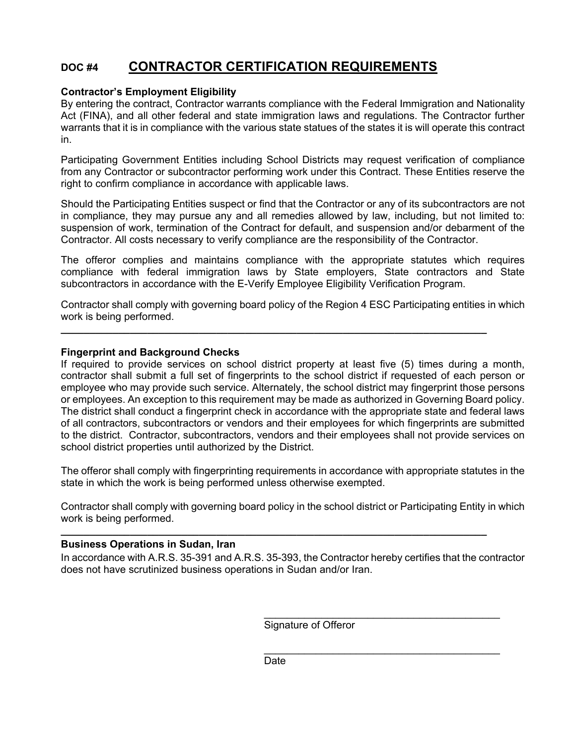# DOC #4 CONTRACTOR CERTIFICATION REQUIREMENTS

**Contractor's Employment Eligibility**
By entering the contract, Contractor warrants compliance with the Federal Immigration and Nationality Act (FINA), and all other federal and state immigration laws and regulations. The Contractor further warrants that it is in compliance with the various state statues of the states it is will operate this contract in.

Participating Government Entities including School Districts may request verification of compliance from any Contractor or subcontractor performing work under this Contract. These Entities reserve the right to confirm compliance in accordance with applicable laws.

Should the Participating Entities suspect or find that the Contractor or any of its subcontractors are not in compliance, they may pursue any and all remedies allowed by law, including, but not limited to: suspension of work, termination of the Contract for default, and suspension and/or debarment of the Contractor. All costs necessary to verify compliance are the responsibility of the Contractor.

The offeror complies and maintains compliance with the appropriate statutes which requires compliance with federal immigration laws by State employers, State contractors and State subcontractors in accordance with the E-Verify Employee Eligibility Verification Program.

Contractor shall comply with governing board policy of the Region 4 ESC Participating entities in which work is being performed.

---

**Fingerprint and Background Checks**
If required to provide services on school district property at least five (5) times during a month, contractor shall submit a full set of fingerprints to the school district if requested of each person or employee who may provide such service. Alternately, the school district may fingerprint those persons or employees. An exception to this requirement may be made as authorized in Governing Board policy. The district shall conduct a fingerprint check in accordance with the appropriate state and federal laws of all contractors, subcontractors or vendors and their employees for which fingerprints are submitted to the district. Contractor, subcontractors, vendors and their employees shall not provide services on school district properties until authorized by the District.

The offeror shall comply with fingerprinting requirements in accordance with appropriate statutes in the state in which the work is being performed unless otherwise exempted.

Contractor shall comply with governing board policy in the school district or Participating Entity in which work is being performed.

---

**Business Operations in Sudan, Iran**
In accordance with A.R.S. 35-391 and A.R.S. 35-393, the Contractor hereby certifies that the contractor does not have scrutinized business operations in Sudan and/or Iran.

\_\_\_\_\_\_\_\_\_\_\_\_\_\_\_\_\_\_\_\_\_\_\_\_\_\_\_\_\_\_\_\_\_\_\_\_\_\_\_\_\_\_
Signature of Offeror

\_\_\_\_\_\_\_\_\_\_\_\_\_\_\_\_\_\_\_\_\_\_\_\_\_\_\_\_\_\_\_\_\_\_\_\_\_\_\_\_\_\_
Date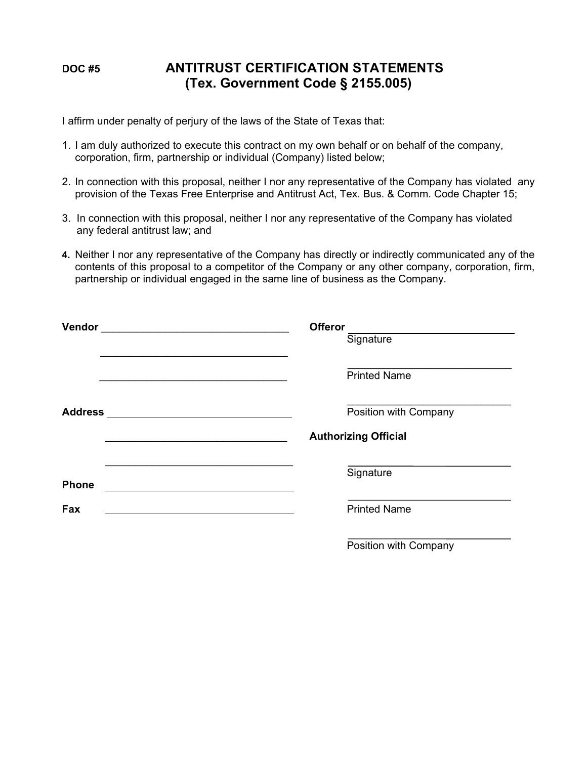DOC #5

# ANTITRUST CERTIFICATION STATEMENTS
# (Tex. Government Code § 2155.005)

I affirm under penalty of perjury of the laws of the State of Texas that:

1. I am duly authorized to execute this contract on my own behalf or on behalf of the company, corporation, firm, partnership or individual (Company) listed below;

2. In connection with this proposal, neither I nor any representative of the Company has violated any provision of the Texas Free Enterprise and Antitrust Act, Tex. Bus. & Comm. Code Chapter 15;

3. In connection with this proposal, neither I nor any representative of the Company has violated any federal antitrust law; and

4. Neither I nor any representative of the Company has directly or indirectly communicated any of the contents of this proposal to a competitor of the Company or any other company, corporation, firm, partnership or individual engaged in the same line of business as the Company.

**Vendor** ________________________________

________________________________

________________________________

**Address** ________________________________

________________________________

________________________________

**Phone** ________________________________

**Fax** ________________________________

**Offeror** ________________________________
Signature

________________________________
Printed Name

________________________________
Position with Company

**Authorizing Official**

________________________________
Signature

________________________________
Printed Name

________________________________
Position with Company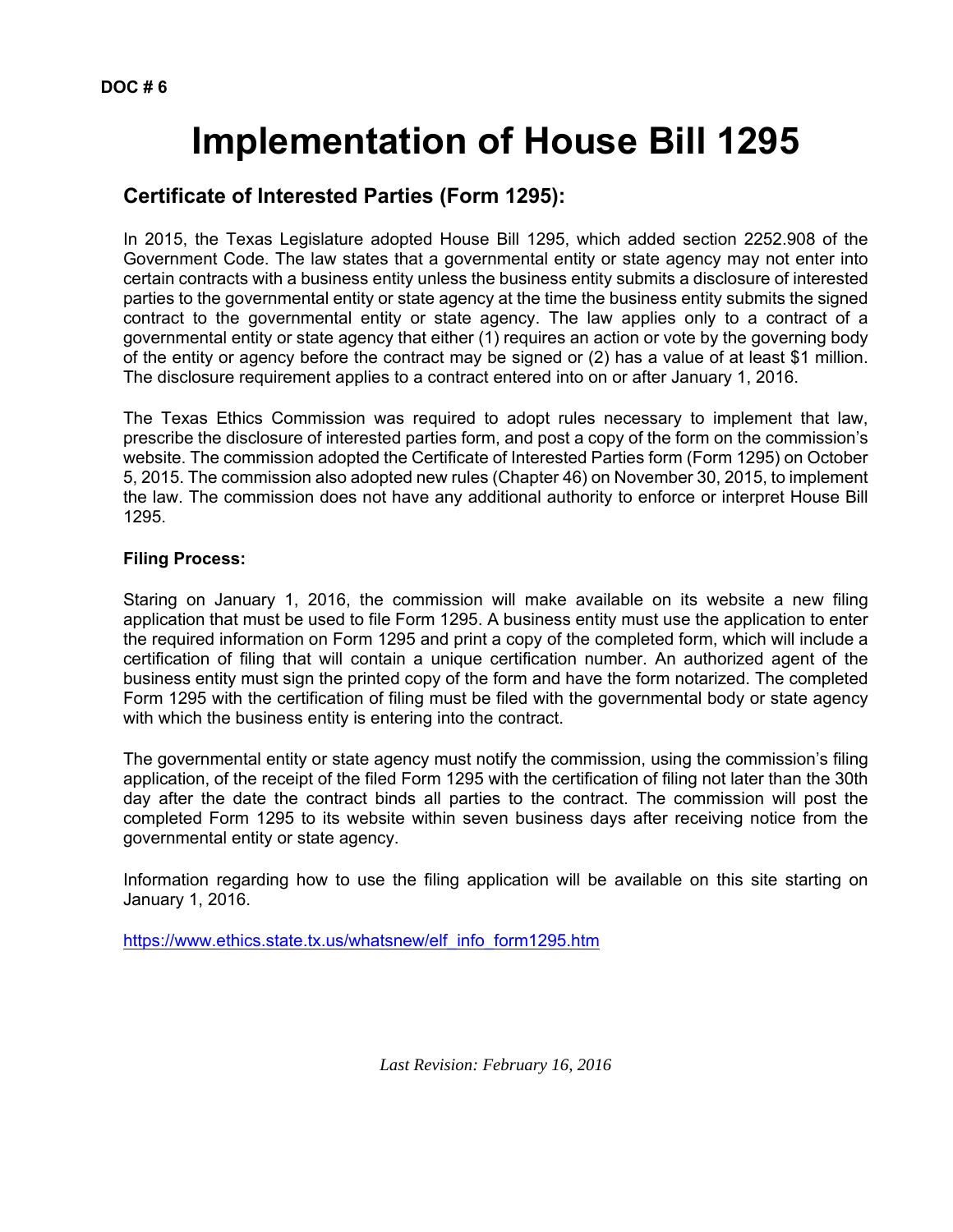DOC # 6

# Implementation of House Bill 1295

## Certificate of Interested Parties (Form 1295):

In 2015, the Texas Legislature adopted House Bill 1295, which added section 2252.908 of the Government Code. The law states that a governmental entity or state agency may not enter into certain contracts with a business entity unless the business entity submits a disclosure of interested parties to the governmental entity or state agency at the time the business entity submits the signed contract to the governmental entity or state agency. The law applies only to a contract of a governmental entity or state agency that either (1) requires an action or vote by the governing body of the entity or agency before the contract may be signed or (2) has a value of at least $1 million. The disclosure requirement applies to a contract entered into on or after January 1, 2016.

The Texas Ethics Commission was required to adopt rules necessary to implement that law, prescribe the disclosure of interested parties form, and post a copy of the form on the commission's website. The commission adopted the Certificate of Interested Parties form (Form 1295) on October 5, 2015. The commission also adopted new rules (Chapter 46) on November 30, 2015, to implement the law. The commission does not have any additional authority to enforce or interpret House Bill 1295.

**Filing Process:**

Staring on January 1, 2016, the commission will make available on its website a new filing application that must be used to file Form 1295. A business entity must use the application to enter the required information on Form 1295 and print a copy of the completed form, which will include a certification of filing that will contain a unique certification number. An authorized agent of the business entity must sign the printed copy of the form and have the form notarized. The completed Form 1295 with the certification of filing must be filed with the governmental body or state agency with which the business entity is entering into the contract.

The governmental entity or state agency must notify the commission, using the commission's filing application, of the receipt of the filed Form 1295 with the certification of filing not later than the 30th day after the date the contract binds all parties to the contract. The commission will post the completed Form 1295 to its website within seven business days after receiving notice from the governmental entity or state agency.

Information regarding how to use the filing application will be available on this site starting on January 1, 2016.

https://www.ethics.state.tx.us/whatsnew/elf_info_form1295.htm

*Last Revision: February 16, 2016*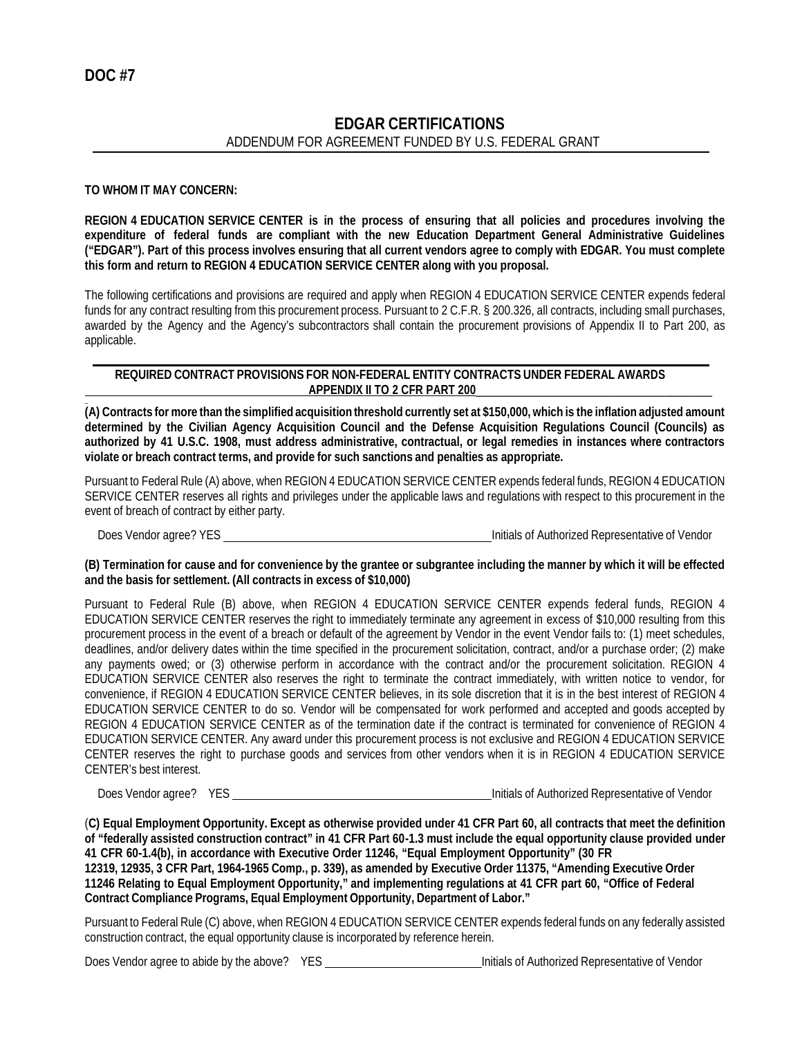**DOC #7**

## EDGAR CERTIFICATIONS

ADDENDUM FOR AGREEMENT FUNDED BY U.S. FEDERAL GRANT

**TO WHOM IT MAY CONCERN:**

**REGION 4 EDUCATION SERVICE CENTER is in the process of ensuring that all policies and procedures involving the expenditure of federal funds are compliant with the new Education Department General Administrative Guidelines ("EDGAR"). Part of this process involves ensuring that all current vendors agree to comply with EDGAR. You must complete this form and return to REGION 4 EDUCATION SERVICE CENTER along with you proposal.**

The following certifications and provisions are required and apply when REGION 4 EDUCATION SERVICE CENTER expends federal funds for any contract resulting from this procurement process. Pursuant to 2 C.F.R. § 200.326, all contracts, including small purchases, awarded by the Agency and the Agency's subcontractors shall contain the procurement provisions of Appendix II to Part 200, as applicable.

### REQUIRED CONTRACT PROVISIONS FOR NON-FEDERAL ENTITY CONTRACTS UNDER FEDERAL AWARDS APPENDIX II TO 2 CFR PART 200

**(A) Contracts for more than the simplified acquisition threshold currently set at $150,000, which is the inflation adjusted amount determined by the Civilian Agency Acquisition Council and the Defense Acquisition Regulations Council (Councils) as authorized by 41 U.S.C. 1908, must address administrative, contractual, or legal remedies in instances where contractors violate or breach contract terms, and provide for such sanctions and penalties as appropriate.**

Pursuant to Federal Rule (A) above, when REGION 4 EDUCATION SERVICE CENTER expends federal funds, REGION 4 EDUCATION SERVICE CENTER reserves all rights and privileges under the applicable laws and regulations with respect to this procurement in the event of breach of contract by either party.

Does Vendor agree? YES ______________________________ Initials of Authorized Representative of Vendor

**(B) Termination for cause and for convenience by the grantee or subgrantee including the manner by which it will be effected and the basis for settlement. (All contracts in excess of $10,000)**

Pursuant to Federal Rule (B) above, when REGION 4 EDUCATION SERVICE CENTER expends federal funds, REGION 4 EDUCATION SERVICE CENTER reserves the right to immediately terminate any agreement in excess of $10,000 resulting from this procurement process in the event of a breach or default of the agreement by Vendor in the event Vendor fails to: (1) meet schedules, deadlines, and/or delivery dates within the time specified in the procurement solicitation, contract, and/or a purchase order; (2) make any payments owed; or (3) otherwise perform in accordance with the contract and/or the procurement solicitation. REGION 4 EDUCATION SERVICE CENTER also reserves the right to terminate the contract immediately, with written notice to vendor, for convenience, if REGION 4 EDUCATION SERVICE CENTER believes, in its sole discretion that it is in the best interest of REGION 4 EDUCATION SERVICE CENTER to do so. Vendor will be compensated for work performed and accepted and goods accepted by REGION 4 EDUCATION SERVICE CENTER as of the termination date if the contract is terminated for convenience of REGION 4 EDUCATION SERVICE CENTER. Any award under this procurement process is not exclusive and REGION 4 EDUCATION SERVICE CENTER reserves the right to purchase goods and services from other vendors when it is in REGION 4 EDUCATION SERVICE CENTER's best interest.

Does Vendor agree? YES ______________________________ Initials of Authorized Representative of Vendor

**(C) Equal Employment Opportunity. Except as otherwise provided under 41 CFR Part 60, all contracts that meet the definition of "federally assisted construction contract" in 41 CFR Part 60-1.3 must include the equal opportunity clause provided under 41 CFR 60-1.4(b), in accordance with Executive Order 11246, "Equal Employment Opportunity" (30 FR 12319, 12935, 3 CFR Part, 1964-1965 Comp., p. 339), as amended by Executive Order 11375, "Amending Executive Order 11246 Relating to Equal Employment Opportunity," and implementing regulations at 41 CFR part 60, "Office of Federal Contract Compliance Programs, Equal Employment Opportunity, Department of Labor."**

Pursuant to Federal Rule (C) above, when REGION 4 EDUCATION SERVICE CENTER expends federal funds on any federally assisted construction contract, the equal opportunity clause is incorporated by reference herein.

Does Vendor agree to abide by the above? YES ____________________ Initials of Authorized Representative of Vendor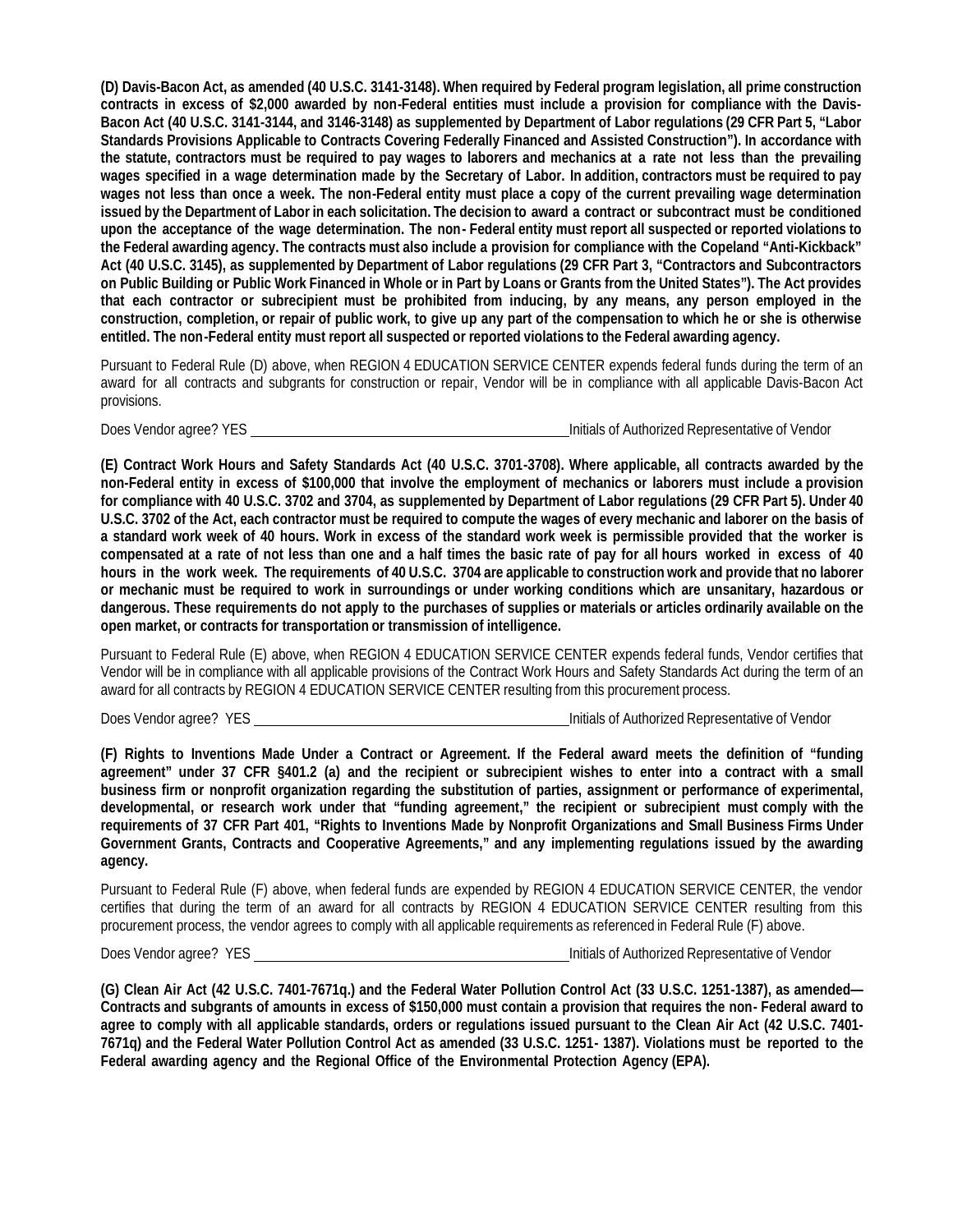**(D) Davis-Bacon Act, as amended (40 U.S.C. 3141-3148). When required by Federal program legislation, all prime construction contracts in excess of $2,000 awarded by non-Federal entities must include a provision for compliance with the Davis-Bacon Act (40 U.S.C. 3141-3144, and 3146-3148) as supplemented by Department of Labor regulations (29 CFR Part 5, "Labor Standards Provisions Applicable to Contracts Covering Federally Financed and Assisted Construction"). In accordance with the statute, contractors must be required to pay wages to laborers and mechanics at a rate not less than the prevailing wages specified in a wage determination made by the Secretary of Labor. In addition, contractors must be required to pay wages not less than once a week. The non-Federal entity must place a copy of the current prevailing wage determination issued by the Department of Labor in each solicitation. The decision to award a contract or subcontract must be conditioned upon the acceptance of the wage determination. The non- Federal entity must report all suspected or reported violations to the Federal awarding agency. The contracts must also include a provision for compliance with the Copeland "Anti-Kickback" Act (40 U.S.C. 3145), as supplemented by Department of Labor regulations (29 CFR Part 3, "Contractors and Subcontractors on Public Building or Public Work Financed in Whole or in Part by Loans or Grants from the United States"). The Act provides that each contractor or subrecipient must be prohibited from inducing, by any means, any person employed in the construction, completion, or repair of public work, to give up any part of the compensation to which he or she is otherwise entitled. The non-Federal entity must report all suspected or reported violations to the Federal awarding agency.**

Pursuant to Federal Rule (D) above, when REGION 4 EDUCATION SERVICE CENTER expends federal funds during the term of an award for all contracts and subgrants for construction or repair, Vendor will be in compliance with all applicable Davis-Bacon Act provisions.

Does Vendor agree? YES \_\_\_\_\_\_\_\_\_\_\_\_\_\_\_\_\_\_\_\_\_\_\_\_\_\_\_\_\_\_\_\_\_\_\_\_\_\_\_\_ Initials of Authorized Representative of Vendor

**(E) Contract Work Hours and Safety Standards Act (40 U.S.C. 3701-3708). Where applicable, all contracts awarded by the non-Federal entity in excess of $100,000 that involve the employment of mechanics or laborers must include a provision for compliance with 40 U.S.C. 3702 and 3704, as supplemented by Department of Labor regulations (29 CFR Part 5). Under 40 U.S.C. 3702 of the Act, each contractor must be required to compute the wages of every mechanic and laborer on the basis of a standard work week of 40 hours. Work in excess of the standard work week is permissible provided that the worker is compensated at a rate of not less than one and a half times the basic rate of pay for all hours worked in excess of 40 hours in the work week. The requirements of 40 U.S.C. 3704 are applicable to construction work and provide that no laborer or mechanic must be required to work in surroundings or under working conditions which are unsanitary, hazardous or dangerous. These requirements do not apply to the purchases of supplies or materials or articles ordinarily available on the open market, or contracts for transportation or transmission of intelligence.**

Pursuant to Federal Rule (E) above, when REGION 4 EDUCATION SERVICE CENTER expends federal funds, Vendor certifies that Vendor will be in compliance with all applicable provisions of the Contract Work Hours and Safety Standards Act during the term of an award for all contracts by REGION 4 EDUCATION SERVICE CENTER resulting from this procurement process.

Does Vendor agree? YES \_\_\_\_\_\_\_\_\_\_\_\_\_\_\_\_\_\_\_\_\_\_\_\_\_\_\_\_\_\_\_\_\_\_\_\_\_\_\_\_ Initials of Authorized Representative of Vendor

**(F) Rights to Inventions Made Under a Contract or Agreement. If the Federal award meets the definition of "funding agreement" under 37 CFR §401.2 (a) and the recipient or subrecipient wishes to enter into a contract with a small business firm or nonprofit organization regarding the substitution of parties, assignment or performance of experimental, developmental, or research work under that "funding agreement," the recipient or subrecipient must comply with the requirements of 37 CFR Part 401, "Rights to Inventions Made by Nonprofit Organizations and Small Business Firms Under Government Grants, Contracts and Cooperative Agreements," and any implementing regulations issued by the awarding agency.**

Pursuant to Federal Rule (F) above, when federal funds are expended by REGION 4 EDUCATION SERVICE CENTER, the vendor certifies that during the term of an award for all contracts by REGION 4 EDUCATION SERVICE CENTER resulting from this procurement process, the vendor agrees to comply with all applicable requirements as referenced in Federal Rule (F) above.

Does Vendor agree? YES \_\_\_\_\_\_\_\_\_\_\_\_\_\_\_\_\_\_\_\_\_\_\_\_\_\_\_\_\_\_\_\_\_\_\_\_\_\_\_\_ Initials of Authorized Representative of Vendor

**(G) Clean Air Act (42 U.S.C. 7401-7671q.) and the Federal Water Pollution Control Act (33 U.S.C. 1251-1387), as amended— Contracts and subgrants of amounts in excess of $150,000 must contain a provision that requires the non- Federal award to agree to comply with all applicable standards, orders or regulations issued pursuant to the Clean Air Act (42 U.S.C. 7401-7671q) and the Federal Water Pollution Control Act as amended (33 U.S.C. 1251- 1387). Violations must be reported to the Federal awarding agency and the Regional Office of the Environmental Protection Agency (EPA).**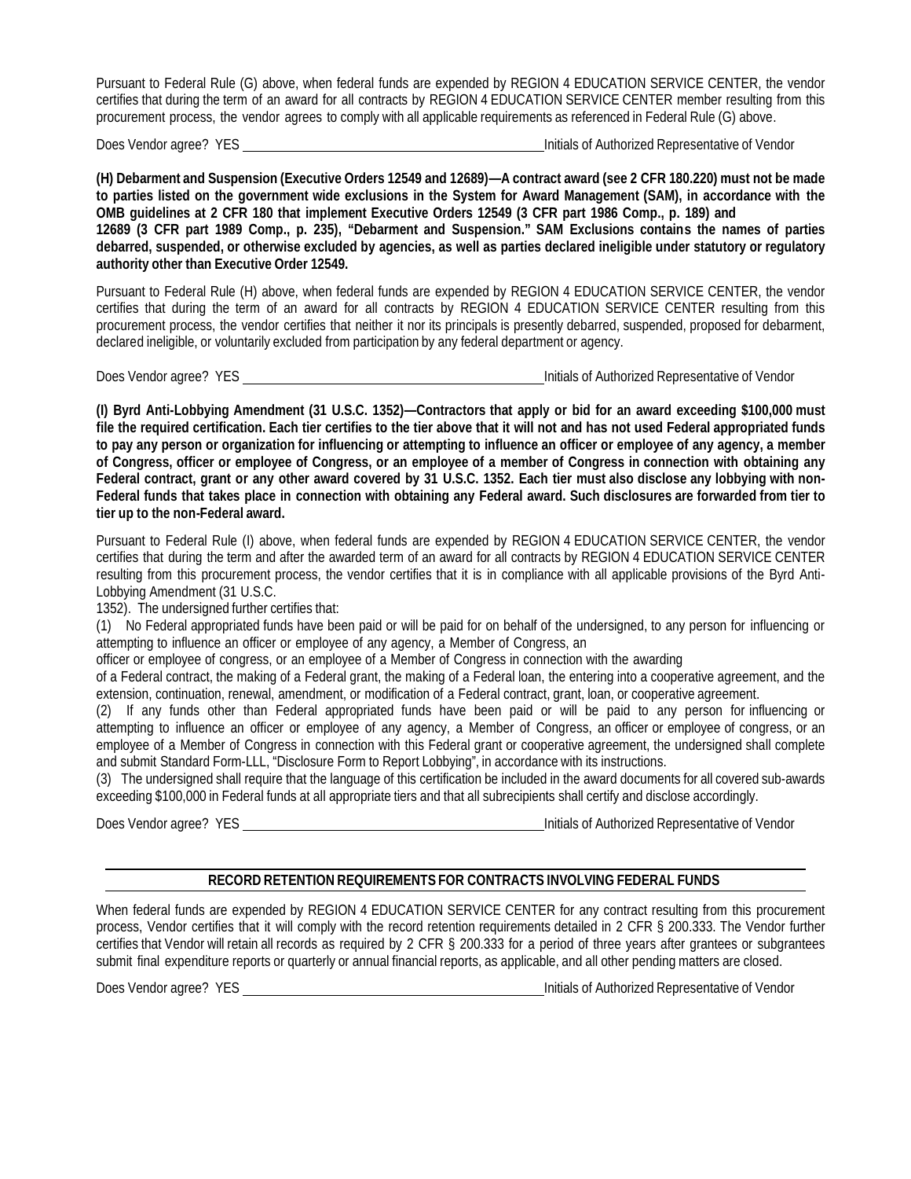Pursuant to Federal Rule (G) above, when federal funds are expended by REGION 4 EDUCATION SERVICE CENTER, the vendor certifies that during the term of an award for all contracts by REGION 4 EDUCATION SERVICE CENTER member resulting from this procurement process, the vendor agrees to comply with all applicable requirements as referenced in Federal Rule (G) above.

Does Vendor agree? YES \_\_\_\_\_\_\_\_\_\_\_\_\_\_\_\_\_\_\_\_\_\_\_\_\_\_\_\_\_\_\_\_\_\_\_\_\_\_\_\_ Initials of Authorized Representative of Vendor

**(H) Debarment and Suspension (Executive Orders 12549 and 12689)—A contract award (see 2 CFR 180.220) must not be made to parties listed on the government wide exclusions in the System for Award Management (SAM), in accordance with the OMB guidelines at 2 CFR 180 that implement Executive Orders 12549 (3 CFR part 1986 Comp., p. 189) and 12689 (3 CFR part 1989 Comp., p. 235), "Debarment and Suspension." SAM Exclusions contains the names of parties debarred, suspended, or otherwise excluded by agencies, as well as parties declared ineligible under statutory or regulatory authority other than Executive Order 12549.**

Pursuant to Federal Rule (H) above, when federal funds are expended by REGION 4 EDUCATION SERVICE CENTER, the vendor certifies that during the term of an award for all contracts by REGION 4 EDUCATION SERVICE CENTER resulting from this procurement process, the vendor certifies that neither it nor its principals is presently debarred, suspended, proposed for debarment, declared ineligible, or voluntarily excluded from participation by any federal department or agency.

Does Vendor agree? YES \_\_\_\_\_\_\_\_\_\_\_\_\_\_\_\_\_\_\_\_\_\_\_\_\_\_\_\_\_\_\_\_\_\_\_\_\_\_\_\_ Initials of Authorized Representative of Vendor

**(I) Byrd Anti-Lobbying Amendment (31 U.S.C. 1352)—Contractors that apply or bid for an award exceeding $100,000 must file the required certification. Each tier certifies to the tier above that it will not and has not used Federal appropriated funds to pay any person or organization for influencing or attempting to influence an officer or employee of any agency, a member of Congress, officer or employee of Congress, or an employee of a member of Congress in connection with obtaining any Federal contract, grant or any other award covered by 31 U.S.C. 1352. Each tier must also disclose any lobbying with non-Federal funds that takes place in connection with obtaining any Federal award. Such disclosures are forwarded from tier to tier up to the non-Federal award.**

Pursuant to Federal Rule (I) above, when federal funds are expended by REGION 4 EDUCATION SERVICE CENTER, the vendor certifies that during the term and after the awarded term of an award for all contracts by REGION 4 EDUCATION SERVICE CENTER resulting from this procurement process, the vendor certifies that it is in compliance with all applicable provisions of the Byrd Anti-Lobbying Amendment (31 U.S.C. 1352). The undersigned further certifies that:

(1) No Federal appropriated funds have been paid or will be paid for on behalf of the undersigned, to any person for influencing or attempting to influence an officer or employee of any agency, a Member of Congress, an officer or employee of congress, or an employee of a Member of Congress in connection with the awarding of a Federal contract, the making of a Federal grant, the making of a Federal loan, the entering into a cooperative agreement, and the extension, continuation, renewal, amendment, or modification of a Federal contract, grant, loan, or cooperative agreement.

(2) If any funds other than Federal appropriated funds have been paid or will be paid to any person for influencing or attempting to influence an officer or employee of any agency, a Member of Congress, an officer or employee of congress, or an employee of a Member of Congress in connection with this Federal grant or cooperative agreement, the undersigned shall complete and submit Standard Form-LLL, "Disclosure Form to Report Lobbying", in accordance with its instructions.

(3) The undersigned shall require that the language of this certification be included in the award documents for all covered sub-awards exceeding $100,000 in Federal funds at all appropriate tiers and that all subrecipients shall certify and disclose accordingly.

Does Vendor agree? YES \_\_\_\_\_\_\_\_\_\_\_\_\_\_\_\_\_\_\_\_\_\_\_\_\_\_\_\_\_\_\_\_\_\_\_\_\_\_\_\_ Initials of Authorized Representative of Vendor

## RECORD RETENTION REQUIREMENTS FOR CONTRACTS INVOLVING FEDERAL FUNDS

When federal funds are expended by REGION 4 EDUCATION SERVICE CENTER for any contract resulting from this procurement process, Vendor certifies that it will comply with the record retention requirements detailed in 2 CFR § 200.333. The Vendor further certifies that Vendor will retain all records as required by 2 CFR § 200.333 for a period of three years after grantees or subgrantees submit final expenditure reports or quarterly or annual financial reports, as applicable, and all other pending matters are closed.

Does Vendor agree? YES \_\_\_\_\_\_\_\_\_\_\_\_\_\_\_\_\_\_\_\_\_\_\_\_\_\_\_\_\_\_\_\_\_\_\_\_\_\_\_\_ Initials of Authorized Representative of Vendor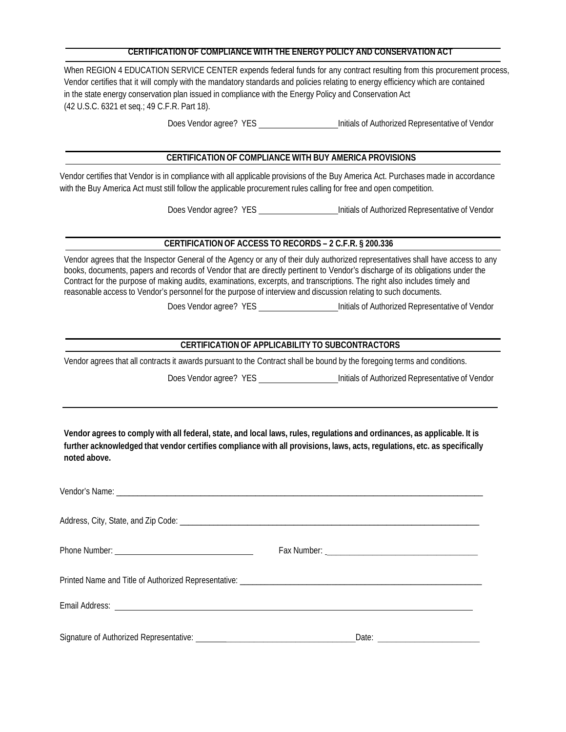## CERTIFICATION OF COMPLIANCE WITH THE ENERGY POLICY AND CONSERVATION ACT

When REGION 4 EDUCATION SERVICE CENTER expends federal funds for any contract resulting from this procurement process, Vendor certifies that it will comply with the mandatory standards and policies relating to energy efficiency which are contained in the state energy conservation plan issued in compliance with the Energy Policy and Conservation Act (42 U.S.C. 6321 et seq.; 49 C.F.R. Part 18).

Does Vendor agree? YES __________________ Initials of Authorized Representative of Vendor

## CERTIFICATION OF COMPLIANCE WITH BUY AMERICA PROVISIONS

Vendor certifies that Vendor is in compliance with all applicable provisions of the Buy America Act. Purchases made in accordance with the Buy America Act must still follow the applicable procurement rules calling for free and open competition.

Does Vendor agree? YES __________________ Initials of Authorized Representative of Vendor

## CERTIFICATION OF ACCESS TO RECORDS – 2 C.F.R. § 200.336

Vendor agrees that the Inspector General of the Agency or any of their duly authorized representatives shall have access to any books, documents, papers and records of Vendor that are directly pertinent to Vendor's discharge of its obligations under the Contract for the purpose of making audits, examinations, excerpts, and transcriptions. The right also includes timely and reasonable access to Vendor's personnel for the purpose of interview and discussion relating to such documents.

Does Vendor agree? YES __________________ Initials of Authorized Representative of Vendor

## CERTIFICATION OF APPLICABILITY TO SUBCONTRACTORS

Vendor agrees that all contracts it awards pursuant to the Contract shall be bound by the foregoing terms and conditions.

Does Vendor agree? YES __________________ Initials of Authorized Representative of Vendor

---

**Vendor agrees to comply with all federal, state, and local laws, rules, regulations and ordinances, as applicable. It is further acknowledged that vendor certifies compliance with all provisions, laws, acts, regulations, etc. as specifically noted above.**

Vendor's Name: ____________________________________________________________

Address, City, State, and Zip Code: ___________________________________________

Phone Number: ______________________ Fax Number: ______________________

Printed Name and Title of Authorized Representative: ______________________________

Email Address: ____________________________________________________________

Signature of Authorized Representative: ______________________ Date: ______________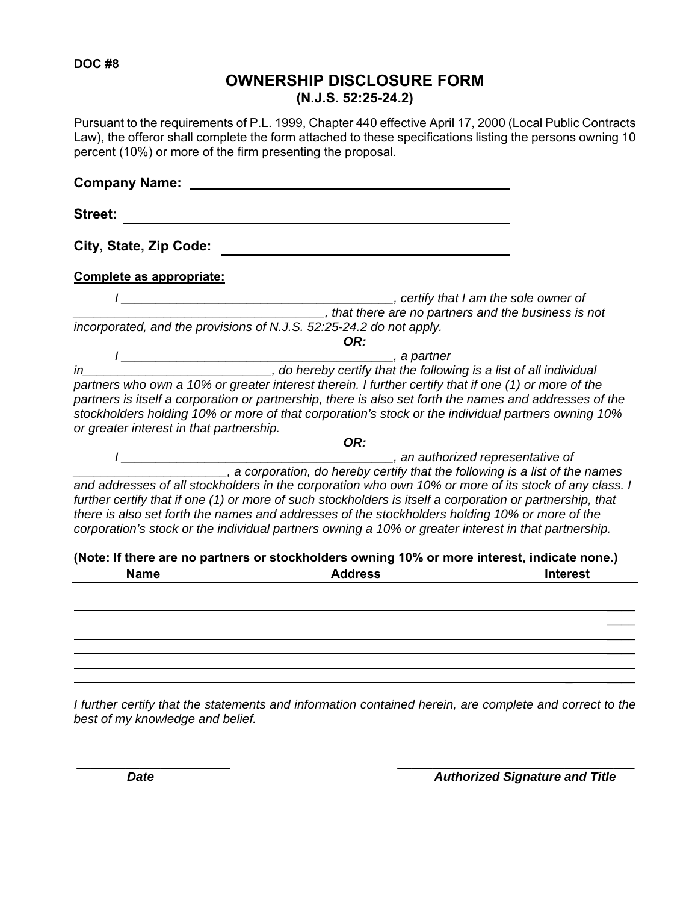DOC #8

# OWNERSHIP DISCLOSURE FORM
## (N.J.S. 52:25-24.2)

Pursuant to the requirements of P.L. 1999, Chapter 440 effective April 17, 2000 (Local Public Contracts Law), the offeror shall complete the form attached to these specifications listing the persons owning 10 percent (10%) or more of the firm presenting the proposal.

**Company Name:** ______________________________________________

**Street:** ______________________________________________

**City, State, Zip Code:** ______________________________________________

**Complete as appropriate:**

*I ________________________________________, certify that I am the sole owner of ____________________________________, that there are no partners and the business is not incorporated, and the provisions of N.J.S. 52:25-24.2 do not apply.*

***OR:***

*I ________________________________________, a partner in___________________________, do hereby certify that the following is a list of all individual partners who own a 10% or greater interest therein. I further certify that if one (1) or more of the partners is itself a corporation or partnership, there is also set forth the names and addresses of the stockholders holding 10% or more of that corporation's stock or the individual partners owning 10% or greater interest in that partnership.*

***OR:***

*I ________________________________________, an authorized representative of ______________________, a corporation, do hereby certify that the following is a list of the names and addresses of all stockholders in the corporation who own 10% or more of its stock of any class. I further certify that if one (1) or more of such stockholders is itself a corporation or partnership, that there is also set forth the names and addresses of the stockholders holding 10% or more of the corporation's stock or the individual partners owning a 10% or greater interest in that partnership.*

**(Note: If there are no partners or stockholders owning 10% or more interest, indicate none.)**

| Name | Address | Interest |
|---|---|---|
| | | |
| | | |
| | | |
| | | |
| | | |
| | | |

*I further certify that the statements and information contained herein, are complete and correct to the best of my knowledge and belief.*

_______________________ &nbsp;&nbsp;&nbsp;&nbsp;&nbsp;&nbsp;&nbsp;&nbsp; ___________________________________

***Date*** &nbsp;&nbsp;&nbsp;&nbsp;&nbsp;&nbsp;&nbsp;&nbsp; ***Authorized Signature and Title***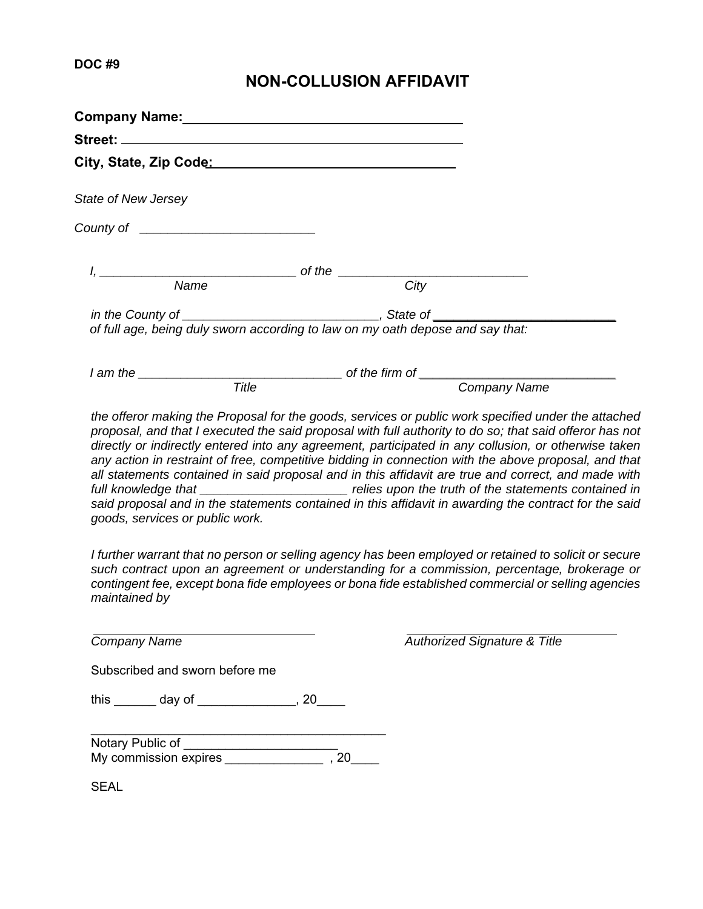**DOC #9**

# NON-COLLUSION AFFIDAVIT

**Company Name:**\_\_\_\_\_\_\_\_\_\_\_\_\_\_\_\_\_\_\_\_\_\_\_\_\_\_\_\_\_\_\_\_\_\_\_\_

**Street:** \_\_\_\_\_\_\_\_\_\_\_\_\_\_\_\_\_\_\_\_\_\_\_\_\_\_\_\_\_\_\_\_\_\_\_\_\_\_\_\_\_\_\_\_

**City, State, Zip Code:**\_\_\_\_\_\_\_\_\_\_\_\_\_\_\_\_\_\_\_\_\_\_\_\_\_\_\_\_\_\_\_

*State of New Jersey*

*County of* \_\_\_\_\_\_\_\_\_\_\_\_\_\_\_\_\_\_\_\_\_\_\_\_\_

*I,* \_\_\_\_\_\_\_\_\_\_\_\_\_\_\_\_\_\_\_\_\_\_\_\_\_\_\_\_ *of the* \_\_\_\_\_\_\_\_\_\_\_\_\_\_\_\_\_\_\_\_\_\_\_\_\_\_\_\_
*Name* *City*

*in the County of* \_\_\_\_\_\_\_\_\_\_\_\_\_\_\_\_\_\_\_\_\_\_\_\_\_\_\_\_, *State of* \_\_\_\_\_\_\_\_\_\_\_\_\_\_\_\_\_\_\_\_\_\_\_\_\_\_
*of full age, being duly sworn according to law on my oath depose and say that:*

*I am the* \_\_\_\_\_\_\_\_\_\_\_\_\_\_\_\_\_\_\_\_\_\_\_\_\_\_\_\_\_\_ *of the firm of* \_\_\_\_\_\_\_\_\_\_\_\_\_\_\_\_\_\_\_\_\_\_\_\_\_\_\_\_\_
*Title* *Company Name*

*the offeror making the Proposal for the goods, services or public work specified under the attached proposal, and that I executed the said proposal with full authority to do so; that said offeror has not directly or indirectly entered into any agreement, participated in any collusion, or otherwise taken any action in restraint of free, competitive bidding in connection with the above proposal, and that all statements contained in said proposal and in this affidavit are true and correct, and made with full knowledge that* \_\_\_\_\_\_\_\_\_\_\_\_\_\_\_\_\_\_\_\_\_\_ *relies upon the truth of the statements contained in said proposal and in the statements contained in this affidavit in awarding the contract for the said goods, services or public work.*

*I further warrant that no person or selling agency has been employed or retained to solicit or secure such contract upon an agreement or understanding for a commission, percentage, brokerage or contingent fee, except bona fide employees or bona fide established commercial or selling agencies maintained by*

\_\_\_\_\_\_\_\_\_\_\_\_\_\_\_\_\_\_\_\_\_\_\_\_\_\_\_\_\_\_\_\_\_\_ \_\_\_\_\_\_\_\_\_\_\_\_\_\_\_\_\_\_\_\_\_\_\_\_\_\_\_\_\_\_\_\_\_\_
*Company Name* *Authorized Signature & Title*

Subscribed and sworn before me

this \_\_\_\_\_\_ day of \_\_\_\_\_\_\_\_\_\_\_\_\_\_, 20\_\_\_\_

\_\_\_\_\_\_\_\_\_\_\_\_\_\_\_\_\_\_\_\_\_\_\_\_\_\_\_\_\_\_\_\_\_\_\_\_\_\_\_\_\_\_\_\_
Notary Public of \_\_\_\_\_\_\_\_\_\_\_\_\_\_\_\_\_\_\_\_\_\_\_
My commission expires \_\_\_\_\_\_\_\_\_\_\_\_\_\_ , 20\_\_\_\_

SEAL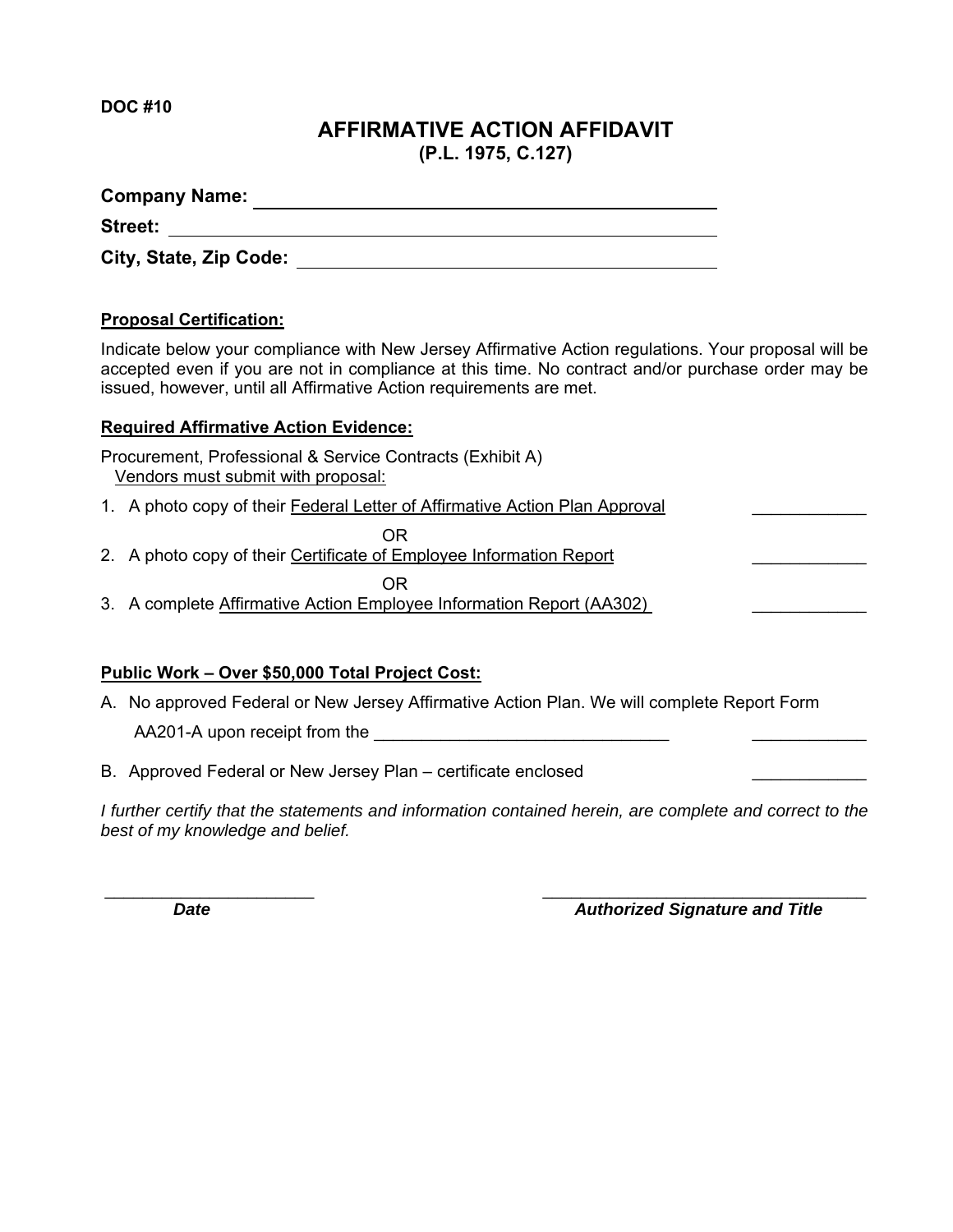**DOC #10**

# AFFIRMATIVE ACTION AFFIDAVIT
**(P.L. 1975, C.127)**

**Company Name:** ____________________________________________

**Street:** ____________________________________________

**City, State, Zip Code:** ____________________________________________

**Proposal Certification:**

Indicate below your compliance with New Jersey Affirmative Action regulations. Your proposal will be accepted even if you are not in compliance at this time. No contract and/or purchase order may be issued, however, until all Affirmative Action requirements are met.

**Required Affirmative Action Evidence:**

Procurement, Professional & Service Contracts (Exhibit A)
Vendors must submit with proposal:

1. A photo copy of their Federal Letter of Affirmative Action Plan Approval ____________

OR

2. A photo copy of their Certificate of Employee Information Report ____________

OR

3. A complete Affirmative Action Employee Information Report (AA302) ____________

**Public Work – Over $50,000 Total Project Cost:**

A. No approved Federal or New Jersey Affirmative Action Plan. We will complete Report Form AA201-A upon receipt from the ________________________________ ____________

B. Approved Federal or New Jersey Plan – certificate enclosed ____________

*I further certify that the statements and information contained herein, are complete and correct to the best of my knowledge and belief.*

______________________ ____________________________________
***Date*** ***Authorized Signature and Title***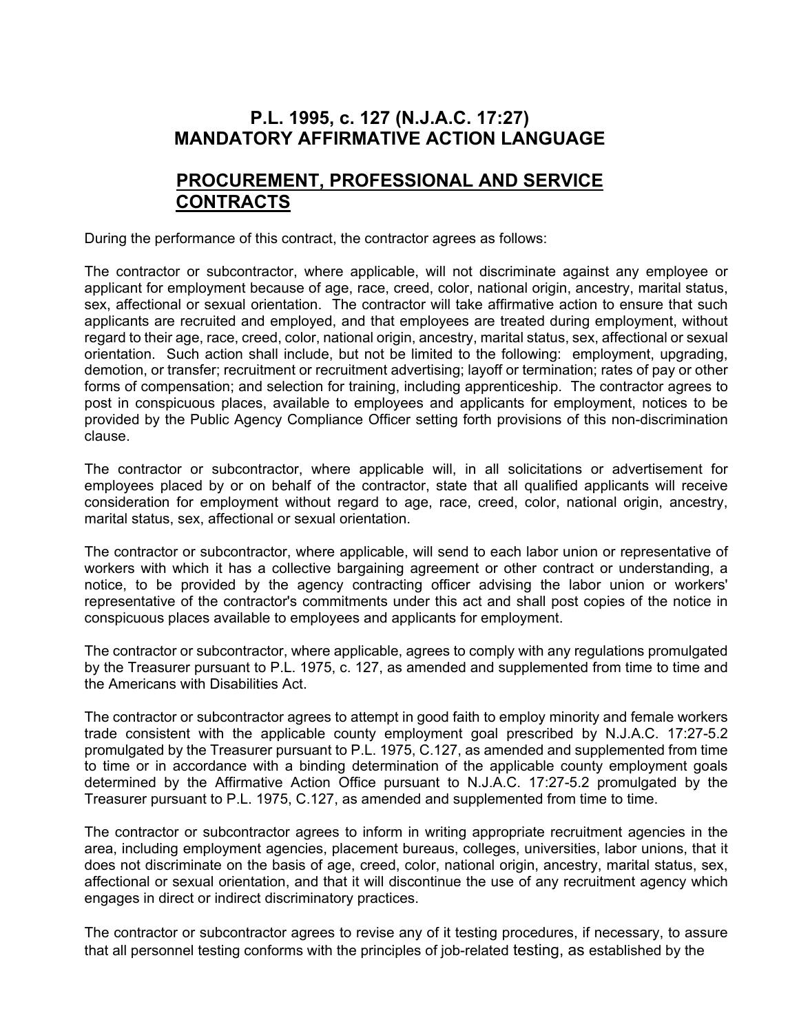## P.L. 1995, c. 127 (N.J.A.C. 17:27) MANDATORY AFFIRMATIVE ACTION LANGUAGE

## PROCUREMENT, PROFESSIONAL AND SERVICE CONTRACTS

During the performance of this contract, the contractor agrees as follows:

The contractor or subcontractor, where applicable, will not discriminate against any employee or applicant for employment because of age, race, creed, color, national origin, ancestry, marital status, sex, affectional or sexual orientation. The contractor will take affirmative action to ensure that such applicants are recruited and employed, and that employees are treated during employment, without regard to their age, race, creed, color, national origin, ancestry, marital status, sex, affectional or sexual orientation. Such action shall include, but not be limited to the following: employment, upgrading, demotion, or transfer; recruitment or recruitment advertising; layoff or termination; rates of pay or other forms of compensation; and selection for training, including apprenticeship. The contractor agrees to post in conspicuous places, available to employees and applicants for employment, notices to be provided by the Public Agency Compliance Officer setting forth provisions of this non-discrimination clause.

The contractor or subcontractor, where applicable will, in all solicitations or advertisement for employees placed by or on behalf of the contractor, state that all qualified applicants will receive consideration for employment without regard to age, race, creed, color, national origin, ancestry, marital status, sex, affectional or sexual orientation.

The contractor or subcontractor, where applicable, will send to each labor union or representative of workers with which it has a collective bargaining agreement or other contract or understanding, a notice, to be provided by the agency contracting officer advising the labor union or workers' representative of the contractor's commitments under this act and shall post copies of the notice in conspicuous places available to employees and applicants for employment.

The contractor or subcontractor, where applicable, agrees to comply with any regulations promulgated by the Treasurer pursuant to P.L. 1975, c. 127, as amended and supplemented from time to time and the Americans with Disabilities Act.

The contractor or subcontractor agrees to attempt in good faith to employ minority and female workers trade consistent with the applicable county employment goal prescribed by N.J.A.C. 17:27-5.2 promulgated by the Treasurer pursuant to P.L. 1975, C.127, as amended and supplemented from time to time or in accordance with a binding determination of the applicable county employment goals determined by the Affirmative Action Office pursuant to N.J.A.C. 17:27-5.2 promulgated by the Treasurer pursuant to P.L. 1975, C.127, as amended and supplemented from time to time.

The contractor or subcontractor agrees to inform in writing appropriate recruitment agencies in the area, including employment agencies, placement bureaus, colleges, universities, labor unions, that it does not discriminate on the basis of age, creed, color, national origin, ancestry, marital status, sex, affectional or sexual orientation, and that it will discontinue the use of any recruitment agency which engages in direct or indirect discriminatory practices.

The contractor or subcontractor agrees to revise any of it testing procedures, if necessary, to assure that all personnel testing conforms with the principles of job-related testing, as established by the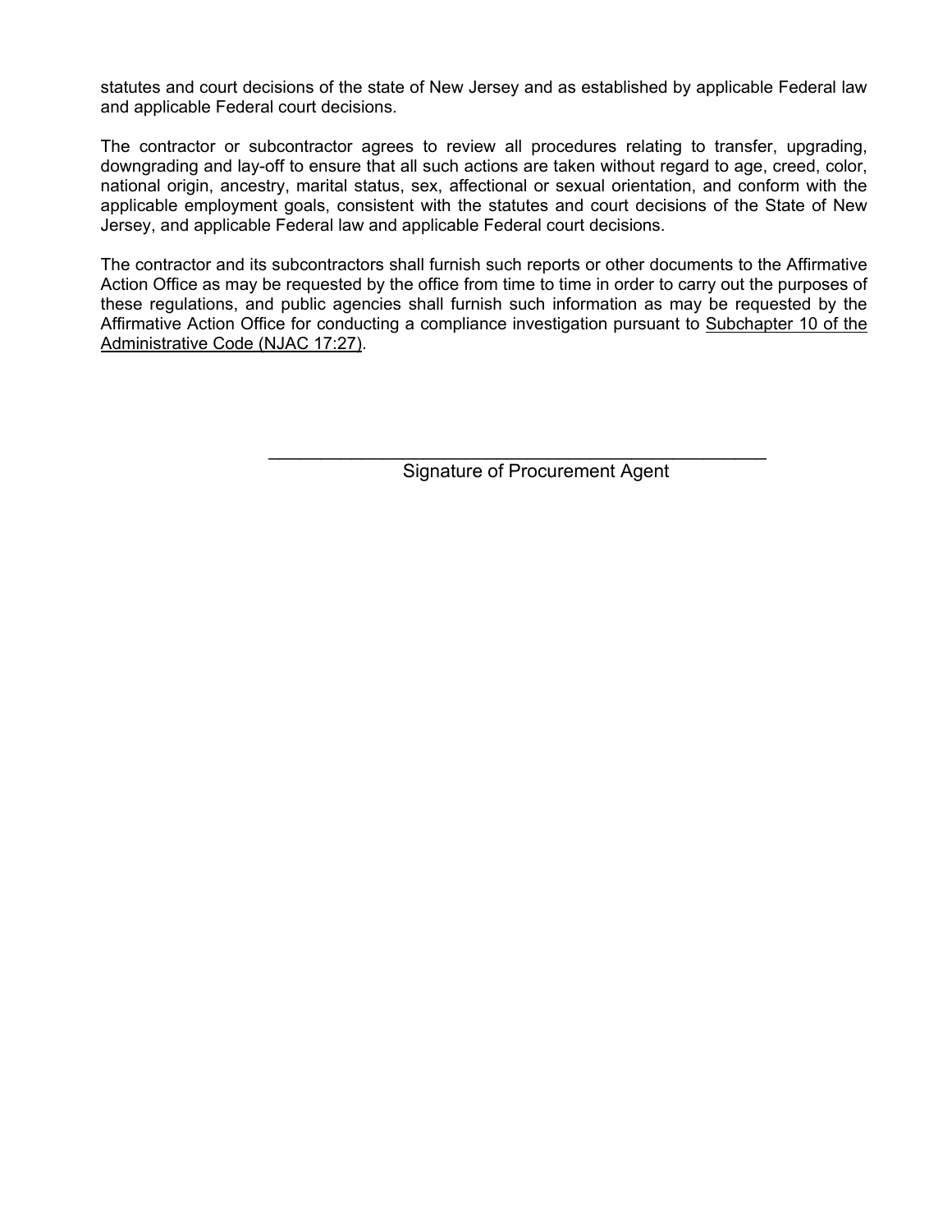statutes and court decisions of the state of New Jersey and as established by applicable Federal law and applicable Federal court decisions.

The contractor or subcontractor agrees to review all procedures relating to transfer, upgrading, downgrading and lay-off to ensure that all such actions are taken without regard to age, creed, color, national origin, ancestry, marital status, sex, affectional or sexual orientation, and conform with the applicable employment goals, consistent with the statutes and court decisions of the State of New Jersey, and applicable Federal law and applicable Federal court decisions.

The contractor and its subcontractors shall furnish such reports or other documents to the Affirmative Action Office as may be requested by the office from time to time in order to carry out the purposes of these regulations, and public agencies shall furnish such information as may be requested by the Affirmative Action Office for conducting a compliance investigation pursuant to Subchapter 10 of the Administrative Code (NJAC 17:27).

\_\_\_\_\_\_\_\_\_\_\_\_\_\_\_\_\_\_\_\_\_\_\_\_\_\_\_\_\_\_\_\_\_\_\_\_\_\_\_\_\_\_\_\_\_\_\_\_

Signature of Procurement Agent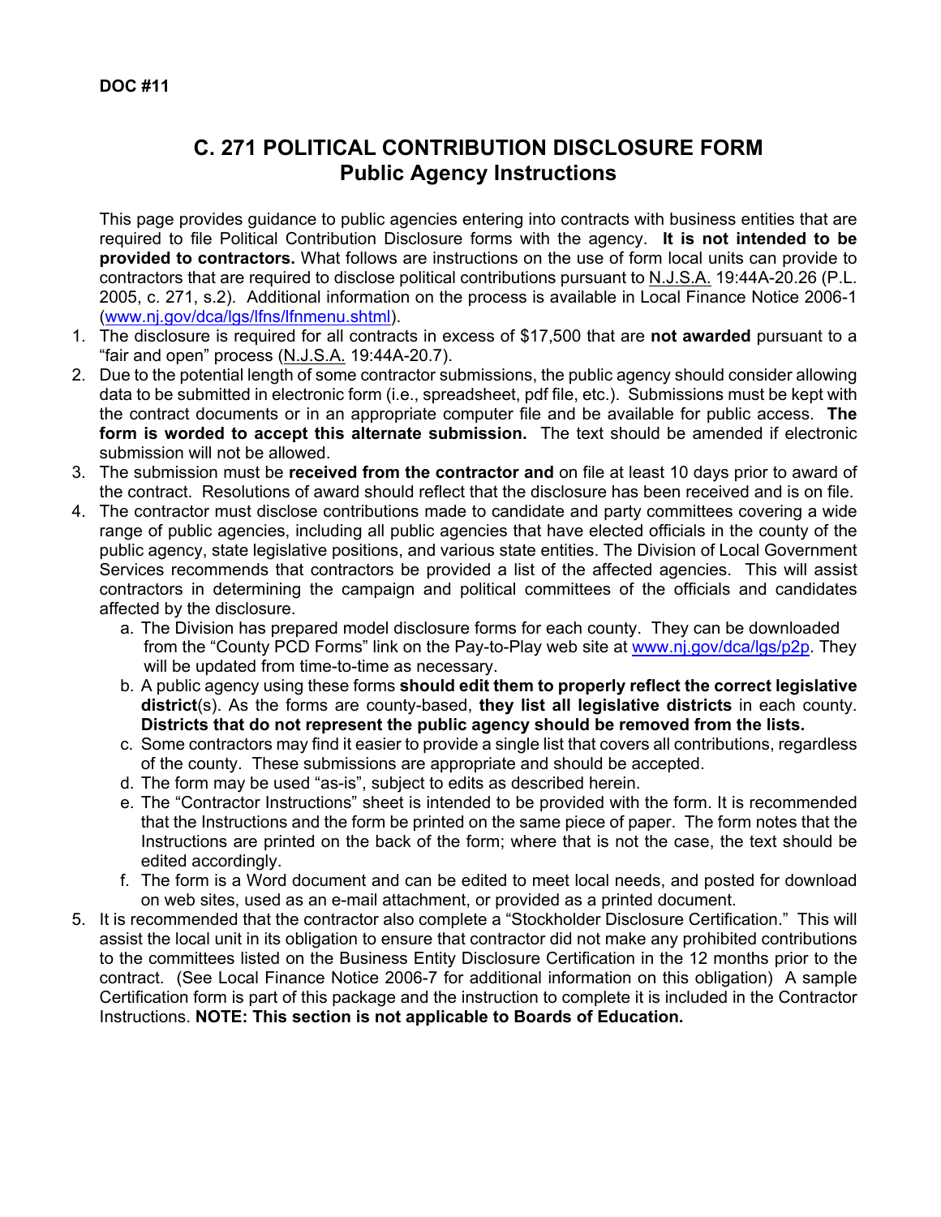**DOC #11**

# C. 271 POLITICAL CONTRIBUTION DISCLOSURE FORM
## Public Agency Instructions

This page provides guidance to public agencies entering into contracts with business entities that are required to file Political Contribution Disclosure forms with the agency. **It is not intended to be provided to contractors.** What follows are instructions on the use of form local units can provide to contractors that are required to disclose political contributions pursuant to N.J.S.A. 19:44A-20.26 (P.L. 2005, c. 271, s.2). Additional information on the process is available in Local Finance Notice 2006-1 (www.nj.gov/dca/lgs/lfns/lfnmenu.shtml).

1. The disclosure is required for all contracts in excess of $17,500 that are **not awarded** pursuant to a "fair and open" process (N.J.S.A. 19:44A-20.7).
2. Due to the potential length of some contractor submissions, the public agency should consider allowing data to be submitted in electronic form (i.e., spreadsheet, pdf file, etc.). Submissions must be kept with the contract documents or in an appropriate computer file and be available for public access. **The form is worded to accept this alternate submission.** The text should be amended if electronic submission will not be allowed.
3. The submission must be **received from the contractor and** on file at least 10 days prior to award of the contract. Resolutions of award should reflect that the disclosure has been received and is on file.
4. The contractor must disclose contributions made to candidate and party committees covering a wide range of public agencies, including all public agencies that have elected officials in the county of the public agency, state legislative positions, and various state entities. The Division of Local Government Services recommends that contractors be provided a list of the affected agencies. This will assist contractors in determining the campaign and political committees of the officials and candidates affected by the disclosure.
    a. The Division has prepared model disclosure forms for each county. They can be downloaded from the "County PCD Forms" link on the Pay-to-Play web site at www.nj.gov/dca/lgs/p2p. They will be updated from time-to-time as necessary.
    b. A public agency using these forms **should edit them to properly reflect the correct legislative district**(s). As the forms are county-based, **they list all legislative districts** in each county. **Districts that do not represent the public agency should be removed from the lists.**
    c. Some contractors may find it easier to provide a single list that covers all contributions, regardless of the county. These submissions are appropriate and should be accepted.
    d. The form may be used "as-is", subject to edits as described herein.
    e. The "Contractor Instructions" sheet is intended to be provided with the form. It is recommended that the Instructions and the form be printed on the same piece of paper. The form notes that the Instructions are printed on the back of the form; where that is not the case, the text should be edited accordingly.
    f. The form is a Word document and can be edited to meet local needs, and posted for download on web sites, used as an e-mail attachment, or provided as a printed document.
5. It is recommended that the contractor also complete a "Stockholder Disclosure Certification." This will assist the local unit in its obligation to ensure that contractor did not make any prohibited contributions to the committees listed on the Business Entity Disclosure Certification in the 12 months prior to the contract. (See Local Finance Notice 2006-7 for additional information on this obligation) A sample Certification form is part of this package and the instruction to complete it is included in the Contractor Instructions. **NOTE: This section is not applicable to Boards of Education.**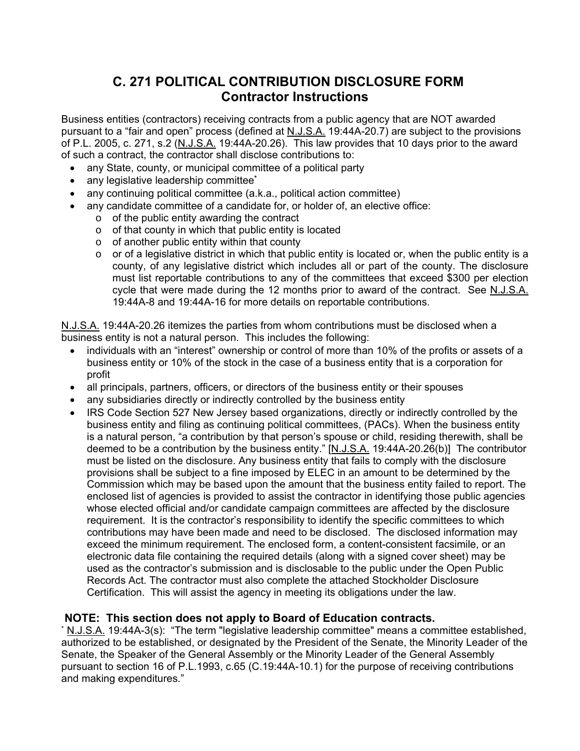# C. 271 POLITICAL CONTRIBUTION DISCLOSURE FORM
## Contractor Instructions

Business entities (contractors) receiving contracts from a public agency that are NOT awarded pursuant to a "fair and open" process (defined at N.J.S.A. 19:44A-20.7) are subject to the provisions of P.L. 2005, c. 271, s.2 (N.J.S.A. 19:44A-20.26). This law provides that 10 days prior to the award of such a contract, the contractor shall disclose contributions to:

- any State, county, or municipal committee of a political party
- any legislative leadership committee*
- any continuing political committee (a.k.a., political action committee)
- any candidate committee of a candidate for, or holder of, an elective office:
  - of the public entity awarding the contract
  - of that county in which that public entity is located
  - of another public entity within that county
  - or of a legislative district in which that public entity is located or, when the public entity is a county, of any legislative district which includes all or part of the county. The disclosure must list reportable contributions to any of the committees that exceed $300 per election cycle that were made during the 12 months prior to award of the contract. See N.J.S.A. 19:44A-8 and 19:44A-16 for more details on reportable contributions.

N.J.S.A. 19:44A-20.26 itemizes the parties from whom contributions must be disclosed when a business entity is not a natural person. This includes the following:

- individuals with an "interest" ownership or control of more than 10% of the profits or assets of a business entity or 10% of the stock in the case of a business entity that is a corporation for profit
- all principals, partners, officers, or directors of the business entity or their spouses
- any subsidiaries directly or indirectly controlled by the business entity
- IRS Code Section 527 New Jersey based organizations, directly or indirectly controlled by the business entity and filing as continuing political committees, (PACs). When the business entity is a natural person, "a contribution by that person's spouse or child, residing therewith, shall be deemed to be a contribution by the business entity." [N.J.S.A. 19:44A-20.26(b)] The contributor must be listed on the disclosure. Any business entity that fails to comply with the disclosure provisions shall be subject to a fine imposed by ELEC in an amount to be determined by the Commission which may be based upon the amount that the business entity failed to report. The enclosed list of agencies is provided to assist the contractor in identifying those public agencies whose elected official and/or candidate campaign committees are affected by the disclosure requirement. It is the contractor's responsibility to identify the specific committees to which contributions may have been made and need to be disclosed. The disclosed information may exceed the minimum requirement. The enclosed form, a content-consistent facsimile, or an electronic data file containing the required details (along with a signed cover sheet) may be used as the contractor's submission and is disclosable to the public under the Open Public Records Act. The contractor must also complete the attached Stockholder Disclosure Certification. This will assist the agency in meeting its obligations under the law.

**NOTE: This section does not apply to Board of Education contracts.**

* N.J.S.A. 19:44A-3(s): "The term "legislative leadership committee" means a committee established, authorized to be established, or designated by the President of the Senate, the Minority Leader of the Senate, the Speaker of the General Assembly or the Minority Leader of the General Assembly pursuant to section 16 of P.L.1993, c.65 (C.19:44A-10.1) for the purpose of receiving contributions and making expenditures."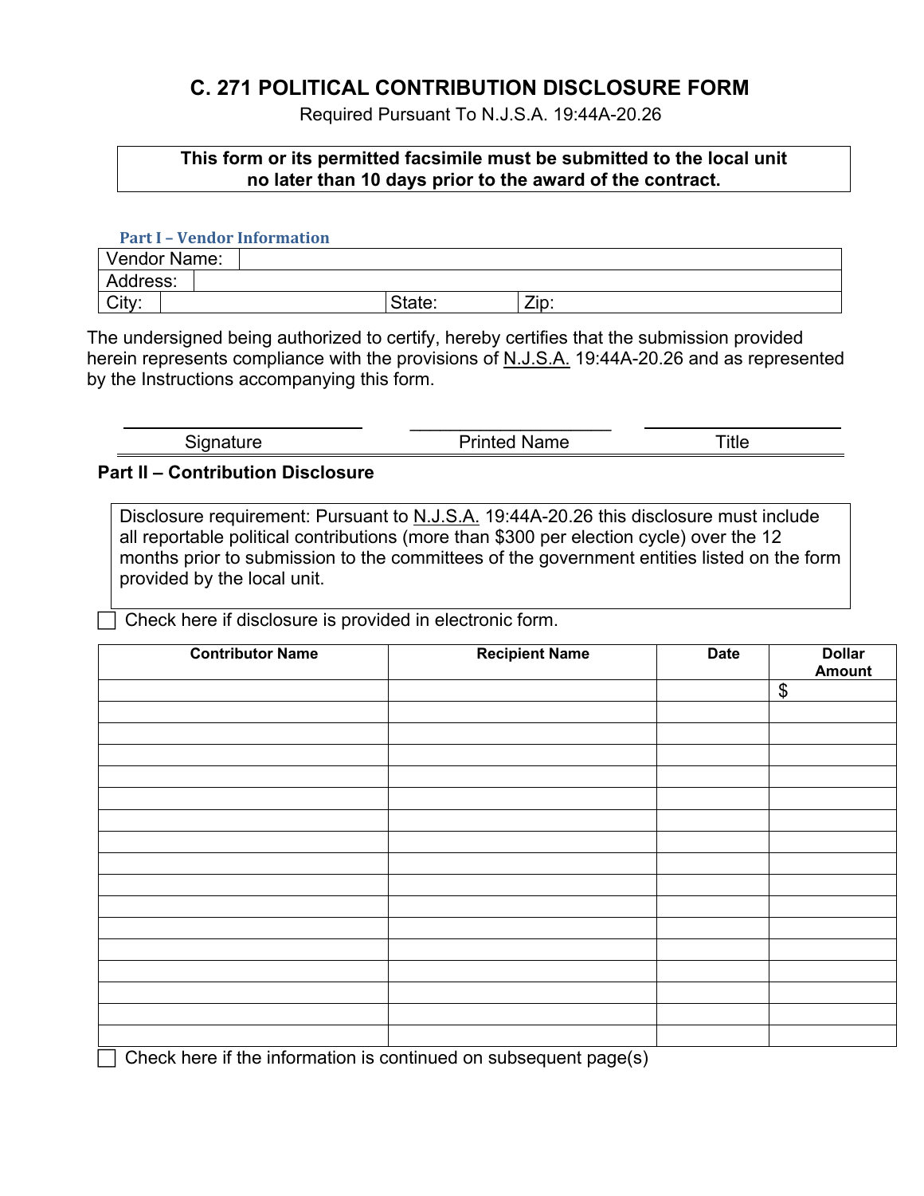# C. 271 POLITICAL CONTRIBUTION DISCLOSURE FORM

Required Pursuant To N.J.S.A. 19:44A-20.26

**This form or its permitted facsimile must be submitted to the local unit no later than 10 days prior to the award of the contract.**

### Part I – Vendor Information

| Vendor Name: | | |
|---|---|---|
| Address: | | |
| City: | State: | Zip: |

The undersigned being authorized to certify, hereby certifies that the submission provided herein represents compliance with the provisions of N.J.S.A. 19:44A-20.26 and as represented by the Instructions accompanying this form.

| _________________________ | _________________________ | _________________________ |
|---|---|---|
| Signature | Printed Name | Title |

### Part II – Contribution Disclosure

Disclosure requirement: Pursuant to N.J.S.A. 19:44A-20.26 this disclosure must include all reportable political contributions (more than $300 per election cycle) over the 12 months prior to submission to the committees of the government entities listed on the form provided by the local unit.

☐ Check here if disclosure is provided in electronic form.

| Contributor Name | Recipient Name | Date | Dollar Amount |
|---|---|---|---|
| | | | $ |
| | | | |
| | | | |
| | | | |
| | | | |
| | | | |
| | | | |
| | | | |
| | | | |
| | | | |
| | | | |
| | | | |
| | | | |
| | | | |
| | | | |
| | | | |
| | | | |

☐ Check here if the information is continued on subsequent page(s)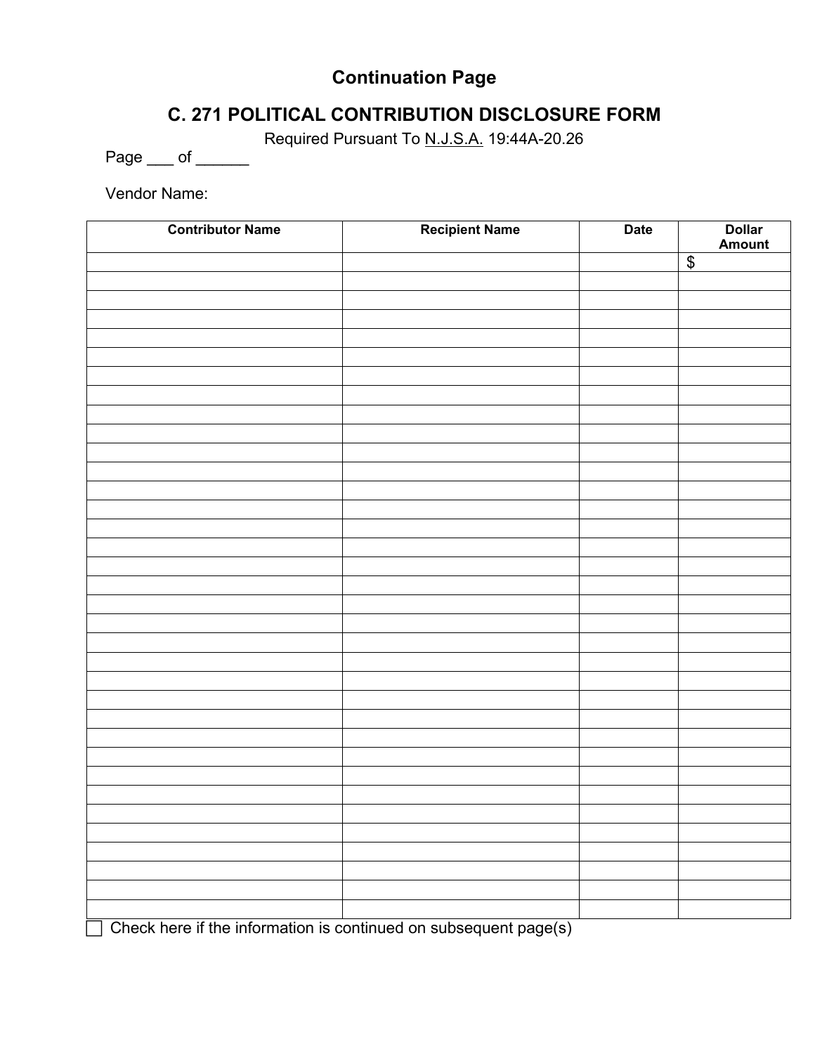## Continuation Page

## C. 271 POLITICAL CONTRIBUTION DISCLOSURE FORM

Required Pursuant To N.J.S.A. 19:44A-20.26

Page ___ of ______

Vendor Name:

| Contributor Name | Recipient Name | Date | Dollar Amount |
|---|---|---|---|
| | | | $ |
| | | | |
| | | | |
| | | | |
| | | | |
| | | | |
| | | | |
| | | | |
| | | | |
| | | | |
| | | | |
| | | | |
| | | | |
| | | | |
| | | | |
| | | | |
| | | | |
| | | | |
| | | | |
| | | | |
| | | | |
| | | | |
| | | | |
| | | | |
| | | | |
| | | | |
| | | | |
| | | | |
| | | | |
| | | | |
| | | | |
| | | | |
| | | | |
| | | | |
| | | | |

☐ Check here if the information is continued on subsequent page(s)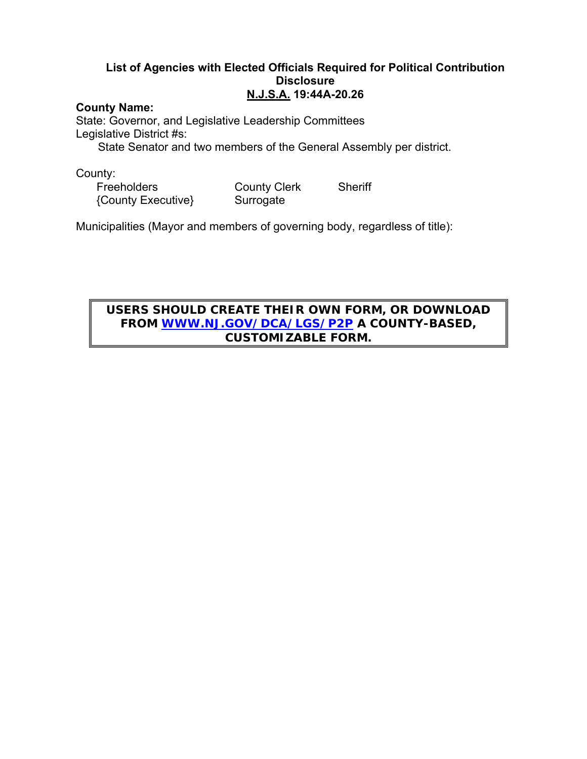### List of Agencies with Elected Officials Required for Political Contribution Disclosure
### N.J.S.A. 19:44A-20.26

**County Name:**

State: Governor, and Legislative Leadership Committees

Legislative District #s:

State Senator and two members of the General Assembly per district.

County:

| | | |
|---|---|---|
| Freeholders | County Clerk | Sheriff |
| {County Executive} | Surrogate | |

Municipalities (Mayor and members of governing body, regardless of title):

**USERS SHOULD CREATE THEIR OWN FORM, OR DOWNLOAD FROM WWW.NJ.GOV/DCA/LGS/P2P A COUNTY-BASED, CUSTOMIZABLE FORM.**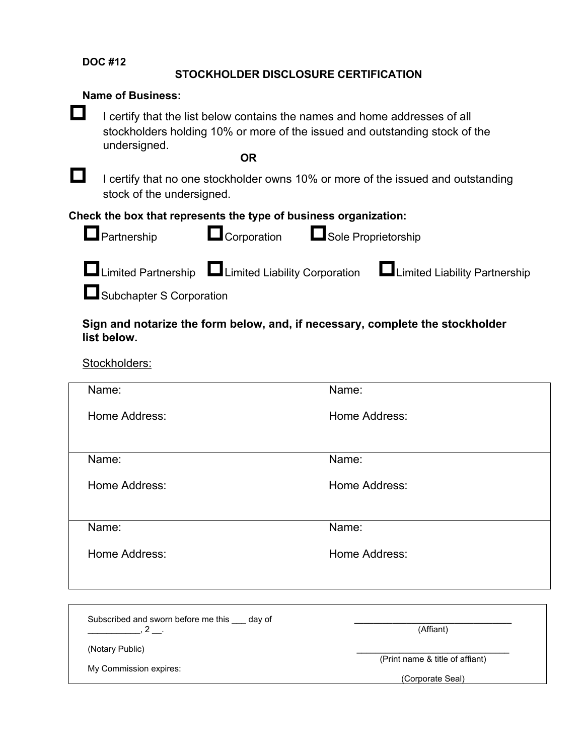**DOC #12**

## STOCKHOLDER DISCLOSURE CERTIFICATION

**Name of Business:**

☐ I certify that the list below contains the names and home addresses of all stockholders holding 10% or more of the issued and outstanding stock of the undersigned.

**OR**

☐ I certify that no one stockholder owns 10% or more of the issued and outstanding stock of the undersigned.

**Check the box that represents the type of business organization:**

☐ Partnership ☐ Corporation ☐ Sole Proprietorship

☐ Limited Partnership ☐ Limited Liability Corporation ☐ Limited Liability Partnership

☐ Subchapter S Corporation

**Sign and notarize the form below, and, if necessary, complete the stockholder list below.**

Stockholders:

| | |
|---|---|
| Name:<br><br>Home Address: | Name:<br><br>Home Address: |
| Name:<br><br>Home Address: | Name:<br><br>Home Address: |
| Name:<br><br>Home Address: | Name:<br><br>Home Address: |

| | |
|---|---|
| Subscribed and sworn before me this ___ day of ___________, 2 __. | ______________________________<br>(Affiant) |
| (Notary Public) | ______________________________<br>(Print name & title of affiant) |
| My Commission expires: | (Corporate Seal) |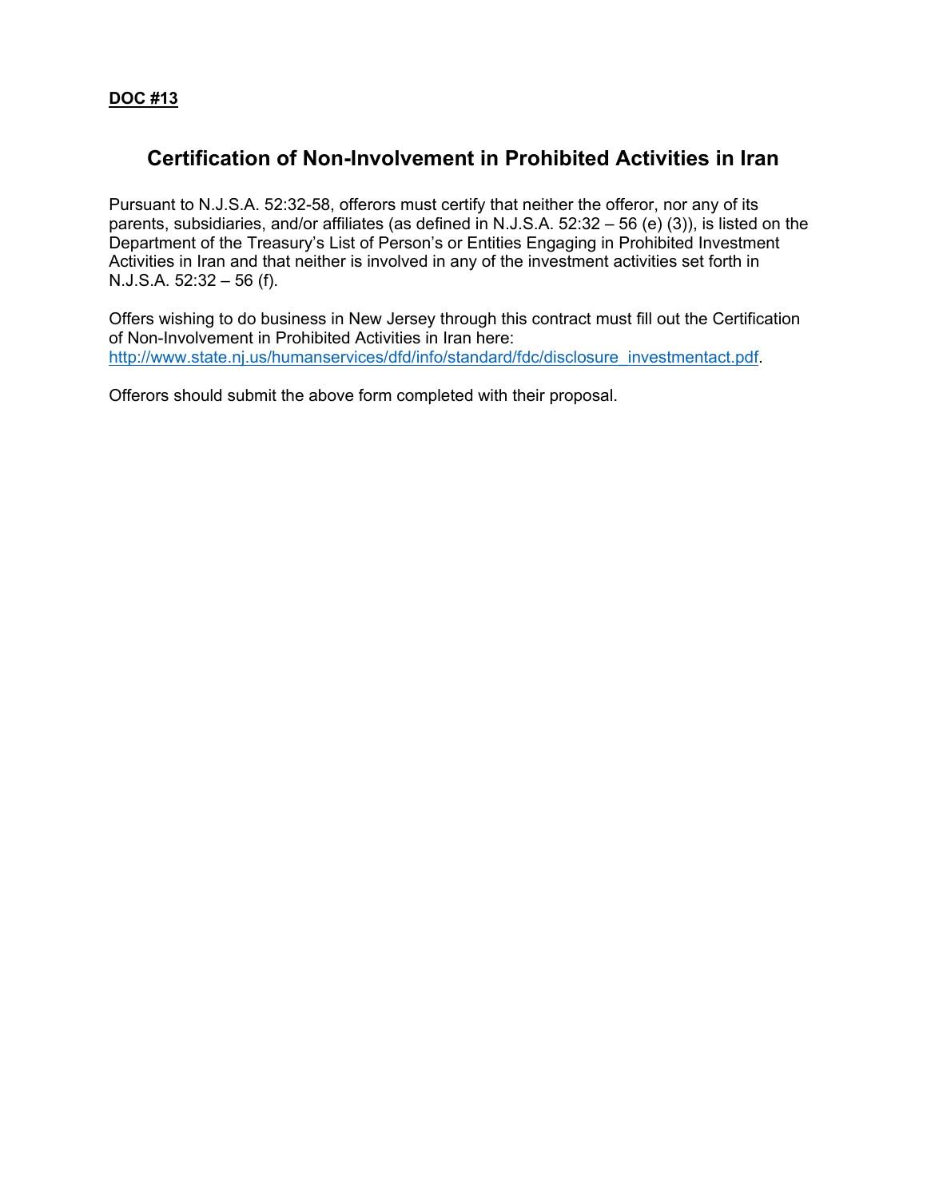**DOC #13**

## Certification of Non-Involvement in Prohibited Activities in Iran

Pursuant to N.J.S.A. 52:32-58, offerors must certify that neither the offeror, nor any of its parents, subsidiaries, and/or affiliates (as defined in N.J.S.A. 52:32 – 56 (e) (3)), is listed on the Department of the Treasury's List of Person's or Entities Engaging in Prohibited Investment Activities in Iran and that neither is involved in any of the investment activities set forth in N.J.S.A. 52:32 – 56 (f).

Offers wishing to do business in New Jersey through this contract must fill out the Certification of Non-Involvement in Prohibited Activities in Iran here: http://www.state.nj.us/humanservices/dfd/info/standard/fdc/disclosure_investmentact.pdf.

Offerors should submit the above form completed with their proposal.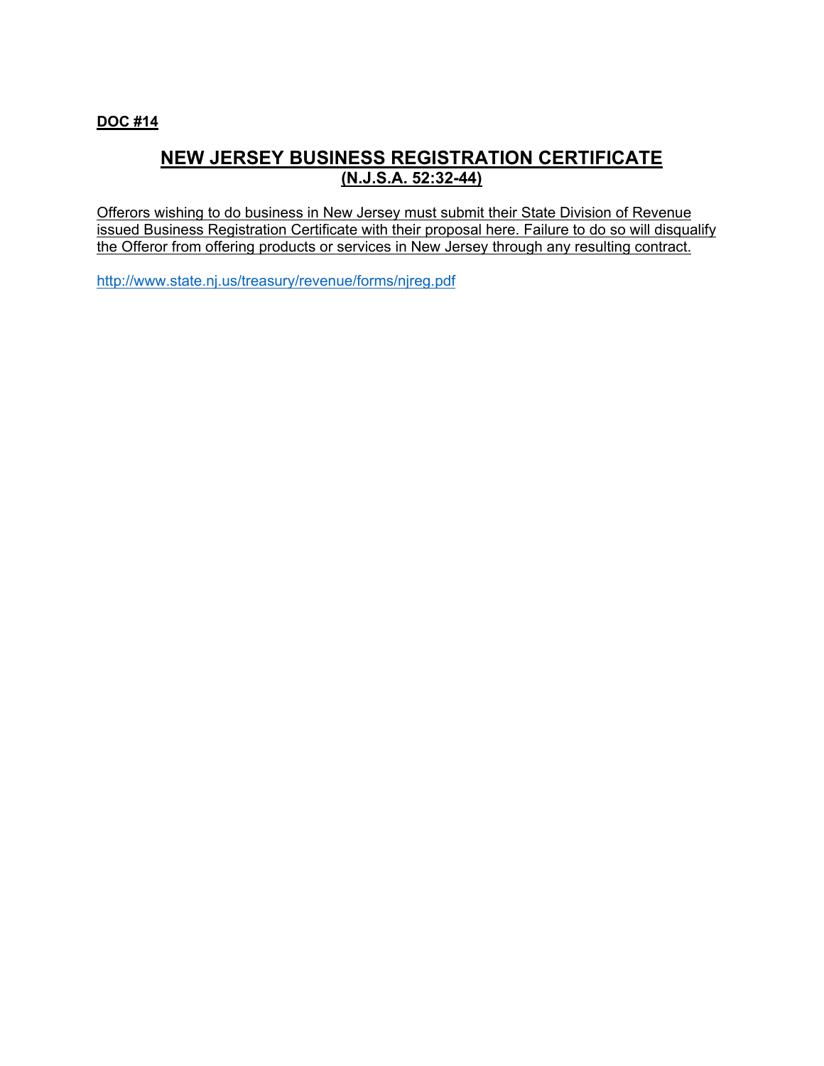**DOC #14**

# NEW JERSEY BUSINESS REGISTRATION CERTIFICATE
## (N.J.S.A. 52:32-44)

Offerors wishing to do business in New Jersey must submit their State Division of Revenue issued Business Registration Certificate with their proposal here. Failure to do so will disqualify the Offeror from offering products or services in New Jersey through any resulting contract.

http://www.state.nj.us/treasury/revenue/forms/njreg.pdf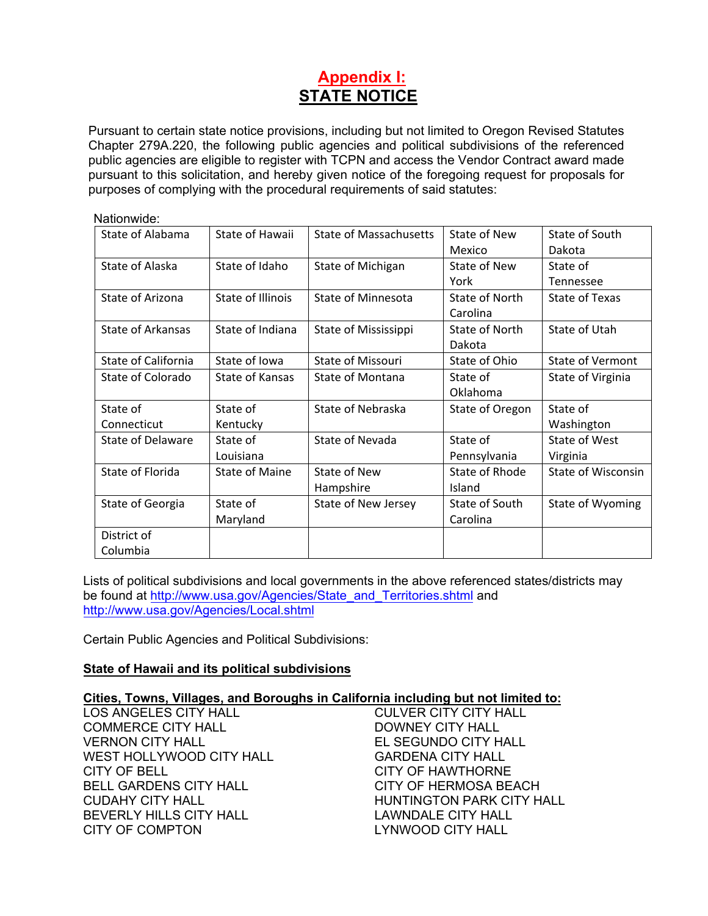# Appendix I:
# STATE NOTICE

Pursuant to certain state notice provisions, including but not limited to Oregon Revised Statutes Chapter 279A.220, the following public agencies and political subdivisions of the referenced public agencies are eligible to register with TCPN and access the Vendor Contract award made pursuant to this solicitation, and hereby given notice of the foregoing request for proposals for purposes of complying with the procedural requirements of said statutes:

Nationwide:

| | | | | |
|---|---|---|---|---|
| State of Alabama | State of Hawaii | State of Massachusetts | State of New Mexico | State of South Dakota |
| State of Alaska | State of Idaho | State of Michigan | State of New York | State of Tennessee |
| State of Arizona | State of Illinois | State of Minnesota | State of North Carolina | State of Texas |
| State of Arkansas | State of Indiana | State of Mississippi | State of North Dakota | State of Utah |
| State of California | State of Iowa | State of Missouri | State of Ohio | State of Vermont |
| State of Colorado | State of Kansas | State of Montana | State of Oklahoma | State of Virginia |
| State of Connecticut | State of Kentucky | State of Nebraska | State of Oregon | State of Washington |
| State of Delaware | State of Louisiana | State of Nevada | State of Pennsylvania | State of West Virginia |
| State of Florida | State of Maine | State of New Hampshire | State of Rhode Island | State of Wisconsin |
| State of Georgia | State of Maryland | State of New Jersey | State of South Carolina | State of Wyoming |
| District of Columbia | | | | |

Lists of political subdivisions and local governments in the above referenced states/districts may be found at http://www.usa.gov/Agencies/State_and_Territories.shtml and http://www.usa.gov/Agencies/Local.shtml

Certain Public Agencies and Political Subdivisions:

**State of Hawaii and its political subdivisions**

**Cities, Towns, Villages, and Boroughs in California including but not limited to:**

LOS ANGELES CITY HALL
COMMERCE CITY HALL
VERNON CITY HALL
WEST HOLLYWOOD CITY HALL
CITY OF BELL
BELL GARDENS CITY HALL
CUDAHY CITY HALL
BEVERLY HILLS CITY HALL
CITY OF COMPTON
CULVER CITY CITY HALL
DOWNEY CITY HALL
EL SEGUNDO CITY HALL
GARDENA CITY HALL
CITY OF HAWTHORNE
CITY OF HERMOSA BEACH
HUNTINGTON PARK CITY HALL
LAWNDALE CITY HALL
LYNWOOD CITY HALL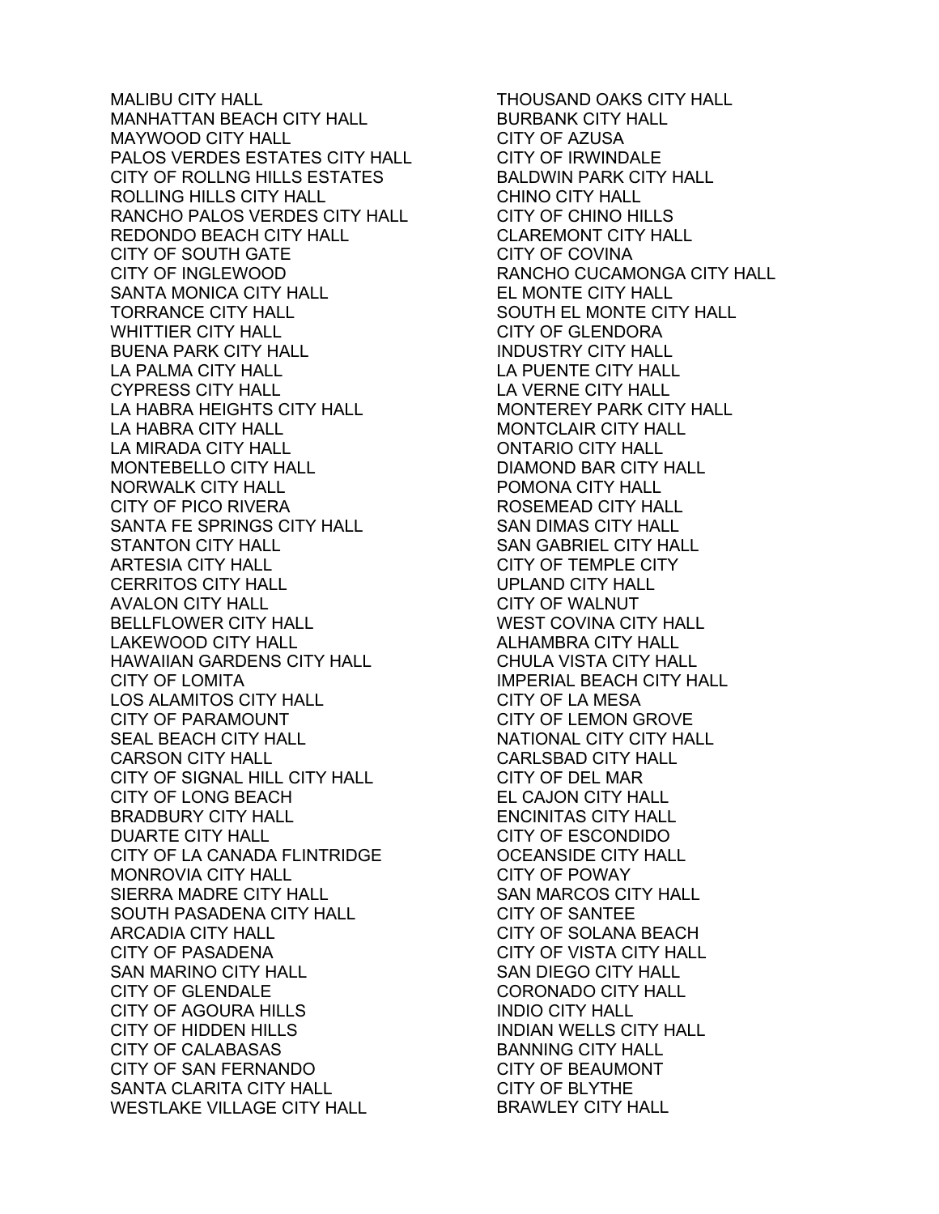MALIBU CITY HALL
MANHATTAN BEACH CITY HALL
MAYWOOD CITY HALL
PALOS VERDES ESTATES CITY HALL
CITY OF ROLLNG HILLS ESTATES
ROLLING HILLS CITY HALL
RANCHO PALOS VERDES CITY HALL
REDONDO BEACH CITY HALL
CITY OF SOUTH GATE
CITY OF INGLEWOOD
SANTA MONICA CITY HALL
TORRANCE CITY HALL
WHITTIER CITY HALL
BUENA PARK CITY HALL
LA PALMA CITY HALL
CYPRESS CITY HALL
LA HABRA HEIGHTS CITY HALL
LA HABRA CITY HALL
LA MIRADA CITY HALL
MONTEBELLO CITY HALL
NORWALK CITY HALL
CITY OF PICO RIVERA
SANTA FE SPRINGS CITY HALL
STANTON CITY HALL
ARTESIA CITY HALL
CERRITOS CITY HALL
AVALON CITY HALL
BELLFLOWER CITY HALL
LAKEWOOD CITY HALL
HAWAIIAN GARDENS CITY HALL
CITY OF LOMITA
LOS ALAMITOS CITY HALL
CITY OF PARAMOUNT
SEAL BEACH CITY HALL
CARSON CITY HALL
CITY OF SIGNAL HILL CITY HALL
CITY OF LONG BEACH
BRADBURY CITY HALL
DUARTE CITY HALL
CITY OF LA CANADA FLINTRIDGE
MONROVIA CITY HALL
SIERRA MADRE CITY HALL
SOUTH PASADENA CITY HALL
ARCADIA CITY HALL
CITY OF PASADENA
SAN MARINO CITY HALL
CITY OF GLENDALE
CITY OF AGOURA HILLS
CITY OF HIDDEN HILLS
CITY OF CALABASAS
CITY OF SAN FERNANDO
SANTA CLARITA CITY HALL
WESTLAKE VILLAGE CITY HALL
THOUSAND OAKS CITY HALL
BURBANK CITY HALL
CITY OF AZUSA
CITY OF IRWINDALE
BALDWIN PARK CITY HALL
CHINO CITY HALL
CITY OF CHINO HILLS
CLAREMONT CITY HALL
CITY OF COVINA
RANCHO CUCAMONGA CITY HALL
EL MONTE CITY HALL
SOUTH EL MONTE CITY HALL
CITY OF GLENDORA
INDUSTRY CITY HALL
LA PUENTE CITY HALL
LA VERNE CITY HALL
MONTEREY PARK CITY HALL
MONTCLAIR CITY HALL
ONTARIO CITY HALL
DIAMOND BAR CITY HALL
POMONA CITY HALL
ROSEMEAD CITY HALL
SAN DIMAS CITY HALL
SAN GABRIEL CITY HALL
CITY OF TEMPLE CITY
UPLAND CITY HALL
CITY OF WALNUT
WEST COVINA CITY HALL
ALHAMBRA CITY HALL
CHULA VISTA CITY HALL
IMPERIAL BEACH CITY HALL
CITY OF LA MESA
CITY OF LEMON GROVE
NATIONAL CITY CITY HALL
CARLSBAD CITY HALL
CITY OF DEL MAR
EL CAJON CITY HALL
ENCINITAS CITY HALL
CITY OF ESCONDIDO
OCEANSIDE CITY HALL
CITY OF POWAY
SAN MARCOS CITY HALL
CITY OF SANTEE
CITY OF SOLANA BEACH
CITY OF VISTA CITY HALL
SAN DIEGO CITY HALL
CORONADO CITY HALL
INDIO CITY HALL
INDIAN WELLS CITY HALL
BANNING CITY HALL
CITY OF BEAUMONT
CITY OF BLYTHE
BRAWLEY CITY HALL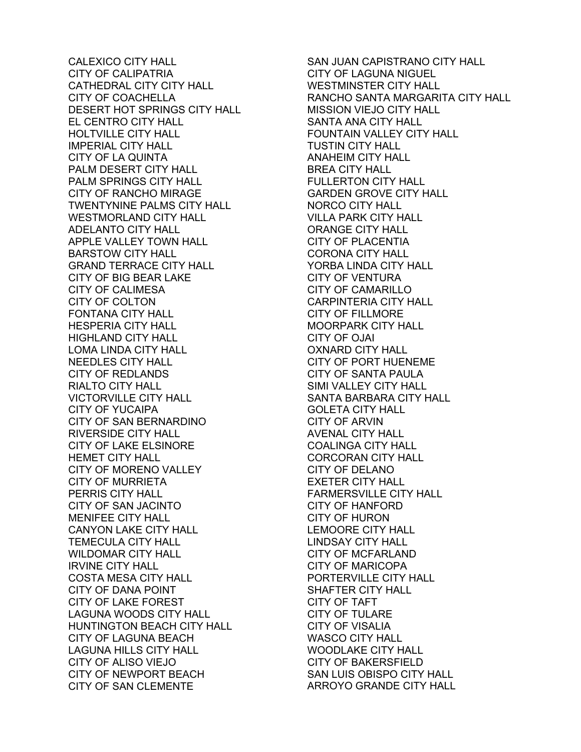CALEXICO CITY HALL
CITY OF CALIPATRIA
CATHEDRAL CITY CITY HALL
CITY OF COACHELLA
DESERT HOT SPRINGS CITY HALL
EL CENTRO CITY HALL
HOLTVILLE CITY HALL
IMPERIAL CITY HALL
CITY OF LA QUINTA
PALM DESERT CITY HALL
PALM SPRINGS CITY HALL
CITY OF RANCHO MIRAGE
TWENTYNINE PALMS CITY HALL
WESTMORLAND CITY HALL
ADELANTO CITY HALL
APPLE VALLEY TOWN HALL
BARSTOW CITY HALL
GRAND TERRACE CITY HALL
CITY OF BIG BEAR LAKE
CITY OF CALIMESA
CITY OF COLTON
FONTANA CITY HALL
HESPERIA CITY HALL
HIGHLAND CITY HALL
LOMA LINDA CITY HALL
NEEDLES CITY HALL
CITY OF REDLANDS
RIALTO CITY HALL
VICTORVILLE CITY HALL
CITY OF YUCAIPA
CITY OF SAN BERNARDINO
RIVERSIDE CITY HALL
CITY OF LAKE ELSINORE
HEMET CITY HALL
CITY OF MORENO VALLEY
CITY OF MURRIETA
PERRIS CITY HALL
CITY OF SAN JACINTO
MENIFEE CITY HALL
CANYON LAKE CITY HALL
TEMECULA CITY HALL
WILDOMAR CITY HALL
IRVINE CITY HALL
COSTA MESA CITY HALL
CITY OF DANA POINT
CITY OF LAKE FOREST
LAGUNA WOODS CITY HALL
HUNTINGTON BEACH CITY HALL
CITY OF LAGUNA BEACH
LAGUNA HILLS CITY HALL
CITY OF ALISO VIEJO
CITY OF NEWPORT BEACH
CITY OF SAN CLEMENTE
SAN JUAN CAPISTRANO CITY HALL
CITY OF LAGUNA NIGUEL
WESTMINSTER CITY HALL
RANCHO SANTA MARGARITA CITY HALL
MISSION VIEJO CITY HALL
SANTA ANA CITY HALL
FOUNTAIN VALLEY CITY HALL
TUSTIN CITY HALL
ANAHEIM CITY HALL
BREA CITY HALL
FULLERTON CITY HALL
GARDEN GROVE CITY HALL
NORCO CITY HALL
VILLA PARK CITY HALL
ORANGE CITY HALL
CITY OF PLACENTIA
CORONA CITY HALL
YORBA LINDA CITY HALL
CITY OF VENTURA
CITY OF CAMARILLO
CARPINTERIA CITY HALL
CITY OF FILLMORE
MOORPARK CITY HALL
CITY OF OJAI
OXNARD CITY HALL
CITY OF PORT HUENEME
CITY OF SANTA PAULA
SIMI VALLEY CITY HALL
SANTA BARBARA CITY HALL
GOLETA CITY HALL
CITY OF ARVIN
AVENAL CITY HALL
COALINGA CITY HALL
CORCORAN CITY HALL
CITY OF DELANO
EXETER CITY HALL
FARMERSVILLE CITY HALL
CITY OF HANFORD
CITY OF HURON
LEMOORE CITY HALL
LINDSAY CITY HALL
CITY OF MCFARLAND
CITY OF MARICOPA
PORTERVILLE CITY HALL
SHAFTER CITY HALL
CITY OF TAFT
CITY OF TULARE
CITY OF VISALIA
WASCO CITY HALL
WOODLAKE CITY HALL
CITY OF BAKERSFIELD
SAN LUIS OBISPO CITY HALL
ARROYO GRANDE CITY HALL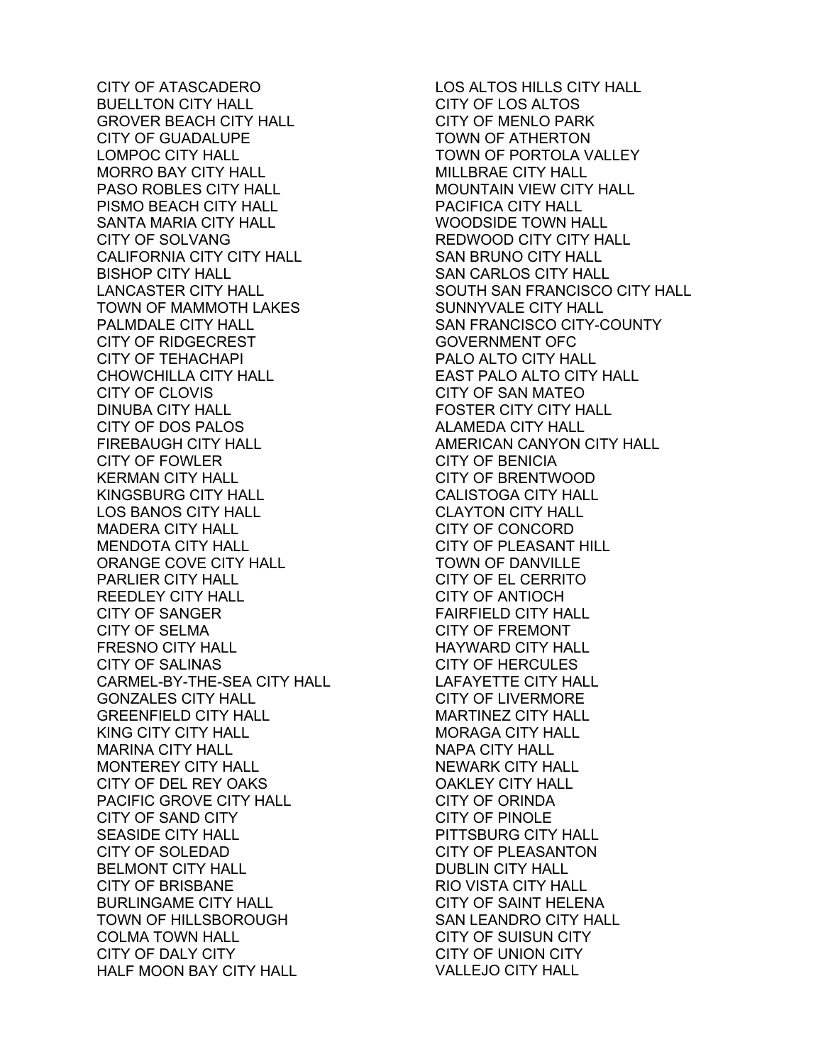CITY OF ATASCADERO
BUELLTON CITY HALL
GROVER BEACH CITY HALL
CITY OF GUADALUPE
LOMPOC CITY HALL
MORRO BAY CITY HALL
PASO ROBLES CITY HALL
PISMO BEACH CITY HALL
SANTA MARIA CITY HALL
CITY OF SOLVANG
CALIFORNIA CITY CITY HALL
BISHOP CITY HALL
LANCASTER CITY HALL
TOWN OF MAMMOTH LAKES
PALMDALE CITY HALL
CITY OF RIDGECREST
CITY OF TEHACHAPI
CHOWCHILLA CITY HALL
CITY OF CLOVIS
DINUBA CITY HALL
CITY OF DOS PALOS
FIREBAUGH CITY HALL
CITY OF FOWLER
KERMAN CITY HALL
KINGSBURG CITY HALL
LOS BANOS CITY HALL
MADERA CITY HALL
MENDOTA CITY HALL
ORANGE COVE CITY HALL
PARLIER CITY HALL
REEDLEY CITY HALL
CITY OF SANGER
CITY OF SELMA
FRESNO CITY HALL
CITY OF SALINAS
CARMEL-BY-THE-SEA CITY HALL
GONZALES CITY HALL
GREENFIELD CITY HALL
KING CITY CITY HALL
MARINA CITY HALL
MONTEREY CITY HALL
CITY OF DEL REY OAKS
PACIFIC GROVE CITY HALL
CITY OF SAND CITY
SEASIDE CITY HALL
CITY OF SOLEDAD
BELMONT CITY HALL
CITY OF BRISBANE
BURLINGAME CITY HALL
TOWN OF HILLSBOROUGH
COLMA TOWN HALL
CITY OF DALY CITY
HALF MOON BAY CITY HALL
LOS ALTOS HILLS CITY HALL
CITY OF LOS ALTOS
CITY OF MENLO PARK
TOWN OF ATHERTON
TOWN OF PORTOLA VALLEY
MILLBRAE CITY HALL
MOUNTAIN VIEW CITY HALL
PACIFICA CITY HALL
WOODSIDE TOWN HALL
REDWOOD CITY CITY HALL
SAN BRUNO CITY HALL
SAN CARLOS CITY HALL
SOUTH SAN FRANCISCO CITY HALL
SUNNYVALE CITY HALL
SAN FRANCISCO CITY-COUNTY GOVERNMENT OFC
PALO ALTO CITY HALL
EAST PALO ALTO CITY HALL
CITY OF SAN MATEO
FOSTER CITY CITY HALL
ALAMEDA CITY HALL
AMERICAN CANYON CITY HALL
CITY OF BENICIA
CITY OF BRENTWOOD
CALISTOGA CITY HALL
CLAYTON CITY HALL
CITY OF CONCORD
CITY OF PLEASANT HILL
TOWN OF DANVILLE
CITY OF EL CERRITO
CITY OF ANTIOCH
FAIRFIELD CITY HALL
CITY OF FREMONT
HAYWARD CITY HALL
CITY OF HERCULES
LAFAYETTE CITY HALL
CITY OF LIVERMORE
MARTINEZ CITY HALL
MORAGA CITY HALL
NAPA CITY HALL
NEWARK CITY HALL
OAKLEY CITY HALL
CITY OF ORINDA
CITY OF PINOLE
PITTSBURG CITY HALL
CITY OF PLEASANTON
DUBLIN CITY HALL
RIO VISTA CITY HALL
CITY OF SAINT HELENA
SAN LEANDRO CITY HALL
CITY OF SUISUN CITY
CITY OF UNION CITY
VALLEJO CITY HALL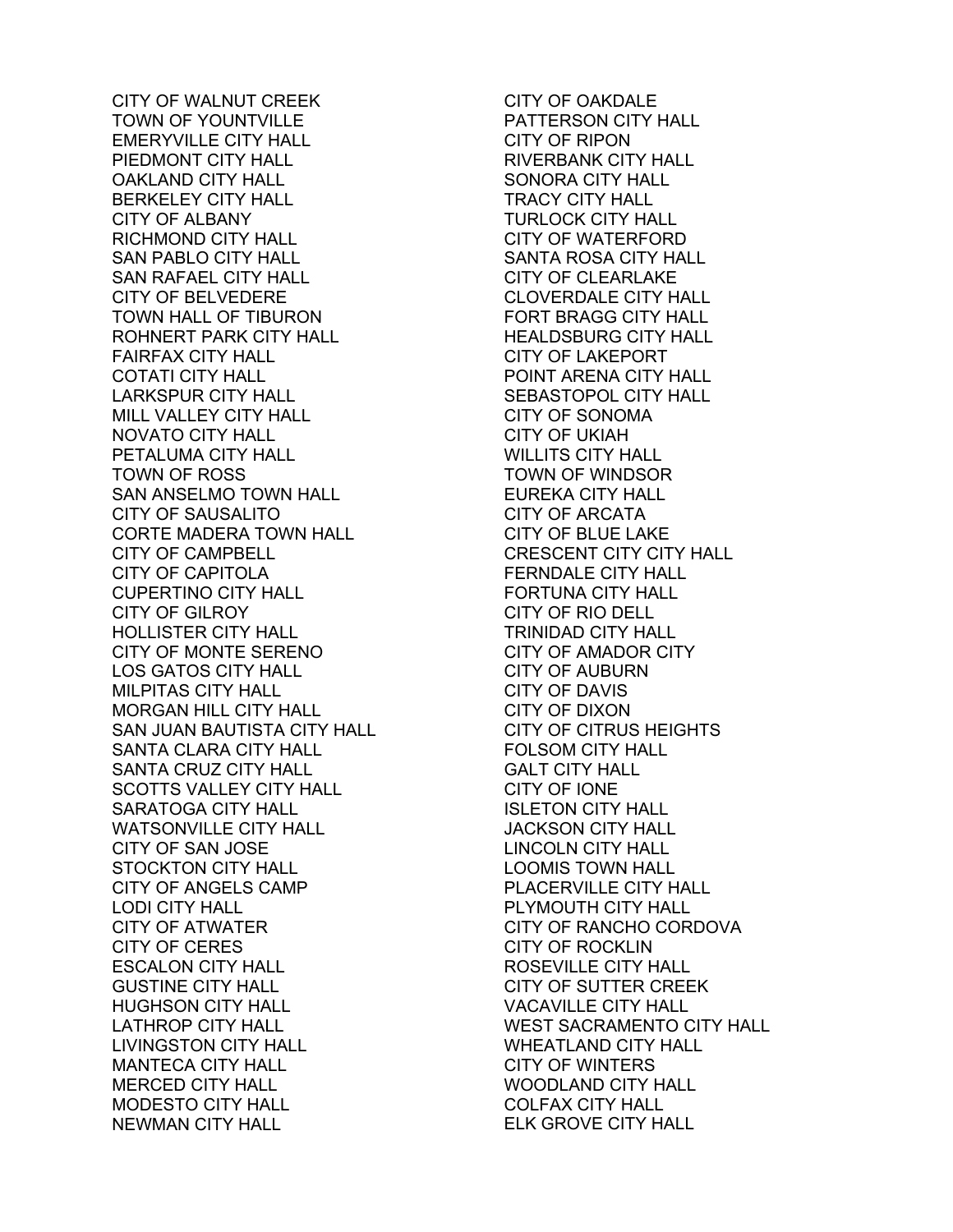CITY OF WALNUT CREEK
TOWN OF YOUNTVILLE
EMERYVILLE CITY HALL
PIEDMONT CITY HALL
OAKLAND CITY HALL
BERKELEY CITY HALL
CITY OF ALBANY
RICHMOND CITY HALL
SAN PABLO CITY HALL
SAN RAFAEL CITY HALL
CITY OF BELVEDERE
TOWN HALL OF TIBURON
ROHNERT PARK CITY HALL
FAIRFAX CITY HALL
COTATI CITY HALL
LARKSPUR CITY HALL
MILL VALLEY CITY HALL
NOVATO CITY HALL
PETALUMA CITY HALL
TOWN OF ROSS
SAN ANSELMO TOWN HALL
CITY OF SAUSALITO
CORTE MADERA TOWN HALL
CITY OF CAMPBELL
CITY OF CAPITOLA
CUPERTINO CITY HALL
CITY OF GILROY
HOLLISTER CITY HALL
CITY OF MONTE SERENO
LOS GATOS CITY HALL
MILPITAS CITY HALL
MORGAN HILL CITY HALL
SAN JUAN BAUTISTA CITY HALL
SANTA CLARA CITY HALL
SANTA CRUZ CITY HALL
SCOTTS VALLEY CITY HALL
SARATOGA CITY HALL
WATSONVILLE CITY HALL
CITY OF SAN JOSE
STOCKTON CITY HALL
CITY OF ANGELS CAMP
LODI CITY HALL
CITY OF ATWATER
CITY OF CERES
ESCALON CITY HALL
GUSTINE CITY HALL
HUGHSON CITY HALL
LATHROP CITY HALL
LIVINGSTON CITY HALL
MANTECA CITY HALL
MERCED CITY HALL
MODESTO CITY HALL
NEWMAN CITY HALL
CITY OF OAKDALE
PATTERSON CITY HALL
CITY OF RIPON
RIVERBANK CITY HALL
SONORA CITY HALL
TRACY CITY HALL
TURLOCK CITY HALL
CITY OF WATERFORD
SANTA ROSA CITY HALL
CITY OF CLEARLAKE
CLOVERDALE CITY HALL
FORT BRAGG CITY HALL
HEALDSBURG CITY HALL
CITY OF LAKEPORT
POINT ARENA CITY HALL
SEBASTOPOL CITY HALL
CITY OF SONOMA
CITY OF UKIAH
WILLITS CITY HALL
TOWN OF WINDSOR
EUREKA CITY HALL
CITY OF ARCATA
CITY OF BLUE LAKE
CRESCENT CITY CITY HALL
FERNDALE CITY HALL
FORTUNA CITY HALL
CITY OF RIO DELL
TRINIDAD CITY HALL
CITY OF AMADOR CITY
CITY OF AUBURN
CITY OF DAVIS
CITY OF DIXON
CITY OF CITRUS HEIGHTS
FOLSOM CITY HALL
GALT CITY HALL
CITY OF IONE
ISLETON CITY HALL
JACKSON CITY HALL
LINCOLN CITY HALL
LOOMIS TOWN HALL
PLACERVILLE CITY HALL
PLYMOUTH CITY HALL
CITY OF RANCHO CORDOVA
CITY OF ROCKLIN
ROSEVILLE CITY HALL
CITY OF SUTTER CREEK
VACAVILLE CITY HALL
WEST SACRAMENTO CITY HALL
WHEATLAND CITY HALL
CITY OF WINTERS
WOODLAND CITY HALL
COLFAX CITY HALL
ELK GROVE CITY HALL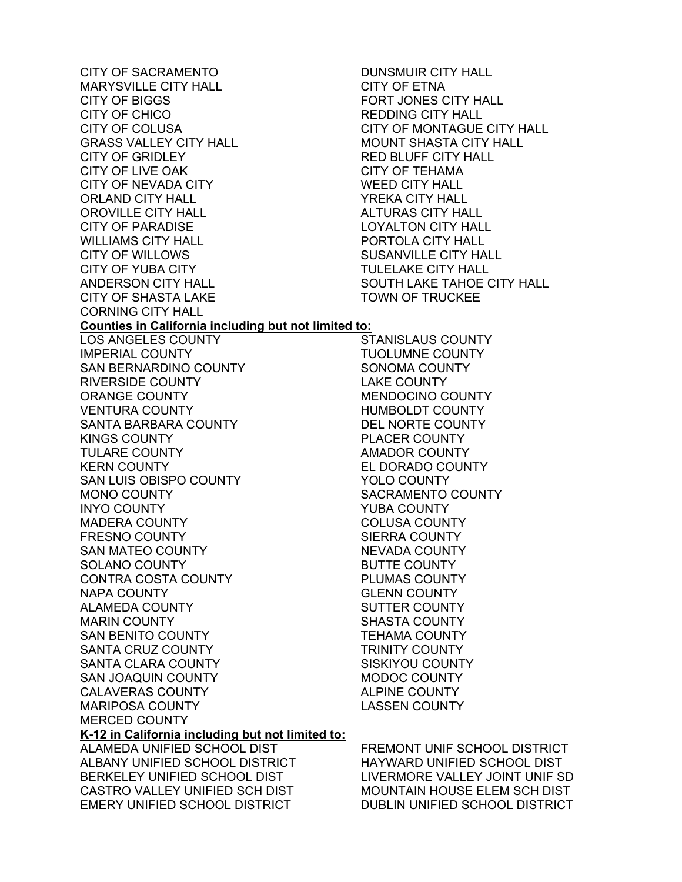CITY OF SACRAMENTO
MARYSVILLE CITY HALL
CITY OF BIGGS
CITY OF CHICO
CITY OF COLUSA
GRASS VALLEY CITY HALL
CITY OF GRIDLEY
CITY OF LIVE OAK
CITY OF NEVADA CITY
ORLAND CITY HALL
OROVILLE CITY HALL
CITY OF PARADISE
WILLIAMS CITY HALL
CITY OF WILLOWS
CITY OF YUBA CITY
ANDERSON CITY HALL
CITY OF SHASTA LAKE
CORNING CITY HALL
DUNSMUIR CITY HALL
CITY OF ETNA
FORT JONES CITY HALL
REDDING CITY HALL
CITY OF MONTAGUE CITY HALL
MOUNT SHASTA CITY HALL
RED BLUFF CITY HALL
CITY OF TEHAMA
WEED CITY HALL
YREKA CITY HALL
ALTURAS CITY HALL
LOYALTON CITY HALL
PORTOLA CITY HALL
SUSANVILLE CITY HALL
TULELAKE CITY HALL
SOUTH LAKE TAHOE CITY HALL
TOWN OF TRUCKEE

**Counties in California including but not limited to:**

LOS ANGELES COUNTY
IMPERIAL COUNTY
SAN BERNARDINO COUNTY
RIVERSIDE COUNTY
ORANGE COUNTY
VENTURA COUNTY
SANTA BARBARA COUNTY
KINGS COUNTY
TULARE COUNTY
KERN COUNTY
SAN LUIS OBISPO COUNTY
MONO COUNTY
INYO COUNTY
MADERA COUNTY
FRESNO COUNTY
SAN MATEO COUNTY
SOLANO COUNTY
CONTRA COSTA COUNTY
NAPA COUNTY
ALAMEDA COUNTY
MARIN COUNTY
SAN BENITO COUNTY
SANTA CRUZ COUNTY
SANTA CLARA COUNTY
SAN JOAQUIN COUNTY
CALAVERAS COUNTY
MARIPOSA COUNTY
MERCED COUNTY
STANISLAUS COUNTY
TUOLUMNE COUNTY
SONOMA COUNTY
LAKE COUNTY
MENDOCINO COUNTY
HUMBOLDT COUNTY
DEL NORTE COUNTY
PLACER COUNTY
AMADOR COUNTY
EL DORADO COUNTY
YOLO COUNTY
SACRAMENTO COUNTY
YUBA COUNTY
COLUSA COUNTY
SIERRA COUNTY
NEVADA COUNTY
BUTTE COUNTY
PLUMAS COUNTY
GLENN COUNTY
SUTTER COUNTY
SHASTA COUNTY
TEHAMA COUNTY
TRINITY COUNTY
SISKIYOU COUNTY
MODOC COUNTY
ALPINE COUNTY
LASSEN COUNTY

**K-12 in California including but not limited to:**

ALAMEDA UNIFIED SCHOOL DIST
ALBANY UNIFIED SCHOOL DISTRICT
BERKELEY UNIFIED SCHOOL DIST
CASTRO VALLEY UNIFIED SCH DIST
EMERY UNIFIED SCHOOL DISTRICT
FREMONT UNIF SCHOOL DISTRICT
HAYWARD UNIFIED SCHOOL DIST
LIVERMORE VALLEY JOINT UNIF SD
MOUNTAIN HOUSE ELEM SCH DIST
DUBLIN UNIFIED SCHOOL DISTRICT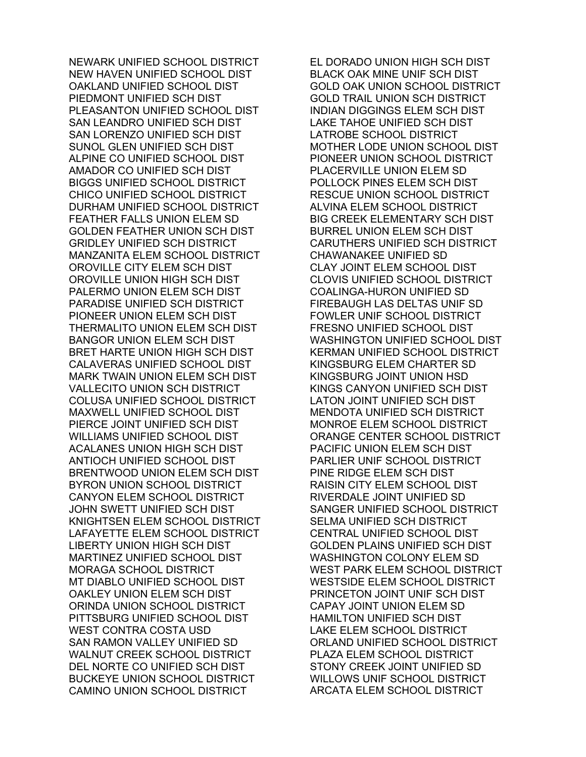NEWARK UNIFIED SCHOOL DISTRICT
NEW HAVEN UNIFIED SCHOOL DIST
OAKLAND UNIFIED SCHOOL DIST
PIEDMONT UNIFIED SCH DIST
PLEASANTON UNIFIED SCHOOL DIST
SAN LEANDRO UNIFIED SCH DIST
SAN LORENZO UNIFIED SCH DIST
SUNOL GLEN UNIFIED SCH DIST
ALPINE CO UNIFIED SCHOOL DIST
AMADOR CO UNIFIED SCH DIST
BIGGS UNIFIED SCHOOL DISTRICT
CHICO UNIFIED SCHOOL DISTRICT
DURHAM UNIFIED SCHOOL DISTRICT
FEATHER FALLS UNION ELEM SD
GOLDEN FEATHER UNION SCH DIST
GRIDLEY UNIFIED SCH DISTRICT
MANZANITA ELEM SCHOOL DISTRICT
OROVILLE CITY ELEM SCH DIST
OROVILLE UNION HIGH SCH DIST
PALERMO UNION ELEM SCH DIST
PARADISE UNIFIED SCH DISTRICT
PIONEER UNION ELEM SCH DIST
THERMALITO UNION ELEM SCH DIST
BANGOR UNION ELEM SCH DIST
BRET HARTE UNION HIGH SCH DIST
CALAVERAS UNIFIED SCHOOL DIST
MARK TWAIN UNION ELEM SCH DIST
VALLECITO UNION SCH DISTRICT
COLUSA UNIFIED SCHOOL DISTRICT
MAXWELL UNIFIED SCHOOL DIST
PIERCE JOINT UNIFIED SCH DIST
WILLIAMS UNIFIED SCHOOL DIST
ACALANES UNION HIGH SCH DIST
ANTIOCH UNIFIED SCHOOL DIST
BRENTWOOD UNION ELEM SCH DIST
BYRON UNION SCHOOL DISTRICT
CANYON ELEM SCHOOL DISTRICT
JOHN SWETT UNIFIED SCH DIST
KNIGHTSEN ELEM SCHOOL DISTRICT
LAFAYETTE ELEM SCHOOL DISTRICT
LIBERTY UNION HIGH SCH DIST
MARTINEZ UNIFIED SCHOOL DIST
MORAGA SCHOOL DISTRICT
MT DIABLO UNIFIED SCHOOL DIST
OAKLEY UNION ELEM SCH DIST
ORINDA UNION SCHOOL DISTRICT
PITTSBURG UNIFIED SCHOOL DIST
WEST CONTRA COSTA USD
SAN RAMON VALLEY UNIFIED SD
WALNUT CREEK SCHOOL DISTRICT
DEL NORTE CO UNIFIED SCH DIST
BUCKEYE UNION SCHOOL DISTRICT
CAMINO UNION SCHOOL DISTRICT
EL DORADO UNION HIGH SCH DIST
BLACK OAK MINE UNIF SCH DIST
GOLD OAK UNION SCHOOL DISTRICT
GOLD TRAIL UNION SCH DISTRICT
INDIAN DIGGINGS ELEM SCH DIST
LAKE TAHOE UNIFIED SCH DIST
LATROBE SCHOOL DISTRICT
MOTHER LODE UNION SCHOOL DIST
PIONEER UNION SCHOOL DISTRICT
PLACERVILLE UNION ELEM SD
POLLOCK PINES ELEM SCH DIST
RESCUE UNION SCHOOL DISTRICT
ALVINA ELEM SCHOOL DISTRICT
BIG CREEK ELEMENTARY SCH DIST
BURREL UNION ELEM SCH DIST
CARUTHERS UNIFIED SCH DISTRICT
CHAWANAKEE UNIFIED SD
CLAY JOINT ELEM SCHOOL DIST
CLOVIS UNIFIED SCHOOL DISTRICT
COALINGA-HURON UNIFIED SD
FIREBAUGH LAS DELTAS UNIF SD
FOWLER UNIF SCHOOL DISTRICT
FRESNO UNIFIED SCHOOL DIST
WASHINGTON UNIFIED SCHOOL DIST
KERMAN UNIFIED SCHOOL DISTRICT
KINGSBURG ELEM CHARTER SD
KINGSBURG JOINT UNION HSD
KINGS CANYON UNIFIED SCH DIST
LATON JOINT UNIFIED SCH DIST
MENDOTA UNIFIED SCH DISTRICT
MONROE ELEM SCHOOL DISTRICT
ORANGE CENTER SCHOOL DISTRICT
PACIFIC UNION ELEM SCH DIST
PARLIER UNIF SCHOOL DISTRICT
PINE RIDGE ELEM SCH DIST
RAISIN CITY ELEM SCHOOL DIST
RIVERDALE JOINT UNIFIED SD
SANGER UNIFIED SCHOOL DISTRICT
SELMA UNIFIED SCH DISTRICT
CENTRAL UNIFIED SCHOOL DIST
GOLDEN PLAINS UNIFIED SCH DIST
WASHINGTON COLONY ELEM SD
WEST PARK ELEM SCHOOL DISTRICT
WESTSIDE ELEM SCHOOL DISTRICT
PRINCETON JOINT UNIF SCH DIST
CAPAY JOINT UNION ELEM SD
HAMILTON UNIFIED SCH DIST
LAKE ELEM SCHOOL DISTRICT
ORLAND UNIFIED SCHOOL DISTRICT
PLAZA ELEM SCHOOL DISTRICT
STONY CREEK JOINT UNIFIED SD
WILLOWS UNIF SCHOOL DISTRICT
ARCATA ELEM SCHOOL DISTRICT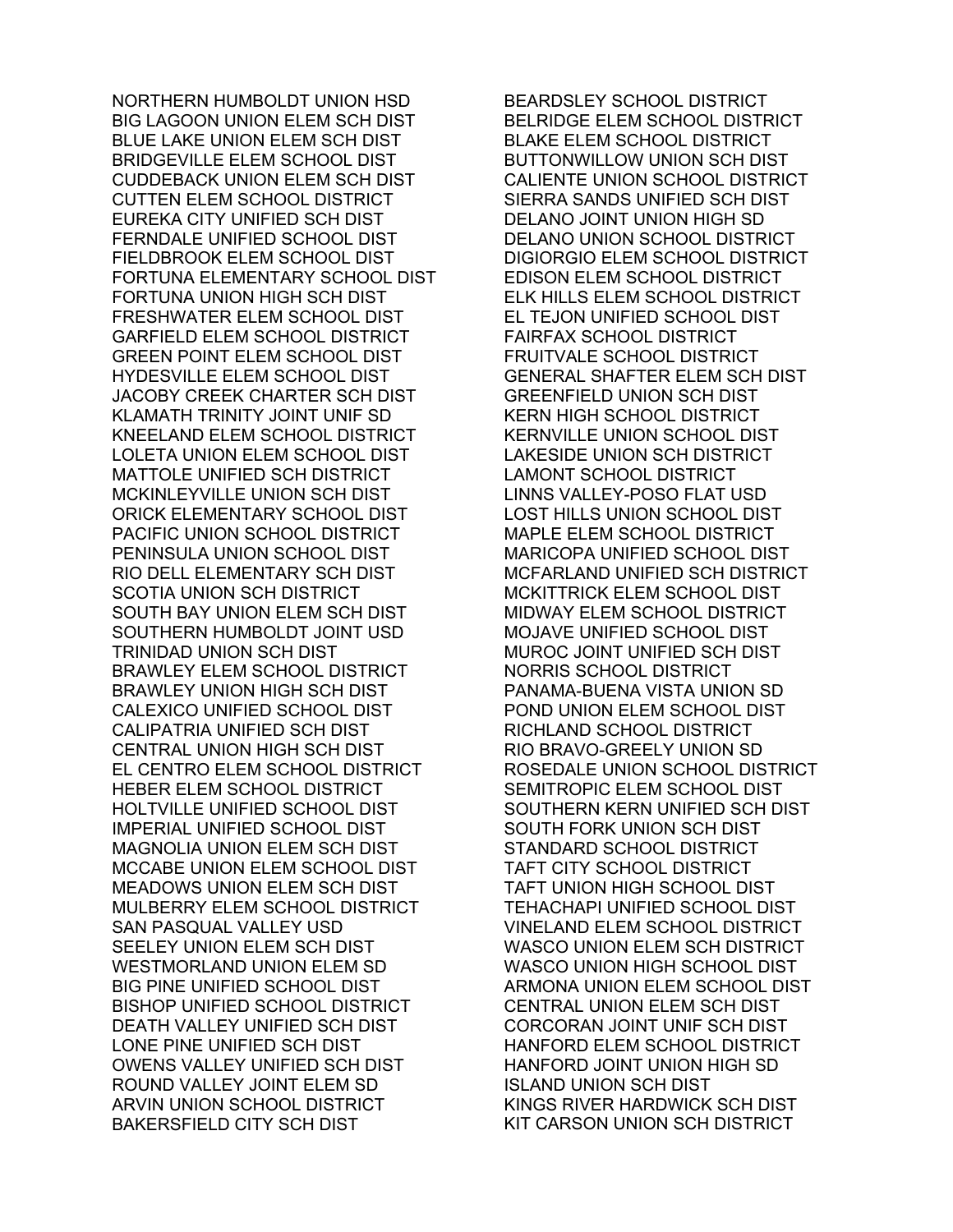NORTHERN HUMBOLDT UNION HSD
BIG LAGOON UNION ELEM SCH DIST
BLUE LAKE UNION ELEM SCH DIST
BRIDGEVILLE ELEM SCHOOL DIST
CUDDEBACK UNION ELEM SCH DIST
CUTTEN ELEM SCHOOL DISTRICT
EUREKA CITY UNIFIED SCH DIST
FERNDALE UNIFIED SCHOOL DIST
FIELDBROOK ELEM SCHOOL DIST
FORTUNA ELEMENTARY SCHOOL DIST
FORTUNA UNION HIGH SCH DIST
FRESHWATER ELEM SCHOOL DIST
GARFIELD ELEM SCHOOL DISTRICT
GREEN POINT ELEM SCHOOL DIST
HYDESVILLE ELEM SCHOOL DIST
JACOBY CREEK CHARTER SCH DIST
KLAMATH TRINITY JOINT UNIF SD
KNEELAND ELEM SCHOOL DISTRICT
LOLETA UNION ELEM SCHOOL DIST
MATTOLE UNIFIED SCH DISTRICT
MCKINLEYVILLE UNION SCH DIST
ORICK ELEMENTARY SCHOOL DIST
PACIFIC UNION SCHOOL DISTRICT
PENINSULA UNION SCHOOL DIST
RIO DELL ELEMENTARY SCH DIST
SCOTIA UNION SCH DISTRICT
SOUTH BAY UNION ELEM SCH DIST
SOUTHERN HUMBOLDT JOINT USD
TRINIDAD UNION SCH DIST
BRAWLEY ELEM SCHOOL DISTRICT
BRAWLEY UNION HIGH SCH DIST
CALEXICO UNIFIED SCHOOL DIST
CALIPATRIA UNIFIED SCH DIST
CENTRAL UNION HIGH SCH DIST
EL CENTRO ELEM SCHOOL DISTRICT
HEBER ELEM SCHOOL DISTRICT
HOLTVILLE UNIFIED SCHOOL DIST
IMPERIAL UNIFIED SCHOOL DIST
MAGNOLIA UNION ELEM SCH DIST
MCCABE UNION ELEM SCHOOL DIST
MEADOWS UNION ELEM SCH DIST
MULBERRY ELEM SCHOOL DISTRICT
SAN PASQUAL VALLEY USD
SEELEY UNION ELEM SCH DIST
WESTMORLAND UNION ELEM SD
BIG PINE UNIFIED SCHOOL DIST
BISHOP UNIFIED SCHOOL DISTRICT
DEATH VALLEY UNIFIED SCH DIST
LONE PINE UNIFIED SCH DIST
OWENS VALLEY UNIFIED SCH DIST
ROUND VALLEY JOINT ELEM SD
ARVIN UNION SCHOOL DISTRICT
BAKERSFIELD CITY SCH DIST
BEARDSLEY SCHOOL DISTRICT
BELRIDGE ELEM SCHOOL DISTRICT
BLAKE ELEM SCHOOL DISTRICT
BUTTONWILLOW UNION SCH DIST
CALIENTE UNION SCHOOL DISTRICT
SIERRA SANDS UNIFIED SCH DIST
DELANO JOINT UNION HIGH SD
DELANO UNION SCHOOL DISTRICT
DIGIORGIO ELEM SCHOOL DISTRICT
EDISON ELEM SCHOOL DISTRICT
ELK HILLS ELEM SCHOOL DISTRICT
EL TEJON UNIFIED SCHOOL DIST
FAIRFAX SCHOOL DISTRICT
FRUITVALE SCHOOL DISTRICT
GENERAL SHAFTER ELEM SCH DIST
GREENFIELD UNION SCH DIST
KERN HIGH SCHOOL DISTRICT
KERNVILLE UNION SCHOOL DIST
LAKESIDE UNION SCH DISTRICT
LAMONT SCHOOL DISTRICT
LINNS VALLEY-POSO FLAT USD
LOST HILLS UNION SCHOOL DIST
MAPLE ELEM SCHOOL DISTRICT
MARICOPA UNIFIED SCHOOL DIST
MCFARLAND UNIFIED SCH DISTRICT
MCKITTRICK ELEM SCHOOL DIST
MIDWAY ELEM SCHOOL DISTRICT
MOJAVE UNIFIED SCHOOL DIST
MUROC JOINT UNIFIED SCH DIST
NORRIS SCHOOL DISTRICT
PANAMA-BUENA VISTA UNION SD
POND UNION ELEM SCHOOL DIST
RICHLAND SCHOOL DISTRICT
RIO BRAVO-GREELY UNION SD
ROSEDALE UNION SCHOOL DISTRICT
SEMITROPIC ELEM SCHOOL DIST
SOUTHERN KERN UNIFIED SCH DIST
SOUTH FORK UNION SCH DIST
STANDARD SCHOOL DISTRICT
TAFT CITY SCHOOL DISTRICT
TAFT UNION HIGH SCHOOL DIST
TEHACHAPI UNIFIED SCHOOL DIST
VINELAND ELEM SCHOOL DISTRICT
WASCO UNION ELEM SCH DISTRICT
WASCO UNION HIGH SCHOOL DIST
ARMONA UNION ELEM SCHOOL DIST
CENTRAL UNION ELEM SCH DIST
CORCORAN JOINT UNIF SCH DIST
HANFORD ELEM SCHOOL DISTRICT
HANFORD JOINT UNION HIGH SD
ISLAND UNION SCH DIST
KINGS RIVER HARDWICK SCH DIST
KIT CARSON UNION SCH DISTRICT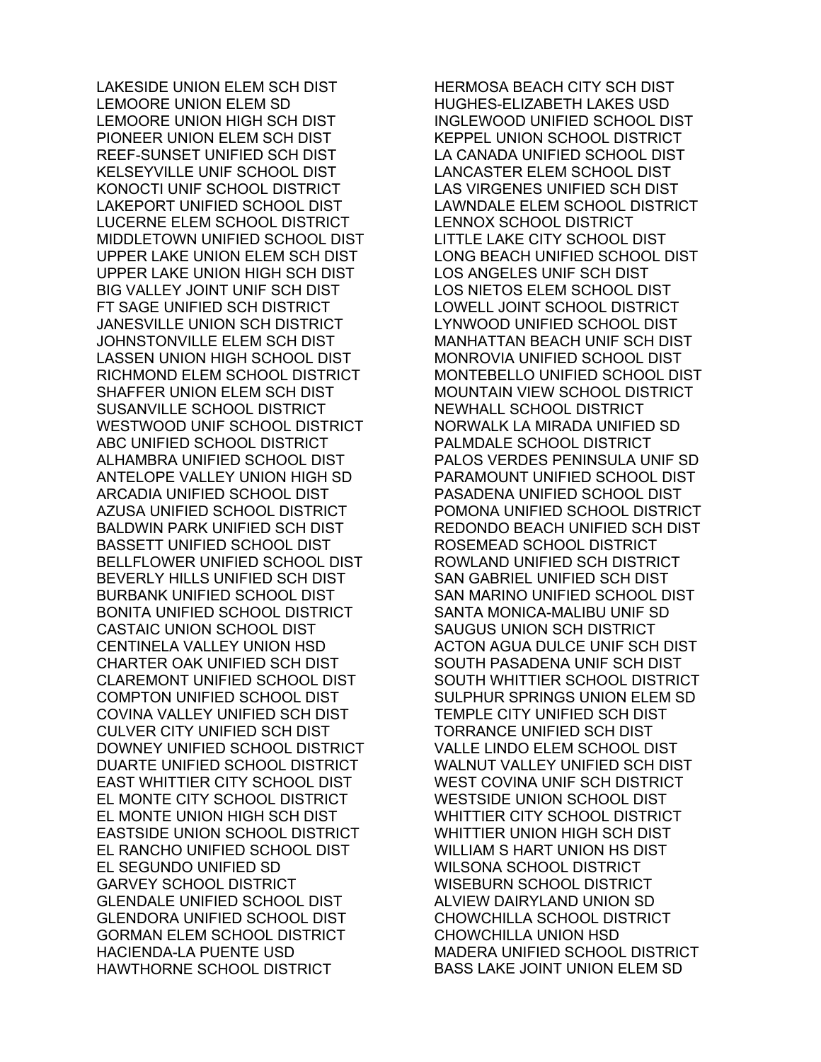LAKESIDE UNION ELEM SCH DIST
LEMOORE UNION ELEM SD
LEMOORE UNION HIGH SCH DIST
PIONEER UNION ELEM SCH DIST
REEF-SUNSET UNIFIED SCH DIST
KELSEYVILLE UNIF SCHOOL DIST
KONOCTI UNIF SCHOOL DISTRICT
LAKEPORT UNIFIED SCHOOL DIST
LUCERNE ELEM SCHOOL DISTRICT
MIDDLETOWN UNIFIED SCHOOL DIST
UPPER LAKE UNION ELEM SCH DIST
UPPER LAKE UNION HIGH SCH DIST
BIG VALLEY JOINT UNIF SCH DIST
FT SAGE UNIFIED SCH DISTRICT
JANESVILLE UNION SCH DISTRICT
JOHNSTONVILLE ELEM SCH DIST
LASSEN UNION HIGH SCHOOL DIST
RICHMOND ELEM SCHOOL DISTRICT
SHAFFER UNION ELEM SCH DIST
SUSANVILLE SCHOOL DISTRICT
WESTWOOD UNIF SCHOOL DISTRICT
ABC UNIFIED SCHOOL DISTRICT
ALHAMBRA UNIFIED SCHOOL DIST
ANTELOPE VALLEY UNION HIGH SD
ARCADIA UNIFIED SCHOOL DIST
AZUSA UNIFIED SCHOOL DISTRICT
BALDWIN PARK UNIFIED SCH DIST
BASSETT UNIFIED SCHOOL DIST
BELLFLOWER UNIFIED SCHOOL DIST
BEVERLY HILLS UNIFIED SCH DIST
BURBANK UNIFIED SCHOOL DIST
BONITA UNIFIED SCHOOL DISTRICT
CASTAIC UNION SCHOOL DIST
CENTINELA VALLEY UNION HSD
CHARTER OAK UNIFIED SCH DIST
CLAREMONT UNIFIED SCHOOL DIST
COMPTON UNIFIED SCHOOL DIST
COVINA VALLEY UNIFIED SCH DIST
CULVER CITY UNIFIED SCH DIST
DOWNEY UNIFIED SCHOOL DISTRICT
DUARTE UNIFIED SCHOOL DISTRICT
EAST WHITTIER CITY SCHOOL DIST
EL MONTE CITY SCHOOL DISTRICT
EL MONTE UNION HIGH SCH DIST
EASTSIDE UNION SCHOOL DISTRICT
EL RANCHO UNIFIED SCHOOL DIST
EL SEGUNDO UNIFIED SD
GARVEY SCHOOL DISTRICT
GLENDALE UNIFIED SCHOOL DIST
GLENDORA UNIFIED SCHOOL DIST
GORMAN ELEM SCHOOL DISTRICT
HACIENDA-LA PUENTE USD
HAWTHORNE SCHOOL DISTRICT
HERMOSA BEACH CITY SCH DIST
HUGHES-ELIZABETH LAKES USD
INGLEWOOD UNIFIED SCHOOL DIST
KEPPEL UNION SCHOOL DISTRICT
LA CANADA UNIFIED SCHOOL DIST
LANCASTER ELEM SCHOOL DIST
LAS VIRGENES UNIFIED SCH DIST
LAWNDALE ELEM SCHOOL DISTRICT
LENNOX SCHOOL DISTRICT
LITTLE LAKE CITY SCHOOL DIST
LONG BEACH UNIFIED SCHOOL DIST
LOS ANGELES UNIF SCH DIST
LOS NIETOS ELEM SCHOOL DIST
LOWELL JOINT SCHOOL DISTRICT
LYNWOOD UNIFIED SCHOOL DIST
MANHATTAN BEACH UNIF SCH DIST
MONROVIA UNIFIED SCHOOL DIST
MONTEBELLO UNIFIED SCHOOL DIST
MOUNTAIN VIEW SCHOOL DISTRICT
NEWHALL SCHOOL DISTRICT
NORWALK LA MIRADA UNIFIED SD
PALMDALE SCHOOL DISTRICT
PALOS VERDES PENINSULA UNIF SD
PARAMOUNT UNIFIED SCHOOL DIST
PASADENA UNIFIED SCHOOL DIST
POMONA UNIFIED SCHOOL DISTRICT
REDONDO BEACH UNIFIED SCH DIST
ROSEMEAD SCHOOL DISTRICT
ROWLAND UNIFIED SCH DISTRICT
SAN GABRIEL UNIFIED SCH DIST
SAN MARINO UNIFIED SCHOOL DIST
SANTA MONICA-MALIBU UNIF SD
SAUGUS UNION SCH DISTRICT
ACTON AGUA DULCE UNIF SCH DIST
SOUTH PASADENA UNIF SCH DIST
SOUTH WHITTIER SCHOOL DISTRICT
SULPHUR SPRINGS UNION ELEM SD
TEMPLE CITY UNIFIED SCH DIST
TORRANCE UNIFIED SCH DIST
VALLE LINDO ELEM SCHOOL DIST
WALNUT VALLEY UNIFIED SCH DIST
WEST COVINA UNIF SCH DISTRICT
WESTSIDE UNION SCHOOL DIST
WHITTIER CITY SCHOOL DISTRICT
WHITTIER UNION HIGH SCH DIST
WILLIAM S HART UNION HS DIST
WILSONA SCHOOL DISTRICT
WISEBURN SCHOOL DISTRICT
ALVIEW DAIRYLAND UNION SD
CHOWCHILLA SCHOOL DISTRICT
CHOWCHILLA UNION HSD
MADERA UNIFIED SCHOOL DISTRICT
BASS LAKE JOINT UNION ELEM SD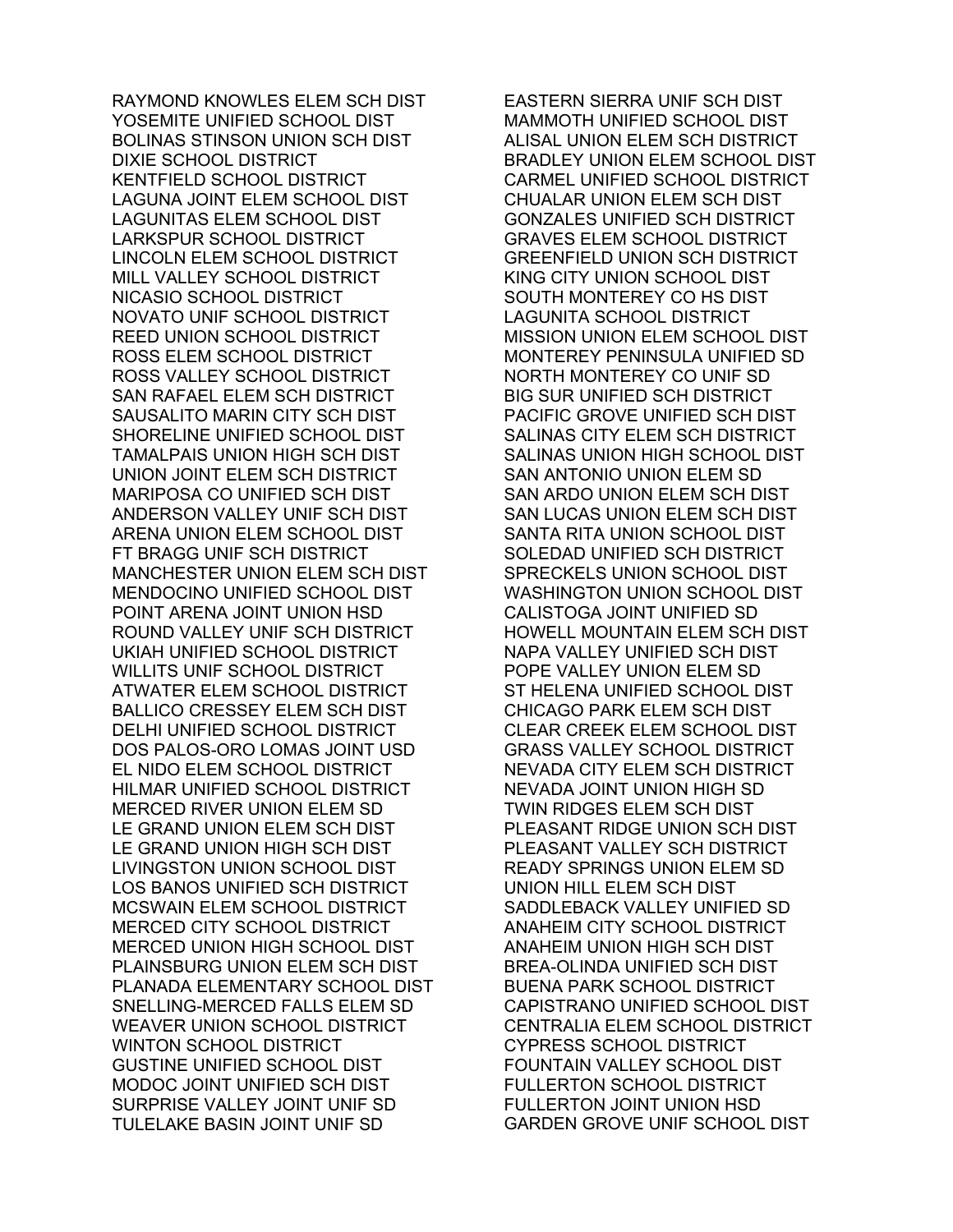RAYMOND KNOWLES ELEM SCH DIST
YOSEMITE UNIFIED SCHOOL DIST
BOLINAS STINSON UNION SCH DIST
DIXIE SCHOOL DISTRICT
KENTFIELD SCHOOL DISTRICT
LAGUNA JOINT ELEM SCHOOL DIST
LAGUNITAS ELEM SCHOOL DIST
LARKSPUR SCHOOL DISTRICT
LINCOLN ELEM SCHOOL DISTRICT
MILL VALLEY SCHOOL DISTRICT
NICASIO SCHOOL DISTRICT
NOVATO UNIF SCHOOL DISTRICT
REED UNION SCHOOL DISTRICT
ROSS ELEM SCHOOL DISTRICT
ROSS VALLEY SCHOOL DISTRICT
SAN RAFAEL ELEM SCH DISTRICT
SAUSALITO MARIN CITY SCH DIST
SHORELINE UNIFIED SCHOOL DIST
TAMALPAIS UNION HIGH SCH DIST
UNION JOINT ELEM SCH DISTRICT
MARIPOSA CO UNIFIED SCH DIST
ANDERSON VALLEY UNIF SCH DIST
ARENA UNION ELEM SCHOOL DIST
FT BRAGG UNIF SCH DISTRICT
MANCHESTER UNION ELEM SCH DIST
MENDOCINO UNIFIED SCHOOL DIST
POINT ARENA JOINT UNION HSD
ROUND VALLEY UNIF SCH DISTRICT
UKIAH UNIFIED SCHOOL DISTRICT
WILLITS UNIF SCHOOL DISTRICT
ATWATER ELEM SCHOOL DISTRICT
BALLICO CRESSEY ELEM SCH DIST
DELHI UNIFIED SCHOOL DISTRICT
DOS PALOS-ORO LOMAS JOINT USD
EL NIDO ELEM SCHOOL DISTRICT
HILMAR UNIFIED SCHOOL DISTRICT
MERCED RIVER UNION ELEM SD
LE GRAND UNION ELEM SCH DIST
LE GRAND UNION HIGH SCH DIST
LIVINGSTON UNION SCHOOL DIST
LOS BANOS UNIFIED SCH DISTRICT
MCSWAIN ELEM SCHOOL DISTRICT
MERCED CITY SCHOOL DISTRICT
MERCED UNION HIGH SCHOOL DIST
PLAINSBURG UNION ELEM SCH DIST
PLANADA ELEMENTARY SCHOOL DIST
SNELLING-MERCED FALLS ELEM SD
WEAVER UNION SCHOOL DISTRICT
WINTON SCHOOL DISTRICT
GUSTINE UNIFIED SCHOOL DIST
MODOC JOINT UNIFIED SCH DIST
SURPRISE VALLEY JOINT UNIF SD
TULELAKE BASIN JOINT UNIF SD
EASTERN SIERRA UNIF SCH DIST
MAMMOTH UNIFIED SCHOOL DIST
ALISAL UNION ELEM SCH DISTRICT
BRADLEY UNION ELEM SCHOOL DIST
CARMEL UNIFIED SCHOOL DISTRICT
CHUALAR UNION ELEM SCH DIST
GONZALES UNIFIED SCH DISTRICT
GRAVES ELEM SCHOOL DISTRICT
GREENFIELD UNION SCH DISTRICT
KING CITY UNION SCHOOL DIST
SOUTH MONTEREY CO HS DIST
LAGUNITA SCHOOL DISTRICT
MISSION UNION ELEM SCHOOL DIST
MONTEREY PENINSULA UNIFIED SD
NORTH MONTEREY CO UNIF SD
BIG SUR UNIFIED SCH DISTRICT
PACIFIC GROVE UNIFIED SCH DIST
SALINAS CITY ELEM SCH DISTRICT
SALINAS UNION HIGH SCHOOL DIST
SAN ANTONIO UNION ELEM SD
SAN ARDO UNION ELEM SCH DIST
SAN LUCAS UNION ELEM SCH DIST
SANTA RITA UNION SCHOOL DIST
SOLEDAD UNIFIED SCH DISTRICT
SPRECKELS UNION SCHOOL DIST
WASHINGTON UNION SCHOOL DIST
CALISTOGA JOINT UNIFIED SD
HOWELL MOUNTAIN ELEM SCH DIST
NAPA VALLEY UNIFIED SCH DIST
POPE VALLEY UNION ELEM SD
ST HELENA UNIFIED SCHOOL DIST
CHICAGO PARK ELEM SCH DIST
CLEAR CREEK ELEM SCHOOL DIST
GRASS VALLEY SCHOOL DISTRICT
NEVADA CITY ELEM SCH DISTRICT
NEVADA JOINT UNION HIGH SD
TWIN RIDGES ELEM SCH DIST
PLEASANT RIDGE UNION SCH DIST
PLEASANT VALLEY SCH DISTRICT
READY SPRINGS UNION ELEM SD
UNION HILL ELEM SCH DIST
SADDLEBACK VALLEY UNIFIED SD
ANAHEIM CITY SCHOOL DISTRICT
ANAHEIM UNION HIGH SCH DIST
BREA-OLINDA UNIFIED SCH DIST
BUENA PARK SCHOOL DISTRICT
CAPISTRANO UNIFIED SCHOOL DIST
CENTRALIA ELEM SCHOOL DISTRICT
CYPRESS SCHOOL DISTRICT
FOUNTAIN VALLEY SCHOOL DIST
FULLERTON SCHOOL DISTRICT
FULLERTON JOINT UNION HSD
GARDEN GROVE UNIF SCHOOL DIST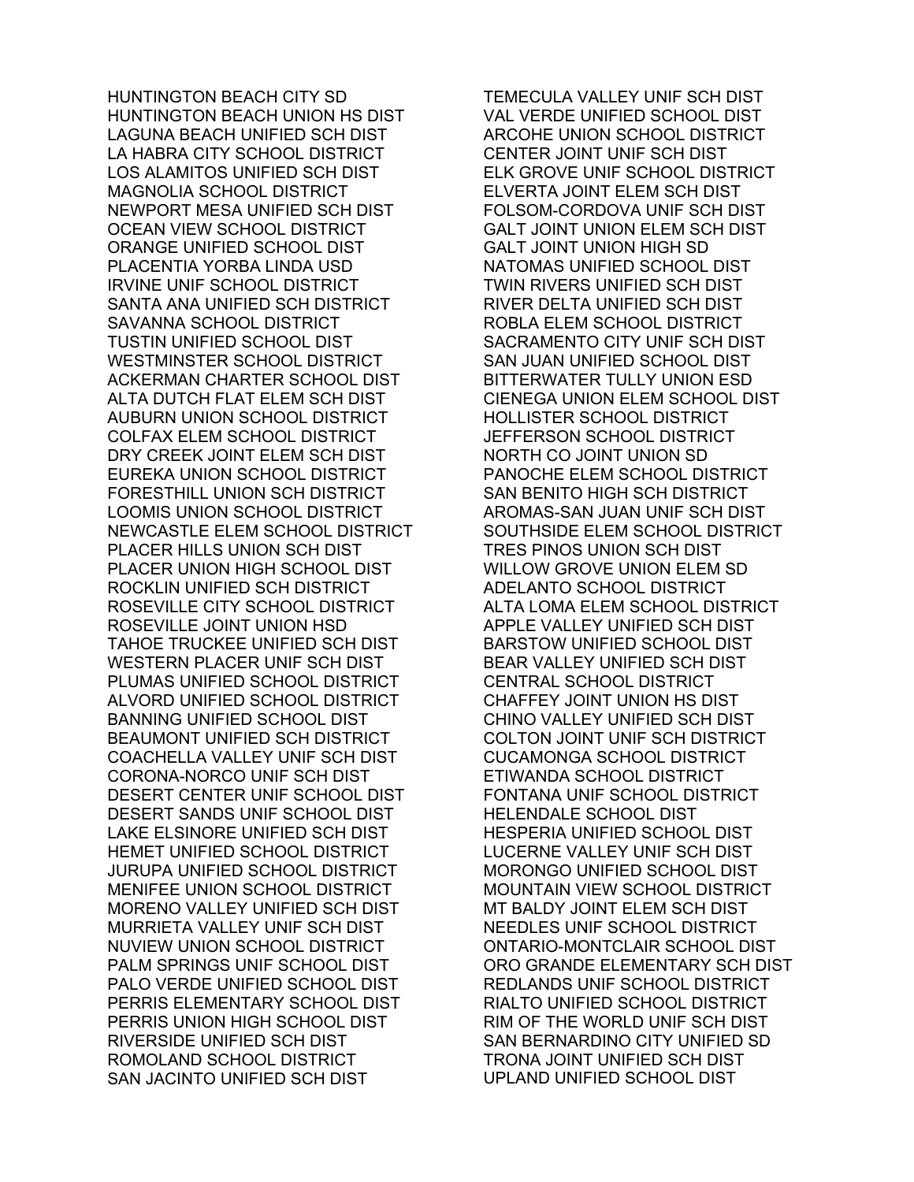HUNTINGTON BEACH CITY SD
HUNTINGTON BEACH UNION HS DIST
LAGUNA BEACH UNIFIED SCH DIST
LA HABRA CITY SCHOOL DISTRICT
LOS ALAMITOS UNIFIED SCH DIST
MAGNOLIA SCHOOL DISTRICT
NEWPORT MESA UNIFIED SCH DIST
OCEAN VIEW SCHOOL DISTRICT
ORANGE UNIFIED SCHOOL DIST
PLACENTIA YORBA LINDA USD
IRVINE UNIF SCHOOL DISTRICT
SANTA ANA UNIFIED SCH DISTRICT
SAVANNA SCHOOL DISTRICT
TUSTIN UNIFIED SCHOOL DIST
WESTMINSTER SCHOOL DISTRICT
ACKERMAN CHARTER SCHOOL DIST
ALTA DUTCH FLAT ELEM SCH DIST
AUBURN UNION SCHOOL DISTRICT
COLFAX ELEM SCHOOL DISTRICT
DRY CREEK JOINT ELEM SCH DIST
EUREKA UNION SCHOOL DISTRICT
FORESTHILL UNION SCH DISTRICT
LOOMIS UNION SCHOOL DISTRICT
NEWCASTLE ELEM SCHOOL DISTRICT
PLACER HILLS UNION SCH DIST
PLACER UNION HIGH SCHOOL DIST
ROCKLIN UNIFIED SCH DISTRICT
ROSEVILLE CITY SCHOOL DISTRICT
ROSEVILLE JOINT UNION HSD
TAHOE TRUCKEE UNIFIED SCH DIST
WESTERN PLACER UNIF SCH DIST
PLUMAS UNIFIED SCHOOL DISTRICT
ALVORD UNIFIED SCHOOL DISTRICT
BANNING UNIFIED SCHOOL DIST
BEAUMONT UNIFIED SCH DISTRICT
COACHELLA VALLEY UNIF SCH DIST
CORONA-NORCO UNIF SCH DIST
DESERT CENTER UNIF SCHOOL DIST
DESERT SANDS UNIF SCHOOL DIST
LAKE ELSINORE UNIFIED SCH DIST
HEMET UNIFIED SCHOOL DISTRICT
JURUPA UNIFIED SCHOOL DISTRICT
MENIFEE UNION SCHOOL DISTRICT
MORENO VALLEY UNIFIED SCH DIST
MURRIETA VALLEY UNIF SCH DIST
NUVIEW UNION SCHOOL DISTRICT
PALM SPRINGS UNIF SCHOOL DIST
PALO VERDE UNIFIED SCHOOL DIST
PERRIS ELEMENTARY SCHOOL DIST
PERRIS UNION HIGH SCHOOL DIST
RIVERSIDE UNIFIED SCH DIST
ROMOLAND SCHOOL DISTRICT
SAN JACINTO UNIFIED SCH DIST
TEMECULA VALLEY UNIF SCH DIST
VAL VERDE UNIFIED SCHOOL DIST
ARCOHE UNION SCHOOL DISTRICT
CENTER JOINT UNIF SCH DIST
ELK GROVE UNIF SCHOOL DISTRICT
ELVERTA JOINT ELEM SCH DIST
FOLSOM-CORDOVA UNIF SCH DIST
GALT JOINT UNION ELEM SCH DIST
GALT JOINT UNION HIGH SD
NATOMAS UNIFIED SCHOOL DIST
TWIN RIVERS UNIFIED SCH DIST
RIVER DELTA UNIFIED SCH DIST
ROBLA ELEM SCHOOL DISTRICT
SACRAMENTO CITY UNIF SCH DIST
SAN JUAN UNIFIED SCHOOL DIST
BITTERWATER TULLY UNION ESD
CIENEGA UNION ELEM SCHOOL DIST
HOLLISTER SCHOOL DISTRICT
JEFFERSON SCHOOL DISTRICT
NORTH CO JOINT UNION SD
PANOCHE ELEM SCHOOL DISTRICT
SAN BENITO HIGH SCH DISTRICT
AROMAS-SAN JUAN UNIF SCH DIST
SOUTHSIDE ELEM SCHOOL DISTRICT
TRES PINOS UNION SCH DIST
WILLOW GROVE UNION ELEM SD
ADELANTO SCHOOL DISTRICT
ALTA LOMA ELEM SCHOOL DISTRICT
APPLE VALLEY UNIFIED SCH DIST
BARSTOW UNIFIED SCHOOL DIST
BEAR VALLEY UNIFIED SCH DIST
CENTRAL SCHOOL DISTRICT
CHAFFEY JOINT UNION HS DIST
CHINO VALLEY UNIFIED SCH DIST
COLTON JOINT UNIF SCH DISTRICT
CUCAMONGA SCHOOL DISTRICT
ETIWANDA SCHOOL DISTRICT
FONTANA UNIF SCHOOL DISTRICT
HELENDALE SCHOOL DIST
HESPERIA UNIFIED SCHOOL DIST
LUCERNE VALLEY UNIF SCH DIST
MORONGO UNIFIED SCHOOL DIST
MOUNTAIN VIEW SCHOOL DISTRICT
MT BALDY JOINT ELEM SCH DIST
NEEDLES UNIF SCHOOL DISTRICT
ONTARIO-MONTCLAIR SCHOOL DIST
ORO GRANDE ELEMENTARY SCH DIST
REDLANDS UNIF SCHOOL DISTRICT
RIALTO UNIFIED SCHOOL DISTRICT
RIM OF THE WORLD UNIF SCH DIST
SAN BERNARDINO CITY UNIFIED SD
TRONA JOINT UNIFIED SCH DIST
UPLAND UNIFIED SCHOOL DIST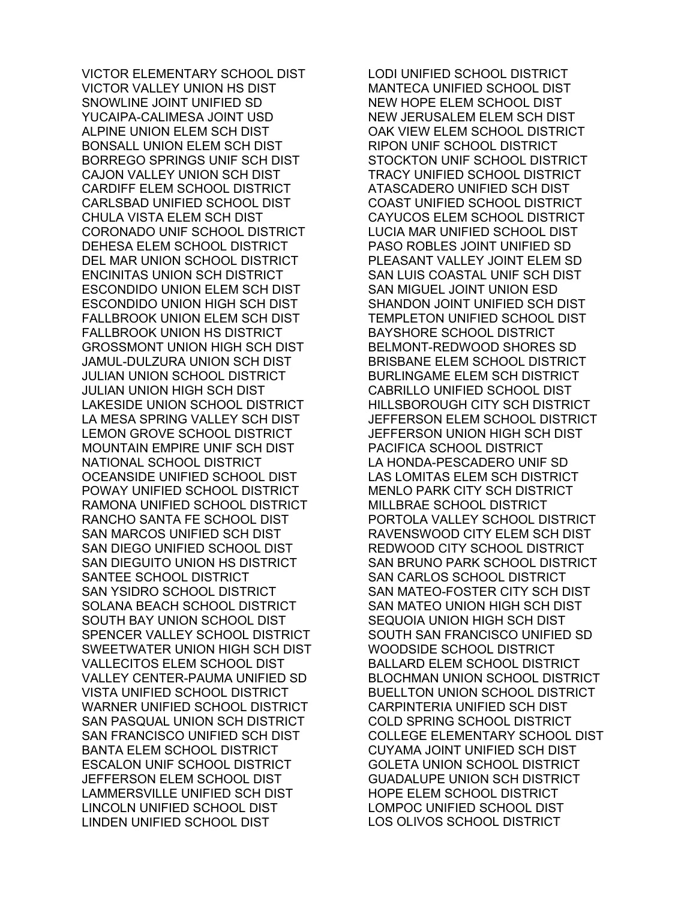VICTOR ELEMENTARY SCHOOL DIST
VICTOR VALLEY UNION HS DIST
SNOWLINE JOINT UNIFIED SD
YUCAIPA-CALIMESA JOINT USD
ALPINE UNION ELEM SCH DIST
BONSALL UNION ELEM SCH DIST
BORREGO SPRINGS UNIF SCH DIST
CAJON VALLEY UNION SCH DIST
CARDIFF ELEM SCHOOL DISTRICT
CARLSBAD UNIFIED SCHOOL DIST
CHULA VISTA ELEM SCH DIST
CORONADO UNIF SCHOOL DISTRICT
DEHESA ELEM SCHOOL DISTRICT
DEL MAR UNION SCHOOL DISTRICT
ENCINITAS UNION SCH DISTRICT
ESCONDIDO UNION ELEM SCH DIST
ESCONDIDO UNION HIGH SCH DIST
FALLBROOK UNION ELEM SCH DIST
FALLBROOK UNION HS DISTRICT
GROSSMONT UNION HIGH SCH DIST
JAMUL-DULZURA UNION SCH DIST
JULIAN UNION SCHOOL DISTRICT
JULIAN UNION HIGH SCH DIST
LAKESIDE UNION SCHOOL DISTRICT
LA MESA SPRING VALLEY SCH DIST
LEMON GROVE SCHOOL DISTRICT
MOUNTAIN EMPIRE UNIF SCH DIST
NATIONAL SCHOOL DISTRICT
OCEANSIDE UNIFIED SCHOOL DIST
POWAY UNIFIED SCHOOL DISTRICT
RAMONA UNIFIED SCHOOL DISTRICT
RANCHO SANTA FE SCHOOL DIST
SAN MARCOS UNIFIED SCH DIST
SAN DIEGO UNIFIED SCHOOL DIST
SAN DIEGUITO UNION HS DISTRICT
SANTEE SCHOOL DISTRICT
SAN YSIDRO SCHOOL DISTRICT
SOLANA BEACH SCHOOL DISTRICT
SOUTH BAY UNION SCHOOL DIST
SPENCER VALLEY SCHOOL DISTRICT
SWEETWATER UNION HIGH SCH DIST
VALLECITOS ELEM SCHOOL DIST
VALLEY CENTER-PAUMA UNIFIED SD
VISTA UNIFIED SCHOOL DISTRICT
WARNER UNIFIED SCHOOL DISTRICT
SAN PASQUAL UNION SCH DISTRICT
SAN FRANCISCO UNIFIED SCH DIST
BANTA ELEM SCHOOL DISTRICT
ESCALON UNIF SCHOOL DISTRICT
JEFFERSON ELEM SCHOOL DIST
LAMMERSVILLE UNIFIED SCH DIST
LINCOLN UNIFIED SCHOOL DIST
LINDEN UNIFIED SCHOOL DIST
LODI UNIFIED SCHOOL DISTRICT
MANTECA UNIFIED SCHOOL DIST
NEW HOPE ELEM SCHOOL DIST
NEW JERUSALEM ELEM SCH DIST
OAK VIEW ELEM SCHOOL DISTRICT
RIPON UNIF SCHOOL DISTRICT
STOCKTON UNIF SCHOOL DISTRICT
TRACY UNIFIED SCHOOL DISTRICT
ATASCADERO UNIFIED SCH DIST
COAST UNIFIED SCHOOL DISTRICT
CAYUCOS ELEM SCHOOL DISTRICT
LUCIA MAR UNIFIED SCHOOL DIST
PASO ROBLES JOINT UNIFIED SD
PLEASANT VALLEY JOINT ELEM SD
SAN LUIS COASTAL UNIF SCH DIST
SAN MIGUEL JOINT UNION ESD
SHANDON JOINT UNIFIED SCH DIST
TEMPLETON UNIFIED SCHOOL DIST
BAYSHORE SCHOOL DISTRICT
BELMONT-REDWOOD SHORES SD
BRISBANE ELEM SCHOOL DISTRICT
BURLINGAME ELEM SCH DISTRICT
CABRILLO UNIFIED SCHOOL DIST
HILLSBOROUGH CITY SCH DISTRICT
JEFFERSON ELEM SCHOOL DISTRICT
JEFFERSON UNION HIGH SCH DIST
PACIFICA SCHOOL DISTRICT
LA HONDA-PESCADERO UNIF SD
LAS LOMITAS ELEM SCH DISTRICT
MENLO PARK CITY SCH DISTRICT
MILLBRAE SCHOOL DISTRICT
PORTOLA VALLEY SCHOOL DISTRICT
RAVENSWOOD CITY ELEM SCH DIST
REDWOOD CITY SCHOOL DISTRICT
SAN BRUNO PARK SCHOOL DISTRICT
SAN CARLOS SCHOOL DISTRICT
SAN MATEO-FOSTER CITY SCH DIST
SAN MATEO UNION HIGH SCH DIST
SEQUOIA UNION HIGH SCH DIST
SOUTH SAN FRANCISCO UNIFIED SD
WOODSIDE SCHOOL DISTRICT
BALLARD ELEM SCHOOL DISTRICT
BLOCHMAN UNION SCHOOL DISTRICT
BUELLTON UNION SCHOOL DISTRICT
CARPINTERIA UNIFIED SCH DIST
COLD SPRING SCHOOL DISTRICT
COLLEGE ELEMENTARY SCHOOL DIST
CUYAMA JOINT UNIFIED SCH DIST
GOLETA UNION SCHOOL DISTRICT
GUADALUPE UNION SCH DISTRICT
HOPE ELEM SCHOOL DISTRICT
LOMPOC UNIFIED SCHOOL DIST
LOS OLIVOS SCHOOL DISTRICT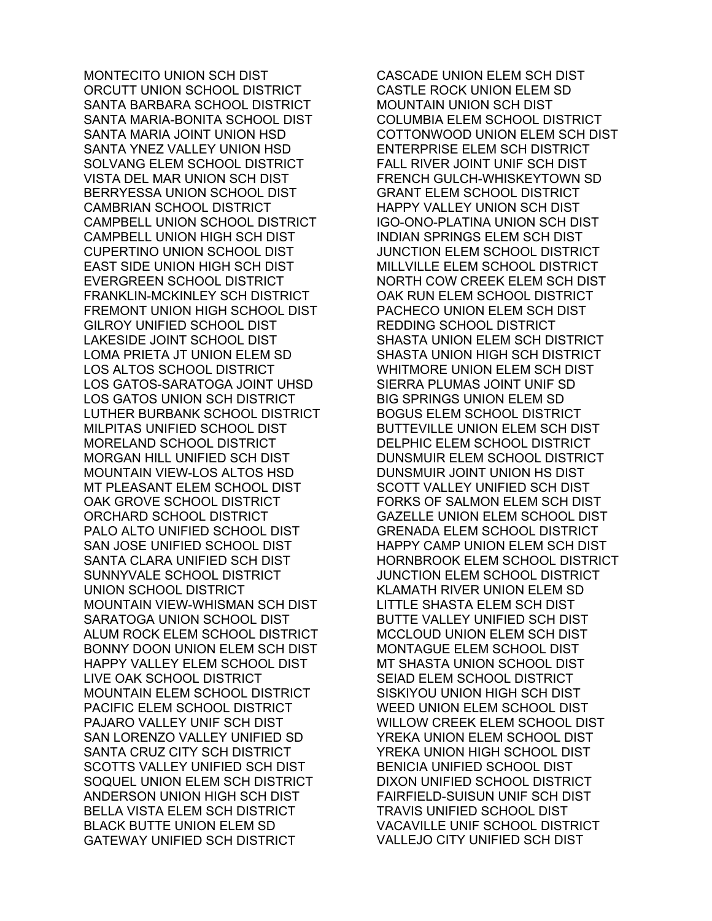MONTECITO UNION SCH DIST
ORCUTT UNION SCHOOL DISTRICT
SANTA BARBARA SCHOOL DISTRICT
SANTA MARIA-BONITA SCHOOL DIST
SANTA MARIA JOINT UNION HSD
SANTA YNEZ VALLEY UNION HSD
SOLVANG ELEM SCHOOL DISTRICT
VISTA DEL MAR UNION SCH DIST
BERRYESSA UNION SCHOOL DIST
CAMBRIAN SCHOOL DISTRICT
CAMPBELL UNION SCHOOL DISTRICT
CAMPBELL UNION HIGH SCH DIST
CUPERTINO UNION SCHOOL DIST
EAST SIDE UNION HIGH SCH DIST
EVERGREEN SCHOOL DISTRICT
FRANKLIN-MCKINLEY SCH DISTRICT
FREMONT UNION HIGH SCHOOL DIST
GILROY UNIFIED SCHOOL DIST
LAKESIDE JOINT SCHOOL DIST
LOMA PRIETA JT UNION ELEM SD
LOS ALTOS SCHOOL DISTRICT
LOS GATOS-SARATOGA JOINT UHSD
LOS GATOS UNION SCH DISTRICT
LUTHER BURBANK SCHOOL DISTRICT
MILPITAS UNIFIED SCHOOL DIST
MORELAND SCHOOL DISTRICT
MORGAN HILL UNIFIED SCH DIST
MOUNTAIN VIEW-LOS ALTOS HSD
MT PLEASANT ELEM SCHOOL DIST
OAK GROVE SCHOOL DISTRICT
ORCHARD SCHOOL DISTRICT
PALO ALTO UNIFIED SCHOOL DIST
SAN JOSE UNIFIED SCHOOL DIST
SANTA CLARA UNIFIED SCH DIST
SUNNYVALE SCHOOL DISTRICT
UNION SCHOOL DISTRICT
MOUNTAIN VIEW-WHISMAN SCH DIST
SARATOGA UNION SCHOOL DIST
ALUM ROCK ELEM SCHOOL DISTRICT
BONNY DOON UNION ELEM SCH DIST
HAPPY VALLEY ELEM SCHOOL DIST
LIVE OAK SCHOOL DISTRICT
MOUNTAIN ELEM SCHOOL DISTRICT
PACIFIC ELEM SCHOOL DISTRICT
PAJARO VALLEY UNIF SCH DIST
SAN LORENZO VALLEY UNIFIED SD
SANTA CRUZ CITY SCH DISTRICT
SCOTTS VALLEY UNIFIED SCH DIST
SOQUEL UNION ELEM SCH DISTRICT
ANDERSON UNION HIGH SCH DIST
BELLA VISTA ELEM SCH DISTRICT
BLACK BUTTE UNION ELEM SD
GATEWAY UNIFIED SCH DISTRICT
CASCADE UNION ELEM SCH DIST
CASTLE ROCK UNION ELEM SD
MOUNTAIN UNION SCH DIST
COLUMBIA ELEM SCHOOL DISTRICT
COTTONWOOD UNION ELEM SCH DIST
ENTERPRISE ELEM SCH DISTRICT
FALL RIVER JOINT UNIF SCH DIST
FRENCH GULCH-WHISKEYTOWN SD
GRANT ELEM SCHOOL DISTRICT
HAPPY VALLEY UNION SCH DIST
IGO-ONO-PLATINA UNION SCH DIST
INDIAN SPRINGS ELEM SCH DIST
JUNCTION ELEM SCHOOL DISTRICT
MILLVILLE ELEM SCHOOL DISTRICT
NORTH COW CREEK ELEM SCH DIST
OAK RUN ELEM SCHOOL DISTRICT
PACHECO UNION ELEM SCH DIST
REDDING SCHOOL DISTRICT
SHASTA UNION ELEM SCH DISTRICT
SHASTA UNION HIGH SCH DISTRICT
WHITMORE UNION ELEM SCH DIST
SIERRA PLUMAS JOINT UNIF SD
BIG SPRINGS UNION ELEM SD
BOGUS ELEM SCHOOL DISTRICT
BUTTEVILLE UNION ELEM SCH DIST
DELPHIC ELEM SCHOOL DISTRICT
DUNSMUIR ELEM SCHOOL DISTRICT
DUNSMUIR JOINT UNION HS DIST
SCOTT VALLEY UNIFIED SCH DIST
FORKS OF SALMON ELEM SCH DIST
GAZELLE UNION ELEM SCHOOL DIST
GRENADA ELEM SCHOOL DISTRICT
HAPPY CAMP UNION ELEM SCH DIST
HORNBROOK ELEM SCHOOL DISTRICT
JUNCTION ELEM SCHOOL DISTRICT
KLAMATH RIVER UNION ELEM SD
LITTLE SHASTA ELEM SCH DIST
BUTTE VALLEY UNIFIED SCH DIST
MCCLOUD UNION ELEM SCH DIST
MONTAGUE ELEM SCHOOL DIST
MT SHASTA UNION SCHOOL DIST
SEIAD ELEM SCHOOL DISTRICT
SISKIYOU UNION HIGH SCH DIST
WEED UNION ELEM SCHOOL DIST
WILLOW CREEK ELEM SCHOOL DIST
YREKA UNION ELEM SCHOOL DIST
YREKA UNION HIGH SCHOOL DIST
BENICIA UNIFIED SCHOOL DIST
DIXON UNIFIED SCHOOL DISTRICT
FAIRFIELD-SUISUN UNIF SCH DIST
TRAVIS UNIFIED SCHOOL DIST
VACAVILLE UNIF SCHOOL DISTRICT
VALLEJO CITY UNIFIED SCH DIST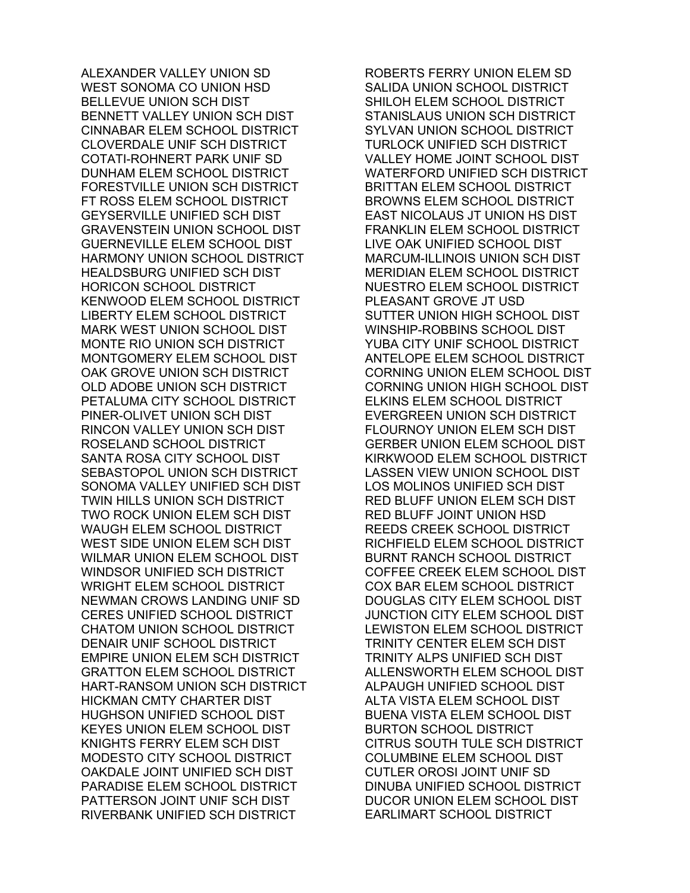ALEXANDER VALLEY UNION SD
WEST SONOMA CO UNION HSD
BELLEVUE UNION SCH DIST
BENNETT VALLEY UNION SCH DIST
CINNABAR ELEM SCHOOL DISTRICT
CLOVERDALE UNIF SCH DISTRICT
COTATI-ROHNERT PARK UNIF SD
DUNHAM ELEM SCHOOL DISTRICT
FORESTVILLE UNION SCH DISTRICT
FT ROSS ELEM SCHOOL DISTRICT
GEYSERVILLE UNIFIED SCH DIST
GRAVENSTEIN UNION SCHOOL DIST
GUERNEVILLE ELEM SCHOOL DIST
HARMONY UNION SCHOOL DISTRICT
HEALDSBURG UNIFIED SCH DIST
HORICON SCHOOL DISTRICT
KENWOOD ELEM SCHOOL DISTRICT
LIBERTY ELEM SCHOOL DISTRICT
MARK WEST UNION SCHOOL DIST
MONTE RIO UNION SCH DISTRICT
MONTGOMERY ELEM SCHOOL DIST
OAK GROVE UNION SCH DISTRICT
OLD ADOBE UNION SCH DISTRICT
PETALUMA CITY SCHOOL DISTRICT
PINER-OLIVET UNION SCH DIST
RINCON VALLEY UNION SCH DIST
ROSELAND SCHOOL DISTRICT
SANTA ROSA CITY SCHOOL DIST
SEBASTOPOL UNION SCH DISTRICT
SONOMA VALLEY UNIFIED SCH DIST
TWIN HILLS UNION SCH DISTRICT
TWO ROCK UNION ELEM SCH DIST
WAUGH ELEM SCHOOL DISTRICT
WEST SIDE UNION ELEM SCH DIST
WILMAR UNION ELEM SCHOOL DIST
WINDSOR UNIFIED SCH DISTRICT
WRIGHT ELEM SCHOOL DISTRICT
NEWMAN CROWS LANDING UNIF SD
CERES UNIFIED SCHOOL DISTRICT
CHATOM UNION SCHOOL DISTRICT
DENAIR UNIF SCHOOL DISTRICT
EMPIRE UNION ELEM SCH DISTRICT
GRATTON ELEM SCHOOL DISTRICT
HART-RANSOM UNION SCH DISTRICT
HICKMAN CMTY CHARTER DIST
HUGHSON UNIFIED SCHOOL DIST
KEYES UNION ELEM SCHOOL DIST
KNIGHTS FERRY ELEM SCH DIST
MODESTO CITY SCHOOL DISTRICT
OAKDALE JOINT UNIFIED SCH DIST
PARADISE ELEM SCHOOL DISTRICT
PATTERSON JOINT UNIF SCH DIST
RIVERBANK UNIFIED SCH DISTRICT
ROBERTS FERRY UNION ELEM SD
SALIDA UNION SCHOOL DISTRICT
SHILOH ELEM SCHOOL DISTRICT
STANISLAUS UNION SCH DISTRICT
SYLVAN UNION SCHOOL DISTRICT
TURLOCK UNIFIED SCH DISTRICT
VALLEY HOME JOINT SCHOOL DIST
WATERFORD UNIFIED SCH DISTRICT
BRITTAN ELEM SCHOOL DISTRICT
BROWNS ELEM SCHOOL DISTRICT
EAST NICOLAUS JT UNION HS DIST
FRANKLIN ELEM SCHOOL DISTRICT
LIVE OAK UNIFIED SCHOOL DIST
MARCUM-ILLINOIS UNION SCH DIST
MERIDIAN ELEM SCHOOL DISTRICT
NUESTRO ELEM SCHOOL DISTRICT
PLEASANT GROVE JT USD
SUTTER UNION HIGH SCHOOL DIST
WINSHIP-ROBBINS SCHOOL DIST
YUBA CITY UNIF SCHOOL DISTRICT
ANTELOPE ELEM SCHOOL DISTRICT
CORNING UNION ELEM SCHOOL DIST
CORNING UNION HIGH SCHOOL DIST
ELKINS ELEM SCHOOL DISTRICT
EVERGREEN UNION SCH DISTRICT
FLOURNOY UNION ELEM SCH DIST
GERBER UNION ELEM SCHOOL DIST
KIRKWOOD ELEM SCHOOL DISTRICT
LASSEN VIEW UNION SCHOOL DIST
LOS MOLINOS UNIFIED SCH DIST
RED BLUFF UNION ELEM SCH DIST
RED BLUFF JOINT UNION HSD
REEDS CREEK SCHOOL DISTRICT
RICHFIELD ELEM SCHOOL DISTRICT
BURNT RANCH SCHOOL DISTRICT
COFFEE CREEK ELEM SCHOOL DIST
COX BAR ELEM SCHOOL DISTRICT
DOUGLAS CITY ELEM SCHOOL DIST
JUNCTION CITY ELEM SCHOOL DIST
LEWISTON ELEM SCHOOL DISTRICT
TRINITY CENTER ELEM SCH DIST
TRINITY ALPS UNIFIED SCH DIST
ALLENSWORTH ELEM SCHOOL DIST
ALPAUGH UNIFIED SCHOOL DIST
ALTA VISTA ELEM SCHOOL DIST
BUENA VISTA ELEM SCHOOL DIST
BURTON SCHOOL DISTRICT
CITRUS SOUTH TULE SCH DISTRICT
COLUMBINE ELEM SCHOOL DIST
CUTLER OROSI JOINT UNIF SD
DINUBA UNIFIED SCHOOL DISTRICT
DUCOR UNION ELEM SCHOOL DIST
EARLIMART SCHOOL DISTRICT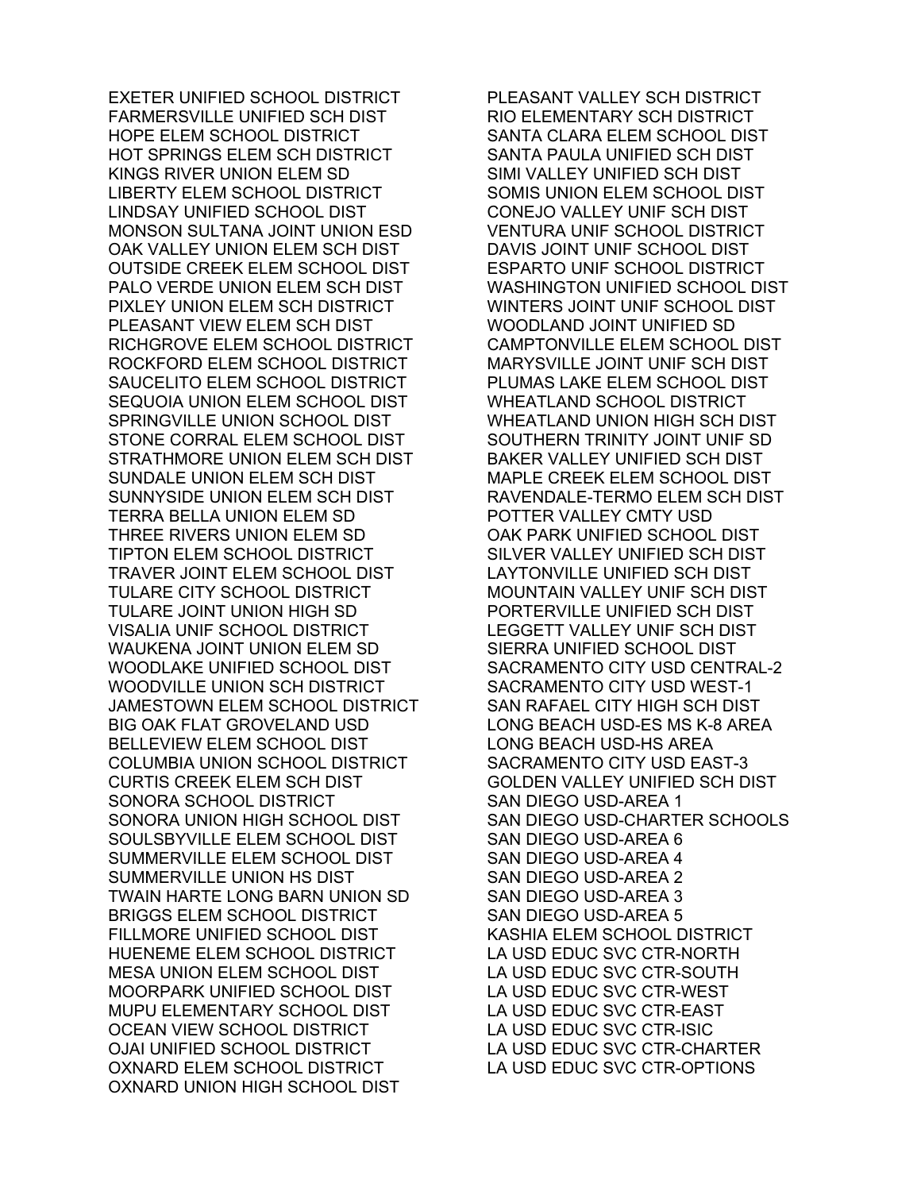EXETER UNIFIED SCHOOL DISTRICT
FARMERSVILLE UNIFIED SCH DIST
HOPE ELEM SCHOOL DISTRICT
HOT SPRINGS ELEM SCH DISTRICT
KINGS RIVER UNION ELEM SD
LIBERTY ELEM SCHOOL DISTRICT
LINDSAY UNIFIED SCHOOL DIST
MONSON SULTANA JOINT UNION ESD
OAK VALLEY UNION ELEM SCH DIST
OUTSIDE CREEK ELEM SCHOOL DIST
PALO VERDE UNION ELEM SCH DIST
PIXLEY UNION ELEM SCH DISTRICT
PLEASANT VIEW ELEM SCH DIST
RICHGROVE ELEM SCHOOL DISTRICT
ROCKFORD ELEM SCHOOL DISTRICT
SAUCELITO ELEM SCHOOL DISTRICT
SEQUOIA UNION ELEM SCHOOL DIST
SPRINGVILLE UNION SCHOOL DIST
STONE CORRAL ELEM SCHOOL DIST
STRATHMORE UNION ELEM SCH DIST
SUNDALE UNION ELEM SCH DIST
SUNNYSIDE UNION ELEM SCH DIST
TERRA BELLA UNION ELEM SD
THREE RIVERS UNION ELEM SD
TIPTON ELEM SCHOOL DISTRICT
TRAVER JOINT ELEM SCHOOL DIST
TULARE CITY SCHOOL DISTRICT
TULARE JOINT UNION HIGH SD
VISALIA UNIF SCHOOL DISTRICT
WAUKENA JOINT UNION ELEM SD
WOODLAKE UNIFIED SCHOOL DIST
WOODVILLE UNION SCH DISTRICT
JAMESTOWN ELEM SCHOOL DISTRICT
BIG OAK FLAT GROVELAND USD
BELLEVIEW ELEM SCHOOL DIST
COLUMBIA UNION SCHOOL DISTRICT
CURTIS CREEK ELEM SCH DIST
SONORA SCHOOL DISTRICT
SONORA UNION HIGH SCHOOL DIST
SOULSBYVILLE ELEM SCHOOL DIST
SUMMERVILLE ELEM SCHOOL DIST
SUMMERVILLE UNION HS DIST
TWAIN HARTE LONG BARN UNION SD
BRIGGS ELEM SCHOOL DISTRICT
FILLMORE UNIFIED SCHOOL DIST
HUENEME ELEM SCHOOL DISTRICT
MESA UNION ELEM SCHOOL DIST
MOORPARK UNIFIED SCHOOL DIST
MUPU ELEMENTARY SCHOOL DIST
OCEAN VIEW SCHOOL DISTRICT
OJAI UNIFIED SCHOOL DISTRICT
OXNARD ELEM SCHOOL DISTRICT
OXNARD UNION HIGH SCHOOL DIST
PLEASANT VALLEY SCH DISTRICT
RIO ELEMENTARY SCH DISTRICT
SANTA CLARA ELEM SCHOOL DIST
SANTA PAULA UNIFIED SCH DIST
SIMI VALLEY UNIFIED SCH DIST
SOMIS UNION ELEM SCHOOL DIST
CONEJO VALLEY UNIF SCH DIST
VENTURA UNIF SCHOOL DISTRICT
DAVIS JOINT UNIF SCHOOL DIST
ESPARTO UNIF SCHOOL DISTRICT
WASHINGTON UNIFIED SCHOOL DIST
WINTERS JOINT UNIF SCHOOL DIST
WOODLAND JOINT UNIFIED SD
CAMPTONVILLE ELEM SCHOOL DIST
MARYSVILLE JOINT UNIF SCH DIST
PLUMAS LAKE ELEM SCHOOL DIST
WHEATLAND SCHOOL DISTRICT
WHEATLAND UNION HIGH SCH DIST
SOUTHERN TRINITY JOINT UNIF SD
BAKER VALLEY UNIFIED SCH DIST
MAPLE CREEK ELEM SCHOOL DIST
RAVENDALE-TERMO ELEM SCH DIST
POTTER VALLEY CMTY USD
OAK PARK UNIFIED SCHOOL DIST
SILVER VALLEY UNIFIED SCH DIST
LAYTONVILLE UNIFIED SCH DIST
MOUNTAIN VALLEY UNIF SCH DIST
PORTERVILLE UNIFIED SCH DIST
LEGGETT VALLEY UNIF SCH DIST
SIERRA UNIFIED SCHOOL DIST
SACRAMENTO CITY USD CENTRAL-2
SACRAMENTO CITY USD WEST-1
SAN RAFAEL CITY HIGH SCH DIST
LONG BEACH USD-ES MS K-8 AREA
LONG BEACH USD-HS AREA
SACRAMENTO CITY USD EAST-3
GOLDEN VALLEY UNIFIED SCH DIST
SAN DIEGO USD-AREA 1
SAN DIEGO USD-CHARTER SCHOOLS
SAN DIEGO USD-AREA 6
SAN DIEGO USD-AREA 4
SAN DIEGO USD-AREA 2
SAN DIEGO USD-AREA 3
SAN DIEGO USD-AREA 5
KASHIA ELEM SCHOOL DISTRICT
LA USD EDUC SVC CTR-NORTH
LA USD EDUC SVC CTR-SOUTH
LA USD EDUC SVC CTR-WEST
LA USD EDUC SVC CTR-EAST
LA USD EDUC SVC CTR-ISIC
LA USD EDUC SVC CTR-CHARTER
LA USD EDUC SVC CTR-OPTIONS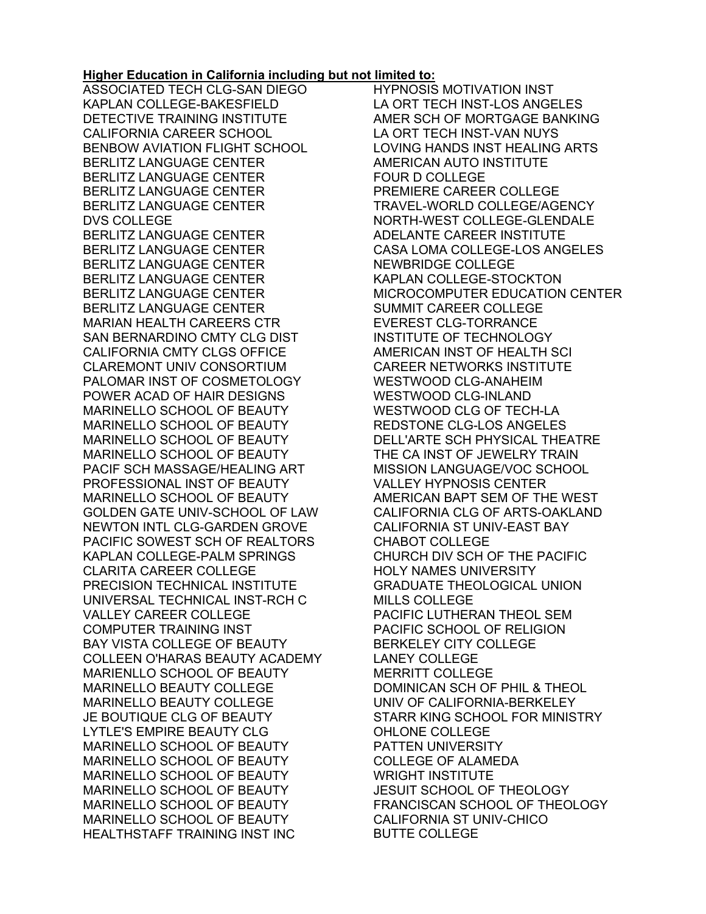**Higher Education in California including but not limited to:**

ASSOCIATED TECH CLG-SAN DIEGO
KAPLAN COLLEGE-BAKESFIELD
DETECTIVE TRAINING INSTITUTE
CALIFORNIA CAREER SCHOOL
BENBOW AVIATION FLIGHT SCHOOL
BERLITZ LANGUAGE CENTER
BERLITZ LANGUAGE CENTER
BERLITZ LANGUAGE CENTER
BERLITZ LANGUAGE CENTER
DVS COLLEGE
BERLITZ LANGUAGE CENTER
BERLITZ LANGUAGE CENTER
BERLITZ LANGUAGE CENTER
BERLITZ LANGUAGE CENTER
BERLITZ LANGUAGE CENTER
BERLITZ LANGUAGE CENTER
MARIAN HEALTH CAREERS CTR
SAN BERNARDINO CMTY CLG DIST
CALIFORNIA CMTY CLGS OFFICE
CLAREMONT UNIV CONSORTIUM
PALOMAR INST OF COSMETOLOGY
POWER ACAD OF HAIR DESIGNS
MARINELLO SCHOOL OF BEAUTY
MARINELLO SCHOOL OF BEAUTY
MARINELLO SCHOOL OF BEAUTY
MARINELLO SCHOOL OF BEAUTY
PACIF SCH MASSAGE/HEALING ART
PROFESSIONAL INST OF BEAUTY
MARINELLO SCHOOL OF BEAUTY
GOLDEN GATE UNIV-SCHOOL OF LAW
NEWTON INTL CLG-GARDEN GROVE
PACIFIC SOWEST SCH OF REALTORS
KAPLAN COLLEGE-PALM SPRINGS
CLARITA CAREER COLLEGE
PRECISION TECHNICAL INSTITUTE
UNIVERSAL TECHNICAL INST-RCH C
VALLEY CAREER COLLEGE
COMPUTER TRAINING INST
BAY VISTA COLLEGE OF BEAUTY
COLLEEN O'HARAS BEAUTY ACADEMY
MARIENLLO SCHOOL OF BEAUTY
MARINELLO BEAUTY COLLEGE
MARINELLO BEAUTY COLLEGE
JE BOUTIQUE CLG OF BEAUTY
LYTLE'S EMPIRE BEAUTY CLG
MARINELLO SCHOOL OF BEAUTY
MARINELLO SCHOOL OF BEAUTY
MARINELLO SCHOOL OF BEAUTY
MARINELLO SCHOOL OF BEAUTY
MARINELLO SCHOOL OF BEAUTY
MARINELLO SCHOOL OF BEAUTY
HEALTHSTAFF TRAINING INST INC
HYPNOSIS MOTIVATION INST
LA ORT TECH INST-LOS ANGELES
AMER SCH OF MORTGAGE BANKING
LA ORT TECH INST-VAN NUYS
LOVING HANDS INST HEALING ARTS
AMERICAN AUTO INSTITUTE
FOUR D COLLEGE
PREMIERE CAREER COLLEGE
TRAVEL-WORLD COLLEGE/AGENCY
NORTH-WEST COLLEGE-GLENDALE
ADELANTE CAREER INSTITUTE
CASA LOMA COLLEGE-LOS ANGELES
NEWBRIDGE COLLEGE
KAPLAN COLLEGE-STOCKTON
MICROCOMPUTER EDUCATION CENTER
SUMMIT CAREER COLLEGE
EVEREST CLG-TORRANCE
INSTITUTE OF TECHNOLOGY
AMERICAN INST OF HEALTH SCI
CAREER NETWORKS INSTITUTE
WESTWOOD CLG-ANAHEIM
WESTWOOD CLG-INLAND
WESTWOOD CLG OF TECH-LA
REDSTONE CLG-LOS ANGELES
DELL'ARTE SCH PHYSICAL THEATRE
THE CA INST OF JEWELRY TRAIN
MISSION LANGUAGE/VOC SCHOOL
VALLEY HYPNOSIS CENTER
AMERICAN BAPT SEM OF THE WEST
CALIFORNIA CLG OF ARTS-OAKLAND
CALIFORNIA ST UNIV-EAST BAY
CHABOT COLLEGE
CHURCH DIV SCH OF THE PACIFIC
HOLY NAMES UNIVERSITY
GRADUATE THEOLOGICAL UNION
MILLS COLLEGE
PACIFIC LUTHERAN THEOL SEM
PACIFIC SCHOOL OF RELIGION
BERKELEY CITY COLLEGE
LANEY COLLEGE
MERRITT COLLEGE
DOMINICAN SCH OF PHIL & THEOL
UNIV OF CALIFORNIA-BERKELEY
STARR KING SCHOOL FOR MINISTRY
OHLONE COLLEGE
PATTEN UNIVERSITY
COLLEGE OF ALAMEDA
WRIGHT INSTITUTE
JESUIT SCHOOL OF THEOLOGY
FRANCISCAN SCHOOL OF THEOLOGY
CALIFORNIA ST UNIV-CHICO
BUTTE COLLEGE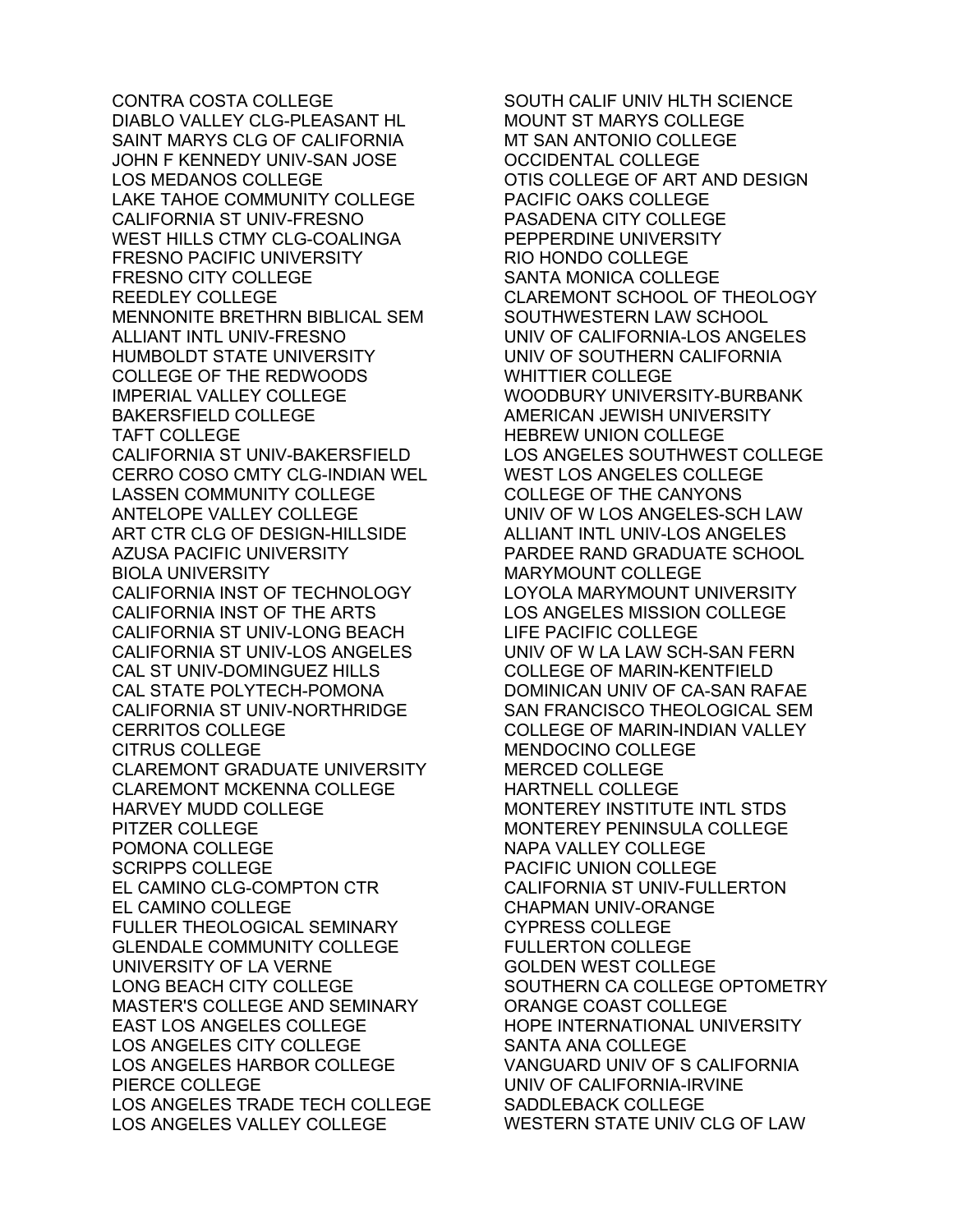CONTRA COSTA COLLEGE
DIABLO VALLEY CLG-PLEASANT HL
SAINT MARYS CLG OF CALIFORNIA
JOHN F KENNEDY UNIV-SAN JOSE
LOS MEDANOS COLLEGE
LAKE TAHOE COMMUNITY COLLEGE
CALIFORNIA ST UNIV-FRESNO
WEST HILLS CTMY CLG-COALINGA
FRESNO PACIFIC UNIVERSITY
FRESNO CITY COLLEGE
REEDLEY COLLEGE
MENNONITE BRETHRN BIBLICAL SEM
ALLIANT INTL UNIV-FRESNO
HUMBOLDT STATE UNIVERSITY
COLLEGE OF THE REDWOODS
IMPERIAL VALLEY COLLEGE
BAKERSFIELD COLLEGE
TAFT COLLEGE
CALIFORNIA ST UNIV-BAKERSFIELD
CERRO COSO CMTY CLG-INDIAN WEL
LASSEN COMMUNITY COLLEGE
ANTELOPE VALLEY COLLEGE
ART CTR CLG OF DESIGN-HILLSIDE
AZUSA PACIFIC UNIVERSITY
BIOLA UNIVERSITY
CALIFORNIA INST OF TECHNOLOGY
CALIFORNIA INST OF THE ARTS
CALIFORNIA ST UNIV-LONG BEACH
CALIFORNIA ST UNIV-LOS ANGELES
CAL ST UNIV-DOMINGUEZ HILLS
CAL STATE POLYTECH-POMONA
CALIFORNIA ST UNIV-NORTHRIDGE
CERRITOS COLLEGE
CITRUS COLLEGE
CLAREMONT GRADUATE UNIVERSITY
CLAREMONT MCKENNA COLLEGE
HARVEY MUDD COLLEGE
PITZER COLLEGE
POMONA COLLEGE
SCRIPPS COLLEGE
EL CAMINO CLG-COMPTON CTR
EL CAMINO COLLEGE
FULLER THEOLOGICAL SEMINARY
GLENDALE COMMUNITY COLLEGE
UNIVERSITY OF LA VERNE
LONG BEACH CITY COLLEGE
MASTER'S COLLEGE AND SEMINARY
EAST LOS ANGELES COLLEGE
LOS ANGELES CITY COLLEGE
LOS ANGELES HARBOR COLLEGE
PIERCE COLLEGE
LOS ANGELES TRADE TECH COLLEGE
LOS ANGELES VALLEY COLLEGE
SOUTH CALIF UNIV HLTH SCIENCE
MOUNT ST MARYS COLLEGE
MT SAN ANTONIO COLLEGE
OCCIDENTAL COLLEGE
OTIS COLLEGE OF ART AND DESIGN
PACIFIC OAKS COLLEGE
PASADENA CITY COLLEGE
PEPPERDINE UNIVERSITY
RIO HONDO COLLEGE
SANTA MONICA COLLEGE
CLAREMONT SCHOOL OF THEOLOGY
SOUTHWESTERN LAW SCHOOL
UNIV OF CALIFORNIA-LOS ANGELES
UNIV OF SOUTHERN CALIFORNIA
WHITTIER COLLEGE
WOODBURY UNIVERSITY-BURBANK
AMERICAN JEWISH UNIVERSITY
HEBREW UNION COLLEGE
LOS ANGELES SOUTHWEST COLLEGE
WEST LOS ANGELES COLLEGE
COLLEGE OF THE CANYONS
UNIV OF W LOS ANGELES-SCH LAW
ALLIANT INTL UNIV-LOS ANGELES
PARDEE RAND GRADUATE SCHOOL
MARYMOUNT COLLEGE
LOYOLA MARYMOUNT UNIVERSITY
LOS ANGELES MISSION COLLEGE
LIFE PACIFIC COLLEGE
UNIV OF W LA LAW SCH-SAN FERN
COLLEGE OF MARIN-KENTFIELD
DOMINICAN UNIV OF CA-SAN RAFAE
SAN FRANCISCO THEOLOGICAL SEM
COLLEGE OF MARIN-INDIAN VALLEY
MENDOCINO COLLEGE
MERCED COLLEGE
HARTNELL COLLEGE
MONTEREY INSTITUTE INTL STDS
MONTEREY PENINSULA COLLEGE
NAPA VALLEY COLLEGE
PACIFIC UNION COLLEGE
CALIFORNIA ST UNIV-FULLERTON
CHAPMAN UNIV-ORANGE
CYPRESS COLLEGE
FULLERTON COLLEGE
GOLDEN WEST COLLEGE
SOUTHERN CA COLLEGE OPTOMETRY
ORANGE COAST COLLEGE
HOPE INTERNATIONAL UNIVERSITY
SANTA ANA COLLEGE
VANGUARD UNIV OF S CALIFORNIA
UNIV OF CALIFORNIA-IRVINE
SADDLEBACK COLLEGE
WESTERN STATE UNIV CLG OF LAW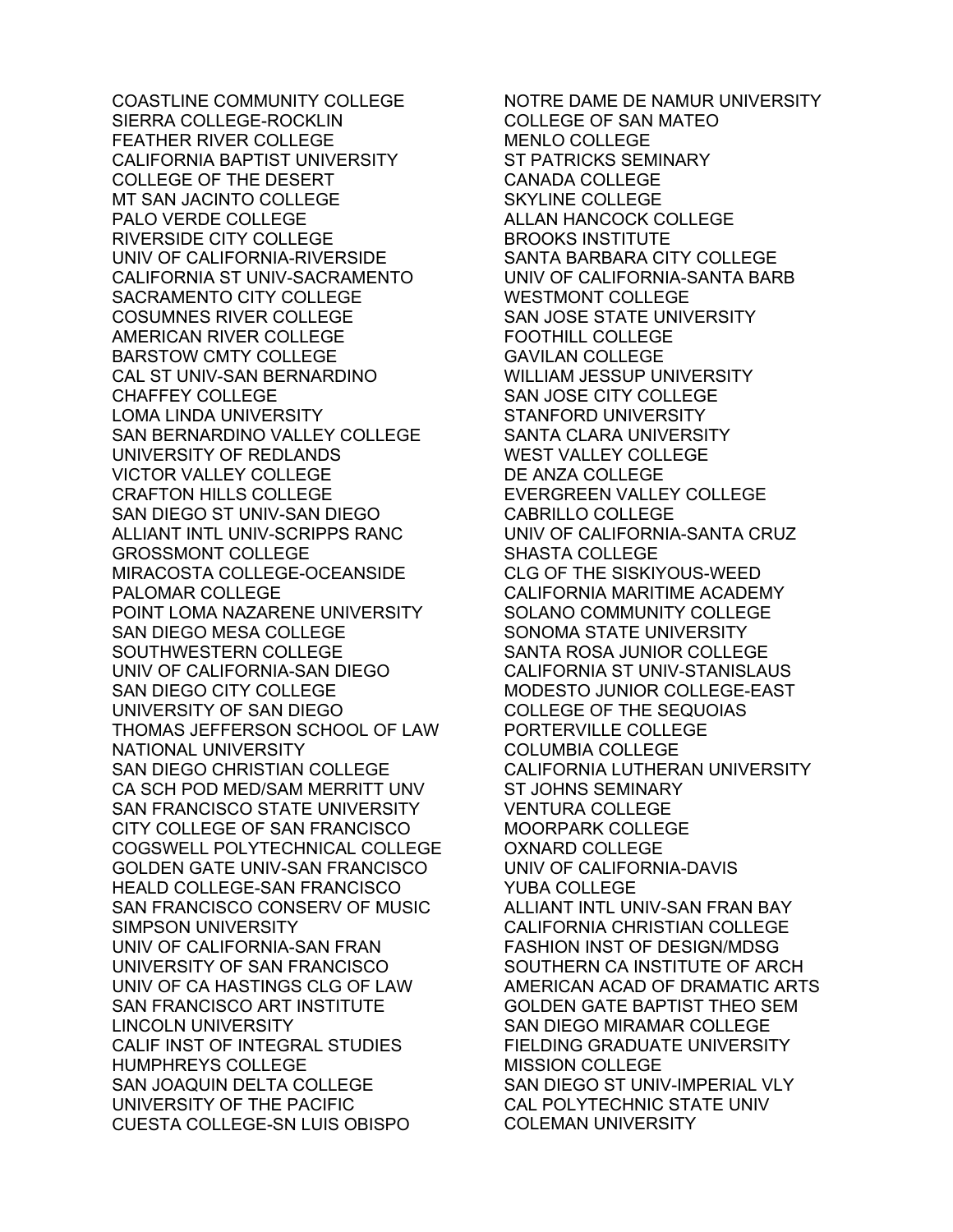COASTLINE COMMUNITY COLLEGE
SIERRA COLLEGE-ROCKLIN
FEATHER RIVER COLLEGE
CALIFORNIA BAPTIST UNIVERSITY
COLLEGE OF THE DESERT
MT SAN JACINTO COLLEGE
PALO VERDE COLLEGE
RIVERSIDE CITY COLLEGE
UNIV OF CALIFORNIA-RIVERSIDE
CALIFORNIA ST UNIV-SACRAMENTO
SACRAMENTO CITY COLLEGE
COSUMNES RIVER COLLEGE
AMERICAN RIVER COLLEGE
BARSTOW CMTY COLLEGE
CAL ST UNIV-SAN BERNARDINO
CHAFFEY COLLEGE
LOMA LINDA UNIVERSITY
SAN BERNARDINO VALLEY COLLEGE
UNIVERSITY OF REDLANDS
VICTOR VALLEY COLLEGE
CRAFTON HILLS COLLEGE
SAN DIEGO ST UNIV-SAN DIEGO
ALLIANT INTL UNIV-SCRIPPS RANC
GROSSMONT COLLEGE
MIRACOSTA COLLEGE-OCEANSIDE
PALOMAR COLLEGE
POINT LOMA NAZARENE UNIVERSITY
SAN DIEGO MESA COLLEGE
SOUTHWESTERN COLLEGE
UNIV OF CALIFORNIA-SAN DIEGO
SAN DIEGO CITY COLLEGE
UNIVERSITY OF SAN DIEGO
THOMAS JEFFERSON SCHOOL OF LAW
NATIONAL UNIVERSITY
SAN DIEGO CHRISTIAN COLLEGE
CA SCH POD MED/SAM MERRITT UNV
SAN FRANCISCO STATE UNIVERSITY
CITY COLLEGE OF SAN FRANCISCO
COGSWELL POLYTECHNICAL COLLEGE
GOLDEN GATE UNIV-SAN FRANCISCO
HEALD COLLEGE-SAN FRANCISCO
SAN FRANCISCO CONSERV OF MUSIC
SIMPSON UNIVERSITY
UNIV OF CALIFORNIA-SAN FRAN
UNIVERSITY OF SAN FRANCISCO
UNIV OF CA HASTINGS CLG OF LAW
SAN FRANCISCO ART INSTITUTE
LINCOLN UNIVERSITY
CALIF INST OF INTEGRAL STUDIES
HUMPHREYS COLLEGE
SAN JOAQUIN DELTA COLLEGE
UNIVERSITY OF THE PACIFIC
CUESTA COLLEGE-SN LUIS OBISPO
NOTRE DAME DE NAMUR UNIVERSITY
COLLEGE OF SAN MATEO
MENLO COLLEGE
ST PATRICKS SEMINARY
CANADA COLLEGE
SKYLINE COLLEGE
ALLAN HANCOCK COLLEGE
BROOKS INSTITUTE
SANTA BARBARA CITY COLLEGE
UNIV OF CALIFORNIA-SANTA BARB
WESTMONT COLLEGE
SAN JOSE STATE UNIVERSITY
FOOTHILL COLLEGE
GAVILAN COLLEGE
WILLIAM JESSUP UNIVERSITY
SAN JOSE CITY COLLEGE
STANFORD UNIVERSITY
SANTA CLARA UNIVERSITY
WEST VALLEY COLLEGE
DE ANZA COLLEGE
EVERGREEN VALLEY COLLEGE
CABRILLO COLLEGE
UNIV OF CALIFORNIA-SANTA CRUZ
SHASTA COLLEGE
CLG OF THE SISKIYOUS-WEED
CALIFORNIA MARITIME ACADEMY
SOLANO COMMUNITY COLLEGE
SONOMA STATE UNIVERSITY
SANTA ROSA JUNIOR COLLEGE
CALIFORNIA ST UNIV-STANISLAUS
MODESTO JUNIOR COLLEGE-EAST
COLLEGE OF THE SEQUOIAS
PORTERVILLE COLLEGE
COLUMBIA COLLEGE
CALIFORNIA LUTHERAN UNIVERSITY
ST JOHNS SEMINARY
VENTURA COLLEGE
MOORPARK COLLEGE
OXNARD COLLEGE
UNIV OF CALIFORNIA-DAVIS
YUBA COLLEGE
ALLIANT INTL UNIV-SAN FRAN BAY
CALIFORNIA CHRISTIAN COLLEGE
FASHION INST OF DESIGN/MDSG
SOUTHERN CA INSTITUTE OF ARCH
AMERICAN ACAD OF DRAMATIC ARTS
GOLDEN GATE BAPTIST THEO SEM
SAN DIEGO MIRAMAR COLLEGE
FIELDING GRADUATE UNIVERSITY
MISSION COLLEGE
SAN DIEGO ST UNIV-IMPERIAL VLY
CAL POLYTECHNIC STATE UNIV
COLEMAN UNIVERSITY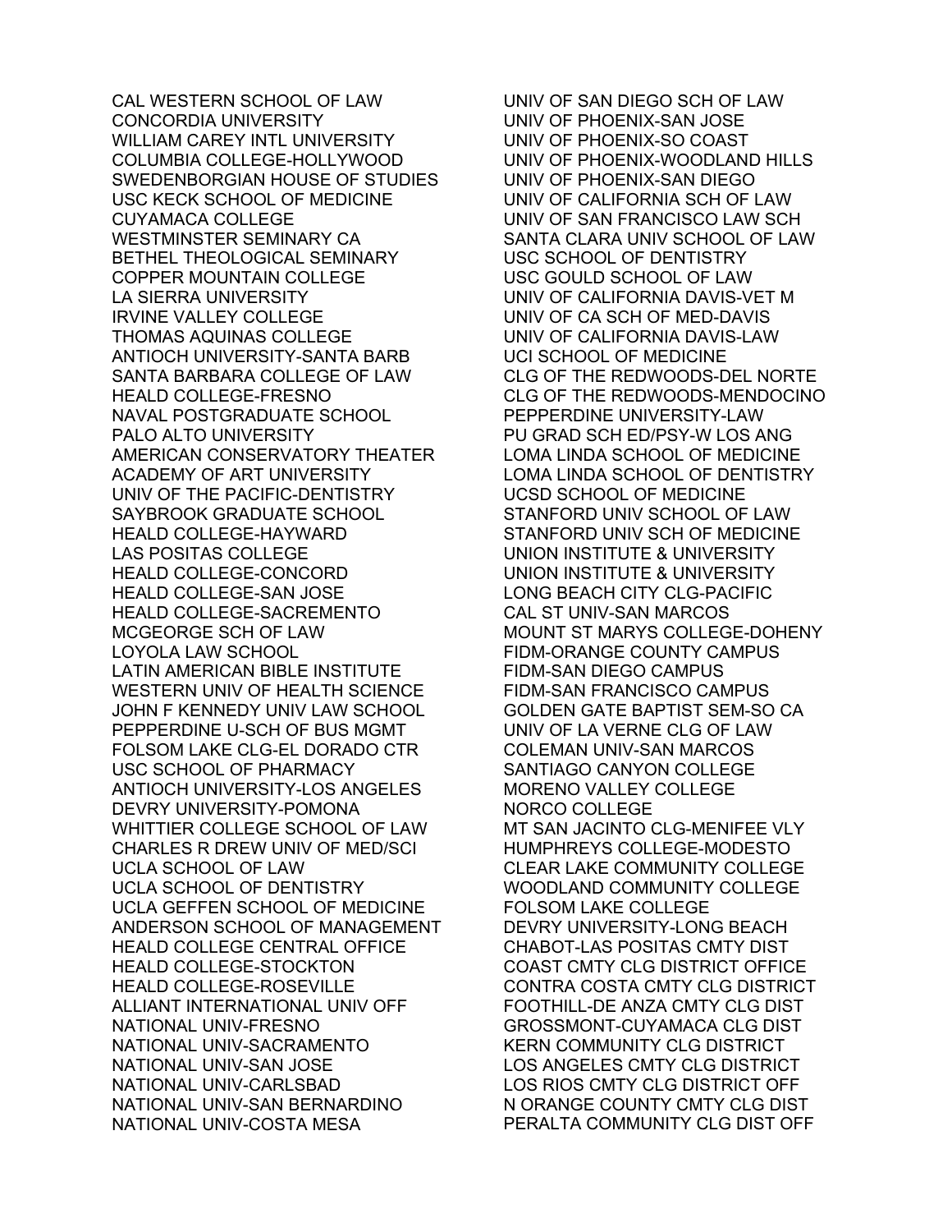CAL WESTERN SCHOOL OF LAW
CONCORDIA UNIVERSITY
WILLIAM CAREY INTL UNIVERSITY
COLUMBIA COLLEGE-HOLLYWOOD
SWEDENBORGIAN HOUSE OF STUDIES
USC KECK SCHOOL OF MEDICINE
CUYAMACA COLLEGE
WESTMINSTER SEMINARY CA
BETHEL THEOLOGICAL SEMINARY
COPPER MOUNTAIN COLLEGE
LA SIERRA UNIVERSITY
IRVINE VALLEY COLLEGE
THOMAS AQUINAS COLLEGE
ANTIOCH UNIVERSITY-SANTA BARB
SANTA BARBARA COLLEGE OF LAW
HEALD COLLEGE-FRESNO
NAVAL POSTGRADUATE SCHOOL
PALO ALTO UNIVERSITY
AMERICAN CONSERVATORY THEATER
ACADEMY OF ART UNIVERSITY
UNIV OF THE PACIFIC-DENTISTRY
SAYBROOK GRADUATE SCHOOL
HEALD COLLEGE-HAYWARD
LAS POSITAS COLLEGE
HEALD COLLEGE-CONCORD
HEALD COLLEGE-SAN JOSE
HEALD COLLEGE-SACREMENTO
MCGEORGE SCH OF LAW
LOYOLA LAW SCHOOL
LATIN AMERICAN BIBLE INSTITUTE
WESTERN UNIV OF HEALTH SCIENCE
JOHN F KENNEDY UNIV LAW SCHOOL
PEPPERDINE U-SCH OF BUS MGMT
FOLSOM LAKE CLG-EL DORADO CTR
USC SCHOOL OF PHARMACY
ANTIOCH UNIVERSITY-LOS ANGELES
DEVRY UNIVERSITY-POMONA
WHITTIER COLLEGE SCHOOL OF LAW
CHARLES R DREW UNIV OF MED/SCI
UCLA SCHOOL OF LAW
UCLA SCHOOL OF DENTISTRY
UCLA GEFFEN SCHOOL OF MEDICINE
ANDERSON SCHOOL OF MANAGEMENT
HEALD COLLEGE CENTRAL OFFICE
HEALD COLLEGE-STOCKTON
HEALD COLLEGE-ROSEVILLE
ALLIANT INTERNATIONAL UNIV OFF
NATIONAL UNIV-FRESNO
NATIONAL UNIV-SACRAMENTO
NATIONAL UNIV-SAN JOSE
NATIONAL UNIV-CARLSBAD
NATIONAL UNIV-SAN BERNARDINO
NATIONAL UNIV-COSTA MESA
UNIV OF SAN DIEGO SCH OF LAW
UNIV OF PHOENIX-SAN JOSE
UNIV OF PHOENIX-SO COAST
UNIV OF PHOENIX-WOODLAND HILLS
UNIV OF PHOENIX-SAN DIEGO
UNIV OF CALIFORNIA SCH OF LAW
UNIV OF SAN FRANCISCO LAW SCH
SANTA CLARA UNIV SCHOOL OF LAW
USC SCHOOL OF DENTISTRY
USC GOULD SCHOOL OF LAW
UNIV OF CALIFORNIA DAVIS-VET M
UNIV OF CA SCH OF MED-DAVIS
UNIV OF CALIFORNIA DAVIS-LAW
UCI SCHOOL OF MEDICINE
CLG OF THE REDWOODS-DEL NORTE
CLG OF THE REDWOODS-MENDOCINO
PEPPERDINE UNIVERSITY-LAW
PU GRAD SCH ED/PSY-W LOS ANG
LOMA LINDA SCHOOL OF MEDICINE
LOMA LINDA SCHOOL OF DENTISTRY
UCSD SCHOOL OF MEDICINE
STANFORD UNIV SCHOOL OF LAW
STANFORD UNIV SCH OF MEDICINE
UNION INSTITUTE & UNIVERSITY
UNION INSTITUTE & UNIVERSITY
LONG BEACH CITY CLG-PACIFIC
CAL ST UNIV-SAN MARCOS
MOUNT ST MARYS COLLEGE-DOHENY
FIDM-ORANGE COUNTY CAMPUS
FIDM-SAN DIEGO CAMPUS
FIDM-SAN FRANCISCO CAMPUS
GOLDEN GATE BAPTIST SEM-SO CA
UNIV OF LA VERNE CLG OF LAW
COLEMAN UNIV-SAN MARCOS
SANTIAGO CANYON COLLEGE
MORENO VALLEY COLLEGE
NORCO COLLEGE
MT SAN JACINTO CLG-MENIFEE VLY
HUMPHREYS COLLEGE-MODESTO
CLEAR LAKE COMMUNITY COLLEGE
WOODLAND COMMUNITY COLLEGE
FOLSOM LAKE COLLEGE
DEVRY UNIVERSITY-LONG BEACH
CHABOT-LAS POSITAS CMTY DIST
COAST CMTY CLG DISTRICT OFFICE
CONTRA COSTA CMTY CLG DISTRICT
FOOTHILL-DE ANZA CMTY CLG DIST
GROSSMONT-CUYAMACA CLG DIST
KERN COMMUNITY CLG DISTRICT
LOS ANGELES CMTY CLG DISTRICT
LOS RIOS CMTY CLG DISTRICT OFF
N ORANGE COUNTY CMTY CLG DIST
PERALTA COMMUNITY CLG DIST OFF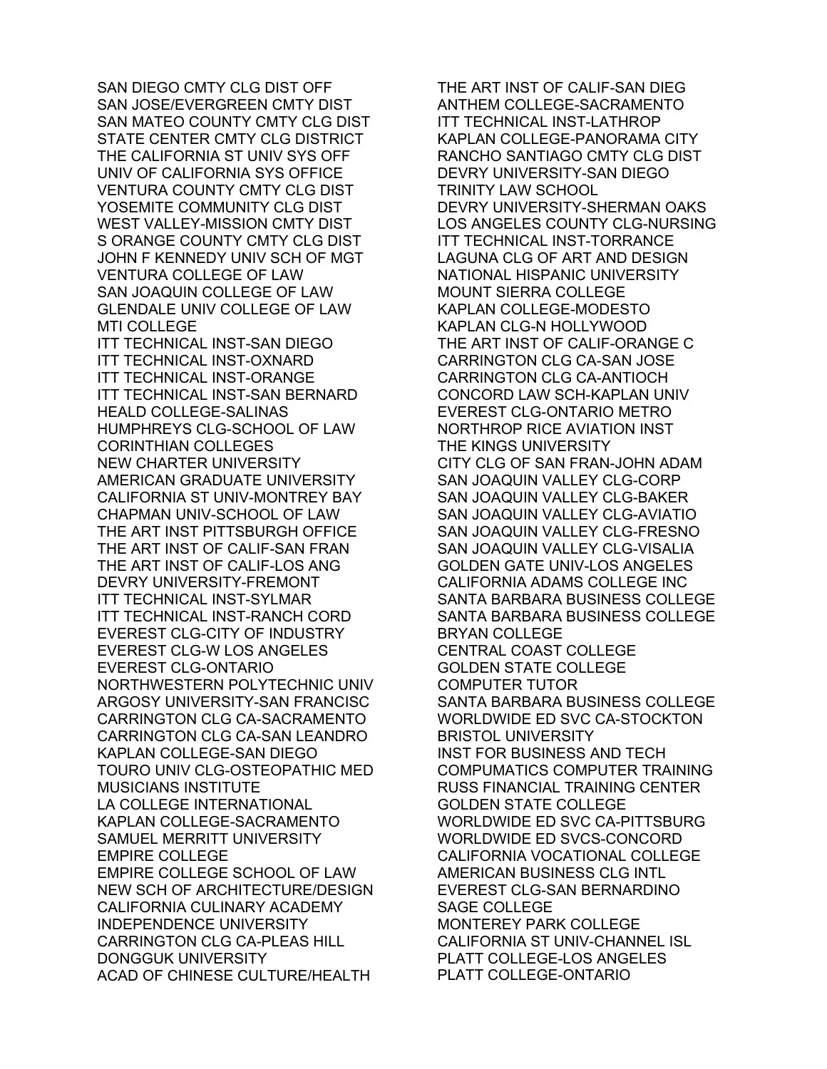SAN DIEGO CMTY CLG DIST OFF
SAN JOSE/EVERGREEN CMTY DIST
SAN MATEO COUNTY CMTY CLG DIST
STATE CENTER CMTY CLG DISTRICT
THE CALIFORNIA ST UNIV SYS OFF
UNIV OF CALIFORNIA SYS OFFICE
VENTURA COUNTY CMTY CLG DIST
YOSEMITE COMMUNITY CLG DIST
WEST VALLEY-MISSION CMTY DIST
S ORANGE COUNTY CMTY CLG DIST
JOHN F KENNEDY UNIV SCH OF MGT
VENTURA COLLEGE OF LAW
SAN JOAQUIN COLLEGE OF LAW
GLENDALE UNIV COLLEGE OF LAW
MTI COLLEGE
ITT TECHNICAL INST-SAN DIEGO
ITT TECHNICAL INST-OXNARD
ITT TECHNICAL INST-ORANGE
ITT TECHNICAL INST-SAN BERNARD
HEALD COLLEGE-SALINAS
HUMPHREYS CLG-SCHOOL OF LAW
CORINTHIAN COLLEGES
NEW CHARTER UNIVERSITY
AMERICAN GRADUATE UNIVERSITY
CALIFORNIA ST UNIV-MONTREY BAY
CHAPMAN UNIV-SCHOOL OF LAW
THE ART INST PITTSBURGH OFFICE
THE ART INST OF CALIF-SAN FRAN
THE ART INST OF CALIF-LOS ANG
DEVRY UNIVERSITY-FREMONT
ITT TECHNICAL INST-SYLMAR
ITT TECHNICAL INST-RANCH CORD
EVEREST CLG-CITY OF INDUSTRY
EVEREST CLG-W LOS ANGELES
EVEREST CLG-ONTARIO
NORTHWESTERN POLYTECHNIC UNIV
ARGOSY UNIVERSITY-SAN FRANCISC
CARRINGTON CLG CA-SACRAMENTO
CARRINGTON CLG CA-SAN LEANDRO
KAPLAN COLLEGE-SAN DIEGO
TOURO UNIV CLG-OSTEOPATHIC MED
MUSICIANS INSTITUTE
LA COLLEGE INTERNATIONAL
KAPLAN COLLEGE-SACRAMENTO
SAMUEL MERRITT UNIVERSITY
EMPIRE COLLEGE
EMPIRE COLLEGE SCHOOL OF LAW
NEW SCH OF ARCHITECTURE/DESIGN
CALIFORNIA CULINARY ACADEMY
INDEPENDENCE UNIVERSITY
CARRINGTON CLG CA-PLEAS HILL
DONGGUK UNIVERSITY
ACAD OF CHINESE CULTURE/HEALTH
THE ART INST OF CALIF-SAN DIEG
ANTHEM COLLEGE-SACRAMENTO
ITT TECHNICAL INST-LATHROP
KAPLAN COLLEGE-PANORAMA CITY
RANCHO SANTIAGO CMTY CLG DIST
DEVRY UNIVERSITY-SAN DIEGO
TRINITY LAW SCHOOL
DEVRY UNIVERSITY-SHERMAN OAKS
LOS ANGELES COUNTY CLG-NURSING
ITT TECHNICAL INST-TORRANCE
LAGUNA CLG OF ART AND DESIGN
NATIONAL HISPANIC UNIVERSITY
MOUNT SIERRA COLLEGE
KAPLAN COLLEGE-MODESTO
KAPLAN CLG-N HOLLYWOOD
THE ART INST OF CALIF-ORANGE C
CARRINGTON CLG CA-SAN JOSE
CARRINGTON CLG CA-ANTIOCH
CONCORD LAW SCH-KAPLAN UNIV
EVEREST CLG-ONTARIO METRO
NORTHROP RICE AVIATION INST
THE KINGS UNIVERSITY
CITY CLG OF SAN FRAN-JOHN ADAM
SAN JOAQUIN VALLEY CLG-CORP
SAN JOAQUIN VALLEY CLG-BAKER
SAN JOAQUIN VALLEY CLG-AVIATIO
SAN JOAQUIN VALLEY CLG-FRESNO
SAN JOAQUIN VALLEY CLG-VISALIA
GOLDEN GATE UNIV-LOS ANGELES
CALIFORNIA ADAMS COLLEGE INC
SANTA BARBARA BUSINESS COLLEGE
SANTA BARBARA BUSINESS COLLEGE
BRYAN COLLEGE
CENTRAL COAST COLLEGE
GOLDEN STATE COLLEGE
COMPUTER TUTOR
SANTA BARBARA BUSINESS COLLEGE
WORLDWIDE ED SVC CA-STOCKTON
BRISTOL UNIVERSITY
INST FOR BUSINESS AND TECH
COMPUMATICS COMPUTER TRAINING
RUSS FINANCIAL TRAINING CENTER
GOLDEN STATE COLLEGE
WORLDWIDE ED SVC CA-PITTSBURG
WORLDWIDE ED SVCS-CONCORD
CALIFORNIA VOCATIONAL COLLEGE
AMERICAN BUSINESS CLG INTL
EVEREST CLG-SAN BERNARDINO
SAGE COLLEGE
MONTEREY PARK COLLEGE
CALIFORNIA ST UNIV-CHANNEL ISL
PLATT COLLEGE-LOS ANGELES
PLATT COLLEGE-ONTARIO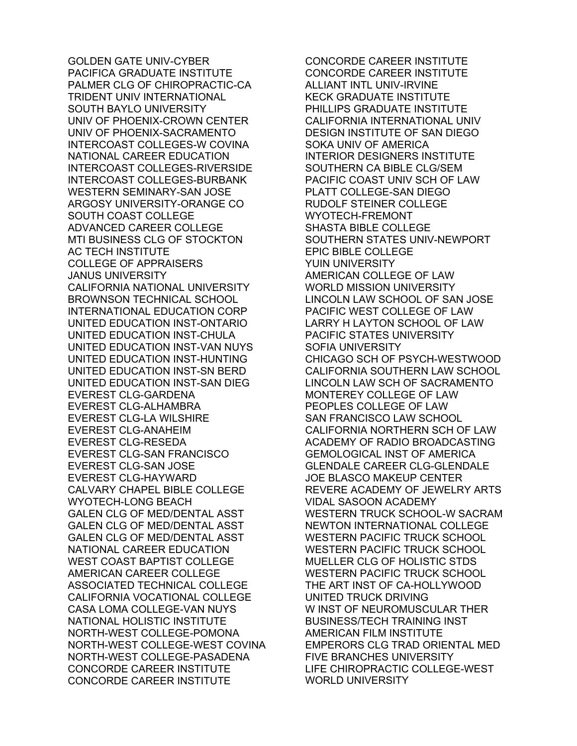GOLDEN GATE UNIV-CYBER
PACIFICA GRADUATE INSTITUTE
PALMER CLG OF CHIROPRACTIC-CA
TRIDENT UNIV INTERNATIONAL
SOUTH BAYLO UNIVERSITY
UNIV OF PHOENIX-CROWN CENTER
UNIV OF PHOENIX-SACRAMENTO
INTERCOAST COLLEGES-W COVINA
NATIONAL CAREER EDUCATION
INTERCOAST COLLEGES-RIVERSIDE
INTERCOAST COLLEGES-BURBANK
WESTERN SEMINARY-SAN JOSE
ARGOSY UNIVERSITY-ORANGE CO
SOUTH COAST COLLEGE
ADVANCED CAREER COLLEGE
MTI BUSINESS CLG OF STOCKTON
AC TECH INSTITUTE
COLLEGE OF APPRAISERS
JANUS UNIVERSITY
CALIFORNIA NATIONAL UNIVERSITY
BROWNSON TECHNICAL SCHOOL
INTERNATIONAL EDUCATION CORP
UNITED EDUCATION INST-ONTARIO
UNITED EDUCATION INST-CHULA
UNITED EDUCATION INST-VAN NUYS
UNITED EDUCATION INST-HUNTING
UNITED EDUCATION INST-SN BERD
UNITED EDUCATION INST-SAN DIEG
EVEREST CLG-GARDENA
EVEREST CLG-ALHAMBRA
EVEREST CLG-LA WILSHIRE
EVEREST CLG-ANAHEIM
EVEREST CLG-RESEDA
EVEREST CLG-SAN FRANCISCO
EVEREST CLG-SAN JOSE
EVEREST CLG-HAYWARD
CALVARY CHAPEL BIBLE COLLEGE
WYOTECH-LONG BEACH
GALEN CLG OF MED/DENTAL ASST
GALEN CLG OF MED/DENTAL ASST
GALEN CLG OF MED/DENTAL ASST
NATIONAL CAREER EDUCATION
WEST COAST BAPTIST COLLEGE
AMERICAN CAREER COLLEGE
ASSOCIATED TECHNICAL COLLEGE
CALIFORNIA VOCATIONAL COLLEGE
CASA LOMA COLLEGE-VAN NUYS
NATIONAL HOLISTIC INSTITUTE
NORTH-WEST COLLEGE-POMONA
NORTH-WEST COLLEGE-WEST COVINA
NORTH-WEST COLLEGE-PASADENA
CONCORDE CAREER INSTITUTE
CONCORDE CAREER INSTITUTE
CONCORDE CAREER INSTITUTE
CONCORDE CAREER INSTITUTE
ALLIANT INTL UNIV-IRVINE
KECK GRADUATE INSTITUTE
PHILLIPS GRADUATE INSTITUTE
CALIFORNIA INTERNATIONAL UNIV
DESIGN INSTITUTE OF SAN DIEGO
SOKA UNIV OF AMERICA
INTERIOR DESIGNERS INSTITUTE
SOUTHERN CA BIBLE CLG/SEM
PACIFIC COAST UNIV SCH OF LAW
PLATT COLLEGE-SAN DIEGO
RUDOLF STEINER COLLEGE
WYOTECH-FREMONT
SHASTA BIBLE COLLEGE
SOUTHERN STATES UNIV-NEWPORT
EPIC BIBLE COLLEGE
YUIN UNIVERSITY
AMERICAN COLLEGE OF LAW
WORLD MISSION UNIVERSITY
LINCOLN LAW SCHOOL OF SAN JOSE
PACIFIC WEST COLLEGE OF LAW
LARRY H LAYTON SCHOOL OF LAW
PACIFIC STATES UNIVERSITY
SOFIA UNIVERSITY
CHICAGO SCH OF PSYCH-WESTWOOD
CALIFORNIA SOUTHERN LAW SCHOOL
LINCOLN LAW SCH OF SACRAMENTO
MONTEREY COLLEGE OF LAW
PEOPLES COLLEGE OF LAW
SAN FRANCISCO LAW SCHOOL
CALIFORNIA NORTHERN SCH OF LAW
ACADEMY OF RADIO BROADCASTING
GEMOLOGICAL INST OF AMERICA
GLENDALE CAREER CLG-GLENDALE
JOE BLASCO MAKEUP CENTER
REVERE ACADEMY OF JEWELRY ARTS
VIDAL SASOON ACADEMY
WESTERN TRUCK SCHOOL-W SACRAM
NEWTON INTERNATIONAL COLLEGE
WESTERN PACIFIC TRUCK SCHOOL
WESTERN PACIFIC TRUCK SCHOOL
MUELLER CLG OF HOLISTIC STDS
WESTERN PACIFIC TRUCK SCHOOL
THE ART INST OF CA-HOLLYWOOD
UNITED TRUCK DRIVING
W INST OF NEUROMUSCULAR THER
BUSINESS/TECH TRAINING INST
AMERICAN FILM INSTITUTE
EMPERORS CLG TRAD ORIENTAL MED
FIVE BRANCHES UNIVERSITY
LIFE CHIROPRACTIC COLLEGE-WEST
WORLD UNIVERSITY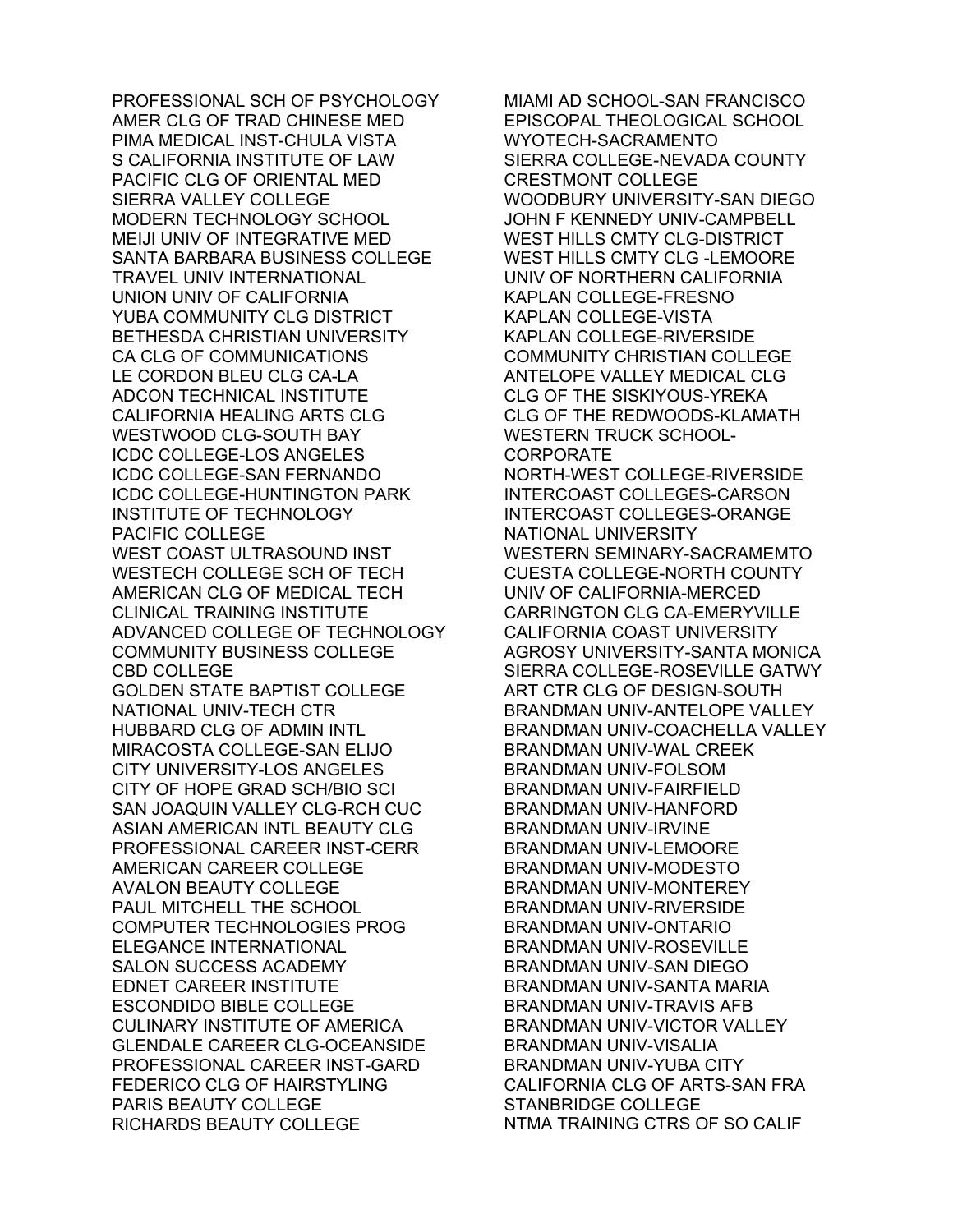PROFESSIONAL SCH OF PSYCHOLOGY
AMER CLG OF TRAD CHINESE MED
PIMA MEDICAL INST-CHULA VISTA
S CALIFORNIA INSTITUTE OF LAW
PACIFIC CLG OF ORIENTAL MED
SIERRA VALLEY COLLEGE
MODERN TECHNOLOGY SCHOOL
MEIJI UNIV OF INTEGRATIVE MED
SANTA BARBARA BUSINESS COLLEGE
TRAVEL UNIV INTERNATIONAL
UNION UNIV OF CALIFORNIA
YUBA COMMUNITY CLG DISTRICT
BETHESDA CHRISTIAN UNIVERSITY
CA CLG OF COMMUNICATIONS
LE CORDON BLEU CLG CA-LA
ADCON TECHNICAL INSTITUTE
CALIFORNIA HEALING ARTS CLG
WESTWOOD CLG-SOUTH BAY
ICDC COLLEGE-LOS ANGELES
ICDC COLLEGE-SAN FERNANDO
ICDC COLLEGE-HUNTINGTON PARK
INSTITUTE OF TECHNOLOGY
PACIFIC COLLEGE
WEST COAST ULTRASOUND INST
WESTECH COLLEGE SCH OF TECH
AMERICAN CLG OF MEDICAL TECH
CLINICAL TRAINING INSTITUTE
ADVANCED COLLEGE OF TECHNOLOGY
COMMUNITY BUSINESS COLLEGE
CBD COLLEGE
GOLDEN STATE BAPTIST COLLEGE
NATIONAL UNIV-TECH CTR
HUBBARD CLG OF ADMIN INTL
MIRACOSTA COLLEGE-SAN ELIJO
CITY UNIVERSITY-LOS ANGELES
CITY OF HOPE GRAD SCH/BIO SCI
SAN JOAQUIN VALLEY CLG-RCH CUC
ASIAN AMERICAN INTL BEAUTY CLG
PROFESSIONAL CAREER INST-CERR
AMERICAN CAREER COLLEGE
AVALON BEAUTY COLLEGE
PAUL MITCHELL THE SCHOOL
COMPUTER TECHNOLOGIES PROG
ELEGANCE INTERNATIONAL
SALON SUCCESS ACADEMY
EDNET CAREER INSTITUTE
ESCONDIDO BIBLE COLLEGE
CULINARY INSTITUTE OF AMERICA
GLENDALE CAREER CLG-OCEANSIDE
PROFESSIONAL CAREER INST-GARD
FEDERICO CLG OF HAIRSTYLING
PARIS BEAUTY COLLEGE
RICHARDS BEAUTY COLLEGE
MIAMI AD SCHOOL-SAN FRANCISCO
EPISCOPAL THEOLOGICAL SCHOOL
WYOTECH-SACRAMENTO
SIERRA COLLEGE-NEVADA COUNTY
CRESTMONT COLLEGE
WOODBURY UNIVERSITY-SAN DIEGO
JOHN F KENNEDY UNIV-CAMPBELL
WEST HILLS CMTY CLG-DISTRICT
WEST HILLS CMTY CLG -LEMOORE
UNIV OF NORTHERN CALIFORNIA
KAPLAN COLLEGE-FRESNO
KAPLAN COLLEGE-VISTA
KAPLAN COLLEGE-RIVERSIDE
COMMUNITY CHRISTIAN COLLEGE
ANTELOPE VALLEY MEDICAL CLG
CLG OF THE SISKIYOUS-YREKA
CLG OF THE REDWOODS-KLAMATH
WESTERN TRUCK SCHOOL-CORPORATE
NORTH-WEST COLLEGE-RIVERSIDE
INTERCOAST COLLEGES-CARSON
INTERCOAST COLLEGES-ORANGE
NATIONAL UNIVERSITY
WESTERN SEMINARY-SACRAMEMTO
CUESTA COLLEGE-NORTH COUNTY
UNIV OF CALIFORNIA-MERCED
CARRINGTON CLG CA-EMERYVILLE
CALIFORNIA COAST UNIVERSITY
AGROSY UNIVERSITY-SANTA MONICA
SIERRA COLLEGE-ROSEVILLE GATWY
ART CTR CLG OF DESIGN-SOUTH
BRANDMAN UNIV-ANTELOPE VALLEY
BRANDMAN UNIV-COACHELLA VALLEY
BRANDMAN UNIV-WAL CREEK
BRANDMAN UNIV-FOLSOM
BRANDMAN UNIV-FAIRFIELD
BRANDMAN UNIV-HANFORD
BRANDMAN UNIV-IRVINE
BRANDMAN UNIV-LEMOORE
BRANDMAN UNIV-MODESTO
BRANDMAN UNIV-MONTEREY
BRANDMAN UNIV-RIVERSIDE
BRANDMAN UNIV-ONTARIO
BRANDMAN UNIV-ROSEVILLE
BRANDMAN UNIV-SAN DIEGO
BRANDMAN UNIV-SANTA MARIA
BRANDMAN UNIV-TRAVIS AFB
BRANDMAN UNIV-VICTOR VALLEY
BRANDMAN UNIV-VISALIA
BRANDMAN UNIV-YUBA CITY
CALIFORNIA CLG OF ARTS-SAN FRA
STANBRIDGE COLLEGE
NTMA TRAINING CTRS OF SO CALIF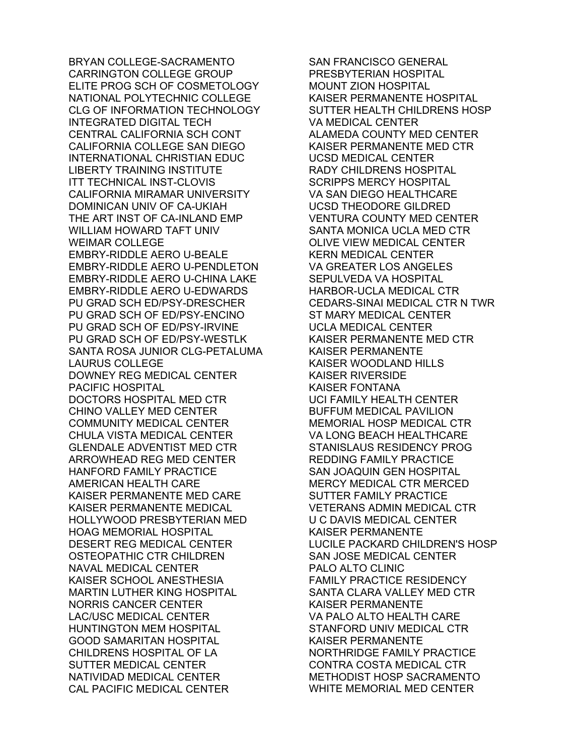BRYAN COLLEGE-SACRAMENTO
CARRINGTON COLLEGE GROUP
ELITE PROG SCH OF COSMETOLOGY
NATIONAL POLYTECHNIC COLLEGE
CLG OF INFORMATION TECHNOLOGY
INTEGRATED DIGITAL TECH
CENTRAL CALIFORNIA SCH CONT
CALIFORNIA COLLEGE SAN DIEGO
INTERNATIONAL CHRISTIAN EDUC
LIBERTY TRAINING INSTITUTE
ITT TECHNICAL INST-CLOVIS
CALIFORNIA MIRAMAR UNIVERSITY
DOMINICAN UNIV OF CA-UKIAH
THE ART INST OF CA-INLAND EMP
WILLIAM HOWARD TAFT UNIV
WEIMAR COLLEGE
EMBRY-RIDDLE AERO U-BEALE
EMBRY-RIDDLE AERO U-PENDLETON
EMBRY-RIDDLE AERO U-CHINA LAKE
EMBRY-RIDDLE AERO U-EDWARDS
PU GRAD SCH ED/PSY-DRESCHER
PU GRAD SCH OF ED/PSY-ENCINO
PU GRAD SCH OF ED/PSY-IRVINE
PU GRAD SCH OF ED/PSY-WESTLK
SANTA ROSA JUNIOR CLG-PETALUMA
LAURUS COLLEGE
DOWNEY REG MEDICAL CENTER
PACIFIC HOSPITAL
DOCTORS HOSPITAL MED CTR
CHINO VALLEY MED CENTER
COMMUNITY MEDICAL CENTER
CHULA VISTA MEDICAL CENTER
GLENDALE ADVENTIST MED CTR
ARROWHEAD REG MED CENTER
HANFORD FAMILY PRACTICE
AMERICAN HEALTH CARE
KAISER PERMANENTE MED CARE
KAISER PERMANENTE MEDICAL
HOLLYWOOD PRESBYTERIAN MED
HOAG MEMORIAL HOSPITAL
DESERT REG MEDICAL CENTER
OSTEOPATHIC CTR CHILDREN
NAVAL MEDICAL CENTER
KAISER SCHOOL ANESTHESIA
MARTIN LUTHER KING HOSPITAL
NORRIS CANCER CENTER
LAC/USC MEDICAL CENTER
HUNTINGTON MEM HOSPITAL
GOOD SAMARITAN HOSPITAL
CHILDRENS HOSPITAL OF LA
SUTTER MEDICAL CENTER
NATIVIDAD MEDICAL CENTER
CAL PACIFIC MEDICAL CENTER
SAN FRANCISCO GENERAL
PRESBYTERIAN HOSPITAL
MOUNT ZION HOSPITAL
KAISER PERMANENTE HOSPITAL
SUTTER HEALTH CHILDRENS HOSP
VA MEDICAL CENTER
ALAMEDA COUNTY MED CENTER
KAISER PERMANENTE MED CTR
UCSD MEDICAL CENTER
RADY CHILDRENS HOSPITAL
SCRIPPS MERCY HOSPITAL
VA SAN DIEGO HEALTHCARE
UCSD THEODORE GILDRED
VENTURA COUNTY MED CENTER
SANTA MONICA UCLA MED CTR
OLIVE VIEW MEDICAL CENTER
KERN MEDICAL CENTER
VA GREATER LOS ANGELES
SEPULVEDA VA HOSPITAL
HARBOR-UCLA MEDICAL CTR
CEDARS-SINAI MEDICAL CTR N TWR
ST MARY MEDICAL CENTER
UCLA MEDICAL CENTER
KAISER PERMANENTE MED CTR
KAISER PERMANENTE
KAISER WOODLAND HILLS
KAISER RIVERSIDE
KAISER FONTANA
UCI FAMILY HEALTH CENTER
BUFFUM MEDICAL PAVILION
MEMORIAL HOSP MEDICAL CTR
VA LONG BEACH HEALTHCARE
STANISLAUS RESIDENCY PROG
REDDING FAMILY PRACTICE
SAN JOAQUIN GEN HOSPITAL
MERCY MEDICAL CTR MERCED
SUTTER FAMILY PRACTICE
VETERANS ADMIN MEDICAL CTR
U C DAVIS MEDICAL CENTER
KAISER PERMANENTE
LUCILE PACKARD CHILDREN'S HOSP
SAN JOSE MEDICAL CENTER
PALO ALTO CLINIC
FAMILY PRACTICE RESIDENCY
SANTA CLARA VALLEY MED CTR
KAISER PERMANENTE
VA PALO ALTO HEALTH CARE
STANFORD UNIV MEDICAL CTR
KAISER PERMANENTE
NORTHRIDGE FAMILY PRACTICE
CONTRA COSTA MEDICAL CTR
METHODIST HOSP SACRAMENTO
WHITE MEMORIAL MED CENTER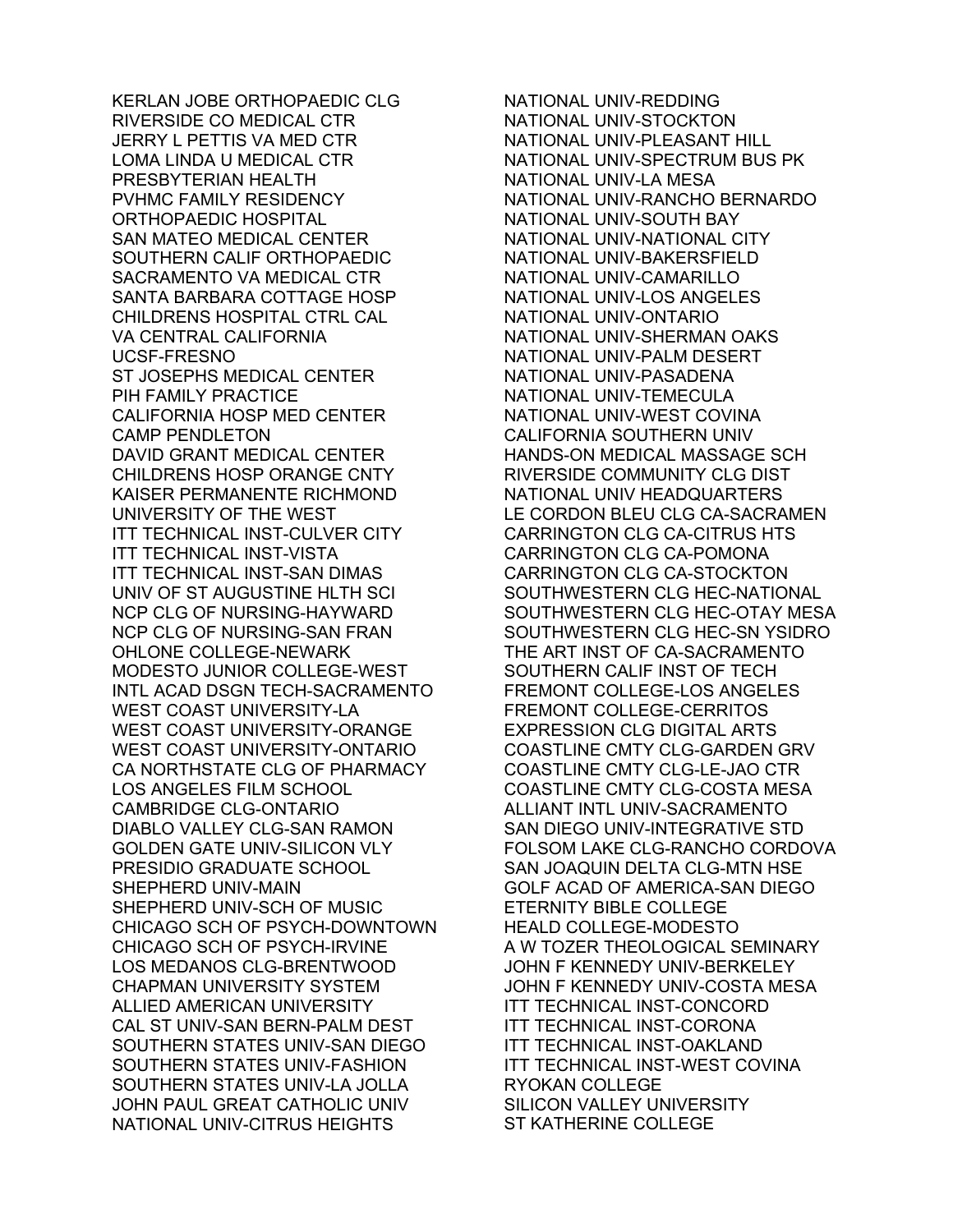KERLAN JOBE ORTHOPAEDIC CLG
RIVERSIDE CO MEDICAL CTR
JERRY L PETTIS VA MED CTR
LOMA LINDA U MEDICAL CTR
PRESBYTERIAN HEALTH
PVHMC FAMILY RESIDENCY
ORTHOPAEDIC HOSPITAL
SAN MATEO MEDICAL CENTER
SOUTHERN CALIF ORTHOPAEDIC
SACRAMENTO VA MEDICAL CTR
SANTA BARBARA COTTAGE HOSP
CHILDRENS HOSPITAL CTRL CAL
VA CENTRAL CALIFORNIA
UCSF-FRESNO
ST JOSEPHS MEDICAL CENTER
PIH FAMILY PRACTICE
CALIFORNIA HOSP MED CENTER
CAMP PENDLETON
DAVID GRANT MEDICAL CENTER
CHILDRENS HOSP ORANGE CNTY
KAISER PERMANENTE RICHMOND
UNIVERSITY OF THE WEST
ITT TECHNICAL INST-CULVER CITY
ITT TECHNICAL INST-VISTA
ITT TECHNICAL INST-SAN DIMAS
UNIV OF ST AUGUSTINE HLTH SCI
NCP CLG OF NURSING-HAYWARD
NCP CLG OF NURSING-SAN FRAN
OHLONE COLLEGE-NEWARK
MODESTO JUNIOR COLLEGE-WEST
INTL ACAD DSGN TECH-SACRAMENTO
WEST COAST UNIVERSITY-LA
WEST COAST UNIVERSITY-ORANGE
WEST COAST UNIVERSITY-ONTARIO
CA NORTHSTATE CLG OF PHARMACY
LOS ANGELES FILM SCHOOL
CAMBRIDGE CLG-ONTARIO
DIABLO VALLEY CLG-SAN RAMON
GOLDEN GATE UNIV-SILICON VLY
PRESIDIO GRADUATE SCHOOL
SHEPHERD UNIV-MAIN
SHEPHERD UNIV-SCH OF MUSIC
CHICAGO SCH OF PSYCH-DOWNTOWN
CHICAGO SCH OF PSYCH-IRVINE
LOS MEDANOS CLG-BRENTWOOD
CHAPMAN UNIVERSITY SYSTEM
ALLIED AMERICAN UNIVERSITY
CAL ST UNIV-SAN BERN-PALM DEST
SOUTHERN STATES UNIV-SAN DIEGO
SOUTHERN STATES UNIV-FASHION
SOUTHERN STATES UNIV-LA JOLLA
JOHN PAUL GREAT CATHOLIC UNIV
NATIONAL UNIV-CITRUS HEIGHTS
NATIONAL UNIV-REDDING
NATIONAL UNIV-STOCKTON
NATIONAL UNIV-PLEASANT HILL
NATIONAL UNIV-SPECTRUM BUS PK
NATIONAL UNIV-LA MESA
NATIONAL UNIV-RANCHO BERNARDO
NATIONAL UNIV-SOUTH BAY
NATIONAL UNIV-NATIONAL CITY
NATIONAL UNIV-BAKERSFIELD
NATIONAL UNIV-CAMARILLO
NATIONAL UNIV-LOS ANGELES
NATIONAL UNIV-ONTARIO
NATIONAL UNIV-SHERMAN OAKS
NATIONAL UNIV-PALM DESERT
NATIONAL UNIV-PASADENA
NATIONAL UNIV-TEMECULA
NATIONAL UNIV-WEST COVINA
CALIFORNIA SOUTHERN UNIV
HANDS-ON MEDICAL MASSAGE SCH
RIVERSIDE COMMUNITY CLG DIST
NATIONAL UNIV HEADQUARTERS
LE CORDON BLEU CLG CA-SACRAMEN
CARRINGTON CLG CA-CITRUS HTS
CARRINGTON CLG CA-POMONA
CARRINGTON CLG CA-STOCKTON
SOUTHWESTERN CLG HEC-NATIONAL
SOUTHWESTERN CLG HEC-OTAY MESA
SOUTHWESTERN CLG HEC-SN YSIDRO
THE ART INST OF CA-SACRAMENTO
SOUTHERN CALIF INST OF TECH
FREMONT COLLEGE-LOS ANGELES
FREMONT COLLEGE-CERRITOS
EXPRESSION CLG DIGITAL ARTS
COASTLINE CMTY CLG-GARDEN GRV
COASTLINE CMTY CLG-LE-JAO CTR
COASTLINE CMTY CLG-COSTA MESA
ALLIANT INTL UNIV-SACRAMENTO
SAN DIEGO UNIV-INTEGRATIVE STD
FOLSOM LAKE CLG-RANCHO CORDOVA
SAN JOAQUIN DELTA CLG-MTN HSE
GOLF ACAD OF AMERICA-SAN DIEGO
ETERNITY BIBLE COLLEGE
HEALD COLLEGE-MODESTO
A W TOZER THEOLOGICAL SEMINARY
JOHN F KENNEDY UNIV-BERKELEY
JOHN F KENNEDY UNIV-COSTA MESA
ITT TECHNICAL INST-CONCORD
ITT TECHNICAL INST-CORONA
ITT TECHNICAL INST-OAKLAND
ITT TECHNICAL INST-WEST COVINA
RYOKAN COLLEGE
SILICON VALLEY UNIVERSITY
ST KATHERINE COLLEGE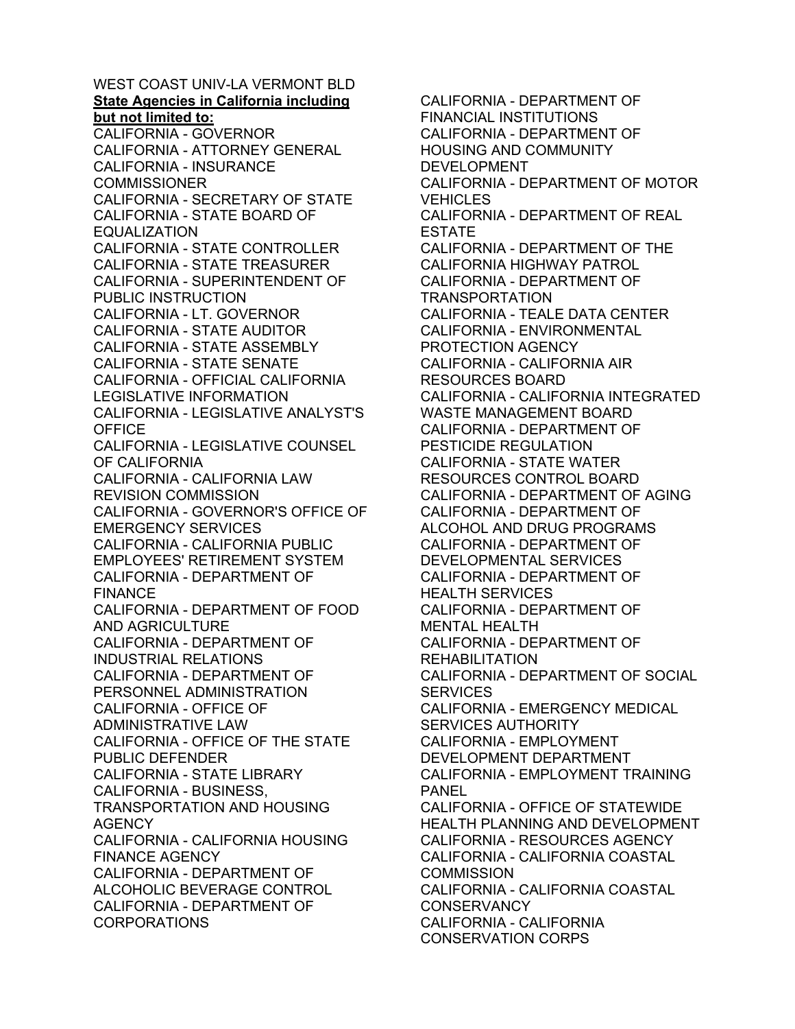WEST COAST UNIV-LA VERMONT BLD

**State Agencies in California including but not limited to:**

CALIFORNIA - GOVERNOR
CALIFORNIA - ATTORNEY GENERAL
CALIFORNIA - INSURANCE COMMISSIONER
CALIFORNIA - SECRETARY OF STATE
CALIFORNIA - STATE BOARD OF EQUALIZATION
CALIFORNIA - STATE CONTROLLER
CALIFORNIA - STATE TREASURER
CALIFORNIA - SUPERINTENDENT OF PUBLIC INSTRUCTION
CALIFORNIA - LT. GOVERNOR
CALIFORNIA - STATE AUDITOR
CALIFORNIA - STATE ASSEMBLY
CALIFORNIA - STATE SENATE
CALIFORNIA - OFFICIAL CALIFORNIA LEGISLATIVE INFORMATION
CALIFORNIA - LEGISLATIVE ANALYST'S OFFICE
CALIFORNIA - LEGISLATIVE COUNSEL OF CALIFORNIA
CALIFORNIA - CALIFORNIA LAW REVISION COMMISSION
CALIFORNIA - GOVERNOR'S OFFICE OF EMERGENCY SERVICES
CALIFORNIA - CALIFORNIA PUBLIC EMPLOYEES' RETIREMENT SYSTEM
CALIFORNIA - DEPARTMENT OF FINANCE
CALIFORNIA - DEPARTMENT OF FOOD AND AGRICULTURE
CALIFORNIA - DEPARTMENT OF INDUSTRIAL RELATIONS
CALIFORNIA - DEPARTMENT OF PERSONNEL ADMINISTRATION
CALIFORNIA - OFFICE OF ADMINISTRATIVE LAW
CALIFORNIA - OFFICE OF THE STATE PUBLIC DEFENDER
CALIFORNIA - STATE LIBRARY
CALIFORNIA - BUSINESS, TRANSPORTATION AND HOUSING AGENCY
CALIFORNIA - CALIFORNIA HOUSING FINANCE AGENCY
CALIFORNIA - DEPARTMENT OF ALCOHOLIC BEVERAGE CONTROL
CALIFORNIA - DEPARTMENT OF CORPORATIONS
CALIFORNIA - DEPARTMENT OF FINANCIAL INSTITUTIONS
CALIFORNIA - DEPARTMENT OF HOUSING AND COMMUNITY DEVELOPMENT
CALIFORNIA - DEPARTMENT OF MOTOR VEHICLES
CALIFORNIA - DEPARTMENT OF REAL ESTATE
CALIFORNIA - DEPARTMENT OF THE CALIFORNIA HIGHWAY PATROL
CALIFORNIA - DEPARTMENT OF TRANSPORTATION
CALIFORNIA - TEALE DATA CENTER
CALIFORNIA - ENVIRONMENTAL PROTECTION AGENCY
CALIFORNIA - CALIFORNIA AIR RESOURCES BOARD
CALIFORNIA - CALIFORNIA INTEGRATED WASTE MANAGEMENT BOARD
CALIFORNIA - DEPARTMENT OF PESTICIDE REGULATION
CALIFORNIA - STATE WATER RESOURCES CONTROL BOARD
CALIFORNIA - DEPARTMENT OF AGING
CALIFORNIA - DEPARTMENT OF ALCOHOL AND DRUG PROGRAMS
CALIFORNIA - DEPARTMENT OF DEVELOPMENTAL SERVICES
CALIFORNIA - DEPARTMENT OF HEALTH SERVICES
CALIFORNIA - DEPARTMENT OF MENTAL HEALTH
CALIFORNIA - DEPARTMENT OF REHABILITATION
CALIFORNIA - DEPARTMENT OF SOCIAL SERVICES
CALIFORNIA - EMERGENCY MEDICAL SERVICES AUTHORITY
CALIFORNIA - EMPLOYMENT DEVELOPMENT DEPARTMENT
CALIFORNIA - EMPLOYMENT TRAINING PANEL
CALIFORNIA - OFFICE OF STATEWIDE HEALTH PLANNING AND DEVELOPMENT
CALIFORNIA - RESOURCES AGENCY
CALIFORNIA - CALIFORNIA COASTAL COMMISSION
CALIFORNIA - CALIFORNIA COASTAL CONSERVANCY
CALIFORNIA - CALIFORNIA CONSERVATION CORPS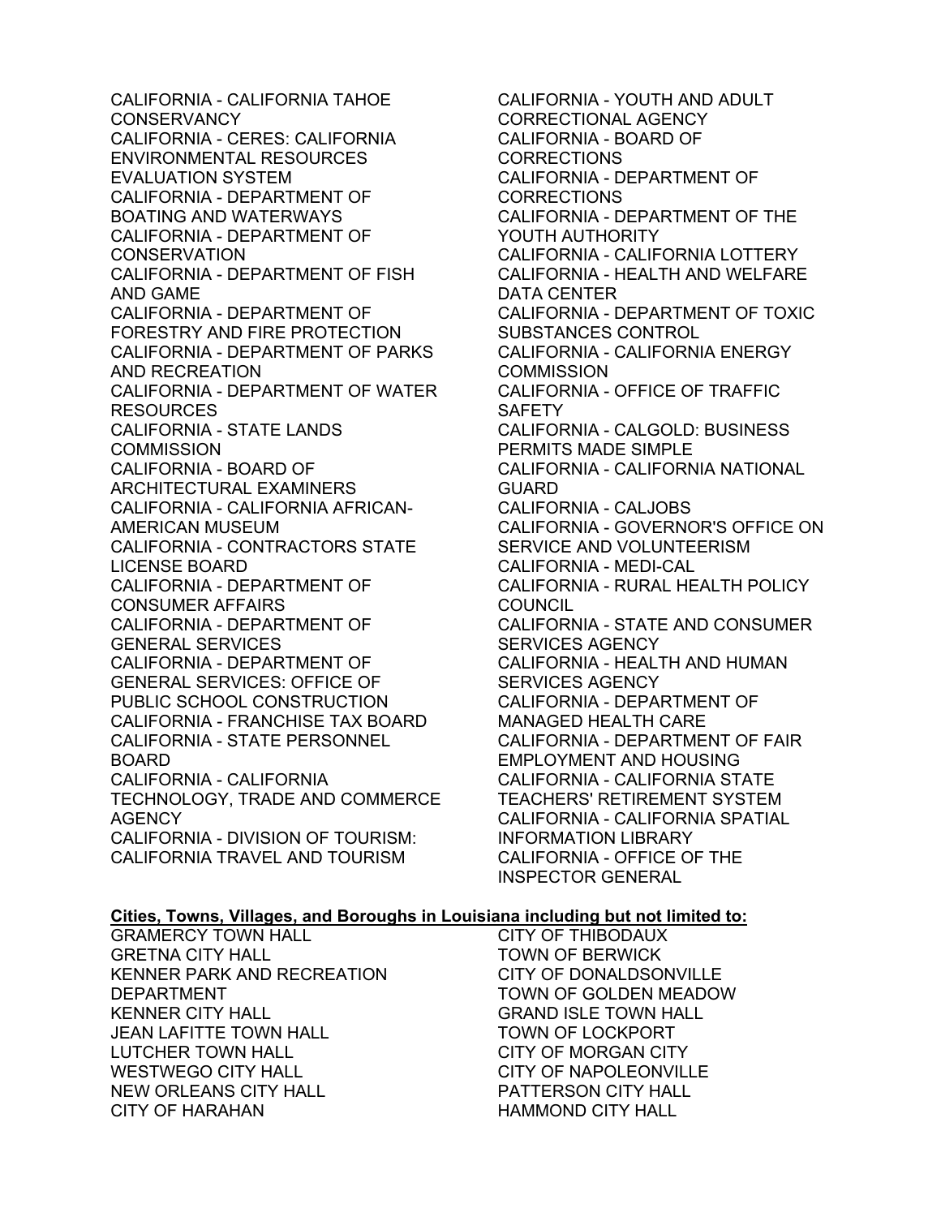CALIFORNIA - CALIFORNIA TAHOE CONSERVANCY
CALIFORNIA - CERES: CALIFORNIA ENVIRONMENTAL RESOURCES EVALUATION SYSTEM
CALIFORNIA - DEPARTMENT OF BOATING AND WATERWAYS
CALIFORNIA - DEPARTMENT OF CONSERVATION
CALIFORNIA - DEPARTMENT OF FISH AND GAME
CALIFORNIA - DEPARTMENT OF FORESTRY AND FIRE PROTECTION
CALIFORNIA - DEPARTMENT OF PARKS AND RECREATION
CALIFORNIA - DEPARTMENT OF WATER RESOURCES
CALIFORNIA - STATE LANDS COMMISSION
CALIFORNIA - BOARD OF ARCHITECTURAL EXAMINERS
CALIFORNIA - CALIFORNIA AFRICAN-AMERICAN MUSEUM
CALIFORNIA - CONTRACTORS STATE LICENSE BOARD
CALIFORNIA - DEPARTMENT OF CONSUMER AFFAIRS
CALIFORNIA - DEPARTMENT OF GENERAL SERVICES
CALIFORNIA - DEPARTMENT OF GENERAL SERVICES: OFFICE OF PUBLIC SCHOOL CONSTRUCTION
CALIFORNIA - FRANCHISE TAX BOARD
CALIFORNIA - STATE PERSONNEL BOARD
CALIFORNIA - CALIFORNIA TECHNOLOGY, TRADE AND COMMERCE AGENCY
CALIFORNIA - DIVISION OF TOURISM: CALIFORNIA TRAVEL AND TOURISM
CALIFORNIA - YOUTH AND ADULT CORRECTIONAL AGENCY
CALIFORNIA - BOARD OF CORRECTIONS
CALIFORNIA - DEPARTMENT OF CORRECTIONS
CALIFORNIA - DEPARTMENT OF THE YOUTH AUTHORITY
CALIFORNIA - CALIFORNIA LOTTERY
CALIFORNIA - HEALTH AND WELFARE DATA CENTER
CALIFORNIA - DEPARTMENT OF TOXIC SUBSTANCES CONTROL
CALIFORNIA - CALIFORNIA ENERGY COMMISSION
CALIFORNIA - OFFICE OF TRAFFIC SAFETY
CALIFORNIA - CALGOLD: BUSINESS PERMITS MADE SIMPLE
CALIFORNIA - CALIFORNIA NATIONAL GUARD
CALIFORNIA - CALJOBS
CALIFORNIA - GOVERNOR'S OFFICE ON SERVICE AND VOLUNTEERISM
CALIFORNIA - MEDI-CAL
CALIFORNIA - RURAL HEALTH POLICY COUNCIL
CALIFORNIA - STATE AND CONSUMER SERVICES AGENCY
CALIFORNIA - HEALTH AND HUMAN SERVICES AGENCY
CALIFORNIA - DEPARTMENT OF MANAGED HEALTH CARE
CALIFORNIA - DEPARTMENT OF FAIR EMPLOYMENT AND HOUSING
CALIFORNIA - CALIFORNIA STATE TEACHERS' RETIREMENT SYSTEM
CALIFORNIA - CALIFORNIA SPATIAL INFORMATION LIBRARY
CALIFORNIA - OFFICE OF THE INSPECTOR GENERAL

**Cities, Towns, Villages, and Boroughs in Louisiana including but not limited to:**

GRAMERCY TOWN HALL
GRETNA CITY HALL
KENNER PARK AND RECREATION DEPARTMENT
KENNER CITY HALL
JEAN LAFITTE TOWN HALL
LUTCHER TOWN HALL
WESTWEGO CITY HALL
NEW ORLEANS CITY HALL
CITY OF HARAHAN
CITY OF THIBODAUX
TOWN OF BERWICK
CITY OF DONALDSONVILLE
TOWN OF GOLDEN MEADOW
GRAND ISLE TOWN HALL
TOWN OF LOCKPORT
CITY OF MORGAN CITY
CITY OF NAPOLEONVILLE
PATTERSON CITY HALL
HAMMOND CITY HALL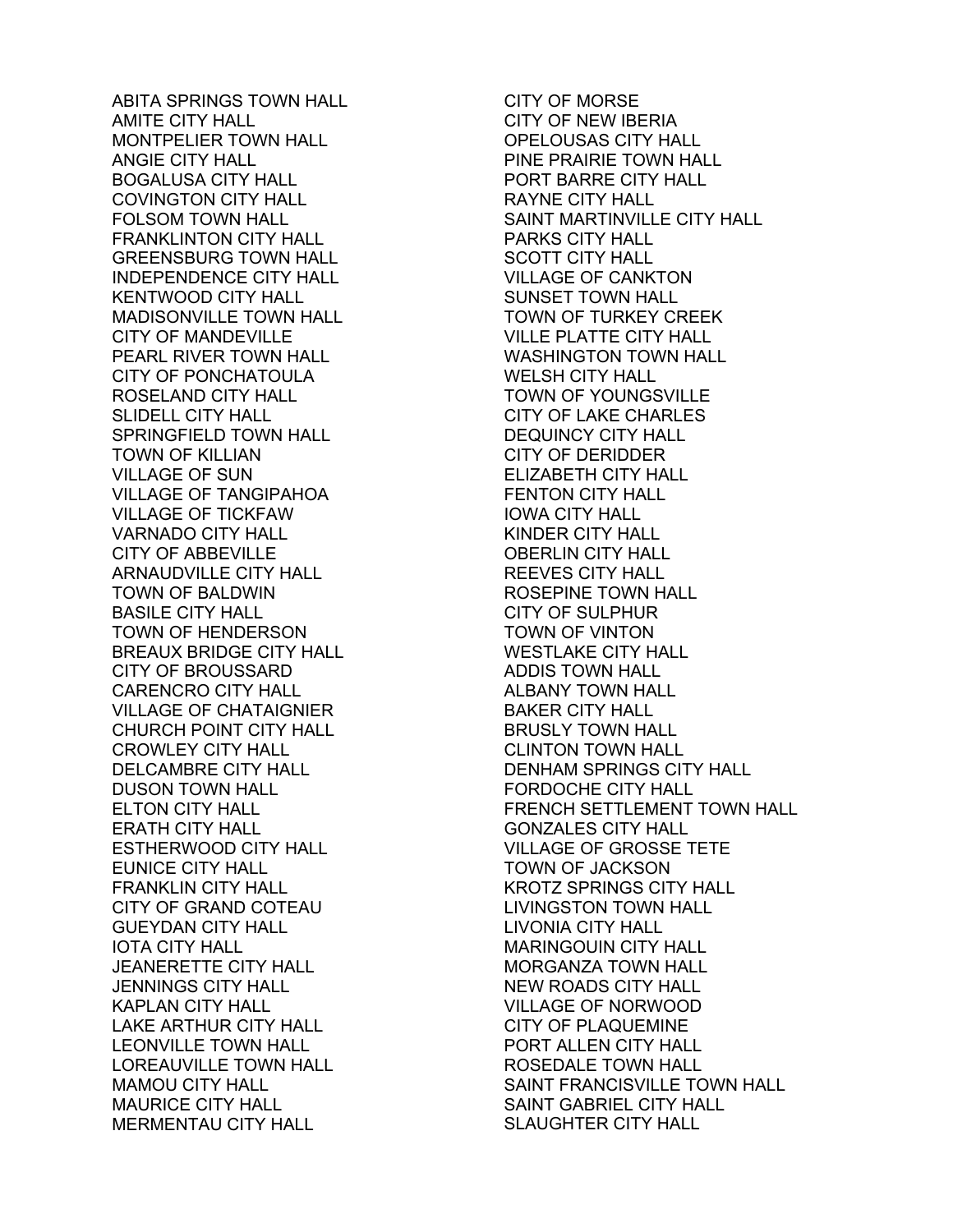ABITA SPRINGS TOWN HALL
AMITE CITY HALL
MONTPELIER TOWN HALL
ANGIE CITY HALL
BOGALUSA CITY HALL
COVINGTON CITY HALL
FOLSOM TOWN HALL
FRANKLINTON CITY HALL
GREENSBURG TOWN HALL
INDEPENDENCE CITY HALL
KENTWOOD CITY HALL
MADISONVILLE TOWN HALL
CITY OF MANDEVILLE
PEARL RIVER TOWN HALL
CITY OF PONCHATOULA
ROSELAND CITY HALL
SLIDELL CITY HALL
SPRINGFIELD TOWN HALL
TOWN OF KILLIAN
VILLAGE OF SUN
VILLAGE OF TANGIPAHOA
VILLAGE OF TICKFAW
VARNADO CITY HALL
CITY OF ABBEVILLE
ARNAUDVILLE CITY HALL
TOWN OF BALDWIN
BASILE CITY HALL
TOWN OF HENDERSON
BREAUX BRIDGE CITY HALL
CITY OF BROUSSARD
CARENCRO CITY HALL
VILLAGE OF CHATAIGNIER
CHURCH POINT CITY HALL
CROWLEY CITY HALL
DELCAMBRE CITY HALL
DUSON TOWN HALL
ELTON CITY HALL
ERATH CITY HALL
ESTHERWOOD CITY HALL
EUNICE CITY HALL
FRANKLIN CITY HALL
CITY OF GRAND COTEAU
GUEYDAN CITY HALL
IOTA CITY HALL
JEANERETTE CITY HALL
JENNINGS CITY HALL
KAPLAN CITY HALL
LAKE ARTHUR CITY HALL
LEONVILLE TOWN HALL
LOREAUVILLE TOWN HALL
MAMOU CITY HALL
MAURICE CITY HALL
MERMENTAU CITY HALL
CITY OF MORSE
CITY OF NEW IBERIA
OPELOUSAS CITY HALL
PINE PRAIRIE TOWN HALL
PORT BARRE CITY HALL
RAYNE CITY HALL
SAINT MARTINVILLE CITY HALL
PARKS CITY HALL
SCOTT CITY HALL
VILLAGE OF CANKTON
SUNSET TOWN HALL
TOWN OF TURKEY CREEK
VILLE PLATTE CITY HALL
WASHINGTON TOWN HALL
WELSH CITY HALL
TOWN OF YOUNGSVILLE
CITY OF LAKE CHARLES
DEQUINCY CITY HALL
CITY OF DERIDDER
ELIZABETH CITY HALL
FENTON CITY HALL
IOWA CITY HALL
KINDER CITY HALL
OBERLIN CITY HALL
REEVES CITY HALL
ROSEPINE TOWN HALL
CITY OF SULPHUR
TOWN OF VINTON
WESTLAKE CITY HALL
ADDIS TOWN HALL
ALBANY TOWN HALL
BAKER CITY HALL
BRUSLY TOWN HALL
CLINTON TOWN HALL
DENHAM SPRINGS CITY HALL
FORDOCHE CITY HALL
FRENCH SETTLEMENT TOWN HALL
GONZALES CITY HALL
VILLAGE OF GROSSE TETE
TOWN OF JACKSON
KROTZ SPRINGS CITY HALL
LIVINGSTON TOWN HALL
LIVONIA CITY HALL
MARINGOUIN CITY HALL
MORGANZA TOWN HALL
NEW ROADS CITY HALL
VILLAGE OF NORWOOD
CITY OF PLAQUEMINE
PORT ALLEN CITY HALL
ROSEDALE TOWN HALL
SAINT FRANCISVILLE TOWN HALL
SAINT GABRIEL CITY HALL
SLAUGHTER CITY HALL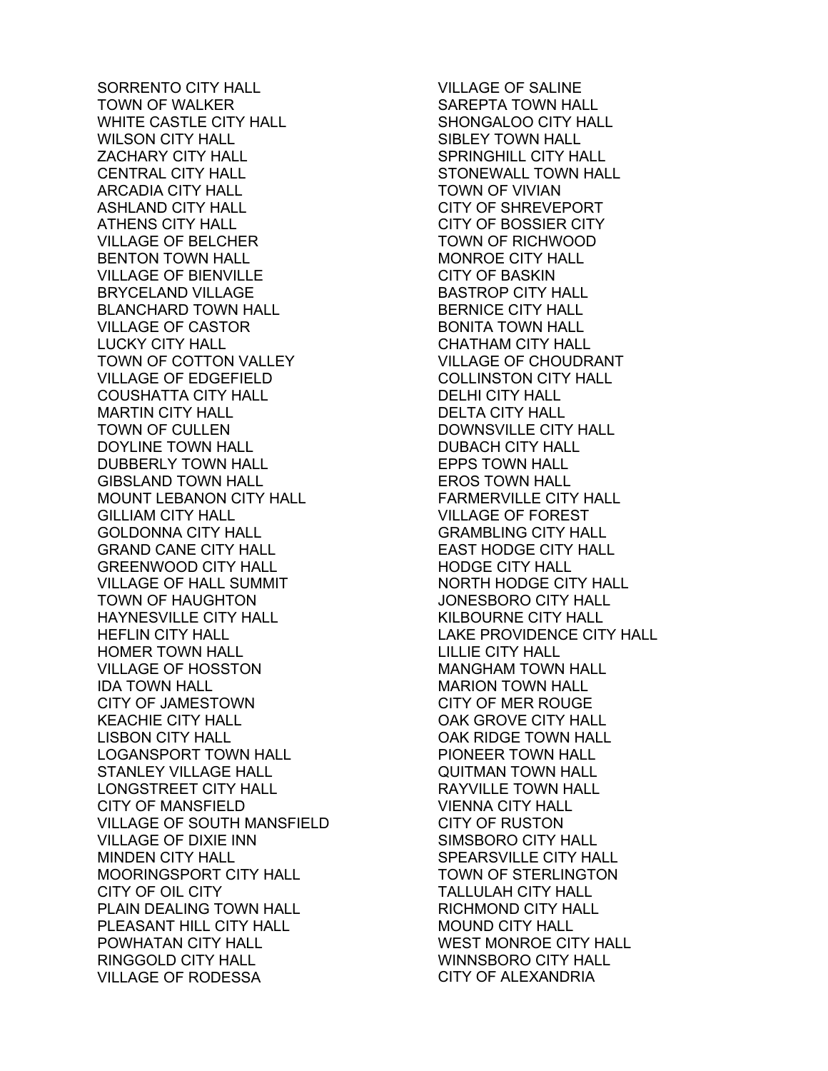SORRENTO CITY HALL
TOWN OF WALKER
WHITE CASTLE CITY HALL
WILSON CITY HALL
ZACHARY CITY HALL
CENTRAL CITY HALL
ARCADIA CITY HALL
ASHLAND CITY HALL
ATHENS CITY HALL
VILLAGE OF BELCHER
BENTON TOWN HALL
VILLAGE OF BIENVILLE
BRYCELAND VILLAGE
BLANCHARD TOWN HALL
VILLAGE OF CASTOR
LUCKY CITY HALL
TOWN OF COTTON VALLEY
VILLAGE OF EDGEFIELD
COUSHATTA CITY HALL
MARTIN CITY HALL
TOWN OF CULLEN
DOYLINE TOWN HALL
DUBBERLY TOWN HALL
GIBSLAND TOWN HALL
MOUNT LEBANON CITY HALL
GILLIAM CITY HALL
GOLDONNA CITY HALL
GRAND CANE CITY HALL
GREENWOOD CITY HALL
VILLAGE OF HALL SUMMIT
TOWN OF HAUGHTON
HAYNESVILLE CITY HALL
HEFLIN CITY HALL
HOMER TOWN HALL
VILLAGE OF HOSSTON
IDA TOWN HALL
CITY OF JAMESTOWN
KEACHIE CITY HALL
LISBON CITY HALL
LOGANSPORT TOWN HALL
STANLEY VILLAGE HALL
LONGSTREET CITY HALL
CITY OF MANSFIELD
VILLAGE OF SOUTH MANSFIELD
VILLAGE OF DIXIE INN
MINDEN CITY HALL
MOORINGSPORT CITY HALL
CITY OF OIL CITY
PLAIN DEALING TOWN HALL
PLEASANT HILL CITY HALL
POWHATAN CITY HALL
RINGGOLD CITY HALL
VILLAGE OF RODESSA
VILLAGE OF SALINE
SAREPTA TOWN HALL
SHONGALOO CITY HALL
SIBLEY TOWN HALL
SPRINGHILL CITY HALL
STONEWALL TOWN HALL
TOWN OF VIVIAN
CITY OF SHREVEPORT
CITY OF BOSSIER CITY
TOWN OF RICHWOOD
MONROE CITY HALL
CITY OF BASKIN
BASTROP CITY HALL
BERNICE CITY HALL
BONITA TOWN HALL
CHATHAM CITY HALL
VILLAGE OF CHOUDRANT
COLLINSTON CITY HALL
DELHI CITY HALL
DELTA CITY HALL
DOWNSVILLE CITY HALL
DUBACH CITY HALL
EPPS TOWN HALL
EROS TOWN HALL
FARMERVILLE CITY HALL
VILLAGE OF FOREST
GRAMBLING CITY HALL
EAST HODGE CITY HALL
HODGE CITY HALL
NORTH HODGE CITY HALL
JONESBORO CITY HALL
KILBOURNE CITY HALL
LAKE PROVIDENCE CITY HALL
LILLIE CITY HALL
MANGHAM TOWN HALL
MARION TOWN HALL
CITY OF MER ROUGE
OAK GROVE CITY HALL
OAK RIDGE TOWN HALL
PIONEER TOWN HALL
QUITMAN TOWN HALL
RAYVILLE TOWN HALL
VIENNA CITY HALL
CITY OF RUSTON
SIMSBORO CITY HALL
SPEARSVILLE CITY HALL
TOWN OF STERLINGTON
TALLULAH CITY HALL
RICHMOND CITY HALL
MOUND CITY HALL
WEST MONROE CITY HALL
WINNSBORO CITY HALL
CITY OF ALEXANDRIA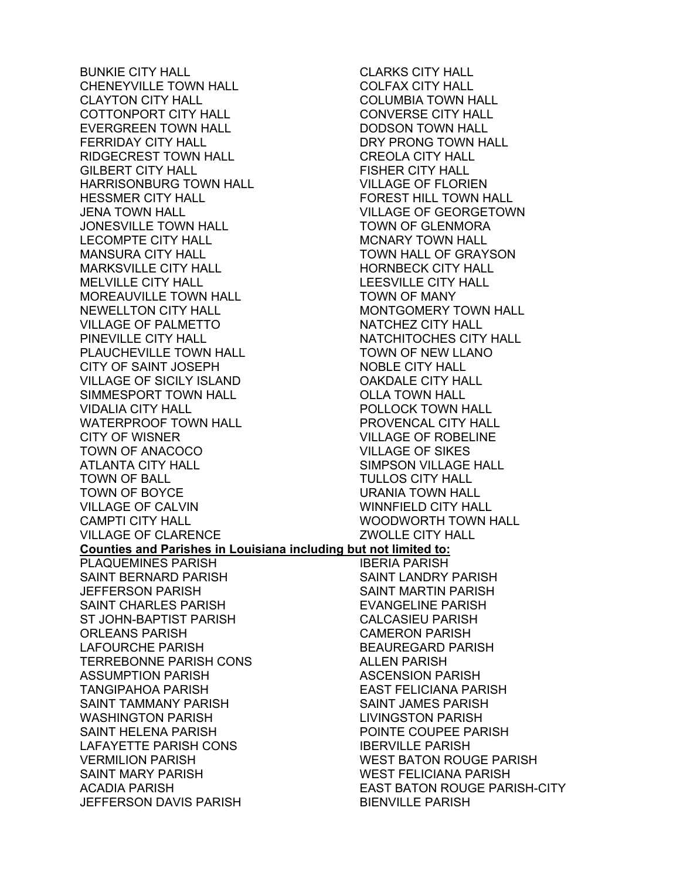BUNKIE CITY HALL
CHENEYVILLE TOWN HALL
CLAYTON CITY HALL
COTTONPORT CITY HALL
EVERGREEN TOWN HALL
FERRIDAY CITY HALL
RIDGECREST TOWN HALL
GILBERT CITY HALL
HARRISONBURG TOWN HALL
HESSMER CITY HALL
JENA TOWN HALL
JONESVILLE TOWN HALL
LECOMPTE CITY HALL
MANSURA CITY HALL
MARKSVILLE CITY HALL
MELVILLE CITY HALL
MOREAUVILLE TOWN HALL
NEWELLTON CITY HALL
VILLAGE OF PALMETTO
PINEVILLE CITY HALL
PLAUCHEVILLE TOWN HALL
CITY OF SAINT JOSEPH
VILLAGE OF SICILY ISLAND
SIMMESPORT TOWN HALL
VIDALIA CITY HALL
WATERPROOF TOWN HALL
CITY OF WISNER
TOWN OF ANACOCO
ATLANTA CITY HALL
TOWN OF BALL
TOWN OF BOYCE
VILLAGE OF CALVIN
CAMPTI CITY HALL
VILLAGE OF CLARENCE
CLARKS CITY HALL
COLFAX CITY HALL
COLUMBIA TOWN HALL
CONVERSE CITY HALL
DODSON TOWN HALL
DRY PRONG TOWN HALL
CREOLA CITY HALL
FISHER CITY HALL
VILLAGE OF FLORIEN
FOREST HILL TOWN HALL
VILLAGE OF GEORGETOWN
TOWN OF GLENMORA
MCNARY TOWN HALL
TOWN HALL OF GRAYSON
HORNBECK CITY HALL
LEESVILLE CITY HALL
TOWN OF MANY
MONTGOMERY TOWN HALL
NATCHEZ CITY HALL
NATCHITOCHES CITY HALL
TOWN OF NEW LLANO
NOBLE CITY HALL
OAKDALE CITY HALL
OLLA TOWN HALL
POLLOCK TOWN HALL
PROVENCAL CITY HALL
VILLAGE OF ROBELINE
VILLAGE OF SIKES
SIMPSON VILLAGE HALL
TULLOS CITY HALL
URANIA TOWN HALL
WINNFIELD CITY HALL
WOODWORTH TOWN HALL
ZWOLLE CITY HALL

**Counties and Parishes in Louisiana including but not limited to:**

PLAQUEMINES PARISH
SAINT BERNARD PARISH
JEFFERSON PARISH
SAINT CHARLES PARISH
ST JOHN-BAPTIST PARISH
ORLEANS PARISH
LAFOURCHE PARISH
TERREBONNE PARISH CONS
ASSUMPTION PARISH
TANGIPAHOA PARISH
SAINT TAMMANY PARISH
WASHINGTON PARISH
SAINT HELENA PARISH
LAFAYETTE PARISH CONS
VERMILION PARISH
SAINT MARY PARISH
ACADIA PARISH
JEFFERSON DAVIS PARISH
IBERIA PARISH
SAINT LANDRY PARISH
SAINT MARTIN PARISH
EVANGELINE PARISH
CALCASIEU PARISH
CAMERON PARISH
BEAUREGARD PARISH
ALLEN PARISH
ASCENSION PARISH
EAST FELICIANA PARISH
SAINT JAMES PARISH
LIVINGSTON PARISH
POINTE COUPEE PARISH
IBERVILLE PARISH
WEST BATON ROUGE PARISH
WEST FELICIANA PARISH
EAST BATON ROUGE PARISH-CITY
BIENVILLE PARISH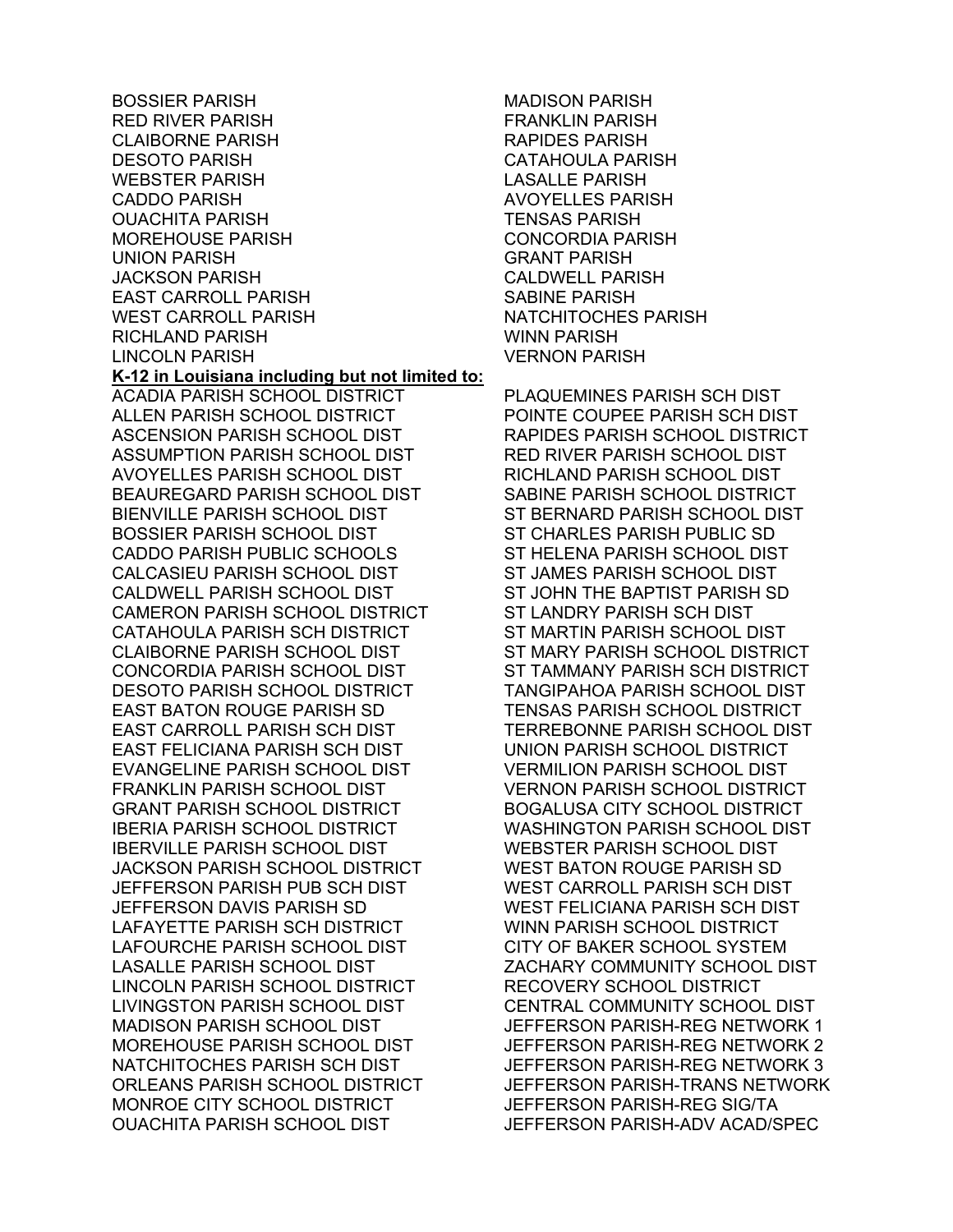BOSSIER PARISH
RED RIVER PARISH
CLAIBORNE PARISH
DESOTO PARISH
WEBSTER PARISH
CADDO PARISH
OUACHITA PARISH
MOREHOUSE PARISH
UNION PARISH
JACKSON PARISH
EAST CARROLL PARISH
WEST CARROLL PARISH
RICHLAND PARISH
LINCOLN PARISH
MADISON PARISH
FRANKLIN PARISH
RAPIDES PARISH
CATAHOULA PARISH
LASALLE PARISH
AVOYELLES PARISH
TENSAS PARISH
CONCORDIA PARISH
GRANT PARISH
CALDWELL PARISH
SABINE PARISH
NATCHITOCHES PARISH
WINN PARISH
VERNON PARISH

**K-12 in Louisiana including but not limited to:**

ACADIA PARISH SCHOOL DISTRICT
ALLEN PARISH SCHOOL DISTRICT
ASCENSION PARISH SCHOOL DIST
ASSUMPTION PARISH SCHOOL DIST
AVOYELLES PARISH SCHOOL DIST
BEAUREGARD PARISH SCHOOL DIST
BIENVILLE PARISH SCHOOL DIST
BOSSIER PARISH SCHOOL DIST
CADDO PARISH PUBLIC SCHOOLS
CALCASIEU PARISH SCHOOL DIST
CALDWELL PARISH SCHOOL DIST
CAMERON PARISH SCHOOL DISTRICT
CATAHOULA PARISH SCH DISTRICT
CLAIBORNE PARISH SCHOOL DIST
CONCORDIA PARISH SCHOOL DIST
DESOTO PARISH SCHOOL DISTRICT
EAST BATON ROUGE PARISH SD
EAST CARROLL PARISH SCH DIST
EAST FELICIANA PARISH SCH DIST
EVANGELINE PARISH SCHOOL DIST
FRANKLIN PARISH SCHOOL DIST
GRANT PARISH SCHOOL DISTRICT
IBERIA PARISH SCHOOL DISTRICT
IBERVILLE PARISH SCHOOL DIST
JACKSON PARISH SCHOOL DISTRICT
JEFFERSON PARISH PUB SCH DIST
JEFFERSON DAVIS PARISH SD
LAFAYETTE PARISH SCH DISTRICT
LAFOURCHE PARISH SCHOOL DIST
LASALLE PARISH SCHOOL DIST
LINCOLN PARISH SCHOOL DISTRICT
LIVINGSTON PARISH SCHOOL DIST
MADISON PARISH SCHOOL DIST
MOREHOUSE PARISH SCHOOL DIST
NATCHITOCHES PARISH SCH DIST
ORLEANS PARISH SCHOOL DISTRICT
MONROE CITY SCHOOL DISTRICT
OUACHITA PARISH SCHOOL DIST
PLAQUEMINES PARISH SCH DIST
POINTE COUPEE PARISH SCH DIST
RAPIDES PARISH SCHOOL DISTRICT
RED RIVER PARISH SCHOOL DIST
RICHLAND PARISH SCHOOL DIST
SABINE PARISH SCHOOL DISTRICT
ST BERNARD PARISH SCHOOL DIST
ST CHARLES PARISH PUBLIC SD
ST HELENA PARISH SCHOOL DIST
ST JAMES PARISH SCHOOL DIST
ST JOHN THE BAPTIST PARISH SD
ST LANDRY PARISH SCH DIST
ST MARTIN PARISH SCHOOL DIST
ST MARY PARISH SCHOOL DISTRICT
ST TAMMANY PARISH SCH DISTRICT
TANGIPAHOA PARISH SCHOOL DIST
TENSAS PARISH SCHOOL DISTRICT
TERREBONNE PARISH SCHOOL DIST
UNION PARISH SCHOOL DISTRICT
VERMILION PARISH SCHOOL DIST
VERNON PARISH SCHOOL DISTRICT
BOGALUSA CITY SCHOOL DISTRICT
WASHINGTON PARISH SCHOOL DIST
WEBSTER PARISH SCHOOL DIST
WEST BATON ROUGE PARISH SD
WEST CARROLL PARISH SCH DIST
WEST FELICIANA PARISH SCH DIST
WINN PARISH SCHOOL DISTRICT
CITY OF BAKER SCHOOL SYSTEM
ZACHARY COMMUNITY SCHOOL DIST
RECOVERY SCHOOL DISTRICT
CENTRAL COMMUNITY SCHOOL DIST
JEFFERSON PARISH-REG NETWORK 1
JEFFERSON PARISH-REG NETWORK 2
JEFFERSON PARISH-REG NETWORK 3
JEFFERSON PARISH-TRANS NETWORK
JEFFERSON PARISH-REG SIG/TA
JEFFERSON PARISH-ADV ACAD/SPEC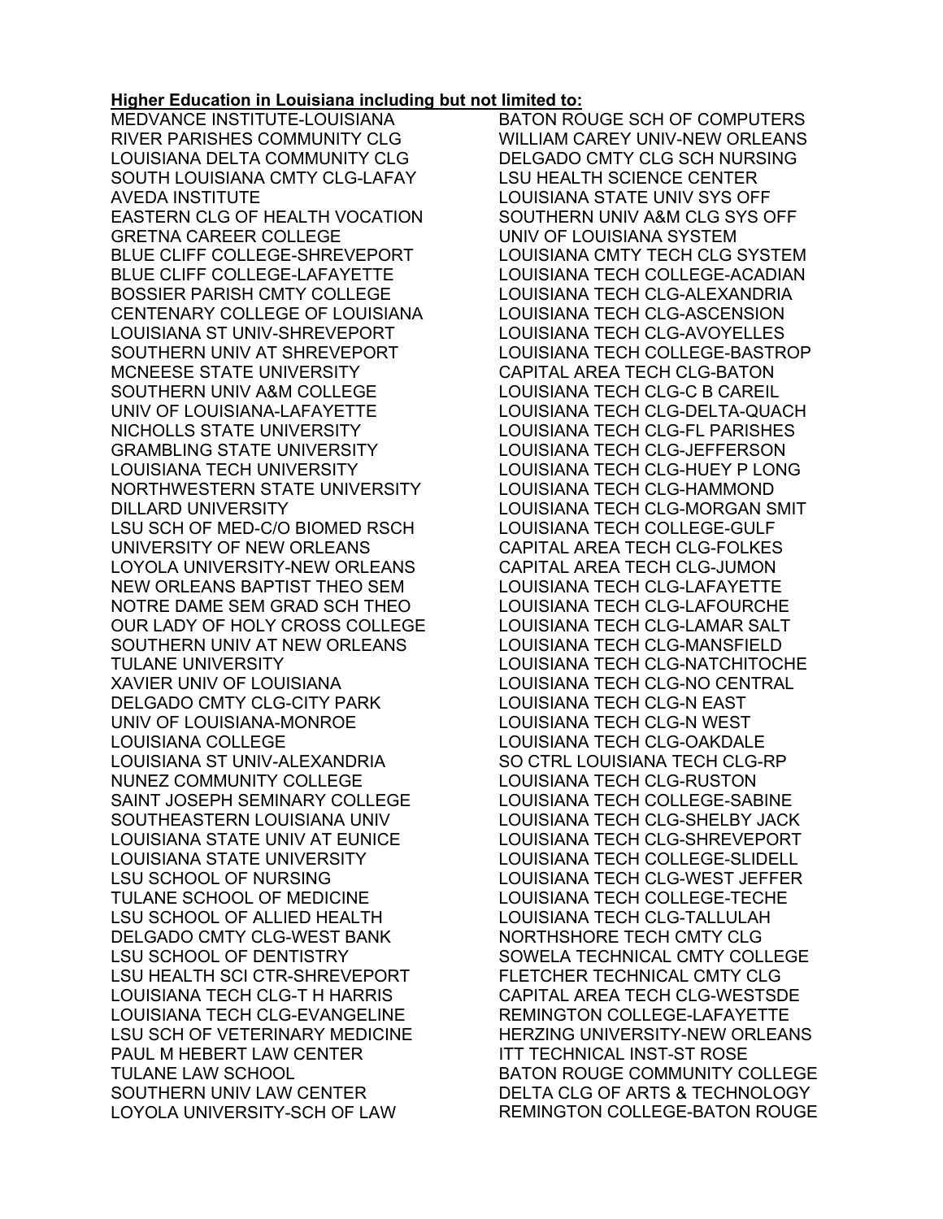**Higher Education in Louisiana including but not limited to:**

MEDVANCE INSTITUTE-LOUISIANA
RIVER PARISHES COMMUNITY CLG
LOUISIANA DELTA COMMUNITY CLG
SOUTH LOUISIANA CMTY CLG-LAFAY
AVEDA INSTITUTE
EASTERN CLG OF HEALTH VOCATION
GRETNA CAREER COLLEGE
BLUE CLIFF COLLEGE-SHREVEPORT
BLUE CLIFF COLLEGE-LAFAYETTE
BOSSIER PARISH CMTY COLLEGE
CENTENARY COLLEGE OF LOUISIANA
LOUISIANA ST UNIV-SHREVEPORT
SOUTHERN UNIV AT SHREVEPORT
MCNEESE STATE UNIVERSITY
SOUTHERN UNIV A&M COLLEGE
UNIV OF LOUISIANA-LAFAYETTE
NICHOLLS STATE UNIVERSITY
GRAMBLING STATE UNIVERSITY
LOUISIANA TECH UNIVERSITY
NORTHWESTERN STATE UNIVERSITY
DILLARD UNIVERSITY
LSU SCH OF MED-C/O BIOMED RSCH
UNIVERSITY OF NEW ORLEANS
LOYOLA UNIVERSITY-NEW ORLEANS
NEW ORLEANS BAPTIST THEO SEM
NOTRE DAME SEM GRAD SCH THEO
OUR LADY OF HOLY CROSS COLLEGE
SOUTHERN UNIV AT NEW ORLEANS
TULANE UNIVERSITY
XAVIER UNIV OF LOUISIANA
DELGADO CMTY CLG-CITY PARK
UNIV OF LOUISIANA-MONROE
LOUISIANA COLLEGE
LOUISIANA ST UNIV-ALEXANDRIA
NUNEZ COMMUNITY COLLEGE
SAINT JOSEPH SEMINARY COLLEGE
SOUTHEASTERN LOUISIANA UNIV
LOUISIANA STATE UNIV AT EUNICE
LOUISIANA STATE UNIVERSITY
LSU SCHOOL OF NURSING
TULANE SCHOOL OF MEDICINE
LSU SCHOOL OF ALLIED HEALTH
DELGADO CMTY CLG-WEST BANK
LSU SCHOOL OF DENTISTRY
LSU HEALTH SCI CTR-SHREVEPORT
LOUISIANA TECH CLG-T H HARRIS
LOUISIANA TECH CLG-EVANGELINE
LSU SCH OF VETERINARY MEDICINE
PAUL M HEBERT LAW CENTER
TULANE LAW SCHOOL
SOUTHERN UNIV LAW CENTER
LOYOLA UNIVERSITY-SCH OF LAW
BATON ROUGE SCH OF COMPUTERS
WILLIAM CAREY UNIV-NEW ORLEANS
DELGADO CMTY CLG SCH NURSING
LSU HEALTH SCIENCE CENTER
LOUISIANA STATE UNIV SYS OFF
SOUTHERN UNIV A&M CLG SYS OFF
UNIV OF LOUISIANA SYSTEM
LOUISIANA CMTY TECH CLG SYSTEM
LOUISIANA TECH COLLEGE-ACADIAN
LOUISIANA TECH CLG-ALEXANDRIA
LOUISIANA TECH CLG-ASCENSION
LOUISIANA TECH CLG-AVOYELLES
LOUISIANA TECH COLLEGE-BASTROP
CAPITAL AREA TECH CLG-BATON
LOUISIANA TECH CLG-C B CAREIL
LOUISIANA TECH CLG-DELTA-QUACH
LOUISIANA TECH CLG-FL PARISHES
LOUISIANA TECH CLG-JEFFERSON
LOUISIANA TECH CLG-HUEY P LONG
LOUISIANA TECH CLG-HAMMOND
LOUISIANA TECH CLG-MORGAN SMIT
LOUISIANA TECH COLLEGE-GULF
CAPITAL AREA TECH CLG-FOLKES
CAPITAL AREA TECH CLG-JUMON
LOUISIANA TECH CLG-LAFAYETTE
LOUISIANA TECH CLG-LAFOURCHE
LOUISIANA TECH CLG-LAMAR SALT
LOUISIANA TECH CLG-MANSFIELD
LOUISIANA TECH CLG-NATCHITOCHE
LOUISIANA TECH CLG-NO CENTRAL
LOUISIANA TECH CLG-N EAST
LOUISIANA TECH CLG-N WEST
LOUISIANA TECH CLG-OAKDALE
SO CTRL LOUISIANA TECH CLG-RP
LOUISIANA TECH CLG-RUSTON
LOUISIANA TECH COLLEGE-SABINE
LOUISIANA TECH CLG-SHELBY JACK
LOUISIANA TECH CLG-SHREVEPORT
LOUISIANA TECH COLLEGE-SLIDELL
LOUISIANA TECH CLG-WEST JEFFER
LOUISIANA TECH COLLEGE-TECHE
LOUISIANA TECH CLG-TALLULAH
NORTHSHORE TECH CMTY CLG
SOWELA TECHNICAL CMTY COLLEGE
FLETCHER TECHNICAL CMTY CLG
CAPITAL AREA TECH CLG-WESTSDE
REMINGTON COLLEGE-LAFAYETTE
HERZING UNIVERSITY-NEW ORLEANS
ITT TECHNICAL INST-ST ROSE
BATON ROUGE COMMUNITY COLLEGE
DELTA CLG OF ARTS & TECHNOLOGY
REMINGTON COLLEGE-BATON ROUGE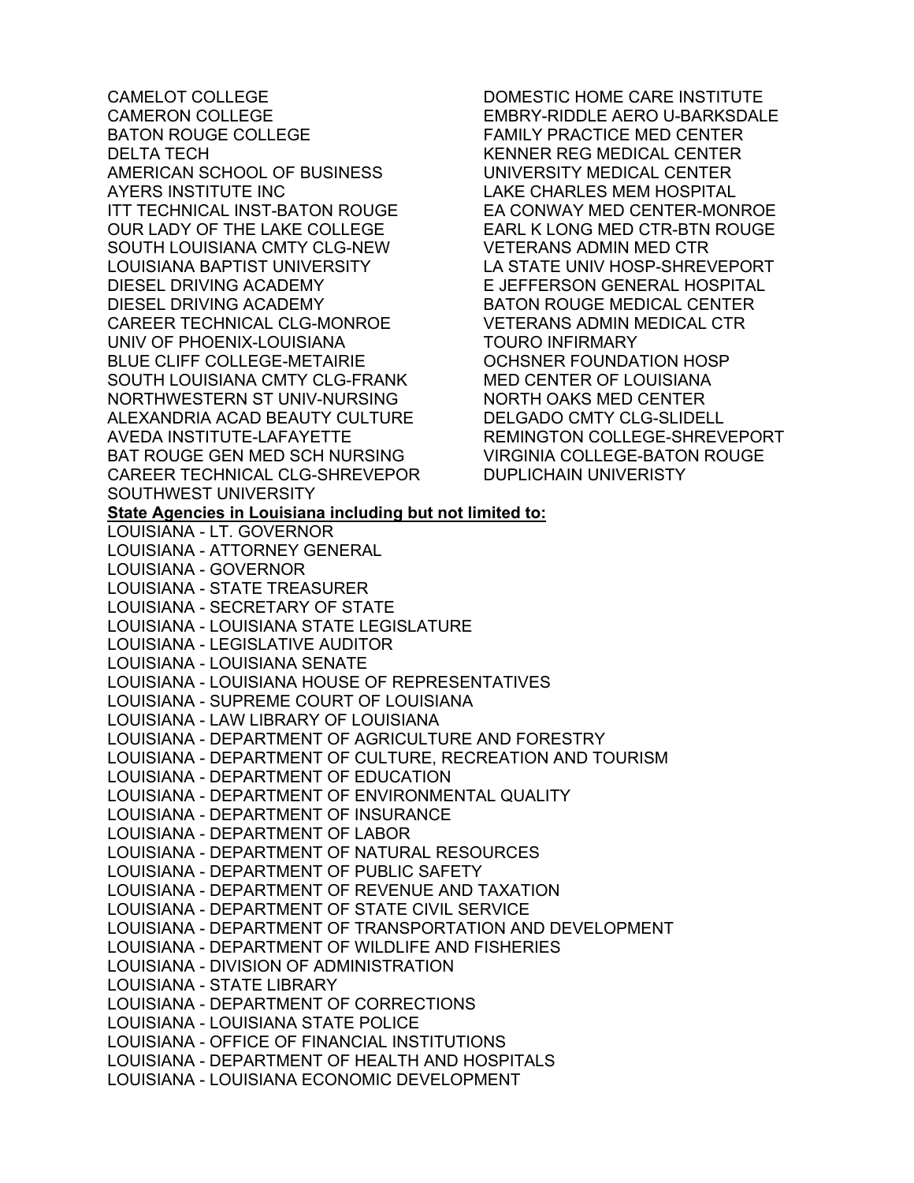CAMELOT COLLEGE
CAMERON COLLEGE
BATON ROUGE COLLEGE
DELTA TECH
AMERICAN SCHOOL OF BUSINESS
AYERS INSTITUTE INC
ITT TECHNICAL INST-BATON ROUGE
OUR LADY OF THE LAKE COLLEGE
SOUTH LOUISIANA CMTY CLG-NEW
LOUISIANA BAPTIST UNIVERSITY
DIESEL DRIVING ACADEMY
DIESEL DRIVING ACADEMY
CAREER TECHNICAL CLG-MONROE
UNIV OF PHOENIX-LOUISIANA
BLUE CLIFF COLLEGE-METAIRIE
SOUTH LOUISIANA CMTY CLG-FRANK
NORTHWESTERN ST UNIV-NURSING
ALEXANDRIA ACAD BEAUTY CULTURE
AVEDA INSTITUTE-LAFAYETTE
BAT ROUGE GEN MED SCH NURSING
CAREER TECHNICAL CLG-SHREVEPOR
SOUTHWEST UNIVERSITY
DOMESTIC HOME CARE INSTITUTE
EMBRY-RIDDLE AERO U-BARKSDALE
FAMILY PRACTICE MED CENTER
KENNER REG MEDICAL CENTER
UNIVERSITY MEDICAL CENTER
LAKE CHARLES MEM HOSPITAL
EA CONWAY MED CENTER-MONROE
EARL K LONG MED CTR-BTN ROUGE
VETERANS ADMIN MED CTR
LA STATE UNIV HOSP-SHREVEPORT
E JEFFERSON GENERAL HOSPITAL
BATON ROUGE MEDICAL CENTER
VETERANS ADMIN MEDICAL CTR
TOURO INFIRMARY
OCHSNER FOUNDATION HOSP
MED CENTER OF LOUISIANA
NORTH OAKS MED CENTER
DELGADO CMTY CLG-SLIDELL
REMINGTON COLLEGE-SHREVEPORT
VIRGINIA COLLEGE-BATON ROUGE
DUPLICHAIN UNIVERISTY

**State Agencies in Louisiana including but not limited to:**

LOUISIANA - LT. GOVERNOR
LOUISIANA - ATTORNEY GENERAL
LOUISIANA - GOVERNOR
LOUISIANA - STATE TREASURER
LOUISIANA - SECRETARY OF STATE
LOUISIANA - LOUISIANA STATE LEGISLATURE
LOUISIANA - LEGISLATIVE AUDITOR
LOUISIANA - LOUISIANA SENATE
LOUISIANA - LOUISIANA HOUSE OF REPRESENTATIVES
LOUISIANA - SUPREME COURT OF LOUISIANA
LOUISIANA - LAW LIBRARY OF LOUISIANA
LOUISIANA - DEPARTMENT OF AGRICULTURE AND FORESTRY
LOUISIANA - DEPARTMENT OF CULTURE, RECREATION AND TOURISM
LOUISIANA - DEPARTMENT OF EDUCATION
LOUISIANA - DEPARTMENT OF ENVIRONMENTAL QUALITY
LOUISIANA - DEPARTMENT OF INSURANCE
LOUISIANA - DEPARTMENT OF LABOR
LOUISIANA - DEPARTMENT OF NATURAL RESOURCES
LOUISIANA - DEPARTMENT OF PUBLIC SAFETY
LOUISIANA - DEPARTMENT OF REVENUE AND TAXATION
LOUISIANA - DEPARTMENT OF STATE CIVIL SERVICE
LOUISIANA - DEPARTMENT OF TRANSPORTATION AND DEVELOPMENT
LOUISIANA - DEPARTMENT OF WILDLIFE AND FISHERIES
LOUISIANA - DIVISION OF ADMINISTRATION
LOUISIANA - STATE LIBRARY
LOUISIANA - DEPARTMENT OF CORRECTIONS
LOUISIANA - LOUISIANA STATE POLICE
LOUISIANA - OFFICE OF FINANCIAL INSTITUTIONS
LOUISIANA - DEPARTMENT OF HEALTH AND HOSPITALS
LOUISIANA - LOUISIANA ECONOMIC DEVELOPMENT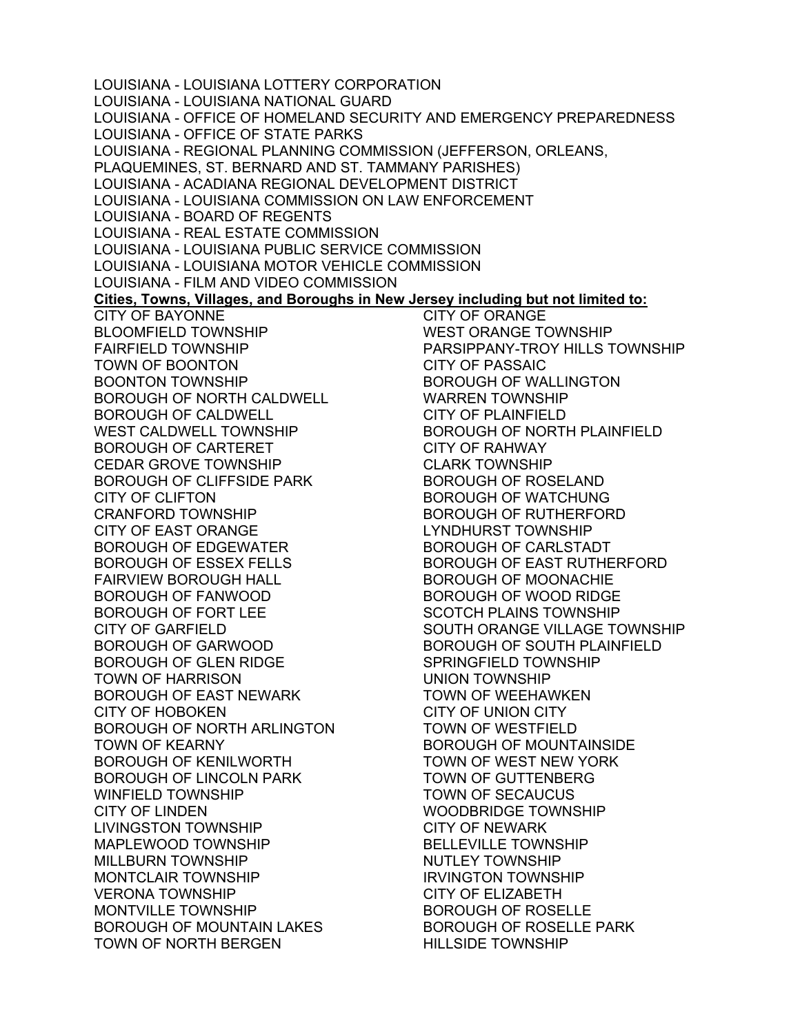LOUISIANA - LOUISIANA LOTTERY CORPORATION
LOUISIANA - LOUISIANA NATIONAL GUARD
LOUISIANA - OFFICE OF HOMELAND SECURITY AND EMERGENCY PREPAREDNESS
LOUISIANA - OFFICE OF STATE PARKS
LOUISIANA - REGIONAL PLANNING COMMISSION (JEFFERSON, ORLEANS, PLAQUEMINES, ST. BERNARD AND ST. TAMMANY PARISHES)
LOUISIANA - ACADIANA REGIONAL DEVELOPMENT DISTRICT
LOUISIANA - LOUISIANA COMMISSION ON LAW ENFORCEMENT
LOUISIANA - BOARD OF REGENTS
LOUISIANA - REAL ESTATE COMMISSION
LOUISIANA - LOUISIANA PUBLIC SERVICE COMMISSION
LOUISIANA - LOUISIANA MOTOR VEHICLE COMMISSION
LOUISIANA - FILM AND VIDEO COMMISSION

**Cities, Towns, Villages, and Boroughs in New Jersey including but not limited to:**

CITY OF BAYONNE
BLOOMFIELD TOWNSHIP
FAIRFIELD TOWNSHIP
TOWN OF BOONTON
BOONTON TOWNSHIP
BOROUGH OF NORTH CALDWELL
BOROUGH OF CALDWELL
WEST CALDWELL TOWNSHIP
BOROUGH OF CARTERET
CEDAR GROVE TOWNSHIP
BOROUGH OF CLIFFSIDE PARK
CITY OF CLIFTON
CRANFORD TOWNSHIP
CITY OF EAST ORANGE
BOROUGH OF EDGEWATER
BOROUGH OF ESSEX FELLS
FAIRVIEW BOROUGH HALL
BOROUGH OF FANWOOD
BOROUGH OF FORT LEE
CITY OF GARFIELD
BOROUGH OF GARWOOD
BOROUGH OF GLEN RIDGE
TOWN OF HARRISON
BOROUGH OF EAST NEWARK
CITY OF HOBOKEN
BOROUGH OF NORTH ARLINGTON
TOWN OF KEARNY
BOROUGH OF KENILWORTH
BOROUGH OF LINCOLN PARK
WINFIELD TOWNSHIP
CITY OF LINDEN
LIVINGSTON TOWNSHIP
MAPLEWOOD TOWNSHIP
MILLBURN TOWNSHIP
MONTCLAIR TOWNSHIP
VERONA TOWNSHIP
MONTVILLE TOWNSHIP
BOROUGH OF MOUNTAIN LAKES
TOWN OF NORTH BERGEN
CITY OF ORANGE
WEST ORANGE TOWNSHIP
PARSIPPANY-TROY HILLS TOWNSHIP
CITY OF PASSAIC
BOROUGH OF WALLINGTON
WARREN TOWNSHIP
CITY OF PLAINFIELD
BOROUGH OF NORTH PLAINFIELD
CITY OF RAHWAY
CLARK TOWNSHIP
BOROUGH OF ROSELAND
BOROUGH OF WATCHUNG
BOROUGH OF RUTHERFORD
LYNDHURST TOWNSHIP
BOROUGH OF CARLSTADT
BOROUGH OF EAST RUTHERFORD
BOROUGH OF MOONACHIE
BOROUGH OF WOOD RIDGE
SCOTCH PLAINS TOWNSHIP
SOUTH ORANGE VILLAGE TOWNSHIP
BOROUGH OF SOUTH PLAINFIELD
SPRINGFIELD TOWNSHIP
UNION TOWNSHIP
TOWN OF WEEHAWKEN
CITY OF UNION CITY
TOWN OF WESTFIELD
BOROUGH OF MOUNTAINSIDE
TOWN OF WEST NEW YORK
TOWN OF GUTTENBERG
TOWN OF SECAUCUS
WOODBRIDGE TOWNSHIP
CITY OF NEWARK
BELLEVILLE TOWNSHIP
NUTLEY TOWNSHIP
IRVINGTON TOWNSHIP
CITY OF ELIZABETH
BOROUGH OF ROSELLE
BOROUGH OF ROSELLE PARK
HILLSIDE TOWNSHIP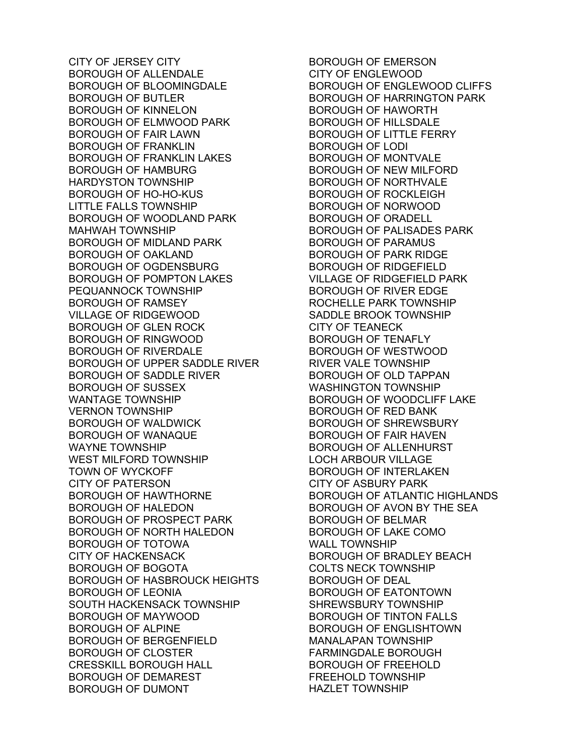CITY OF JERSEY CITY
BOROUGH OF ALLENDALE
BOROUGH OF BLOOMINGDALE
BOROUGH OF BUTLER
BOROUGH OF KINNELON
BOROUGH OF ELMWOOD PARK
BOROUGH OF FAIR LAWN
BOROUGH OF FRANKLIN
BOROUGH OF FRANKLIN LAKES
BOROUGH OF HAMBURG
HARDYSTON TOWNSHIP
BOROUGH OF HO-HO-KUS
LITTLE FALLS TOWNSHIP
BOROUGH OF WOODLAND PARK
MAHWAH TOWNSHIP
BOROUGH OF MIDLAND PARK
BOROUGH OF OAKLAND
BOROUGH OF OGDENSBURG
BOROUGH OF POMPTON LAKES
PEQUANNOCK TOWNSHIP
BOROUGH OF RAMSEY
VILLAGE OF RIDGEWOOD
BOROUGH OF GLEN ROCK
BOROUGH OF RINGWOOD
BOROUGH OF RIVERDALE
BOROUGH OF UPPER SADDLE RIVER
BOROUGH OF SADDLE RIVER
BOROUGH OF SUSSEX
WANTAGE TOWNSHIP
VERNON TOWNSHIP
BOROUGH OF WALDWICK
BOROUGH OF WANAQUE
WAYNE TOWNSHIP
WEST MILFORD TOWNSHIP
TOWN OF WYCKOFF
CITY OF PATERSON
BOROUGH OF HAWTHORNE
BOROUGH OF HALEDON
BOROUGH OF PROSPECT PARK
BOROUGH OF NORTH HALEDON
BOROUGH OF TOTOWA
CITY OF HACKENSACK
BOROUGH OF BOGOTA
BOROUGH OF HASBROUCK HEIGHTS
BOROUGH OF LEONIA
SOUTH HACKENSACK TOWNSHIP
BOROUGH OF MAYWOOD
BOROUGH OF ALPINE
BOROUGH OF BERGENFIELD
BOROUGH OF CLOSTER
CRESSKILL BOROUGH HALL
BOROUGH OF DEMAREST
BOROUGH OF DUMONT
BOROUGH OF EMERSON
CITY OF ENGLEWOOD
BOROUGH OF ENGLEWOOD CLIFFS
BOROUGH OF HARRINGTON PARK
BOROUGH OF HAWORTH
BOROUGH OF HILLSDALE
BOROUGH OF LITTLE FERRY
BOROUGH OF LODI
BOROUGH OF MONTVALE
BOROUGH OF NEW MILFORD
BOROUGH OF NORTHVALE
BOROUGH OF ROCKLEIGH
BOROUGH OF NORWOOD
BOROUGH OF ORADELL
BOROUGH OF PALISADES PARK
BOROUGH OF PARAMUS
BOROUGH OF PARK RIDGE
BOROUGH OF RIDGEFIELD
VILLAGE OF RIDGEFIELD PARK
BOROUGH OF RIVER EDGE
ROCHELLE PARK TOWNSHIP
SADDLE BROOK TOWNSHIP
CITY OF TEANECK
BOROUGH OF TENAFLY
BOROUGH OF WESTWOOD
RIVER VALE TOWNSHIP
BOROUGH OF OLD TAPPAN
WASHINGTON TOWNSHIP
BOROUGH OF WOODCLIFF LAKE
BOROUGH OF RED BANK
BOROUGH OF SHREWSBURY
BOROUGH OF FAIR HAVEN
BOROUGH OF ALLENHURST
LOCH ARBOUR VILLAGE
BOROUGH OF INTERLAKEN
CITY OF ASBURY PARK
BOROUGH OF ATLANTIC HIGHLANDS
BOROUGH OF AVON BY THE SEA
BOROUGH OF BELMAR
BOROUGH OF LAKE COMO
WALL TOWNSHIP
BOROUGH OF BRADLEY BEACH
COLTS NECK TOWNSHIP
BOROUGH OF DEAL
BOROUGH OF EATONTOWN
SHREWSBURY TOWNSHIP
BOROUGH OF TINTON FALLS
BOROUGH OF ENGLISHTOWN
MANALAPAN TOWNSHIP
FARMINGDALE BOROUGH
BOROUGH OF FREEHOLD
FREEHOLD TOWNSHIP
HAZLET TOWNSHIP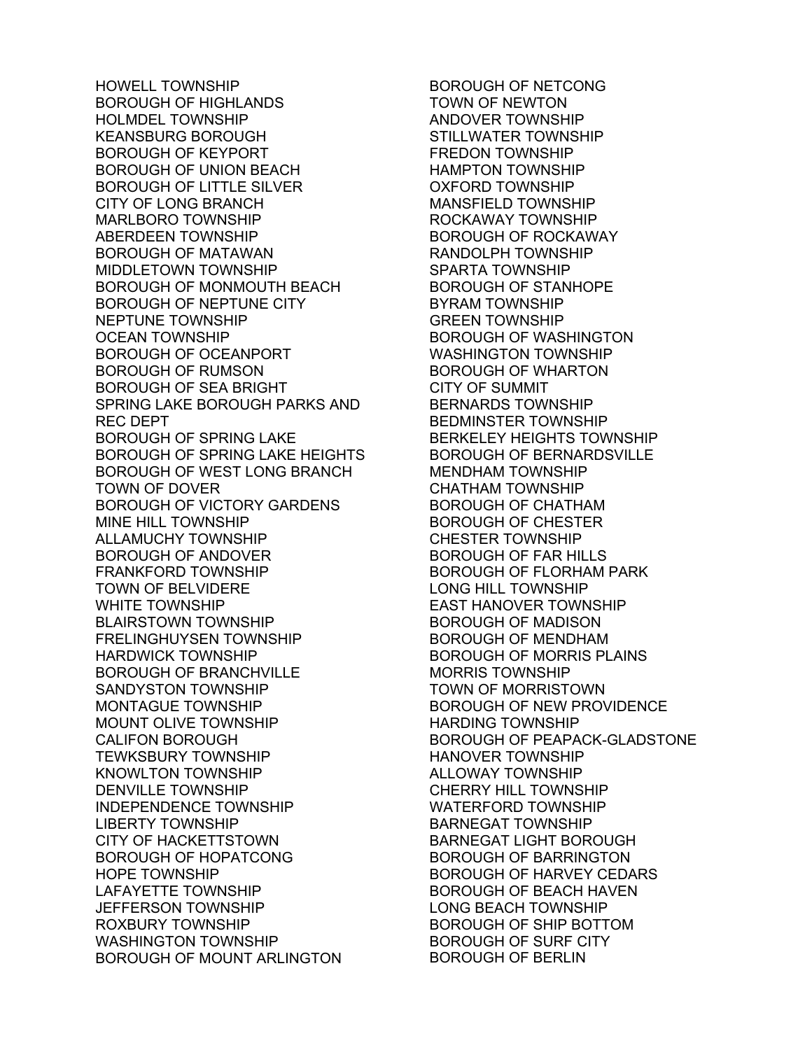HOWELL TOWNSHIP
BOROUGH OF HIGHLANDS
HOLMDEL TOWNSHIP
KEANSBURG BOROUGH
BOROUGH OF KEYPORT
BOROUGH OF UNION BEACH
BOROUGH OF LITTLE SILVER
CITY OF LONG BRANCH
MARLBORO TOWNSHIP
ABERDEEN TOWNSHIP
BOROUGH OF MATAWAN
MIDDLETOWN TOWNSHIP
BOROUGH OF MONMOUTH BEACH
BOROUGH OF NEPTUNE CITY
NEPTUNE TOWNSHIP
OCEAN TOWNSHIP
BOROUGH OF OCEANPORT
BOROUGH OF RUMSON
BOROUGH OF SEA BRIGHT
SPRING LAKE BOROUGH PARKS AND REC DEPT
BOROUGH OF SPRING LAKE
BOROUGH OF SPRING LAKE HEIGHTS
BOROUGH OF WEST LONG BRANCH
TOWN OF DOVER
BOROUGH OF VICTORY GARDENS
MINE HILL TOWNSHIP
ALLAMUCHY TOWNSHIP
BOROUGH OF ANDOVER
FRANKFORD TOWNSHIP
TOWN OF BELVIDERE
WHITE TOWNSHIP
BLAIRSTOWN TOWNSHIP
FRELINGHUYSEN TOWNSHIP
HARDWICK TOWNSHIP
BOROUGH OF BRANCHVILLE
SANDYSTON TOWNSHIP
MONTAGUE TOWNSHIP
MOUNT OLIVE TOWNSHIP
CALIFON BOROUGH
TEWKSBURY TOWNSHIP
KNOWLTON TOWNSHIP
DENVILLE TOWNSHIP
INDEPENDENCE TOWNSHIP
LIBERTY TOWNSHIP
CITY OF HACKETTSTOWN
BOROUGH OF HOPATCONG
HOPE TOWNSHIP
LAFAYETTE TOWNSHIP
JEFFERSON TOWNSHIP
ROXBURY TOWNSHIP
WASHINGTON TOWNSHIP
BOROUGH OF MOUNT ARLINGTON
BOROUGH OF NETCONG
TOWN OF NEWTON
ANDOVER TOWNSHIP
STILLWATER TOWNSHIP
FREDON TOWNSHIP
HAMPTON TOWNSHIP
OXFORD TOWNSHIP
MANSFIELD TOWNSHIP
ROCKAWAY TOWNSHIP
BOROUGH OF ROCKAWAY
RANDOLPH TOWNSHIP
SPARTA TOWNSHIP
BOROUGH OF STANHOPE
BYRAM TOWNSHIP
GREEN TOWNSHIP
BOROUGH OF WASHINGTON
WASHINGTON TOWNSHIP
BOROUGH OF WHARTON
CITY OF SUMMIT
BERNARDS TOWNSHIP
BEDMINSTER TOWNSHIP
BERKELEY HEIGHTS TOWNSHIP
BOROUGH OF BERNARDSVILLE
MENDHAM TOWNSHIP
CHATHAM TOWNSHIP
BOROUGH OF CHATHAM
BOROUGH OF CHESTER
CHESTER TOWNSHIP
BOROUGH OF FAR HILLS
BOROUGH OF FLORHAM PARK
LONG HILL TOWNSHIP
EAST HANOVER TOWNSHIP
BOROUGH OF MADISON
BOROUGH OF MENDHAM
BOROUGH OF MORRIS PLAINS
MORRIS TOWNSHIP
TOWN OF MORRISTOWN
BOROUGH OF NEW PROVIDENCE
HARDING TOWNSHIP
BOROUGH OF PEAPACK-GLADSTONE
HANOVER TOWNSHIP
ALLOWAY TOWNSHIP
CHERRY HILL TOWNSHIP
WATERFORD TOWNSHIP
BARNEGAT TOWNSHIP
BARNEGAT LIGHT BOROUGH
BOROUGH OF BARRINGTON
BOROUGH OF HARVEY CEDARS
BOROUGH OF BEACH HAVEN
LONG BEACH TOWNSHIP
BOROUGH OF SHIP BOTTOM
BOROUGH OF SURF CITY
BOROUGH OF BERLIN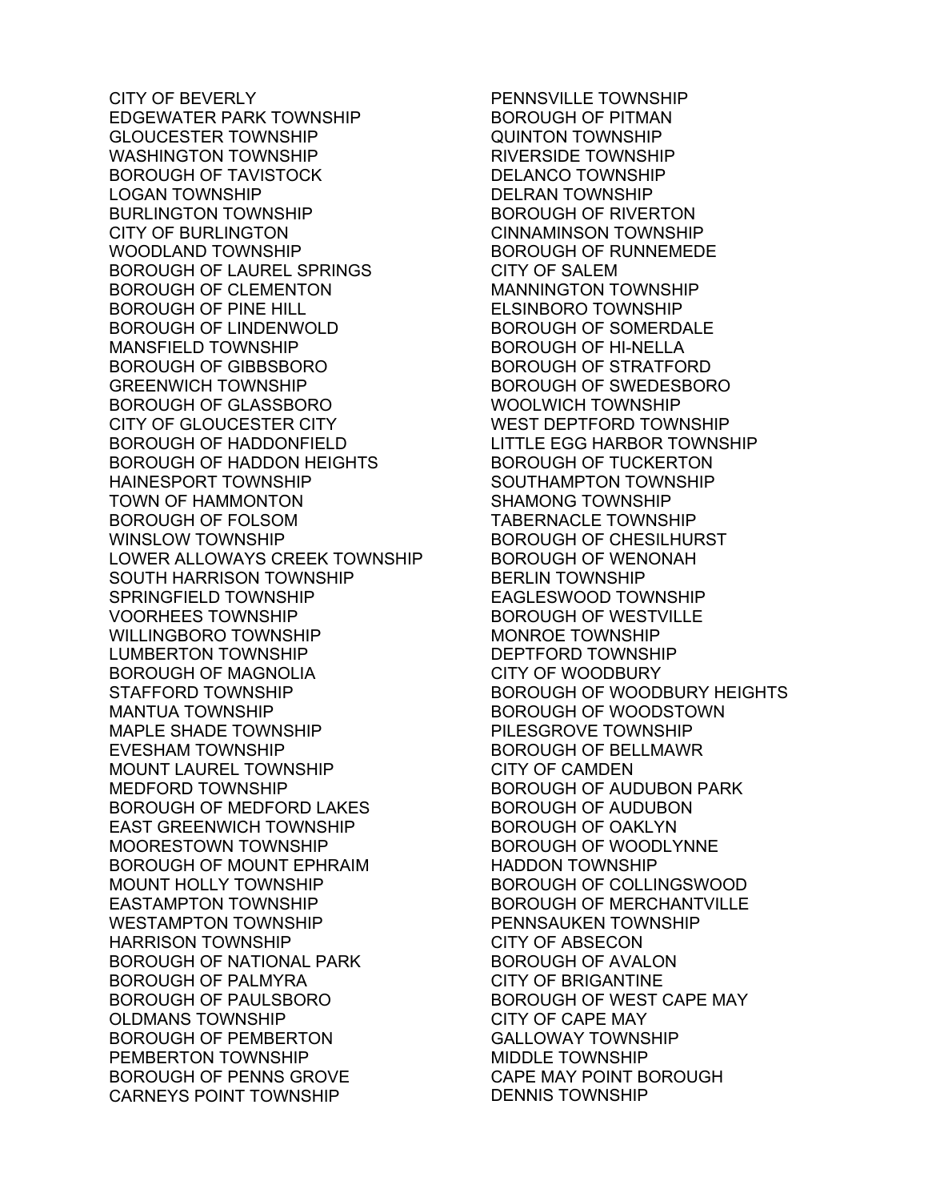CITY OF BEVERLY
EDGEWATER PARK TOWNSHIP
GLOUCESTER TOWNSHIP
WASHINGTON TOWNSHIP
BOROUGH OF TAVISTOCK
LOGAN TOWNSHIP
BURLINGTON TOWNSHIP
CITY OF BURLINGTON
WOODLAND TOWNSHIP
BOROUGH OF LAUREL SPRINGS
BOROUGH OF CLEMENTON
BOROUGH OF PINE HILL
BOROUGH OF LINDENWOLD
MANSFIELD TOWNSHIP
BOROUGH OF GIBBSBORO
GREENWICH TOWNSHIP
BOROUGH OF GLASSBORO
CITY OF GLOUCESTER CITY
BOROUGH OF HADDONFIELD
BOROUGH OF HADDON HEIGHTS
HAINESPORT TOWNSHIP
TOWN OF HAMMONTON
BOROUGH OF FOLSOM
WINSLOW TOWNSHIP
LOWER ALLOWAYS CREEK TOWNSHIP
SOUTH HARRISON TOWNSHIP
SPRINGFIELD TOWNSHIP
VOORHEES TOWNSHIP
WILLINGBORO TOWNSHIP
LUMBERTON TOWNSHIP
BOROUGH OF MAGNOLIA
STAFFORD TOWNSHIP
MANTUA TOWNSHIP
MAPLE SHADE TOWNSHIP
EVESHAM TOWNSHIP
MOUNT LAUREL TOWNSHIP
MEDFORD TOWNSHIP
BOROUGH OF MEDFORD LAKES
EAST GREENWICH TOWNSHIP
MOORESTOWN TOWNSHIP
BOROUGH OF MOUNT EPHRAIM
MOUNT HOLLY TOWNSHIP
EASTAMPTON TOWNSHIP
WESTAMPTON TOWNSHIP
HARRISON TOWNSHIP
BOROUGH OF NATIONAL PARK
BOROUGH OF PALMYRA
BOROUGH OF PAULSBORO
OLDMANS TOWNSHIP
BOROUGH OF PEMBERTON
PEMBERTON TOWNSHIP
BOROUGH OF PENNS GROVE
CARNEYS POINT TOWNSHIP
PENNSVILLE TOWNSHIP
BOROUGH OF PITMAN
QUINTON TOWNSHIP
RIVERSIDE TOWNSHIP
DELANCO TOWNSHIP
DELRAN TOWNSHIP
BOROUGH OF RIVERTON
CINNAMINSON TOWNSHIP
BOROUGH OF RUNNEMEDE
CITY OF SALEM
MANNINGTON TOWNSHIP
ELSINBORO TOWNSHIP
BOROUGH OF SOMERDALE
BOROUGH OF HI-NELLA
BOROUGH OF STRATFORD
BOROUGH OF SWEDESBORO
WOOLWICH TOWNSHIP
WEST DEPTFORD TOWNSHIP
LITTLE EGG HARBOR TOWNSHIP
BOROUGH OF TUCKERTON
SOUTHAMPTON TOWNSHIP
SHAMONG TOWNSHIP
TABERNACLE TOWNSHIP
BOROUGH OF CHESILHURST
BOROUGH OF WENONAH
BERLIN TOWNSHIP
EAGLESWOOD TOWNSHIP
BOROUGH OF WESTVILLE
MONROE TOWNSHIP
DEPTFORD TOWNSHIP
CITY OF WOODBURY
BOROUGH OF WOODBURY HEIGHTS
BOROUGH OF WOODSTOWN
PILESGROVE TOWNSHIP
BOROUGH OF BELLMAWR
CITY OF CAMDEN
BOROUGH OF AUDUBON PARK
BOROUGH OF AUDUBON
BOROUGH OF OAKLYN
BOROUGH OF WOODLYNNE
HADDON TOWNSHIP
BOROUGH OF COLLINGSWOOD
BOROUGH OF MERCHANTVILLE
PENNSAUKEN TOWNSHIP
CITY OF ABSECON
BOROUGH OF AVALON
CITY OF BRIGANTINE
BOROUGH OF WEST CAPE MAY
CITY OF CAPE MAY
GALLOWAY TOWNSHIP
MIDDLE TOWNSHIP
CAPE MAY POINT BOROUGH
DENNIS TOWNSHIP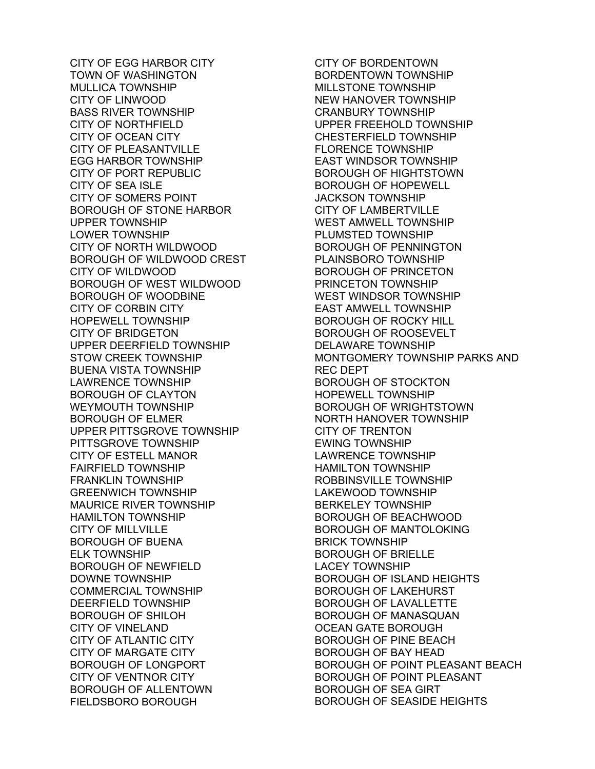CITY OF EGG HARBOR CITY
TOWN OF WASHINGTON
MULLICA TOWNSHIP
CITY OF LINWOOD
BASS RIVER TOWNSHIP
CITY OF NORTHFIELD
CITY OF OCEAN CITY
CITY OF PLEASANTVILLE
EGG HARBOR TOWNSHIP
CITY OF PORT REPUBLIC
CITY OF SEA ISLE
CITY OF SOMERS POINT
BOROUGH OF STONE HARBOR
UPPER TOWNSHIP
LOWER TOWNSHIP
CITY OF NORTH WILDWOOD
BOROUGH OF WILDWOOD CREST
CITY OF WILDWOOD
BOROUGH OF WEST WILDWOOD
BOROUGH OF WOODBINE
CITY OF CORBIN CITY
HOPEWELL TOWNSHIP
CITY OF BRIDGETON
UPPER DEERFIELD TOWNSHIP
STOW CREEK TOWNSHIP
BUENA VISTA TOWNSHIP
LAWRENCE TOWNSHIP
BOROUGH OF CLAYTON
WEYMOUTH TOWNSHIP
BOROUGH OF ELMER
UPPER PITTSGROVE TOWNSHIP
PITTSGROVE TOWNSHIP
CITY OF ESTELL MANOR
FAIRFIELD TOWNSHIP
FRANKLIN TOWNSHIP
GREENWICH TOWNSHIP
MAURICE RIVER TOWNSHIP
HAMILTON TOWNSHIP
CITY OF MILLVILLE
BOROUGH OF BUENA
ELK TOWNSHIP
BOROUGH OF NEWFIELD
DOWNE TOWNSHIP
COMMERCIAL TOWNSHIP
DEERFIELD TOWNSHIP
BOROUGH OF SHILOH
CITY OF VINELAND
CITY OF ATLANTIC CITY
CITY OF MARGATE CITY
BOROUGH OF LONGPORT
CITY OF VENTNOR CITY
BOROUGH OF ALLENTOWN
FIELDSBORO BOROUGH
CITY OF BORDENTOWN
BORDENTOWN TOWNSHIP
MILLSTONE TOWNSHIP
NEW HANOVER TOWNSHIP
CRANBURY TOWNSHIP
UPPER FREEHOLD TOWNSHIP
CHESTERFIELD TOWNSHIP
FLORENCE TOWNSHIP
EAST WINDSOR TOWNSHIP
BOROUGH OF HIGHTSTOWN
BOROUGH OF HOPEWELL
JACKSON TOWNSHIP
CITY OF LAMBERTVILLE
WEST AMWELL TOWNSHIP
PLUMSTED TOWNSHIP
BOROUGH OF PENNINGTON
PLAINSBORO TOWNSHIP
BOROUGH OF PRINCETON
PRINCETON TOWNSHIP
WEST WINDSOR TOWNSHIP
EAST AMWELL TOWNSHIP
BOROUGH OF ROCKY HILL
BOROUGH OF ROOSEVELT
DELAWARE TOWNSHIP
MONTGOMERY TOWNSHIP PARKS AND REC DEPT
BOROUGH OF STOCKTON
HOPEWELL TOWNSHIP
BOROUGH OF WRIGHTSTOWN
NORTH HANOVER TOWNSHIP
CITY OF TRENTON
EWING TOWNSHIP
LAWRENCE TOWNSHIP
HAMILTON TOWNSHIP
ROBBINSVILLE TOWNSHIP
LAKEWOOD TOWNSHIP
BERKELEY TOWNSHIP
BOROUGH OF BEACHWOOD
BOROUGH OF MANTOLOKING
BRICK TOWNSHIP
BOROUGH OF BRIELLE
LACEY TOWNSHIP
BOROUGH OF ISLAND HEIGHTS
BOROUGH OF LAKEHURST
BOROUGH OF LAVALLETTE
BOROUGH OF MANASQUAN
OCEAN GATE BOROUGH
BOROUGH OF PINE BEACH
BOROUGH OF BAY HEAD
BOROUGH OF POINT PLEASANT BEACH
BOROUGH OF POINT PLEASANT
BOROUGH OF SEA GIRT
BOROUGH OF SEASIDE HEIGHTS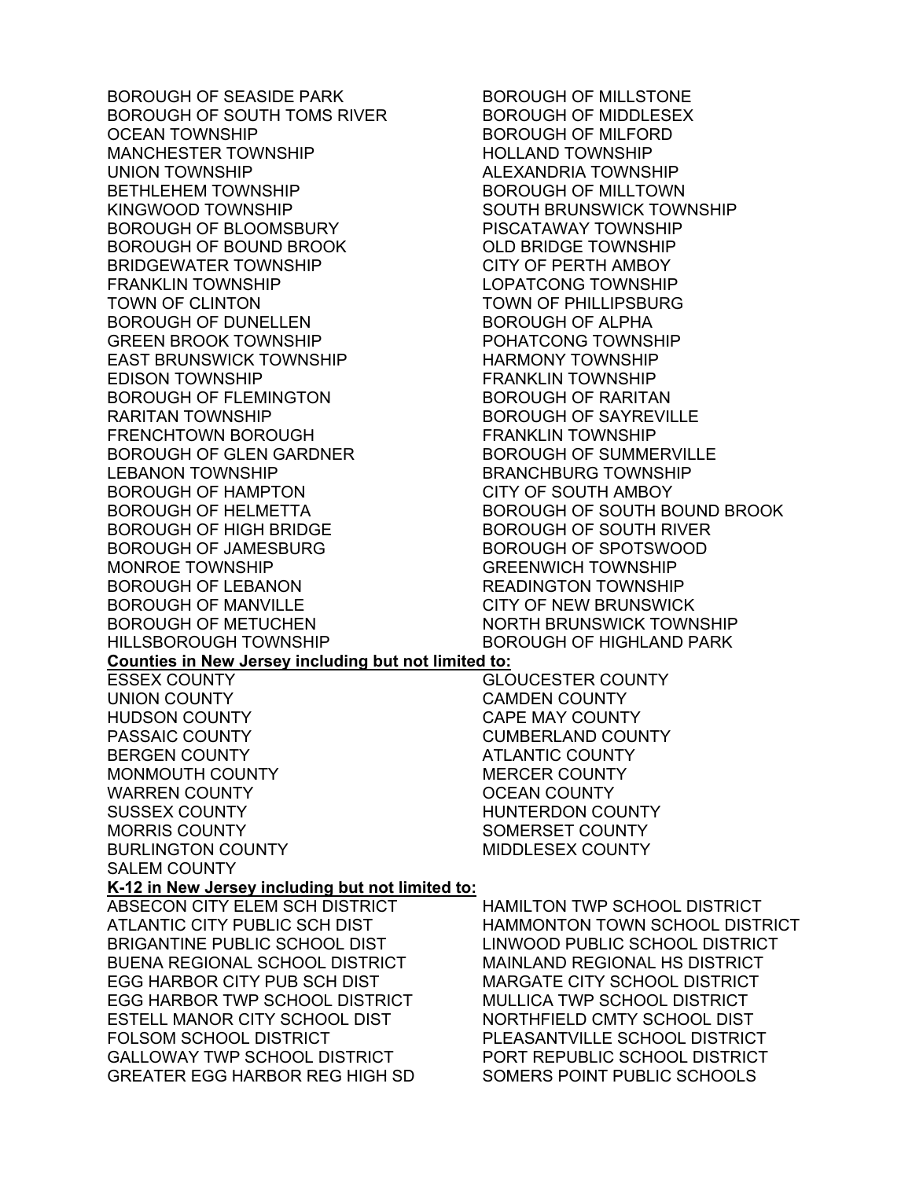BOROUGH OF SEASIDE PARK
BOROUGH OF SOUTH TOMS RIVER
OCEAN TOWNSHIP
MANCHESTER TOWNSHIP
UNION TOWNSHIP
BETHLEHEM TOWNSHIP
KINGWOOD TOWNSHIP
BOROUGH OF BLOOMSBURY
BOROUGH OF BOUND BROOK
BRIDGEWATER TOWNSHIP
FRANKLIN TOWNSHIP
TOWN OF CLINTON
BOROUGH OF DUNELLEN
GREEN BROOK TOWNSHIP
EAST BRUNSWICK TOWNSHIP
EDISON TOWNSHIP
BOROUGH OF FLEMINGTON
RARITAN TOWNSHIP
FRENCHTOWN BOROUGH
BOROUGH OF GLEN GARDNER
LEBANON TOWNSHIP
BOROUGH OF HAMPTON
BOROUGH OF HELMETTA
BOROUGH OF HIGH BRIDGE
BOROUGH OF JAMESBURG
MONROE TOWNSHIP
BOROUGH OF LEBANON
BOROUGH OF MANVILLE
BOROUGH OF METUCHEN
HILLSBOROUGH TOWNSHIP
BOROUGH OF MILLSTONE
BOROUGH OF MIDDLESEX
BOROUGH OF MILFORD
HOLLAND TOWNSHIP
ALEXANDRIA TOWNSHIP
BOROUGH OF MILLTOWN
SOUTH BRUNSWICK TOWNSHIP
PISCATAWAY TOWNSHIP
OLD BRIDGE TOWNSHIP
CITY OF PERTH AMBOY
LOPATCONG TOWNSHIP
TOWN OF PHILLIPSBURG
BOROUGH OF ALPHA
POHATCONG TOWNSHIP
HARMONY TOWNSHIP
FRANKLIN TOWNSHIP
BOROUGH OF RARITAN
BOROUGH OF SAYREVILLE
FRANKLIN TOWNSHIP
BOROUGH OF SUMMERVILLE
BRANCHBURG TOWNSHIP
CITY OF SOUTH AMBOY
BOROUGH OF SOUTH BOUND BROOK
BOROUGH OF SOUTH RIVER
BOROUGH OF SPOTSWOOD
GREENWICH TOWNSHIP
READINGTON TOWNSHIP
CITY OF NEW BRUNSWICK
NORTH BRUNSWICK TOWNSHIP
BOROUGH OF HIGHLAND PARK

**Counties in New Jersey including but not limited to:**

ESSEX COUNTY
UNION COUNTY
HUDSON COUNTY
PASSAIC COUNTY
BERGEN COUNTY
MONMOUTH COUNTY
WARREN COUNTY
SUSSEX COUNTY
MORRIS COUNTY
BURLINGTON COUNTY
SALEM COUNTY
GLOUCESTER COUNTY
CAMDEN COUNTY
CAPE MAY COUNTY
CUMBERLAND COUNTY
ATLANTIC COUNTY
MERCER COUNTY
OCEAN COUNTY
HUNTERDON COUNTY
SOMERSET COUNTY
MIDDLESEX COUNTY

**K-12 in New Jersey including but not limited to:**

ABSECON CITY ELEM SCH DISTRICT
ATLANTIC CITY PUBLIC SCH DIST
BRIGANTINE PUBLIC SCHOOL DIST
BUENA REGIONAL SCHOOL DISTRICT
EGG HARBOR CITY PUB SCH DIST
EGG HARBOR TWP SCHOOL DISTRICT
ESTELL MANOR CITY SCHOOL DIST
FOLSOM SCHOOL DISTRICT
GALLOWAY TWP SCHOOL DISTRICT
GREATER EGG HARBOR REG HIGH SD
HAMILTON TWP SCHOOL DISTRICT
HAMMONTON TOWN SCHOOL DISTRICT
LINWOOD PUBLIC SCHOOL DISTRICT
MAINLAND REGIONAL HS DISTRICT
MARGATE CITY SCHOOL DISTRICT
MULLICA TWP SCHOOL DISTRICT
NORTHFIELD CMTY SCHOOL DIST
PLEASANTVILLE SCHOOL DISTRICT
PORT REPUBLIC SCHOOL DISTRICT
SOMERS POINT PUBLIC SCHOOLS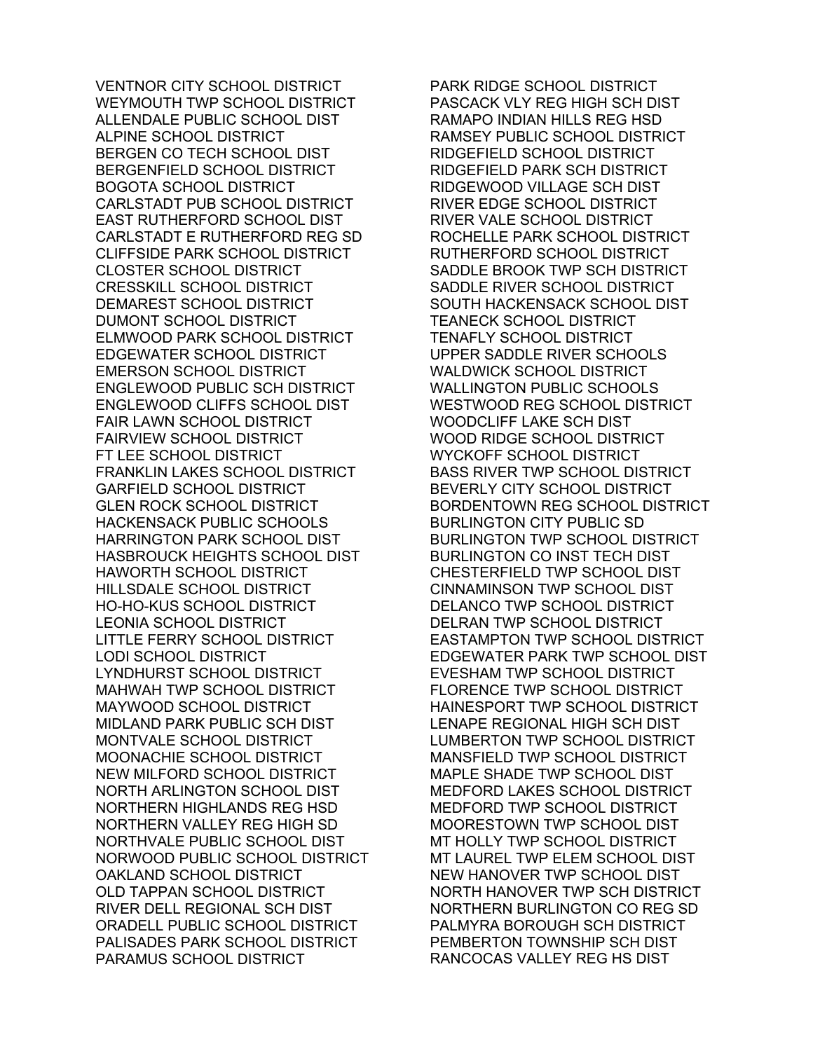VENTNOR CITY SCHOOL DISTRICT
WEYMOUTH TWP SCHOOL DISTRICT
ALLENDALE PUBLIC SCHOOL DIST
ALPINE SCHOOL DISTRICT
BERGEN CO TECH SCHOOL DIST
BERGENFIELD SCHOOL DISTRICT
BOGOTA SCHOOL DISTRICT
CARLSTADT PUB SCHOOL DISTRICT
EAST RUTHERFORD SCHOOL DIST
CARLSTADT E RUTHERFORD REG SD
CLIFFSIDE PARK SCHOOL DISTRICT
CLOSTER SCHOOL DISTRICT
CRESSKILL SCHOOL DISTRICT
DEMAREST SCHOOL DISTRICT
DUMONT SCHOOL DISTRICT
ELMWOOD PARK SCHOOL DISTRICT
EDGEWATER SCHOOL DISTRICT
EMERSON SCHOOL DISTRICT
ENGLEWOOD PUBLIC SCH DISTRICT
ENGLEWOOD CLIFFS SCHOOL DIST
FAIR LAWN SCHOOL DISTRICT
FAIRVIEW SCHOOL DISTRICT
FT LEE SCHOOL DISTRICT
FRANKLIN LAKES SCHOOL DISTRICT
GARFIELD SCHOOL DISTRICT
GLEN ROCK SCHOOL DISTRICT
HACKENSACK PUBLIC SCHOOLS
HARRINGTON PARK SCHOOL DIST
HASBROUCK HEIGHTS SCHOOL DIST
HAWORTH SCHOOL DISTRICT
HILLSDALE SCHOOL DISTRICT
HO-HO-KUS SCHOOL DISTRICT
LEONIA SCHOOL DISTRICT
LITTLE FERRY SCHOOL DISTRICT
LODI SCHOOL DISTRICT
LYNDHURST SCHOOL DISTRICT
MAHWAH TWP SCHOOL DISTRICT
MAYWOOD SCHOOL DISTRICT
MIDLAND PARK PUBLIC SCH DIST
MONTVALE SCHOOL DISTRICT
MOONACHIE SCHOOL DISTRICT
NEW MILFORD SCHOOL DISTRICT
NORTH ARLINGTON SCHOOL DIST
NORTHERN HIGHLANDS REG HSD
NORTHERN VALLEY REG HIGH SD
NORTHVALE PUBLIC SCHOOL DIST
NORWOOD PUBLIC SCHOOL DISTRICT
OAKLAND SCHOOL DISTRICT
OLD TAPPAN SCHOOL DISTRICT
RIVER DELL REGIONAL SCH DIST
ORADELL PUBLIC SCHOOL DISTRICT
PALISADES PARK SCHOOL DISTRICT
PARAMUS SCHOOL DISTRICT
PARK RIDGE SCHOOL DISTRICT
PASCACK VLY REG HIGH SCH DIST
RAMAPO INDIAN HILLS REG HSD
RAMSEY PUBLIC SCHOOL DISTRICT
RIDGEFIELD SCHOOL DISTRICT
RIDGEFIELD PARK SCH DISTRICT
RIDGEWOOD VILLAGE SCH DIST
RIVER EDGE SCHOOL DISTRICT
RIVER VALE SCHOOL DISTRICT
ROCHELLE PARK SCHOOL DISTRICT
RUTHERFORD SCHOOL DISTRICT
SADDLE BROOK TWP SCH DISTRICT
SADDLE RIVER SCHOOL DISTRICT
SOUTH HACKENSACK SCHOOL DIST
TEANECK SCHOOL DISTRICT
TENAFLY SCHOOL DISTRICT
UPPER SADDLE RIVER SCHOOLS
WALDWICK SCHOOL DISTRICT
WALLINGTON PUBLIC SCHOOLS
WESTWOOD REG SCHOOL DISTRICT
WOODCLIFF LAKE SCH DIST
WOOD RIDGE SCHOOL DISTRICT
WYCKOFF SCHOOL DISTRICT
BASS RIVER TWP SCHOOL DISTRICT
BEVERLY CITY SCHOOL DISTRICT
BORDENTOWN REG SCHOOL DISTRICT
BURLINGTON CITY PUBLIC SD
BURLINGTON TWP SCHOOL DISTRICT
BURLINGTON CO INST TECH DIST
CHESTERFIELD TWP SCHOOL DIST
CINNAMINSON TWP SCHOOL DIST
DELANCO TWP SCHOOL DISTRICT
DELRAN TWP SCHOOL DISTRICT
EASTAMPTON TWP SCHOOL DISTRICT
EDGEWATER PARK TWP SCHOOL DIST
EVESHAM TWP SCHOOL DISTRICT
FLORENCE TWP SCHOOL DISTRICT
HAINESPORT TWP SCHOOL DISTRICT
LENAPE REGIONAL HIGH SCH DIST
LUMBERTON TWP SCHOOL DISTRICT
MANSFIELD TWP SCHOOL DISTRICT
MAPLE SHADE TWP SCHOOL DIST
MEDFORD LAKES SCHOOL DISTRICT
MEDFORD TWP SCHOOL DISTRICT
MOORESTOWN TWP SCHOOL DIST
MT HOLLY TWP SCHOOL DISTRICT
MT LAUREL TWP ELEM SCHOOL DIST
NEW HANOVER TWP SCHOOL DIST
NORTH HANOVER TWP SCH DISTRICT
NORTHERN BURLINGTON CO REG SD
PALMYRA BOROUGH SCH DISTRICT
PEMBERTON TOWNSHIP SCH DIST
RANCOCAS VALLEY REG HS DIST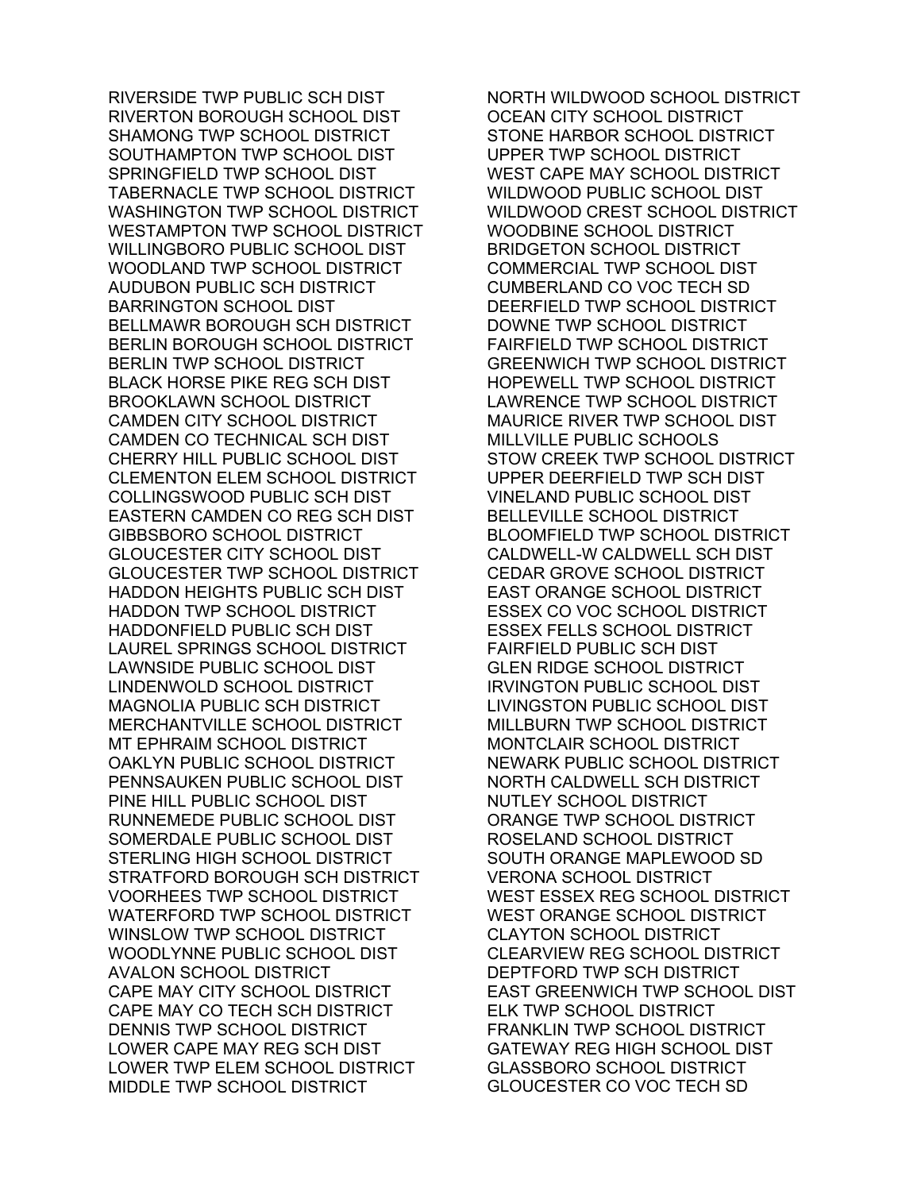RIVERSIDE TWP PUBLIC SCH DIST
RIVERTON BOROUGH SCHOOL DIST
SHAMONG TWP SCHOOL DISTRICT
SOUTHAMPTON TWP SCHOOL DIST
SPRINGFIELD TWP SCHOOL DIST
TABERNACLE TWP SCHOOL DISTRICT
WASHINGTON TWP SCHOOL DISTRICT
WESTAMPTON TWP SCHOOL DISTRICT
WILLINGBORO PUBLIC SCHOOL DIST
WOODLAND TWP SCHOOL DISTRICT
AUDUBON PUBLIC SCH DISTRICT
BARRINGTON SCHOOL DIST
BELLMAWR BOROUGH SCH DISTRICT
BERLIN BOROUGH SCHOOL DISTRICT
BERLIN TWP SCHOOL DISTRICT
BLACK HORSE PIKE REG SCH DIST
BROOKLAWN SCHOOL DISTRICT
CAMDEN CITY SCHOOL DISTRICT
CAMDEN CO TECHNICAL SCH DIST
CHERRY HILL PUBLIC SCHOOL DIST
CLEMENTON ELEM SCHOOL DISTRICT
COLLINGSWOOD PUBLIC SCH DIST
EASTERN CAMDEN CO REG SCH DIST
GIBBSBORO SCHOOL DISTRICT
GLOUCESTER CITY SCHOOL DIST
GLOUCESTER TWP SCHOOL DISTRICT
HADDON HEIGHTS PUBLIC SCH DIST
HADDON TWP SCHOOL DISTRICT
HADDONFIELD PUBLIC SCH DIST
LAUREL SPRINGS SCHOOL DISTRICT
LAWNSIDE PUBLIC SCHOOL DIST
LINDENWOLD SCHOOL DISTRICT
MAGNOLIA PUBLIC SCH DISTRICT
MERCHANTVILLE SCHOOL DISTRICT
MT EPHRAIM SCHOOL DISTRICT
OAKLYN PUBLIC SCHOOL DISTRICT
PENNSAUKEN PUBLIC SCHOOL DIST
PINE HILL PUBLIC SCHOOL DIST
RUNNEMEDE PUBLIC SCHOOL DIST
SOMERDALE PUBLIC SCHOOL DIST
STERLING HIGH SCHOOL DISTRICT
STRATFORD BOROUGH SCH DISTRICT
VOORHEES TWP SCHOOL DISTRICT
WATERFORD TWP SCHOOL DISTRICT
WINSLOW TWP SCHOOL DISTRICT
WOODLYNNE PUBLIC SCHOOL DIST
AVALON SCHOOL DISTRICT
CAPE MAY CITY SCHOOL DISTRICT
CAPE MAY CO TECH SCH DISTRICT
DENNIS TWP SCHOOL DISTRICT
LOWER CAPE MAY REG SCH DIST
LOWER TWP ELEM SCHOOL DISTRICT
MIDDLE TWP SCHOOL DISTRICT
NORTH WILDWOOD SCHOOL DISTRICT
OCEAN CITY SCHOOL DISTRICT
STONE HARBOR SCHOOL DISTRICT
UPPER TWP SCHOOL DISTRICT
WEST CAPE MAY SCHOOL DISTRICT
WILDWOOD PUBLIC SCHOOL DIST
WILDWOOD CREST SCHOOL DISTRICT
WOODBINE SCHOOL DISTRICT
BRIDGETON SCHOOL DISTRICT
COMMERCIAL TWP SCHOOL DIST
CUMBERLAND CO VOC TECH SD
DEERFIELD TWP SCHOOL DISTRICT
DOWNE TWP SCHOOL DISTRICT
FAIRFIELD TWP SCHOOL DISTRICT
GREENWICH TWP SCHOOL DISTRICT
HOPEWELL TWP SCHOOL DISTRICT
LAWRENCE TWP SCHOOL DISTRICT
MAURICE RIVER TWP SCHOOL DIST
MILLVILLE PUBLIC SCHOOLS
STOW CREEK TWP SCHOOL DISTRICT
UPPER DEERFIELD TWP SCH DIST
VINELAND PUBLIC SCHOOL DIST
BELLEVILLE SCHOOL DISTRICT
BLOOMFIELD TWP SCHOOL DISTRICT
CALDWELL-W CALDWELL SCH DIST
CEDAR GROVE SCHOOL DISTRICT
EAST ORANGE SCHOOL DISTRICT
ESSEX CO VOC SCHOOL DISTRICT
ESSEX FELLS SCHOOL DISTRICT
FAIRFIELD PUBLIC SCH DIST
GLEN RIDGE SCHOOL DISTRICT
IRVINGTON PUBLIC SCHOOL DIST
LIVINGSTON PUBLIC SCHOOL DIST
MILLBURN TWP SCHOOL DISTRICT
MONTCLAIR SCHOOL DISTRICT
NEWARK PUBLIC SCHOOL DISTRICT
NORTH CALDWELL SCH DISTRICT
NUTLEY SCHOOL DISTRICT
ORANGE TWP SCHOOL DISTRICT
ROSELAND SCHOOL DISTRICT
SOUTH ORANGE MAPLEWOOD SD
VERONA SCHOOL DISTRICT
WEST ESSEX REG SCHOOL DISTRICT
WEST ORANGE SCHOOL DISTRICT
CLAYTON SCHOOL DISTRICT
CLEARVIEW REG SCHOOL DISTRICT
DEPTFORD TWP SCH DISTRICT
EAST GREENWICH TWP SCHOOL DIST
ELK TWP SCHOOL DISTRICT
FRANKLIN TWP SCHOOL DISTRICT
GATEWAY REG HIGH SCHOOL DIST
GLASSBORO SCHOOL DISTRICT
GLOUCESTER CO VOC TECH SD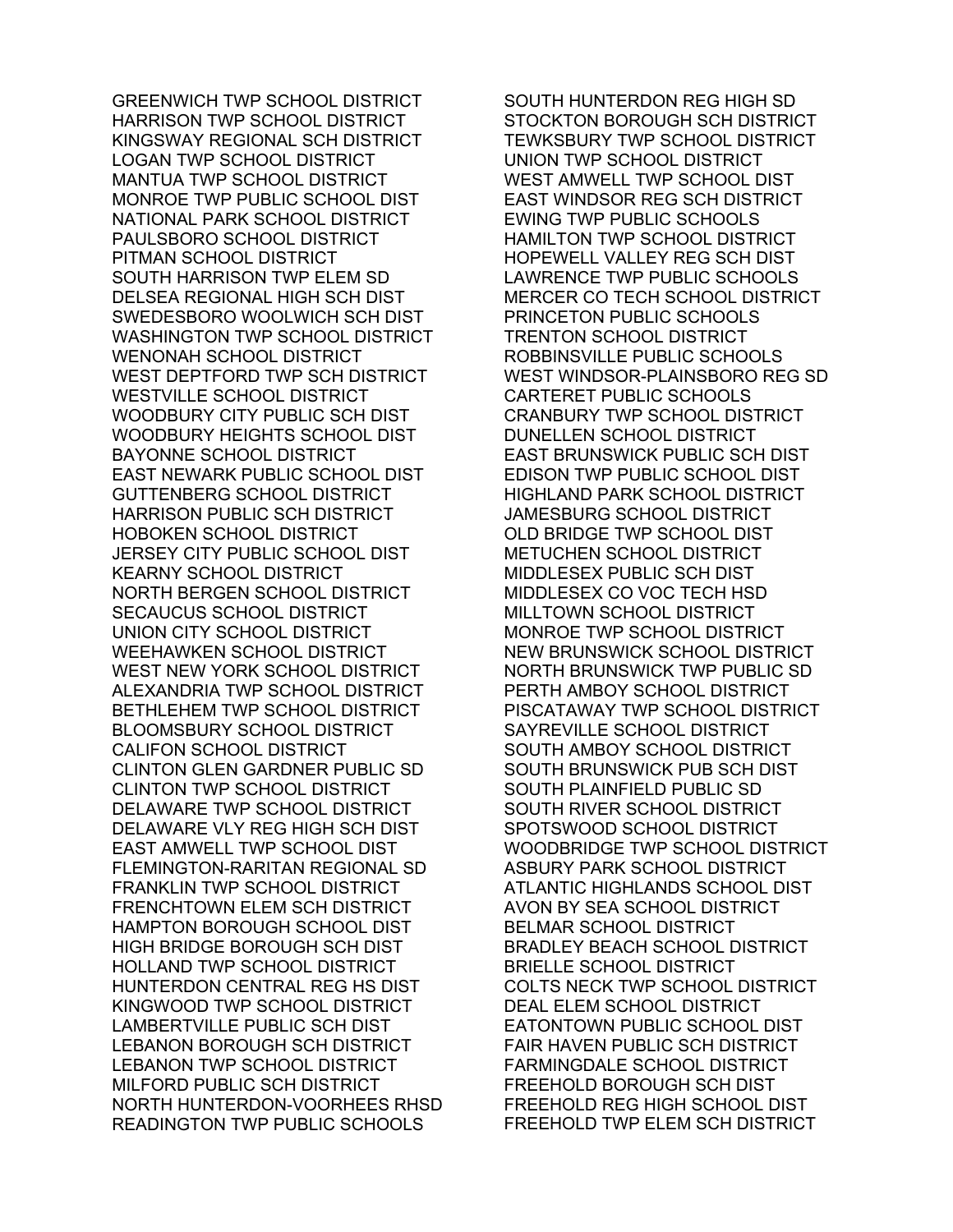GREENWICH TWP SCHOOL DISTRICT
HARRISON TWP SCHOOL DISTRICT
KINGSWAY REGIONAL SCH DISTRICT
LOGAN TWP SCHOOL DISTRICT
MANTUA TWP SCHOOL DISTRICT
MONROE TWP PUBLIC SCHOOL DIST
NATIONAL PARK SCHOOL DISTRICT
PAULSBORO SCHOOL DISTRICT
PITMAN SCHOOL DISTRICT
SOUTH HARRISON TWP ELEM SD
DELSEA REGIONAL HIGH SCH DIST
SWEDESBORO WOOLWICH SCH DIST
WASHINGTON TWP SCHOOL DISTRICT
WENONAH SCHOOL DISTRICT
WEST DEPTFORD TWP SCH DISTRICT
WESTVILLE SCHOOL DISTRICT
WOODBURY CITY PUBLIC SCH DIST
WOODBURY HEIGHTS SCHOOL DIST
BAYONNE SCHOOL DISTRICT
EAST NEWARK PUBLIC SCHOOL DIST
GUTTENBERG SCHOOL DISTRICT
HARRISON PUBLIC SCH DISTRICT
HOBOKEN SCHOOL DISTRICT
JERSEY CITY PUBLIC SCHOOL DIST
KEARNY SCHOOL DISTRICT
NORTH BERGEN SCHOOL DISTRICT
SECAUCUS SCHOOL DISTRICT
UNION CITY SCHOOL DISTRICT
WEEHAWKEN SCHOOL DISTRICT
WEST NEW YORK SCHOOL DISTRICT
ALEXANDRIA TWP SCHOOL DISTRICT
BETHLEHEM TWP SCHOOL DISTRICT
BLOOMSBURY SCHOOL DISTRICT
CALIFON SCHOOL DISTRICT
CLINTON GLEN GARDNER PUBLIC SD
CLINTON TWP SCHOOL DISTRICT
DELAWARE TWP SCHOOL DISTRICT
DELAWARE VLY REG HIGH SCH DIST
EAST AMWELL TWP SCHOOL DIST
FLEMINGTON-RARITAN REGIONAL SD
FRANKLIN TWP SCHOOL DISTRICT
FRENCHTOWN ELEM SCH DISTRICT
HAMPTON BOROUGH SCHOOL DIST
HIGH BRIDGE BOROUGH SCH DIST
HOLLAND TWP SCHOOL DISTRICT
HUNTERDON CENTRAL REG HS DIST
KINGWOOD TWP SCHOOL DISTRICT
LAMBERTVILLE PUBLIC SCH DIST
LEBANON BOROUGH SCH DISTRICT
LEBANON TWP SCHOOL DISTRICT
MILFORD PUBLIC SCH DISTRICT
NORTH HUNTERDON-VOORHEES RHSD
READINGTON TWP PUBLIC SCHOOLS
SOUTH HUNTERDON REG HIGH SD
STOCKTON BOROUGH SCH DISTRICT
TEWKSBURY TWP SCHOOL DISTRICT
UNION TWP SCHOOL DISTRICT
WEST AMWELL TWP SCHOOL DIST
EAST WINDSOR REG SCH DISTRICT
EWING TWP PUBLIC SCHOOLS
HAMILTON TWP SCHOOL DISTRICT
HOPEWELL VALLEY REG SCH DIST
LAWRENCE TWP PUBLIC SCHOOLS
MERCER CO TECH SCHOOL DISTRICT
PRINCETON PUBLIC SCHOOLS
TRENTON SCHOOL DISTRICT
ROBBINSVILLE PUBLIC SCHOOLS
WEST WINDSOR-PLAINSBORO REG SD
CARTERET PUBLIC SCHOOLS
CRANBURY TWP SCHOOL DISTRICT
DUNELLEN SCHOOL DISTRICT
EAST BRUNSWICK PUBLIC SCH DIST
EDISON TWP PUBLIC SCHOOL DIST
HIGHLAND PARK SCHOOL DISTRICT
JAMESBURG SCHOOL DISTRICT
OLD BRIDGE TWP SCHOOL DIST
METUCHEN SCHOOL DISTRICT
MIDDLESEX PUBLIC SCH DIST
MIDDLESEX CO VOC TECH HSD
MILLTOWN SCHOOL DISTRICT
MONROE TWP SCHOOL DISTRICT
NEW BRUNSWICK SCHOOL DISTRICT
NORTH BRUNSWICK TWP PUBLIC SD
PERTH AMBOY SCHOOL DISTRICT
PISCATAWAY TWP SCHOOL DISTRICT
SAYREVILLE SCHOOL DISTRICT
SOUTH AMBOY SCHOOL DISTRICT
SOUTH BRUNSWICK PUB SCH DIST
SOUTH PLAINFIELD PUBLIC SD
SOUTH RIVER SCHOOL DISTRICT
SPOTSWOOD SCHOOL DISTRICT
WOODBRIDGE TWP SCHOOL DISTRICT
ASBURY PARK SCHOOL DISTRICT
ATLANTIC HIGHLANDS SCHOOL DIST
AVON BY SEA SCHOOL DISTRICT
BELMAR SCHOOL DISTRICT
BRADLEY BEACH SCHOOL DISTRICT
BRIELLE SCHOOL DISTRICT
COLTS NECK TWP SCHOOL DISTRICT
DEAL ELEM SCHOOL DISTRICT
EATONTOWN PUBLIC SCHOOL DIST
FAIR HAVEN PUBLIC SCH DISTRICT
FARMINGDALE SCHOOL DISTRICT
FREEHOLD BOROUGH SCH DIST
FREEHOLD REG HIGH SCHOOL DIST
FREEHOLD TWP ELEM SCH DISTRICT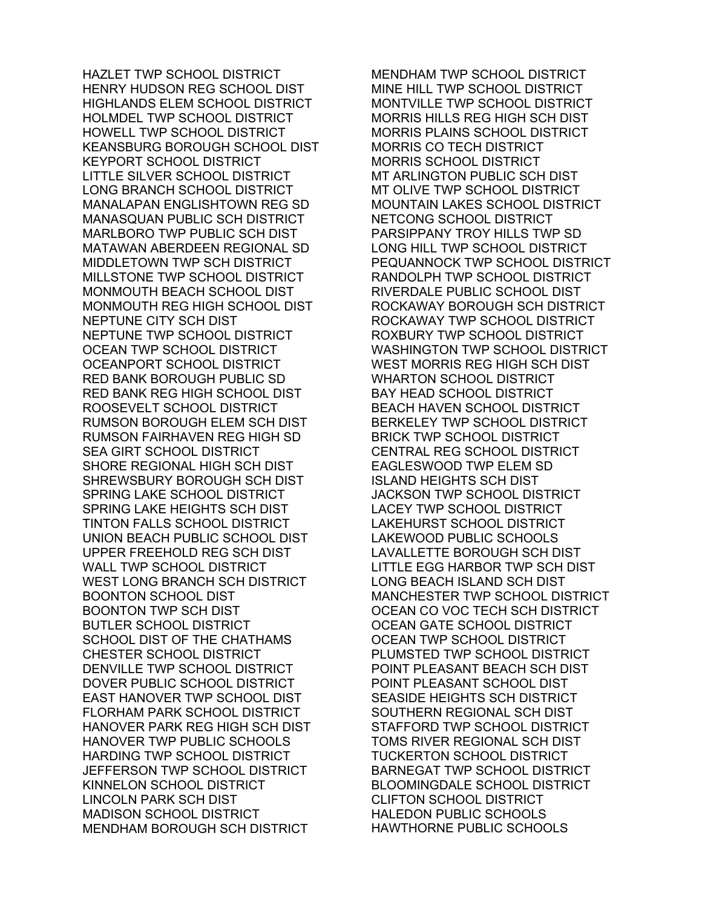HAZLET TWP SCHOOL DISTRICT
HENRY HUDSON REG SCHOOL DIST
HIGHLANDS ELEM SCHOOL DISTRICT
HOLMDEL TWP SCHOOL DISTRICT
HOWELL TWP SCHOOL DISTRICT
KEANSBURG BOROUGH SCHOOL DIST
KEYPORT SCHOOL DISTRICT
LITTLE SILVER SCHOOL DISTRICT
LONG BRANCH SCHOOL DISTRICT
MANALAPAN ENGLISHTOWN REG SD
MANASQUAN PUBLIC SCH DISTRICT
MARLBORO TWP PUBLIC SCH DIST
MATAWAN ABERDEEN REGIONAL SD
MIDDLETOWN TWP SCH DISTRICT
MILLSTONE TWP SCHOOL DISTRICT
MONMOUTH BEACH SCHOOL DIST
MONMOUTH REG HIGH SCHOOL DIST
NEPTUNE CITY SCH DIST
NEPTUNE TWP SCHOOL DISTRICT
OCEAN TWP SCHOOL DISTRICT
OCEANPORT SCHOOL DISTRICT
RED BANK BOROUGH PUBLIC SD
RED BANK REG HIGH SCHOOL DIST
ROOSEVELT SCHOOL DISTRICT
RUMSON BOROUGH ELEM SCH DIST
RUMSON FAIRHAVEN REG HIGH SD
SEA GIRT SCHOOL DISTRICT
SHORE REGIONAL HIGH SCH DIST
SHREWSBURY BOROUGH SCH DIST
SPRING LAKE SCHOOL DISTRICT
SPRING LAKE HEIGHTS SCH DIST
TINTON FALLS SCHOOL DISTRICT
UNION BEACH PUBLIC SCHOOL DIST
UPPER FREEHOLD REG SCH DIST
WALL TWP SCHOOL DISTRICT
WEST LONG BRANCH SCH DISTRICT
BOONTON SCHOOL DIST
BOONTON TWP SCH DIST
BUTLER SCHOOL DISTRICT
SCHOOL DIST OF THE CHATHAMS
CHESTER SCHOOL DISTRICT
DENVILLE TWP SCHOOL DISTRICT
DOVER PUBLIC SCHOOL DISTRICT
EAST HANOVER TWP SCHOOL DIST
FLORHAM PARK SCHOOL DISTRICT
HANOVER PARK REG HIGH SCH DIST
HANOVER TWP PUBLIC SCHOOLS
HARDING TWP SCHOOL DISTRICT
JEFFERSON TWP SCHOOL DISTRICT
KINNELON SCHOOL DISTRICT
LINCOLN PARK SCH DIST
MADISON SCHOOL DISTRICT
MENDHAM BOROUGH SCH DISTRICT
MENDHAM TWP SCHOOL DISTRICT
MINE HILL TWP SCHOOL DISTRICT
MONTVILLE TWP SCHOOL DISTRICT
MORRIS HILLS REG HIGH SCH DIST
MORRIS PLAINS SCHOOL DISTRICT
MORRIS CO TECH DISTRICT
MORRIS SCHOOL DISTRICT
MT ARLINGTON PUBLIC SCH DIST
MT OLIVE TWP SCHOOL DISTRICT
MOUNTAIN LAKES SCHOOL DISTRICT
NETCONG SCHOOL DISTRICT
PARSIPPANY TROY HILLS TWP SD
LONG HILL TWP SCHOOL DISTRICT
PEQUANNOCK TWP SCHOOL DISTRICT
RANDOLPH TWP SCHOOL DISTRICT
RIVERDALE PUBLIC SCHOOL DIST
ROCKAWAY BOROUGH SCH DISTRICT
ROCKAWAY TWP SCHOOL DISTRICT
ROXBURY TWP SCHOOL DISTRICT
WASHINGTON TWP SCHOOL DISTRICT
WEST MORRIS REG HIGH SCH DIST
WHARTON SCHOOL DISTRICT
BAY HEAD SCHOOL DISTRICT
BEACH HAVEN SCHOOL DISTRICT
BERKELEY TWP SCHOOL DISTRICT
BRICK TWP SCHOOL DISTRICT
CENTRAL REG SCHOOL DISTRICT
EAGLESWOOD TWP ELEM SD
ISLAND HEIGHTS SCH DIST
JACKSON TWP SCHOOL DISTRICT
LACEY TWP SCHOOL DISTRICT
LAKEHURST SCHOOL DISTRICT
LAKEWOOD PUBLIC SCHOOLS
LAVALLETTE BOROUGH SCH DIST
LITTLE EGG HARBOR TWP SCH DIST
LONG BEACH ISLAND SCH DIST
MANCHESTER TWP SCHOOL DISTRICT
OCEAN CO VOC TECH SCH DISTRICT
OCEAN GATE SCHOOL DISTRICT
OCEAN TWP SCHOOL DISTRICT
PLUMSTED TWP SCHOOL DISTRICT
POINT PLEASANT BEACH SCH DIST
POINT PLEASANT SCHOOL DIST
SEASIDE HEIGHTS SCH DISTRICT
SOUTHERN REGIONAL SCH DIST
STAFFORD TWP SCHOOL DISTRICT
TOMS RIVER REGIONAL SCH DIST
TUCKERTON SCHOOL DISTRICT
BARNEGAT TWP SCHOOL DISTRICT
BLOOMINGDALE SCHOOL DISTRICT
CLIFTON SCHOOL DISTRICT
HALEDON PUBLIC SCHOOLS
HAWTHORNE PUBLIC SCHOOLS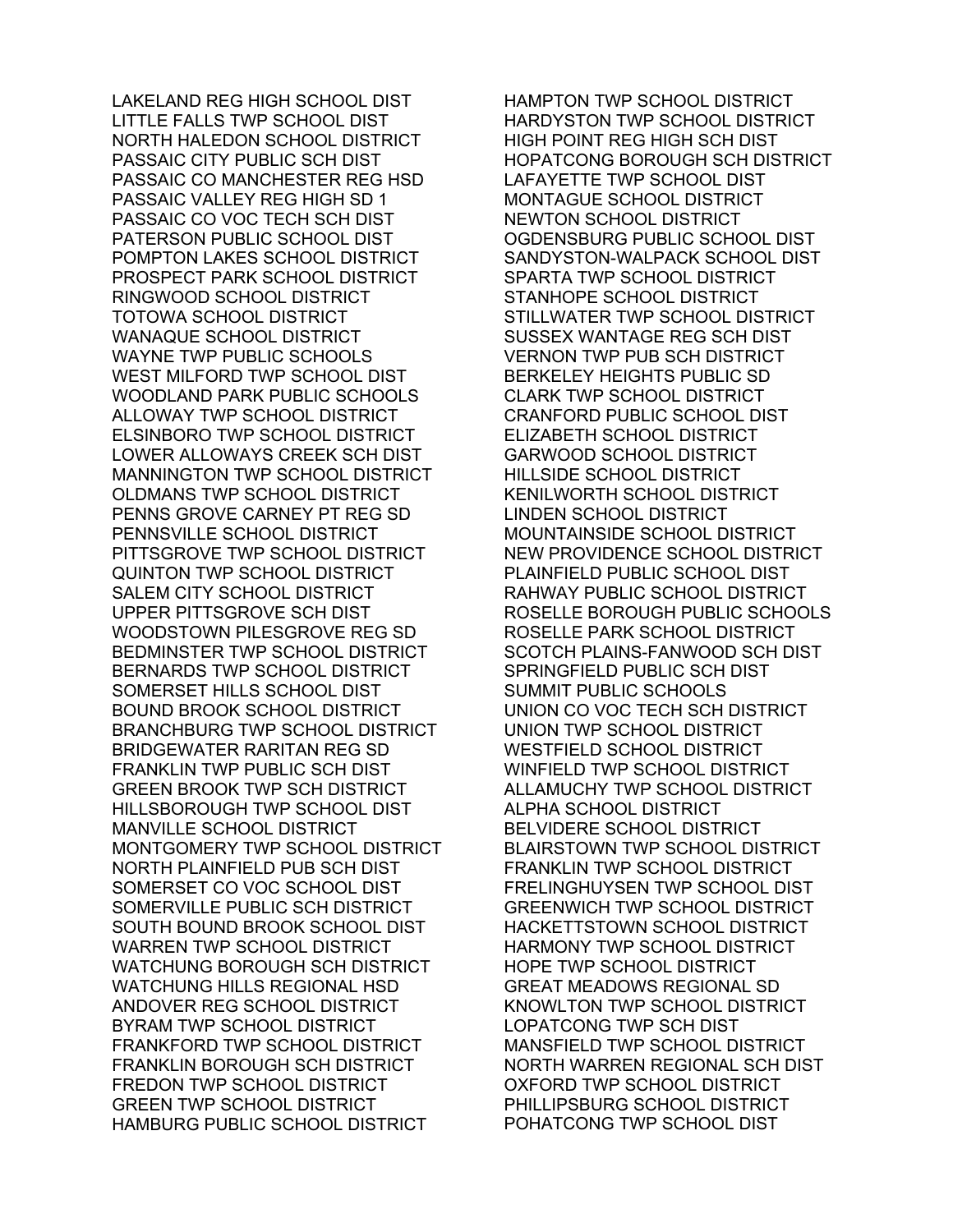LAKELAND REG HIGH SCHOOL DIST
LITTLE FALLS TWP SCHOOL DIST
NORTH HALEDON SCHOOL DISTRICT
PASSAIC CITY PUBLIC SCH DIST
PASSAIC CO MANCHESTER REG HSD
PASSAIC VALLEY REG HIGH SD 1
PASSAIC CO VOC TECH SCH DIST
PATERSON PUBLIC SCHOOL DIST
POMPTON LAKES SCHOOL DISTRICT
PROSPECT PARK SCHOOL DISTRICT
RINGWOOD SCHOOL DISTRICT
TOTOWA SCHOOL DISTRICT
WANAQUE SCHOOL DISTRICT
WAYNE TWP PUBLIC SCHOOLS
WEST MILFORD TWP SCHOOL DIST
WOODLAND PARK PUBLIC SCHOOLS
ALLOWAY TWP SCHOOL DISTRICT
ELSINBORO TWP SCHOOL DISTRICT
LOWER ALLOWAYS CREEK SCH DIST
MANNINGTON TWP SCHOOL DISTRICT
OLDMANS TWP SCHOOL DISTRICT
PENNS GROVE CARNEY PT REG SD
PENNSVILLE SCHOOL DISTRICT
PITTSGROVE TWP SCHOOL DISTRICT
QUINTON TWP SCHOOL DISTRICT
SALEM CITY SCHOOL DISTRICT
UPPER PITTSGROVE SCH DIST
WOODSTOWN PILESGROVE REG SD
BEDMINSTER TWP SCHOOL DISTRICT
BERNARDS TWP SCHOOL DISTRICT
SOMERSET HILLS SCHOOL DIST
BOUND BROOK SCHOOL DISTRICT
BRANCHBURG TWP SCHOOL DISTRICT
BRIDGEWATER RARITAN REG SD
FRANKLIN TWP PUBLIC SCH DIST
GREEN BROOK TWP SCH DISTRICT
HILLSBOROUGH TWP SCHOOL DIST
MANVILLE SCHOOL DISTRICT
MONTGOMERY TWP SCHOOL DISTRICT
NORTH PLAINFIELD PUB SCH DIST
SOMERSET CO VOC SCHOOL DIST
SOMERVILLE PUBLIC SCH DISTRICT
SOUTH BOUND BROOK SCHOOL DIST
WARREN TWP SCHOOL DISTRICT
WATCHUNG BOROUGH SCH DISTRICT
WATCHUNG HILLS REGIONAL HSD
ANDOVER REG SCHOOL DISTRICT
BYRAM TWP SCHOOL DISTRICT
FRANKFORD TWP SCHOOL DISTRICT
FRANKLIN BOROUGH SCH DISTRICT
FREDON TWP SCHOOL DISTRICT
GREEN TWP SCHOOL DISTRICT
HAMBURG PUBLIC SCHOOL DISTRICT
HAMPTON TWP SCHOOL DISTRICT
HARDYSTON TWP SCHOOL DISTRICT
HIGH POINT REG HIGH SCH DIST
HOPATCONG BOROUGH SCH DISTRICT
LAFAYETTE TWP SCHOOL DIST
MONTAGUE SCHOOL DISTRICT
NEWTON SCHOOL DISTRICT
OGDENSBURG PUBLIC SCHOOL DIST
SANDYSTON-WALPACK SCHOOL DIST
SPARTA TWP SCHOOL DISTRICT
STANHOPE SCHOOL DISTRICT
STILLWATER TWP SCHOOL DISTRICT
SUSSEX WANTAGE REG SCH DIST
VERNON TWP PUB SCH DISTRICT
BERKELEY HEIGHTS PUBLIC SD
CLARK TWP SCHOOL DISTRICT
CRANFORD PUBLIC SCHOOL DIST
ELIZABETH SCHOOL DISTRICT
GARWOOD SCHOOL DISTRICT
HILLSIDE SCHOOL DISTRICT
KENILWORTH SCHOOL DISTRICT
LINDEN SCHOOL DISTRICT
MOUNTAINSIDE SCHOOL DISTRICT
NEW PROVIDENCE SCHOOL DISTRICT
PLAINFIELD PUBLIC SCHOOL DIST
RAHWAY PUBLIC SCHOOL DISTRICT
ROSELLE BOROUGH PUBLIC SCHOOLS
ROSELLE PARK SCHOOL DISTRICT
SCOTCH PLAINS-FANWOOD SCH DIST
SPRINGFIELD PUBLIC SCH DIST
SUMMIT PUBLIC SCHOOLS
UNION CO VOC TECH SCH DISTRICT
UNION TWP SCHOOL DISTRICT
WESTFIELD SCHOOL DISTRICT
WINFIELD TWP SCHOOL DISTRICT
ALLAMUCHY TWP SCHOOL DISTRICT
ALPHA SCHOOL DISTRICT
BELVIDERE SCHOOL DISTRICT
BLAIRSTOWN TWP SCHOOL DISTRICT
FRANKLIN TWP SCHOOL DISTRICT
FRELINGHUYSEN TWP SCHOOL DIST
GREENWICH TWP SCHOOL DISTRICT
HACKETTSTOWN SCHOOL DISTRICT
HARMONY TWP SCHOOL DISTRICT
HOPE TWP SCHOOL DISTRICT
GREAT MEADOWS REGIONAL SD
KNOWLTON TWP SCHOOL DISTRICT
LOPATCONG TWP SCH DIST
MANSFIELD TWP SCHOOL DISTRICT
NORTH WARREN REGIONAL SCH DIST
OXFORD TWP SCHOOL DISTRICT
PHILLIPSBURG SCHOOL DISTRICT
POHATCONG TWP SCHOOL DIST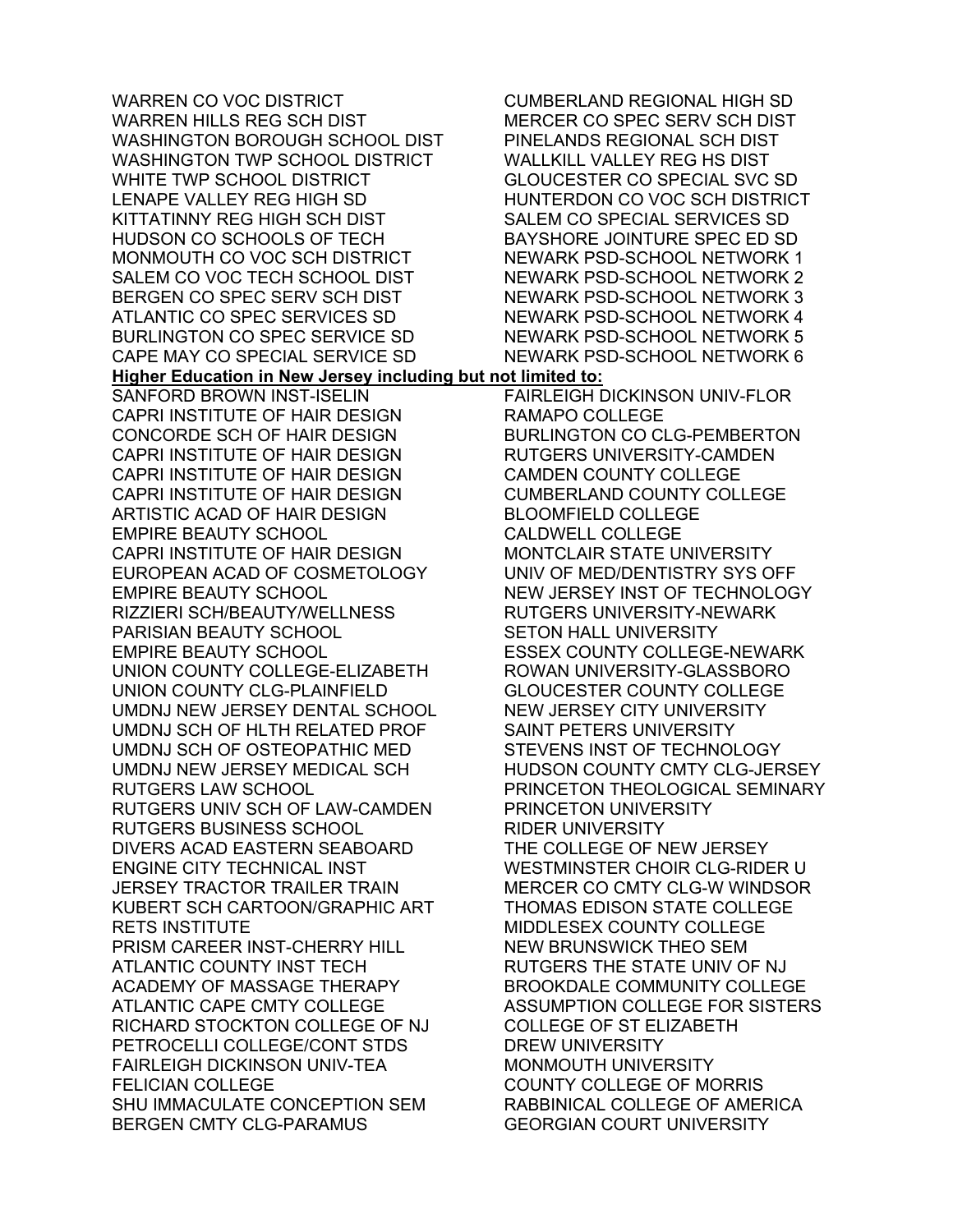WARREN CO VOC DISTRICT
WARREN HILLS REG SCH DIST
WASHINGTON BOROUGH SCHOOL DIST
WASHINGTON TWP SCHOOL DISTRICT
WHITE TWP SCHOOL DISTRICT
LENAPE VALLEY REG HIGH SD
KITTATINNY REG HIGH SCH DIST
HUDSON CO SCHOOLS OF TECH
MONMOUTH CO VOC SCH DISTRICT
SALEM CO VOC TECH SCHOOL DIST
BERGEN CO SPEC SERV SCH DIST
ATLANTIC CO SPEC SERVICES SD
BURLINGTON CO SPEC SERVICE SD
CAPE MAY CO SPECIAL SERVICE SD
CUMBERLAND REGIONAL HIGH SD
MERCER CO SPEC SERV SCH DIST
PINELANDS REGIONAL SCH DIST
WALLKILL VALLEY REG HS DIST
GLOUCESTER CO SPECIAL SVC SD
HUNTERDON CO VOC SCH DISTRICT
SALEM CO SPECIAL SERVICES SD
BAYSHORE JOINTURE SPEC ED SD
NEWARK PSD-SCHOOL NETWORK 1
NEWARK PSD-SCHOOL NETWORK 2
NEWARK PSD-SCHOOL NETWORK 3
NEWARK PSD-SCHOOL NETWORK 4
NEWARK PSD-SCHOOL NETWORK 5
NEWARK PSD-SCHOOL NETWORK 6

**Higher Education in New Jersey including but not limited to:**

SANFORD BROWN INST-ISELIN
CAPRI INSTITUTE OF HAIR DESIGN
CONCORDE SCH OF HAIR DESIGN
CAPRI INSTITUTE OF HAIR DESIGN
CAPRI INSTITUTE OF HAIR DESIGN
CAPRI INSTITUTE OF HAIR DESIGN
ARTISTIC ACAD OF HAIR DESIGN
EMPIRE BEAUTY SCHOOL
CAPRI INSTITUTE OF HAIR DESIGN
EUROPEAN ACAD OF COSMETOLOGY
EMPIRE BEAUTY SCHOOL
RIZZIERI SCH/BEAUTY/WELLNESS
PARISIAN BEAUTY SCHOOL
EMPIRE BEAUTY SCHOOL
UNION COUNTY COLLEGE-ELIZABETH
UNION COUNTY CLG-PLAINFIELD
UMDNJ NEW JERSEY DENTAL SCHOOL
UMDNJ SCH OF HLTH RELATED PROF
UMDNJ SCH OF OSTEOPATHIC MED
UMDNJ NEW JERSEY MEDICAL SCH
RUTGERS LAW SCHOOL
RUTGERS UNIV SCH OF LAW-CAMDEN
RUTGERS BUSINESS SCHOOL
DIVERS ACAD EASTERN SEABOARD
ENGINE CITY TECHNICAL INST
JERSEY TRACTOR TRAILER TRAIN
KUBERT SCH CARTOON/GRAPHIC ART
RETS INSTITUTE
PRISM CAREER INST-CHERRY HILL
ATLANTIC COUNTY INST TECH
ACADEMY OF MASSAGE THERAPY
ATLANTIC CAPE CMTY COLLEGE
RICHARD STOCKTON COLLEGE OF NJ
PETROCELLI COLLEGE/CONT STDS
FAIRLEIGH DICKINSON UNIV-TEA
FELICIAN COLLEGE
SHU IMMACULATE CONCEPTION SEM
BERGEN CMTY CLG-PARAMUS
FAIRLEIGH DICKINSON UNIV-FLOR
RAMAPO COLLEGE
BURLINGTON CO CLG-PEMBERTON
RUTGERS UNIVERSITY-CAMDEN
CAMDEN COUNTY COLLEGE
CUMBERLAND COUNTY COLLEGE
BLOOMFIELD COLLEGE
CALDWELL COLLEGE
MONTCLAIR STATE UNIVERSITY
UNIV OF MED/DENTISTRY SYS OFF
NEW JERSEY INST OF TECHNOLOGY
RUTGERS UNIVERSITY-NEWARK
SETON HALL UNIVERSITY
ESSEX COUNTY COLLEGE-NEWARK
ROWAN UNIVERSITY-GLASSBORO
GLOUCESTER COUNTY COLLEGE
NEW JERSEY CITY UNIVERSITY
SAINT PETERS UNIVERSITY
STEVENS INST OF TECHNOLOGY
HUDSON COUNTY CMTY CLG-JERSEY
PRINCETON THEOLOGICAL SEMINARY
PRINCETON UNIVERSITY
RIDER UNIVERSITY
THE COLLEGE OF NEW JERSEY
WESTMINSTER CHOIR CLG-RIDER U
MERCER CO CMTY CLG-W WINDSOR
THOMAS EDISON STATE COLLEGE
MIDDLESEX COUNTY COLLEGE
NEW BRUNSWICK THEO SEM
RUTGERS THE STATE UNIV OF NJ
BROOKDALE COMMUNITY COLLEGE
ASSUMPTION COLLEGE FOR SISTERS
COLLEGE OF ST ELIZABETH
DREW UNIVERSITY
MONMOUTH UNIVERSITY
COUNTY COLLEGE OF MORRIS
RABBINICAL COLLEGE OF AMERICA
GEORGIAN COURT UNIVERSITY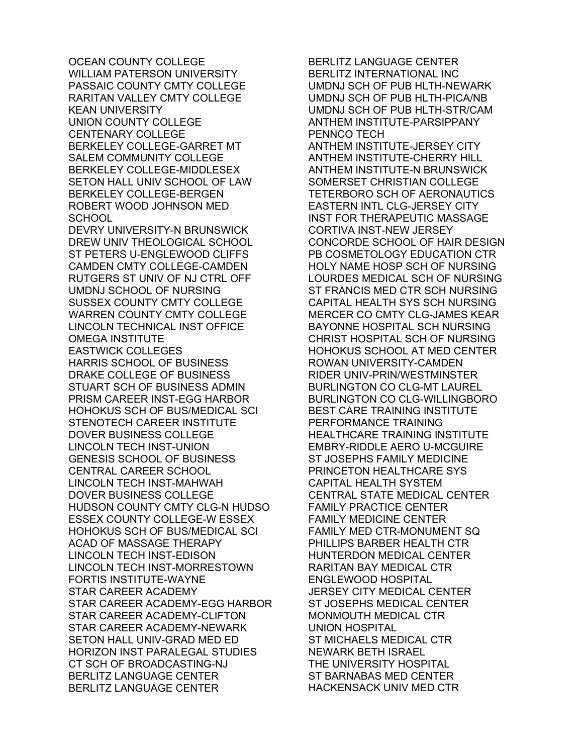OCEAN COUNTY COLLEGE
WILLIAM PATERSON UNIVERSITY
PASSAIC COUNTY CMTY COLLEGE
RARITAN VALLEY CMTY COLLEGE
KEAN UNIVERSITY
UNION COUNTY COLLEGE
CENTENARY COLLEGE
BERKELEY COLLEGE-GARRET MT
SALEM COMMUNITY COLLEGE
BERKELEY COLLEGE-MIDDLESEX
SETON HALL UNIV SCHOOL OF LAW
BERKELEY COLLEGE-BERGEN
ROBERT WOOD JOHNSON MED SCHOOL
DEVRY UNIVERSITY-N BRUNSWICK
DREW UNIV THEOLOGICAL SCHOOL
ST PETERS U-ENGLEWOOD CLIFFS
CAMDEN CMTY COLLEGE-CAMDEN
RUTGERS ST UNIV OF NJ CTRL OFF
UMDNJ SCHOOL OF NURSING
SUSSEX COUNTY CMTY COLLEGE
WARREN COUNTY CMTY COLLEGE
LINCOLN TECHNICAL INST OFFICE
OMEGA INSTITUTE
EASTWICK COLLEGES
HARRIS SCHOOL OF BUSINESS
DRAKE COLLEGE OF BUSINESS
STUART SCH OF BUSINESS ADMIN
PRISM CAREER INST-EGG HARBOR
HOHOKUS SCH OF BUS/MEDICAL SCI
STENOTECH CAREER INSTITUTE
DOVER BUSINESS COLLEGE
LINCOLN TECH INST-UNION
GENESIS SCHOOL OF BUSINESS
CENTRAL CAREER SCHOOL
LINCOLN TECH INST-MAHWAH
DOVER BUSINESS COLLEGE
HUDSON COUNTY CMTY CLG-N HUDSO
ESSEX COUNTY COLLEGE-W ESSEX
HOHOKUS SCH OF BUS/MEDICAL SCI
ACAD OF MASSAGE THERAPY
LINCOLN TECH INST-EDISON
LINCOLN TECH INST-MORRESTOWN
FORTIS INSTITUTE-WAYNE
STAR CAREER ACADEMY
STAR CAREER ACADEMY-EGG HARBOR
STAR CAREER ACADEMY-CLIFTON
STAR CAREER ACADEMY-NEWARK
SETON HALL UNIV-GRAD MED ED
HORIZON INST PARALEGAL STUDIES
CT SCH OF BROADCASTING-NJ
BERLITZ LANGUAGE CENTER
BERLITZ LANGUAGE CENTER
BERLITZ LANGUAGE CENTER
BERLITZ INTERNATIONAL INC
UMDNJ SCH OF PUB HLTH-NEWARK
UMDNJ SCH OF PUB HLTH-PICA/NB
UMDNJ SCH OF PUB HLTH-STR/CAM
ANTHEM INSTITUTE-PARSIPPANY
PENNCO TECH
ANTHEM INSTITUTE-JERSEY CITY
ANTHEM INSTITUTE-CHERRY HILL
ANTHEM INSTITUTE-N BRUNSWICK
SOMERSET CHRISTIAN COLLEGE
TETERBORO SCH OF AERONAUTICS
EASTERN INTL CLG-JERSEY CITY
INST FOR THERAPEUTIC MASSAGE
CORTIVA INST-NEW JERSEY
CONCORDE SCHOOL OF HAIR DESIGN
PB COSMETOLOGY EDUCATION CTR
HOLY NAME HOSP SCH OF NURSING
LOURDES MEDICAL SCH OF NURSING
ST FRANCIS MED CTR SCH NURSING
CAPITAL HEALTH SYS SCH NURSING
MERCER CO CMTY CLG-JAMES KEAR
BAYONNE HOSPITAL SCH NURSING
CHRIST HOSPITAL SCH OF NURSING
HOHOKUS SCHOOL AT MED CENTER
ROWAN UNIVERSITY-CAMDEN
RIDER UNIV-PRIN/WESTMINSTER
BURLINGTON CO CLG-MT LAUREL
BURLINGTON CO CLG-WILLINGBORO
BEST CARE TRAINING INSTITUTE
PERFORMANCE TRAINING
HEALTHCARE TRAINING INSTITUTE
EMBRY-RIDDLE AERO U-MCGUIRE
ST JOSEPHS FAMILY MEDICINE
PRINCETON HEALTHCARE SYS
CAPITAL HEALTH SYSTEM
CENTRAL STATE MEDICAL CENTER
FAMILY PRACTICE CENTER
FAMILY MEDICINE CENTER
FAMILY MED CTR-MONUMENT SQ
PHILLIPS BARBER HEALTH CTR
HUNTERDON MEDICAL CENTER
RARITAN BAY MEDICAL CTR
ENGLEWOOD HOSPITAL
JERSEY CITY MEDICAL CENTER
ST JOSEPHS MEDICAL CENTER
MONMOUTH MEDICAL CTR
UNION HOSPITAL
ST MICHAELS MEDICAL CTR
NEWARK BETH ISRAEL
THE UNIVERSITY HOSPITAL
ST BARNABAS MED CENTER
HACKENSACK UNIV MED CTR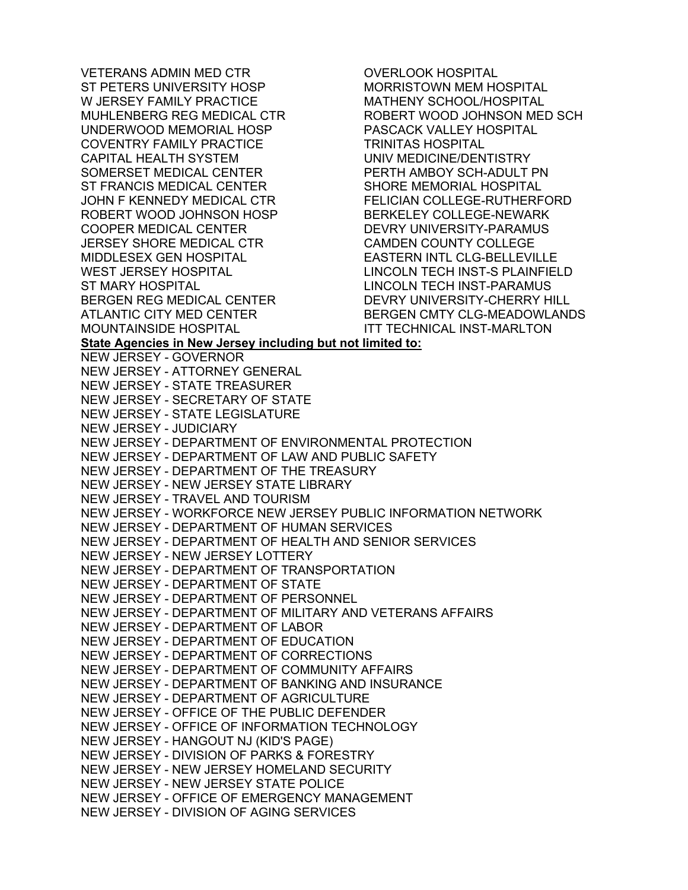VETERANS ADMIN MED CTR
ST PETERS UNIVERSITY HOSP
W JERSEY FAMILY PRACTICE
MUHLENBERG REG MEDICAL CTR
UNDERWOOD MEMORIAL HOSP
COVENTRY FAMILY PRACTICE
CAPITAL HEALTH SYSTEM
SOMERSET MEDICAL CENTER
ST FRANCIS MEDICAL CENTER
JOHN F KENNEDY MEDICAL CTR
ROBERT WOOD JOHNSON HOSP
COOPER MEDICAL CENTER
JERSEY SHORE MEDICAL CTR
MIDDLESEX GEN HOSPITAL
WEST JERSEY HOSPITAL
ST MARY HOSPITAL
BERGEN REG MEDICAL CENTER
ATLANTIC CITY MED CENTER
MOUNTAINSIDE HOSPITAL
OVERLOOK HOSPITAL
MORRISTOWN MEM HOSPITAL
MATHENY SCHOOL/HOSPITAL
ROBERT WOOD JOHNSON MED SCH
PASCACK VALLEY HOSPITAL
TRINITAS HOSPITAL
UNIV MEDICINE/DENTISTRY
PERTH AMBOY SCH-ADULT PN
SHORE MEMORIAL HOSPITAL
FELICIAN COLLEGE-RUTHERFORD
BERKELEY COLLEGE-NEWARK
DEVRY UNIVERSITY-PARAMUS
CAMDEN COUNTY COLLEGE
EASTERN INTL CLG-BELLEVILLE
LINCOLN TECH INST-S PLAINFIELD
LINCOLN TECH INST-PARAMUS
DEVRY UNIVERSITY-CHERRY HILL
BERGEN CMTY CLG-MEADOWLANDS
ITT TECHNICAL INST-MARLTON

**State Agencies in New Jersey including but not limited to:**

NEW JERSEY - GOVERNOR
NEW JERSEY - ATTORNEY GENERAL
NEW JERSEY - STATE TREASURER
NEW JERSEY - SECRETARY OF STATE
NEW JERSEY - STATE LEGISLATURE
NEW JERSEY - JUDICIARY
NEW JERSEY - DEPARTMENT OF ENVIRONMENTAL PROTECTION
NEW JERSEY - DEPARTMENT OF LAW AND PUBLIC SAFETY
NEW JERSEY - DEPARTMENT OF THE TREASURY
NEW JERSEY - NEW JERSEY STATE LIBRARY
NEW JERSEY - TRAVEL AND TOURISM
NEW JERSEY - WORKFORCE NEW JERSEY PUBLIC INFORMATION NETWORK
NEW JERSEY - DEPARTMENT OF HUMAN SERVICES
NEW JERSEY - DEPARTMENT OF HEALTH AND SENIOR SERVICES
NEW JERSEY - NEW JERSEY LOTTERY
NEW JERSEY - DEPARTMENT OF TRANSPORTATION
NEW JERSEY - DEPARTMENT OF STATE
NEW JERSEY - DEPARTMENT OF PERSONNEL
NEW JERSEY - DEPARTMENT OF MILITARY AND VETERANS AFFAIRS
NEW JERSEY - DEPARTMENT OF LABOR
NEW JERSEY - DEPARTMENT OF EDUCATION
NEW JERSEY - DEPARTMENT OF CORRECTIONS
NEW JERSEY - DEPARTMENT OF COMMUNITY AFFAIRS
NEW JERSEY - DEPARTMENT OF BANKING AND INSURANCE
NEW JERSEY - DEPARTMENT OF AGRICULTURE
NEW JERSEY - OFFICE OF THE PUBLIC DEFENDER
NEW JERSEY - OFFICE OF INFORMATION TECHNOLOGY
NEW JERSEY - HANGOUT NJ (KID'S PAGE)
NEW JERSEY - DIVISION OF PARKS & FORESTRY
NEW JERSEY - NEW JERSEY HOMELAND SECURITY
NEW JERSEY - NEW JERSEY STATE POLICE
NEW JERSEY - OFFICE OF EMERGENCY MANAGEMENT
NEW JERSEY - DIVISION OF AGING SERVICES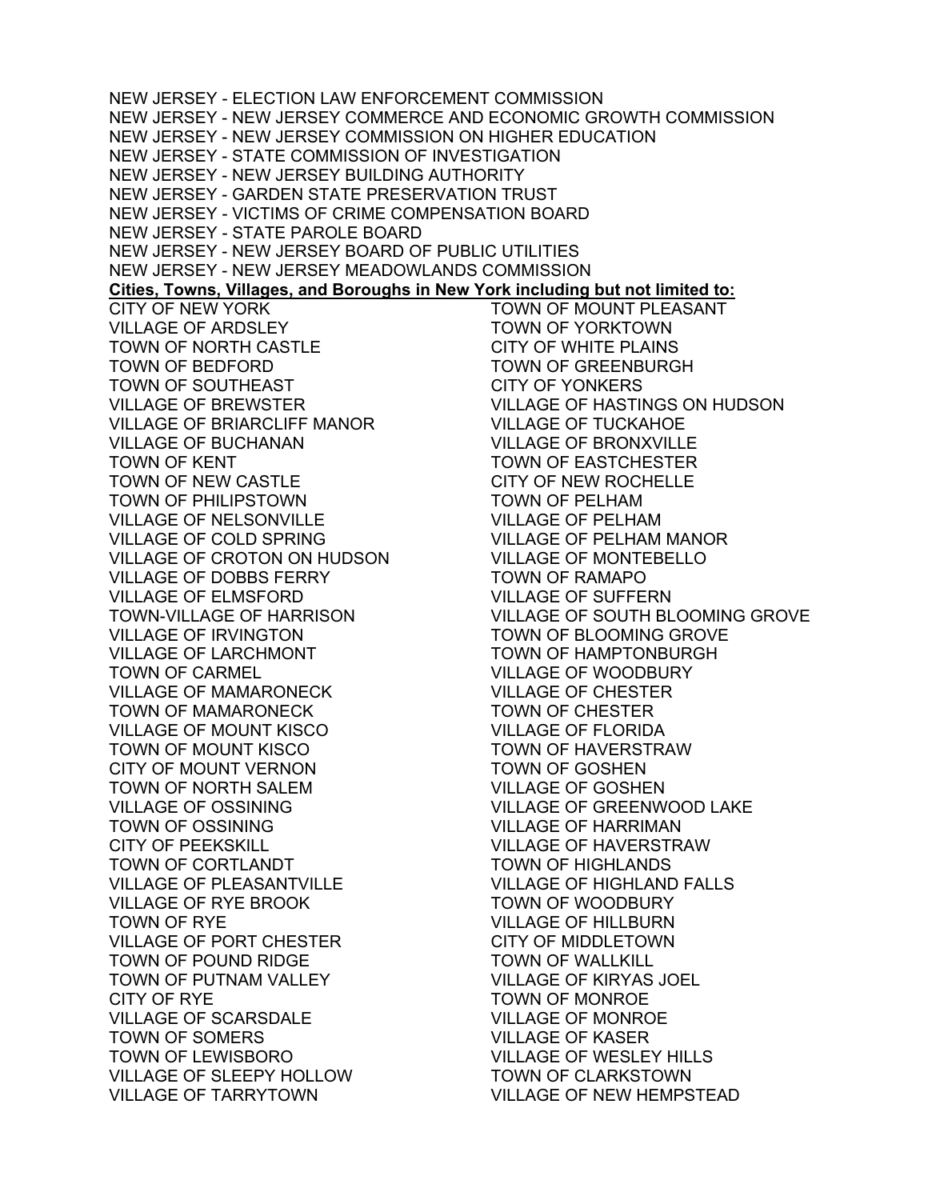NEW JERSEY - ELECTION LAW ENFORCEMENT COMMISSION
NEW JERSEY - NEW JERSEY COMMERCE AND ECONOMIC GROWTH COMMISSION
NEW JERSEY - NEW JERSEY COMMISSION ON HIGHER EDUCATION
NEW JERSEY - STATE COMMISSION OF INVESTIGATION
NEW JERSEY - NEW JERSEY BUILDING AUTHORITY
NEW JERSEY - GARDEN STATE PRESERVATION TRUST
NEW JERSEY - VICTIMS OF CRIME COMPENSATION BOARD
NEW JERSEY - STATE PAROLE BOARD
NEW JERSEY - NEW JERSEY BOARD OF PUBLIC UTILITIES
NEW JERSEY - NEW JERSEY MEADOWLANDS COMMISSION

**Cities, Towns, Villages, and Boroughs in New York including but not limited to:**

CITY OF NEW YORK
VILLAGE OF ARDSLEY
TOWN OF NORTH CASTLE
TOWN OF BEDFORD
TOWN OF SOUTHEAST
VILLAGE OF BREWSTER
VILLAGE OF BRIARCLIFF MANOR
VILLAGE OF BUCHANAN
TOWN OF KENT
TOWN OF NEW CASTLE
TOWN OF PHILIPSTOWN
VILLAGE OF NELSONVILLE
VILLAGE OF COLD SPRING
VILLAGE OF CROTON ON HUDSON
VILLAGE OF DOBBS FERRY
VILLAGE OF ELMSFORD
TOWN-VILLAGE OF HARRISON
VILLAGE OF IRVINGTON
VILLAGE OF LARCHMONT
TOWN OF CARMEL
VILLAGE OF MAMARONECK
TOWN OF MAMARONECK
VILLAGE OF MOUNT KISCO
TOWN OF MOUNT KISCO
CITY OF MOUNT VERNON
TOWN OF NORTH SALEM
VILLAGE OF OSSINING
TOWN OF OSSINING
CITY OF PEEKSKILL
TOWN OF CORTLANDT
VILLAGE OF PLEASANTVILLE
VILLAGE OF RYE BROOK
TOWN OF RYE
VILLAGE OF PORT CHESTER
TOWN OF POUND RIDGE
TOWN OF PUTNAM VALLEY
CITY OF RYE
VILLAGE OF SCARSDALE
TOWN OF SOMERS
TOWN OF LEWISBORO
VILLAGE OF SLEEPY HOLLOW
VILLAGE OF TARRYTOWN
TOWN OF MOUNT PLEASANT
TOWN OF YORKTOWN
CITY OF WHITE PLAINS
TOWN OF GREENBURGH
CITY OF YONKERS
VILLAGE OF HASTINGS ON HUDSON
VILLAGE OF TUCKAHOE
VILLAGE OF BRONXVILLE
TOWN OF EASTCHESTER
CITY OF NEW ROCHELLE
TOWN OF PELHAM
VILLAGE OF PELHAM
VILLAGE OF PELHAM MANOR
VILLAGE OF MONTEBELLO
TOWN OF RAMAPO
VILLAGE OF SUFFERN
VILLAGE OF SOUTH BLOOMING GROVE
TOWN OF BLOOMING GROVE
TOWN OF HAMPTONBURGH
VILLAGE OF WOODBURY
VILLAGE OF CHESTER
TOWN OF CHESTER
VILLAGE OF FLORIDA
TOWN OF HAVERSTRAW
TOWN OF GOSHEN
VILLAGE OF GOSHEN
VILLAGE OF GREENWOOD LAKE
VILLAGE OF HARRIMAN
VILLAGE OF HAVERSTRAW
TOWN OF HIGHLANDS
VILLAGE OF HIGHLAND FALLS
TOWN OF WOODBURY
VILLAGE OF HILLBURN
CITY OF MIDDLETOWN
TOWN OF WALLKILL
VILLAGE OF KIRYAS JOEL
TOWN OF MONROE
VILLAGE OF MONROE
VILLAGE OF KASER
VILLAGE OF WESLEY HILLS
TOWN OF CLARKSTOWN
VILLAGE OF NEW HEMPSTEAD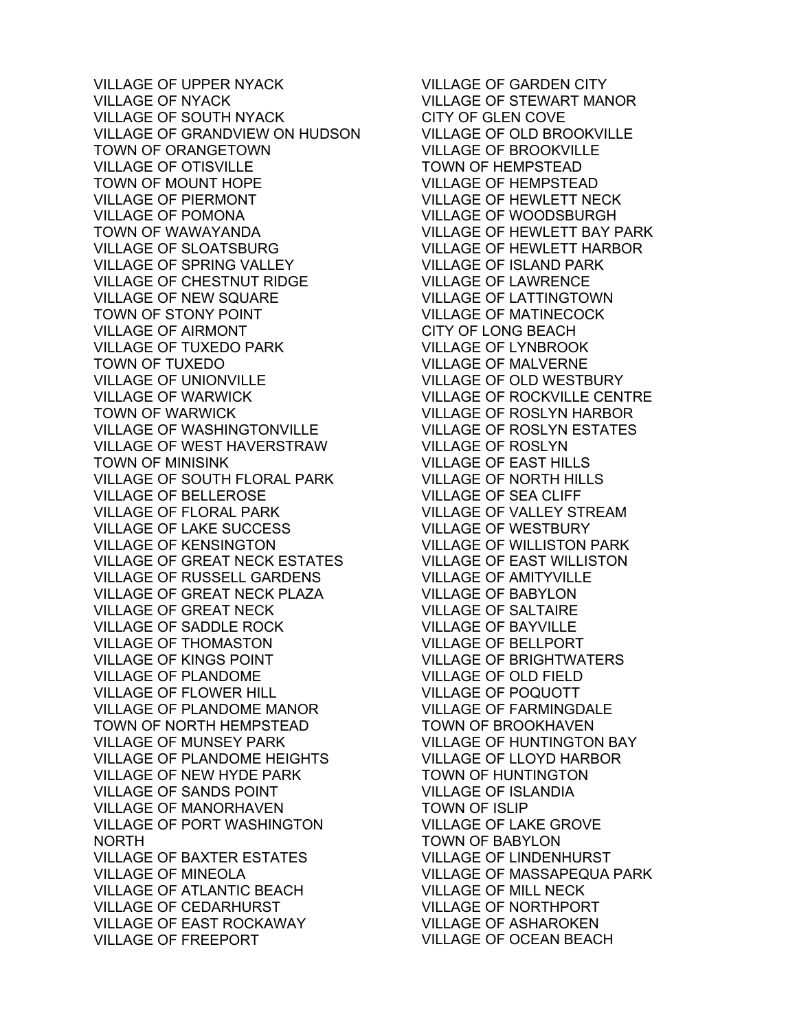VILLAGE OF UPPER NYACK
VILLAGE OF NYACK
VILLAGE OF SOUTH NYACK
VILLAGE OF GRANDVIEW ON HUDSON
TOWN OF ORANGETOWN
VILLAGE OF OTISVILLE
TOWN OF MOUNT HOPE
VILLAGE OF PIERMONT
VILLAGE OF POMONA
TOWN OF WAWAYANDA
VILLAGE OF SLOATSBURG
VILLAGE OF SPRING VALLEY
VILLAGE OF CHESTNUT RIDGE
VILLAGE OF NEW SQUARE
TOWN OF STONY POINT
VILLAGE OF AIRMONT
VILLAGE OF TUXEDO PARK
TOWN OF TUXEDO
VILLAGE OF UNIONVILLE
VILLAGE OF WARWICK
TOWN OF WARWICK
VILLAGE OF WASHINGTONVILLE
VILLAGE OF WEST HAVERSTRAW
TOWN OF MINISINK
VILLAGE OF SOUTH FLORAL PARK
VILLAGE OF BELLEROSE
VILLAGE OF FLORAL PARK
VILLAGE OF LAKE SUCCESS
VILLAGE OF KENSINGTON
VILLAGE OF GREAT NECK ESTATES
VILLAGE OF RUSSELL GARDENS
VILLAGE OF GREAT NECK PLAZA
VILLAGE OF GREAT NECK
VILLAGE OF SADDLE ROCK
VILLAGE OF THOMASTON
VILLAGE OF KINGS POINT
VILLAGE OF PLANDOME
VILLAGE OF FLOWER HILL
VILLAGE OF PLANDOME MANOR
TOWN OF NORTH HEMPSTEAD
VILLAGE OF MUNSEY PARK
VILLAGE OF PLANDOME HEIGHTS
VILLAGE OF NEW HYDE PARK
VILLAGE OF SANDS POINT
VILLAGE OF MANORHAVEN
VILLAGE OF PORT WASHINGTON NORTH
VILLAGE OF BAXTER ESTATES
VILLAGE OF MINEOLA
VILLAGE OF ATLANTIC BEACH
VILLAGE OF CEDARHURST
VILLAGE OF EAST ROCKAWAY
VILLAGE OF FREEPORT
VILLAGE OF GARDEN CITY
VILLAGE OF STEWART MANOR
CITY OF GLEN COVE
VILLAGE OF OLD BROOKVILLE
VILLAGE OF BROOKVILLE
TOWN OF HEMPSTEAD
VILLAGE OF HEMPSTEAD
VILLAGE OF HEWLETT NECK
VILLAGE OF WOODSBURGH
VILLAGE OF HEWLETT BAY PARK
VILLAGE OF HEWLETT HARBOR
VILLAGE OF ISLAND PARK
VILLAGE OF LAWRENCE
VILLAGE OF LATTINGTOWN
VILLAGE OF MATINECOCK
CITY OF LONG BEACH
VILLAGE OF LYNBROOK
VILLAGE OF MALVERNE
VILLAGE OF OLD WESTBURY
VILLAGE OF ROCKVILLE CENTRE
VILLAGE OF ROSLYN HARBOR
VILLAGE OF ROSLYN ESTATES
VILLAGE OF ROSLYN
VILLAGE OF EAST HILLS
VILLAGE OF NORTH HILLS
VILLAGE OF SEA CLIFF
VILLAGE OF VALLEY STREAM
VILLAGE OF WESTBURY
VILLAGE OF WILLISTON PARK
VILLAGE OF EAST WILLISTON
VILLAGE OF AMITYVILLE
VILLAGE OF BABYLON
VILLAGE OF SALTAIRE
VILLAGE OF BAYVILLE
VILLAGE OF BELLPORT
VILLAGE OF BRIGHTWATERS
VILLAGE OF OLD FIELD
VILLAGE OF POQUOTT
VILLAGE OF FARMINGDALE
TOWN OF BROOKHAVEN
VILLAGE OF HUNTINGTON BAY
VILLAGE OF LLOYD HARBOR
TOWN OF HUNTINGTON
VILLAGE OF ISLANDIA
TOWN OF ISLIP
VILLAGE OF LAKE GROVE
TOWN OF BABYLON
VILLAGE OF LINDENHURST
VILLAGE OF MASSAPEQUA PARK
VILLAGE OF MILL NECK
VILLAGE OF NORTHPORT
VILLAGE OF ASHAROKEN
VILLAGE OF OCEAN BEACH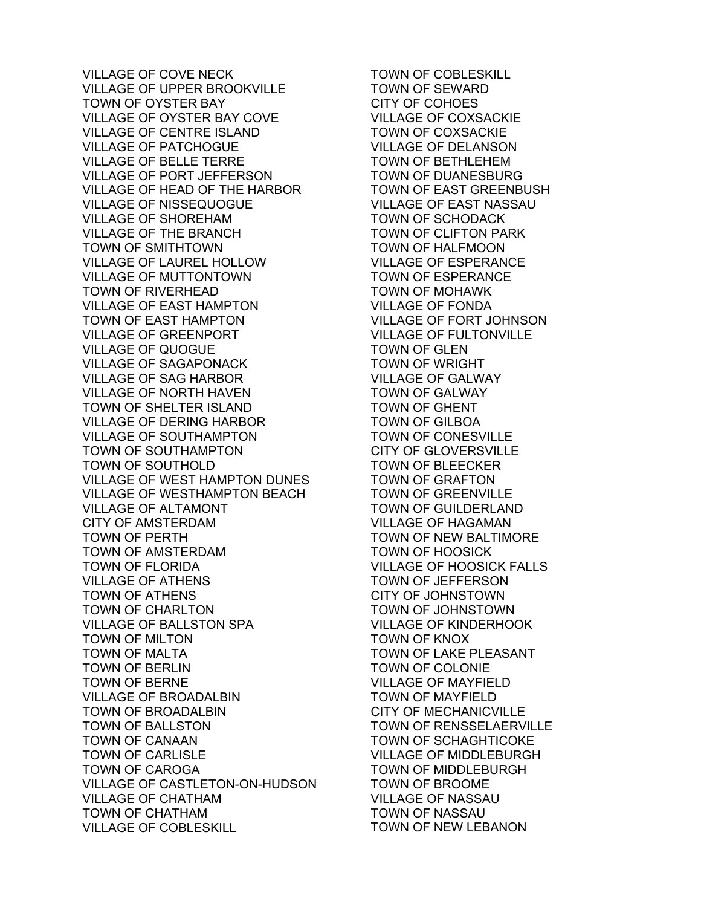VILLAGE OF COVE NECK
VILLAGE OF UPPER BROOKVILLE
TOWN OF OYSTER BAY
VILLAGE OF OYSTER BAY COVE
VILLAGE OF CENTRE ISLAND
VILLAGE OF PATCHOGUE
VILLAGE OF BELLE TERRE
VILLAGE OF PORT JEFFERSON
VILLAGE OF HEAD OF THE HARBOR
VILLAGE OF NISSEQUOGUE
VILLAGE OF SHOREHAM
VILLAGE OF THE BRANCH
TOWN OF SMITHTOWN
VILLAGE OF LAUREL HOLLOW
VILLAGE OF MUTTONTOWN
TOWN OF RIVERHEAD
VILLAGE OF EAST HAMPTON
TOWN OF EAST HAMPTON
VILLAGE OF GREENPORT
VILLAGE OF QUOGUE
VILLAGE OF SAGAPONACK
VILLAGE OF SAG HARBOR
VILLAGE OF NORTH HAVEN
TOWN OF SHELTER ISLAND
VILLAGE OF DERING HARBOR
VILLAGE OF SOUTHAMPTON
TOWN OF SOUTHAMPTON
TOWN OF SOUTHOLD
VILLAGE OF WEST HAMPTON DUNES
VILLAGE OF WESTHAMPTON BEACH
VILLAGE OF ALTAMONT
CITY OF AMSTERDAM
TOWN OF PERTH
TOWN OF AMSTERDAM
TOWN OF FLORIDA
VILLAGE OF ATHENS
TOWN OF ATHENS
TOWN OF CHARLTON
VILLAGE OF BALLSTON SPA
TOWN OF MILTON
TOWN OF MALTA
TOWN OF BERLIN
TOWN OF BERNE
VILLAGE OF BROADALBIN
TOWN OF BROADALBIN
TOWN OF BALLSTON
TOWN OF CANAAN
TOWN OF CARLISLE
TOWN OF CAROGA
VILLAGE OF CASTLETON-ON-HUDSON
VILLAGE OF CHATHAM
TOWN OF CHATHAM
VILLAGE OF COBLESKILL
TOWN OF COBLESKILL
TOWN OF SEWARD
CITY OF COHOES
VILLAGE OF COXSACKIE
TOWN OF COXSACKIE
VILLAGE OF DELANSON
TOWN OF BETHLEHEM
TOWN OF DUANESBURG
TOWN OF EAST GREENBUSH
VILLAGE OF EAST NASSAU
TOWN OF SCHODACK
TOWN OF CLIFTON PARK
TOWN OF HALFMOON
VILLAGE OF ESPERANCE
TOWN OF ESPERANCE
TOWN OF MOHAWK
VILLAGE OF FONDA
VILLAGE OF FORT JOHNSON
VILLAGE OF FULTONVILLE
TOWN OF GLEN
TOWN OF WRIGHT
VILLAGE OF GALWAY
TOWN OF GALWAY
TOWN OF GHENT
TOWN OF GILBOA
TOWN OF CONESVILLE
CITY OF GLOVERSVILLE
TOWN OF BLEECKER
TOWN OF GRAFTON
TOWN OF GREENVILLE
TOWN OF GUILDERLAND
VILLAGE OF HAGAMAN
TOWN OF NEW BALTIMORE
TOWN OF HOOSICK
VILLAGE OF HOOSICK FALLS
TOWN OF JEFFERSON
CITY OF JOHNSTOWN
TOWN OF JOHNSTOWN
VILLAGE OF KINDERHOOK
TOWN OF KNOX
TOWN OF LAKE PLEASANT
TOWN OF COLONIE
VILLAGE OF MAYFIELD
TOWN OF MAYFIELD
CITY OF MECHANICVILLE
TOWN OF RENSSELAERVILLE
TOWN OF SCHAGHTICOKE
VILLAGE OF MIDDLEBURGH
TOWN OF MIDDLEBURGH
TOWN OF BROOME
VILLAGE OF NASSAU
TOWN OF NASSAU
TOWN OF NEW LEBANON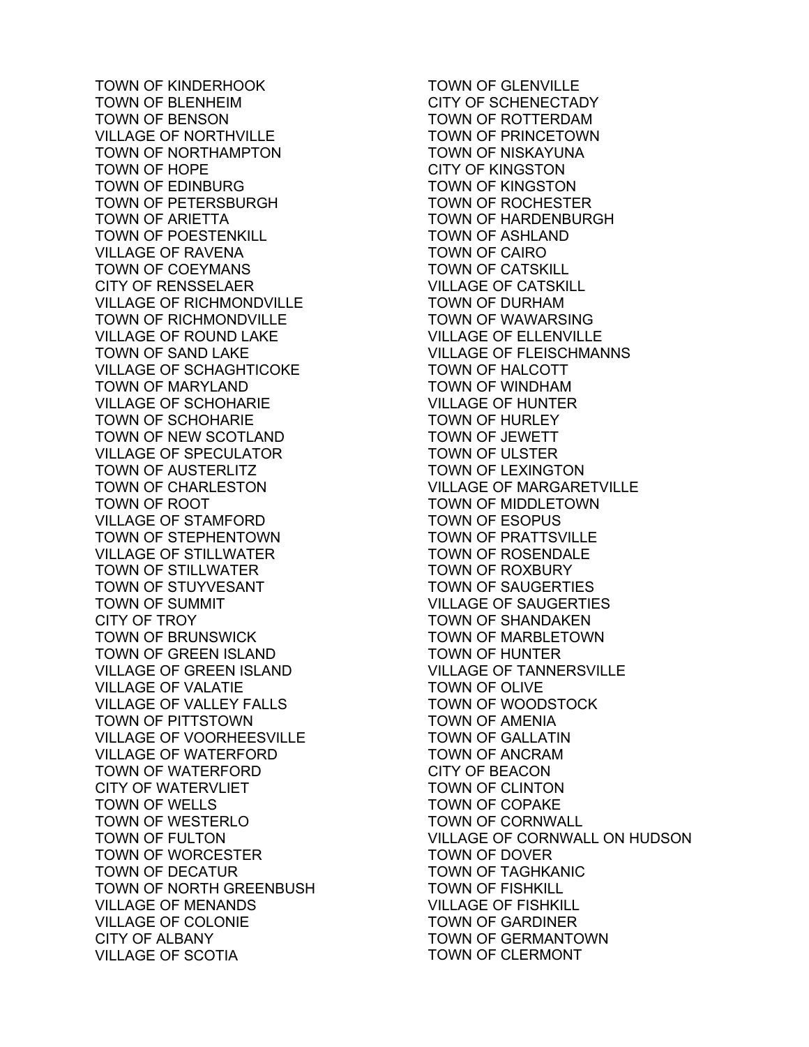TOWN OF KINDERHOOK
TOWN OF BLENHEIM
TOWN OF BENSON
VILLAGE OF NORTHVILLE
TOWN OF NORTHAMPTON
TOWN OF HOPE
TOWN OF EDINBURG
TOWN OF PETERSBURGH
TOWN OF ARIETTA
TOWN OF POESTENKILL
VILLAGE OF RAVENA
TOWN OF COEYMANS
CITY OF RENSSELAER
VILLAGE OF RICHMONDVILLE
TOWN OF RICHMONDVILLE
VILLAGE OF ROUND LAKE
TOWN OF SAND LAKE
VILLAGE OF SCHAGHTICOKE
TOWN OF MARYLAND
VILLAGE OF SCHOHARIE
TOWN OF SCHOHARIE
TOWN OF NEW SCOTLAND
VILLAGE OF SPECULATOR
TOWN OF AUSTERLITZ
TOWN OF CHARLESTON
TOWN OF ROOT
VILLAGE OF STAMFORD
TOWN OF STEPHENTOWN
VILLAGE OF STILLWATER
TOWN OF STILLWATER
TOWN OF STUYVESANT
TOWN OF SUMMIT
CITY OF TROY
TOWN OF BRUNSWICK
TOWN OF GREEN ISLAND
VILLAGE OF GREEN ISLAND
VILLAGE OF VALATIE
VILLAGE OF VALLEY FALLS
TOWN OF PITTSTOWN
VILLAGE OF VOORHEESVILLE
VILLAGE OF WATERFORD
TOWN OF WATERFORD
CITY OF WATERVLIET
TOWN OF WELLS
TOWN OF WESTERLO
TOWN OF FULTON
TOWN OF WORCESTER
TOWN OF DECATUR
TOWN OF NORTH GREENBUSH
VILLAGE OF MENANDS
VILLAGE OF COLONIE
CITY OF ALBANY
VILLAGE OF SCOTIA
TOWN OF GLENVILLE
CITY OF SCHENECTADY
TOWN OF ROTTERDAM
TOWN OF PRINCETOWN
TOWN OF NISKAYUNA
CITY OF KINGSTON
TOWN OF KINGSTON
TOWN OF ROCHESTER
TOWN OF HARDENBURGH
TOWN OF ASHLAND
TOWN OF CAIRO
TOWN OF CATSKILL
VILLAGE OF CATSKILL
TOWN OF DURHAM
TOWN OF WAWARSING
VILLAGE OF ELLENVILLE
VILLAGE OF FLEISCHMANNS
TOWN OF HALCOTT
TOWN OF WINDHAM
VILLAGE OF HUNTER
TOWN OF HURLEY
TOWN OF JEWETT
TOWN OF ULSTER
TOWN OF LEXINGTON
VILLAGE OF MARGARETVILLE
TOWN OF MIDDLETOWN
TOWN OF ESOPUS
TOWN OF PRATTSVILLE
TOWN OF ROSENDALE
TOWN OF ROXBURY
TOWN OF SAUGERTIES
VILLAGE OF SAUGERTIES
TOWN OF SHANDAKEN
TOWN OF MARBLETOWN
TOWN OF HUNTER
VILLAGE OF TANNERSVILLE
TOWN OF OLIVE
TOWN OF WOODSTOCK
TOWN OF AMENIA
TOWN OF GALLATIN
TOWN OF ANCRAM
CITY OF BEACON
TOWN OF CLINTON
TOWN OF COPAKE
TOWN OF CORNWALL
VILLAGE OF CORNWALL ON HUDSON
TOWN OF DOVER
TOWN OF TAGHKANIC
TOWN OF FISHKILL
VILLAGE OF FISHKILL
TOWN OF GARDINER
TOWN OF GERMANTOWN
TOWN OF CLERMONT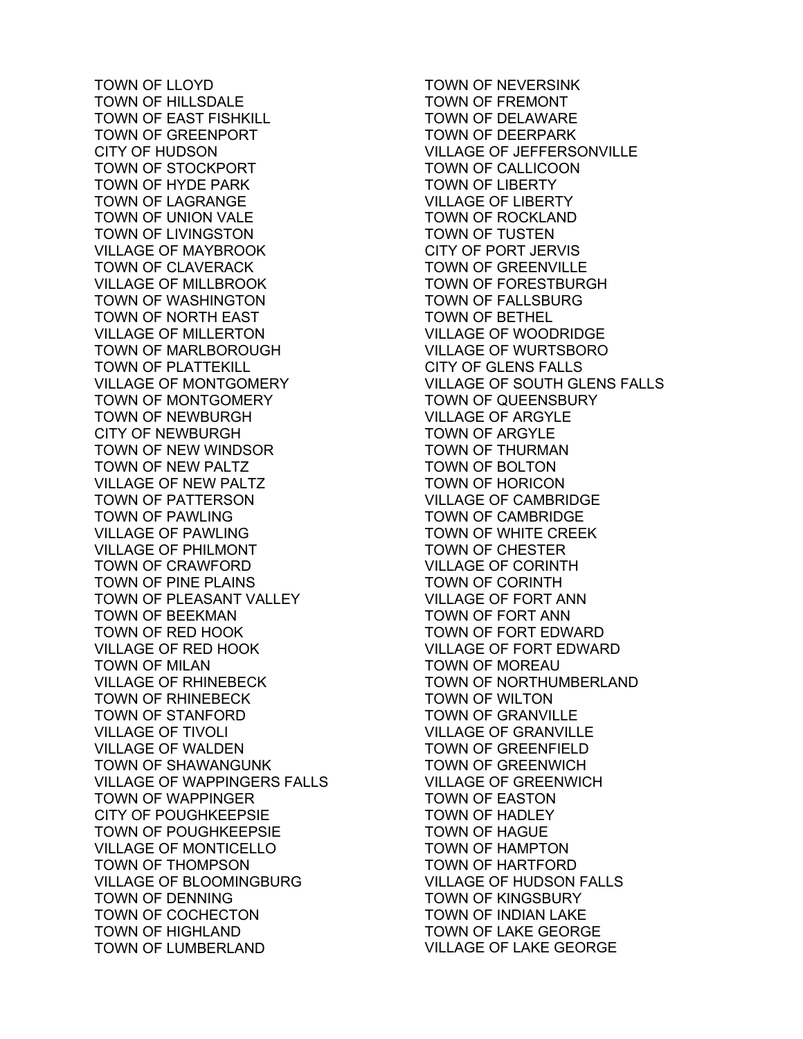TOWN OF LLOYD
TOWN OF HILLSDALE
TOWN OF EAST FISHKILL
TOWN OF GREENPORT
CITY OF HUDSON
TOWN OF STOCKPORT
TOWN OF HYDE PARK
TOWN OF LAGRANGE
TOWN OF UNION VALE
TOWN OF LIVINGSTON
VILLAGE OF MAYBROOK
TOWN OF CLAVERACK
VILLAGE OF MILLBROOK
TOWN OF WASHINGTON
TOWN OF NORTH EAST
VILLAGE OF MILLERTON
TOWN OF MARLBOROUGH
TOWN OF PLATTEKILL
VILLAGE OF MONTGOMERY
TOWN OF MONTGOMERY
TOWN OF NEWBURGH
CITY OF NEWBURGH
TOWN OF NEW WINDSOR
TOWN OF NEW PALTZ
VILLAGE OF NEW PALTZ
TOWN OF PATTERSON
TOWN OF PAWLING
VILLAGE OF PAWLING
VILLAGE OF PHILMONT
TOWN OF CRAWFORD
TOWN OF PINE PLAINS
TOWN OF PLEASANT VALLEY
TOWN OF BEEKMAN
TOWN OF RED HOOK
VILLAGE OF RED HOOK
TOWN OF MILAN
VILLAGE OF RHINEBECK
TOWN OF RHINEBECK
TOWN OF STANFORD
VILLAGE OF TIVOLI
VILLAGE OF WALDEN
TOWN OF SHAWANGUNK
VILLAGE OF WAPPINGERS FALLS
TOWN OF WAPPINGER
CITY OF POUGHKEEPSIE
TOWN OF POUGHKEEPSIE
VILLAGE OF MONTICELLO
TOWN OF THOMPSON
VILLAGE OF BLOOMINGBURG
TOWN OF DENNING
TOWN OF COCHECTON
TOWN OF HIGHLAND
TOWN OF LUMBERLAND
TOWN OF NEVERSINK
TOWN OF FREMONT
TOWN OF DELAWARE
TOWN OF DEERPARK
VILLAGE OF JEFFERSONVILLE
TOWN OF CALLICOON
TOWN OF LIBERTY
VILLAGE OF LIBERTY
TOWN OF ROCKLAND
TOWN OF TUSTEN
CITY OF PORT JERVIS
TOWN OF GREENVILLE
TOWN OF FORESTBURGH
TOWN OF FALLSBURG
TOWN OF BETHEL
VILLAGE OF WOODRIDGE
VILLAGE OF WURTSBORO
CITY OF GLENS FALLS
VILLAGE OF SOUTH GLENS FALLS
TOWN OF QUEENSBURY
VILLAGE OF ARGYLE
TOWN OF ARGYLE
TOWN OF THURMAN
TOWN OF BOLTON
TOWN OF HORICON
VILLAGE OF CAMBRIDGE
TOWN OF CAMBRIDGE
TOWN OF WHITE CREEK
TOWN OF CHESTER
VILLAGE OF CORINTH
TOWN OF CORINTH
VILLAGE OF FORT ANN
TOWN OF FORT ANN
TOWN OF FORT EDWARD
VILLAGE OF FORT EDWARD
TOWN OF MOREAU
TOWN OF NORTHUMBERLAND
TOWN OF WILTON
TOWN OF GRANVILLE
VILLAGE OF GRANVILLE
TOWN OF GREENFIELD
TOWN OF GREENWICH
VILLAGE OF GREENWICH
TOWN OF EASTON
TOWN OF HADLEY
TOWN OF HAGUE
TOWN OF HAMPTON
TOWN OF HARTFORD
VILLAGE OF HUDSON FALLS
TOWN OF KINGSBURY
TOWN OF INDIAN LAKE
TOWN OF LAKE GEORGE
VILLAGE OF LAKE GEORGE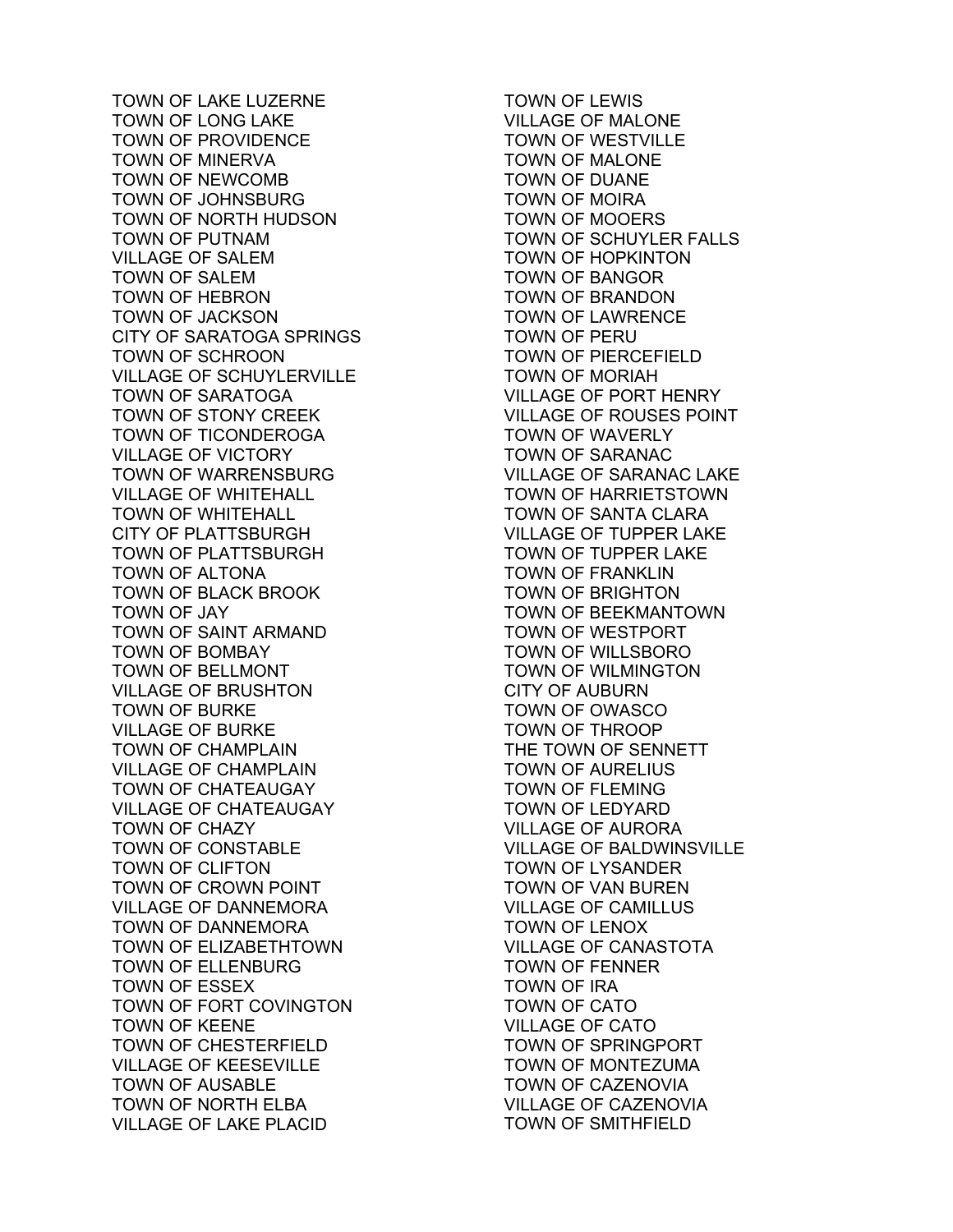TOWN OF LAKE LUZERNE
TOWN OF LONG LAKE
TOWN OF PROVIDENCE
TOWN OF MINERVA
TOWN OF NEWCOMB
TOWN OF JOHNSBURG
TOWN OF NORTH HUDSON
TOWN OF PUTNAM
VILLAGE OF SALEM
TOWN OF SALEM
TOWN OF HEBRON
TOWN OF JACKSON
CITY OF SARATOGA SPRINGS
TOWN OF SCHROON
VILLAGE OF SCHUYLERVILLE
TOWN OF SARATOGA
TOWN OF STONY CREEK
TOWN OF TICONDEROGA
VILLAGE OF VICTORY
TOWN OF WARRENSBURG
VILLAGE OF WHITEHALL
TOWN OF WHITEHALL
CITY OF PLATTSBURGH
TOWN OF PLATTSBURGH
TOWN OF ALTONA
TOWN OF BLACK BROOK
TOWN OF JAY
TOWN OF SAINT ARMAND
TOWN OF BOMBAY
TOWN OF BELLMONT
VILLAGE OF BRUSHTON
TOWN OF BURKE
VILLAGE OF BURKE
TOWN OF CHAMPLAIN
VILLAGE OF CHAMPLAIN
TOWN OF CHATEAUGAY
VILLAGE OF CHATEAUGAY
TOWN OF CHAZY
TOWN OF CONSTABLE
TOWN OF CLIFTON
TOWN OF CROWN POINT
VILLAGE OF DANNEMORA
TOWN OF DANNEMORA
TOWN OF ELIZABETHTOWN
TOWN OF ELLENBURG
TOWN OF ESSEX
TOWN OF FORT COVINGTON
TOWN OF KEENE
TOWN OF CHESTERFIELD
VILLAGE OF KEESEVILLE
TOWN OF AUSABLE
TOWN OF NORTH ELBA
VILLAGE OF LAKE PLACID
TOWN OF LEWIS
VILLAGE OF MALONE
TOWN OF WESTVILLE
TOWN OF MALONE
TOWN OF DUANE
TOWN OF MOIRA
TOWN OF MOOERS
TOWN OF SCHUYLER FALLS
TOWN OF HOPKINTON
TOWN OF BANGOR
TOWN OF BRANDON
TOWN OF LAWRENCE
TOWN OF PERU
TOWN OF PIERCEFIELD
TOWN OF MORIAH
VILLAGE OF PORT HENRY
VILLAGE OF ROUSES POINT
TOWN OF WAVERLY
TOWN OF SARANAC
VILLAGE OF SARANAC LAKE
TOWN OF HARRIETSTOWN
TOWN OF SANTA CLARA
VILLAGE OF TUPPER LAKE
TOWN OF TUPPER LAKE
TOWN OF FRANKLIN
TOWN OF BRIGHTON
TOWN OF BEEKMANTOWN
TOWN OF WESTPORT
TOWN OF WILLSBORO
TOWN OF WILMINGTON
CITY OF AUBURN
TOWN OF OWASCO
TOWN OF THROOP
THE TOWN OF SENNETT
TOWN OF AURELIUS
TOWN OF FLEMING
TOWN OF LEDYARD
VILLAGE OF AURORA
VILLAGE OF BALDWINSVILLE
TOWN OF LYSANDER
TOWN OF VAN BUREN
VILLAGE OF CAMILLUS
TOWN OF LENOX
VILLAGE OF CANASTOTA
TOWN OF FENNER
TOWN OF IRA
TOWN OF CATO
VILLAGE OF CATO
TOWN OF SPRINGPORT
TOWN OF MONTEZUMA
TOWN OF CAZENOVIA
VILLAGE OF CAZENOVIA
TOWN OF SMITHFIELD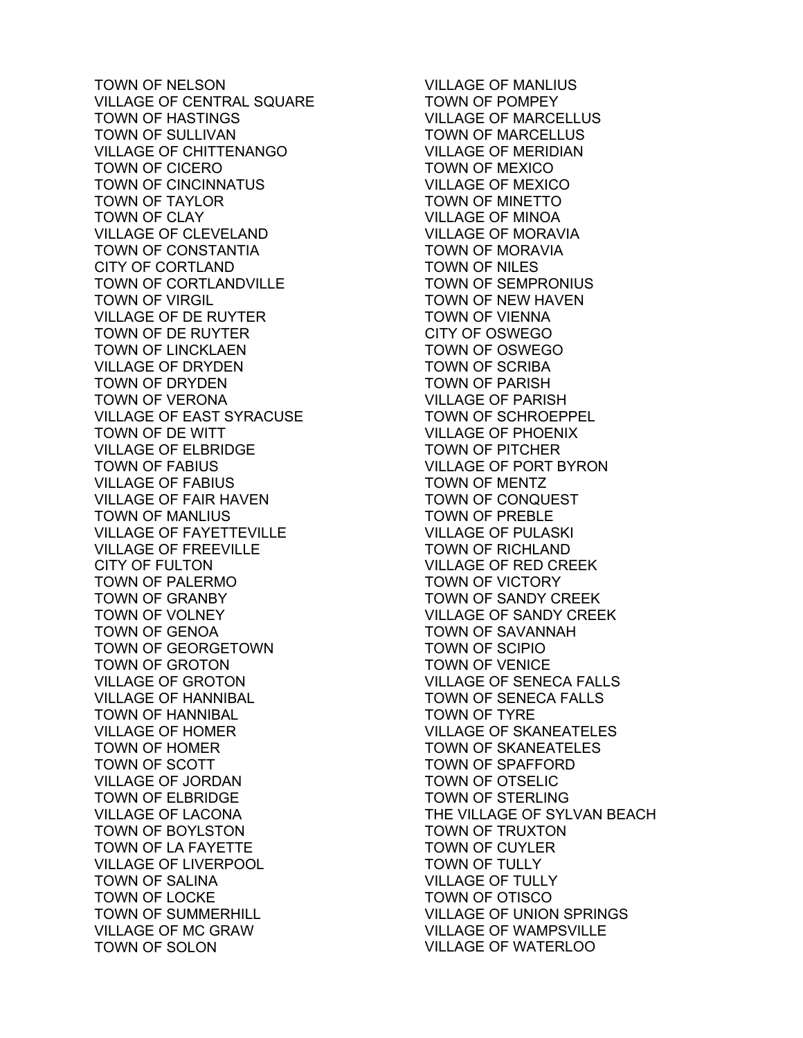TOWN OF NELSON
VILLAGE OF CENTRAL SQUARE
TOWN OF HASTINGS
TOWN OF SULLIVAN
VILLAGE OF CHITTENANGO
TOWN OF CICERO
TOWN OF CINCINNATUS
TOWN OF TAYLOR
TOWN OF CLAY
VILLAGE OF CLEVELAND
TOWN OF CONSTANTIA
CITY OF CORTLAND
TOWN OF CORTLANDVILLE
TOWN OF VIRGIL
VILLAGE OF DE RUYTER
TOWN OF DE RUYTER
TOWN OF LINCKLAEN
VILLAGE OF DRYDEN
TOWN OF DRYDEN
TOWN OF VERONA
VILLAGE OF EAST SYRACUSE
TOWN OF DE WITT
VILLAGE OF ELBRIDGE
TOWN OF FABIUS
VILLAGE OF FABIUS
VILLAGE OF FAIR HAVEN
TOWN OF MANLIUS
VILLAGE OF FAYETTEVILLE
VILLAGE OF FREEVILLE
CITY OF FULTON
TOWN OF PALERMO
TOWN OF GRANBY
TOWN OF VOLNEY
TOWN OF GENOA
TOWN OF GEORGETOWN
TOWN OF GROTON
VILLAGE OF GROTON
VILLAGE OF HANNIBAL
TOWN OF HANNIBAL
VILLAGE OF HOMER
TOWN OF HOMER
TOWN OF SCOTT
VILLAGE OF JORDAN
TOWN OF ELBRIDGE
VILLAGE OF LACONA
TOWN OF BOYLSTON
TOWN OF LA FAYETTE
VILLAGE OF LIVERPOOL
TOWN OF SALINA
TOWN OF LOCKE
TOWN OF SUMMERHILL
VILLAGE OF MC GRAW
TOWN OF SOLON
VILLAGE OF MANLIUS
TOWN OF POMPEY
VILLAGE OF MARCELLUS
TOWN OF MARCELLUS
VILLAGE OF MERIDIAN
TOWN OF MEXICO
VILLAGE OF MEXICO
TOWN OF MINETTO
VILLAGE OF MINOA
VILLAGE OF MORAVIA
TOWN OF MORAVIA
TOWN OF NILES
TOWN OF SEMPRONIUS
TOWN OF NEW HAVEN
TOWN OF VIENNA
CITY OF OSWEGO
TOWN OF OSWEGO
TOWN OF SCRIBA
TOWN OF PARISH
VILLAGE OF PARISH
TOWN OF SCHROEPPEL
VILLAGE OF PHOENIX
TOWN OF PITCHER
VILLAGE OF PORT BYRON
TOWN OF MENTZ
TOWN OF CONQUEST
TOWN OF PREBLE
VILLAGE OF PULASKI
TOWN OF RICHLAND
VILLAGE OF RED CREEK
TOWN OF VICTORY
TOWN OF SANDY CREEK
VILLAGE OF SANDY CREEK
TOWN OF SAVANNAH
TOWN OF SCIPIO
TOWN OF VENICE
VILLAGE OF SENECA FALLS
TOWN OF SENECA FALLS
TOWN OF TYRE
VILLAGE OF SKANEATELES
TOWN OF SKANEATELES
TOWN OF SPAFFORD
TOWN OF OTSELIC
TOWN OF STERLING
THE VILLAGE OF SYLVAN BEACH
TOWN OF TRUXTON
TOWN OF CUYLER
TOWN OF TULLY
VILLAGE OF TULLY
TOWN OF OTISCO
VILLAGE OF UNION SPRINGS
VILLAGE OF WAMPSVILLE
VILLAGE OF WATERLOO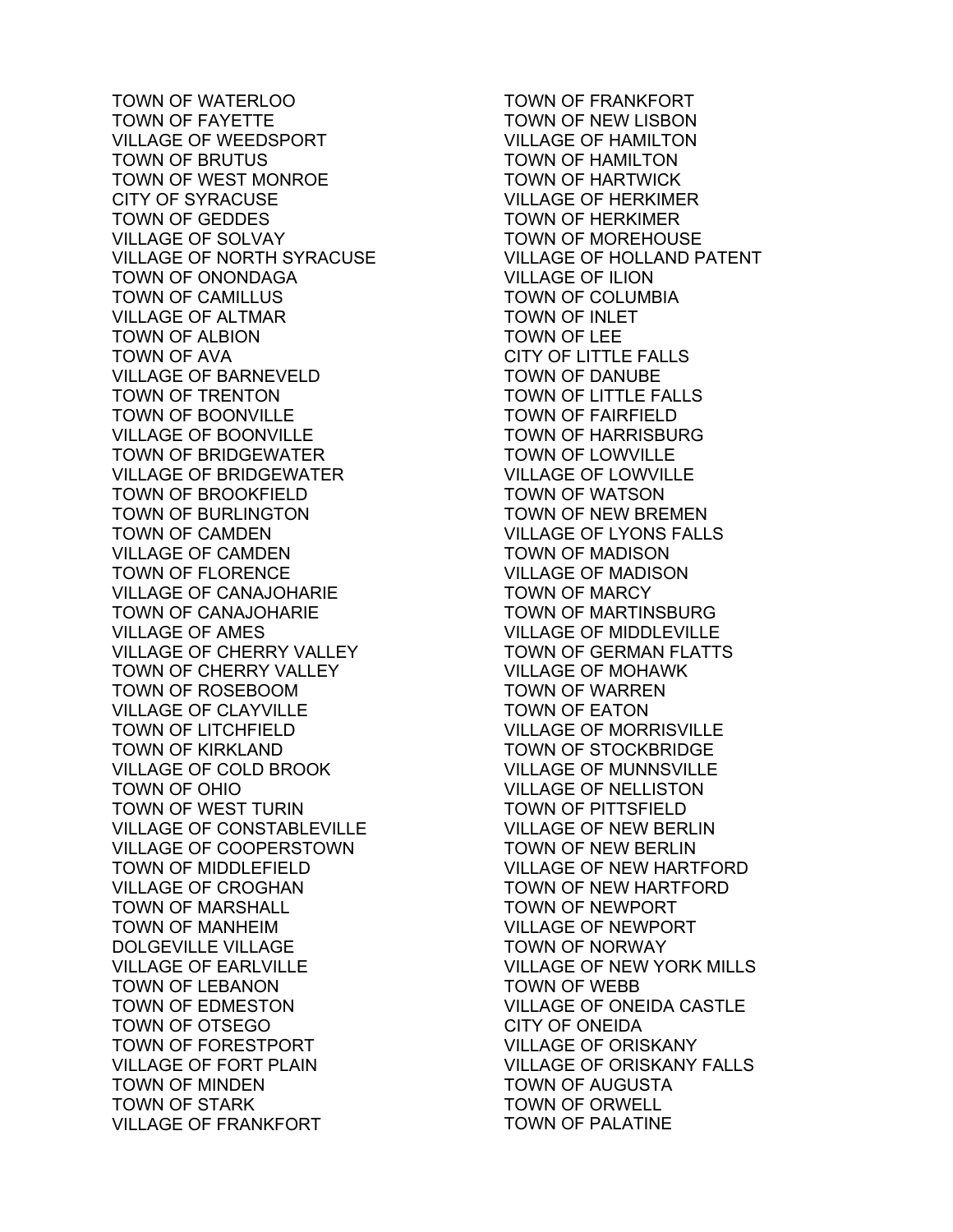TOWN OF WATERLOO
TOWN OF FAYETTE
VILLAGE OF WEEDSPORT
TOWN OF BRUTUS
TOWN OF WEST MONROE
CITY OF SYRACUSE
TOWN OF GEDDES
VILLAGE OF SOLVAY
VILLAGE OF NORTH SYRACUSE
TOWN OF ONONDAGA
TOWN OF CAMILLUS
VILLAGE OF ALTMAR
TOWN OF ALBION
TOWN OF AVA
VILLAGE OF BARNEVELD
TOWN OF TRENTON
TOWN OF BOONVILLE
VILLAGE OF BOONVILLE
TOWN OF BRIDGEWATER
VILLAGE OF BRIDGEWATER
TOWN OF BROOKFIELD
TOWN OF BURLINGTON
TOWN OF CAMDEN
VILLAGE OF CAMDEN
TOWN OF FLORENCE
VILLAGE OF CANAJOHARIE
TOWN OF CANAJOHARIE
VILLAGE OF AMES
VILLAGE OF CHERRY VALLEY
TOWN OF CHERRY VALLEY
TOWN OF ROSEBOOM
VILLAGE OF CLAYVILLE
TOWN OF LITCHFIELD
TOWN OF KIRKLAND
VILLAGE OF COLD BROOK
TOWN OF OHIO
TOWN OF WEST TURIN
VILLAGE OF CONSTABLEVILLE
VILLAGE OF COOPERSTOWN
TOWN OF MIDDLEFIELD
VILLAGE OF CROGHAN
TOWN OF MARSHALL
TOWN OF MANHEIM
DOLGEVILLE VILLAGE
VILLAGE OF EARLVILLE
TOWN OF LEBANON
TOWN OF EDMESTON
TOWN OF OTSEGO
TOWN OF FORESTPORT
VILLAGE OF FORT PLAIN
TOWN OF MINDEN
TOWN OF STARK
VILLAGE OF FRANKFORT
TOWN OF FRANKFORT
TOWN OF NEW LISBON
VILLAGE OF HAMILTON
TOWN OF HAMILTON
TOWN OF HARTWICK
VILLAGE OF HERKIMER
TOWN OF HERKIMER
TOWN OF MOREHOUSE
VILLAGE OF HOLLAND PATENT
VILLAGE OF ILION
TOWN OF COLUMBIA
TOWN OF INLET
TOWN OF LEE
CITY OF LITTLE FALLS
TOWN OF DANUBE
TOWN OF LITTLE FALLS
TOWN OF FAIRFIELD
TOWN OF HARRISBURG
TOWN OF LOWVILLE
VILLAGE OF LOWVILLE
TOWN OF WATSON
TOWN OF NEW BREMEN
VILLAGE OF LYONS FALLS
TOWN OF MADISON
VILLAGE OF MADISON
TOWN OF MARCY
TOWN OF MARTINSBURG
VILLAGE OF MIDDLEVILLE
TOWN OF GERMAN FLATTS
VILLAGE OF MOHAWK
TOWN OF WARREN
TOWN OF EATON
VILLAGE OF MORRISVILLE
TOWN OF STOCKBRIDGE
VILLAGE OF MUNNSVILLE
VILLAGE OF NELLISTON
TOWN OF PITTSFIELD
VILLAGE OF NEW BERLIN
TOWN OF NEW BERLIN
VILLAGE OF NEW HARTFORD
TOWN OF NEW HARTFORD
TOWN OF NEWPORT
VILLAGE OF NEWPORT
TOWN OF NORWAY
VILLAGE OF NEW YORK MILLS
TOWN OF WEBB
VILLAGE OF ONEIDA CASTLE
CITY OF ONEIDA
VILLAGE OF ORISKANY
VILLAGE OF ORISKANY FALLS
TOWN OF AUGUSTA
TOWN OF ORWELL
TOWN OF PALATINE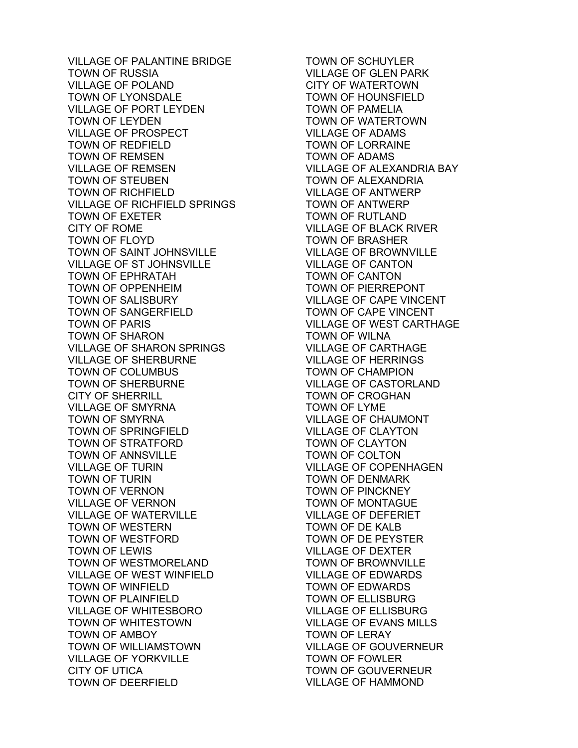VILLAGE OF PALANTINE BRIDGE
TOWN OF RUSSIA
VILLAGE OF POLAND
TOWN OF LYONSDALE
VILLAGE OF PORT LEYDEN
TOWN OF LEYDEN
VILLAGE OF PROSPECT
TOWN OF REDFIELD
TOWN OF REMSEN
VILLAGE OF REMSEN
TOWN OF STEUBEN
TOWN OF RICHFIELD
VILLAGE OF RICHFIELD SPRINGS
TOWN OF EXETER
CITY OF ROME
TOWN OF FLOYD
TOWN OF SAINT JOHNSVILLE
VILLAGE OF ST JOHNSVILLE
TOWN OF EPHRATAH
TOWN OF OPPENHEIM
TOWN OF SALISBURY
TOWN OF SANGERFIELD
TOWN OF PARIS
TOWN OF SHARON
VILLAGE OF SHARON SPRINGS
VILLAGE OF SHERBURNE
TOWN OF COLUMBUS
TOWN OF SHERBURNE
CITY OF SHERRILL
VILLAGE OF SMYRNA
TOWN OF SMYRNA
TOWN OF SPRINGFIELD
TOWN OF STRATFORD
TOWN OF ANNSVILLE
VILLAGE OF TURIN
TOWN OF TURIN
TOWN OF VERNON
VILLAGE OF VERNON
VILLAGE OF WATERVILLE
TOWN OF WESTERN
TOWN OF WESTFORD
TOWN OF LEWIS
TOWN OF WESTMORELAND
VILLAGE OF WEST WINFIELD
TOWN OF WINFIELD
TOWN OF PLAINFIELD
VILLAGE OF WHITESBORO
TOWN OF WHITESTOWN
TOWN OF AMBOY
TOWN OF WILLIAMSTOWN
VILLAGE OF YORKVILLE
CITY OF UTICA
TOWN OF DEERFIELD
TOWN OF SCHUYLER
VILLAGE OF GLEN PARK
CITY OF WATERTOWN
TOWN OF HOUNSFIELD
TOWN OF PAMELIA
TOWN OF WATERTOWN
VILLAGE OF ADAMS
TOWN OF LORRAINE
TOWN OF ADAMS
VILLAGE OF ALEXANDRIA BAY
TOWN OF ALEXANDRIA
VILLAGE OF ANTWERP
TOWN OF ANTWERP
TOWN OF RUTLAND
VILLAGE OF BLACK RIVER
TOWN OF BRASHER
VILLAGE OF BROWNVILLE
VILLAGE OF CANTON
TOWN OF CANTON
TOWN OF PIERREPONT
VILLAGE OF CAPE VINCENT
TOWN OF CAPE VINCENT
VILLAGE OF WEST CARTHAGE
TOWN OF WILNA
VILLAGE OF CARTHAGE
VILLAGE OF HERRINGS
TOWN OF CHAMPION
VILLAGE OF CASTORLAND
TOWN OF CROGHAN
TOWN OF LYME
VILLAGE OF CHAUMONT
VILLAGE OF CLAYTON
TOWN OF CLAYTON
TOWN OF COLTON
VILLAGE OF COPENHAGEN
TOWN OF DENMARK
TOWN OF PINCKNEY
TOWN OF MONTAGUE
VILLAGE OF DEFERIET
TOWN OF DE KALB
TOWN OF DE PEYSTER
VILLAGE OF DEXTER
TOWN OF BROWNVILLE
VILLAGE OF EDWARDS
TOWN OF EDWARDS
TOWN OF ELLISBURG
VILLAGE OF ELLISBURG
VILLAGE OF EVANS MILLS
TOWN OF LERAY
VILLAGE OF GOUVERNEUR
TOWN OF FOWLER
TOWN OF GOUVERNEUR
VILLAGE OF HAMMOND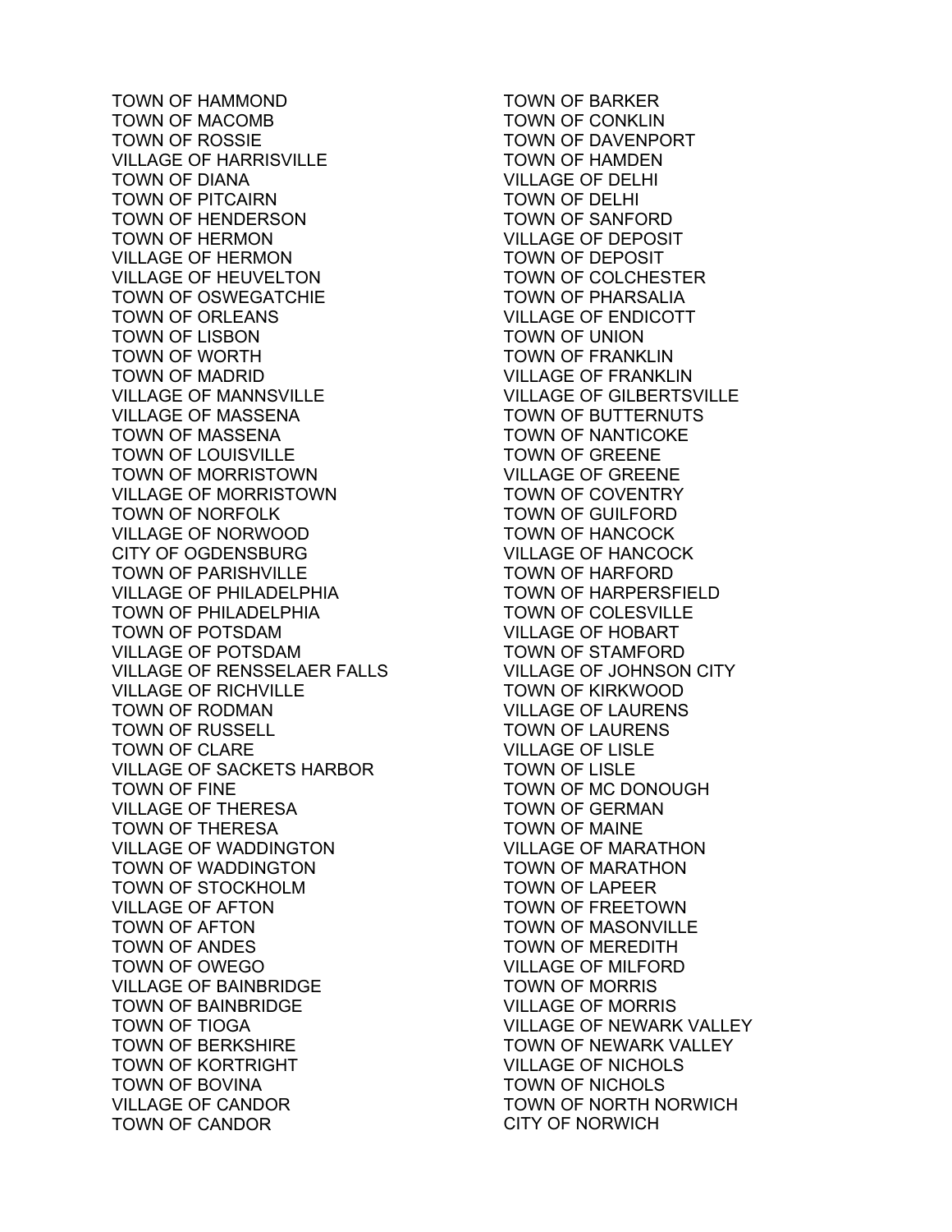TOWN OF HAMMOND
TOWN OF MACOMB
TOWN OF ROSSIE
VILLAGE OF HARRISVILLE
TOWN OF DIANA
TOWN OF PITCAIRN
TOWN OF HENDERSON
TOWN OF HERMON
VILLAGE OF HERMON
VILLAGE OF HEUVELTON
TOWN OF OSWEGATCHIE
TOWN OF ORLEANS
TOWN OF LISBON
TOWN OF WORTH
TOWN OF MADRID
VILLAGE OF MANNSVILLE
VILLAGE OF MASSENA
TOWN OF MASSENA
TOWN OF LOUISVILLE
TOWN OF MORRISTOWN
VILLAGE OF MORRISTOWN
TOWN OF NORFOLK
VILLAGE OF NORWOOD
CITY OF OGDENSBURG
TOWN OF PARISHVILLE
VILLAGE OF PHILADELPHIA
TOWN OF PHILADELPHIA
TOWN OF POTSDAM
VILLAGE OF POTSDAM
VILLAGE OF RENSSELAER FALLS
VILLAGE OF RICHVILLE
TOWN OF RODMAN
TOWN OF RUSSELL
TOWN OF CLARE
VILLAGE OF SACKETS HARBOR
TOWN OF FINE
VILLAGE OF THERESA
TOWN OF THERESA
VILLAGE OF WADDINGTON
TOWN OF WADDINGTON
TOWN OF STOCKHOLM
VILLAGE OF AFTON
TOWN OF AFTON
TOWN OF ANDES
TOWN OF OWEGO
VILLAGE OF BAINBRIDGE
TOWN OF BAINBRIDGE
TOWN OF TIOGA
TOWN OF BERKSHIRE
TOWN OF KORTRIGHT
TOWN OF BOVINA
VILLAGE OF CANDOR
TOWN OF CANDOR
TOWN OF BARKER
TOWN OF CONKLIN
TOWN OF DAVENPORT
TOWN OF HAMDEN
VILLAGE OF DELHI
TOWN OF DELHI
TOWN OF SANFORD
VILLAGE OF DEPOSIT
TOWN OF DEPOSIT
TOWN OF COLCHESTER
TOWN OF PHARSALIA
VILLAGE OF ENDICOTT
TOWN OF UNION
TOWN OF FRANKLIN
VILLAGE OF FRANKLIN
VILLAGE OF GILBERTSVILLE
TOWN OF BUTTERNUTS
TOWN OF NANTICOKE
TOWN OF GREENE
VILLAGE OF GREENE
TOWN OF COVENTRY
TOWN OF GUILFORD
TOWN OF HANCOCK
VILLAGE OF HANCOCK
TOWN OF HARFORD
TOWN OF HARPERSFIELD
TOWN OF COLESVILLE
VILLAGE OF HOBART
TOWN OF STAMFORD
VILLAGE OF JOHNSON CITY
TOWN OF KIRKWOOD
VILLAGE OF LAURENS
TOWN OF LAURENS
VILLAGE OF LISLE
TOWN OF LISLE
TOWN OF MC DONOUGH
TOWN OF GERMAN
TOWN OF MAINE
VILLAGE OF MARATHON
TOWN OF MARATHON
TOWN OF LAPEER
TOWN OF FREETOWN
TOWN OF MASONVILLE
TOWN OF MEREDITH
VILLAGE OF MILFORD
TOWN OF MORRIS
VILLAGE OF MORRIS
VILLAGE OF NEWARK VALLEY
TOWN OF NEWARK VALLEY
VILLAGE OF NICHOLS
TOWN OF NICHOLS
TOWN OF NORTH NORWICH
CITY OF NORWICH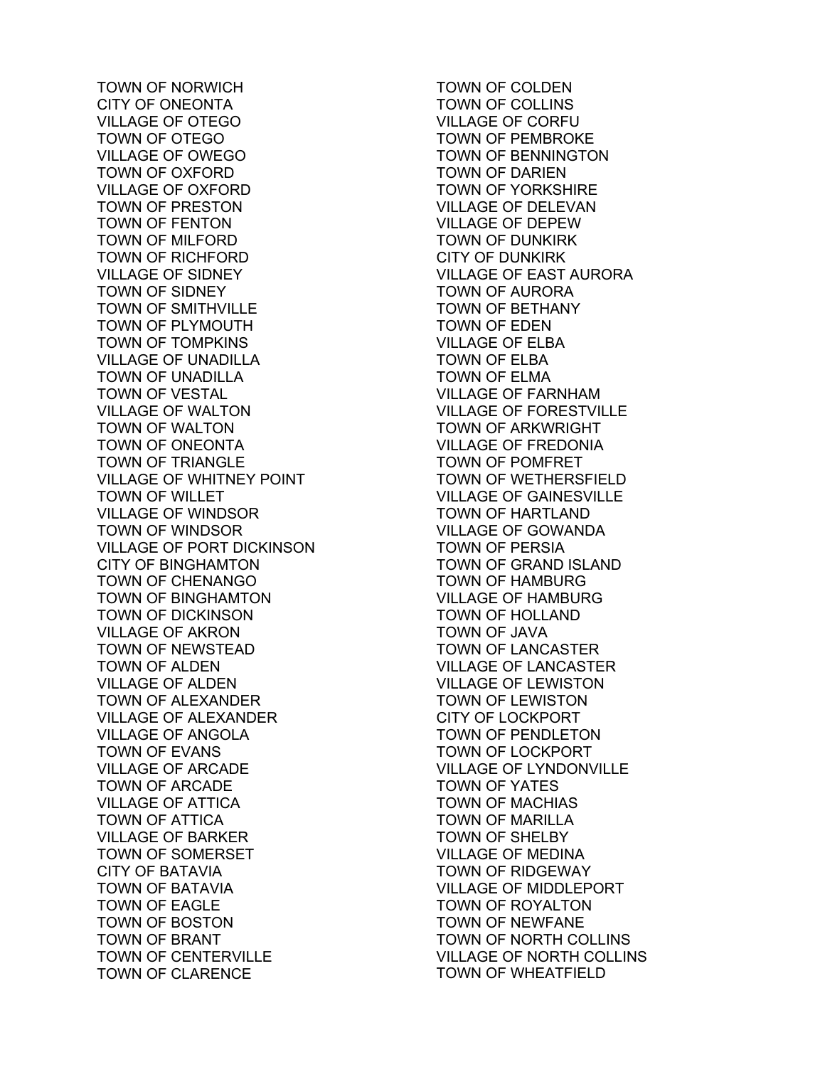TOWN OF NORWICH
CITY OF ONEONTA
VILLAGE OF OTEGO
TOWN OF OTEGO
VILLAGE OF OWEGO
TOWN OF OXFORD
VILLAGE OF OXFORD
TOWN OF PRESTON
TOWN OF FENTON
TOWN OF MILFORD
TOWN OF RICHFORD
VILLAGE OF SIDNEY
TOWN OF SIDNEY
TOWN OF SMITHVILLE
TOWN OF PLYMOUTH
TOWN OF TOMPKINS
VILLAGE OF UNADILLA
TOWN OF UNADILLA
TOWN OF VESTAL
VILLAGE OF WALTON
TOWN OF WALTON
TOWN OF ONEONTA
TOWN OF TRIANGLE
VILLAGE OF WHITNEY POINT
TOWN OF WILLET
VILLAGE OF WINDSOR
TOWN OF WINDSOR
VILLAGE OF PORT DICKINSON
CITY OF BINGHAMTON
TOWN OF CHENANGO
TOWN OF BINGHAMTON
TOWN OF DICKINSON
VILLAGE OF AKRON
TOWN OF NEWSTEAD
TOWN OF ALDEN
VILLAGE OF ALDEN
TOWN OF ALEXANDER
VILLAGE OF ALEXANDER
VILLAGE OF ANGOLA
TOWN OF EVANS
VILLAGE OF ARCADE
TOWN OF ARCADE
VILLAGE OF ATTICA
TOWN OF ATTICA
VILLAGE OF BARKER
TOWN OF SOMERSET
CITY OF BATAVIA
TOWN OF BATAVIA
TOWN OF EAGLE
TOWN OF BOSTON
TOWN OF BRANT
TOWN OF CENTERVILLE
TOWN OF CLARENCE
TOWN OF COLDEN
TOWN OF COLLINS
VILLAGE OF CORFU
TOWN OF PEMBROKE
TOWN OF BENNINGTON
TOWN OF DARIEN
TOWN OF YORKSHIRE
VILLAGE OF DELEVAN
VILLAGE OF DEPEW
TOWN OF DUNKIRK
CITY OF DUNKIRK
VILLAGE OF EAST AURORA
TOWN OF AURORA
TOWN OF BETHANY
TOWN OF EDEN
VILLAGE OF ELBA
TOWN OF ELBA
TOWN OF ELMA
VILLAGE OF FARNHAM
VILLAGE OF FORESTVILLE
TOWN OF ARKWRIGHT
VILLAGE OF FREDONIA
TOWN OF POMFRET
TOWN OF WETHERSFIELD
VILLAGE OF GAINESVILLE
TOWN OF HARTLAND
VILLAGE OF GOWANDA
TOWN OF PERSIA
TOWN OF GRAND ISLAND
TOWN OF HAMBURG
VILLAGE OF HAMBURG
TOWN OF HOLLAND
TOWN OF JAVA
TOWN OF LANCASTER
VILLAGE OF LANCASTER
VILLAGE OF LEWISTON
TOWN OF LEWISTON
CITY OF LOCKPORT
TOWN OF PENDLETON
TOWN OF LOCKPORT
VILLAGE OF LYNDONVILLE
TOWN OF YATES
TOWN OF MACHIAS
TOWN OF MARILLA
TOWN OF SHELBY
VILLAGE OF MEDINA
TOWN OF RIDGEWAY
VILLAGE OF MIDDLEPORT
TOWN OF ROYALTON
TOWN OF NEWFANE
TOWN OF NORTH COLLINS
VILLAGE OF NORTH COLLINS
TOWN OF WHEATFIELD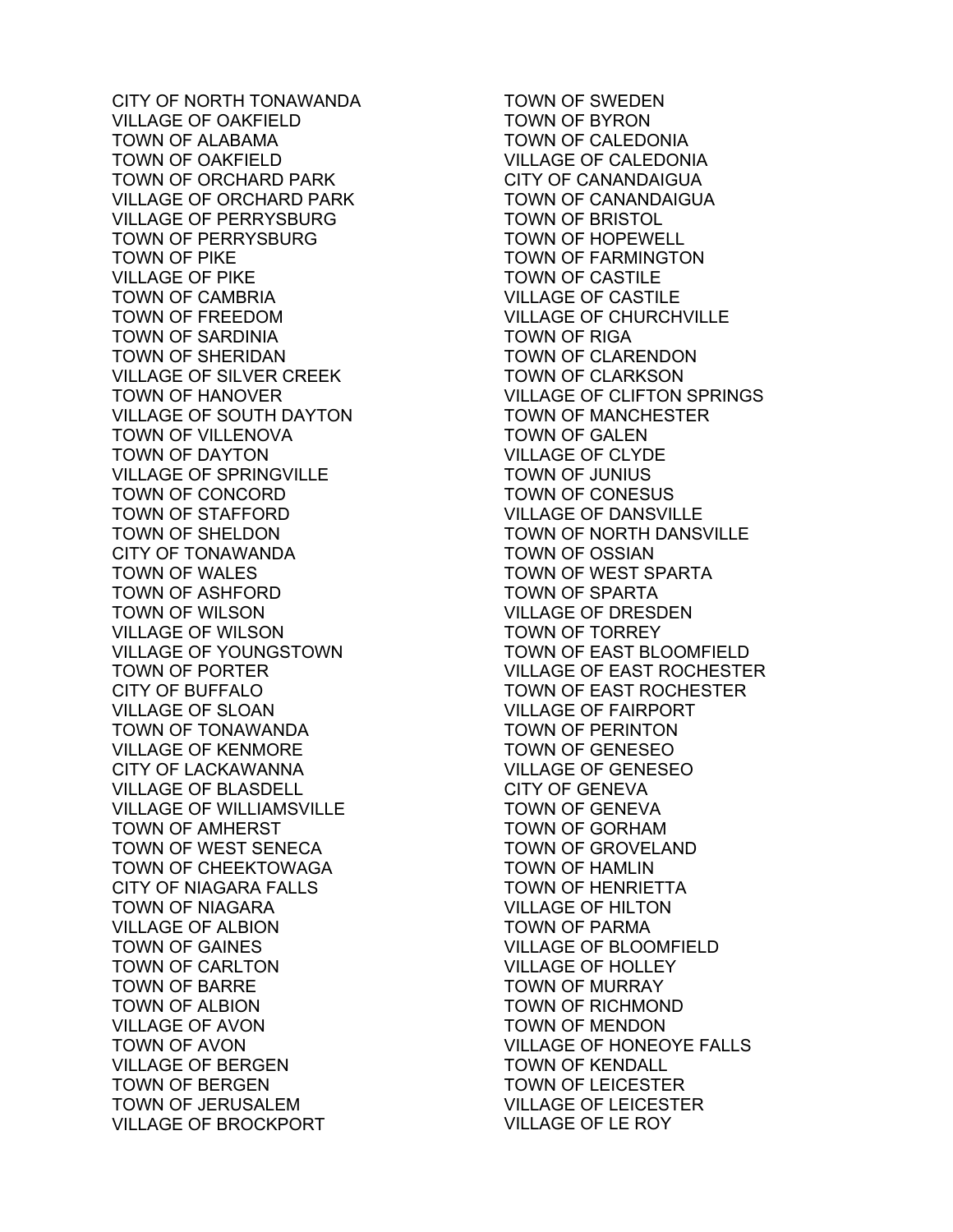CITY OF NORTH TONAWANDA
VILLAGE OF OAKFIELD
TOWN OF ALABAMA
TOWN OF OAKFIELD
TOWN OF ORCHARD PARK
VILLAGE OF ORCHARD PARK
VILLAGE OF PERRYSBURG
TOWN OF PERRYSBURG
TOWN OF PIKE
VILLAGE OF PIKE
TOWN OF CAMBRIA
TOWN OF FREEDOM
TOWN OF SARDINIA
TOWN OF SHERIDAN
VILLAGE OF SILVER CREEK
TOWN OF HANOVER
VILLAGE OF SOUTH DAYTON
TOWN OF VILLENOVA
TOWN OF DAYTON
VILLAGE OF SPRINGVILLE
TOWN OF CONCORD
TOWN OF STAFFORD
TOWN OF SHELDON
CITY OF TONAWANDA
TOWN OF WALES
TOWN OF ASHFORD
TOWN OF WILSON
VILLAGE OF WILSON
VILLAGE OF YOUNGSTOWN
TOWN OF PORTER
CITY OF BUFFALO
VILLAGE OF SLOAN
TOWN OF TONAWANDA
VILLAGE OF KENMORE
CITY OF LACKAWANNA
VILLAGE OF BLASDELL
VILLAGE OF WILLIAMSVILLE
TOWN OF AMHERST
TOWN OF WEST SENECA
TOWN OF CHEEKTOWAGA
CITY OF NIAGARA FALLS
TOWN OF NIAGARA
VILLAGE OF ALBION
TOWN OF GAINES
TOWN OF CARLTON
TOWN OF BARRE
TOWN OF ALBION
VILLAGE OF AVON
TOWN OF AVON
VILLAGE OF BERGEN
TOWN OF BERGEN
TOWN OF JERUSALEM
VILLAGE OF BROCKPORT
TOWN OF SWEDEN
TOWN OF BYRON
TOWN OF CALEDONIA
VILLAGE OF CALEDONIA
CITY OF CANANDAIGUA
TOWN OF CANANDAIGUA
TOWN OF BRISTOL
TOWN OF HOPEWELL
TOWN OF FARMINGTON
TOWN OF CASTILE
VILLAGE OF CASTILE
VILLAGE OF CHURCHVILLE
TOWN OF RIGA
TOWN OF CLARENDON
TOWN OF CLARKSON
VILLAGE OF CLIFTON SPRINGS
TOWN OF MANCHESTER
TOWN OF GALEN
VILLAGE OF CLYDE
TOWN OF JUNIUS
TOWN OF CONESUS
VILLAGE OF DANSVILLE
TOWN OF NORTH DANSVILLE
TOWN OF OSSIAN
TOWN OF WEST SPARTA
TOWN OF SPARTA
VILLAGE OF DRESDEN
TOWN OF TORREY
TOWN OF EAST BLOOMFIELD
VILLAGE OF EAST ROCHESTER
TOWN OF EAST ROCHESTER
VILLAGE OF FAIRPORT
TOWN OF PERINTON
TOWN OF GENESEO
VILLAGE OF GENESEO
CITY OF GENEVA
TOWN OF GENEVA
TOWN OF GORHAM
TOWN OF GROVELAND
TOWN OF HAMLIN
TOWN OF HENRIETTA
VILLAGE OF HILTON
TOWN OF PARMA
VILLAGE OF BLOOMFIELD
VILLAGE OF HOLLEY
TOWN OF MURRAY
TOWN OF RICHMOND
TOWN OF MENDON
VILLAGE OF HONEOYE FALLS
TOWN OF KENDALL
TOWN OF LEICESTER
VILLAGE OF LEICESTER
VILLAGE OF LE ROY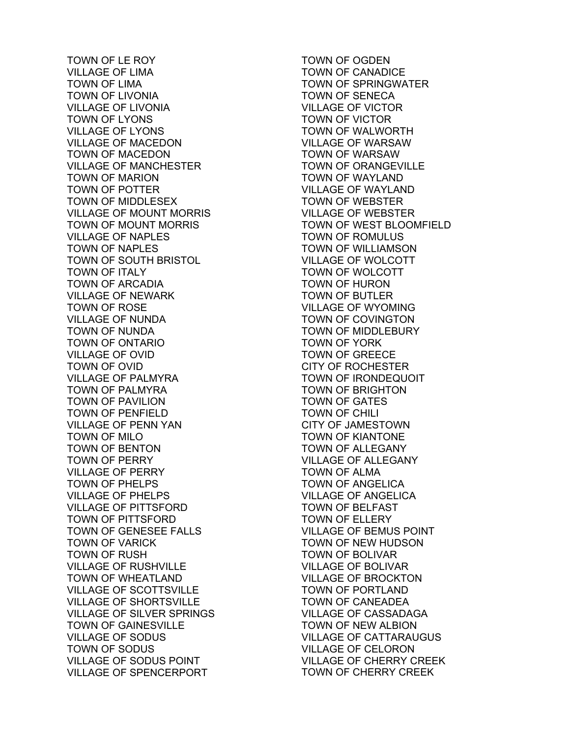TOWN OF LE ROY
VILLAGE OF LIMA
TOWN OF LIMA
TOWN OF LIVONIA
VILLAGE OF LIVONIA
TOWN OF LYONS
VILLAGE OF LYONS
VILLAGE OF MACEDON
TOWN OF MACEDON
VILLAGE OF MANCHESTER
TOWN OF MARION
TOWN OF POTTER
TOWN OF MIDDLESEX
VILLAGE OF MOUNT MORRIS
TOWN OF MOUNT MORRIS
VILLAGE OF NAPLES
TOWN OF NAPLES
TOWN OF SOUTH BRISTOL
TOWN OF ITALY
TOWN OF ARCADIA
VILLAGE OF NEWARK
TOWN OF ROSE
VILLAGE OF NUNDA
TOWN OF NUNDA
TOWN OF ONTARIO
VILLAGE OF OVID
TOWN OF OVID
VILLAGE OF PALMYRA
TOWN OF PALMYRA
TOWN OF PAVILION
TOWN OF PENFIELD
VILLAGE OF PENN YAN
TOWN OF MILO
TOWN OF BENTON
TOWN OF PERRY
VILLAGE OF PERRY
TOWN OF PHELPS
VILLAGE OF PHELPS
VILLAGE OF PITTSFORD
TOWN OF PITTSFORD
TOWN OF GENESEE FALLS
TOWN OF VARICK
TOWN OF RUSH
VILLAGE OF RUSHVILLE
TOWN OF WHEATLAND
VILLAGE OF SCOTTSVILLE
VILLAGE OF SHORTSVILLE
VILLAGE OF SILVER SPRINGS
TOWN OF GAINESVILLE
VILLAGE OF SODUS
TOWN OF SODUS
VILLAGE OF SODUS POINT
VILLAGE OF SPENCERPORT
TOWN OF OGDEN
TOWN OF CANADICE
TOWN OF SPRINGWATER
TOWN OF SENECA
VILLAGE OF VICTOR
TOWN OF VICTOR
TOWN OF WALWORTH
VILLAGE OF WARSAW
TOWN OF WARSAW
TOWN OF ORANGEVILLE
TOWN OF WAYLAND
VILLAGE OF WAYLAND
TOWN OF WEBSTER
VILLAGE OF WEBSTER
TOWN OF WEST BLOOMFIELD
TOWN OF ROMULUS
TOWN OF WILLIAMSON
VILLAGE OF WOLCOTT
TOWN OF WOLCOTT
TOWN OF HURON
TOWN OF BUTLER
VILLAGE OF WYOMING
TOWN OF COVINGTON
TOWN OF MIDDLEBURY
TOWN OF YORK
TOWN OF GREECE
CITY OF ROCHESTER
TOWN OF IRONDEQUOIT
TOWN OF BRIGHTON
TOWN OF GATES
TOWN OF CHILI
CITY OF JAMESTOWN
TOWN OF KIANTONE
TOWN OF ALLEGANY
VILLAGE OF ALLEGANY
TOWN OF ALMA
TOWN OF ANGELICA
VILLAGE OF ANGELICA
TOWN OF BELFAST
TOWN OF ELLERY
VILLAGE OF BEMUS POINT
TOWN OF NEW HUDSON
TOWN OF BOLIVAR
VILLAGE OF BOLIVAR
VILLAGE OF BROCKTON
TOWN OF PORTLAND
TOWN OF CANEADEA
VILLAGE OF CASSADAGA
TOWN OF NEW ALBION
VILLAGE OF CATTARAUGUS
VILLAGE OF CELORON
VILLAGE OF CHERRY CREEK
TOWN OF CHERRY CREEK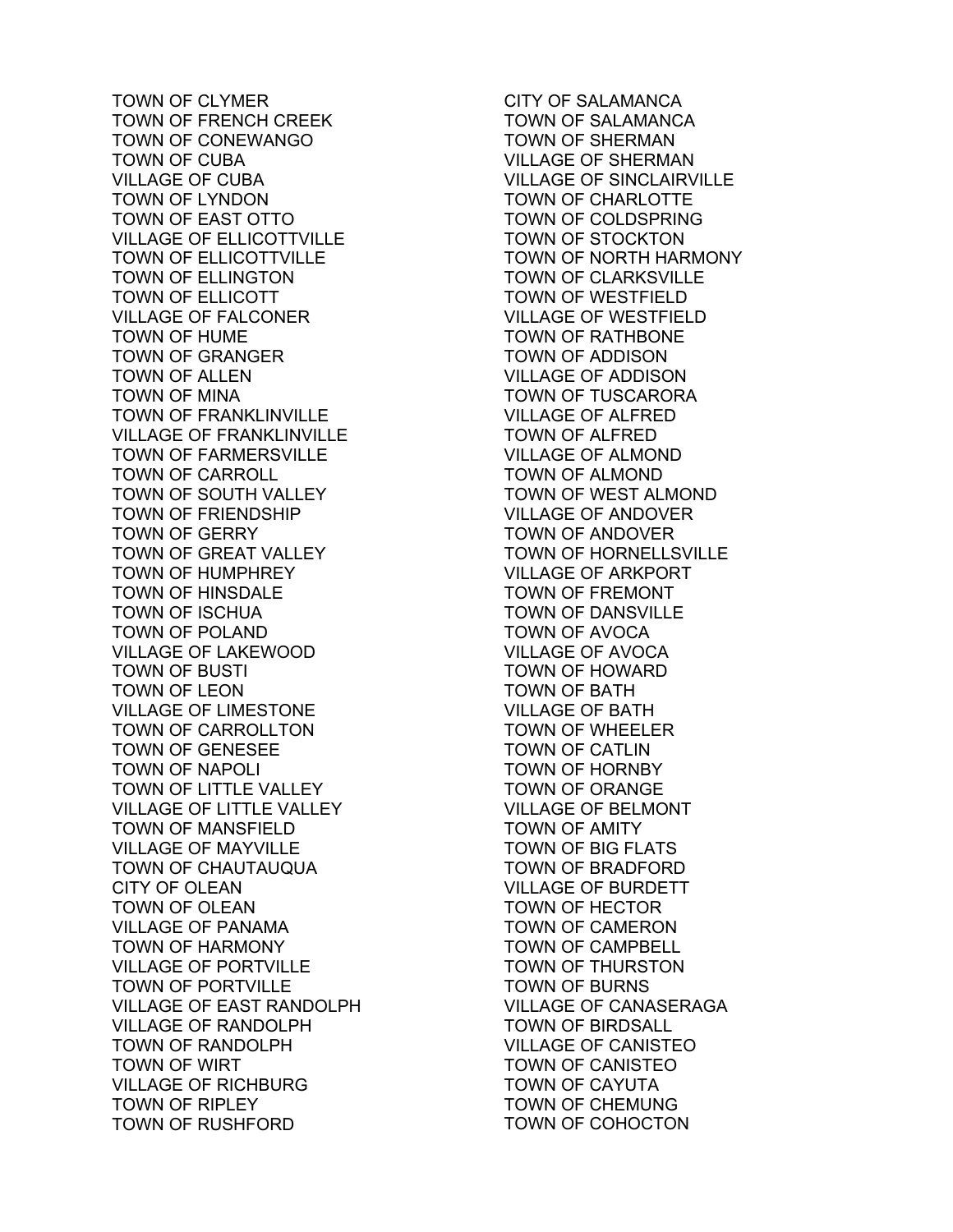TOWN OF CLYMER
TOWN OF FRENCH CREEK
TOWN OF CONEWANGO
TOWN OF CUBA
VILLAGE OF CUBA
TOWN OF LYNDON
TOWN OF EAST OTTO
VILLAGE OF ELLICOTTVILLE
TOWN OF ELLICOTTVILLE
TOWN OF ELLINGTON
TOWN OF ELLICOTT
VILLAGE OF FALCONER
TOWN OF HUME
TOWN OF GRANGER
TOWN OF ALLEN
TOWN OF MINA
TOWN OF FRANKLINVILLE
VILLAGE OF FRANKLINVILLE
TOWN OF FARMERSVILLE
TOWN OF CARROLL
TOWN OF SOUTH VALLEY
TOWN OF FRIENDSHIP
TOWN OF GERRY
TOWN OF GREAT VALLEY
TOWN OF HUMPHREY
TOWN OF HINSDALE
TOWN OF ISCHUA
TOWN OF POLAND
VILLAGE OF LAKEWOOD
TOWN OF BUSTI
TOWN OF LEON
VILLAGE OF LIMESTONE
TOWN OF CARROLLTON
TOWN OF GENESEE
TOWN OF NAPOLI
TOWN OF LITTLE VALLEY
VILLAGE OF LITTLE VALLEY
TOWN OF MANSFIELD
VILLAGE OF MAYVILLE
TOWN OF CHAUTAUQUA
CITY OF OLEAN
TOWN OF OLEAN
VILLAGE OF PANAMA
TOWN OF HARMONY
VILLAGE OF PORTVILLE
TOWN OF PORTVILLE
VILLAGE OF EAST RANDOLPH
VILLAGE OF RANDOLPH
TOWN OF RANDOLPH
TOWN OF WIRT
VILLAGE OF RICHBURG
TOWN OF RIPLEY
TOWN OF RUSHFORD
CITY OF SALAMANCA
TOWN OF SALAMANCA
TOWN OF SHERMAN
VILLAGE OF SHERMAN
VILLAGE OF SINCLAIRVILLE
TOWN OF CHARLOTTE
TOWN OF COLDSPRING
TOWN OF STOCKTON
TOWN OF NORTH HARMONY
TOWN OF CLARKSVILLE
TOWN OF WESTFIELD
VILLAGE OF WESTFIELD
TOWN OF RATHBONE
TOWN OF ADDISON
VILLAGE OF ADDISON
TOWN OF TUSCARORA
VILLAGE OF ALFRED
TOWN OF ALFRED
VILLAGE OF ALMOND
TOWN OF ALMOND
TOWN OF WEST ALMOND
VILLAGE OF ANDOVER
TOWN OF ANDOVER
TOWN OF HORNELLSVILLE
VILLAGE OF ARKPORT
TOWN OF FREMONT
TOWN OF DANSVILLE
TOWN OF AVOCA
VILLAGE OF AVOCA
TOWN OF HOWARD
TOWN OF BATH
VILLAGE OF BATH
TOWN OF WHEELER
TOWN OF CATLIN
TOWN OF HORNBY
TOWN OF ORANGE
VILLAGE OF BELMONT
TOWN OF AMITY
TOWN OF BIG FLATS
TOWN OF BRADFORD
VILLAGE OF BURDETT
TOWN OF HECTOR
TOWN OF CAMERON
TOWN OF CAMPBELL
TOWN OF THURSTON
TOWN OF BURNS
VILLAGE OF CANASERAGA
TOWN OF BIRDSALL
VILLAGE OF CANISTEO
TOWN OF CANISTEO
TOWN OF CAYUTA
TOWN OF CHEMUNG
TOWN OF COHOCTON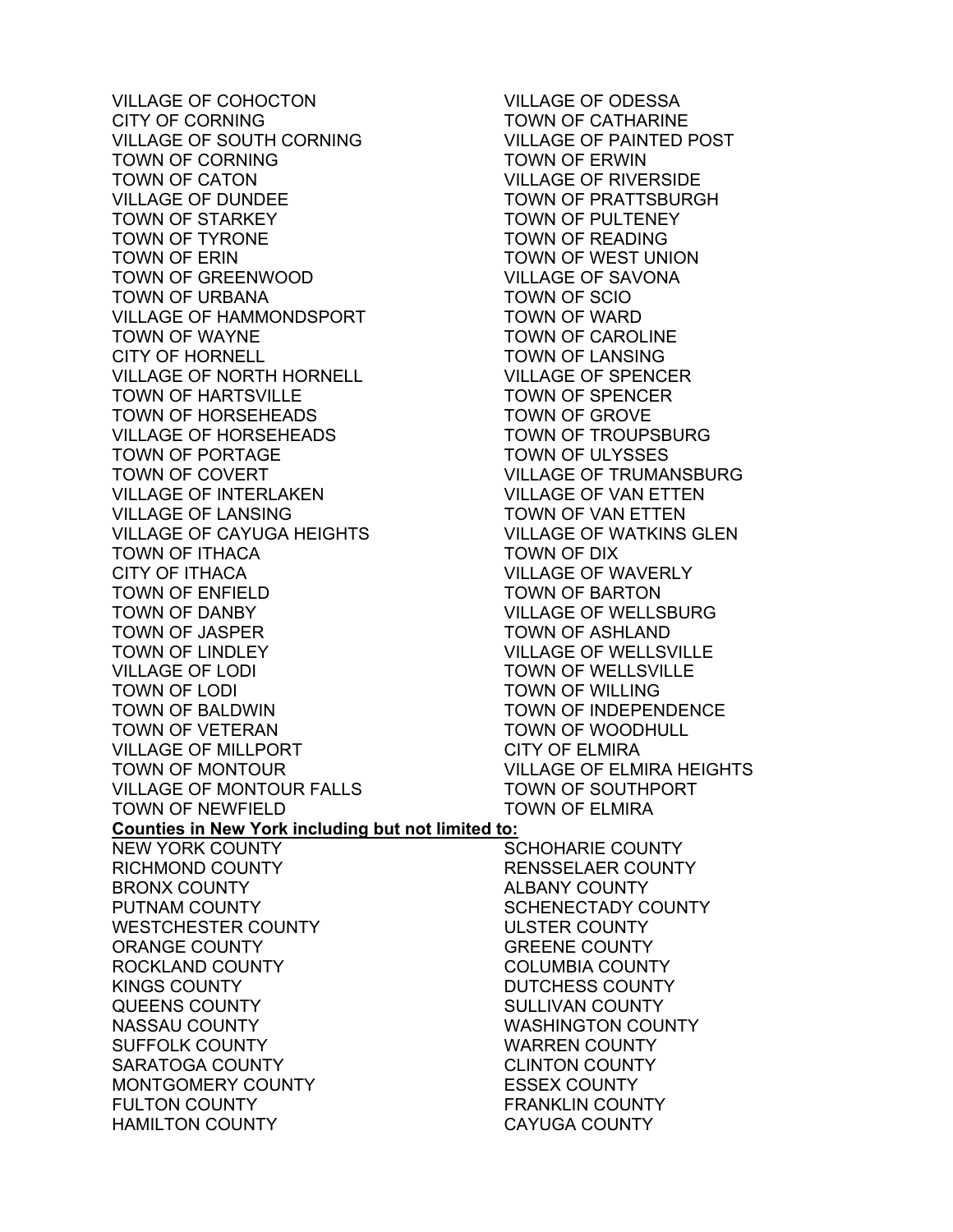VILLAGE OF COHOCTON
CITY OF CORNING
VILLAGE OF SOUTH CORNING
TOWN OF CORNING
TOWN OF CATON
VILLAGE OF DUNDEE
TOWN OF STARKEY
TOWN OF TYRONE
TOWN OF ERIN
TOWN OF GREENWOOD
TOWN OF URBANA
VILLAGE OF HAMMONDSPORT
TOWN OF WAYNE
CITY OF HORNELL
VILLAGE OF NORTH HORNELL
TOWN OF HARTSVILLE
TOWN OF HORSEHEADS
VILLAGE OF HORSEHEADS
TOWN OF PORTAGE
TOWN OF COVERT
VILLAGE OF INTERLAKEN
VILLAGE OF LANSING
VILLAGE OF CAYUGA HEIGHTS
TOWN OF ITHACA
CITY OF ITHACA
TOWN OF ENFIELD
TOWN OF DANBY
TOWN OF JASPER
TOWN OF LINDLEY
VILLAGE OF LODI
TOWN OF LODI
TOWN OF BALDWIN
TOWN OF VETERAN
VILLAGE OF MILLPORT
TOWN OF MONTOUR
VILLAGE OF MONTOUR FALLS
TOWN OF NEWFIELD
VILLAGE OF ODESSA
TOWN OF CATHARINE
VILLAGE OF PAINTED POST
TOWN OF ERWIN
VILLAGE OF RIVERSIDE
TOWN OF PRATTSBURGH
TOWN OF PULTENEY
TOWN OF READING
TOWN OF WEST UNION
VILLAGE OF SAVONA
TOWN OF SCIO
TOWN OF WARD
TOWN OF CAROLINE
TOWN OF LANSING
VILLAGE OF SPENCER
TOWN OF SPENCER
TOWN OF GROVE
TOWN OF TROUPSBURG
TOWN OF ULYSSES
VILLAGE OF TRUMANSBURG
VILLAGE OF VAN ETTEN
TOWN OF VAN ETTEN
VILLAGE OF WATKINS GLEN
TOWN OF DIX
VILLAGE OF WAVERLY
TOWN OF BARTON
VILLAGE OF WELLSBURG
TOWN OF ASHLAND
VILLAGE OF WELLSVILLE
TOWN OF WELLSVILLE
TOWN OF WILLING
TOWN OF INDEPENDENCE
TOWN OF WOODHULL
CITY OF ELMIRA
VILLAGE OF ELMIRA HEIGHTS
TOWN OF SOUTHPORT
TOWN OF ELMIRA

**Counties in New York including but not limited to:**

NEW YORK COUNTY
RICHMOND COUNTY
BRONX COUNTY
PUTNAM COUNTY
WESTCHESTER COUNTY
ORANGE COUNTY
ROCKLAND COUNTY
KINGS COUNTY
QUEENS COUNTY
NASSAU COUNTY
SUFFOLK COUNTY
SARATOGA COUNTY
MONTGOMERY COUNTY
FULTON COUNTY
HAMILTON COUNTY
SCHOHARIE COUNTY
RENSSELAER COUNTY
ALBANY COUNTY
SCHENECTADY COUNTY
ULSTER COUNTY
GREENE COUNTY
COLUMBIA COUNTY
DUTCHESS COUNTY
SULLIVAN COUNTY
WASHINGTON COUNTY
WARREN COUNTY
CLINTON COUNTY
ESSEX COUNTY
FRANKLIN COUNTY
CAYUGA COUNTY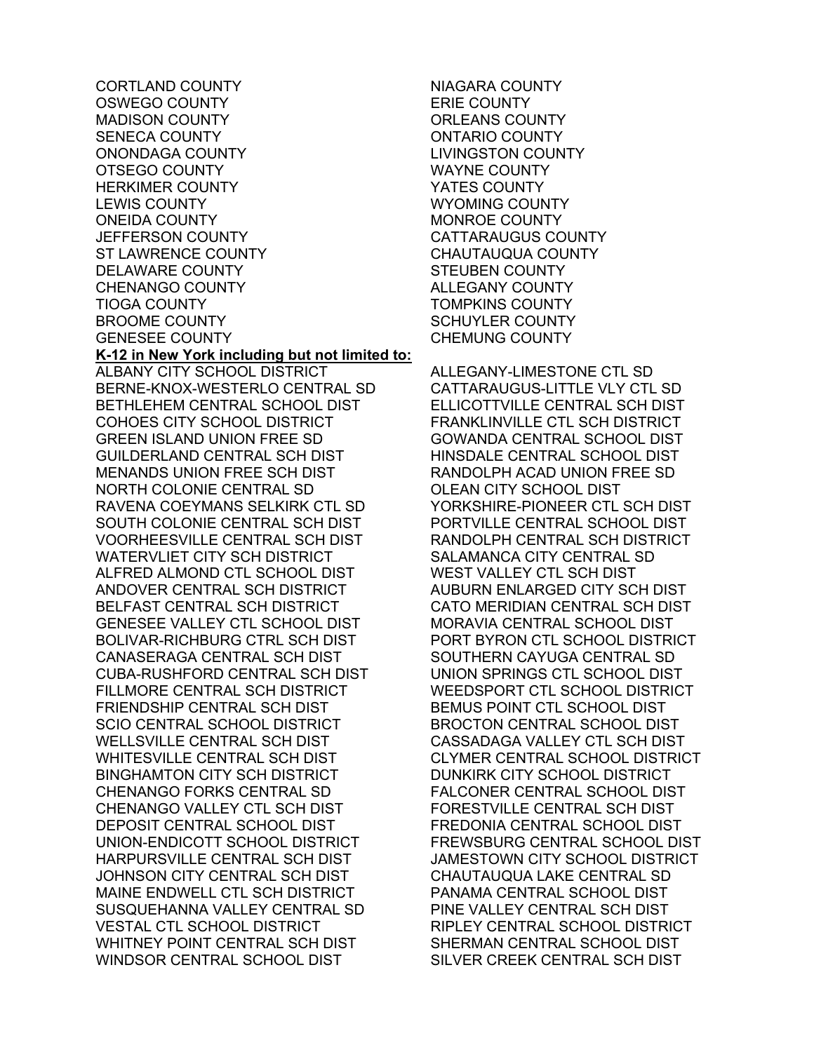CORTLAND COUNTY
OSWEGO COUNTY
MADISON COUNTY
SENECA COUNTY
ONONDAGA COUNTY
OTSEGO COUNTY
HERKIMER COUNTY
LEWIS COUNTY
ONEIDA COUNTY
JEFFERSON COUNTY
ST LAWRENCE COUNTY
DELAWARE COUNTY
CHENANGO COUNTY
TIOGA COUNTY
BROOME COUNTY
GENESEE COUNTY
NIAGARA COUNTY
ERIE COUNTY
ORLEANS COUNTY
ONTARIO COUNTY
LIVINGSTON COUNTY
WAYNE COUNTY
YATES COUNTY
WYOMING COUNTY
MONROE COUNTY
CATTARAUGUS COUNTY
CHAUTAUQUA COUNTY
STEUBEN COUNTY
ALLEGANY COUNTY
TOMPKINS COUNTY
SCHUYLER COUNTY
CHEMUNG COUNTY

**K-12 in New York including but not limited to:**

ALBANY CITY SCHOOL DISTRICT
BERNE-KNOX-WESTERLO CENTRAL SD
BETHLEHEM CENTRAL SCHOOL DIST
COHOES CITY SCHOOL DISTRICT
GREEN ISLAND UNION FREE SD
GUILDERLAND CENTRAL SCH DIST
MENANDS UNION FREE SCH DIST
NORTH COLONIE CENTRAL SD
RAVENA COEYMANS SELKIRK CTL SD
SOUTH COLONIE CENTRAL SCH DIST
VOORHEESVILLE CENTRAL SCH DIST
WATERVLIET CITY SCH DISTRICT
ALFRED ALMOND CTL SCHOOL DIST
ANDOVER CENTRAL SCH DISTRICT
BELFAST CENTRAL SCH DISTRICT
GENESEE VALLEY CTL SCHOOL DIST
BOLIVAR-RICHBURG CTRL SCH DIST
CANASERAGA CENTRAL SCH DIST
CUBA-RUSHFORD CENTRAL SCH DIST
FILLMORE CENTRAL SCH DISTRICT
FRIENDSHIP CENTRAL SCH DIST
SCIO CENTRAL SCHOOL DISTRICT
WELLSVILLE CENTRAL SCH DIST
WHITESVILLE CENTRAL SCH DIST
BINGHAMTON CITY SCH DISTRICT
CHENANGO FORKS CENTRAL SD
CHENANGO VALLEY CTL SCH DIST
DEPOSIT CENTRAL SCHOOL DIST
UNION-ENDICOTT SCHOOL DISTRICT
HARPURSVILLE CENTRAL SCH DIST
JOHNSON CITY CENTRAL SCH DIST
MAINE ENDWELL CTL SCH DISTRICT
SUSQUEHANNA VALLEY CENTRAL SD
VESTAL CTL SCHOOL DISTRICT
WHITNEY POINT CENTRAL SCH DIST
WINDSOR CENTRAL SCHOOL DIST
ALLEGANY-LIMESTONE CTL SD
CATTARAUGUS-LITTLE VLY CTL SD
ELLICOTTVILLE CENTRAL SCH DIST
FRANKLINVILLE CTL SCH DISTRICT
GOWANDA CENTRAL SCHOOL DIST
HINSDALE CENTRAL SCHOOL DIST
RANDOLPH ACAD UNION FREE SD
OLEAN CITY SCHOOL DIST
YORKSHIRE-PIONEER CTL SCH DIST
PORTVILLE CENTRAL SCHOOL DIST
RANDOLPH CENTRAL SCH DISTRICT
SALAMANCA CITY CENTRAL SD
WEST VALLEY CTL SCH DIST
AUBURN ENLARGED CITY SCH DIST
CATO MERIDIAN CENTRAL SCH DIST
MORAVIA CENTRAL SCHOOL DIST
PORT BYRON CTL SCHOOL DISTRICT
SOUTHERN CAYUGA CENTRAL SD
UNION SPRINGS CTL SCHOOL DIST
WEEDSPORT CTL SCHOOL DISTRICT
BEMUS POINT CTL SCHOOL DIST
BROCTON CENTRAL SCHOOL DIST
CASSADAGA VALLEY CTL SCH DIST
CLYMER CENTRAL SCHOOL DISTRICT
DUNKIRK CITY SCHOOL DISTRICT
FALCONER CENTRAL SCHOOL DIST
FORESTVILLE CENTRAL SCH DIST
FREDONIA CENTRAL SCHOOL DIST
FREWSBURG CENTRAL SCHOOL DIST
JAMESTOWN CITY SCHOOL DISTRICT
CHAUTAUQUA LAKE CENTRAL SD
PANAMA CENTRAL SCHOOL DIST
PINE VALLEY CENTRAL SCH DIST
RIPLEY CENTRAL SCHOOL DISTRICT
SHERMAN CENTRAL SCHOOL DIST
SILVER CREEK CENTRAL SCH DIST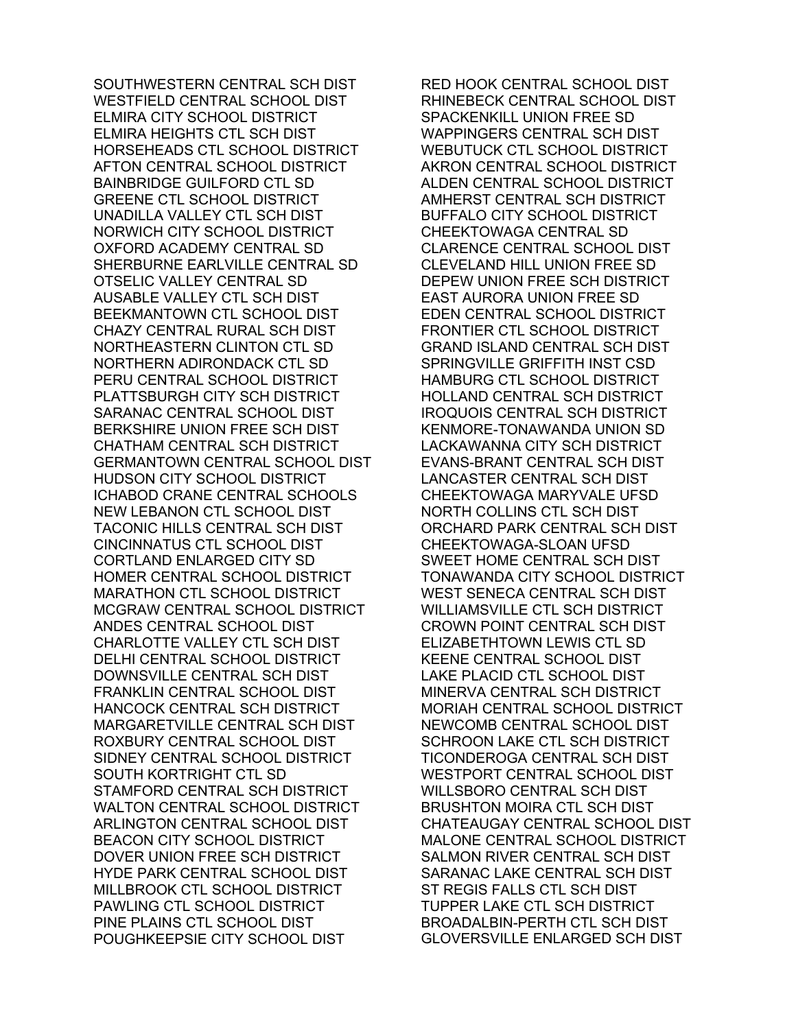SOUTHWESTERN CENTRAL SCH DIST
WESTFIELD CENTRAL SCHOOL DIST
ELMIRA CITY SCHOOL DISTRICT
ELMIRA HEIGHTS CTL SCH DIST
HORSEHEADS CTL SCHOOL DISTRICT
AFTON CENTRAL SCHOOL DISTRICT
BAINBRIDGE GUILFORD CTL SD
GREENE CTL SCHOOL DISTRICT
UNADILLA VALLEY CTL SCH DIST
NORWICH CITY SCHOOL DISTRICT
OXFORD ACADEMY CENTRAL SD
SHERBURNE EARLVILLE CENTRAL SD
OTSELIC VALLEY CENTRAL SD
AUSABLE VALLEY CTL SCH DIST
BEEKMANTOWN CTL SCHOOL DIST
CHAZY CENTRAL RURAL SCH DIST
NORTHEASTERN CLINTON CTL SD
NORTHERN ADIRONDACK CTL SD
PERU CENTRAL SCHOOL DISTRICT
PLATTSBURGH CITY SCH DISTRICT
SARANAC CENTRAL SCHOOL DIST
BERKSHIRE UNION FREE SCH DIST
CHATHAM CENTRAL SCH DISTRICT
GERMANTOWN CENTRAL SCHOOL DIST
HUDSON CITY SCHOOL DISTRICT
ICHABOD CRANE CENTRAL SCHOOLS
NEW LEBANON CTL SCHOOL DIST
TACONIC HILLS CENTRAL SCH DIST
CINCINNATUS CTL SCHOOL DIST
CORTLAND ENLARGED CITY SD
HOMER CENTRAL SCHOOL DISTRICT
MARATHON CTL SCHOOL DISTRICT
MCGRAW CENTRAL SCHOOL DISTRICT
ANDES CENTRAL SCHOOL DIST
CHARLOTTE VALLEY CTL SCH DIST
DELHI CENTRAL SCHOOL DISTRICT
DOWNSVILLE CENTRAL SCH DIST
FRANKLIN CENTRAL SCHOOL DIST
HANCOCK CENTRAL SCH DISTRICT
MARGARETVILLE CENTRAL SCH DIST
ROXBURY CENTRAL SCHOOL DIST
SIDNEY CENTRAL SCHOOL DISTRICT
SOUTH KORTRIGHT CTL SD
STAMFORD CENTRAL SCH DISTRICT
WALTON CENTRAL SCHOOL DISTRICT
ARLINGTON CENTRAL SCHOOL DIST
BEACON CITY SCHOOL DISTRICT
DOVER UNION FREE SCH DISTRICT
HYDE PARK CENTRAL SCHOOL DIST
MILLBROOK CTL SCHOOL DISTRICT
PAWLING CTL SCHOOL DISTRICT
PINE PLAINS CTL SCHOOL DIST
POUGHKEEPSIE CITY SCHOOL DIST
RED HOOK CENTRAL SCHOOL DIST
RHINEBECK CENTRAL SCHOOL DIST
SPACKENKILL UNION FREE SD
WAPPINGERS CENTRAL SCH DIST
WEBUTUCK CTL SCHOOL DISTRICT
AKRON CENTRAL SCHOOL DISTRICT
ALDEN CENTRAL SCHOOL DISTRICT
AMHERST CENTRAL SCH DISTRICT
BUFFALO CITY SCHOOL DISTRICT
CHEEKTOWAGA CENTRAL SD
CLARENCE CENTRAL SCHOOL DIST
CLEVELAND HILL UNION FREE SD
DEPEW UNION FREE SCH DISTRICT
EAST AURORA UNION FREE SD
EDEN CENTRAL SCHOOL DISTRICT
FRONTIER CTL SCHOOL DISTRICT
GRAND ISLAND CENTRAL SCH DIST
SPRINGVILLE GRIFFITH INST CSD
HAMBURG CTL SCHOOL DISTRICT
HOLLAND CENTRAL SCH DISTRICT
IROQUOIS CENTRAL SCH DISTRICT
KENMORE-TONAWANDA UNION SD
LACKAWANNA CITY SCH DISTRICT
EVANS-BRANT CENTRAL SCH DIST
LANCASTER CENTRAL SCH DIST
CHEEKTOWAGA MARYVALE UFSD
NORTH COLLINS CTL SCH DIST
ORCHARD PARK CENTRAL SCH DIST
CHEEKTOWAGA-SLOAN UFSD
SWEET HOME CENTRAL SCH DIST
TONAWANDA CITY SCHOOL DISTRICT
WEST SENECA CENTRAL SCH DIST
WILLIAMSVILLE CTL SCH DISTRICT
CROWN POINT CENTRAL SCH DIST
ELIZABETHTOWN LEWIS CTL SD
KEENE CENTRAL SCHOOL DIST
LAKE PLACID CTL SCHOOL DIST
MINERVA CENTRAL SCH DISTRICT
MORIAH CENTRAL SCHOOL DISTRICT
NEWCOMB CENTRAL SCHOOL DIST
SCHROON LAKE CTL SCH DISTRICT
TICONDEROGA CENTRAL SCH DIST
WESTPORT CENTRAL SCHOOL DIST
WILLSBORO CENTRAL SCH DIST
BRUSHTON MOIRA CTL SCH DIST
CHATEAUGAY CENTRAL SCHOOL DIST
MALONE CENTRAL SCHOOL DISTRICT
SALMON RIVER CENTRAL SCH DIST
SARANAC LAKE CENTRAL SCH DIST
ST REGIS FALLS CTL SCH DIST
TUPPER LAKE CTL SCH DISTRICT
BROADALBIN-PERTH CTL SCH DIST
GLOVERSVILLE ENLARGED SCH DIST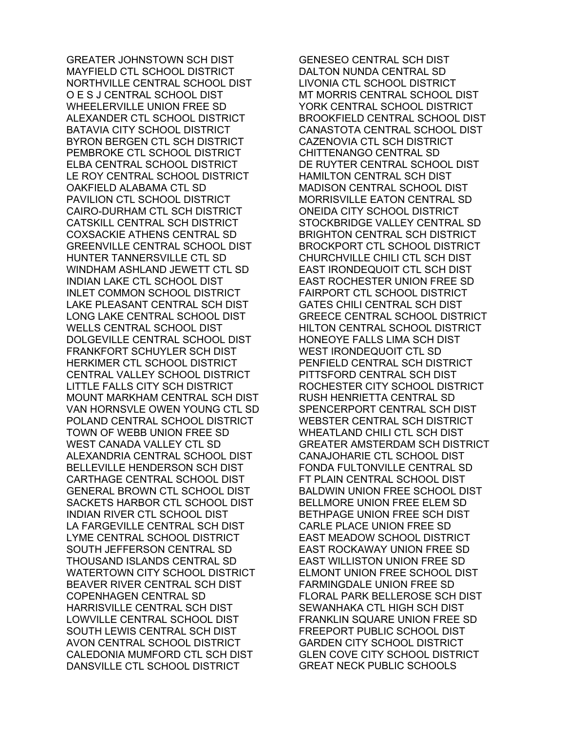GREATER JOHNSTOWN SCH DIST
MAYFIELD CTL SCHOOL DISTRICT
NORTHVILLE CENTRAL SCHOOL DIST
O E S J CENTRAL SCHOOL DIST
WHEELERVILLE UNION FREE SD
ALEXANDER CTL SCHOOL DISTRICT
BATAVIA CITY SCHOOL DISTRICT
BYRON BERGEN CTL SCH DISTRICT
PEMBROKE CTL SCHOOL DISTRICT
ELBA CENTRAL SCHOOL DISTRICT
LE ROY CENTRAL SCHOOL DISTRICT
OAKFIELD ALABAMA CTL SD
PAVILION CTL SCHOOL DISTRICT
CAIRO-DURHAM CTL SCH DISTRICT
CATSKILL CENTRAL SCH DISTRICT
COXSACKIE ATHENS CENTRAL SD
GREENVILLE CENTRAL SCHOOL DIST
HUNTER TANNERSVILLE CTL SD
WINDHAM ASHLAND JEWETT CTL SD
INDIAN LAKE CTL SCHOOL DIST
INLET COMMON SCHOOL DISTRICT
LAKE PLEASANT CENTRAL SCH DIST
LONG LAKE CENTRAL SCHOOL DIST
WELLS CENTRAL SCHOOL DIST
DOLGEVILLE CENTRAL SCHOOL DIST
FRANKFORT SCHUYLER SCH DIST
HERKIMER CTL SCHOOL DISTRICT
CENTRAL VALLEY SCHOOL DISTRICT
LITTLE FALLS CITY SCH DISTRICT
MOUNT MARKHAM CENTRAL SCH DIST
VAN HORNSVLE OWEN YOUNG CTL SD
POLAND CENTRAL SCHOOL DISTRICT
TOWN OF WEBB UNION FREE SD
WEST CANADA VALLEY CTL SD
ALEXANDRIA CENTRAL SCHOOL DIST
BELLEVILLE HENDERSON SCH DIST
CARTHAGE CENTRAL SCHOOL DIST
GENERAL BROWN CTL SCHOOL DIST
SACKETS HARBOR CTL SCHOOL DIST
INDIAN RIVER CTL SCHOOL DIST
LA FARGEVILLE CENTRAL SCH DIST
LYME CENTRAL SCHOOL DISTRICT
SOUTH JEFFERSON CENTRAL SD
THOUSAND ISLANDS CENTRAL SD
WATERTOWN CITY SCHOOL DISTRICT
BEAVER RIVER CENTRAL SCH DIST
COPENHAGEN CENTRAL SD
HARRISVILLE CENTRAL SCH DIST
LOWVILLE CENTRAL SCHOOL DIST
SOUTH LEWIS CENTRAL SCH DIST
AVON CENTRAL SCHOOL DISTRICT
CALEDONIA MUMFORD CTL SCH DIST
DANSVILLE CTL SCHOOL DISTRICT
GENESEO CENTRAL SCH DIST
DALTON NUNDA CENTRAL SD
LIVONIA CTL SCHOOL DISTRICT
MT MORRIS CENTRAL SCHOOL DIST
YORK CENTRAL SCHOOL DISTRICT
BROOKFIELD CENTRAL SCHOOL DIST
CANASTOTA CENTRAL SCHOOL DIST
CAZENOVIA CTL SCH DISTRICT
CHITTENANGO CENTRAL SD
DE RUYTER CENTRAL SCHOOL DIST
HAMILTON CENTRAL SCH DIST
MADISON CENTRAL SCHOOL DIST
MORRISVILLE EATON CENTRAL SD
ONEIDA CITY SCHOOL DISTRICT
STOCKBRIDGE VALLEY CENTRAL SD
BRIGHTON CENTRAL SCH DISTRICT
BROCKPORT CTL SCHOOL DISTRICT
CHURCHVILLE CHILI CTL SCH DIST
EAST IRONDEQUOIT CTL SCH DIST
EAST ROCHESTER UNION FREE SD
FAIRPORT CTL SCHOOL DISTRICT
GATES CHILI CENTRAL SCH DIST
GREECE CENTRAL SCHOOL DISTRICT
HILTON CENTRAL SCHOOL DISTRICT
HONEOYE FALLS LIMA SCH DIST
WEST IRONDEQUOIT CTL SD
PENFIELD CENTRAL SCH DISTRICT
PITTSFORD CENTRAL SCH DIST
ROCHESTER CITY SCHOOL DISTRICT
RUSH HENRIETTA CENTRAL SD
SPENCERPORT CENTRAL SCH DIST
WEBSTER CENTRAL SCH DISTRICT
WHEATLAND CHILI CTL SCH DIST
GREATER AMSTERDAM SCH DISTRICT
CANAJOHARIE CTL SCHOOL DIST
FONDA FULTONVILLE CENTRAL SD
FT PLAIN CENTRAL SCHOOL DIST
BALDWIN UNION FREE SCHOOL DIST
BELLMORE UNION FREE ELEM SD
BETHPAGE UNION FREE SCH DIST
CARLE PLACE UNION FREE SD
EAST MEADOW SCHOOL DISTRICT
EAST ROCKAWAY UNION FREE SD
EAST WILLISTON UNION FREE SD
ELMONT UNION FREE SCHOOL DIST
FARMINGDALE UNION FREE SD
FLORAL PARK BELLEROSE SCH DIST
SEWANHAKA CTL HIGH SCH DIST
FRANKLIN SQUARE UNION FREE SD
FREEPORT PUBLIC SCHOOL DIST
GARDEN CITY SCHOOL DISTRICT
GLEN COVE CITY SCHOOL DISTRICT
GREAT NECK PUBLIC SCHOOLS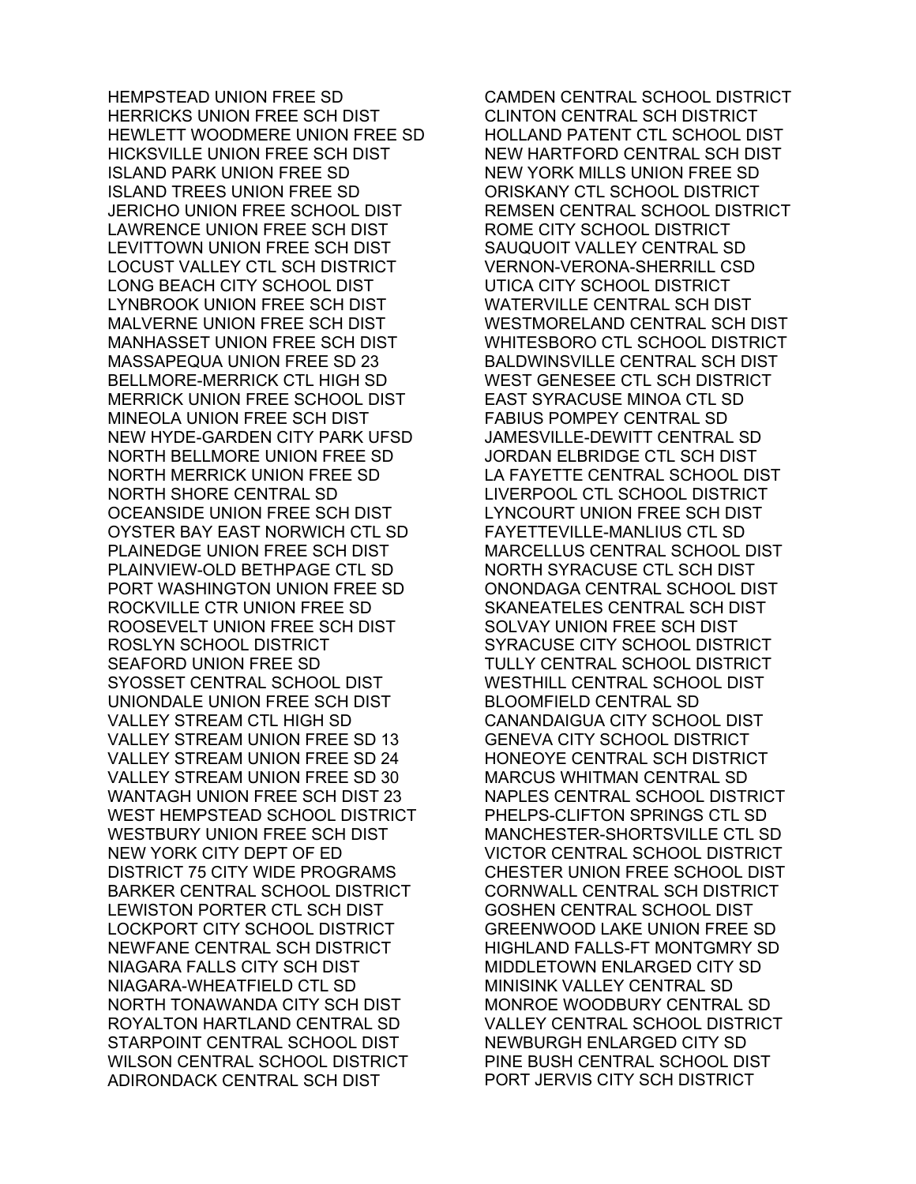HEMPSTEAD UNION FREE SD
HERRICKS UNION FREE SCH DIST
HEWLETT WOODMERE UNION FREE SD
HICKSVILLE UNION FREE SCH DIST
ISLAND PARK UNION FREE SD
ISLAND TREES UNION FREE SD
JERICHO UNION FREE SCHOOL DIST
LAWRENCE UNION FREE SCH DIST
LEVITTOWN UNION FREE SCH DIST
LOCUST VALLEY CTL SCH DISTRICT
LONG BEACH CITY SCHOOL DIST
LYNBROOK UNION FREE SCH DIST
MALVERNE UNION FREE SCH DIST
MANHASSET UNION FREE SCH DIST
MASSAPEQUA UNION FREE SD 23
BELLMORE-MERRICK CTL HIGH SD
MERRICK UNION FREE SCHOOL DIST
MINEOLA UNION FREE SCH DIST
NEW HYDE-GARDEN CITY PARK UFSD
NORTH BELLMORE UNION FREE SD
NORTH MERRICK UNION FREE SD
NORTH SHORE CENTRAL SD
OCEANSIDE UNION FREE SCH DIST
OYSTER BAY EAST NORWICH CTL SD
PLAINEDGE UNION FREE SCH DIST
PLAINVIEW-OLD BETHPAGE CTL SD
PORT WASHINGTON UNION FREE SD
ROCKVILLE CTR UNION FREE SD
ROOSEVELT UNION FREE SCH DIST
ROSLYN SCHOOL DISTRICT
SEAFORD UNION FREE SD
SYOSSET CENTRAL SCHOOL DIST
UNIONDALE UNION FREE SCH DIST
VALLEY STREAM CTL HIGH SD
VALLEY STREAM UNION FREE SD 13
VALLEY STREAM UNION FREE SD 24
VALLEY STREAM UNION FREE SD 30
WANTAGH UNION FREE SCH DIST 23
WEST HEMPSTEAD SCHOOL DISTRICT
WESTBURY UNION FREE SCH DIST
NEW YORK CITY DEPT OF ED
DISTRICT 75 CITY WIDE PROGRAMS
BARKER CENTRAL SCHOOL DISTRICT
LEWISTON PORTER CTL SCH DIST
LOCKPORT CITY SCHOOL DISTRICT
NEWFANE CENTRAL SCH DISTRICT
NIAGARA FALLS CITY SCH DIST
NIAGARA-WHEATFIELD CTL SD
NORTH TONAWANDA CITY SCH DIST
ROYALTON HARTLAND CENTRAL SD
STARPOINT CENTRAL SCHOOL DIST
WILSON CENTRAL SCHOOL DISTRICT
ADIRONDACK CENTRAL SCH DIST
CAMDEN CENTRAL SCHOOL DISTRICT
CLINTON CENTRAL SCH DISTRICT
HOLLAND PATENT CTL SCHOOL DIST
NEW HARTFORD CENTRAL SCH DIST
NEW YORK MILLS UNION FREE SD
ORISKANY CTL SCHOOL DISTRICT
REMSEN CENTRAL SCHOOL DISTRICT
ROME CITY SCHOOL DISTRICT
SAUQUOIT VALLEY CENTRAL SD
VERNON-VERONA-SHERRILL CSD
UTICA CITY SCHOOL DISTRICT
WATERVILLE CENTRAL SCH DIST
WESTMORELAND CENTRAL SCH DIST
WHITESBORO CTL SCHOOL DISTRICT
BALDWINSVILLE CENTRAL SCH DIST
WEST GENESEE CTL SCH DISTRICT
EAST SYRACUSE MINOA CTL SD
FABIUS POMPEY CENTRAL SD
JAMESVILLE-DEWITT CENTRAL SD
JORDAN ELBRIDGE CTL SCH DIST
LA FAYETTE CENTRAL SCHOOL DIST
LIVERPOOL CTL SCHOOL DISTRICT
LYNCOURT UNION FREE SCH DIST
FAYETTEVILLE-MANLIUS CTL SD
MARCELLUS CENTRAL SCHOOL DIST
NORTH SYRACUSE CTL SCH DIST
ONONDAGA CENTRAL SCHOOL DIST
SKANEATELES CENTRAL SCH DIST
SOLVAY UNION FREE SCH DIST
SYRACUSE CITY SCHOOL DISTRICT
TULLY CENTRAL SCHOOL DISTRICT
WESTHILL CENTRAL SCHOOL DIST
BLOOMFIELD CENTRAL SD
CANANDAIGUA CITY SCHOOL DIST
GENEVA CITY SCHOOL DISTRICT
HONEOYE CENTRAL SCH DISTRICT
MARCUS WHITMAN CENTRAL SD
NAPLES CENTRAL SCHOOL DISTRICT
PHELPS-CLIFTON SPRINGS CTL SD
MANCHESTER-SHORTSVILLE CTL SD
VICTOR CENTRAL SCHOOL DISTRICT
CHESTER UNION FREE SCHOOL DIST
CORNWALL CENTRAL SCH DISTRICT
GOSHEN CENTRAL SCHOOL DIST
GREENWOOD LAKE UNION FREE SD
HIGHLAND FALLS-FT MONTGMRY SD
MIDDLETOWN ENLARGED CITY SD
MINISINK VALLEY CENTRAL SD
MONROE WOODBURY CENTRAL SD
VALLEY CENTRAL SCHOOL DISTRICT
NEWBURGH ENLARGED CITY SD
PINE BUSH CENTRAL SCHOOL DIST
PORT JERVIS CITY SCH DISTRICT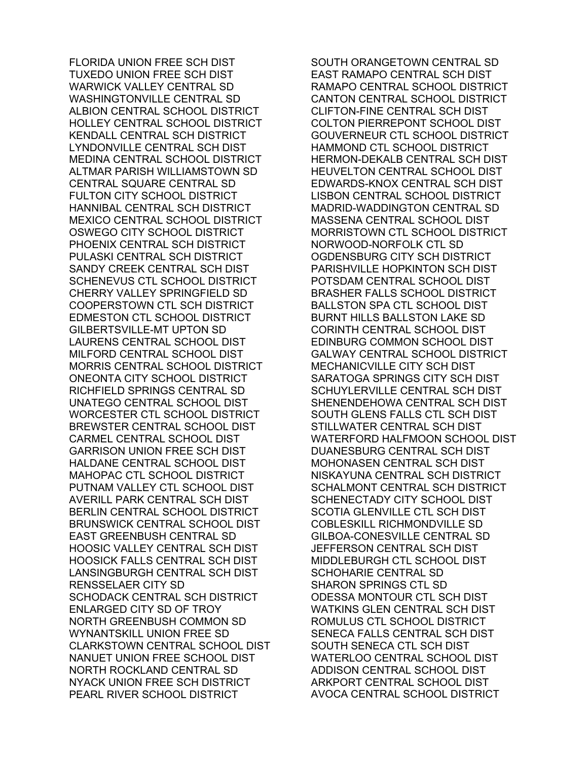FLORIDA UNION FREE SCH DIST
TUXEDO UNION FREE SCH DIST
WARWICK VALLEY CENTRAL SD
WASHINGTONVILLE CENTRAL SD
ALBION CENTRAL SCHOOL DISTRICT
HOLLEY CENTRAL SCHOOL DISTRICT
KENDALL CENTRAL SCH DISTRICT
LYNDONVILLE CENTRAL SCH DIST
MEDINA CENTRAL SCHOOL DISTRICT
ALTMAR PARISH WILLIAMSTOWN SD
CENTRAL SQUARE CENTRAL SD
FULTON CITY SCHOOL DISTRICT
HANNIBAL CENTRAL SCH DISTRICT
MEXICO CENTRAL SCHOOL DISTRICT
OSWEGO CITY SCHOOL DISTRICT
PHOENIX CENTRAL SCH DISTRICT
PULASKI CENTRAL SCH DISTRICT
SANDY CREEK CENTRAL SCH DIST
SCHENEVUS CTL SCHOOL DISTRICT
CHERRY VALLEY SPRINGFIELD SD
COOPERSTOWN CTL SCH DISTRICT
EDMESTON CTL SCHOOL DISTRICT
GILBERTSVILLE-MT UPTON SD
LAURENS CENTRAL SCHOOL DIST
MILFORD CENTRAL SCHOOL DIST
MORRIS CENTRAL SCHOOL DISTRICT
ONEONTA CITY SCHOOL DISTRICT
RICHFIELD SPRINGS CENTRAL SD
UNATEGO CENTRAL SCHOOL DIST
WORCESTER CTL SCHOOL DISTRICT
BREWSTER CENTRAL SCHOOL DIST
CARMEL CENTRAL SCHOOL DIST
GARRISON UNION FREE SCH DIST
HALDANE CENTRAL SCHOOL DIST
MAHOPAC CTL SCHOOL DISTRICT
PUTNAM VALLEY CTL SCHOOL DIST
AVERILL PARK CENTRAL SCH DIST
BERLIN CENTRAL SCHOOL DISTRICT
BRUNSWICK CENTRAL SCHOOL DIST
EAST GREENBUSH CENTRAL SD
HOOSIC VALLEY CENTRAL SCH DIST
HOOSICK FALLS CENTRAL SCH DIST
LANSINGBURGH CENTRAL SCH DIST
RENSSELAER CITY SD
SCHODACK CENTRAL SCH DISTRICT
ENLARGED CITY SD OF TROY
NORTH GREENBUSH COMMON SD
WYNANTSKILL UNION FREE SD
CLARKSTOWN CENTRAL SCHOOL DIST
NANUET UNION FREE SCHOOL DIST
NORTH ROCKLAND CENTRAL SD
NYACK UNION FREE SCH DISTRICT
PEARL RIVER SCHOOL DISTRICT
SOUTH ORANGETOWN CENTRAL SD
EAST RAMAPO CENTRAL SCH DIST
RAMAPO CENTRAL SCHOOL DISTRICT
CANTON CENTRAL SCHOOL DISTRICT
CLIFTON-FINE CENTRAL SCH DIST
COLTON PIERREPONT SCHOOL DIST
GOUVERNEUR CTL SCHOOL DISTRICT
HAMMOND CTL SCHOOL DISTRICT
HERMON-DEKALB CENTRAL SCH DIST
HEUVELTON CENTRAL SCHOOL DIST
EDWARDS-KNOX CENTRAL SCH DIST
LISBON CENTRAL SCHOOL DISTRICT
MADRID-WADDINGTON CENTRAL SD
MASSENA CENTRAL SCHOOL DIST
MORRISTOWN CTL SCHOOL DISTRICT
NORWOOD-NORFOLK CTL SD
OGDENSBURG CITY SCH DISTRICT
PARISHVILLE HOPKINTON SCH DIST
POTSDAM CENTRAL SCHOOL DIST
BRASHER FALLS SCHOOL DISTRICT
BALLSTON SPA CTL SCHOOL DIST
BURNT HILLS BALLSTON LAKE SD
CORINTH CENTRAL SCHOOL DIST
EDINBURG COMMON SCHOOL DIST
GALWAY CENTRAL SCHOOL DISTRICT
MECHANICVILLE CITY SCH DIST
SARATOGA SPRINGS CITY SCH DIST
SCHUYLERVILLE CENTRAL SCH DIST
SHENENDEHOWA CENTRAL SCH DIST
SOUTH GLENS FALLS CTL SCH DIST
STILLWATER CENTRAL SCH DIST
WATERFORD HALFMOON SCHOOL DIST
DUANESBURG CENTRAL SCH DIST
MOHONASEN CENTRAL SCH DIST
NISKAYUNA CENTRAL SCH DISTRICT
SCHALMONT CENTRAL SCH DISTRICT
SCHENECTADY CITY SCHOOL DIST
SCOTIA GLENVILLE CTL SCH DIST
COBLESKILL RICHMONDVILLE SD
GILBOA-CONESVILLE CENTRAL SD
JEFFERSON CENTRAL SCH DIST
MIDDLEBURGH CTL SCHOOL DIST
SCHOHARIE CENTRAL SD
SHARON SPRINGS CTL SD
ODESSA MONTOUR CTL SCH DIST
WATKINS GLEN CENTRAL SCH DIST
ROMULUS CTL SCHOOL DISTRICT
SENECA FALLS CENTRAL SCH DIST
SOUTH SENECA CTL SCH DIST
WATERLOO CENTRAL SCHOOL DIST
ADDISON CENTRAL SCHOOL DIST
ARKPORT CENTRAL SCHOOL DIST
AVOCA CENTRAL SCHOOL DISTRICT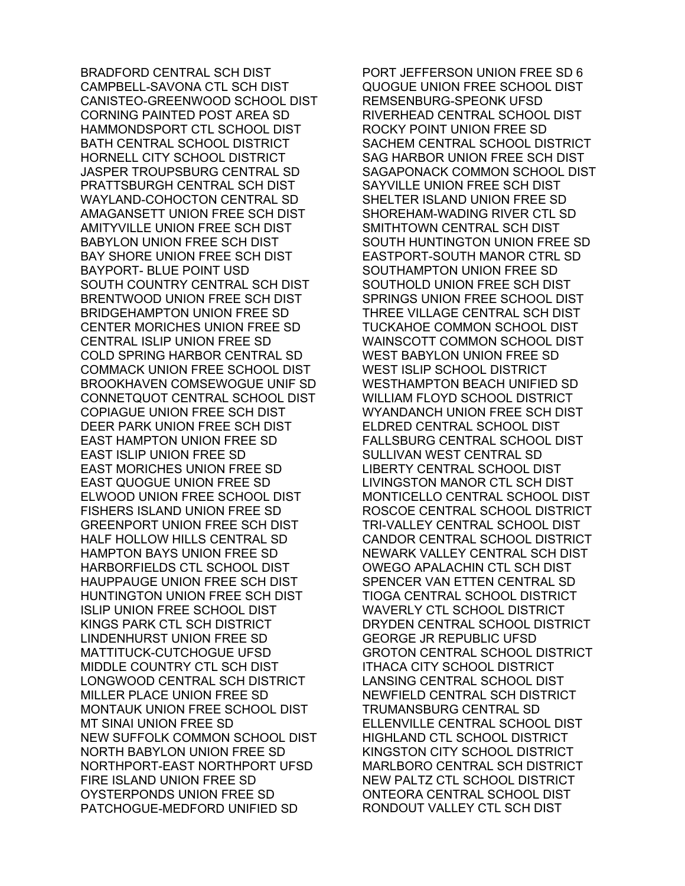BRADFORD CENTRAL SCH DIST
CAMPBELL-SAVONA CTL SCH DIST
CANISTEO-GREENWOOD SCHOOL DIST
CORNING PAINTED POST AREA SD
HAMMONDSPORT CTL SCHOOL DIST
BATH CENTRAL SCHOOL DISTRICT
HORNELL CITY SCHOOL DISTRICT
JASPER TROUPSBURG CENTRAL SD
PRATTSBURGH CENTRAL SCH DIST
WAYLAND-COHOCTON CENTRAL SD
AMAGANSETT UNION FREE SCH DIST
AMITYVILLE UNION FREE SCH DIST
BABYLON UNION FREE SCH DIST
BAY SHORE UNION FREE SCH DIST
BAYPORT- BLUE POINT USD
SOUTH COUNTRY CENTRAL SCH DIST
BRENTWOOD UNION FREE SCH DIST
BRIDGEHAMPTON UNION FREE SD
CENTER MORICHES UNION FREE SD
CENTRAL ISLIP UNION FREE SD
COLD SPRING HARBOR CENTRAL SD
COMMACK UNION FREE SCHOOL DIST
BROOKHAVEN COMSEWOGUE UNIF SD
CONNETQUOT CENTRAL SCHOOL DIST
COPIAGUE UNION FREE SCH DIST
DEER PARK UNION FREE SCH DIST
EAST HAMPTON UNION FREE SD
EAST ISLIP UNION FREE SD
EAST MORICHES UNION FREE SD
EAST QUOGUE UNION FREE SD
ELWOOD UNION FREE SCHOOL DIST
FISHERS ISLAND UNION FREE SD
GREENPORT UNION FREE SCH DIST
HALF HOLLOW HILLS CENTRAL SD
HAMPTON BAYS UNION FREE SD
HARBORFIELDS CTL SCHOOL DIST
HAUPPAUGE UNION FREE SCH DIST
HUNTINGTON UNION FREE SCH DIST
ISLIP UNION FREE SCHOOL DIST
KINGS PARK CTL SCH DISTRICT
LINDENHURST UNION FREE SD
MATTITUCK-CUTCHOGUE UFSD
MIDDLE COUNTRY CTL SCH DIST
LONGWOOD CENTRAL SCH DISTRICT
MILLER PLACE UNION FREE SD
MONTAUK UNION FREE SCHOOL DIST
MT SINAI UNION FREE SD
NEW SUFFOLK COMMON SCHOOL DIST
NORTH BABYLON UNION FREE SD
NORTHPORT-EAST NORTHPORT UFSD
FIRE ISLAND UNION FREE SD
OYSTERPONDS UNION FREE SD
PATCHOGUE-MEDFORD UNIFIED SD
PORT JEFFERSON UNION FREE SD 6
QUOGUE UNION FREE SCHOOL DIST
REMSENBURG-SPEONK UFSD
RIVERHEAD CENTRAL SCHOOL DIST
ROCKY POINT UNION FREE SD
SACHEM CENTRAL SCHOOL DISTRICT
SAG HARBOR UNION FREE SCH DIST
SAGAPONACK COMMON SCHOOL DIST
SAYVILLE UNION FREE SCH DIST
SHELTER ISLAND UNION FREE SD
SHOREHAM-WADING RIVER CTL SD
SMITHTOWN CENTRAL SCH DIST
SOUTH HUNTINGTON UNION FREE SD
EASTPORT-SOUTH MANOR CTRL SD
SOUTHAMPTON UNION FREE SD
SOUTHOLD UNION FREE SCH DIST
SPRINGS UNION FREE SCHOOL DIST
THREE VILLAGE CENTRAL SCH DIST
TUCKAHOE COMMON SCHOOL DIST
WAINSCOTT COMMON SCHOOL DIST
WEST BABYLON UNION FREE SD
WEST ISLIP SCHOOL DISTRICT
WESTHAMPTON BEACH UNIFIED SD
WILLIAM FLOYD SCHOOL DISTRICT
WYANDANCH UNION FREE SCH DIST
ELDRED CENTRAL SCHOOL DIST
FALLSBURG CENTRAL SCHOOL DIST
SULLIVAN WEST CENTRAL SD
LIBERTY CENTRAL SCHOOL DIST
LIVINGSTON MANOR CTL SCH DIST
MONTICELLO CENTRAL SCHOOL DIST
ROSCOE CENTRAL SCHOOL DISTRICT
TRI-VALLEY CENTRAL SCHOOL DIST
CANDOR CENTRAL SCHOOL DISTRICT
NEWARK VALLEY CENTRAL SCH DIST
OWEGO APALACHIN CTL SCH DIST
SPENCER VAN ETTEN CENTRAL SD
TIOGA CENTRAL SCHOOL DISTRICT
WAVERLY CTL SCHOOL DISTRICT
DRYDEN CENTRAL SCHOOL DISTRICT
GEORGE JR REPUBLIC UFSD
GROTON CENTRAL SCHOOL DISTRICT
ITHACA CITY SCHOOL DISTRICT
LANSING CENTRAL SCHOOL DIST
NEWFIELD CENTRAL SCH DISTRICT
TRUMANSBURG CENTRAL SD
ELLENVILLE CENTRAL SCHOOL DIST
HIGHLAND CTL SCHOOL DISTRICT
KINGSTON CITY SCHOOL DISTRICT
MARLBORO CENTRAL SCH DISTRICT
NEW PALTZ CTL SCHOOL DISTRICT
ONTEORA CENTRAL SCHOOL DIST
RONDOUT VALLEY CTL SCH DIST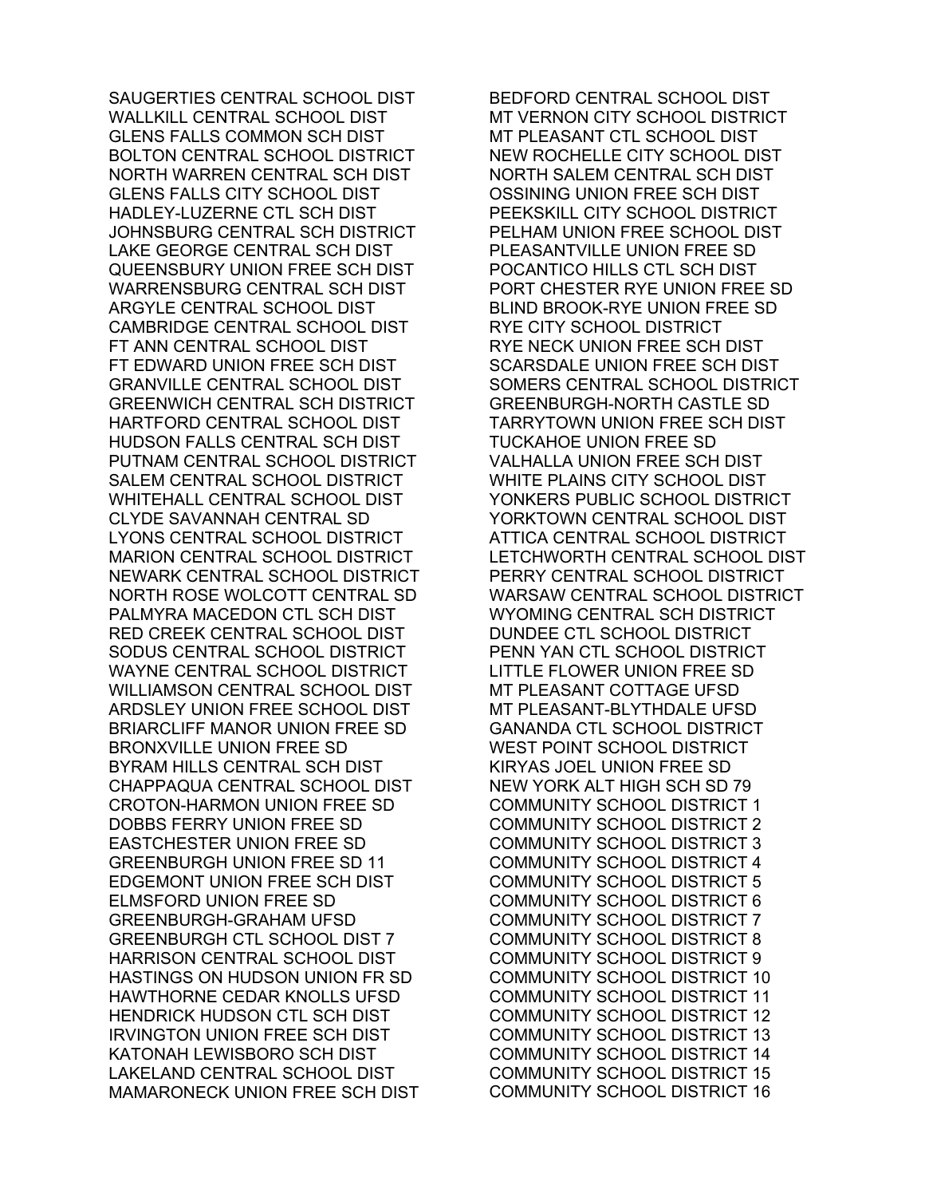SAUGERTIES CENTRAL SCHOOL DIST
WALLKILL CENTRAL SCHOOL DIST
GLENS FALLS COMMON SCH DIST
BOLTON CENTRAL SCHOOL DISTRICT
NORTH WARREN CENTRAL SCH DIST
GLENS FALLS CITY SCHOOL DIST
HADLEY-LUZERNE CTL SCH DIST
JOHNSBURG CENTRAL SCH DISTRICT
LAKE GEORGE CENTRAL SCH DIST
QUEENSBURY UNION FREE SCH DIST
WARRENSBURG CENTRAL SCH DIST
ARGYLE CENTRAL SCHOOL DIST
CAMBRIDGE CENTRAL SCHOOL DIST
FT ANN CENTRAL SCHOOL DIST
FT EDWARD UNION FREE SCH DIST
GRANVILLE CENTRAL SCHOOL DIST
GREENWICH CENTRAL SCH DISTRICT
HARTFORD CENTRAL SCHOOL DIST
HUDSON FALLS CENTRAL SCH DIST
PUTNAM CENTRAL SCHOOL DISTRICT
SALEM CENTRAL SCHOOL DISTRICT
WHITEHALL CENTRAL SCHOOL DIST
CLYDE SAVANNAH CENTRAL SD
LYONS CENTRAL SCHOOL DISTRICT
MARION CENTRAL SCHOOL DISTRICT
NEWARK CENTRAL SCHOOL DISTRICT
NORTH ROSE WOLCOTT CENTRAL SD
PALMYRA MACEDON CTL SCH DIST
RED CREEK CENTRAL SCHOOL DIST
SODUS CENTRAL SCHOOL DISTRICT
WAYNE CENTRAL SCHOOL DISTRICT
WILLIAMSON CENTRAL SCHOOL DIST
ARDSLEY UNION FREE SCHOOL DIST
BRIARCLIFF MANOR UNION FREE SD
BRONXVILLE UNION FREE SD
BYRAM HILLS CENTRAL SCH DIST
CHAPPAQUA CENTRAL SCHOOL DIST
CROTON-HARMON UNION FREE SD
DOBBS FERRY UNION FREE SD
EASTCHESTER UNION FREE SD
GREENBURGH UNION FREE SD 11
EDGEMONT UNION FREE SCH DIST
ELMSFORD UNION FREE SD
GREENBURGH-GRAHAM UFSD
GREENBURGH CTL SCHOOL DIST 7
HARRISON CENTRAL SCHOOL DIST
HASTINGS ON HUDSON UNION FR SD
HAWTHORNE CEDAR KNOLLS UFSD
HENDRICK HUDSON CTL SCH DIST
IRVINGTON UNION FREE SCH DIST
KATONAH LEWISBORO SCH DIST
LAKELAND CENTRAL SCHOOL DIST
MAMARONECK UNION FREE SCH DIST
BEDFORD CENTRAL SCHOOL DIST
MT VERNON CITY SCHOOL DISTRICT
MT PLEASANT CTL SCHOOL DIST
NEW ROCHELLE CITY SCHOOL DIST
NORTH SALEM CENTRAL SCH DIST
OSSINING UNION FREE SCH DIST
PEEKSKILL CITY SCHOOL DISTRICT
PELHAM UNION FREE SCHOOL DIST
PLEASANTVILLE UNION FREE SD
POCANTICO HILLS CTL SCH DIST
PORT CHESTER RYE UNION FREE SD
BLIND BROOK-RYE UNION FREE SD
RYE CITY SCHOOL DISTRICT
RYE NECK UNION FREE SCH DIST
SCARSDALE UNION FREE SCH DIST
SOMERS CENTRAL SCHOOL DISTRICT
GREENBURGH-NORTH CASTLE SD
TARRYTOWN UNION FREE SCH DIST
TUCKAHOE UNION FREE SD
VALHALLA UNION FREE SCH DIST
WHITE PLAINS CITY SCHOOL DIST
YONKERS PUBLIC SCHOOL DISTRICT
YORKTOWN CENTRAL SCHOOL DIST
ATTICA CENTRAL SCHOOL DISTRICT
LETCHWORTH CENTRAL SCHOOL DIST
PERRY CENTRAL SCHOOL DISTRICT
WARSAW CENTRAL SCHOOL DISTRICT
WYOMING CENTRAL SCH DISTRICT
DUNDEE CTL SCHOOL DISTRICT
PENN YAN CTL SCHOOL DISTRICT
LITTLE FLOWER UNION FREE SD
MT PLEASANT COTTAGE UFSD
MT PLEASANT-BLYTHDALE UFSD
GANANDA CTL SCHOOL DISTRICT
WEST POINT SCHOOL DISTRICT
KIRYAS JOEL UNION FREE SD
NEW YORK ALT HIGH SCH SD 79
COMMUNITY SCHOOL DISTRICT 1
COMMUNITY SCHOOL DISTRICT 2
COMMUNITY SCHOOL DISTRICT 3
COMMUNITY SCHOOL DISTRICT 4
COMMUNITY SCHOOL DISTRICT 5
COMMUNITY SCHOOL DISTRICT 6
COMMUNITY SCHOOL DISTRICT 7
COMMUNITY SCHOOL DISTRICT 8
COMMUNITY SCHOOL DISTRICT 9
COMMUNITY SCHOOL DISTRICT 10
COMMUNITY SCHOOL DISTRICT 11
COMMUNITY SCHOOL DISTRICT 12
COMMUNITY SCHOOL DISTRICT 13
COMMUNITY SCHOOL DISTRICT 14
COMMUNITY SCHOOL DISTRICT 15
COMMUNITY SCHOOL DISTRICT 16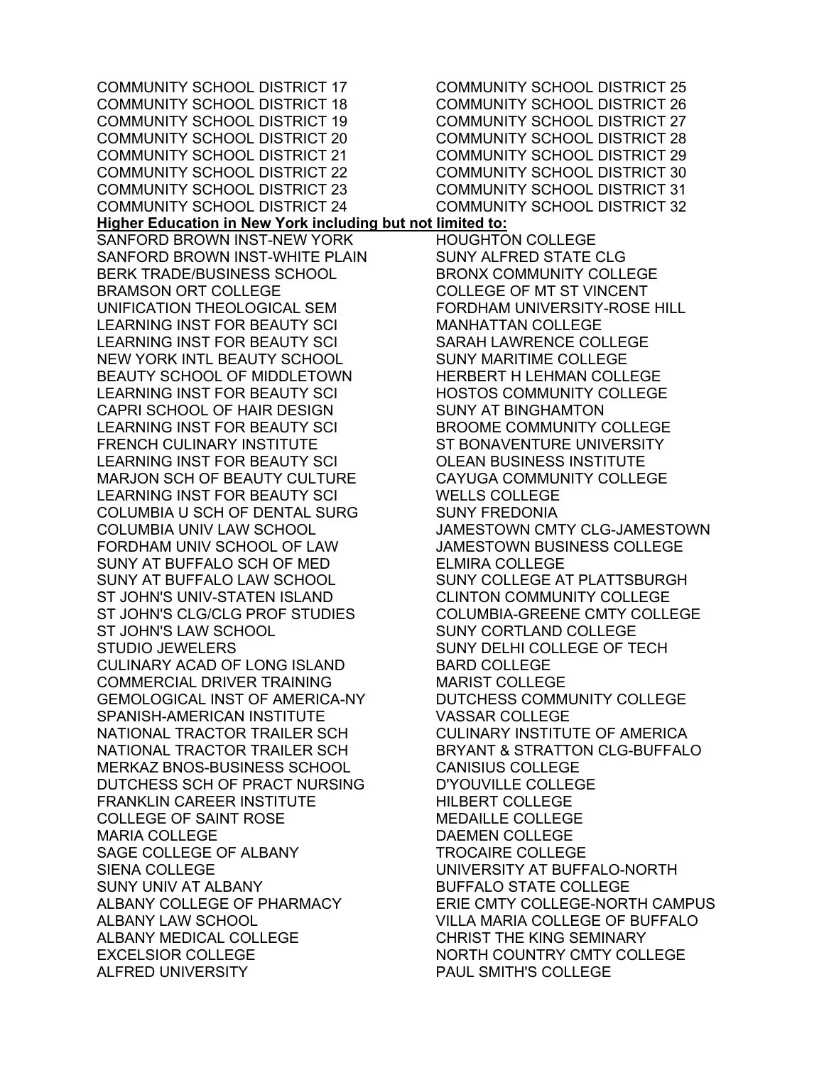COMMUNITY SCHOOL DISTRICT 17
COMMUNITY SCHOOL DISTRICT 18
COMMUNITY SCHOOL DISTRICT 19
COMMUNITY SCHOOL DISTRICT 20
COMMUNITY SCHOOL DISTRICT 21
COMMUNITY SCHOOL DISTRICT 22
COMMUNITY SCHOOL DISTRICT 23
COMMUNITY SCHOOL DISTRICT 24
COMMUNITY SCHOOL DISTRICT 25
COMMUNITY SCHOOL DISTRICT 26
COMMUNITY SCHOOL DISTRICT 27
COMMUNITY SCHOOL DISTRICT 28
COMMUNITY SCHOOL DISTRICT 29
COMMUNITY SCHOOL DISTRICT 30
COMMUNITY SCHOOL DISTRICT 31
COMMUNITY SCHOOL DISTRICT 32

**Higher Education in New York including but not limited to:**

SANFORD BROWN INST-NEW YORK
SANFORD BROWN INST-WHITE PLAIN
BERK TRADE/BUSINESS SCHOOL
BRAMSON ORT COLLEGE
UNIFICATION THEOLOGICAL SEM
LEARNING INST FOR BEAUTY SCI
LEARNING INST FOR BEAUTY SCI
NEW YORK INTL BEAUTY SCHOOL
BEAUTY SCHOOL OF MIDDLETOWN
LEARNING INST FOR BEAUTY SCI
CAPRI SCHOOL OF HAIR DESIGN
LEARNING INST FOR BEAUTY SCI
FRENCH CULINARY INSTITUTE
LEARNING INST FOR BEAUTY SCI
MARJON SCH OF BEAUTY CULTURE
LEARNING INST FOR BEAUTY SCI
COLUMBIA U SCH OF DENTAL SURG
COLUMBIA UNIV LAW SCHOOL
FORDHAM UNIV SCHOOL OF LAW
SUNY AT BUFFALO SCH OF MED
SUNY AT BUFFALO LAW SCHOOL
ST JOHN'S UNIV-STATEN ISLAND
ST JOHN'S CLG/CLG PROF STUDIES
ST JOHN'S LAW SCHOOL
STUDIO JEWELERS
CULINARY ACAD OF LONG ISLAND
COMMERCIAL DRIVER TRAINING
GEMOLOGICAL INST OF AMERICA-NY
SPANISH-AMERICAN INSTITUTE
NATIONAL TRACTOR TRAILER SCH
NATIONAL TRACTOR TRAILER SCH
MERKAZ BNOS-BUSINESS SCHOOL
DUTCHESS SCH OF PRACT NURSING
FRANKLIN CAREER INSTITUTE
COLLEGE OF SAINT ROSE
MARIA COLLEGE
SAGE COLLEGE OF ALBANY
SIENA COLLEGE
SUNY UNIV AT ALBANY
ALBANY COLLEGE OF PHARMACY
ALBANY LAW SCHOOL
ALBANY MEDICAL COLLEGE
EXCELSIOR COLLEGE
ALFRED UNIVERSITY
HOUGHTON COLLEGE
SUNY ALFRED STATE CLG
BRONX COMMUNITY COLLEGE
COLLEGE OF MT ST VINCENT
FORDHAM UNIVERSITY-ROSE HILL
MANHATTAN COLLEGE
SARAH LAWRENCE COLLEGE
SUNY MARITIME COLLEGE
HERBERT H LEHMAN COLLEGE
HOSTOS COMMUNITY COLLEGE
SUNY AT BINGHAMTON
BROOME COMMUNITY COLLEGE
ST BONAVENTURE UNIVERSITY
OLEAN BUSINESS INSTITUTE
CAYUGA COMMUNITY COLLEGE
WELLS COLLEGE
SUNY FREDONIA
JAMESTOWN CMTY CLG-JAMESTOWN
JAMESTOWN BUSINESS COLLEGE
ELMIRA COLLEGE
SUNY COLLEGE AT PLATTSBURGH
CLINTON COMMUNITY COLLEGE
COLUMBIA-GREENE CMTY COLLEGE
SUNY CORTLAND COLLEGE
SUNY DELHI COLLEGE OF TECH
BARD COLLEGE
MARIST COLLEGE
DUTCHESS COMMUNITY COLLEGE
VASSAR COLLEGE
CULINARY INSTITUTE OF AMERICA
BRYANT & STRATTON CLG-BUFFALO
CANISIUS COLLEGE
D'YOUVILLE COLLEGE
HILBERT COLLEGE
MEDAILLE COLLEGE
DAEMEN COLLEGE
TROCAIRE COLLEGE
UNIVERSITY AT BUFFALO-NORTH
BUFFALO STATE COLLEGE
ERIE CMTY COLLEGE-NORTH CAMPUS
VILLA MARIA COLLEGE OF BUFFALO
CHRIST THE KING SEMINARY
NORTH COUNTRY CMTY COLLEGE
PAUL SMITH'S COLLEGE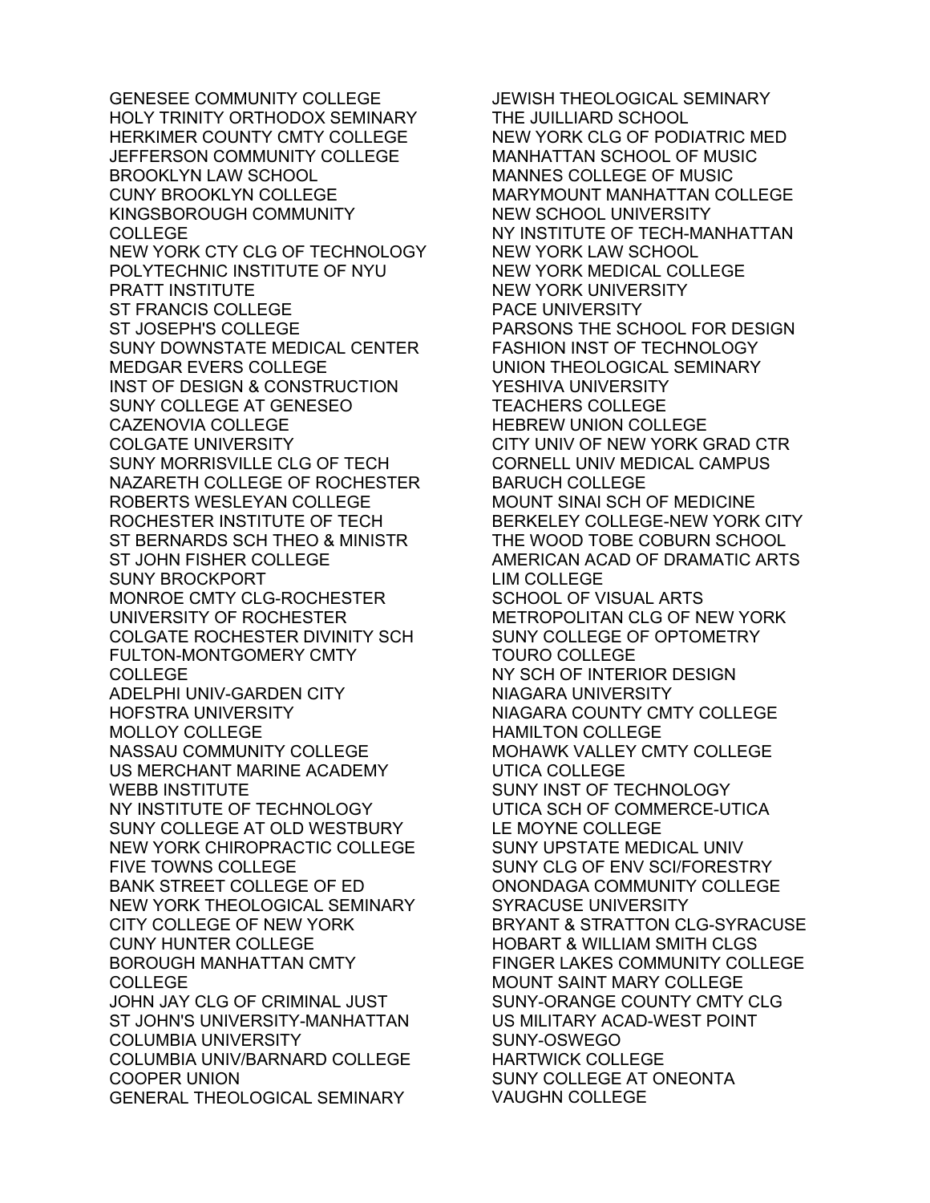GENESEE COMMUNITY COLLEGE
HOLY TRINITY ORTHODOX SEMINARY
HERKIMER COUNTY CMTY COLLEGE
JEFFERSON COMMUNITY COLLEGE
BROOKLYN LAW SCHOOL
CUNY BROOKLYN COLLEGE
KINGSBOROUGH COMMUNITY COLLEGE
NEW YORK CTY CLG OF TECHNOLOGY
POLYTECHNIC INSTITUTE OF NYU
PRATT INSTITUTE
ST FRANCIS COLLEGE
ST JOSEPH'S COLLEGE
SUNY DOWNSTATE MEDICAL CENTER
MEDGAR EVERS COLLEGE
INST OF DESIGN & CONSTRUCTION
SUNY COLLEGE AT GENESEO
CAZENOVIA COLLEGE
COLGATE UNIVERSITY
SUNY MORRISVILLE CLG OF TECH
NAZARETH COLLEGE OF ROCHESTER
ROBERTS WESLEYAN COLLEGE
ROCHESTER INSTITUTE OF TECH
ST BERNARDS SCH THEO & MINISTR
ST JOHN FISHER COLLEGE
SUNY BROCKPORT
MONROE CMTY CLG-ROCHESTER
UNIVERSITY OF ROCHESTER
COLGATE ROCHESTER DIVINITY SCH
FULTON-MONTGOMERY CMTY COLLEGE
ADELPHI UNIV-GARDEN CITY
HOFSTRA UNIVERSITY
MOLLOY COLLEGE
NASSAU COMMUNITY COLLEGE
US MERCHANT MARINE ACADEMY
WEBB INSTITUTE
NY INSTITUTE OF TECHNOLOGY
SUNY COLLEGE AT OLD WESTBURY
NEW YORK CHIROPRACTIC COLLEGE
FIVE TOWNS COLLEGE
BANK STREET COLLEGE OF ED
NEW YORK THEOLOGICAL SEMINARY
CITY COLLEGE OF NEW YORK
CUNY HUNTER COLLEGE
BOROUGH MANHATTAN CMTY COLLEGE
JOHN JAY CLG OF CRIMINAL JUST
ST JOHN'S UNIVERSITY-MANHATTAN
COLUMBIA UNIVERSITY
COLUMBIA UNIV/BARNARD COLLEGE
COOPER UNION
GENERAL THEOLOGICAL SEMINARY
JEWISH THEOLOGICAL SEMINARY
THE JUILLIARD SCHOOL
NEW YORK CLG OF PODIATRIC MED
MANHATTAN SCHOOL OF MUSIC
MANNES COLLEGE OF MUSIC
MARYMOUNT MANHATTAN COLLEGE
NEW SCHOOL UNIVERSITY
NY INSTITUTE OF TECH-MANHATTAN
NEW YORK LAW SCHOOL
NEW YORK MEDICAL COLLEGE
NEW YORK UNIVERSITY
PACE UNIVERSITY
PARSONS THE SCHOOL FOR DESIGN
FASHION INST OF TECHNOLOGY
UNION THEOLOGICAL SEMINARY
YESHIVA UNIVERSITY
TEACHERS COLLEGE
HEBREW UNION COLLEGE
CITY UNIV OF NEW YORK GRAD CTR
CORNELL UNIV MEDICAL CAMPUS
BARUCH COLLEGE
MOUNT SINAI SCH OF MEDICINE
BERKELEY COLLEGE-NEW YORK CITY
THE WOOD TOBE COBURN SCHOOL
AMERICAN ACAD OF DRAMATIC ARTS
LIM COLLEGE
SCHOOL OF VISUAL ARTS
METROPOLITAN CLG OF NEW YORK
SUNY COLLEGE OF OPTOMETRY
TOURO COLLEGE
NY SCH OF INTERIOR DESIGN
NIAGARA UNIVERSITY
NIAGARA COUNTY CMTY COLLEGE
HAMILTON COLLEGE
MOHAWK VALLEY CMTY COLLEGE
UTICA COLLEGE
SUNY INST OF TECHNOLOGY
UTICA SCH OF COMMERCE-UTICA
LE MOYNE COLLEGE
SUNY UPSTATE MEDICAL UNIV
SUNY CLG OF ENV SCI/FORESTRY
ONONDAGA COMMUNITY COLLEGE
SYRACUSE UNIVERSITY
BRYANT & STRATTON CLG-SYRACUSE
HOBART & WILLIAM SMITH CLGS
FINGER LAKES COMMUNITY COLLEGE
MOUNT SAINT MARY COLLEGE
SUNY-ORANGE COUNTY CMTY CLG
US MILITARY ACAD-WEST POINT
SUNY-OSWEGO
HARTWICK COLLEGE
SUNY COLLEGE AT ONEONTA
VAUGHN COLLEGE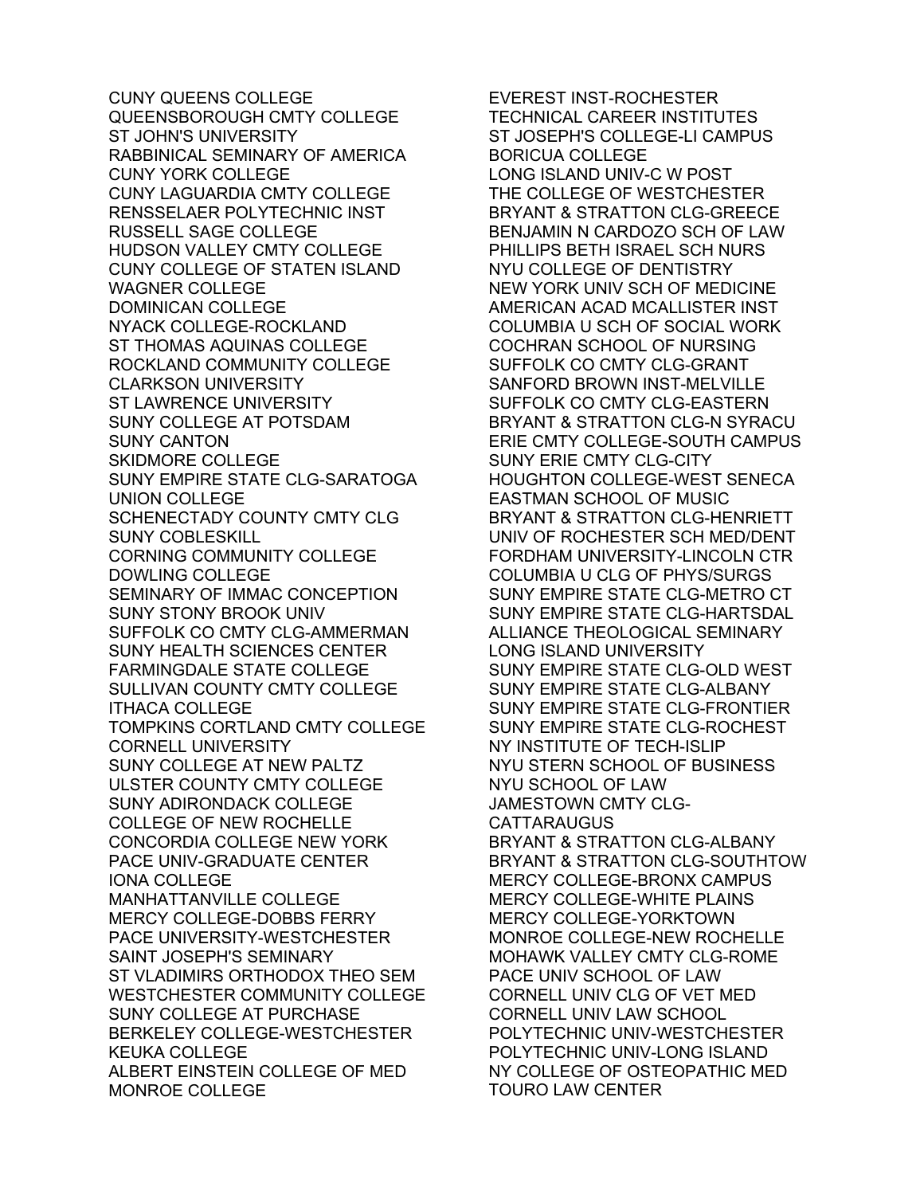CUNY QUEENS COLLEGE
QUEENSBOROUGH CMTY COLLEGE
ST JOHN'S UNIVERSITY
RABBINICAL SEMINARY OF AMERICA
CUNY YORK COLLEGE
CUNY LAGUARDIA CMTY COLLEGE
RENSSELAER POLYTECHNIC INST
RUSSELL SAGE COLLEGE
HUDSON VALLEY CMTY COLLEGE
CUNY COLLEGE OF STATEN ISLAND
WAGNER COLLEGE
DOMINICAN COLLEGE
NYACK COLLEGE-ROCKLAND
ST THOMAS AQUINAS COLLEGE
ROCKLAND COMMUNITY COLLEGE
CLARKSON UNIVERSITY
ST LAWRENCE UNIVERSITY
SUNY COLLEGE AT POTSDAM
SUNY CANTON
SKIDMORE COLLEGE
SUNY EMPIRE STATE CLG-SARATOGA
UNION COLLEGE
SCHENECTADY COUNTY CMTY CLG
SUNY COBLESKILL
CORNING COMMUNITY COLLEGE
DOWLING COLLEGE
SEMINARY OF IMMAC CONCEPTION
SUNY STONY BROOK UNIV
SUFFOLK CO CMTY CLG-AMMERMAN
SUNY HEALTH SCIENCES CENTER
FARMINGDALE STATE COLLEGE
SULLIVAN COUNTY CMTY COLLEGE
ITHACA COLLEGE
TOMPKINS CORTLAND CMTY COLLEGE
CORNELL UNIVERSITY
SUNY COLLEGE AT NEW PALTZ
ULSTER COUNTY CMTY COLLEGE
SUNY ADIRONDACK COLLEGE
COLLEGE OF NEW ROCHELLE
CONCORDIA COLLEGE NEW YORK
PACE UNIV-GRADUATE CENTER
IONA COLLEGE
MANHATTANVILLE COLLEGE
MERCY COLLEGE-DOBBS FERRY
PACE UNIVERSITY-WESTCHESTER
SAINT JOSEPH'S SEMINARY
ST VLADIMIRS ORTHODOX THEO SEM
WESTCHESTER COMMUNITY COLLEGE
SUNY COLLEGE AT PURCHASE
BERKELEY COLLEGE-WESTCHESTER
KEUKA COLLEGE
ALBERT EINSTEIN COLLEGE OF MED
MONROE COLLEGE
EVEREST INST-ROCHESTER
TECHNICAL CAREER INSTITUTES
ST JOSEPH'S COLLEGE-LI CAMPUS
BORICUA COLLEGE
LONG ISLAND UNIV-C W POST
THE COLLEGE OF WESTCHESTER
BRYANT & STRATTON CLG-GREECE
BENJAMIN N CARDOZO SCH OF LAW
PHILLIPS BETH ISRAEL SCH NURS
NYU COLLEGE OF DENTISTRY
NEW YORK UNIV SCH OF MEDICINE
AMERICAN ACAD MCALLISTER INST
COLUMBIA U SCH OF SOCIAL WORK
COCHRAN SCHOOL OF NURSING
SUFFOLK CO CMTY CLG-GRANT
SANFORD BROWN INST-MELVILLE
SUFFOLK CO CMTY CLG-EASTERN
BRYANT & STRATTON CLG-N SYRACU
ERIE CMTY COLLEGE-SOUTH CAMPUS
SUNY ERIE CMTY CLG-CITY
HOUGHTON COLLEGE-WEST SENECA
EASTMAN SCHOOL OF MUSIC
BRYANT & STRATTON CLG-HENRIETT
UNIV OF ROCHESTER SCH MED/DENT
FORDHAM UNIVERSITY-LINCOLN CTR
COLUMBIA U CLG OF PHYS/SURGS
SUNY EMPIRE STATE CLG-METRO CT
SUNY EMPIRE STATE CLG-HARTSDAL
ALLIANCE THEOLOGICAL SEMINARY
LONG ISLAND UNIVERSITY
SUNY EMPIRE STATE CLG-OLD WEST
SUNY EMPIRE STATE CLG-ALBANY
SUNY EMPIRE STATE CLG-FRONTIER
SUNY EMPIRE STATE CLG-ROCHEST
NY INSTITUTE OF TECH-ISLIP
NYU STERN SCHOOL OF BUSINESS
NYU SCHOOL OF LAW
JAMESTOWN CMTY CLG-CATTARAUGUS
BRYANT & STRATTON CLG-ALBANY
BRYANT & STRATTON CLG-SOUTHTOW
MERCY COLLEGE-BRONX CAMPUS
MERCY COLLEGE-WHITE PLAINS
MERCY COLLEGE-YORKTOWN
MONROE COLLEGE-NEW ROCHELLE
MOHAWK VALLEY CMTY CLG-ROME
PACE UNIV SCHOOL OF LAW
CORNELL UNIV CLG OF VET MED
CORNELL UNIV LAW SCHOOL
POLYTECHNIC UNIV-WESTCHESTER
POLYTECHNIC UNIV-LONG ISLAND
NY COLLEGE OF OSTEOPATHIC MED
TOURO LAW CENTER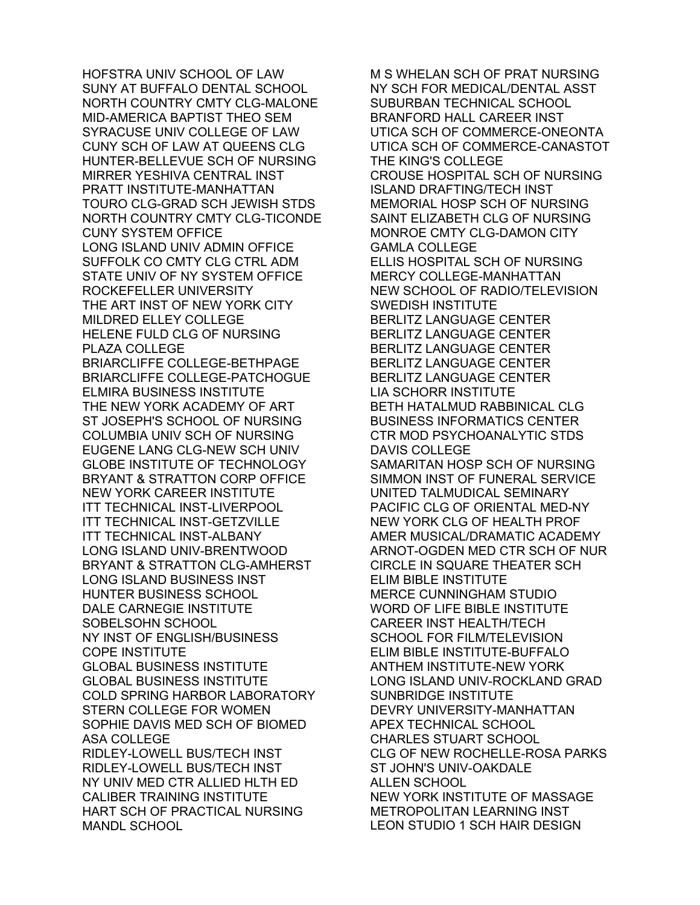HOFSTRA UNIV SCHOOL OF LAW
SUNY AT BUFFALO DENTAL SCHOOL
NORTH COUNTRY CMTY CLG-MALONE
MID-AMERICA BAPTIST THEO SEM
SYRACUSE UNIV COLLEGE OF LAW
CUNY SCH OF LAW AT QUEENS CLG
HUNTER-BELLEVUE SCH OF NURSING
MIRRER YESHIVA CENTRAL INST
PRATT INSTITUTE-MANHATTAN
TOURO CLG-GRAD SCH JEWISH STDS
NORTH COUNTRY CMTY CLG-TICONDE
CUNY SYSTEM OFFICE
LONG ISLAND UNIV ADMIN OFFICE
SUFFOLK CO CMTY CLG CTRL ADM
STATE UNIV OF NY SYSTEM OFFICE
ROCKEFELLER UNIVERSITY
THE ART INST OF NEW YORK CITY
MILDRED ELLEY COLLEGE
HELENE FULD CLG OF NURSING
PLAZA COLLEGE
BRIARCLIFFE COLLEGE-BETHPAGE
BRIARCLIFFE COLLEGE-PATCHOGUE
ELMIRA BUSINESS INSTITUTE
THE NEW YORK ACADEMY OF ART
ST JOSEPH'S SCHOOL OF NURSING
COLUMBIA UNIV SCH OF NURSING
EUGENE LANG CLG-NEW SCH UNIV
GLOBE INSTITUTE OF TECHNOLOGY
BRYANT & STRATTON CORP OFFICE
NEW YORK CAREER INSTITUTE
ITT TECHNICAL INST-LIVERPOOL
ITT TECHNICAL INST-GETZVILLE
ITT TECHNICAL INST-ALBANY
LONG ISLAND UNIV-BRENTWOOD
BRYANT & STRATTON CLG-AMHERST
LONG ISLAND BUSINESS INST
HUNTER BUSINESS SCHOOL
DALE CARNEGIE INSTITUTE
SOBELSOHN SCHOOL
NY INST OF ENGLISH/BUSINESS
COPE INSTITUTE
GLOBAL BUSINESS INSTITUTE
GLOBAL BUSINESS INSTITUTE
COLD SPRING HARBOR LABORATORY
STERN COLLEGE FOR WOMEN
SOPHIE DAVIS MED SCH OF BIOMED
ASA COLLEGE
RIDLEY-LOWELL BUS/TECH INST
RIDLEY-LOWELL BUS/TECH INST
NY UNIV MED CTR ALLIED HLTH ED
CALIBER TRAINING INSTITUTE
HART SCH OF PRACTICAL NURSING
MANDL SCHOOL
M S WHELAN SCH OF PRAT NURSING
NY SCH FOR MEDICAL/DENTAL ASST
SUBURBAN TECHNICAL SCHOOL
BRANFORD HALL CAREER INST
UTICA SCH OF COMMERCE-ONEONTA
UTICA SCH OF COMMERCE-CANASTOT
THE KING'S COLLEGE
CROUSE HOSPITAL SCH OF NURSING
ISLAND DRAFTING/TECH INST
MEMORIAL HOSP SCH OF NURSING
SAINT ELIZABETH CLG OF NURSING
MONROE CMTY CLG-DAMON CITY
GAMLA COLLEGE
ELLIS HOSPITAL SCH OF NURSING
MERCY COLLEGE-MANHATTAN
NEW SCHOOL OF RADIO/TELEVISION
SWEDISH INSTITUTE
BERLITZ LANGUAGE CENTER
BERLITZ LANGUAGE CENTER
BERLITZ LANGUAGE CENTER
BERLITZ LANGUAGE CENTER
BERLITZ LANGUAGE CENTER
LIA SCHORR INSTITUTE
BETH HATALMUD RABBINICAL CLG
BUSINESS INFORMATICS CENTER
CTR MOD PSYCHOANALYTIC STDS
DAVIS COLLEGE
SAMARITAN HOSP SCH OF NURSING
SIMMON INST OF FUNERAL SERVICE
UNITED TALMUDICAL SEMINARY
PACIFIC CLG OF ORIENTAL MED-NY
NEW YORK CLG OF HEALTH PROF
AMER MUSICAL/DRAMATIC ACADEMY
ARNOT-OGDEN MED CTR SCH OF NUR
CIRCLE IN SQUARE THEATER SCH
ELIM BIBLE INSTITUTE
MERCE CUNNINGHAM STUDIO
WORD OF LIFE BIBLE INSTITUTE
CAREER INST HEALTH/TECH
SCHOOL FOR FILM/TELEVISION
ELIM BIBLE INSTITUTE-BUFFALO
ANTHEM INSTITUTE-NEW YORK
LONG ISLAND UNIV-ROCKLAND GRAD
SUNBRIDGE INSTITUTE
DEVRY UNIVERSITY-MANHATTAN
APEX TECHNICAL SCHOOL
CHARLES STUART SCHOOL
CLG OF NEW ROCHELLE-ROSA PARKS
ST JOHN'S UNIV-OAKDALE
ALLEN SCHOOL
NEW YORK INSTITUTE OF MASSAGE
METROPOLITAN LEARNING INST
LEON STUDIO 1 SCH HAIR DESIGN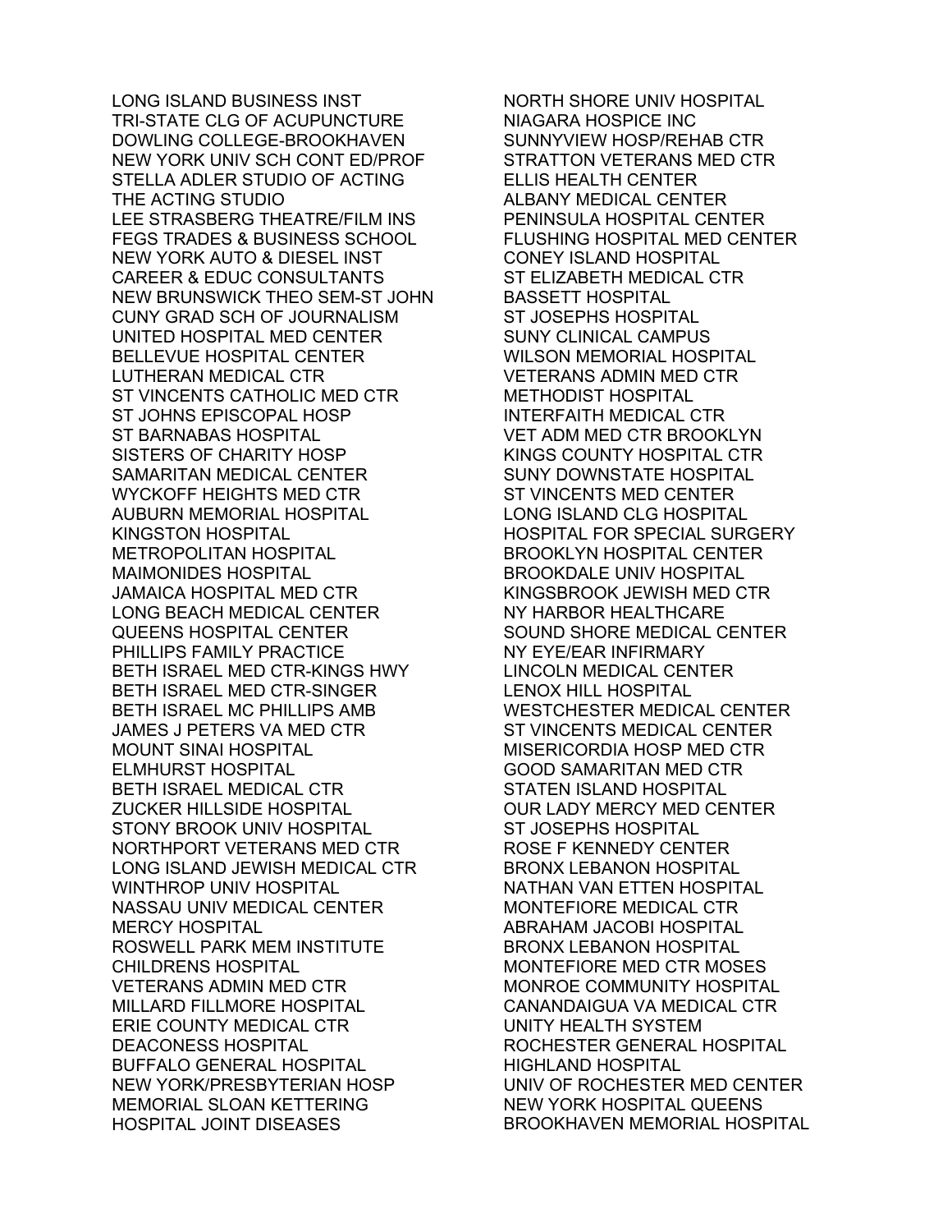LONG ISLAND BUSINESS INST
TRI-STATE CLG OF ACUPUNCTURE
DOWLING COLLEGE-BROOKHAVEN
NEW YORK UNIV SCH CONT ED/PROF
STELLA ADLER STUDIO OF ACTING
THE ACTING STUDIO
LEE STRASBERG THEATRE/FILM INS
FEGS TRADES & BUSINESS SCHOOL
NEW YORK AUTO & DIESEL INST
CAREER & EDUC CONSULTANTS
NEW BRUNSWICK THEO SEM-ST JOHN
CUNY GRAD SCH OF JOURNALISM
UNITED HOSPITAL MED CENTER
BELLEVUE HOSPITAL CENTER
LUTHERAN MEDICAL CTR
ST VINCENTS CATHOLIC MED CTR
ST JOHNS EPISCOPAL HOSP
ST BARNABAS HOSPITAL
SISTERS OF CHARITY HOSP
SAMARITAN MEDICAL CENTER
WYCKOFF HEIGHTS MED CTR
AUBURN MEMORIAL HOSPITAL
KINGSTON HOSPITAL
METROPOLITAN HOSPITAL
MAIMONIDES HOSPITAL
JAMAICA HOSPITAL MED CTR
LONG BEACH MEDICAL CENTER
QUEENS HOSPITAL CENTER
PHILLIPS FAMILY PRACTICE
BETH ISRAEL MED CTR-KINGS HWY
BETH ISRAEL MED CTR-SINGER
BETH ISRAEL MC PHILLIPS AMB
JAMES J PETERS VA MED CTR
MOUNT SINAI HOSPITAL
ELMHURST HOSPITAL
BETH ISRAEL MEDICAL CTR
ZUCKER HILLSIDE HOSPITAL
STONY BROOK UNIV HOSPITAL
NORTHPORT VETERANS MED CTR
LONG ISLAND JEWISH MEDICAL CTR
WINTHROP UNIV HOSPITAL
NASSAU UNIV MEDICAL CENTER
MERCY HOSPITAL
ROSWELL PARK MEM INSTITUTE
CHILDRENS HOSPITAL
VETERANS ADMIN MED CTR
MILLARD FILLMORE HOSPITAL
ERIE COUNTY MEDICAL CTR
DEACONESS HOSPITAL
BUFFALO GENERAL HOSPITAL
NEW YORK/PRESBYTERIAN HOSP
MEMORIAL SLOAN KETTERING
HOSPITAL JOINT DISEASES
NORTH SHORE UNIV HOSPITAL
NIAGARA HOSPICE INC
SUNNYVIEW HOSP/REHAB CTR
STRATTON VETERANS MED CTR
ELLIS HEALTH CENTER
ALBANY MEDICAL CENTER
PENINSULA HOSPITAL CENTER
FLUSHING HOSPITAL MED CENTER
CONEY ISLAND HOSPITAL
ST ELIZABETH MEDICAL CTR
BASSETT HOSPITAL
ST JOSEPHS HOSPITAL
SUNY CLINICAL CAMPUS
WILSON MEMORIAL HOSPITAL
VETERANS ADMIN MED CTR
METHODIST HOSPITAL
INTERFAITH MEDICAL CTR
VET ADM MED CTR BROOKLYN
KINGS COUNTY HOSPITAL CTR
SUNY DOWNSTATE HOSPITAL
ST VINCENTS MED CENTER
LONG ISLAND CLG HOSPITAL
HOSPITAL FOR SPECIAL SURGERY
BROOKLYN HOSPITAL CENTER
BROOKDALE UNIV HOSPITAL
KINGSBROOK JEWISH MED CTR
NY HARBOR HEALTHCARE
SOUND SHORE MEDICAL CENTER
NY EYE/EAR INFIRMARY
LINCOLN MEDICAL CENTER
LENOX HILL HOSPITAL
WESTCHESTER MEDICAL CENTER
ST VINCENTS MEDICAL CENTER
MISERICORDIA HOSP MED CTR
GOOD SAMARITAN MED CTR
STATEN ISLAND HOSPITAL
OUR LADY MERCY MED CENTER
ST JOSEPHS HOSPITAL
ROSE F KENNEDY CENTER
BRONX LEBANON HOSPITAL
NATHAN VAN ETTEN HOSPITAL
MONTEFIORE MEDICAL CTR
ABRAHAM JACOBI HOSPITAL
BRONX LEBANON HOSPITAL
MONTEFIORE MED CTR MOSES
MONROE COMMUNITY HOSPITAL
CANANDAIGUA VA MEDICAL CTR
UNITY HEALTH SYSTEM
ROCHESTER GENERAL HOSPITAL
HIGHLAND HOSPITAL
UNIV OF ROCHESTER MED CENTER
NEW YORK HOSPITAL QUEENS
BROOKHAVEN MEMORIAL HOSPITAL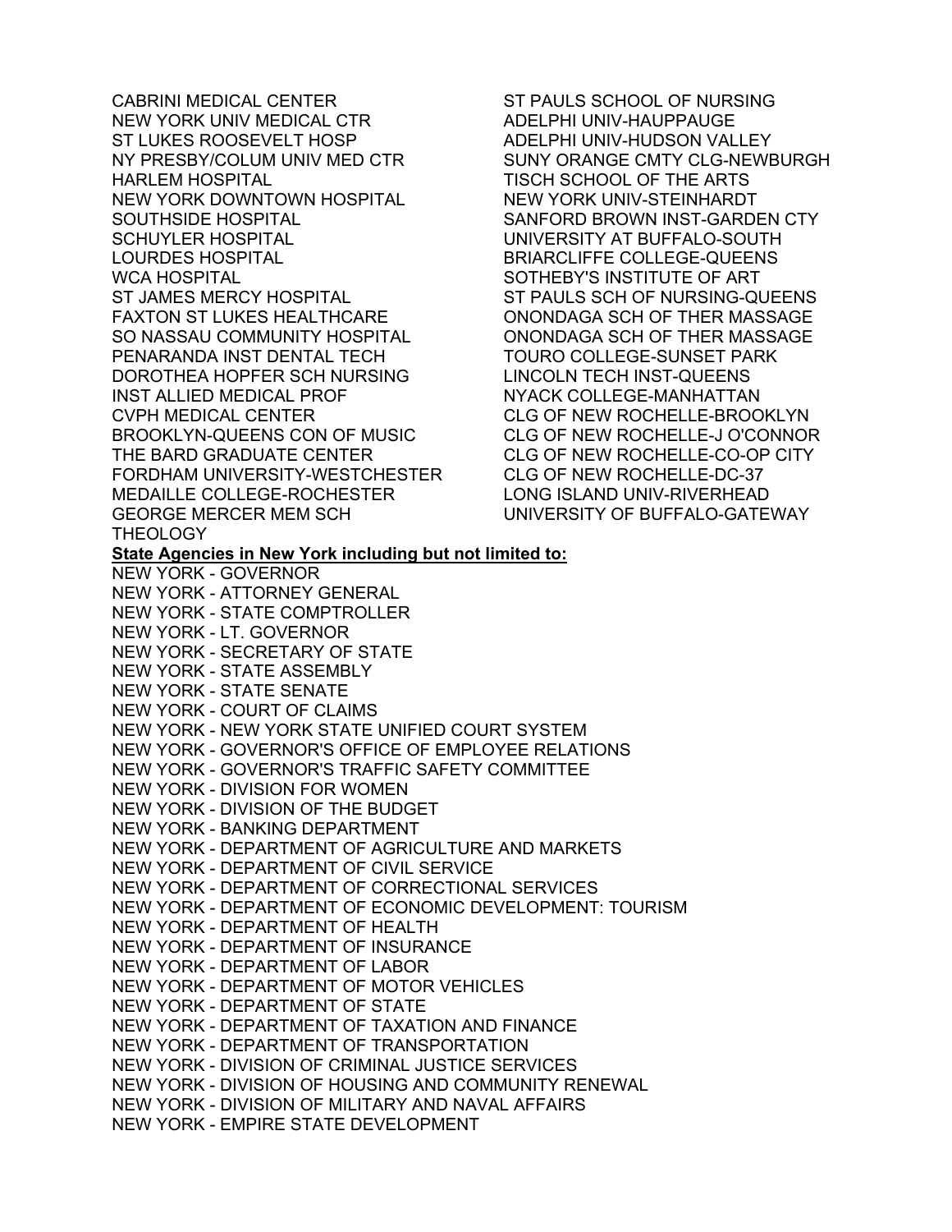CABRINI MEDICAL CENTER
NEW YORK UNIV MEDICAL CTR
ST LUKES ROOSEVELT HOSP
NY PRESBY/COLUM UNIV MED CTR
HARLEM HOSPITAL
NEW YORK DOWNTOWN HOSPITAL
SOUTHSIDE HOSPITAL
SCHUYLER HOSPITAL
LOURDES HOSPITAL
WCA HOSPITAL
ST JAMES MERCY HOSPITAL
FAXTON ST LUKES HEALTHCARE
SO NASSAU COMMUNITY HOSPITAL
PENARANDA INST DENTAL TECH
DOROTHEA HOPFER SCH NURSING
INST ALLIED MEDICAL PROF
CVPH MEDICAL CENTER
BROOKLYN-QUEENS CON OF MUSIC
THE BARD GRADUATE CENTER
FORDHAM UNIVERSITY-WESTCHESTER
MEDAILLE COLLEGE-ROCHESTER
GEORGE MERCER MEM SCH THEOLOGY
ST PAULS SCHOOL OF NURSING
ADELPHI UNIV-HAUPPAUGE
ADELPHI UNIV-HUDSON VALLEY
SUNY ORANGE CMTY CLG-NEWBURGH
TISCH SCHOOL OF THE ARTS
NEW YORK UNIV-STEINHARDT
SANFORD BROWN INST-GARDEN CTY
UNIVERSITY AT BUFFALO-SOUTH
BRIARCLIFFE COLLEGE-QUEENS
SOTHEBY'S INSTITUTE OF ART
ST PAULS SCH OF NURSING-QUEENS
ONONDAGA SCH OF THER MASSAGE
ONONDAGA SCH OF THER MASSAGE
TOURO COLLEGE-SUNSET PARK
LINCOLN TECH INST-QUEENS
NYACK COLLEGE-MANHATTAN
CLG OF NEW ROCHELLE-BROOKLYN
CLG OF NEW ROCHELLE-J O'CONNOR
CLG OF NEW ROCHELLE-CO-OP CITY
CLG OF NEW ROCHELLE-DC-37
LONG ISLAND UNIV-RIVERHEAD
UNIVERSITY OF BUFFALO-GATEWAY

**State Agencies in New York including but not limited to:**

NEW YORK - GOVERNOR
NEW YORK - ATTORNEY GENERAL
NEW YORK - STATE COMPTROLLER
NEW YORK - LT. GOVERNOR
NEW YORK - SECRETARY OF STATE
NEW YORK - STATE ASSEMBLY
NEW YORK - STATE SENATE
NEW YORK - COURT OF CLAIMS
NEW YORK - NEW YORK STATE UNIFIED COURT SYSTEM
NEW YORK - GOVERNOR'S OFFICE OF EMPLOYEE RELATIONS
NEW YORK - GOVERNOR'S TRAFFIC SAFETY COMMITTEE
NEW YORK - DIVISION FOR WOMEN
NEW YORK - DIVISION OF THE BUDGET
NEW YORK - BANKING DEPARTMENT
NEW YORK - DEPARTMENT OF AGRICULTURE AND MARKETS
NEW YORK - DEPARTMENT OF CIVIL SERVICE
NEW YORK - DEPARTMENT OF CORRECTIONAL SERVICES
NEW YORK - DEPARTMENT OF ECONOMIC DEVELOPMENT: TOURISM
NEW YORK - DEPARTMENT OF HEALTH
NEW YORK - DEPARTMENT OF INSURANCE
NEW YORK - DEPARTMENT OF LABOR
NEW YORK - DEPARTMENT OF MOTOR VEHICLES
NEW YORK - DEPARTMENT OF STATE
NEW YORK - DEPARTMENT OF TAXATION AND FINANCE
NEW YORK - DEPARTMENT OF TRANSPORTATION
NEW YORK - DIVISION OF CRIMINAL JUSTICE SERVICES
NEW YORK - DIVISION OF HOUSING AND COMMUNITY RENEWAL
NEW YORK - DIVISION OF MILITARY AND NAVAL AFFAIRS
NEW YORK - EMPIRE STATE DEVELOPMENT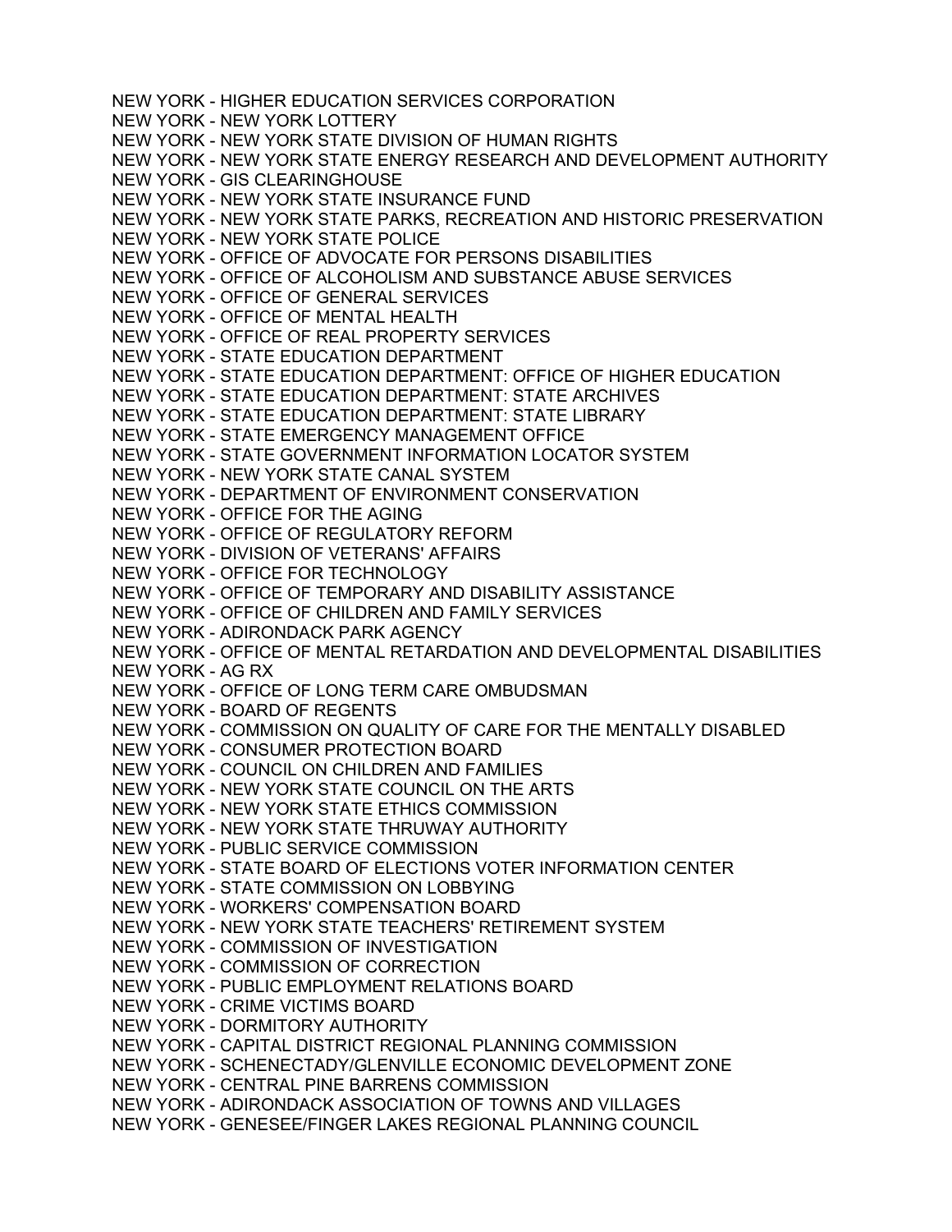NEW YORK - HIGHER EDUCATION SERVICES CORPORATION
NEW YORK - NEW YORK LOTTERY
NEW YORK - NEW YORK STATE DIVISION OF HUMAN RIGHTS
NEW YORK - NEW YORK STATE ENERGY RESEARCH AND DEVELOPMENT AUTHORITY
NEW YORK - GIS CLEARINGHOUSE
NEW YORK - NEW YORK STATE INSURANCE FUND
NEW YORK - NEW YORK STATE PARKS, RECREATION AND HISTORIC PRESERVATION
NEW YORK - NEW YORK STATE POLICE
NEW YORK - OFFICE OF ADVOCATE FOR PERSONS DISABILITIES
NEW YORK - OFFICE OF ALCOHOLISM AND SUBSTANCE ABUSE SERVICES
NEW YORK - OFFICE OF GENERAL SERVICES
NEW YORK - OFFICE OF MENTAL HEALTH
NEW YORK - OFFICE OF REAL PROPERTY SERVICES
NEW YORK - STATE EDUCATION DEPARTMENT
NEW YORK - STATE EDUCATION DEPARTMENT: OFFICE OF HIGHER EDUCATION
NEW YORK - STATE EDUCATION DEPARTMENT: STATE ARCHIVES
NEW YORK - STATE EDUCATION DEPARTMENT: STATE LIBRARY
NEW YORK - STATE EMERGENCY MANAGEMENT OFFICE
NEW YORK - STATE GOVERNMENT INFORMATION LOCATOR SYSTEM
NEW YORK - NEW YORK STATE CANAL SYSTEM
NEW YORK - DEPARTMENT OF ENVIRONMENT CONSERVATION
NEW YORK - OFFICE FOR THE AGING
NEW YORK - OFFICE OF REGULATORY REFORM
NEW YORK - DIVISION OF VETERANS' AFFAIRS
NEW YORK - OFFICE FOR TECHNOLOGY
NEW YORK - OFFICE OF TEMPORARY AND DISABILITY ASSISTANCE
NEW YORK - OFFICE OF CHILDREN AND FAMILY SERVICES
NEW YORK - ADIRONDACK PARK AGENCY
NEW YORK - OFFICE OF MENTAL RETARDATION AND DEVELOPMENTAL DISABILITIES
NEW YORK - AG RX
NEW YORK - OFFICE OF LONG TERM CARE OMBUDSMAN
NEW YORK - BOARD OF REGENTS
NEW YORK - COMMISSION ON QUALITY OF CARE FOR THE MENTALLY DISABLED
NEW YORK - CONSUMER PROTECTION BOARD
NEW YORK - COUNCIL ON CHILDREN AND FAMILIES
NEW YORK - NEW YORK STATE COUNCIL ON THE ARTS
NEW YORK - NEW YORK STATE ETHICS COMMISSION
NEW YORK - NEW YORK STATE THRUWAY AUTHORITY
NEW YORK - PUBLIC SERVICE COMMISSION
NEW YORK - STATE BOARD OF ELECTIONS VOTER INFORMATION CENTER
NEW YORK - STATE COMMISSION ON LOBBYING
NEW YORK - WORKERS' COMPENSATION BOARD
NEW YORK - NEW YORK STATE TEACHERS' RETIREMENT SYSTEM
NEW YORK - COMMISSION OF INVESTIGATION
NEW YORK - COMMISSION OF CORRECTION
NEW YORK - PUBLIC EMPLOYMENT RELATIONS BOARD
NEW YORK - CRIME VICTIMS BOARD
NEW YORK - DORMITORY AUTHORITY
NEW YORK - CAPITAL DISTRICT REGIONAL PLANNING COMMISSION
NEW YORK - SCHENECTADY/GLENVILLE ECONOMIC DEVELOPMENT ZONE
NEW YORK - CENTRAL PINE BARRENS COMMISSION
NEW YORK - ADIRONDACK ASSOCIATION OF TOWNS AND VILLAGES
NEW YORK - GENESEE/FINGER LAKES REGIONAL PLANNING COUNCIL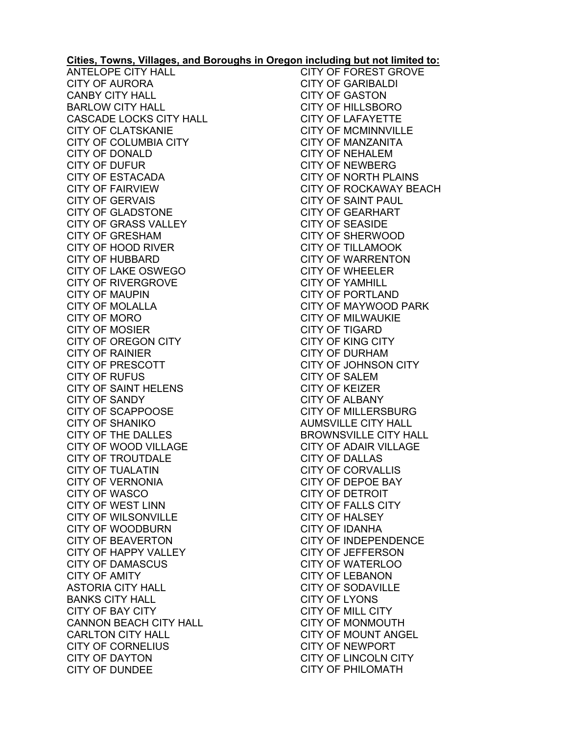**Cities, Towns, Villages, and Boroughs in Oregon including but not limited to:**

ANTELOPE CITY HALL
CITY OF AURORA
CANBY CITY HALL
BARLOW CITY HALL
CASCADE LOCKS CITY HALL
CITY OF CLATSKANIE
CITY OF COLUMBIA CITY
CITY OF DONALD
CITY OF DUFUR
CITY OF ESTACADA
CITY OF FAIRVIEW
CITY OF GERVAIS
CITY OF GLADSTONE
CITY OF GRASS VALLEY
CITY OF GRESHAM
CITY OF HOOD RIVER
CITY OF HUBBARD
CITY OF LAKE OSWEGO
CITY OF RIVERGROVE
CITY OF MAUPIN
CITY OF MOLALLA
CITY OF MORO
CITY OF MOSIER
CITY OF OREGON CITY
CITY OF RAINIER
CITY OF PRESCOTT
CITY OF RUFUS
CITY OF SAINT HELENS
CITY OF SANDY
CITY OF SCAPPOOSE
CITY OF SHANIKO
CITY OF THE DALLES
CITY OF WOOD VILLAGE
CITY OF TROUTDALE
CITY OF TUALATIN
CITY OF VERNONIA
CITY OF WASCO
CITY OF WEST LINN
CITY OF WILSONVILLE
CITY OF WOODBURN
CITY OF BEAVERTON
CITY OF HAPPY VALLEY
CITY OF DAMASCUS
CITY OF AMITY
ASTORIA CITY HALL
BANKS CITY HALL
CITY OF BAY CITY
CANNON BEACH CITY HALL
CARLTON CITY HALL
CITY OF CORNELIUS
CITY OF DAYTON
CITY OF DUNDEE
CITY OF FOREST GROVE
CITY OF GARIBALDI
CITY OF GASTON
CITY OF HILLSBORO
CITY OF LAFAYETTE
CITY OF MCMINNVILLE
CITY OF MANZANITA
CITY OF NEHALEM
CITY OF NEWBERG
CITY OF NORTH PLAINS
CITY OF ROCKAWAY BEACH
CITY OF SAINT PAUL
CITY OF GEARHART
CITY OF SEASIDE
CITY OF SHERWOOD
CITY OF TILLAMOOK
CITY OF WARRENTON
CITY OF WHEELER
CITY OF YAMHILL
CITY OF PORTLAND
CITY OF MAYWOOD PARK
CITY OF MILWAUKIE
CITY OF TIGARD
CITY OF KING CITY
CITY OF DURHAM
CITY OF JOHNSON CITY
CITY OF SALEM
CITY OF KEIZER
CITY OF ALBANY
CITY OF MILLERSBURG
AUMSVILLE CITY HALL
BROWNSVILLE CITY HALL
CITY OF ADAIR VILLAGE
CITY OF DALLAS
CITY OF CORVALLIS
CITY OF DEPOE BAY
CITY OF DETROIT
CITY OF FALLS CITY
CITY OF HALSEY
CITY OF IDANHA
CITY OF INDEPENDENCE
CITY OF JEFFERSON
CITY OF WATERLOO
CITY OF LEBANON
CITY OF SODAVILLE
CITY OF LYONS
CITY OF MILL CITY
CITY OF MONMOUTH
CITY OF MOUNT ANGEL
CITY OF NEWPORT
CITY OF LINCOLN CITY
CITY OF PHILOMATH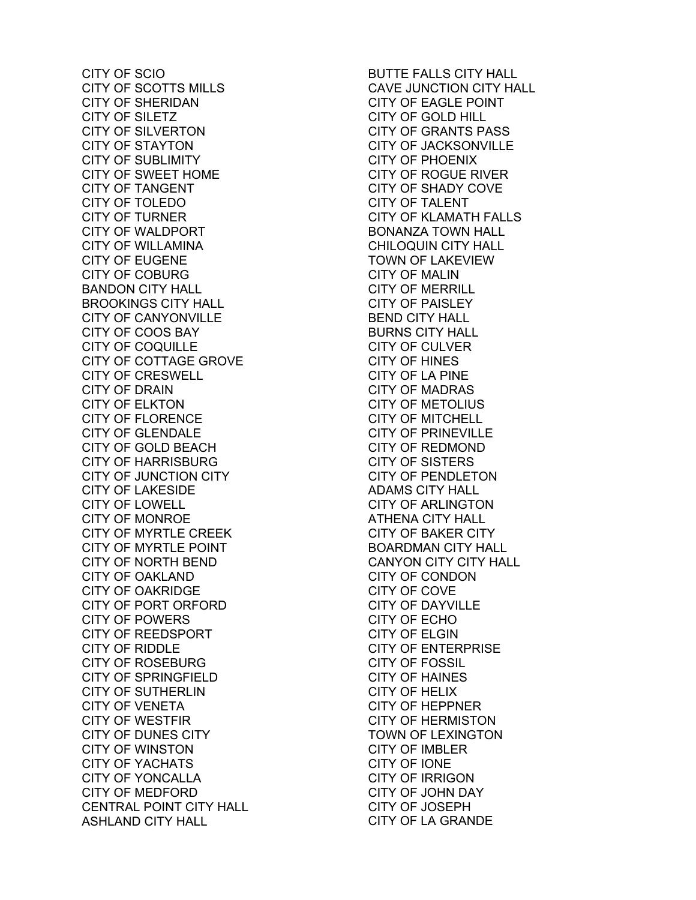CITY OF SCIO
CITY OF SCOTTS MILLS
CITY OF SHERIDAN
CITY OF SILETZ
CITY OF SILVERTON
CITY OF STAYTON
CITY OF SUBLIMITY
CITY OF SWEET HOME
CITY OF TANGENT
CITY OF TOLEDO
CITY OF TURNER
CITY OF WALDPORT
CITY OF WILLAMINA
CITY OF EUGENE
CITY OF COBURG
BANDON CITY HALL
BROOKINGS CITY HALL
CITY OF CANYONVILLE
CITY OF COOS BAY
CITY OF COQUILLE
CITY OF COTTAGE GROVE
CITY OF CRESWELL
CITY OF DRAIN
CITY OF ELKTON
CITY OF FLORENCE
CITY OF GLENDALE
CITY OF GOLD BEACH
CITY OF HARRISBURG
CITY OF JUNCTION CITY
CITY OF LAKESIDE
CITY OF LOWELL
CITY OF MONROE
CITY OF MYRTLE CREEK
CITY OF MYRTLE POINT
CITY OF NORTH BEND
CITY OF OAKLAND
CITY OF OAKRIDGE
CITY OF PORT ORFORD
CITY OF POWERS
CITY OF REEDSPORT
CITY OF RIDDLE
CITY OF ROSEBURG
CITY OF SPRINGFIELD
CITY OF SUTHERLIN
CITY OF VENETA
CITY OF WESTFIR
CITY OF DUNES CITY
CITY OF WINSTON
CITY OF YACHATS
CITY OF YONCALLA
CITY OF MEDFORD
CENTRAL POINT CITY HALL
ASHLAND CITY HALL
BUTTE FALLS CITY HALL
CAVE JUNCTION CITY HALL
CITY OF EAGLE POINT
CITY OF GOLD HILL
CITY OF GRANTS PASS
CITY OF JACKSONVILLE
CITY OF PHOENIX
CITY OF ROGUE RIVER
CITY OF SHADY COVE
CITY OF TALENT
CITY OF KLAMATH FALLS
BONANZA TOWN HALL
CHILOQUIN CITY HALL
TOWN OF LAKEVIEW
CITY OF MALIN
CITY OF MERRILL
CITY OF PAISLEY
BEND CITY HALL
BURNS CITY HALL
CITY OF CULVER
CITY OF HINES
CITY OF LA PINE
CITY OF MADRAS
CITY OF METOLIUS
CITY OF MITCHELL
CITY OF PRINEVILLE
CITY OF REDMOND
CITY OF SISTERS
CITY OF PENDLETON
ADAMS CITY HALL
CITY OF ARLINGTON
ATHENA CITY HALL
CITY OF BAKER CITY
BOARDMAN CITY HALL
CANYON CITY CITY HALL
CITY OF CONDON
CITY OF COVE
CITY OF DAYVILLE
CITY OF ECHO
CITY OF ELGIN
CITY OF ENTERPRISE
CITY OF FOSSIL
CITY OF HAINES
CITY OF HELIX
CITY OF HEPPNER
CITY OF HERMISTON
TOWN OF LEXINGTON
CITY OF IMBLER
CITY OF IONE
CITY OF IRRIGON
CITY OF JOHN DAY
CITY OF JOSEPH
CITY OF LA GRANDE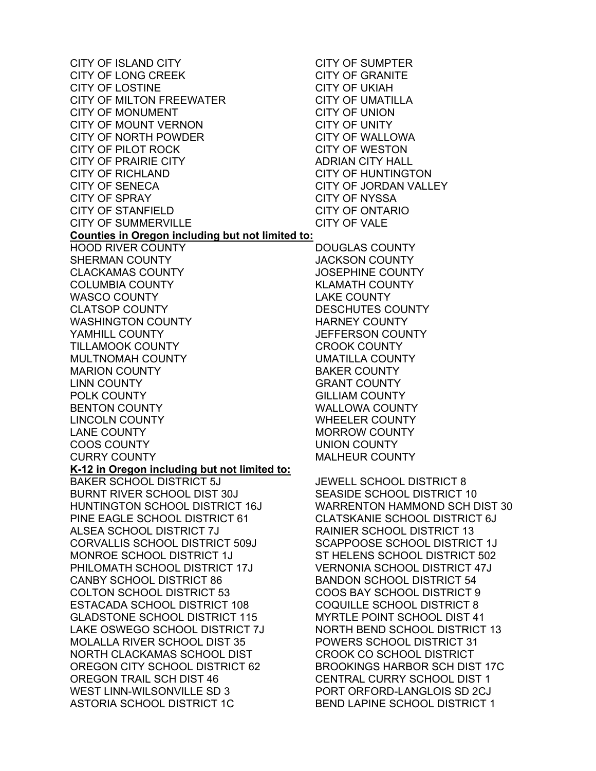CITY OF ISLAND CITY
CITY OF LONG CREEK
CITY OF LOSTINE
CITY OF MILTON FREEWATER
CITY OF MONUMENT
CITY OF MOUNT VERNON
CITY OF NORTH POWDER
CITY OF PILOT ROCK
CITY OF PRAIRIE CITY
CITY OF RICHLAND
CITY OF SENECA
CITY OF SPRAY
CITY OF STANFIELD
CITY OF SUMMERVILLE
CITY OF SUMPTER
CITY OF GRANITE
CITY OF UKIAH
CITY OF UMATILLA
CITY OF UNION
CITY OF UNITY
CITY OF WALLOWA
CITY OF WESTON
ADRIAN CITY HALL
CITY OF HUNTINGTON
CITY OF JORDAN VALLEY
CITY OF NYSSA
CITY OF ONTARIO
CITY OF VALE

**Counties in Oregon including but not limited to:**

HOOD RIVER COUNTY
SHERMAN COUNTY
CLACKAMAS COUNTY
COLUMBIA COUNTY
WASCO COUNTY
CLATSOP COUNTY
WASHINGTON COUNTY
YAMHILL COUNTY
TILLAMOOK COUNTY
MULTNOMAH COUNTY
MARION COUNTY
LINN COUNTY
POLK COUNTY
BENTON COUNTY
LINCOLN COUNTY
LANE COUNTY
COOS COUNTY
CURRY COUNTY
DOUGLAS COUNTY
JACKSON COUNTY
JOSEPHINE COUNTY
KLAMATH COUNTY
LAKE COUNTY
DESCHUTES COUNTY
HARNEY COUNTY
JEFFERSON COUNTY
CROOK COUNTY
UMATILLA COUNTY
BAKER COUNTY
GRANT COUNTY
GILLIAM COUNTY
WALLOWA COUNTY
WHEELER COUNTY
MORROW COUNTY
UNION COUNTY
MALHEUR COUNTY

**K-12 in Oregon including but not limited to:**

BAKER SCHOOL DISTRICT 5J
BURNT RIVER SCHOOL DIST 30J
HUNTINGTON SCHOOL DISTRICT 16J
PINE EAGLE SCHOOL DISTRICT 61
ALSEA SCHOOL DISTRICT 7J
CORVALLIS SCHOOL DISTRICT 509J
MONROE SCHOOL DISTRICT 1J
PHILOMATH SCHOOL DISTRICT 17J
CANBY SCHOOL DISTRICT 86
COLTON SCHOOL DISTRICT 53
ESTACADA SCHOOL DISTRICT 108
GLADSTONE SCHOOL DISTRICT 115
LAKE OSWEGO SCHOOL DISTRICT 7J
MOLALLA RIVER SCHOOL DIST 35
NORTH CLACKAMAS SCHOOL DIST
OREGON CITY SCHOOL DISTRICT 62
OREGON TRAIL SCH DIST 46
WEST LINN-WILSONVILLE SD 3
ASTORIA SCHOOL DISTRICT 1C
JEWELL SCHOOL DISTRICT 8
SEASIDE SCHOOL DISTRICT 10
WARRENTON HAMMOND SCH DIST 30
CLATSKANIE SCHOOL DISTRICT 6J
RAINIER SCHOOL DISTRICT 13
SCAPPOOSE SCHOOL DISTRICT 1J
ST HELENS SCHOOL DISTRICT 502
VERNONIA SCHOOL DISTRICT 47J
BANDON SCHOOL DISTRICT 54
COOS BAY SCHOOL DISTRICT 9
COQUILLE SCHOOL DISTRICT 8
MYRTLE POINT SCHOOL DIST 41
NORTH BEND SCHOOL DISTRICT 13
POWERS SCHOOL DISTRICT 31
CROOK CO SCHOOL DISTRICT
BROOKINGS HARBOR SCH DIST 17C
CENTRAL CURRY SCHOOL DIST 1
PORT ORFORD-LANGLOIS SD 2CJ
BEND LAPINE SCHOOL DISTRICT 1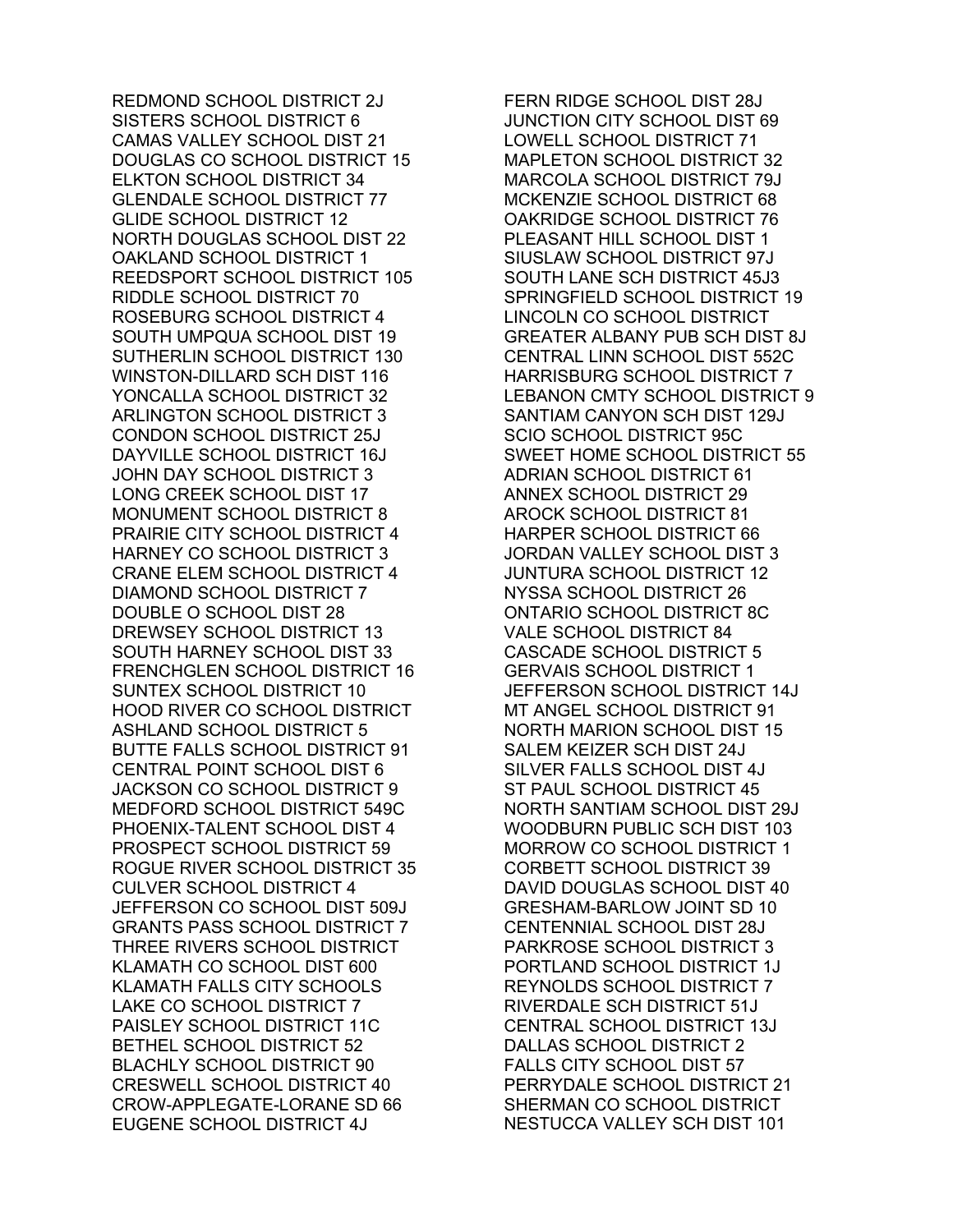REDMOND SCHOOL DISTRICT 2J
SISTERS SCHOOL DISTRICT 6
CAMAS VALLEY SCHOOL DIST 21
DOUGLAS CO SCHOOL DISTRICT 15
ELKTON SCHOOL DISTRICT 34
GLENDALE SCHOOL DISTRICT 77
GLIDE SCHOOL DISTRICT 12
NORTH DOUGLAS SCHOOL DIST 22
OAKLAND SCHOOL DISTRICT 1
REEDSPORT SCHOOL DISTRICT 105
RIDDLE SCHOOL DISTRICT 70
ROSEBURG SCHOOL DISTRICT 4
SOUTH UMPQUA SCHOOL DIST 19
SUTHERLIN SCHOOL DISTRICT 130
WINSTON-DILLARD SCH DIST 116
YONCALLA SCHOOL DISTRICT 32
ARLINGTON SCHOOL DISTRICT 3
CONDON SCHOOL DISTRICT 25J
DAYVILLE SCHOOL DISTRICT 16J
JOHN DAY SCHOOL DISTRICT 3
LONG CREEK SCHOOL DIST 17
MONUMENT SCHOOL DISTRICT 8
PRAIRIE CITY SCHOOL DISTRICT 4
HARNEY CO SCHOOL DISTRICT 3
CRANE ELEM SCHOOL DISTRICT 4
DIAMOND SCHOOL DISTRICT 7
DOUBLE O SCHOOL DIST 28
DREWSEY SCHOOL DISTRICT 13
SOUTH HARNEY SCHOOL DIST 33
FRENCHGLEN SCHOOL DISTRICT 16
SUNTEX SCHOOL DISTRICT 10
HOOD RIVER CO SCHOOL DISTRICT
ASHLAND SCHOOL DISTRICT 5
BUTTE FALLS SCHOOL DISTRICT 91
CENTRAL POINT SCHOOL DIST 6
JACKSON CO SCHOOL DISTRICT 9
MEDFORD SCHOOL DISTRICT 549C
PHOENIX-TALENT SCHOOL DIST 4
PROSPECT SCHOOL DISTRICT 59
ROGUE RIVER SCHOOL DISTRICT 35
CULVER SCHOOL DISTRICT 4
JEFFERSON CO SCHOOL DIST 509J
GRANTS PASS SCHOOL DISTRICT 7
THREE RIVERS SCHOOL DISTRICT
KLAMATH CO SCHOOL DIST 600
KLAMATH FALLS CITY SCHOOLS
LAKE CO SCHOOL DISTRICT 7
PAISLEY SCHOOL DISTRICT 11C
BETHEL SCHOOL DISTRICT 52
BLACHLY SCHOOL DISTRICT 90
CRESWELL SCHOOL DISTRICT 40
CROW-APPLEGATE-LORANE SD 66
EUGENE SCHOOL DISTRICT 4J
FERN RIDGE SCHOOL DIST 28J
JUNCTION CITY SCHOOL DIST 69
LOWELL SCHOOL DISTRICT 71
MAPLETON SCHOOL DISTRICT 32
MARCOLA SCHOOL DISTRICT 79J
MCKENZIE SCHOOL DISTRICT 68
OAKRIDGE SCHOOL DISTRICT 76
PLEASANT HILL SCHOOL DIST 1
SIUSLAW SCHOOL DISTRICT 97J
SOUTH LANE SCH DISTRICT 45J3
SPRINGFIELD SCHOOL DISTRICT 19
LINCOLN CO SCHOOL DISTRICT
GREATER ALBANY PUB SCH DIST 8J
CENTRAL LINN SCHOOL DIST 552C
HARRISBURG SCHOOL DISTRICT 7
LEBANON CMTY SCHOOL DISTRICT 9
SANTIAM CANYON SCH DIST 129J
SCIO SCHOOL DISTRICT 95C
SWEET HOME SCHOOL DISTRICT 55
ADRIAN SCHOOL DISTRICT 61
ANNEX SCHOOL DISTRICT 29
AROCK SCHOOL DISTRICT 81
HARPER SCHOOL DISTRICT 66
JORDAN VALLEY SCHOOL DIST 3
JUNTURA SCHOOL DISTRICT 12
NYSSA SCHOOL DISTRICT 26
ONTARIO SCHOOL DISTRICT 8C
VALE SCHOOL DISTRICT 84
CASCADE SCHOOL DISTRICT 5
GERVAIS SCHOOL DISTRICT 1
JEFFERSON SCHOOL DISTRICT 14J
MT ANGEL SCHOOL DISTRICT 91
NORTH MARION SCHOOL DIST 15
SALEM KEIZER SCH DIST 24J
SILVER FALLS SCHOOL DIST 4J
ST PAUL SCHOOL DISTRICT 45
NORTH SANTIAM SCHOOL DIST 29J
WOODBURN PUBLIC SCH DIST 103
MORROW CO SCHOOL DISTRICT 1
CORBETT SCHOOL DISTRICT 39
DAVID DOUGLAS SCHOOL DIST 40
GRESHAM-BARLOW JOINT SD 10
CENTENNIAL SCHOOL DIST 28J
PARKROSE SCHOOL DISTRICT 3
PORTLAND SCHOOL DISTRICT 1J
REYNOLDS SCHOOL DISTRICT 7
RIVERDALE SCH DISTRICT 51J
CENTRAL SCHOOL DISTRICT 13J
DALLAS SCHOOL DISTRICT 2
FALLS CITY SCHOOL DIST 57
PERRYDALE SCHOOL DISTRICT 21
SHERMAN CO SCHOOL DISTRICT
NESTUCCA VALLEY SCH DIST 101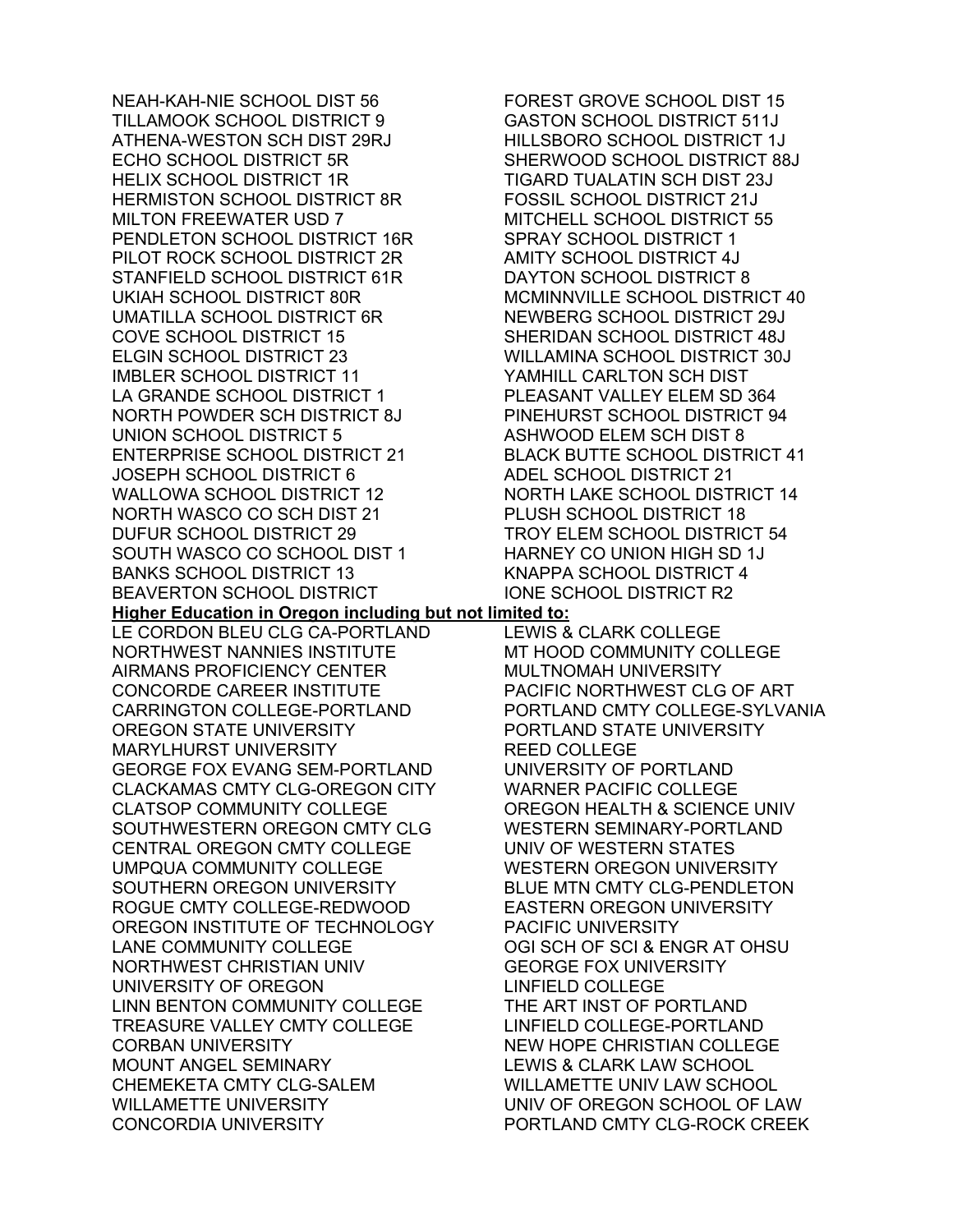NEAH-KAH-NIE SCHOOL DIST 56
TILLAMOOK SCHOOL DISTRICT 9
ATHENA-WESTON SCH DIST 29RJ
ECHO SCHOOL DISTRICT 5R
HELIX SCHOOL DISTRICT 1R
HERMISTON SCHOOL DISTRICT 8R
MILTON FREEWATER USD 7
PENDLETON SCHOOL DISTRICT 16R
PILOT ROCK SCHOOL DISTRICT 2R
STANFIELD SCHOOL DISTRICT 61R
UKIAH SCHOOL DISTRICT 80R
UMATILLA SCHOOL DISTRICT 6R
COVE SCHOOL DISTRICT 15
ELGIN SCHOOL DISTRICT 23
IMBLER SCHOOL DISTRICT 11
LA GRANDE SCHOOL DISTRICT 1
NORTH POWDER SCH DISTRICT 8J
UNION SCHOOL DISTRICT 5
ENTERPRISE SCHOOL DISTRICT 21
JOSEPH SCHOOL DISTRICT 6
WALLOWA SCHOOL DISTRICT 12
NORTH WASCO CO SCH DIST 21
DUFUR SCHOOL DISTRICT 29
SOUTH WASCO CO SCHOOL DIST 1
BANKS SCHOOL DISTRICT 13
BEAVERTON SCHOOL DISTRICT
FOREST GROVE SCHOOL DIST 15
GASTON SCHOOL DISTRICT 511J
HILLSBORO SCHOOL DISTRICT 1J
SHERWOOD SCHOOL DISTRICT 88J
TIGARD TUALATIN SCH DIST 23J
FOSSIL SCHOOL DISTRICT 21J
MITCHELL SCHOOL DISTRICT 55
SPRAY SCHOOL DISTRICT 1
AMITY SCHOOL DISTRICT 4J
DAYTON SCHOOL DISTRICT 8
MCMINNVILLE SCHOOL DISTRICT 40
NEWBERG SCHOOL DISTRICT 29J
SHERIDAN SCHOOL DISTRICT 48J
WILLAMINA SCHOOL DISTRICT 30J
YAMHILL CARLTON SCH DIST
PLEASANT VALLEY ELEM SD 364
PINEHURST SCHOOL DISTRICT 94
ASHWOOD ELEM SCH DIST 8
BLACK BUTTE SCHOOL DISTRICT 41
ADEL SCHOOL DISTRICT 21
NORTH LAKE SCHOOL DISTRICT 14
PLUSH SCHOOL DISTRICT 18
TROY ELEM SCHOOL DISTRICT 54
HARNEY CO UNION HIGH SD 1J
KNAPPA SCHOOL DISTRICT 4
IONE SCHOOL DISTRICT R2

**Higher Education in Oregon including but not limited to:**

LE CORDON BLEU CLG CA-PORTLAND
NORTHWEST NANNIES INSTITUTE
AIRMANS PROFICIENCY CENTER
CONCORDE CAREER INSTITUTE
CARRINGTON COLLEGE-PORTLAND
OREGON STATE UNIVERSITY
MARYLHURST UNIVERSITY
GEORGE FOX EVANG SEM-PORTLAND
CLACKAMAS CMTY CLG-OREGON CITY
CLATSOP COMMUNITY COLLEGE
SOUTHWESTERN OREGON CMTY CLG
CENTRAL OREGON CMTY COLLEGE
UMPQUA COMMUNITY COLLEGE
SOUTHERN OREGON UNIVERSITY
ROGUE CMTY COLLEGE-REDWOOD
OREGON INSTITUTE OF TECHNOLOGY
LANE COMMUNITY COLLEGE
NORTHWEST CHRISTIAN UNIV
UNIVERSITY OF OREGON
LINN BENTON COMMUNITY COLLEGE
TREASURE VALLEY CMTY COLLEGE
CORBAN UNIVERSITY
MOUNT ANGEL SEMINARY
CHEMEKETA CMTY CLG-SALEM
WILLAMETTE UNIVERSITY
CONCORDIA UNIVERSITY
LEWIS & CLARK COLLEGE
MT HOOD COMMUNITY COLLEGE
MULTNOMAH UNIVERSITY
PACIFIC NORTHWEST CLG OF ART
PORTLAND CMTY COLLEGE-SYLVANIA
PORTLAND STATE UNIVERSITY
REED COLLEGE
UNIVERSITY OF PORTLAND
WARNER PACIFIC COLLEGE
OREGON HEALTH & SCIENCE UNIV
WESTERN SEMINARY-PORTLAND
UNIV OF WESTERN STATES
WESTERN OREGON UNIVERSITY
BLUE MTN CMTY CLG-PENDLETON
EASTERN OREGON UNIVERSITY
PACIFIC UNIVERSITY
OGI SCH OF SCI & ENGR AT OHSU
GEORGE FOX UNIVERSITY
LINFIELD COLLEGE
THE ART INST OF PORTLAND
LINFIELD COLLEGE-PORTLAND
NEW HOPE CHRISTIAN COLLEGE
LEWIS & CLARK LAW SCHOOL
WILLAMETTE UNIV LAW SCHOOL
UNIV OF OREGON SCHOOL OF LAW
PORTLAND CMTY CLG-ROCK CREEK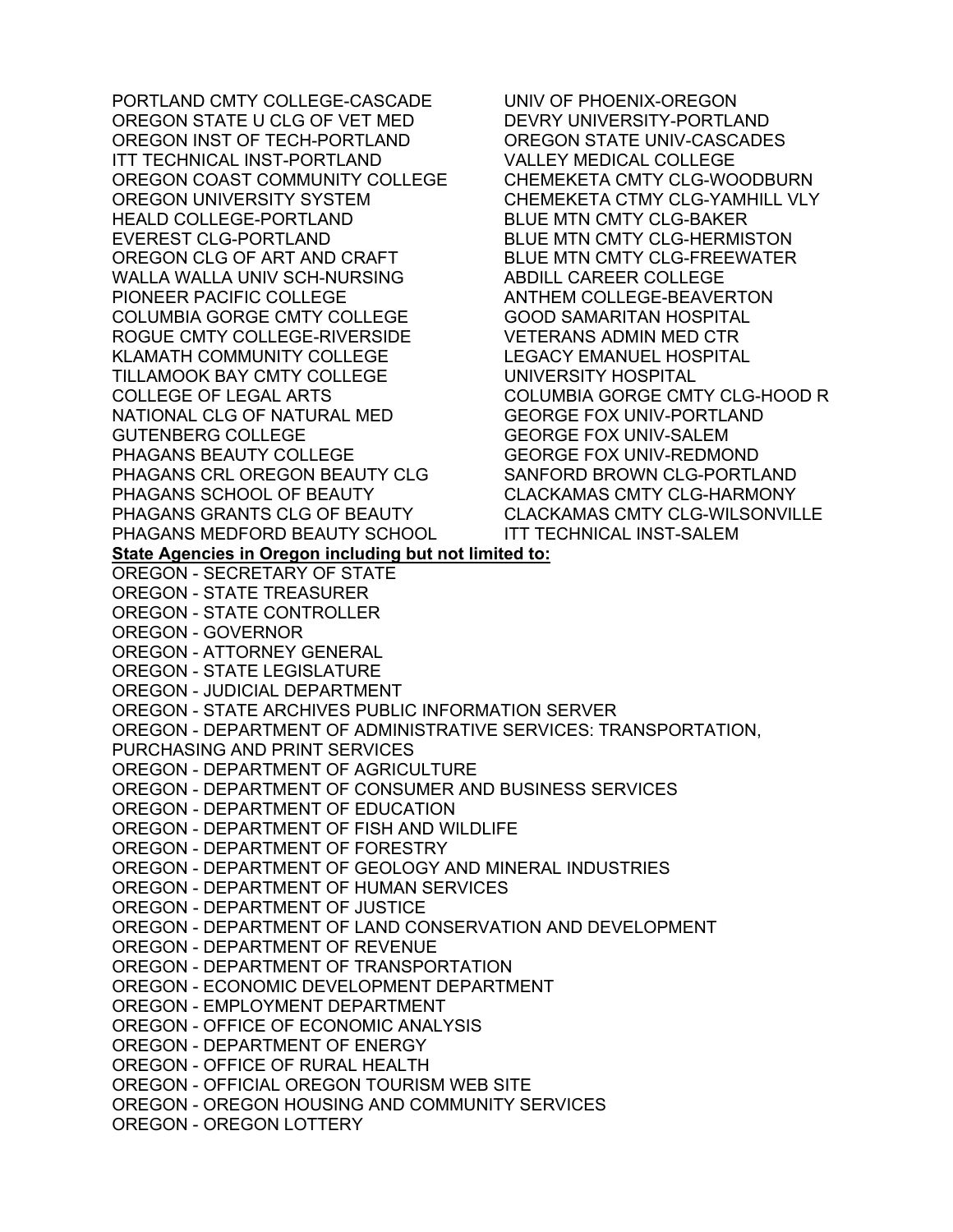PORTLAND CMTY COLLEGE-CASCADE
OREGON STATE U CLG OF VET MED
OREGON INST OF TECH-PORTLAND
ITT TECHNICAL INST-PORTLAND
OREGON COAST COMMUNITY COLLEGE
OREGON UNIVERSITY SYSTEM
HEALD COLLEGE-PORTLAND
EVEREST CLG-PORTLAND
OREGON CLG OF ART AND CRAFT
WALLA WALLA UNIV SCH-NURSING
PIONEER PACIFIC COLLEGE
COLUMBIA GORGE CMTY COLLEGE
ROGUE CMTY COLLEGE-RIVERSIDE
KLAMATH COMMUNITY COLLEGE
TILLAMOOK BAY CMTY COLLEGE
COLLEGE OF LEGAL ARTS
NATIONAL CLG OF NATURAL MED
GUTENBERG COLLEGE
PHAGANS BEAUTY COLLEGE
PHAGANS CRL OREGON BEAUTY CLG
PHAGANS SCHOOL OF BEAUTY
PHAGANS GRANTS CLG OF BEAUTY
PHAGANS MEDFORD BEAUTY SCHOOL
UNIV OF PHOENIX-OREGON
DEVRY UNIVERSITY-PORTLAND
OREGON STATE UNIV-CASCADES
VALLEY MEDICAL COLLEGE
CHEMEKETA CMTY CLG-WOODBURN
CHEMEKETA CTMY CLG-YAMHILL VLY
BLUE MTN CMTY CLG-BAKER
BLUE MTN CMTY CLG-HERMISTON
BLUE MTN CMTY CLG-FREEWATER
ABDILL CAREER COLLEGE
ANTHEM COLLEGE-BEAVERTON
GOOD SAMARITAN HOSPITAL
VETERANS ADMIN MED CTR
LEGACY EMANUEL HOSPITAL
UNIVERSITY HOSPITAL
COLUMBIA GORGE CMTY CLG-HOOD R
GEORGE FOX UNIV-PORTLAND
GEORGE FOX UNIV-SALEM
GEORGE FOX UNIV-REDMOND
SANFORD BROWN CLG-PORTLAND
CLACKAMAS CMTY CLG-HARMONY
CLACKAMAS CMTY CLG-WILSONVILLE
ITT TECHNICAL INST-SALEM

**State Agencies in Oregon including but not limited to:**

OREGON - SECRETARY OF STATE
OREGON - STATE TREASURER
OREGON - STATE CONTROLLER
OREGON - GOVERNOR
OREGON - ATTORNEY GENERAL
OREGON - STATE LEGISLATURE
OREGON - JUDICIAL DEPARTMENT
OREGON - STATE ARCHIVES PUBLIC INFORMATION SERVER
OREGON - DEPARTMENT OF ADMINISTRATIVE SERVICES: TRANSPORTATION, PURCHASING AND PRINT SERVICES
OREGON - DEPARTMENT OF AGRICULTURE
OREGON - DEPARTMENT OF CONSUMER AND BUSINESS SERVICES
OREGON - DEPARTMENT OF EDUCATION
OREGON - DEPARTMENT OF FISH AND WILDLIFE
OREGON - DEPARTMENT OF FORESTRY
OREGON - DEPARTMENT OF GEOLOGY AND MINERAL INDUSTRIES
OREGON - DEPARTMENT OF HUMAN SERVICES
OREGON - DEPARTMENT OF JUSTICE
OREGON - DEPARTMENT OF LAND CONSERVATION AND DEVELOPMENT
OREGON - DEPARTMENT OF REVENUE
OREGON - DEPARTMENT OF TRANSPORTATION
OREGON - ECONOMIC DEVELOPMENT DEPARTMENT
OREGON - EMPLOYMENT DEPARTMENT
OREGON - OFFICE OF ECONOMIC ANALYSIS
OREGON - DEPARTMENT OF ENERGY
OREGON - OFFICE OF RURAL HEALTH
OREGON - OFFICIAL OREGON TOURISM WEB SITE
OREGON - OREGON HOUSING AND COMMUNITY SERVICES
OREGON - OREGON LOTTERY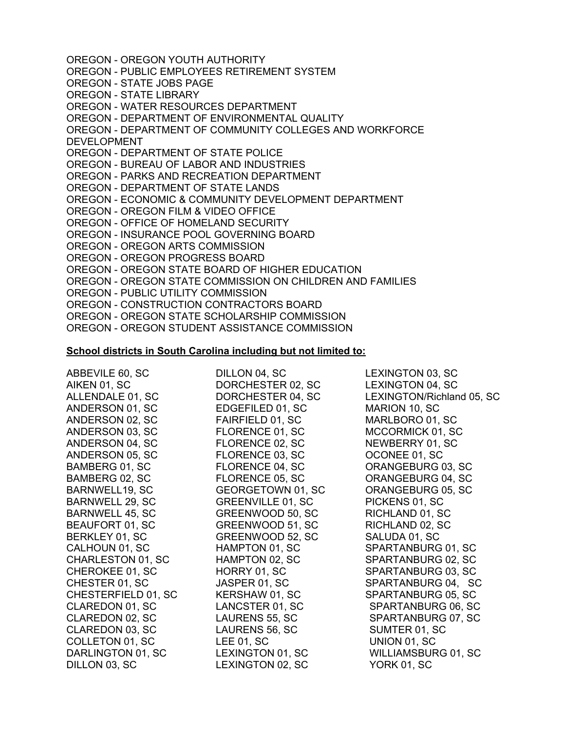OREGON - OREGON YOUTH AUTHORITY
OREGON - PUBLIC EMPLOYEES RETIREMENT SYSTEM
OREGON - STATE JOBS PAGE
OREGON - STATE LIBRARY
OREGON - WATER RESOURCES DEPARTMENT
OREGON - DEPARTMENT OF ENVIRONMENTAL QUALITY
OREGON - DEPARTMENT OF COMMUNITY COLLEGES AND WORKFORCE DEVELOPMENT
OREGON - DEPARTMENT OF STATE POLICE
OREGON - BUREAU OF LABOR AND INDUSTRIES
OREGON - PARKS AND RECREATION DEPARTMENT
OREGON - DEPARTMENT OF STATE LANDS
OREGON - ECONOMIC & COMMUNITY DEVELOPMENT DEPARTMENT
OREGON - OREGON FILM & VIDEO OFFICE
OREGON - OFFICE OF HOMELAND SECURITY
OREGON - INSURANCE POOL GOVERNING BOARD
OREGON - OREGON ARTS COMMISSION
OREGON - OREGON PROGRESS BOARD
OREGON - OREGON STATE BOARD OF HIGHER EDUCATION
OREGON - OREGON STATE COMMISSION ON CHILDREN AND FAMILIES
OREGON - PUBLIC UTILITY COMMISSION
OREGON - CONSTRUCTION CONTRACTORS BOARD
OREGON - OREGON STATE SCHOLARSHIP COMMISSION
OREGON - OREGON STUDENT ASSISTANCE COMMISSION

**<u>School districts in South Carolina including but not limited to:</u>**

ABBEVILE 60, SC
AIKEN 01, SC
ALLENDALE 01, SC
ANDERSON 01, SC
ANDERSON 02, SC
ANDERSON 03, SC
ANDERSON 04, SC
ANDERSON 05, SC
BAMBERG 01, SC
BAMBERG 02, SC
BARNWELL19, SC
BARNWELL 29, SC
BARNWELL 45, SC
BEAUFORT 01, SC
BERKLEY 01, SC
CALHOUN 01, SC
CHARLESTON 01, SC
CHEROKEE 01, SC
CHESTER 01, SC
CHESTERFIELD 01, SC
CLAREDON 01, SC
CLAREDON 02, SC
CLAREDON 03, SC
COLLETON 01, SC
DARLINGTON 01, SC
DILLON 03, SC
DILLON 04, SC
DORCHESTER 02, SC
DORCHESTER 04, SC
EDGEFILED 01, SC
FAIRFIELD 01, SC
FLORENCE 01, SC
FLORENCE 02, SC
FLORENCE 03, SC
FLORENCE 04, SC
FLORENCE 05, SC
GEORGETOWN 01, SC
GREENVILLE 01, SC
GREENWOOD 50, SC
GREENWOOD 51, SC
GREENWOOD 52, SC
HAMPTON 01, SC
HAMPTON 02, SC
HORRY 01, SC
JASPER 01, SC
KERSHAW 01, SC
LANCSTER 01, SC
LAURENS 55, SC
LAURENS 56, SC
LEE 01, SC
LEXINGTON 01, SC
LEXINGTON 02, SC
LEXINGTON 03, SC
LEXINGTON 04, SC
LEXINGTON/Richland 05, SC
MARION 10, SC
MARLBORO 01, SC
MCCORMICK 01, SC
NEWBERRY 01, SC
OCONEE 01, SC
ORANGEBURG 03, SC
ORANGEBURG 04, SC
ORANGEBURG 05, SC
PICKENS 01, SC
RICHLAND 01, SC
RICHLAND 02, SC
SALUDA 01, SC
SPARTANBURG 01, SC
SPARTANBURG 02, SC
SPARTANBURG 03, SC
SPARTANBURG 04, SC
SPARTANBURG 05, SC
SPARTANBURG 06, SC
SPARTANBURG 07, SC
SUMTER 01, SC
UNION 01, SC
WILLIAMSBURG 01, SC
YORK 01, SC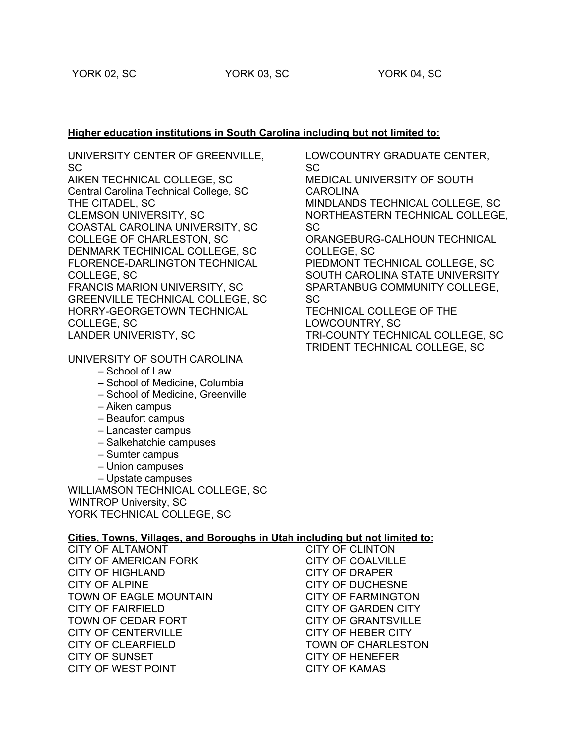YORK 02, SC

YORK 03, SC

YORK 04, SC

**Higher education institutions in South Carolina including but not limited to:**

UNIVERSITY CENTER OF GREENVILLE, SC
AIKEN TECHNICAL COLLEGE, SC
Central Carolina Technical College, SC
THE CITADEL, SC
CLEMSON UNIVERSITY, SC
COASTAL CAROLINA UNIVERSITY, SC
COLLEGE OF CHARLESTON, SC
DENMARK TECHINICAL COLLEGE, SC
FLORENCE-DARLINGTON TECHNICAL COLLEGE, SC
FRANCIS MARION UNIVERSITY, SC
GREENVILLE TECHNICAL COLLEGE, SC
HORRY-GEORGETOWN TECHNICAL COLLEGE, SC
LANDER UNIVERISTY, SC

UNIVERSITY OF SOUTH CAROLINA
- – School of Law
- – School of Medicine, Columbia
- – School of Medicine, Greenville
- – Aiken campus
- – Beaufort campus
- – Lancaster campus
- – Salkehatchie campuses
- – Sumter campus
- – Union campuses
- – Upstate campuses

WILLIAMSON TECHNICAL COLLEGE, SC
WINTROP University, SC
YORK TECHNICAL COLLEGE, SC

LOWCOUNTRY GRADUATE CENTER, SC
MEDICAL UNIVERSITY OF SOUTH CAROLINA
MINDLANDS TECHNICAL COLLEGE, SC
NORTHEASTERN TECHNICAL COLLEGE, SC
ORANGEBURG-CALHOUN TECHNICAL COLLEGE, SC
PIEDMONT TECHNICAL COLLEGE, SC
SOUTH CAROLINA STATE UNIVERSITY
SPARTANBUG COMMUNITY COLLEGE, SC
TECHNICAL COLLEGE OF THE LOWCOUNTRY, SC
TRI-COUNTY TECHNICAL COLLEGE, SC
TRIDENT TECHNICAL COLLEGE, SC

**Cities, Towns, Villages, and Boroughs in Utah including but not limited to:**

CITY OF ALTAMONT
CITY OF AMERICAN FORK
CITY OF HIGHLAND
CITY OF ALPINE
TOWN OF EAGLE MOUNTAIN
CITY OF FAIRFIELD
TOWN OF CEDAR FORT
CITY OF CENTERVILLE
CITY OF CLEARFIELD
CITY OF SUNSET
CITY OF WEST POINT
CITY OF CLINTON
CITY OF COALVILLE
CITY OF DRAPER
CITY OF DUCHESNE
CITY OF FARMINGTON
CITY OF GARDEN CITY
CITY OF GRANTSVILLE
CITY OF HEBER CITY
TOWN OF CHARLESTON
CITY OF HENEFER
CITY OF KAMAS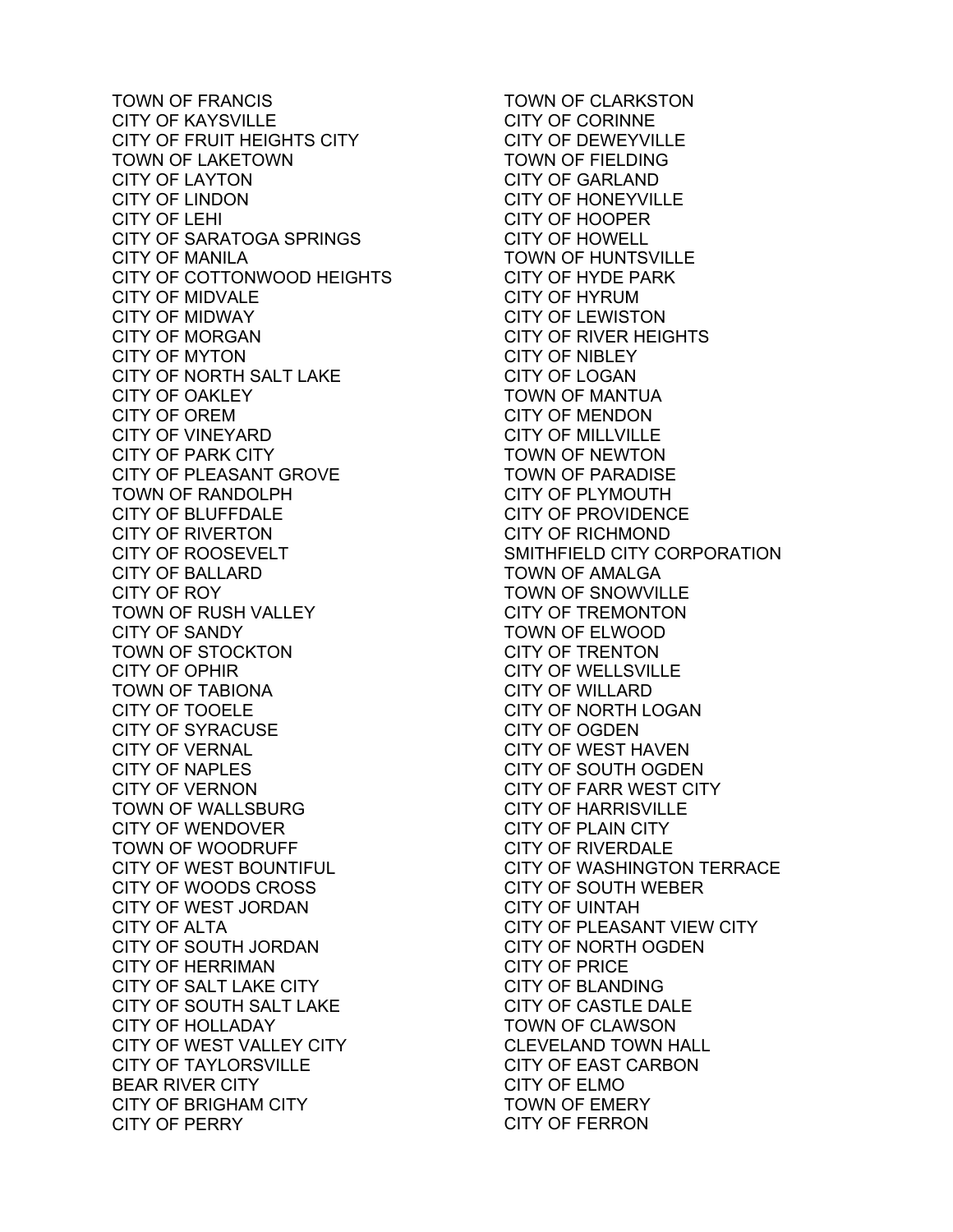TOWN OF FRANCIS
CITY OF KAYSVILLE
CITY OF FRUIT HEIGHTS CITY
TOWN OF LAKETOWN
CITY OF LAYTON
CITY OF LINDON
CITY OF LEHI
CITY OF SARATOGA SPRINGS
CITY OF MANILA
CITY OF COTTONWOOD HEIGHTS
CITY OF MIDVALE
CITY OF MIDWAY
CITY OF MORGAN
CITY OF MYTON
CITY OF NORTH SALT LAKE
CITY OF OAKLEY
CITY OF OREM
CITY OF VINEYARD
CITY OF PARK CITY
CITY OF PLEASANT GROVE
TOWN OF RANDOLPH
CITY OF BLUFFDALE
CITY OF RIVERTON
CITY OF ROOSEVELT
CITY OF BALLARD
CITY OF ROY
TOWN OF RUSH VALLEY
CITY OF SANDY
TOWN OF STOCKTON
CITY OF OPHIR
TOWN OF TABIONA
CITY OF TOOELE
CITY OF SYRACUSE
CITY OF VERNAL
CITY OF NAPLES
CITY OF VERNON
TOWN OF WALLSBURG
CITY OF WENDOVER
TOWN OF WOODRUFF
CITY OF WEST BOUNTIFUL
CITY OF WOODS CROSS
CITY OF WEST JORDAN
CITY OF ALTA
CITY OF SOUTH JORDAN
CITY OF HERRIMAN
CITY OF SALT LAKE CITY
CITY OF SOUTH SALT LAKE
CITY OF HOLLADAY
CITY OF WEST VALLEY CITY
CITY OF TAYLORSVILLE
BEAR RIVER CITY
CITY OF BRIGHAM CITY
CITY OF PERRY
TOWN OF CLARKSTON
CITY OF CORINNE
CITY OF DEWEYVILLE
TOWN OF FIELDING
CITY OF GARLAND
CITY OF HONEYVILLE
CITY OF HOOPER
CITY OF HOWELL
TOWN OF HUNTSVILLE
CITY OF HYDE PARK
CITY OF HYRUM
CITY OF LEWISTON
CITY OF RIVER HEIGHTS
CITY OF NIBLEY
CITY OF LOGAN
TOWN OF MANTUA
CITY OF MENDON
CITY OF MILLVILLE
TOWN OF NEWTON
TOWN OF PARADISE
CITY OF PLYMOUTH
CITY OF PROVIDENCE
CITY OF RICHMOND
SMITHFIELD CITY CORPORATION
TOWN OF AMALGA
TOWN OF SNOWVILLE
CITY OF TREMONTON
TOWN OF ELWOOD
CITY OF TRENTON
CITY OF WELLSVILLE
CITY OF WILLARD
CITY OF NORTH LOGAN
CITY OF OGDEN
CITY OF WEST HAVEN
CITY OF SOUTH OGDEN
CITY OF FARR WEST CITY
CITY OF HARRISVILLE
CITY OF PLAIN CITY
CITY OF RIVERDALE
CITY OF WASHINGTON TERRACE
CITY OF SOUTH WEBER
CITY OF UINTAH
CITY OF PLEASANT VIEW CITY
CITY OF NORTH OGDEN
CITY OF PRICE
CITY OF BLANDING
CITY OF CASTLE DALE
TOWN OF CLAWSON
CLEVELAND TOWN HALL
CITY OF EAST CARBON
CITY OF ELMO
TOWN OF EMERY
CITY OF FERRON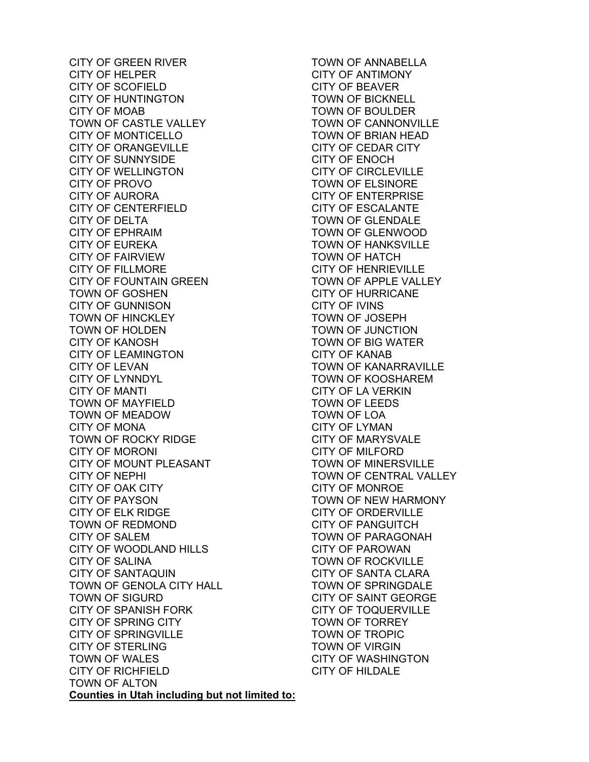CITY OF GREEN RIVER
CITY OF HELPER
CITY OF SCOFIELD
CITY OF HUNTINGTON
CITY OF MOAB
TOWN OF CASTLE VALLEY
CITY OF MONTICELLO
CITY OF ORANGEVILLE
CITY OF SUNNYSIDE
CITY OF WELLINGTON
CITY OF PROVO
CITY OF AURORA
CITY OF CENTERFIELD
CITY OF DELTA
CITY OF EPHRAIM
CITY OF EUREKA
CITY OF FAIRVIEW
CITY OF FILLMORE
CITY OF FOUNTAIN GREEN
TOWN OF GOSHEN
CITY OF GUNNISON
TOWN OF HINCKLEY
TOWN OF HOLDEN
CITY OF KANOSH
CITY OF LEAMINGTON
CITY OF LEVAN
CITY OF LYNNDYL
CITY OF MANTI
TOWN OF MAYFIELD
TOWN OF MEADOW
CITY OF MONA
TOWN OF ROCKY RIDGE
CITY OF MORONI
CITY OF MOUNT PLEASANT
CITY OF NEPHI
CITY OF OAK CITY
CITY OF PAYSON
CITY OF ELK RIDGE
TOWN OF REDMOND
CITY OF SALEM
CITY OF WOODLAND HILLS
CITY OF SALINA
CITY OF SANTAQUIN
TOWN OF GENOLA CITY HALL
TOWN OF SIGURD
CITY OF SPANISH FORK
CITY OF SPRING CITY
CITY OF SPRINGVILLE
CITY OF STERLING
TOWN OF WALES
CITY OF RICHFIELD
TOWN OF ALTON
TOWN OF ANNABELLA
CITY OF ANTIMONY
CITY OF BEAVER
TOWN OF BICKNELL
TOWN OF BOULDER
TOWN OF CANNONVILLE
TOWN OF BRIAN HEAD
CITY OF CEDAR CITY
CITY OF ENOCH
CITY OF CIRCLEVILLE
TOWN OF ELSINORE
CITY OF ENTERPRISE
CITY OF ESCALANTE
TOWN OF GLENDALE
TOWN OF GLENWOOD
TOWN OF HANKSVILLE
TOWN OF HATCH
CITY OF HENRIEVILLE
TOWN OF APPLE VALLEY
CITY OF HURRICANE
CITY OF IVINS
TOWN OF JOSEPH
TOWN OF JUNCTION
TOWN OF BIG WATER
CITY OF KANAB
TOWN OF KANARRAVILLE
TOWN OF KOOSHAREM
CITY OF LA VERKIN
TOWN OF LEEDS
TOWN OF LOA
CITY OF LYMAN
CITY OF MARYSVALE
CITY OF MILFORD
TOWN OF MINERSVILLE
TOWN OF CENTRAL VALLEY
CITY OF MONROE
TOWN OF NEW HARMONY
CITY OF ORDERVILLE
CITY OF PANGUITCH
TOWN OF PARAGONAH
CITY OF PAROWAN
TOWN OF ROCKVILLE
CITY OF SANTA CLARA
TOWN OF SPRINGDALE
CITY OF SAINT GEORGE
CITY OF TOQUERVILLE
TOWN OF TORREY
TOWN OF TROPIC
TOWN OF VIRGIN
CITY OF WASHINGTON
CITY OF HILDALE

**Counties in Utah including but not limited to:**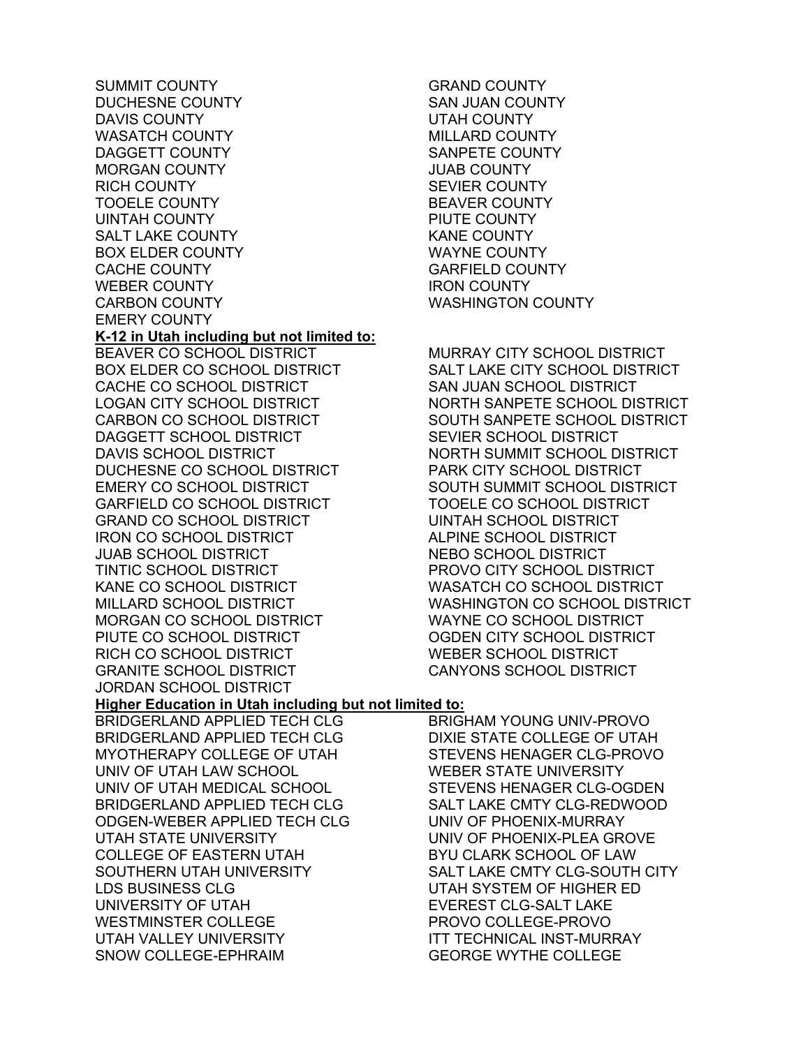SUMMIT COUNTY
DUCHESNE COUNTY
DAVIS COUNTY
WASATCH COUNTY
DAGGETT COUNTY
MORGAN COUNTY
RICH COUNTY
TOOELE COUNTY
UINTAH COUNTY
SALT LAKE COUNTY
BOX ELDER COUNTY
CACHE COUNTY
WEBER COUNTY
CARBON COUNTY
EMERY COUNTY
GRAND COUNTY
SAN JUAN COUNTY
UTAH COUNTY
MILLARD COUNTY
SANPETE COUNTY
JUAB COUNTY
SEVIER COUNTY
BEAVER COUNTY
PIUTE COUNTY
KANE COUNTY
WAYNE COUNTY
GARFIELD COUNTY
IRON COUNTY
WASHINGTON COUNTY

**K-12 in Utah including but not limited to:**

BEAVER CO SCHOOL DISTRICT
BOX ELDER CO SCHOOL DISTRICT
CACHE CO SCHOOL DISTRICT
LOGAN CITY SCHOOL DISTRICT
CARBON CO SCHOOL DISTRICT
DAGGETT SCHOOL DISTRICT
DAVIS SCHOOL DISTRICT
DUCHESNE CO SCHOOL DISTRICT
EMERY CO SCHOOL DISTRICT
GARFIELD CO SCHOOL DISTRICT
GRAND CO SCHOOL DISTRICT
IRON CO SCHOOL DISTRICT
JUAB SCHOOL DISTRICT
TINTIC SCHOOL DISTRICT
KANE CO SCHOOL DISTRICT
MILLARD SCHOOL DISTRICT
MORGAN CO SCHOOL DISTRICT
PIUTE CO SCHOOL DISTRICT
RICH CO SCHOOL DISTRICT
GRANITE SCHOOL DISTRICT
JORDAN SCHOOL DISTRICT
MURRAY CITY SCHOOL DISTRICT
SALT LAKE CITY SCHOOL DISTRICT
SAN JUAN SCHOOL DISTRICT
NORTH SANPETE SCHOOL DISTRICT
SOUTH SANPETE SCHOOL DISTRICT
SEVIER SCHOOL DISTRICT
NORTH SUMMIT SCHOOL DISTRICT
PARK CITY SCHOOL DISTRICT
SOUTH SUMMIT SCHOOL DISTRICT
TOOELE CO SCHOOL DISTRICT
UINTAH SCHOOL DISTRICT
ALPINE SCHOOL DISTRICT
NEBO SCHOOL DISTRICT
PROVO CITY SCHOOL DISTRICT
WASATCH CO SCHOOL DISTRICT
WASHINGTON CO SCHOOL DISTRICT
WAYNE CO SCHOOL DISTRICT
OGDEN CITY SCHOOL DISTRICT
WEBER SCHOOL DISTRICT
CANYONS SCHOOL DISTRICT

**Higher Education in Utah including but not limited to:**

BRIDGERLAND APPLIED TECH CLG
BRIDGERLAND APPLIED TECH CLG
MYOTHERAPY COLLEGE OF UTAH
UNIV OF UTAH LAW SCHOOL
UNIV OF UTAH MEDICAL SCHOOL
BRIDGERLAND APPLIED TECH CLG
ODGEN-WEBER APPLIED TECH CLG
UTAH STATE UNIVERSITY
COLLEGE OF EASTERN UTAH
SOUTHERN UTAH UNIVERSITY
LDS BUSINESS CLG
UNIVERSITY OF UTAH
WESTMINSTER COLLEGE
UTAH VALLEY UNIVERSITY
SNOW COLLEGE-EPHRAIM
BRIGHAM YOUNG UNIV-PROVO
DIXIE STATE COLLEGE OF UTAH
STEVENS HENAGER CLG-PROVO
WEBER STATE UNIVERSITY
STEVENS HENAGER CLG-OGDEN
SALT LAKE CMTY CLG-REDWOOD
UNIV OF PHOENIX-MURRAY
UNIV OF PHOENIX-PLEA GROVE
BYU CLARK SCHOOL OF LAW
SALT LAKE CMTY CLG-SOUTH CITY
UTAH SYSTEM OF HIGHER ED
EVEREST CLG-SALT LAKE
PROVO COLLEGE-PROVO
ITT TECHNICAL INST-MURRAY
GEORGE WYTHE COLLEGE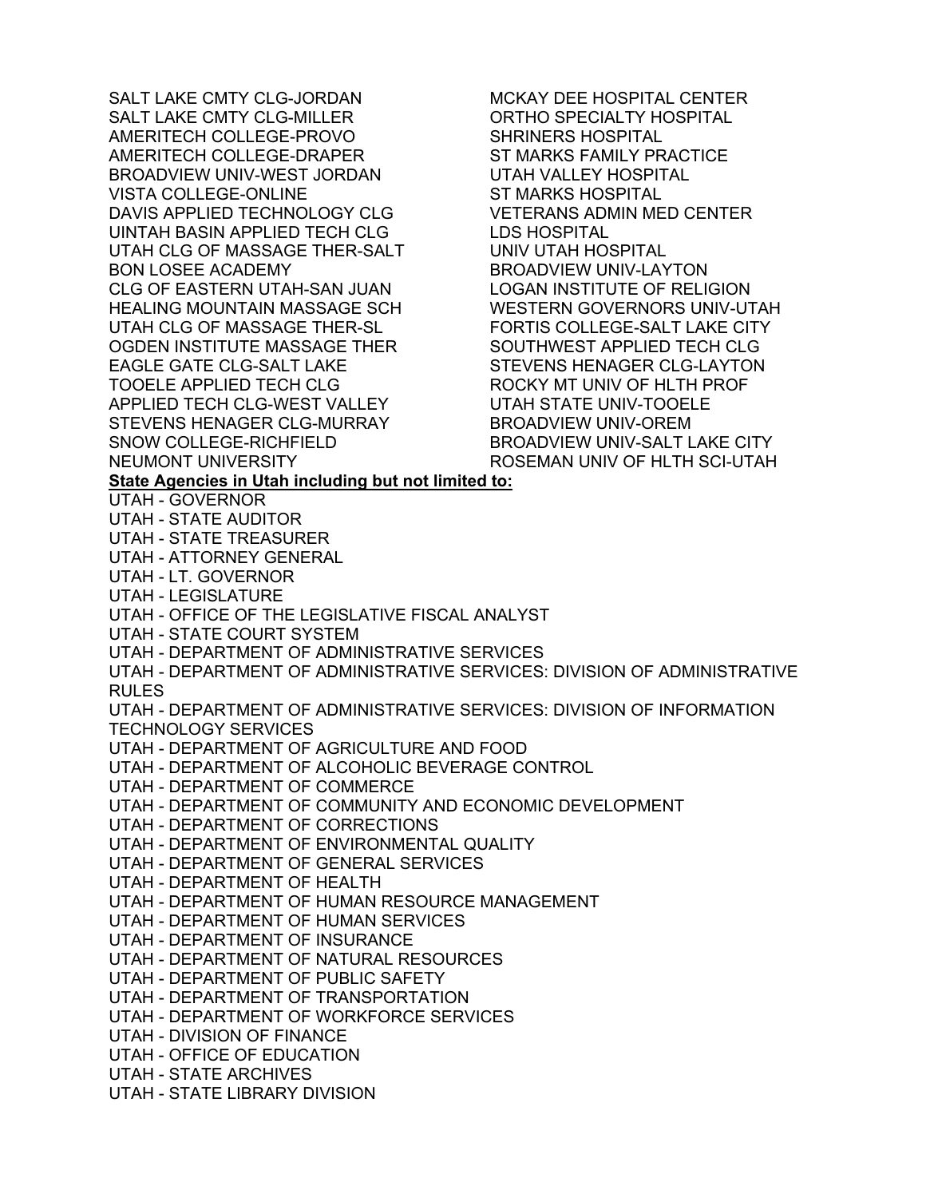SALT LAKE CMTY CLG-JORDAN
SALT LAKE CMTY CLG-MILLER
AMERITECH COLLEGE-PROVO
AMERITECH COLLEGE-DRAPER
BROADVIEW UNIV-WEST JORDAN
VISTA COLLEGE-ONLINE
DAVIS APPLIED TECHNOLOGY CLG
UINTAH BASIN APPLIED TECH CLG
UTAH CLG OF MASSAGE THER-SALT
BON LOSEE ACADEMY
CLG OF EASTERN UTAH-SAN JUAN
HEALING MOUNTAIN MASSAGE SCH
UTAH CLG OF MASSAGE THER-SL
OGDEN INSTITUTE MASSAGE THER
EAGLE GATE CLG-SALT LAKE
TOOELE APPLIED TECH CLG
APPLIED TECH CLG-WEST VALLEY
STEVENS HENAGER CLG-MURRAY
SNOW COLLEGE-RICHFIELD
NEUMONT UNIVERSITY
MCKAY DEE HOSPITAL CENTER
ORTHO SPECIALTY HOSPITAL
SHRINERS HOSPITAL
ST MARKS FAMILY PRACTICE
UTAH VALLEY HOSPITAL
ST MARKS HOSPITAL
VETERANS ADMIN MED CENTER
LDS HOSPITAL
UNIV UTAH HOSPITAL
BROADVIEW UNIV-LAYTON
LOGAN INSTITUTE OF RELIGION
WESTERN GOVERNORS UNIV-UTAH
FORTIS COLLEGE-SALT LAKE CITY
SOUTHWEST APPLIED TECH CLG
STEVENS HENAGER CLG-LAYTON
ROCKY MT UNIV OF HLTH PROF
UTAH STATE UNIV-TOOELE
BROADVIEW UNIV-OREM
BROADVIEW UNIV-SALT LAKE CITY
ROSEMAN UNIV OF HLTH SCI-UTAH

**State Agencies in Utah including but not limited to:**

UTAH - GOVERNOR
UTAH - STATE AUDITOR
UTAH - STATE TREASURER
UTAH - ATTORNEY GENERAL
UTAH - LT. GOVERNOR
UTAH - LEGISLATURE
UTAH - OFFICE OF THE LEGISLATIVE FISCAL ANALYST
UTAH - STATE COURT SYSTEM
UTAH - DEPARTMENT OF ADMINISTRATIVE SERVICES
UTAH - DEPARTMENT OF ADMINISTRATIVE SERVICES: DIVISION OF ADMINISTRATIVE RULES
UTAH - DEPARTMENT OF ADMINISTRATIVE SERVICES: DIVISION OF INFORMATION TECHNOLOGY SERVICES
UTAH - DEPARTMENT OF AGRICULTURE AND FOOD
UTAH - DEPARTMENT OF ALCOHOLIC BEVERAGE CONTROL
UTAH - DEPARTMENT OF COMMERCE
UTAH - DEPARTMENT OF COMMUNITY AND ECONOMIC DEVELOPMENT
UTAH - DEPARTMENT OF CORRECTIONS
UTAH - DEPARTMENT OF ENVIRONMENTAL QUALITY
UTAH - DEPARTMENT OF GENERAL SERVICES
UTAH - DEPARTMENT OF HEALTH
UTAH - DEPARTMENT OF HUMAN RESOURCE MANAGEMENT
UTAH - DEPARTMENT OF HUMAN SERVICES
UTAH - DEPARTMENT OF INSURANCE
UTAH - DEPARTMENT OF NATURAL RESOURCES
UTAH - DEPARTMENT OF PUBLIC SAFETY
UTAH - DEPARTMENT OF TRANSPORTATION
UTAH - DEPARTMENT OF WORKFORCE SERVICES
UTAH - DIVISION OF FINANCE
UTAH - OFFICE OF EDUCATION
UTAH - STATE ARCHIVES
UTAH - STATE LIBRARY DIVISION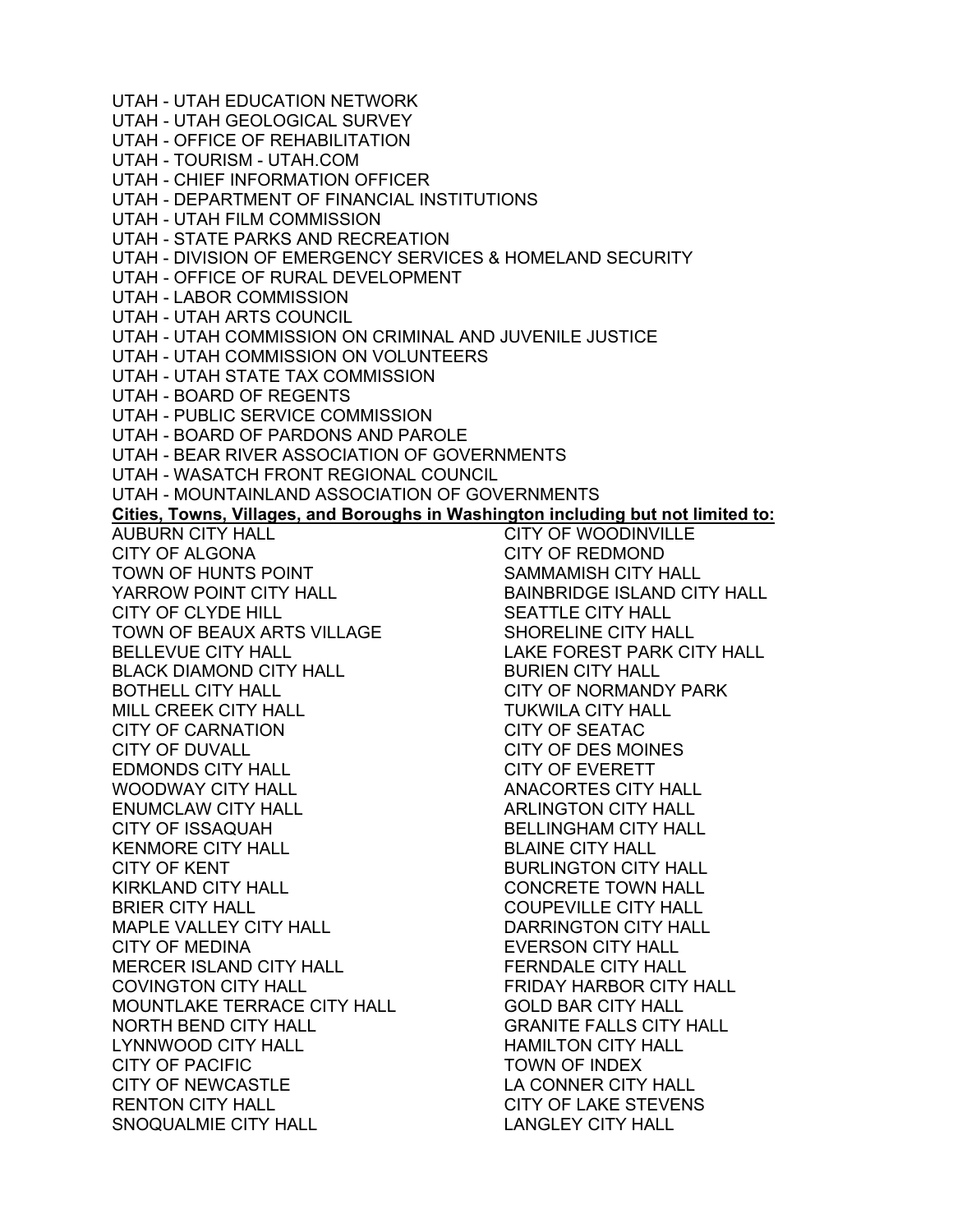UTAH - UTAH EDUCATION NETWORK
UTAH - UTAH GEOLOGICAL SURVEY
UTAH - OFFICE OF REHABILITATION
UTAH - TOURISM - UTAH.COM
UTAH - CHIEF INFORMATION OFFICER
UTAH - DEPARTMENT OF FINANCIAL INSTITUTIONS
UTAH - UTAH FILM COMMISSION
UTAH - STATE PARKS AND RECREATION
UTAH - DIVISION OF EMERGENCY SERVICES & HOMELAND SECURITY
UTAH - OFFICE OF RURAL DEVELOPMENT
UTAH - LABOR COMMISSION
UTAH - UTAH ARTS COUNCIL
UTAH - UTAH COMMISSION ON CRIMINAL AND JUVENILE JUSTICE
UTAH - UTAH COMMISSION ON VOLUNTEERS
UTAH - UTAH STATE TAX COMMISSION
UTAH - BOARD OF REGENTS
UTAH - PUBLIC SERVICE COMMISSION
UTAH - BOARD OF PARDONS AND PAROLE
UTAH - BEAR RIVER ASSOCIATION OF GOVERNMENTS
UTAH - WASATCH FRONT REGIONAL COUNCIL
UTAH - MOUNTAINLAND ASSOCIATION OF GOVERNMENTS

**Cities, Towns, Villages, and Boroughs in Washington including but not limited to:**

AUBURN CITY HALL
CITY OF ALGONA
TOWN OF HUNTS POINT
YARROW POINT CITY HALL
CITY OF CLYDE HILL
TOWN OF BEAUX ARTS VILLAGE
BELLEVUE CITY HALL
BLACK DIAMOND CITY HALL
BOTHELL CITY HALL
MILL CREEK CITY HALL
CITY OF CARNATION
CITY OF DUVALL
EDMONDS CITY HALL
WOODWAY CITY HALL
ENUMCLAW CITY HALL
CITY OF ISSAQUAH
KENMORE CITY HALL
CITY OF KENT
KIRKLAND CITY HALL
BRIER CITY HALL
MAPLE VALLEY CITY HALL
CITY OF MEDINA
MERCER ISLAND CITY HALL
COVINGTON CITY HALL
MOUNTLAKE TERRACE CITY HALL
NORTH BEND CITY HALL
LYNNWOOD CITY HALL
CITY OF PACIFIC
CITY OF NEWCASTLE
RENTON CITY HALL
SNOQUALMIE CITY HALL
CITY OF WOODINVILLE
CITY OF REDMOND
SAMMAMISH CITY HALL
BAINBRIDGE ISLAND CITY HALL
SEATTLE CITY HALL
SHORELINE CITY HALL
LAKE FOREST PARK CITY HALL
BURIEN CITY HALL
CITY OF NORMANDY PARK
TUKWILA CITY HALL
CITY OF SEATAC
CITY OF DES MOINES
CITY OF EVERETT
ANACORTES CITY HALL
ARLINGTON CITY HALL
BELLINGHAM CITY HALL
BLAINE CITY HALL
BURLINGTON CITY HALL
CONCRETE TOWN HALL
COUPEVILLE CITY HALL
DARRINGTON CITY HALL
EVERSON CITY HALL
FERNDALE CITY HALL
FRIDAY HARBOR CITY HALL
GOLD BAR CITY HALL
GRANITE FALLS CITY HALL
HAMILTON CITY HALL
TOWN OF INDEX
LA CONNER CITY HALL
CITY OF LAKE STEVENS
LANGLEY CITY HALL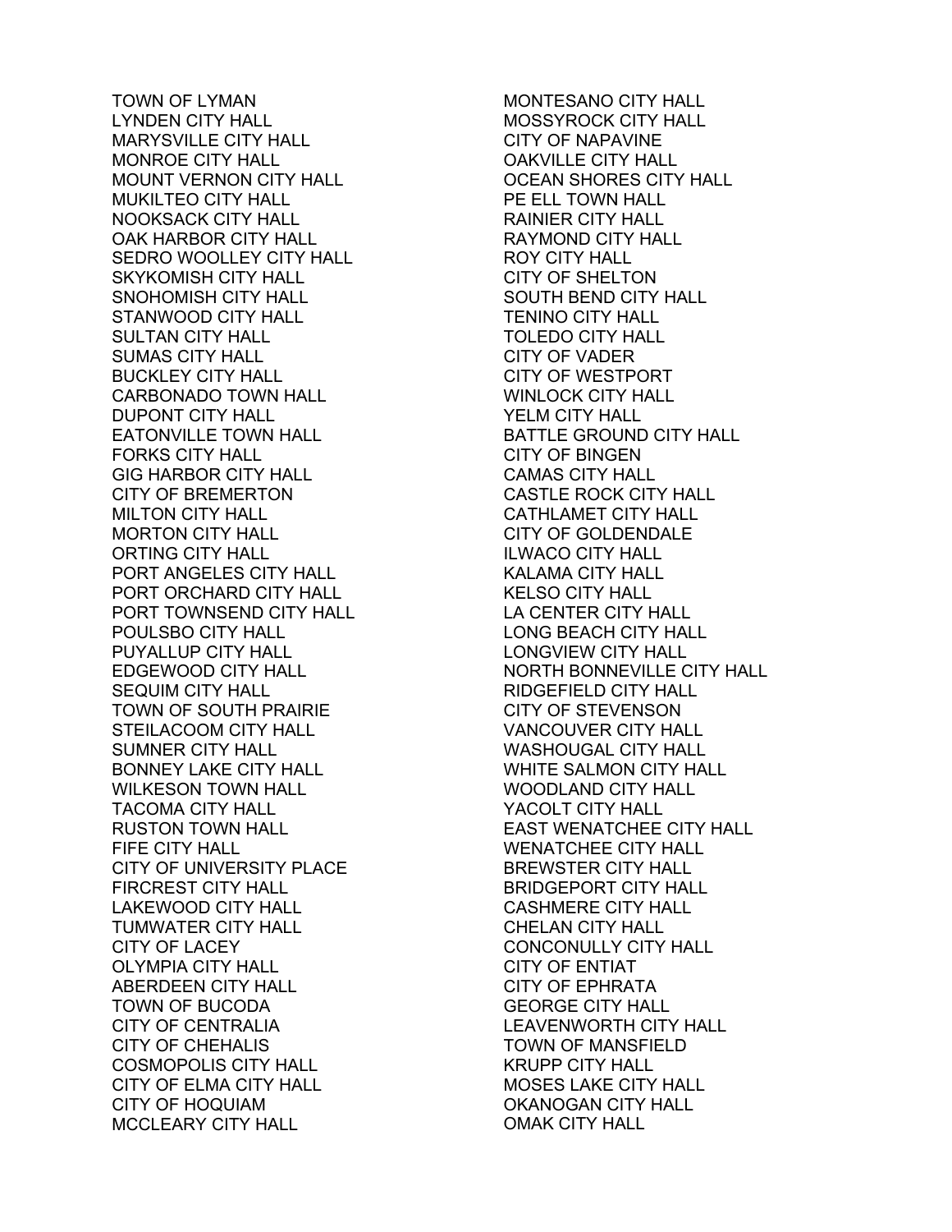TOWN OF LYMAN
LYNDEN CITY HALL
MARYSVILLE CITY HALL
MONROE CITY HALL
MOUNT VERNON CITY HALL
MUKILTEO CITY HALL
NOOKSACK CITY HALL
OAK HARBOR CITY HALL
SEDRO WOOLLEY CITY HALL
SKYKOMISH CITY HALL
SNOHOMISH CITY HALL
STANWOOD CITY HALL
SULTAN CITY HALL
SUMAS CITY HALL
BUCKLEY CITY HALL
CARBONADO TOWN HALL
DUPONT CITY HALL
EATONVILLE TOWN HALL
FORKS CITY HALL
GIG HARBOR CITY HALL
CITY OF BREMERTON
MILTON CITY HALL
MORTON CITY HALL
ORTING CITY HALL
PORT ANGELES CITY HALL
PORT ORCHARD CITY HALL
PORT TOWNSEND CITY HALL
POULSBO CITY HALL
PUYALLUP CITY HALL
EDGEWOOD CITY HALL
SEQUIM CITY HALL
TOWN OF SOUTH PRAIRIE
STEILACOOM CITY HALL
SUMNER CITY HALL
BONNEY LAKE CITY HALL
WILKESON TOWN HALL
TACOMA CITY HALL
RUSTON TOWN HALL
FIFE CITY HALL
CITY OF UNIVERSITY PLACE
FIRCREST CITY HALL
LAKEWOOD CITY HALL
TUMWATER CITY HALL
CITY OF LACEY
OLYMPIA CITY HALL
ABERDEEN CITY HALL
TOWN OF BUCODA
CITY OF CENTRALIA
CITY OF CHEHALIS
COSMOPOLIS CITY HALL
CITY OF ELMA CITY HALL
CITY OF HOQUIAM
MCCLEARY CITY HALL
MONTESANO CITY HALL
MOSSYROCK CITY HALL
CITY OF NAPAVINE
OAKVILLE CITY HALL
OCEAN SHORES CITY HALL
PE ELL TOWN HALL
RAINIER CITY HALL
RAYMOND CITY HALL
ROY CITY HALL
CITY OF SHELTON
SOUTH BEND CITY HALL
TENINO CITY HALL
TOLEDO CITY HALL
CITY OF VADER
CITY OF WESTPORT
WINLOCK CITY HALL
YELM CITY HALL
BATTLE GROUND CITY HALL
CITY OF BINGEN
CAMAS CITY HALL
CASTLE ROCK CITY HALL
CATHLAMET CITY HALL
CITY OF GOLDENDALE
ILWACO CITY HALL
KALAMA CITY HALL
KELSO CITY HALL
LA CENTER CITY HALL
LONG BEACH CITY HALL
LONGVIEW CITY HALL
NORTH BONNEVILLE CITY HALL
RIDGEFIELD CITY HALL
CITY OF STEVENSON
VANCOUVER CITY HALL
WASHOUGAL CITY HALL
WHITE SALMON CITY HALL
WOODLAND CITY HALL
YACOLT CITY HALL
EAST WENATCHEE CITY HALL
WENATCHEE CITY HALL
BREWSTER CITY HALL
BRIDGEPORT CITY HALL
CASHMERE CITY HALL
CHELAN CITY HALL
CONCONULLY CITY HALL
CITY OF ENTIAT
CITY OF EPHRATA
GEORGE CITY HALL
LEAVENWORTH CITY HALL
TOWN OF MANSFIELD
KRUPP CITY HALL
MOSES LAKE CITY HALL
OKANOGAN CITY HALL
OMAK CITY HALL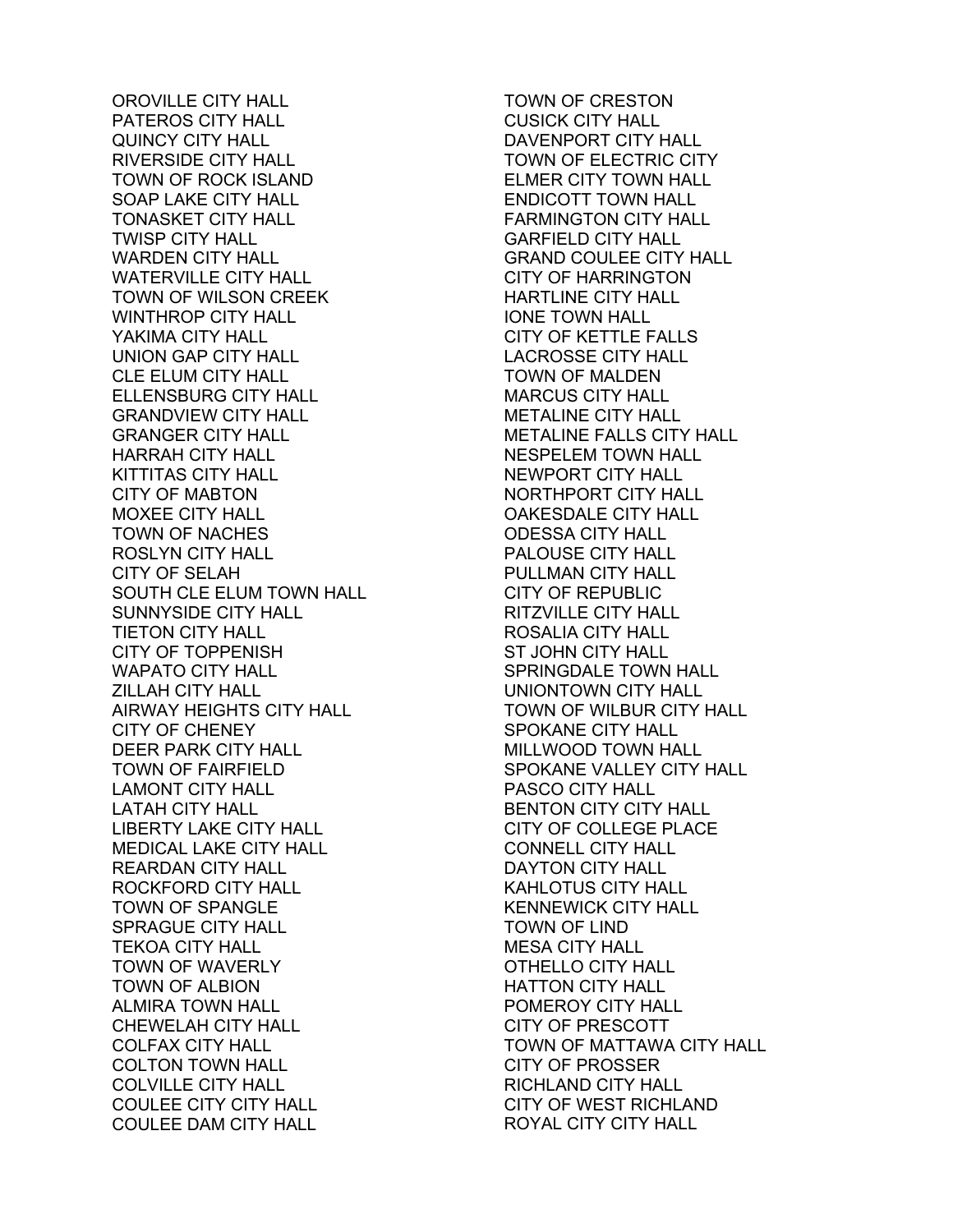OROVILLE CITY HALL
PATEROS CITY HALL
QUINCY CITY HALL
RIVERSIDE CITY HALL
TOWN OF ROCK ISLAND
SOAP LAKE CITY HALL
TONASKET CITY HALL
TWISP CITY HALL
WARDEN CITY HALL
WATERVILLE CITY HALL
TOWN OF WILSON CREEK
WINTHROP CITY HALL
YAKIMA CITY HALL
UNION GAP CITY HALL
CLE ELUM CITY HALL
ELLENSBURG CITY HALL
GRANDVIEW CITY HALL
GRANGER CITY HALL
HARRAH CITY HALL
KITTITAS CITY HALL
CITY OF MABTON
MOXEE CITY HALL
TOWN OF NACHES
ROSLYN CITY HALL
CITY OF SELAH
SOUTH CLE ELUM TOWN HALL
SUNNYSIDE CITY HALL
TIETON CITY HALL
CITY OF TOPPENISH
WAPATO CITY HALL
ZILLAH CITY HALL
AIRWAY HEIGHTS CITY HALL
CITY OF CHENEY
DEER PARK CITY HALL
TOWN OF FAIRFIELD
LAMONT CITY HALL
LATAH CITY HALL
LIBERTY LAKE CITY HALL
MEDICAL LAKE CITY HALL
REARDAN CITY HALL
ROCKFORD CITY HALL
TOWN OF SPANGLE
SPRAGUE CITY HALL
TEKOA CITY HALL
TOWN OF WAVERLY
TOWN OF ALBION
ALMIRA TOWN HALL
CHEWELAH CITY HALL
COLFAX CITY HALL
COLTON TOWN HALL
COLVILLE CITY HALL
COULEE CITY CITY HALL
COULEE DAM CITY HALL
TOWN OF CRESTON
CUSICK CITY HALL
DAVENPORT CITY HALL
TOWN OF ELECTRIC CITY
ELMER CITY TOWN HALL
ENDICOTT TOWN HALL
FARMINGTON CITY HALL
GARFIELD CITY HALL
GRAND COULEE CITY HALL
CITY OF HARRINGTON
HARTLINE CITY HALL
IONE TOWN HALL
CITY OF KETTLE FALLS
LACROSSE CITY HALL
TOWN OF MALDEN
MARCUS CITY HALL
METALINE CITY HALL
METALINE FALLS CITY HALL
NESPELEM TOWN HALL
NEWPORT CITY HALL
NORTHPORT CITY HALL
OAKESDALE CITY HALL
ODESSA CITY HALL
PALOUSE CITY HALL
PULLMAN CITY HALL
CITY OF REPUBLIC
RITZVILLE CITY HALL
ROSALIA CITY HALL
ST JOHN CITY HALL
SPRINGDALE TOWN HALL
UNIONTOWN CITY HALL
TOWN OF WILBUR CITY HALL
SPOKANE CITY HALL
MILLWOOD TOWN HALL
SPOKANE VALLEY CITY HALL
PASCO CITY HALL
BENTON CITY CITY HALL
CITY OF COLLEGE PLACE
CONNELL CITY HALL
DAYTON CITY HALL
KAHLOTUS CITY HALL
KENNEWICK CITY HALL
TOWN OF LIND
MESA CITY HALL
OTHELLO CITY HALL
HATTON CITY HALL
POMEROY CITY HALL
CITY OF PRESCOTT
TOWN OF MATTAWA CITY HALL
CITY OF PROSSER
RICHLAND CITY HALL
CITY OF WEST RICHLAND
ROYAL CITY CITY HALL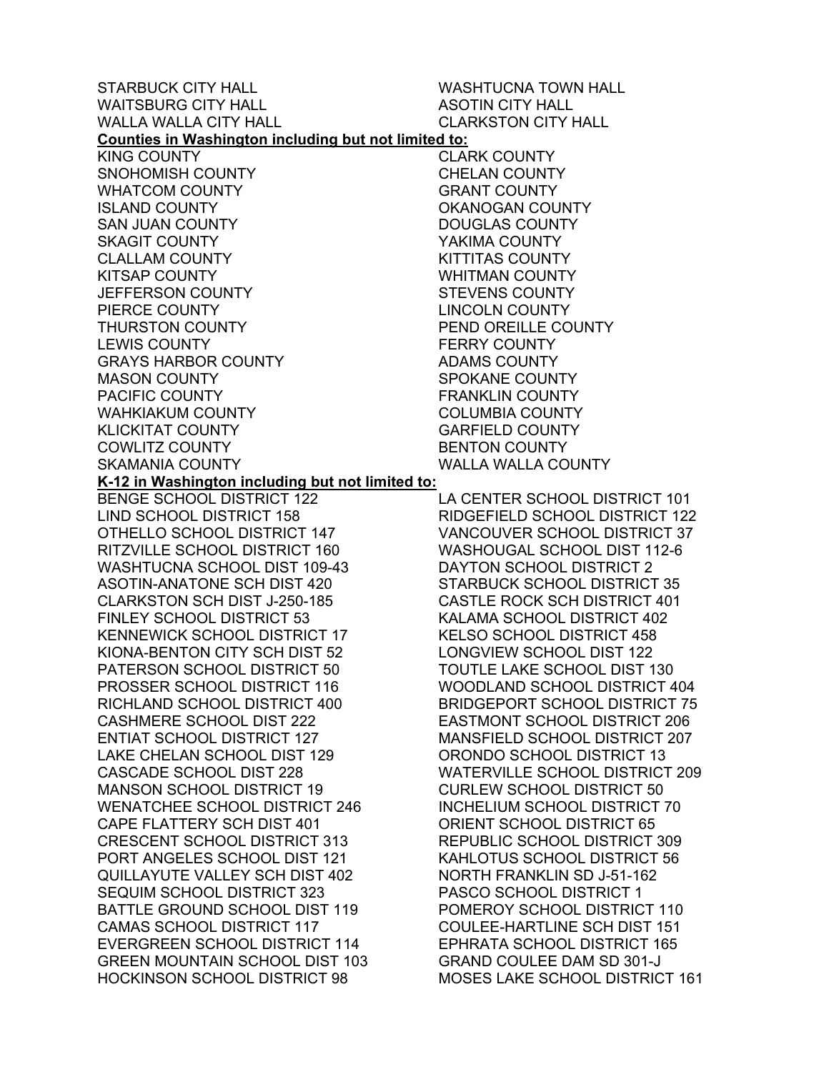STARBUCK CITY HALL
WAITSBURG CITY HALL
WALLA WALLA CITY HALL
WASHTUCNA TOWN HALL
ASOTIN CITY HALL
CLARKSTON CITY HALL

**Counties in Washington including but not limited to:**

KING COUNTY
SNOHOMISH COUNTY
WHATCOM COUNTY
ISLAND COUNTY
SAN JUAN COUNTY
SKAGIT COUNTY
CLALLAM COUNTY
KITSAP COUNTY
JEFFERSON COUNTY
PIERCE COUNTY
THURSTON COUNTY
LEWIS COUNTY
GRAYS HARBOR COUNTY
MASON COUNTY
PACIFIC COUNTY
WAHKIAKUM COUNTY
KLICKITAT COUNTY
COWLITZ COUNTY
SKAMANIA COUNTY
CLARK COUNTY
CHELAN COUNTY
GRANT COUNTY
OKANOGAN COUNTY
DOUGLAS COUNTY
YAKIMA COUNTY
KITTITAS COUNTY
WHITMAN COUNTY
STEVENS COUNTY
LINCOLN COUNTY
PEND OREILLE COUNTY
FERRY COUNTY
ADAMS COUNTY
SPOKANE COUNTY
FRANKLIN COUNTY
COLUMBIA COUNTY
GARFIELD COUNTY
BENTON COUNTY
WALLA WALLA COUNTY

**K-12 in Washington including but not limited to:**

BENGE SCHOOL DISTRICT 122
LIND SCHOOL DISTRICT 158
OTHELLO SCHOOL DISTRICT 147
RITZVILLE SCHOOL DISTRICT 160
WASHTUCNA SCHOOL DIST 109-43
ASOTIN-ANATONE SCH DIST 420
CLARKSTON SCH DIST J-250-185
FINLEY SCHOOL DISTRICT 53
KENNEWICK SCHOOL DISTRICT 17
KIONA-BENTON CITY SCH DIST 52
PATERSON SCHOOL DISTRICT 50
PROSSER SCHOOL DISTRICT 116
RICHLAND SCHOOL DISTRICT 400
CASHMERE SCHOOL DIST 222
ENTIAT SCHOOL DISTRICT 127
LAKE CHELAN SCHOOL DIST 129
CASCADE SCHOOL DIST 228
MANSON SCHOOL DISTRICT 19
WENATCHEE SCHOOL DISTRICT 246
CAPE FLATTERY SCH DIST 401
CRESCENT SCHOOL DISTRICT 313
PORT ANGELES SCHOOL DIST 121
QUILLAYUTE VALLEY SCH DIST 402
SEQUIM SCHOOL DISTRICT 323
BATTLE GROUND SCHOOL DIST 119
CAMAS SCHOOL DISTRICT 117
EVERGREEN SCHOOL DISTRICT 114
GREEN MOUNTAIN SCHOOL DIST 103
HOCKINSON SCHOOL DISTRICT 98
LA CENTER SCHOOL DISTRICT 101
RIDGEFIELD SCHOOL DISTRICT 122
VANCOUVER SCHOOL DISTRICT 37
WASHOUGAL SCHOOL DIST 112-6
DAYTON SCHOOL DISTRICT 2
STARBUCK SCHOOL DISTRICT 35
CASTLE ROCK SCH DISTRICT 401
KALAMA SCHOOL DISTRICT 402
KELSO SCHOOL DISTRICT 458
LONGVIEW SCHOOL DIST 122
TOUTLE LAKE SCHOOL DIST 130
WOODLAND SCHOOL DISTRICT 404
BRIDGEPORT SCHOOL DISTRICT 75
EASTMONT SCHOOL DISTRICT 206
MANSFIELD SCHOOL DISTRICT 207
ORONDO SCHOOL DISTRICT 13
WATERVILLE SCHOOL DISTRICT 209
CURLEW SCHOOL DISTRICT 50
INCHELIUM SCHOOL DISTRICT 70
ORIENT SCHOOL DISTRICT 65
REPUBLIC SCHOOL DISTRICT 309
KAHLOTUS SCHOOL DISTRICT 56
NORTH FRANKLIN SD J-51-162
PASCO SCHOOL DISTRICT 1
POMEROY SCHOOL DISTRICT 110
COULEE-HARTLINE SCH DIST 151
EPHRATA SCHOOL DISTRICT 165
GRAND COULEE DAM SD 301-J
MOSES LAKE SCHOOL DISTRICT 161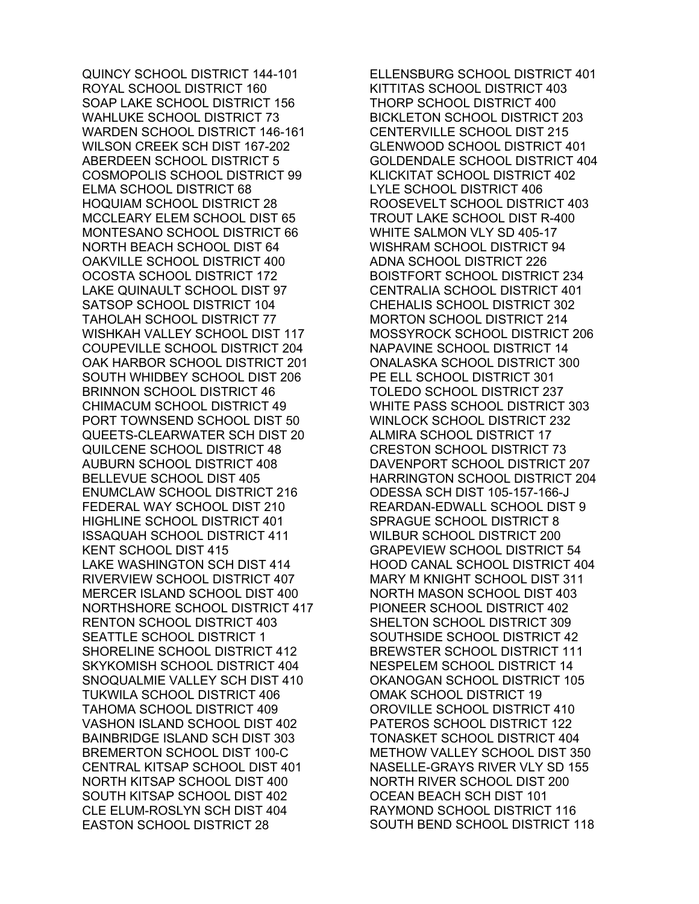QUINCY SCHOOL DISTRICT 144-101
ROYAL SCHOOL DISTRICT 160
SOAP LAKE SCHOOL DISTRICT 156
WAHLUKE SCHOOL DISTRICT 73
WARDEN SCHOOL DISTRICT 146-161
WILSON CREEK SCH DIST 167-202
ABERDEEN SCHOOL DISTRICT 5
COSMOPOLIS SCHOOL DISTRICT 99
ELMA SCHOOL DISTRICT 68
HOQUIAM SCHOOL DISTRICT 28
MCCLEARY ELEM SCHOOL DIST 65
MONTESANO SCHOOL DISTRICT 66
NORTH BEACH SCHOOL DIST 64
OAKVILLE SCHOOL DISTRICT 400
OCOSTA SCHOOL DISTRICT 172
LAKE QUINAULT SCHOOL DIST 97
SATSOP SCHOOL DISTRICT 104
TAHOLAH SCHOOL DISTRICT 77
WISHKAH VALLEY SCHOOL DIST 117
COUPEVILLE SCHOOL DISTRICT 204
OAK HARBOR SCHOOL DISTRICT 201
SOUTH WHIDBEY SCHOOL DIST 206
BRINNON SCHOOL DISTRICT 46
CHIMACUM SCHOOL DISTRICT 49
PORT TOWNSEND SCHOOL DIST 50
QUEETS-CLEARWATER SCH DIST 20
QUILCENE SCHOOL DISTRICT 48
AUBURN SCHOOL DISTRICT 408
BELLEVUE SCHOOL DIST 405
ENUMCLAW SCHOOL DISTRICT 216
FEDERAL WAY SCHOOL DIST 210
HIGHLINE SCHOOL DISTRICT 401
ISSAQUAH SCHOOL DISTRICT 411
KENT SCHOOL DIST 415
LAKE WASHINGTON SCH DIST 414
RIVERVIEW SCHOOL DISTRICT 407
MERCER ISLAND SCHOOL DIST 400
NORTHSHORE SCHOOL DISTRICT 417
RENTON SCHOOL DISTRICT 403
SEATTLE SCHOOL DISTRICT 1
SHORELINE SCHOOL DISTRICT 412
SKYKOMISH SCHOOL DISTRICT 404
SNOQUALMIE VALLEY SCH DIST 410
TUKWILA SCHOOL DISTRICT 406
TAHOMA SCHOOL DISTRICT 409
VASHON ISLAND SCHOOL DIST 402
BAINBRIDGE ISLAND SCH DIST 303
BREMERTON SCHOOL DIST 100-C
CENTRAL KITSAP SCHOOL DIST 401
NORTH KITSAP SCHOOL DIST 400
SOUTH KITSAP SCHOOL DIST 402
CLE ELUM-ROSLYN SCH DIST 404
EASTON SCHOOL DISTRICT 28
ELLENSBURG SCHOOL DISTRICT 401
KITTITAS SCHOOL DISTRICT 403
THORP SCHOOL DISTRICT 400
BICKLETON SCHOOL DISTRICT 203
CENTERVILLE SCHOOL DIST 215
GLENWOOD SCHOOL DISTRICT 401
GOLDENDALE SCHOOL DISTRICT 404
KLICKITAT SCHOOL DISTRICT 402
LYLE SCHOOL DISTRICT 406
ROOSEVELT SCHOOL DISTRICT 403
TROUT LAKE SCHOOL DIST R-400
WHITE SALMON VLY SD 405-17
WISHRAM SCHOOL DISTRICT 94
ADNA SCHOOL DISTRICT 226
BOISTFORT SCHOOL DISTRICT 234
CENTRALIA SCHOOL DISTRICT 401
CHEHALIS SCHOOL DISTRICT 302
MORTON SCHOOL DISTRICT 214
MOSSYROCK SCHOOL DISTRICT 206
NAPAVINE SCHOOL DISTRICT 14
ONALASKA SCHOOL DISTRICT 300
PE ELL SCHOOL DISTRICT 301
TOLEDO SCHOOL DISTRICT 237
WHITE PASS SCHOOL DISTRICT 303
WINLOCK SCHOOL DISTRICT 232
ALMIRA SCHOOL DISTRICT 17
CRESTON SCHOOL DISTRICT 73
DAVENPORT SCHOOL DISTRICT 207
HARRINGTON SCHOOL DISTRICT 204
ODESSA SCH DIST 105-157-166-J
REARDAN-EDWALL SCHOOL DIST 9
SPRAGUE SCHOOL DISTRICT 8
WILBUR SCHOOL DISTRICT 200
GRAPEVIEW SCHOOL DISTRICT 54
HOOD CANAL SCHOOL DISTRICT 404
MARY M KNIGHT SCHOOL DIST 311
NORTH MASON SCHOOL DIST 403
PIONEER SCHOOL DISTRICT 402
SHELTON SCHOOL DISTRICT 309
SOUTHSIDE SCHOOL DISTRICT 42
BREWSTER SCHOOL DISTRICT 111
NESPELEM SCHOOL DISTRICT 14
OKANOGAN SCHOOL DISTRICT 105
OMAK SCHOOL DISTRICT 19
OROVILLE SCHOOL DISTRICT 410
PATEROS SCHOOL DISTRICT 122
TONASKET SCHOOL DISTRICT 404
METHOW VALLEY SCHOOL DIST 350
NASELLE-GRAYS RIVER VLY SD 155
NORTH RIVER SCHOOL DIST 200
OCEAN BEACH SCH DIST 101
RAYMOND SCHOOL DISTRICT 116
SOUTH BEND SCHOOL DISTRICT 118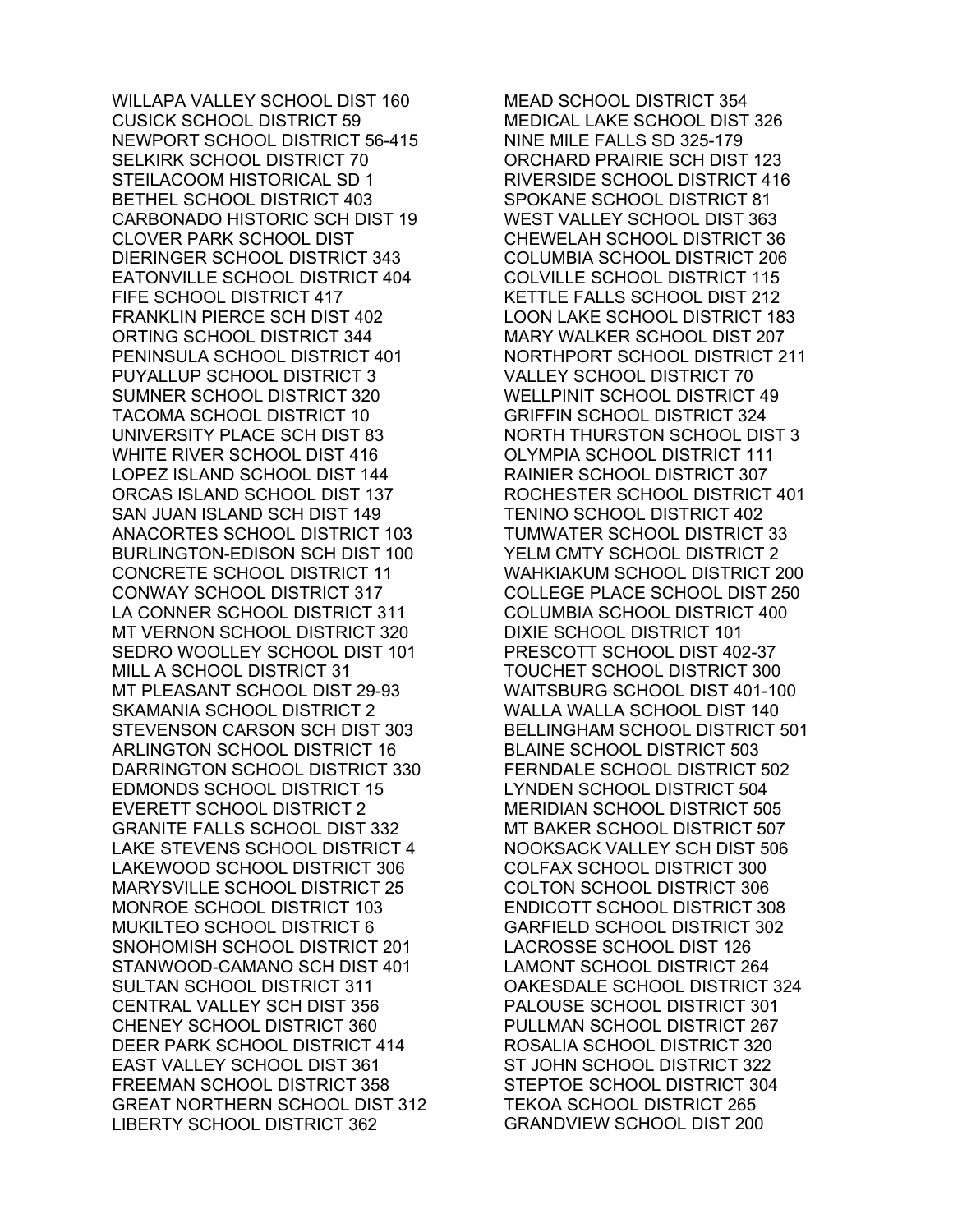WILLAPA VALLEY SCHOOL DIST 160
CUSICK SCHOOL DISTRICT 59
NEWPORT SCHOOL DISTRICT 56-415
SELKIRK SCHOOL DISTRICT 70
STEILACOOM HISTORICAL SD 1
BETHEL SCHOOL DISTRICT 403
CARBONADO HISTORIC SCH DIST 19
CLOVER PARK SCHOOL DIST
DIERINGER SCHOOL DISTRICT 343
EATONVILLE SCHOOL DISTRICT 404
FIFE SCHOOL DISTRICT 417
FRANKLIN PIERCE SCH DIST 402
ORTING SCHOOL DISTRICT 344
PENINSULA SCHOOL DISTRICT 401
PUYALLUP SCHOOL DISTRICT 3
SUMNER SCHOOL DISTRICT 320
TACOMA SCHOOL DISTRICT 10
UNIVERSITY PLACE SCH DIST 83
WHITE RIVER SCHOOL DIST 416
LOPEZ ISLAND SCHOOL DIST 144
ORCAS ISLAND SCHOOL DIST 137
SAN JUAN ISLAND SCH DIST 149
ANACORTES SCHOOL DISTRICT 103
BURLINGTON-EDISON SCH DIST 100
CONCRETE SCHOOL DISTRICT 11
CONWAY SCHOOL DISTRICT 317
LA CONNER SCHOOL DISTRICT 311
MT VERNON SCHOOL DISTRICT 320
SEDRO WOOLLEY SCHOOL DIST 101
MILL A SCHOOL DISTRICT 31
MT PLEASANT SCHOOL DIST 29-93
SKAMANIA SCHOOL DISTRICT 2
STEVENSON CARSON SCH DIST 303
ARLINGTON SCHOOL DISTRICT 16
DARRINGTON SCHOOL DISTRICT 330
EDMONDS SCHOOL DISTRICT 15
EVERETT SCHOOL DISTRICT 2
GRANITE FALLS SCHOOL DIST 332
LAKE STEVENS SCHOOL DISTRICT 4
LAKEWOOD SCHOOL DISTRICT 306
MARYSVILLE SCHOOL DISTRICT 25
MONROE SCHOOL DISTRICT 103
MUKILTEO SCHOOL DISTRICT 6
SNOHOMISH SCHOOL DISTRICT 201
STANWOOD-CAMANO SCH DIST 401
SULTAN SCHOOL DISTRICT 311
CENTRAL VALLEY SCH DIST 356
CHENEY SCHOOL DISTRICT 360
DEER PARK SCHOOL DISTRICT 414
EAST VALLEY SCHOOL DIST 361
FREEMAN SCHOOL DISTRICT 358
GREAT NORTHERN SCHOOL DIST 312
LIBERTY SCHOOL DISTRICT 362
MEAD SCHOOL DISTRICT 354
MEDICAL LAKE SCHOOL DIST 326
NINE MILE FALLS SD 325-179
ORCHARD PRAIRIE SCH DIST 123
RIVERSIDE SCHOOL DISTRICT 416
SPOKANE SCHOOL DISTRICT 81
WEST VALLEY SCHOOL DIST 363
CHEWELAH SCHOOL DISTRICT 36
COLUMBIA SCHOOL DISTRICT 206
COLVILLE SCHOOL DISTRICT 115
KETTLE FALLS SCHOOL DIST 212
LOON LAKE SCHOOL DISTRICT 183
MARY WALKER SCHOOL DIST 207
NORTHPORT SCHOOL DISTRICT 211
VALLEY SCHOOL DISTRICT 70
WELLPINIT SCHOOL DISTRICT 49
GRIFFIN SCHOOL DISTRICT 324
NORTH THURSTON SCHOOL DIST 3
OLYMPIA SCHOOL DISTRICT 111
RAINIER SCHOOL DISTRICT 307
ROCHESTER SCHOOL DISTRICT 401
TENINO SCHOOL DISTRICT 402
TUMWATER SCHOOL DISTRICT 33
YELM CMTY SCHOOL DISTRICT 2
WAHKIAKUM SCHOOL DISTRICT 200
COLLEGE PLACE SCHOOL DIST 250
COLUMBIA SCHOOL DISTRICT 400
DIXIE SCHOOL DISTRICT 101
PRESCOTT SCHOOL DIST 402-37
TOUCHET SCHOOL DISTRICT 300
WAITSBURG SCHOOL DIST 401-100
WALLA WALLA SCHOOL DIST 140
BELLINGHAM SCHOOL DISTRICT 501
BLAINE SCHOOL DISTRICT 503
FERNDALE SCHOOL DISTRICT 502
LYNDEN SCHOOL DISTRICT 504
MERIDIAN SCHOOL DISTRICT 505
MT BAKER SCHOOL DISTRICT 507
NOOKSACK VALLEY SCH DIST 506
COLFAX SCHOOL DISTRICT 300
COLTON SCHOOL DISTRICT 306
ENDICOTT SCHOOL DISTRICT 308
GARFIELD SCHOOL DISTRICT 302
LACROSSE SCHOOL DIST 126
LAMONT SCHOOL DISTRICT 264
OAKESDALE SCHOOL DISTRICT 324
PALOUSE SCHOOL DISTRICT 301
PULLMAN SCHOOL DISTRICT 267
ROSALIA SCHOOL DISTRICT 320
ST JOHN SCHOOL DISTRICT 322
STEPTOE SCHOOL DISTRICT 304
TEKOA SCHOOL DISTRICT 265
GRANDVIEW SCHOOL DIST 200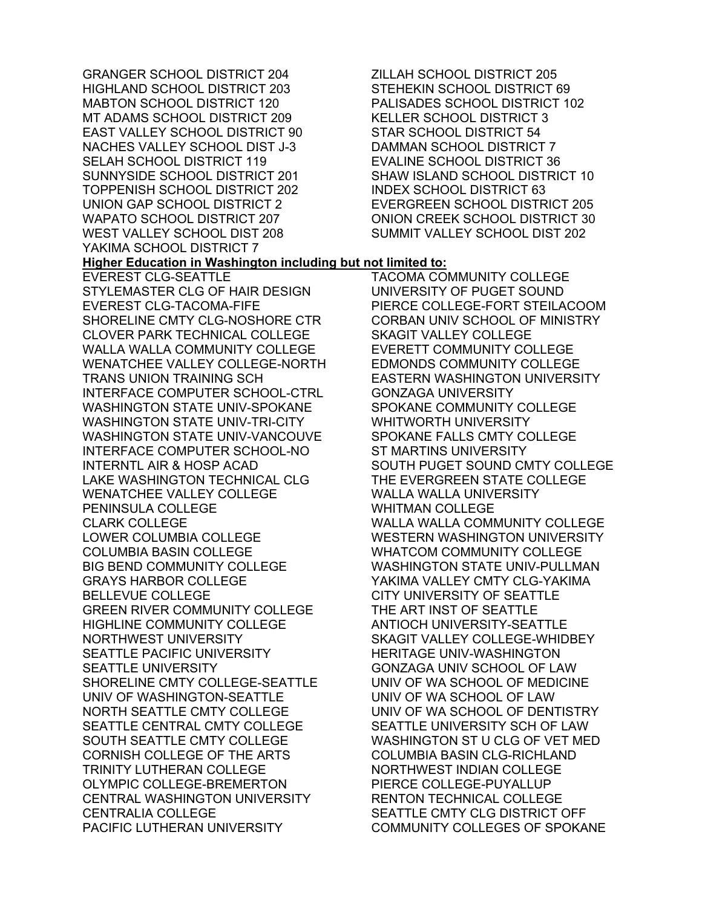GRANGER SCHOOL DISTRICT 204
HIGHLAND SCHOOL DISTRICT 203
MABTON SCHOOL DISTRICT 120
MT ADAMS SCHOOL DISTRICT 209
EAST VALLEY SCHOOL DISTRICT 90
NACHES VALLEY SCHOOL DIST J-3
SELAH SCHOOL DISTRICT 119
SUNNYSIDE SCHOOL DISTRICT 201
TOPPENISH SCHOOL DISTRICT 202
UNION GAP SCHOOL DISTRICT 2
WAPATO SCHOOL DISTRICT 207
WEST VALLEY SCHOOL DIST 208
YAKIMA SCHOOL DISTRICT 7
ZILLAH SCHOOL DISTRICT 205
STEHEKIN SCHOOL DISTRICT 69
PALISADES SCHOOL DISTRICT 102
KELLER SCHOOL DISTRICT 3
STAR SCHOOL DISTRICT 54
DAMMAN SCHOOL DISTRICT 7
EVALINE SCHOOL DISTRICT 36
SHAW ISLAND SCHOOL DISTRICT 10
INDEX SCHOOL DISTRICT 63
EVERGREEN SCHOOL DISTRICT 205
ONION CREEK SCHOOL DISTRICT 30
SUMMIT VALLEY SCHOOL DIST 202

**Higher Education in Washington including but not limited to:**

EVEREST CLG-SEATTLE
STYLEMASTER CLG OF HAIR DESIGN
EVEREST CLG-TACOMA-FIFE
SHORELINE CMTY CLG-NOSHORE CTR
CLOVER PARK TECHNICAL COLLEGE
WALLA WALLA COMMUNITY COLLEGE
WENATCHEE VALLEY COLLEGE-NORTH
TRANS UNION TRAINING SCH
INTERFACE COMPUTER SCHOOL-CTRL
WASHINGTON STATE UNIV-SPOKANE
WASHINGTON STATE UNIV-TRI-CITY
WASHINGTON STATE UNIV-VANCOUVE
INTERFACE COMPUTER SCHOOL-NO
INTERNTL AIR & HOSP ACAD
LAKE WASHINGTON TECHNICAL CLG
WENATCHEE VALLEY COLLEGE
PENINSULA COLLEGE
CLARK COLLEGE
LOWER COLUMBIA COLLEGE
COLUMBIA BASIN COLLEGE
BIG BEND COMMUNITY COLLEGE
GRAYS HARBOR COLLEGE
BELLEVUE COLLEGE
GREEN RIVER COMMUNITY COLLEGE
HIGHLINE COMMUNITY COLLEGE
NORTHWEST UNIVERSITY
SEATTLE PACIFIC UNIVERSITY
SEATTLE UNIVERSITY
SHORELINE CMTY COLLEGE-SEATTLE
UNIV OF WASHINGTON-SEATTLE
NORTH SEATTLE CMTY COLLEGE
SEATTLE CENTRAL CMTY COLLEGE
SOUTH SEATTLE CMTY COLLEGE
CORNISH COLLEGE OF THE ARTS
TRINITY LUTHERAN COLLEGE
OLYMPIC COLLEGE-BREMERTON
CENTRAL WASHINGTON UNIVERSITY
CENTRALIA COLLEGE
PACIFIC LUTHERAN UNIVERSITY
TACOMA COMMUNITY COLLEGE
UNIVERSITY OF PUGET SOUND
PIERCE COLLEGE-FORT STEILACOOM
CORBAN UNIV SCHOOL OF MINISTRY
SKAGIT VALLEY COLLEGE
EVERETT COMMUNITY COLLEGE
EDMONDS COMMUNITY COLLEGE
EASTERN WASHINGTON UNIVERSITY
GONZAGA UNIVERSITY
SPOKANE COMMUNITY COLLEGE
WHITWORTH UNIVERSITY
SPOKANE FALLS CMTY COLLEGE
ST MARTINS UNIVERSITY
SOUTH PUGET SOUND CMTY COLLEGE
THE EVERGREEN STATE COLLEGE
WALLA WALLA UNIVERSITY
WHITMAN COLLEGE
WALLA WALLA COMMUNITY COLLEGE
WESTERN WASHINGTON UNIVERSITY
WHATCOM COMMUNITY COLLEGE
WASHINGTON STATE UNIV-PULLMAN
YAKIMA VALLEY CMTY CLG-YAKIMA
CITY UNIVERSITY OF SEATTLE
THE ART INST OF SEATTLE
ANTIOCH UNIVERSITY-SEATTLE
SKAGIT VALLEY COLLEGE-WHIDBEY
HERITAGE UNIV-WASHINGTON
GONZAGA UNIV SCHOOL OF LAW
UNIV OF WA SCHOOL OF MEDICINE
UNIV OF WA SCHOOL OF LAW
UNIV OF WA SCHOOL OF DENTISTRY
SEATTLE UNIVERSITY SCH OF LAW
WASHINGTON ST U CLG OF VET MED
COLUMBIA BASIN CLG-RICHLAND
NORTHWEST INDIAN COLLEGE
PIERCE COLLEGE-PUYALLUP
RENTON TECHNICAL COLLEGE
SEATTLE CMTY CLG DISTRICT OFF
COMMUNITY COLLEGES OF SPOKANE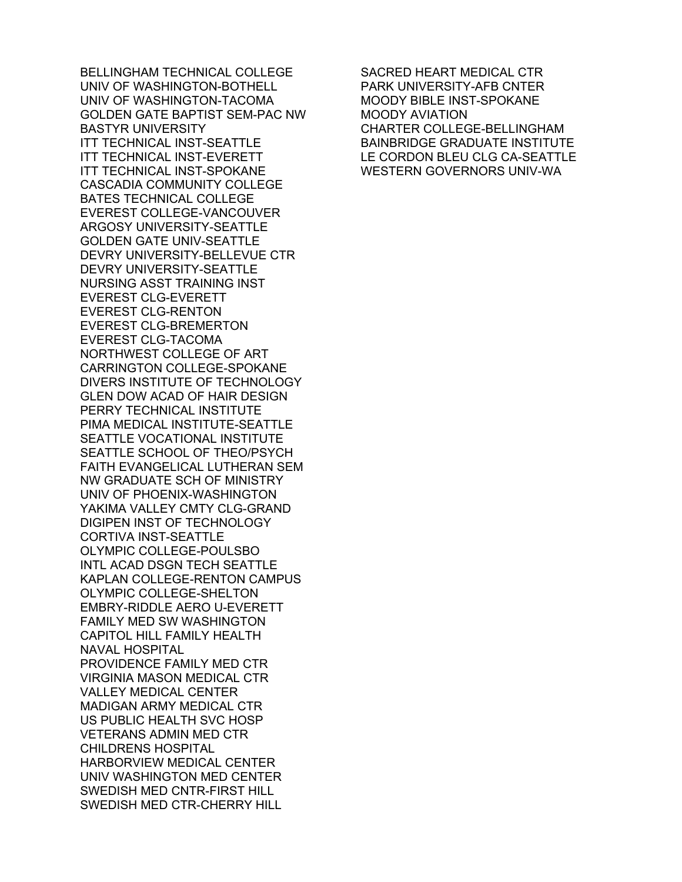BELLINGHAM TECHNICAL COLLEGE
UNIV OF WASHINGTON-BOTHELL
UNIV OF WASHINGTON-TACOMA
GOLDEN GATE BAPTIST SEM-PAC NW
BASTYR UNIVERSITY
ITT TECHNICAL INST-SEATTLE
ITT TECHNICAL INST-EVERETT
ITT TECHNICAL INST-SPOKANE
CASCADIA COMMUNITY COLLEGE
BATES TECHNICAL COLLEGE
EVEREST COLLEGE-VANCOUVER
ARGOSY UNIVERSITY-SEATTLE
GOLDEN GATE UNIV-SEATTLE
DEVRY UNIVERSITY-BELLEVUE CTR
DEVRY UNIVERSITY-SEATTLE
NURSING ASST TRAINING INST
EVEREST CLG-EVERETT
EVEREST CLG-RENTON
EVEREST CLG-BREMERTON
EVEREST CLG-TACOMA
NORTHWEST COLLEGE OF ART
CARRINGTON COLLEGE-SPOKANE
DIVERS INSTITUTE OF TECHNOLOGY
GLEN DOW ACAD OF HAIR DESIGN
PERRY TECHNICAL INSTITUTE
PIMA MEDICAL INSTITUTE-SEATTLE
SEATTLE VOCATIONAL INSTITUTE
SEATTLE SCHOOL OF THEO/PSYCH
FAITH EVANGELICAL LUTHERAN SEM
NW GRADUATE SCH OF MINISTRY
UNIV OF PHOENIX-WASHINGTON
YAKIMA VALLEY CMTY CLG-GRAND
DIGIPEN INST OF TECHNOLOGY
CORTIVA INST-SEATTLE
OLYMPIC COLLEGE-POULSBO
INTL ACAD DSGN TECH SEATTLE
KAPLAN COLLEGE-RENTON CAMPUS
OLYMPIC COLLEGE-SHELTON
EMBRY-RIDDLE AERO U-EVERETT
FAMILY MED SW WASHINGTON
CAPITOL HILL FAMILY HEALTH
NAVAL HOSPITAL
PROVIDENCE FAMILY MED CTR
VIRGINIA MASON MEDICAL CTR
VALLEY MEDICAL CENTER
MADIGAN ARMY MEDICAL CTR
US PUBLIC HEALTH SVC HOSP
VETERANS ADMIN MED CTR
CHILDRENS HOSPITAL
HARBORVIEW MEDICAL CENTER
UNIV WASHINGTON MED CENTER
SWEDISH MED CNTR-FIRST HILL
SWEDISH MED CTR-CHERRY HILL
SACRED HEART MEDICAL CTR
PARK UNIVERSITY-AFB CNTER
MOODY BIBLE INST-SPOKANE
MOODY AVIATION
CHARTER COLLEGE-BELLINGHAM
BAINBRIDGE GRADUATE INSTITUTE
LE CORDON BLEU CLG CA-SEATTLE
WESTERN GOVERNORS UNIV-WA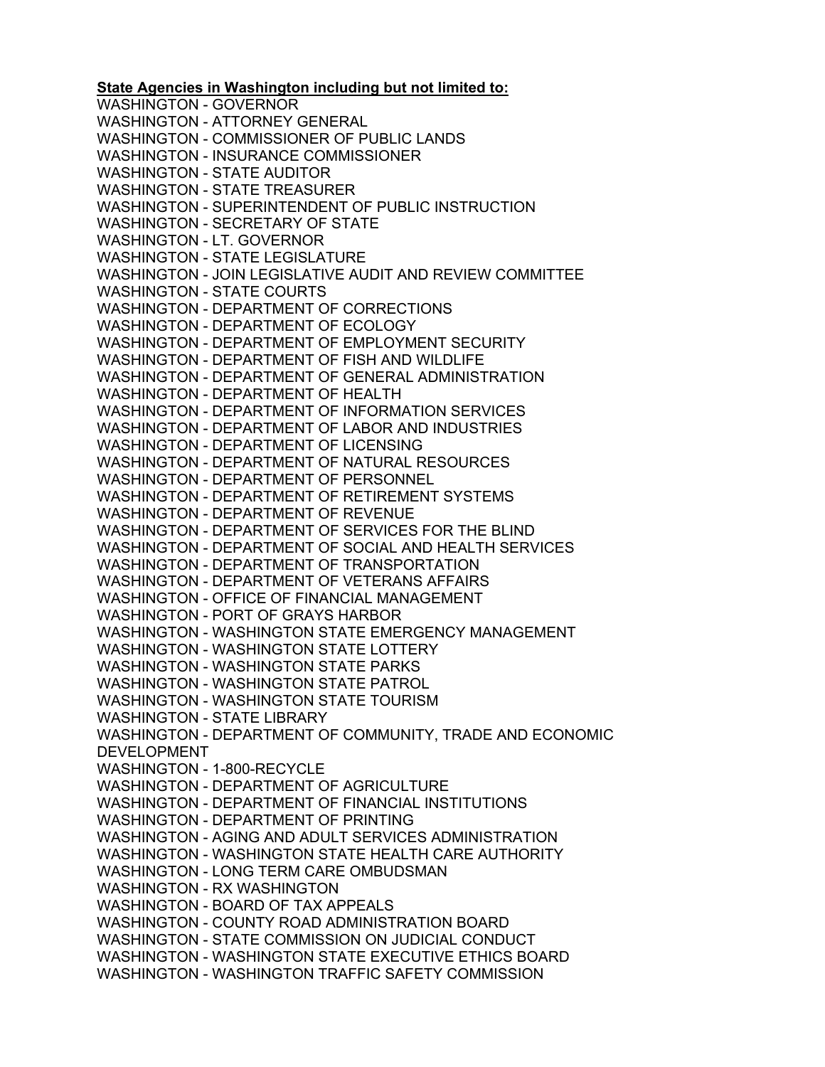**State Agencies in Washington including but not limited to:**

WASHINGTON - GOVERNOR
WASHINGTON - ATTORNEY GENERAL
WASHINGTON - COMMISSIONER OF PUBLIC LANDS
WASHINGTON - INSURANCE COMMISSIONER
WASHINGTON - STATE AUDITOR
WASHINGTON - STATE TREASURER
WASHINGTON - SUPERINTENDENT OF PUBLIC INSTRUCTION
WASHINGTON - SECRETARY OF STATE
WASHINGTON - LT. GOVERNOR
WASHINGTON - STATE LEGISLATURE
WASHINGTON - JOIN LEGISLATIVE AUDIT AND REVIEW COMMITTEE
WASHINGTON - STATE COURTS
WASHINGTON - DEPARTMENT OF CORRECTIONS
WASHINGTON - DEPARTMENT OF ECOLOGY
WASHINGTON - DEPARTMENT OF EMPLOYMENT SECURITY
WASHINGTON - DEPARTMENT OF FISH AND WILDLIFE
WASHINGTON - DEPARTMENT OF GENERAL ADMINISTRATION
WASHINGTON - DEPARTMENT OF HEALTH
WASHINGTON - DEPARTMENT OF INFORMATION SERVICES
WASHINGTON - DEPARTMENT OF LABOR AND INDUSTRIES
WASHINGTON - DEPARTMENT OF LICENSING
WASHINGTON - DEPARTMENT OF NATURAL RESOURCES
WASHINGTON - DEPARTMENT OF PERSONNEL
WASHINGTON - DEPARTMENT OF RETIREMENT SYSTEMS
WASHINGTON - DEPARTMENT OF REVENUE
WASHINGTON - DEPARTMENT OF SERVICES FOR THE BLIND
WASHINGTON - DEPARTMENT OF SOCIAL AND HEALTH SERVICES
WASHINGTON - DEPARTMENT OF TRANSPORTATION
WASHINGTON - DEPARTMENT OF VETERANS AFFAIRS
WASHINGTON - OFFICE OF FINANCIAL MANAGEMENT
WASHINGTON - PORT OF GRAYS HARBOR
WASHINGTON - WASHINGTON STATE EMERGENCY MANAGEMENT
WASHINGTON - WASHINGTON STATE LOTTERY
WASHINGTON - WASHINGTON STATE PARKS
WASHINGTON - WASHINGTON STATE PATROL
WASHINGTON - WASHINGTON STATE TOURISM
WASHINGTON - STATE LIBRARY
WASHINGTON - DEPARTMENT OF COMMUNITY, TRADE AND ECONOMIC DEVELOPMENT
WASHINGTON - 1-800-RECYCLE
WASHINGTON - DEPARTMENT OF AGRICULTURE
WASHINGTON - DEPARTMENT OF FINANCIAL INSTITUTIONS
WASHINGTON - DEPARTMENT OF PRINTING
WASHINGTON - AGING AND ADULT SERVICES ADMINISTRATION
WASHINGTON - WASHINGTON STATE HEALTH CARE AUTHORITY
WASHINGTON - LONG TERM CARE OMBUDSMAN
WASHINGTON - RX WASHINGTON
WASHINGTON - BOARD OF TAX APPEALS
WASHINGTON - COUNTY ROAD ADMINISTRATION BOARD
WASHINGTON - STATE COMMISSION ON JUDICIAL CONDUCT
WASHINGTON - WASHINGTON STATE EXECUTIVE ETHICS BOARD
WASHINGTON - WASHINGTON TRAFFIC SAFETY COMMISSION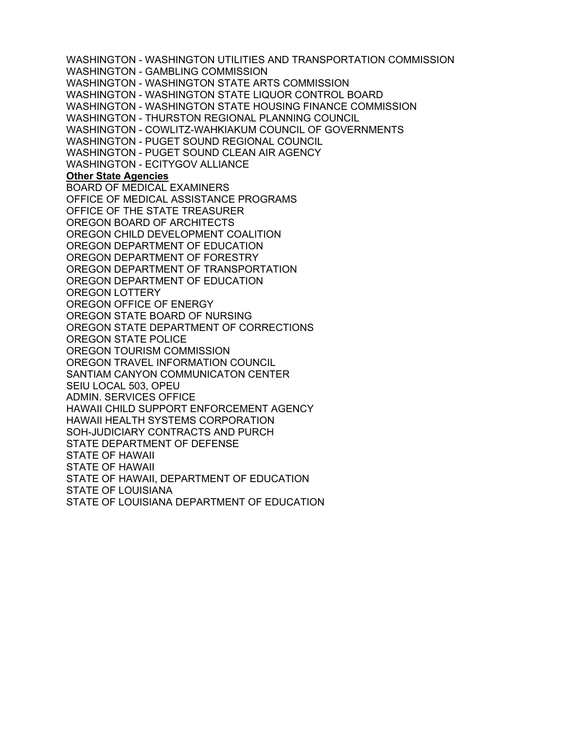WASHINGTON - WASHINGTON UTILITIES AND TRANSPORTATION COMMISSION
WASHINGTON - GAMBLING COMMISSION
WASHINGTON - WASHINGTON STATE ARTS COMMISSION
WASHINGTON - WASHINGTON STATE LIQUOR CONTROL BOARD
WASHINGTON - WASHINGTON STATE HOUSING FINANCE COMMISSION
WASHINGTON - THURSTON REGIONAL PLANNING COUNCIL
WASHINGTON - COWLITZ-WAHKIAKUM COUNCIL OF GOVERNMENTS
WASHINGTON - PUGET SOUND REGIONAL COUNCIL
WASHINGTON - PUGET SOUND CLEAN AIR AGENCY
WASHINGTON - ECITYGOV ALLIANCE

**Other State Agencies**

BOARD OF MEDICAL EXAMINERS
OFFICE OF MEDICAL ASSISTANCE PROGRAMS
OFFICE OF THE STATE TREASURER
OREGON BOARD OF ARCHITECTS
OREGON CHILD DEVELOPMENT COALITION
OREGON DEPARTMENT OF EDUCATION
OREGON DEPARTMENT OF FORESTRY
OREGON DEPARTMENT OF TRANSPORTATION
OREGON DEPARTMENT OF EDUCATION
OREGON LOTTERY
OREGON OFFICE OF ENERGY
OREGON STATE BOARD OF NURSING
OREGON STATE DEPARTMENT OF CORRECTIONS
OREGON STATE POLICE
OREGON TOURISM COMMISSION
OREGON TRAVEL INFORMATION COUNCIL
SANTIAM CANYON COMMUNICATON CENTER
SEIU LOCAL 503, OPEU
ADMIN. SERVICES OFFICE
HAWAII CHILD SUPPORT ENFORCEMENT AGENCY
HAWAII HEALTH SYSTEMS CORPORATION
SOH-JUDICIARY CONTRACTS AND PURCH
STATE DEPARTMENT OF DEFENSE
STATE OF HAWAII
STATE OF HAWAII
STATE OF HAWAII, DEPARTMENT OF EDUCATION
STATE OF LOUISIANA
STATE OF LOUISIANA DEPARTMENT OF EDUCATION